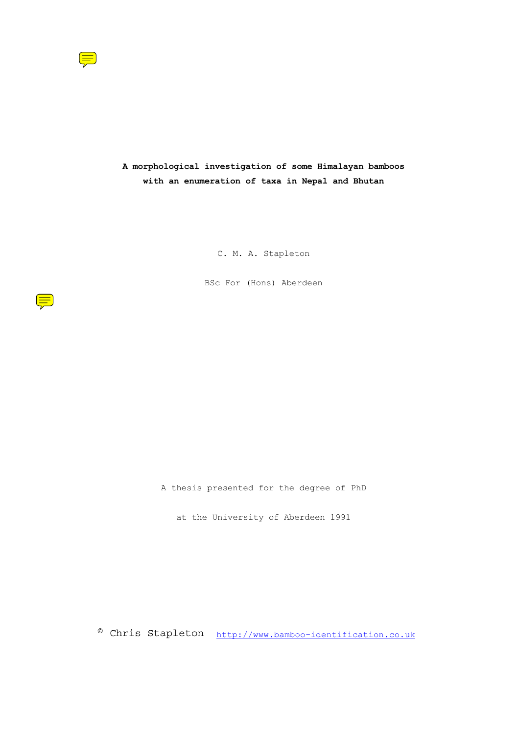# A morphological investigation of some Himalayan bamboos with an enumeration of taxa in Nepal and Bhutan

C. M. A. Stapleton

BSc For (Hons) Aberdeen

A thesis presented for the degree of PhD

at the University of Aberdeen 1991

© Chris Stapleton http://www.bamboo-identification.co.uk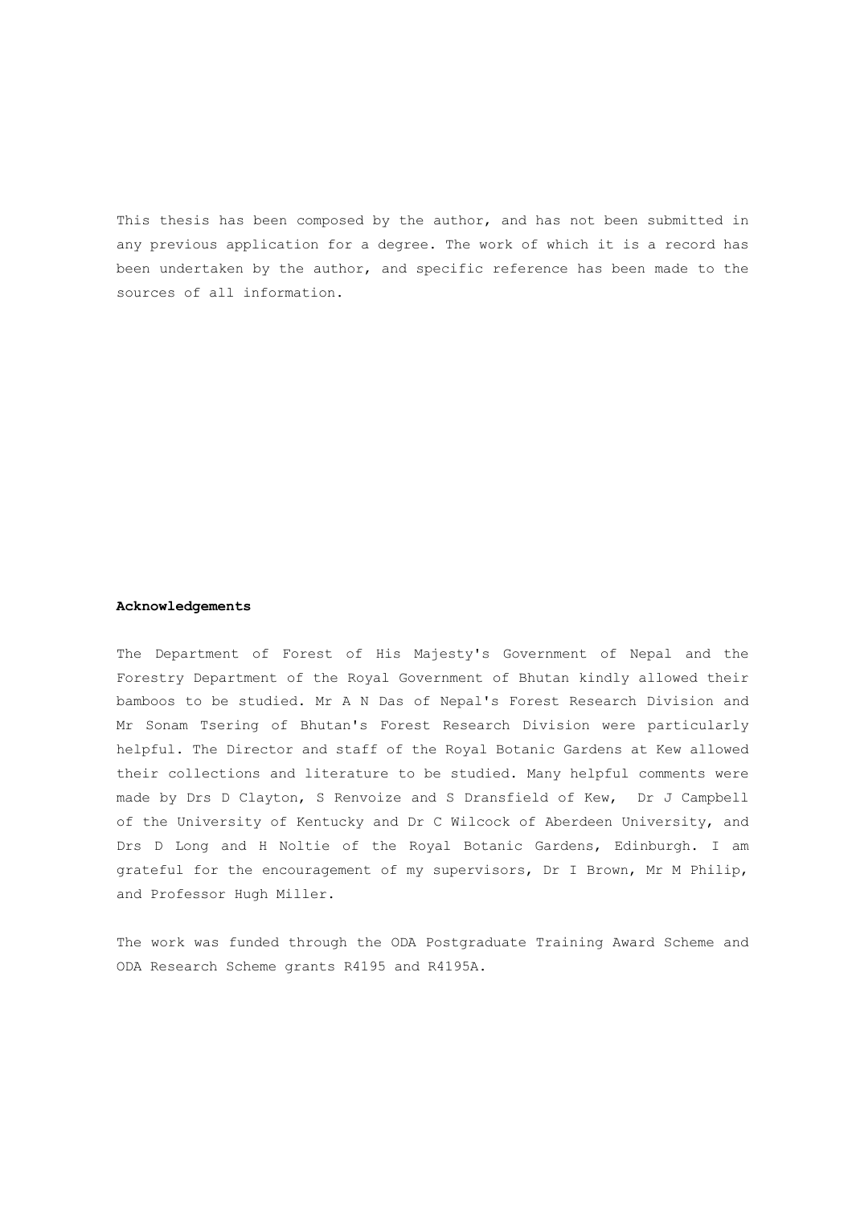This thesis has been composed by the author, and has not been submitted in any previous application for a degree. The work of which it is a record has been undertaken by the author, and specific reference has been made to the sources of all information.

**Acknowledgements**

The Department of Forest of His Majesty's Government of Nepal and the Forestry Department of the Royal Government of Bhutan kindly allowed their bamboos to be studied. Mr A N Das of Nepal's Forest Research Division and Mr Sonam Tsering of Bhutan's Forest Research Division were particularly helpful. The Director and staff of the Royal Botanic Gardens at Kew allowed their collections and literature to be studied. Many helpful comments were made by Drs D Clayton, S Renvoize and S Dransfield of Kew, Dr J Campbell of the University of Kentucky and Dr C Wilcock of Aberdeen University, and Drs D Long and H Noltie of the Royal Botanic Gardens, Edinburgh. I am grateful for the encouragement of my supervisors, Dr I Brown, Mr M Philip, and Professor Hugh Miller.

The work was funded through the ODA Postgraduate Training Award Scheme and ODA Research Scheme grants R4195 and R4195A.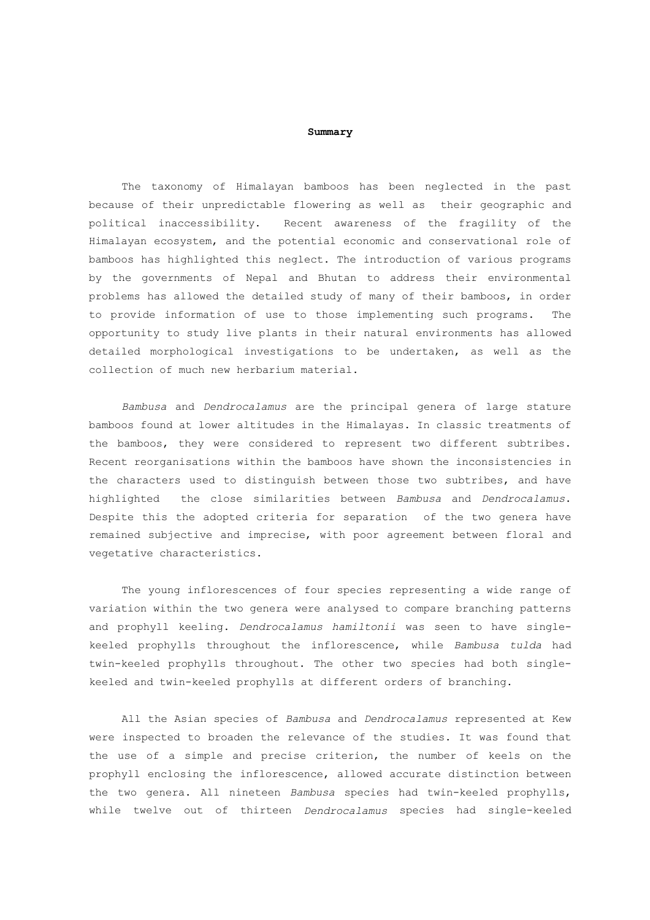# Summary

The taxonomy of Himalayan bamboos has been neglected in the past because of their unpredictable flowering as well as their geographic and political inaccessibility. Recent awareness of the fragility of the Himalayan ecosystem, and the potential economic and conservational role of bamboos has highlighted this neglect. The introduction of various programs by the governments of Nepal and Bhutan to address their environmental problems has allowed the detailed study of many of their bamboos, in order to provide information of use to those implementing such programs. The opportunity to study live plants in their natural environments has allowed detailed morphological investigations to be undertaken, as well as the collection of much new herbarium material.

*Bambusa* and *Dendrocalamus* are the principal genera of large stature bamboos found at lower altitudes in the Himalayas. In classic treatments of the bamboos, they were considered to represent two different subtribes. Recent reorganisations within the bamboos have shown the inconsistencies in the characters used to distinguish between those two subtribes, and have highlighted the close similarities between *Bambusa* and *Dendrocalamus*. Despite this the adopted criteria for separation of the two genera have remained subjective and imprecise, with poor agreement between floral and vegetative characteristics.

The young inflorescences of four species representing a wide range of variation within the two genera were analysed to compare branching patterns and prophyll keeling. *Dendrocalamus hamiltonii* was seen to have single-keeled prophylls throughout the inflorescence, while *Bambusa tulda* had twin-keeled prophylls throughout. The other two species had both single-keeled and twin-keeled prophylls at different orders of branching.

All the Asian species of *Bambusa* and *Dendrocalamus* represented at Kew were inspected to broaden the relevance of the studies. It was found that the use of a simple and precise criterion, the number of keels on the prophyll enclosing the inflorescence, allowed accurate distinction between the two genera. All nineteen *Bambusa* species had twin-keeled prophylls, while twelve out of thirteen *Dendrocalamus* species had single-keeled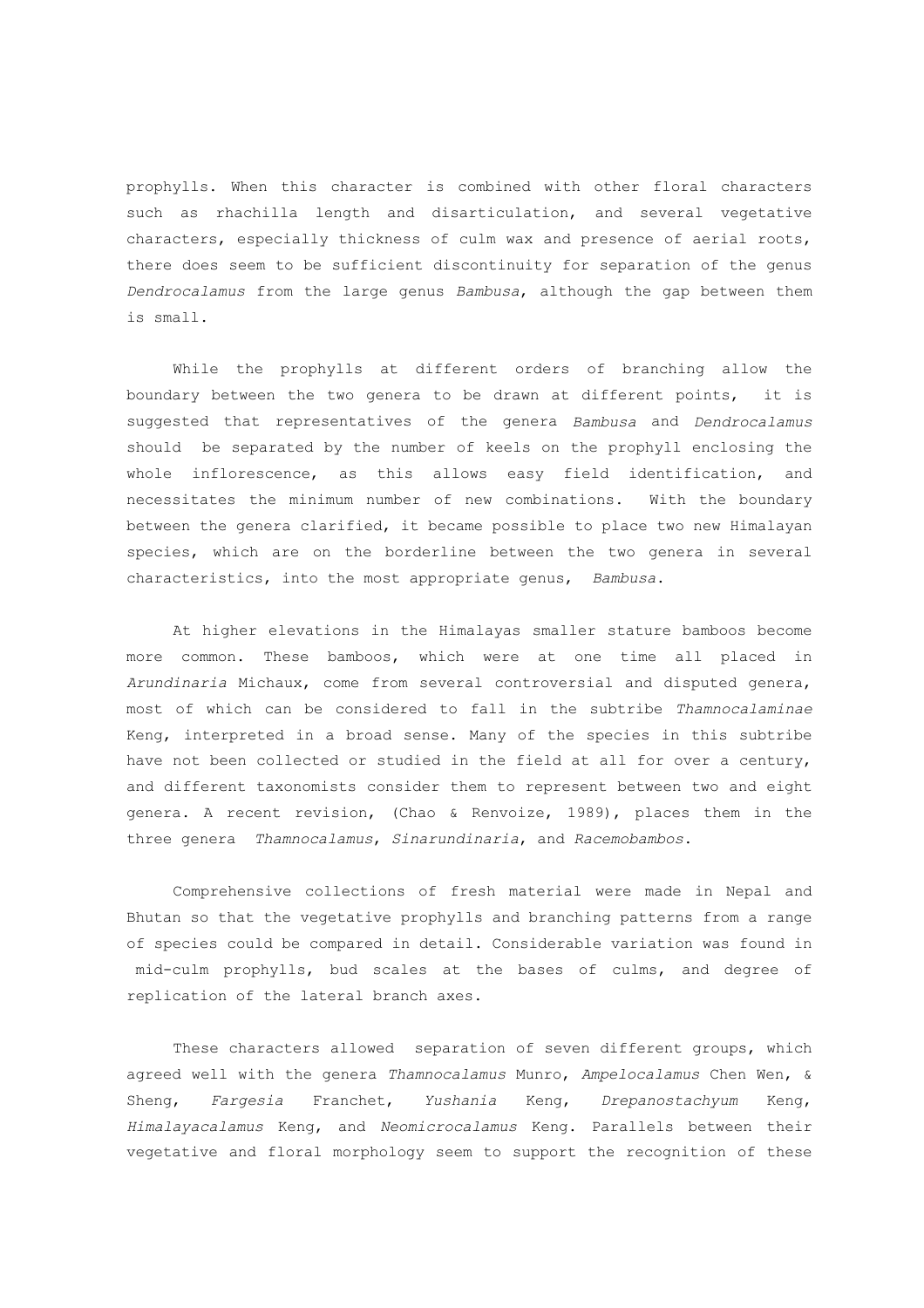prophylls. When this character is combined with other floral characters such as rhachilla length and disarticulation, and several vegetative characters, especially thickness of culm wax and presence of aerial roots, there does seem to be sufficient discontinuity for separation of the genus *Dendrocalamus* from the large genus *Bambusa*, although the gap between them is small.

While the prophylls at different orders of branching allow the boundary between the two genera to be drawn at different points, it is suggested that representatives of the genera *Bambusa* and *Dendrocalamus* should be separated by the number of keels on the prophyll enclosing the whole inflorescence, as this allows easy field identification, and necessitates the minimum number of new combinations. With the boundary between the genera clarified, it became possible to place two new Himalayan species, which are on the borderline between the two genera in several characteristics, into the most appropriate genus, *Bambusa*.

At higher elevations in the Himalayas smaller stature bamboos become more common. These bamboos, which were at one time all placed in *Arundinaria* Michaux, come from several controversial and disputed genera, most of which can be considered to fall in the subtribe *Thamnocalaminae* Keng, interpreted in a broad sense. Many of the species in this subtribe have not been collected or studied in the field at all for over a century, and different taxonomists consider them to represent between two and eight genera. A recent revision, (Chao & Renvoize, 1989), places them in the three genera *Thamnocalamus*, *Sinarundinaria*, and *Racemobambos*.

Comprehensive collections of fresh material were made in Nepal and Bhutan so that the vegetative prophylls and branching patterns from a range of species could be compared in detail. Considerable variation was found in mid-culm prophylls, bud scales at the bases of culms, and degree of replication of the lateral branch axes.

These characters allowed separation of seven different groups, which agreed well with the genera *Thamnocalamus* Munro, *Ampelocalamus* Chen Wen, & Sheng, *Fargesia* Franchet, *Yushania* Keng, *Drepanostachyum* Keng, *Himalayacalamus* Keng, and *Neomicrocalamus* Keng. Parallels between their vegetative and floral morphology seem to support the recognition of these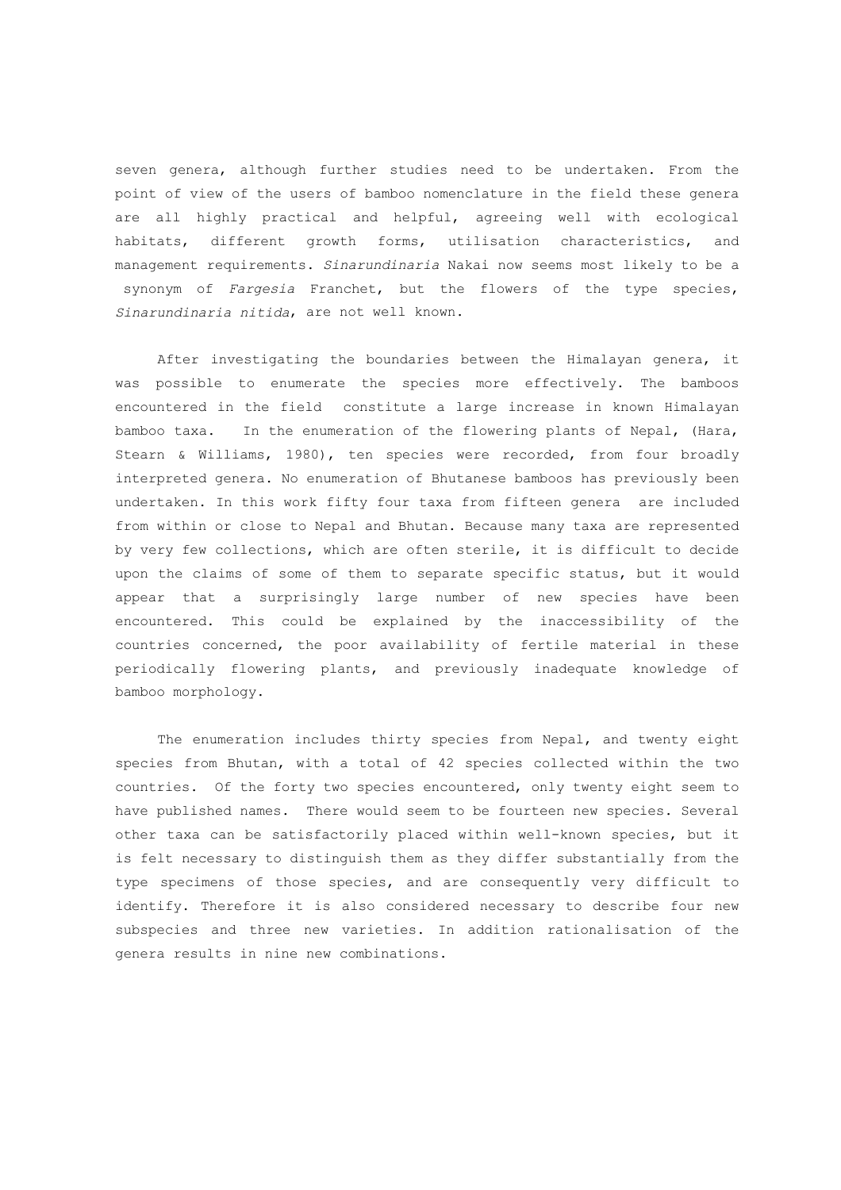seven genera, although further studies need to be undertaken. From the point of view of the users of bamboo nomenclature in the field these genera are all highly practical and helpful, agreeing well with ecological habitats, different growth forms, utilisation characteristics, and management requirements. *Sinarundinaria* Nakai now seems most likely to be a synonym of *Fargesia* Franchet, but the flowers of the type species, *Sinarundinaria nitida*, are not well known.

After investigating the boundaries between the Himalayan genera, it was possible to enumerate the species more effectively. The bamboos encountered in the field constitute a large increase in known Himalayan bamboo taxa. In the enumeration of the flowering plants of Nepal, (Hara, Stearn & Williams, 1980), ten species were recorded, from four broadly interpreted genera. No enumeration of Bhutanese bamboos has previously been undertaken. In this work fifty four taxa from fifteen genera are included from within or close to Nepal and Bhutan. Because many taxa are represented by very few collections, which are often sterile, it is difficult to decide upon the claims of some of them to separate specific status, but it would appear that a surprisingly large number of new species have been encountered. This could be explained by the inaccessibility of the countries concerned, the poor availability of fertile material in these periodically flowering plants, and previously inadequate knowledge of bamboo morphology.

The enumeration includes thirty species from Nepal, and twenty eight species from Bhutan, with a total of 42 species collected within the two countries. Of the forty two species encountered, only twenty eight seem to have published names. There would seem to be fourteen new species. Several other taxa can be satisfactorily placed within well-known species, but it is felt necessary to distinguish them as they differ substantially from the type specimens of those species, and are consequently very difficult to identify. Therefore it is also considered necessary to describe four new subspecies and three new varieties. In addition rationalisation of the genera results in nine new combinations.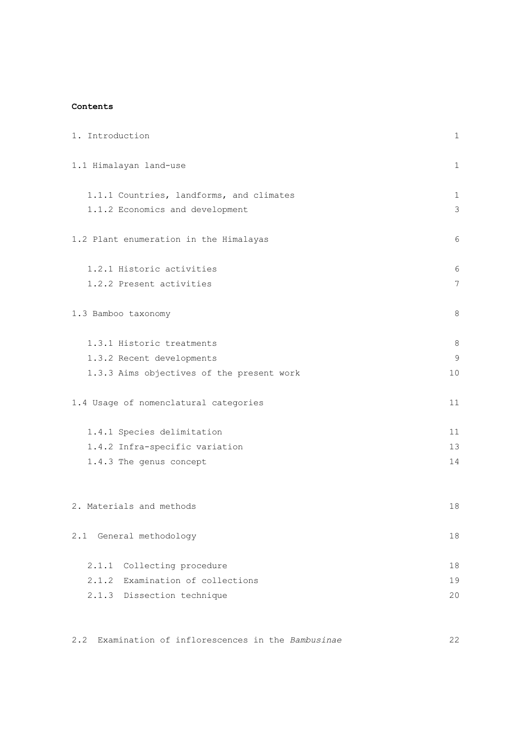**Contents**

| | |
|---|---|
| 1. Introduction | 1 |
| 1.1 Himalayan land-use | 1 |
| 1.1.1 Countries, landforms, and climates | 1 |
| 1.1.2 Economics and development | 3 |
| 1.2 Plant enumeration in the Himalayas | 6 |
| 1.2.1 Historic activities | 6 |
| 1.2.2 Present activities | 7 |
| 1.3 Bamboo taxonomy | 8 |
| 1.3.1 Historic treatments | 8 |
| 1.3.2 Recent developments | 9 |
| 1.3.3 Aims objectives of the present work | 10 |
| 1.4 Usage of nomenclatural categories | 11 |
| 1.4.1 Species delimitation | 11 |
| 1.4.2 Infra-specific variation | 13 |
| 1.4.3 The genus concept | 14 |
| 2. Materials and methods | 18 |
| 2.1 General methodology | 18 |
| 2.1.1 Collecting procedure | 18 |
| 2.1.2 Examination of collections | 19 |
| 2.1.3 Dissection technique | 20 |
| 2.2 Examination of inflorescences in the *Bambusinae* | 22 |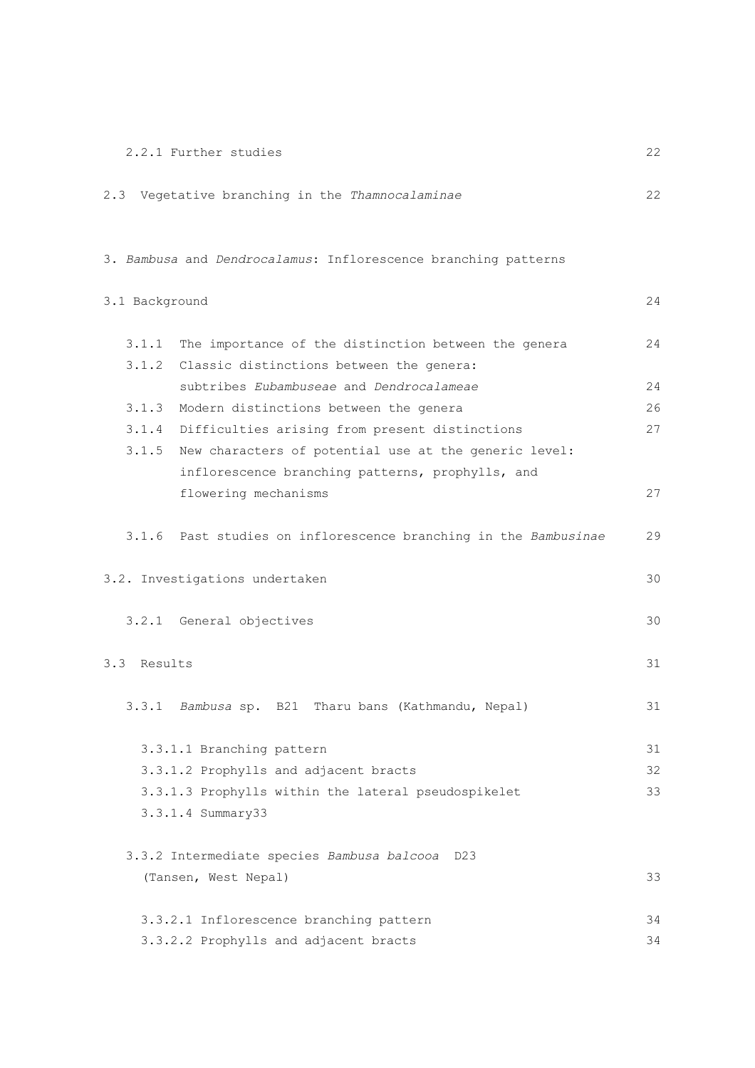2.2.1 Further studies 22

2.3 Vegetative branching in the *Thamnocalaminae* 22

3. *Bambusa* and *Dendrocalamus*: Inflorescence branching patterns

3.1 Background 24

3.1.1 The importance of the distinction between the genera 24

3.1.2 Classic distinctions between the genera: subtribes *Eubambuseae* and *Dendrocalameae* 24

3.1.3 Modern distinctions between the genera 26

3.1.4 Difficulties arising from present distinctions 27

3.1.5 New characters of potential use at the generic level: inflorescence branching patterns, prophylls, and flowering mechanisms 27

3.1.6 Past studies on inflorescence branching in the *Bambusinae* 29

3.2. Investigations undertaken 30

3.2.1 General objectives 30

3.3 Results 31

3.3.1 *Bambusa* sp. B21 Tharu bans (Kathmandu, Nepal) 31

3.3.1.1 Branching pattern 31

3.3.1.2 Prophylls and adjacent bracts 32

3.3.1.3 Prophylls within the lateral pseudospikelet 33

3.3.1.4 Summary33

3.3.2 Intermediate species *Bambusa balcooa* D23 (Tansen, West Nepal) 33

3.3.2.1 Inflorescence branching pattern 34

3.3.2.2 Prophylls and adjacent bracts 34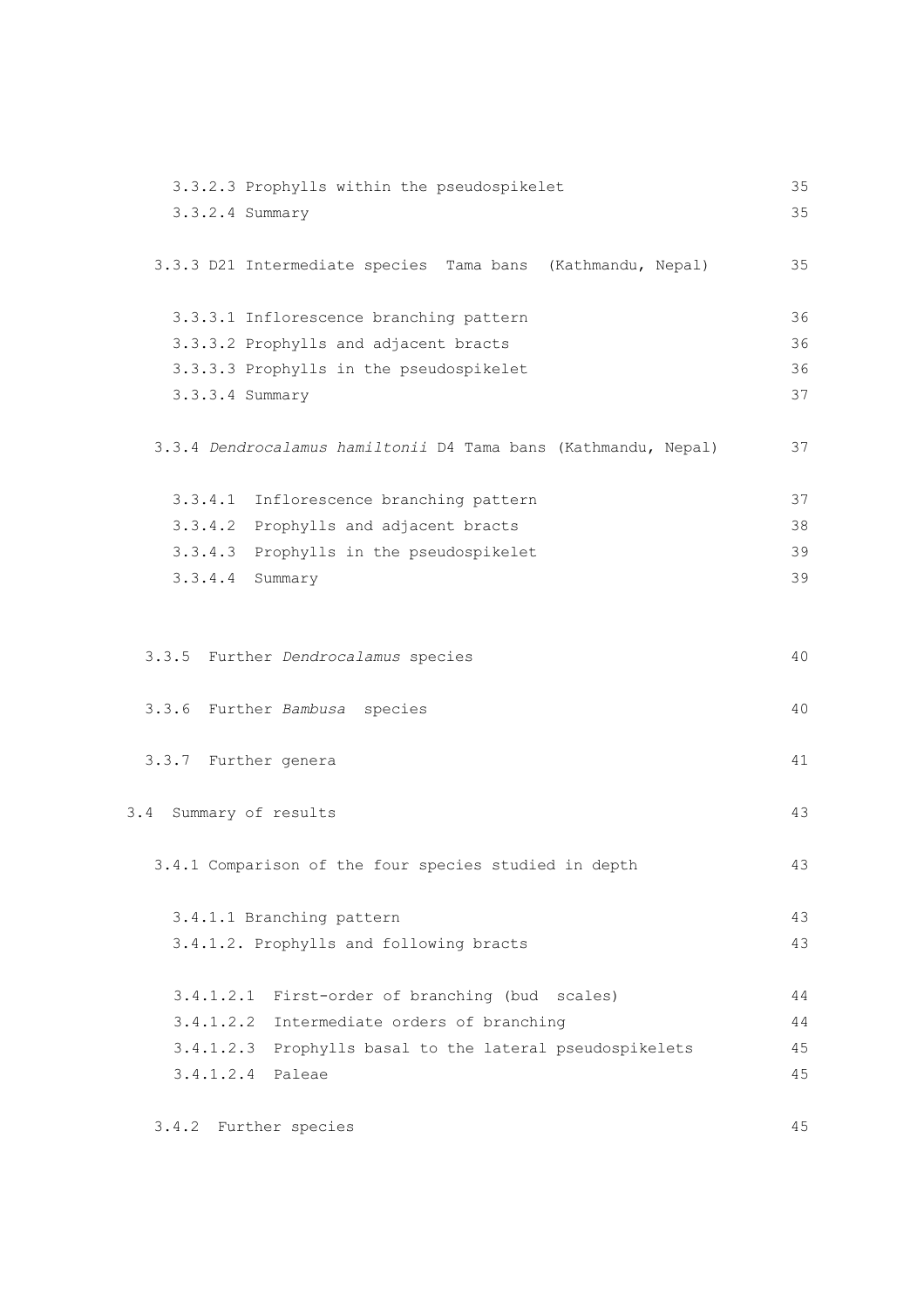3.3.2.3 Prophylls within the pseudospikelet 35
3.3.2.4 Summary 35

3.3.3 D21 Intermediate species Tama bans (Kathmandu, Nepal) 35

3.3.3.1 Inflorescence branching pattern 36
3.3.3.2 Prophylls and adjacent bracts 36
3.3.3.3 Prophylls in the pseudospikelet 36
3.3.3.4 Summary 37

3.3.4 *Dendrocalamus hamiltonii* D4 Tama bans (Kathmandu, Nepal) 37

3.3.4.1 Inflorescence branching pattern 37
3.3.4.2 Prophylls and adjacent bracts 38
3.3.4.3 Prophylls in the pseudospikelet 39
3.3.4.4 Summary 39

3.3.5 Further *Dendrocalamus* species 40

3.3.6 Further *Bambusa* species 40

3.3.7 Further genera 41

3.4 Summary of results 43

3.4.1 Comparison of the four species studied in depth 43

3.4.1.1 Branching pattern 43
3.4.1.2. Prophylls and following bracts 43

3.4.1.2.1 First-order of branching (bud scales) 44
3.4.1.2.2 Intermediate orders of branching 44
3.4.1.2.3 Prophylls basal to the lateral pseudospikelets 45
3.4.1.2.4 Paleae 45

3.4.2 Further species 45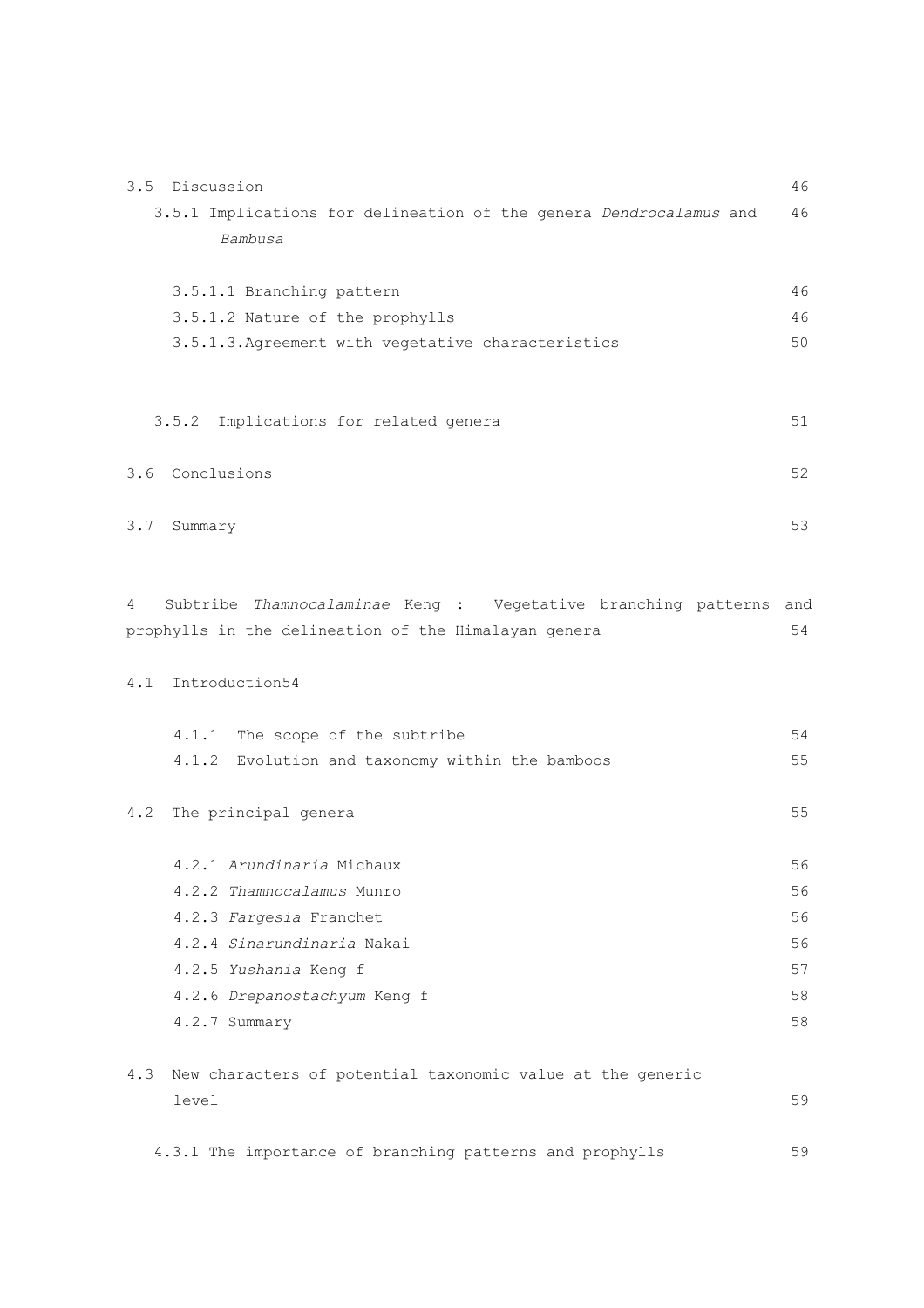3.5 Discussion 46

3.5.1 Implications for delineation of the genera *Dendrocalamus* and *Bambusa* 46

3.5.1.1 Branching pattern 46

3.5.1.2 Nature of the prophylls 46

3.5.1.3.Agreement with vegetative characteristics 50

3.5.2 Implications for related genera 51

3.6 Conclusions 52

3.7 Summary 53

4 Subtribe *Thamnocalaminae* Keng : Vegetative branching patterns and prophylls in the delineation of the Himalayan genera 54

4.1 Introduction54

4.1.1 The scope of the subtribe 54

4.1.2 Evolution and taxonomy within the bamboos 55

4.2 The principal genera 55

4.2.1 *Arundinaria* Michaux 56

4.2.2 *Thamnocalamus* Munro 56

4.2.3 *Fargesia* Franchet 56

4.2.4 *Sinarundinaria* Nakai 56

4.2.5 *Yushania* Keng f 57

4.2.6 *Drepanostachyum* Keng f 58

4.2.7 Summary 58

4.3 New characters of potential taxonomic value at the generic level 59

4.3.1 The importance of branching patterns and prophylls 59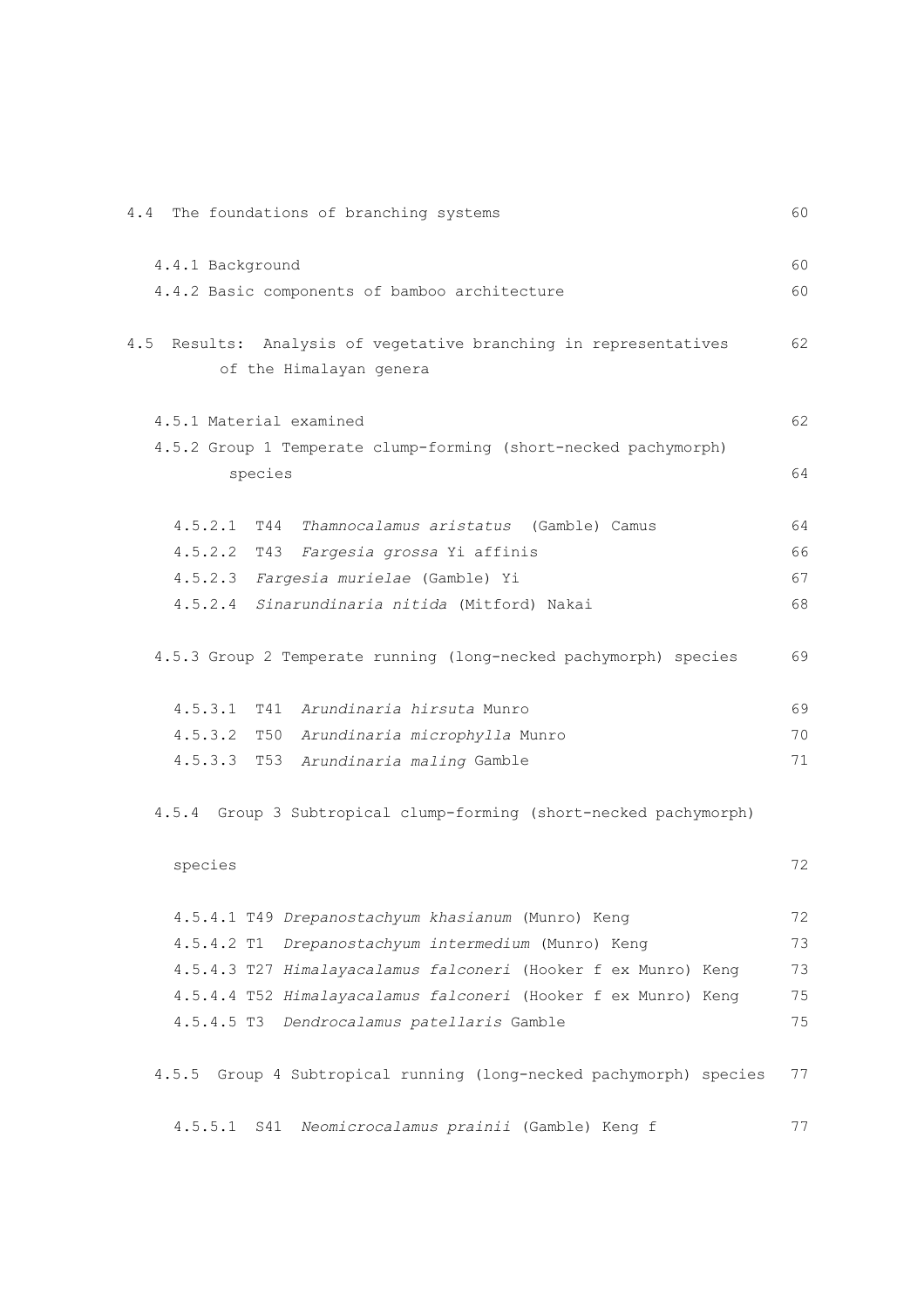4.4 The foundations of branching systems 60

4.4.1 Background 60
4.4.2 Basic components of bamboo architecture 60

4.5 Results: Analysis of vegetative branching in representatives of the Himalayan genera 62

4.5.1 Material examined 62
4.5.2 Group 1 Temperate clump-forming (short-necked pachymorph) species 64

4.5.2.1 T44 *Thamnocalamus aristatus* (Gamble) Camus 64
4.5.2.2 T43 *Fargesia grossa* Yi affinis 66
4.5.2.3 *Fargesia murielae* (Gamble) Yi 67
4.5.2.4 *Sinarundinaria nitida* (Mitford) Nakai 68

4.5.3 Group 2 Temperate running (long-necked pachymorph) species 69

4.5.3.1 T41 *Arundinaria hirsuta* Munro 69
4.5.3.2 T50 *Arundinaria microphylla* Munro 70
4.5.3.3 T53 *Arundinaria maling* Gamble 71

4.5.4 Group 3 Subtropical clump-forming (short-necked pachymorph) species 72

4.5.4.1 T49 *Drepanostachyum khasianum* (Munro) Keng 72
4.5.4.2 T1 *Drepanostachyum intermedium* (Munro) Keng 73
4.5.4.3 T27 *Himalayacalamus falconeri* (Hooker f ex Munro) Keng 73
4.5.4.4 T52 *Himalayacalamus falconeri* (Hooker f ex Munro) Keng 75
4.5.4.5 T3 *Dendrocalamus patellaris* Gamble 75

4.5.5 Group 4 Subtropical running (long-necked pachymorph) species 77

4.5.5.1 S41 *Neomicrocalamus prainii* (Gamble) Keng f 77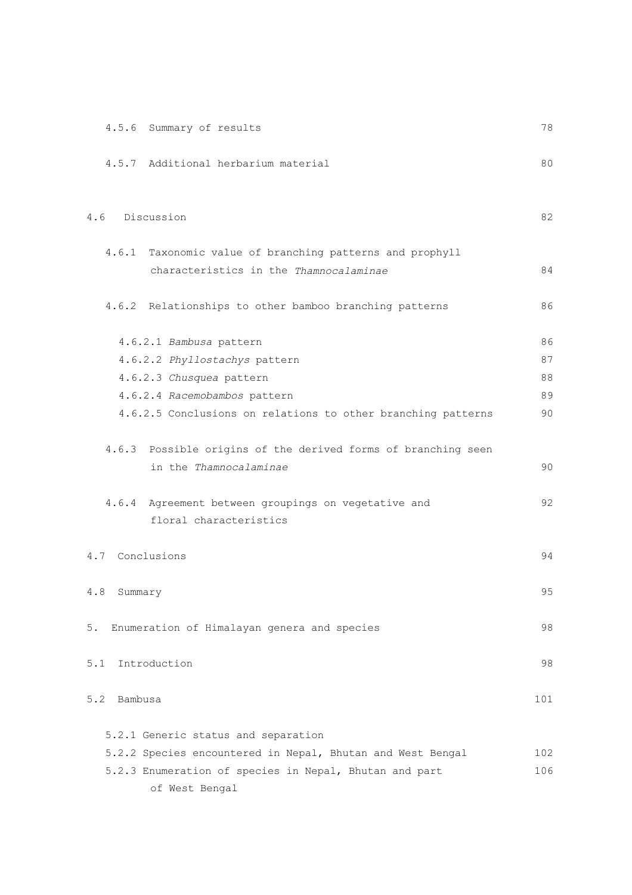| | |
|---|---|
| 4.5.6 Summary of results | 78 |
| 4.5.7 Additional herbarium material | 80 |
| 4.6 Discussion | 82 |
| 4.6.1 Taxonomic value of branching patterns and prophyll characteristics in the *Thamnocalaminae* | 84 |
| 4.6.2 Relationships to other bamboo branching patterns | 86 |
| 4.6.2.1 *Bambusa* pattern | 86 |
| 4.6.2.2 *Phyllostachys* pattern | 87 |
| 4.6.2.3 *Chusquea* pattern | 88 |
| 4.6.2.4 *Racemobambos* pattern | 89 |
| 4.6.2.5 Conclusions on relations to other branching patterns | 90 |
| 4.6.3 Possible origins of the derived forms of branching seen in the *Thamnocalaminae* | 90 |
| 4.6.4 Agreement between groupings on vegetative and floral characteristics | 92 |
| 4.7 Conclusions | 94 |
| 4.8 Summary | 95 |
| 5. Enumeration of Himalayan genera and species | 98 |
| 5.1 Introduction | 98 |
| 5.2 Bambusa | 101 |
| 5.2.1 Generic status and separation | |
| 5.2.2 Species encountered in Nepal, Bhutan and West Bengal | 102 |
| 5.2.3 Enumeration of species in Nepal, Bhutan and part of West Bengal | 106 |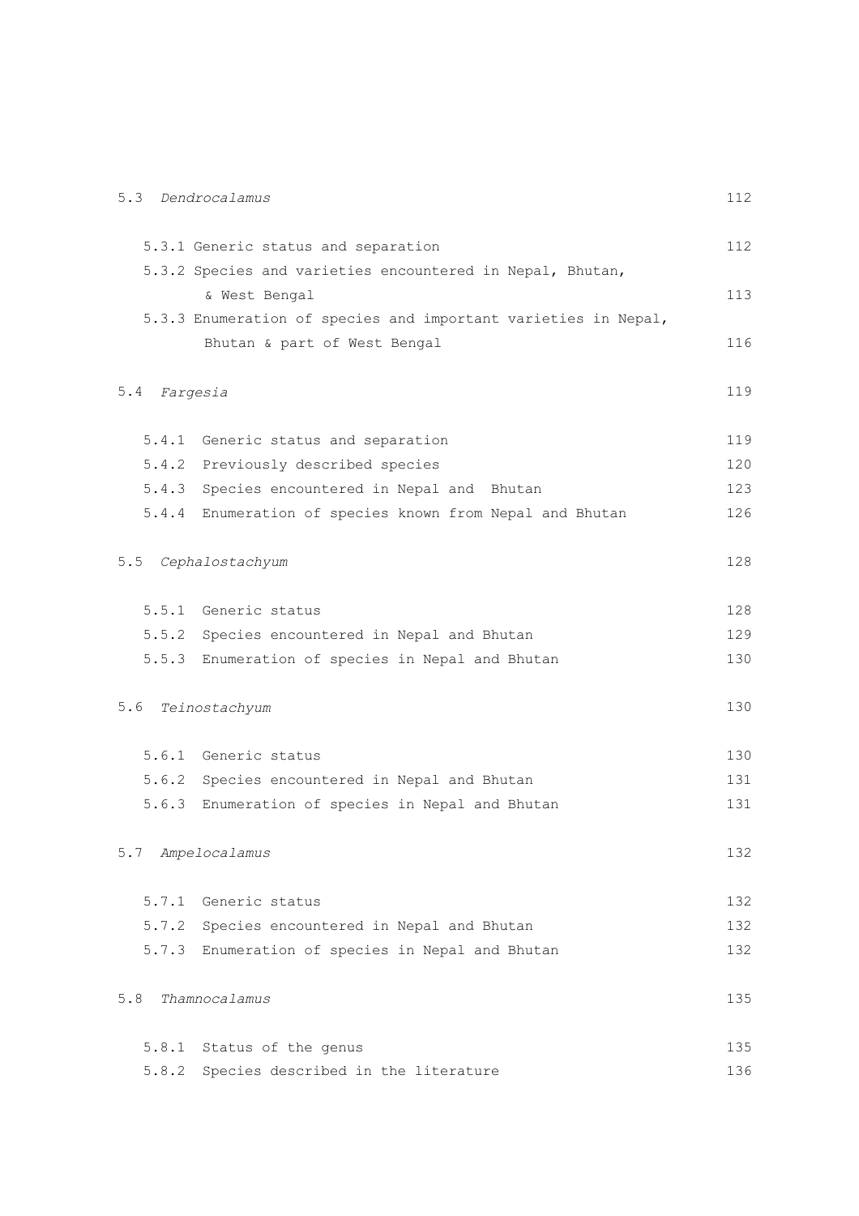| | |
|---|---|
| 5.3 *Dendrocalamus* | 112 |
| 5.3.1 Generic status and separation | 112 |
| 5.3.2 Species and varieties encountered in Nepal, Bhutan, & West Bengal | 113 |
| 5.3.3 Enumeration of species and important varieties in Nepal, Bhutan & part of West Bengal | 116 |
| 5.4 *Fargesia* | 119 |
| 5.4.1 Generic status and separation | 119 |
| 5.4.2 Previously described species | 120 |
| 5.4.3 Species encountered in Nepal and Bhutan | 123 |
| 5.4.4 Enumeration of species known from Nepal and Bhutan | 126 |
| 5.5 *Cephalostachyum* | 128 |
| 5.5.1 Generic status | 128 |
| 5.5.2 Species encountered in Nepal and Bhutan | 129 |
| 5.5.3 Enumeration of species in Nepal and Bhutan | 130 |
| 5.6 *Teinostachyum* | 130 |
| 5.6.1 Generic status | 130 |
| 5.6.2 Species encountered in Nepal and Bhutan | 131 |
| 5.6.3 Enumeration of species in Nepal and Bhutan | 131 |
| 5.7 *Ampelocalamus* | 132 |
| 5.7.1 Generic status | 132 |
| 5.7.2 Species encountered in Nepal and Bhutan | 132 |
| 5.7.3 Enumeration of species in Nepal and Bhutan | 132 |
| 5.8 *Thamnocalamus* | 135 |
| 5.8.1 Status of the genus | 135 |
| 5.8.2 Species described in the literature | 136 |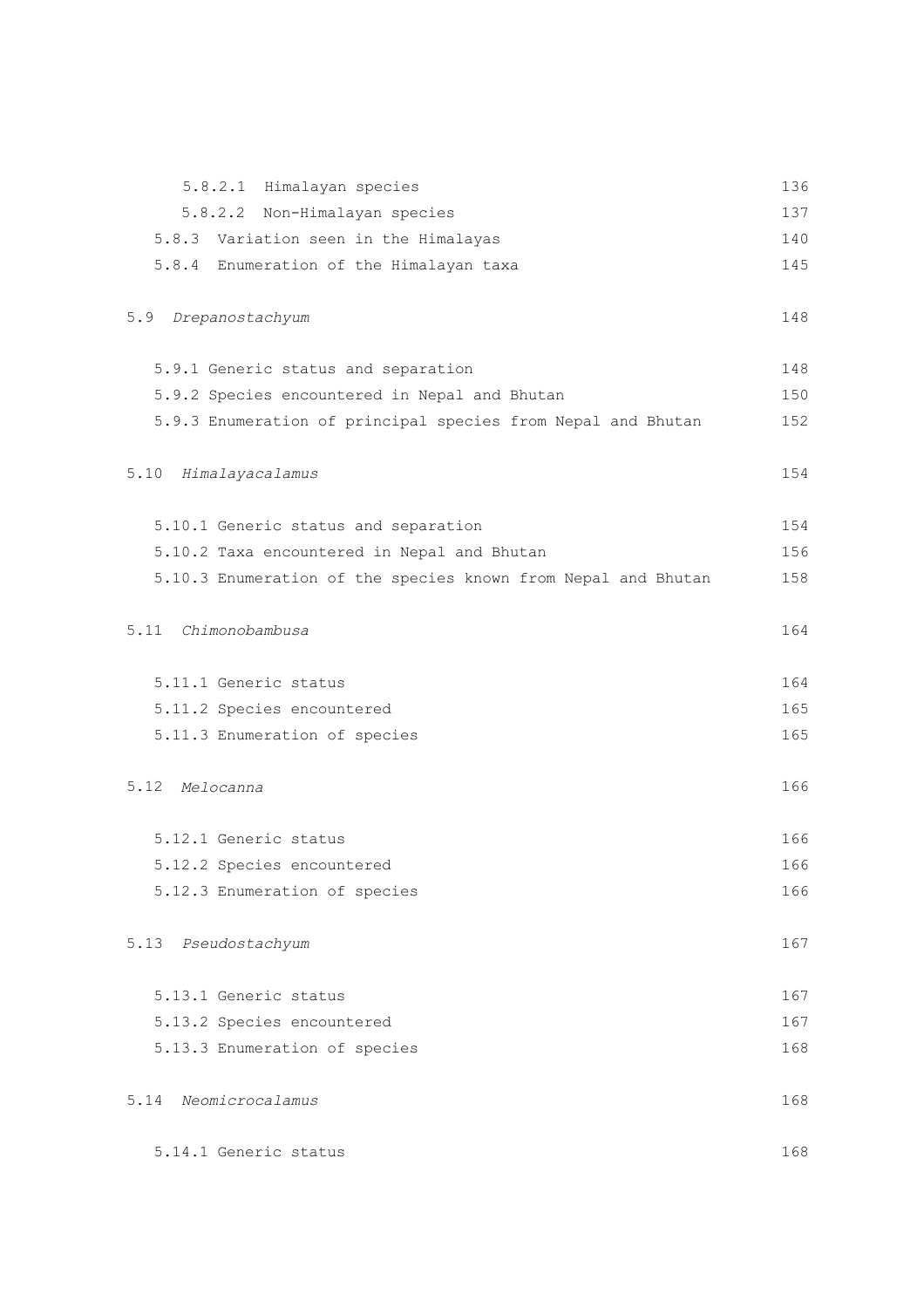| | |
|---|---|
| 5.8.2.1 Himalayan species | 136 |
| 5.8.2.2 Non-Himalayan species | 137 |
| 5.8.3 Variation seen in the Himalayas | 140 |
| 5.8.4 Enumeration of the Himalayan taxa | 145 |
| 5.9 *Drepanostachyum* | 148 |
| 5.9.1 Generic status and separation | 148 |
| 5.9.2 Species encountered in Nepal and Bhutan | 150 |
| 5.9.3 Enumeration of principal species from Nepal and Bhutan | 152 |
| 5.10 *Himalayacalamus* | 154 |
| 5.10.1 Generic status and separation | 154 |
| 5.10.2 Taxa encountered in Nepal and Bhutan | 156 |
| 5.10.3 Enumeration of the species known from Nepal and Bhutan | 158 |
| 5.11 *Chimonobambusa* | 164 |
| 5.11.1 Generic status | 164 |
| 5.11.2 Species encountered | 165 |
| 5.11.3 Enumeration of species | 165 |
| 5.12 *Melocanna* | 166 |
| 5.12.1 Generic status | 166 |
| 5.12.2 Species encountered | 166 |
| 5.12.3 Enumeration of species | 166 |
| 5.13 *Pseudostachyum* | 167 |
| 5.13.1 Generic status | 167 |
| 5.13.2 Species encountered | 167 |
| 5.13.3 Enumeration of species | 168 |
| 5.14 *Neomicrocalamus* | 168 |
| 5.14.1 Generic status | 168 |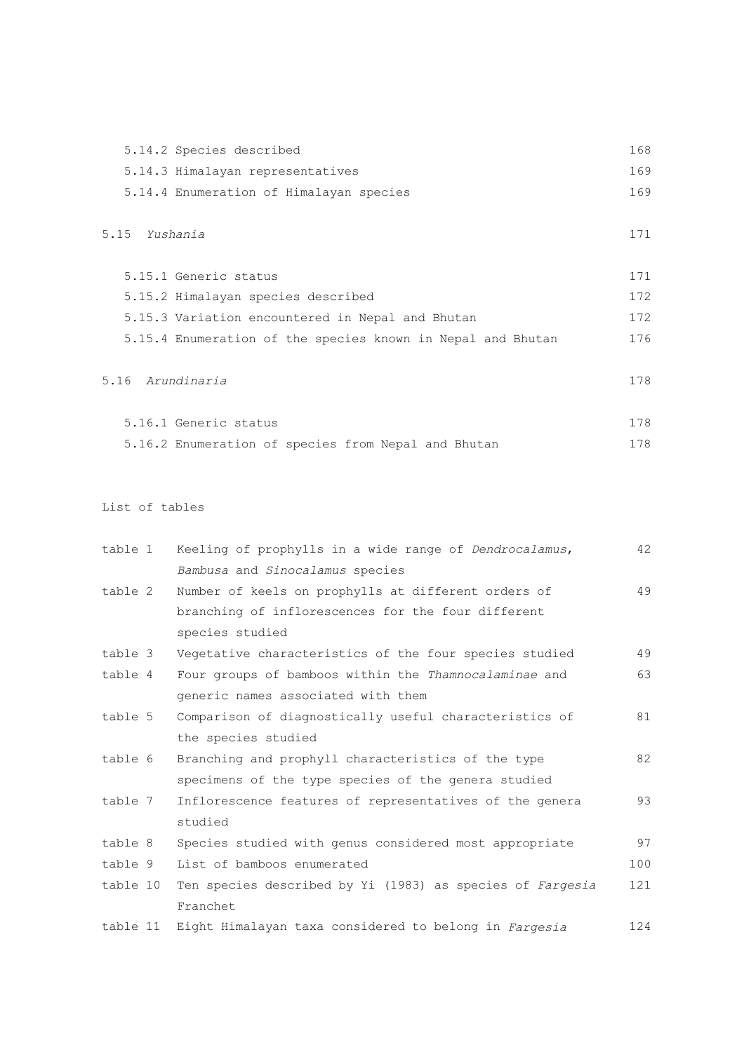5.14.2 Species described 168
5.14.3 Himalayan representatives 169
5.14.4 Enumeration of Himalayan species 169

5.15 *Yushania* 171

5.15.1 Generic status 171
5.15.2 Himalayan species described 172
5.15.3 Variation encountered in Nepal and Bhutan 172
5.15.4 Enumeration of the species known in Nepal and Bhutan 176

5.16 *Arundinaria* 178

5.16.1 Generic status 178
5.16.2 Enumeration of species from Nepal and Bhutan 178

List of tables

| | | |
|---|---|---|
| table 1 | Keeling of prophylls in a wide range of *Dendrocalamus*, *Bambusa* and *Sinocalamus* species | 42 |
| table 2 | Number of keels on prophylls at different orders of branching of inflorescences for the four different species studied | 49 |
| table 3 | Vegetative characteristics of the four species studied | 49 |
| table 4 | Four groups of bamboos within the *Thamnocalaminae* and generic names associated with them | 63 |
| table 5 | Comparison of diagnostically useful characteristics of the species studied | 81 |
| table 6 | Branching and prophyll characteristics of the type specimens of the type species of the genera studied | 82 |
| table 7 | Inflorescence features of representatives of the genera studied | 93 |
| table 8 | Species studied with genus considered most appropriate | 97 |
| table 9 | List of bamboos enumerated | 100 |
| table 10 | Ten species described by Yi (1983) as species of *Fargesia* Franchet | 121 |
| table 11 | Eight Himalayan taxa considered to belong in *Fargesia* | 124 |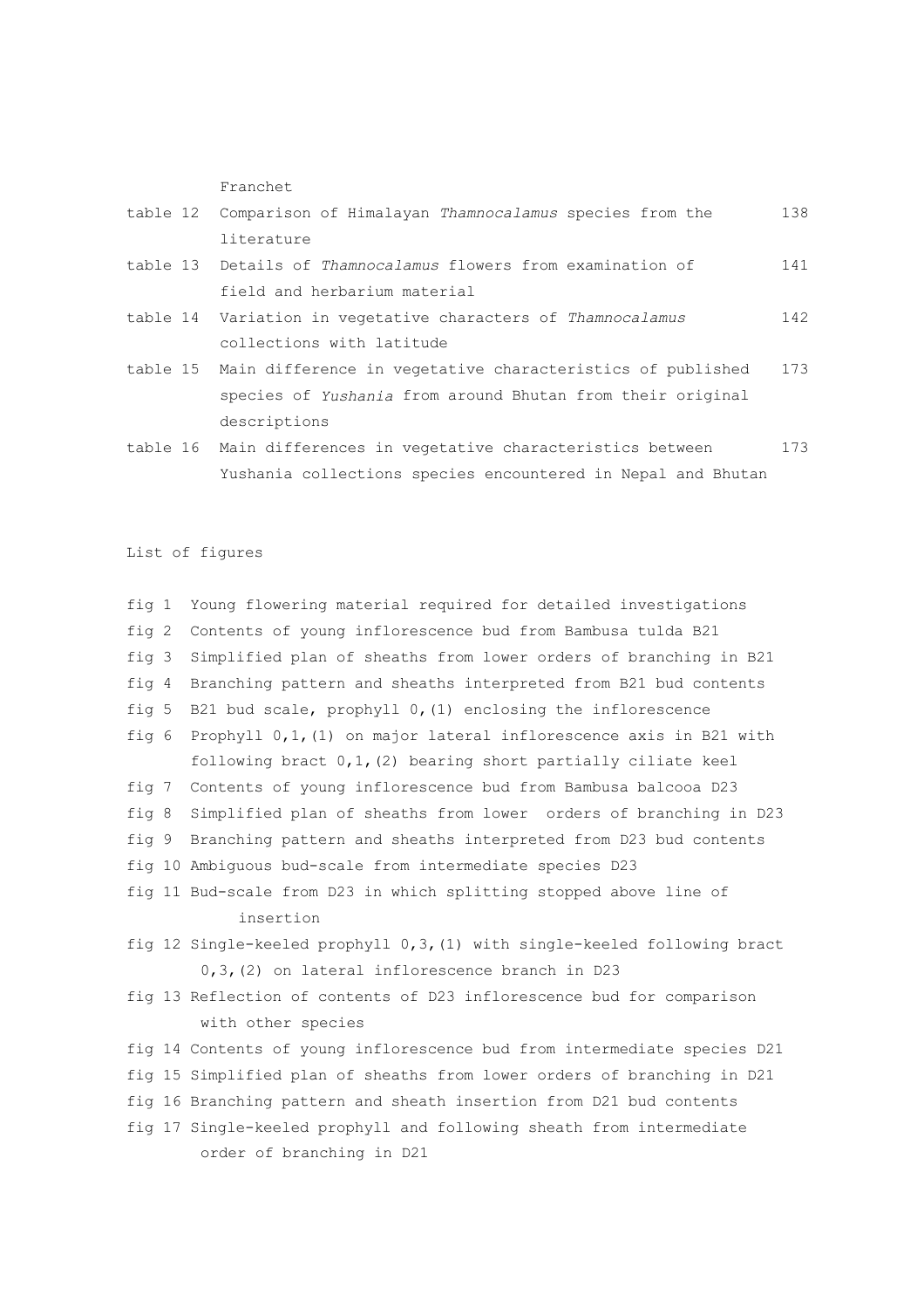Franchet

| | | |
|---|---|---|
| table 12 | Comparison of Himalayan *Thamnocalamus* species from the literature | 138 |
| table 13 | Details of *Thamnocalamus* flowers from examination of field and herbarium material | 141 |
| table 14 | Variation in vegetative characters of *Thamnocalamus* collections with latitude | 142 |
| table 15 | Main difference in vegetative characteristics of published species of *Yushania* from around Bhutan from their original descriptions | 173 |
| table 16 | Main differences in vegetative characteristics between Yushania collections species encountered in Nepal and Bhutan | 173 |

List of figures

- fig 1 Young flowering material required for detailed investigations
- fig 2 Contents of young inflorescence bud from Bambusa tulda B21
- fig 3 Simplified plan of sheaths from lower orders of branching in B21
- fig 4 Branching pattern and sheaths interpreted from B21 bud contents
- fig 5 B21 bud scale, prophyll 0,(1) enclosing the inflorescence
- fig 6 Prophyll 0,1,(1) on major lateral inflorescence axis in B21 with following bract 0,1,(2) bearing short partially ciliate keel
- fig 7 Contents of young inflorescence bud from Bambusa balcooa D23
- fig 8 Simplified plan of sheaths from lower orders of branching in D23
- fig 9 Branching pattern and sheaths interpreted from D23 bud contents
- fig 10 Ambiguous bud-scale from intermediate species D23
- fig 11 Bud-scale from D23 in which splitting stopped above line of insertion
- fig 12 Single-keeled prophyll 0,3,(1) with single-keeled following bract 0,3,(2) on lateral inflorescence branch in D23
- fig 13 Reflection of contents of D23 inflorescence bud for comparison with other species
- fig 14 Contents of young inflorescence bud from intermediate species D21
- fig 15 Simplified plan of sheaths from lower orders of branching in D21
- fig 16 Branching pattern and sheath insertion from D21 bud contents
- fig 17 Single-keeled prophyll and following sheath from intermediate order of branching in D21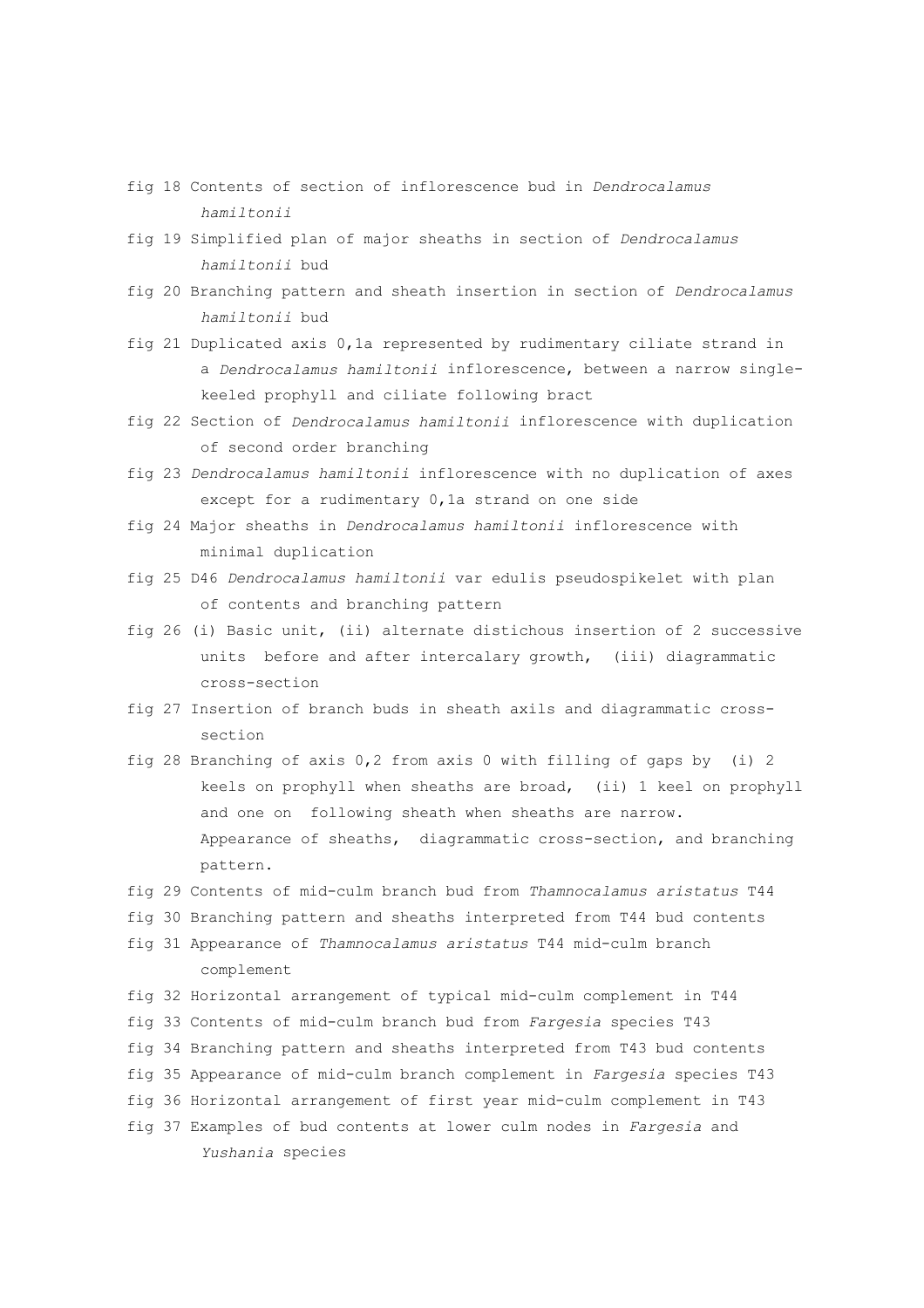fig 18 Contents of section of inflorescence bud in *Dendrocalamus hamiltonii*

fig 19 Simplified plan of major sheaths in section of *Dendrocalamus hamiltonii* bud

fig 20 Branching pattern and sheath insertion in section of *Dendrocalamus hamiltonii* bud

fig 21 Duplicated axis 0,1a represented by rudimentary ciliate strand in a *Dendrocalamus hamiltonii* inflorescence, between a narrow single-keeled prophyll and ciliate following bract

fig 22 Section of *Dendrocalamus hamiltonii* inflorescence with duplication of second order branching

fig 23 *Dendrocalamus hamiltonii* inflorescence with no duplication of axes except for a rudimentary 0,1a strand on one side

fig 24 Major sheaths in *Dendrocalamus hamiltonii* inflorescence with minimal duplication

fig 25 D46 *Dendrocalamus hamiltonii* var edulis pseudospikelet with plan of contents and branching pattern

fig 26 (i) Basic unit, (ii) alternate distichous insertion of 2 successive units before and after intercalary growth, (iii) diagrammatic cross-section

fig 27 Insertion of branch buds in sheath axils and diagrammatic cross-section

fig 28 Branching of axis 0,2 from axis 0 with filling of gaps by (i) 2 keels on prophyll when sheaths are broad, (ii) 1 keel on prophyll and one on following sheath when sheaths are narrow. Appearance of sheaths, diagrammatic cross-section, and branching pattern.

fig 29 Contents of mid-culm branch bud from *Thamnocalamus aristatus* T44

fig 30 Branching pattern and sheaths interpreted from T44 bud contents

fig 31 Appearance of *Thamnocalamus aristatus* T44 mid-culm branch complement

fig 32 Horizontal arrangement of typical mid-culm complement in T44

fig 33 Contents of mid-culm branch bud from *Fargesia* species T43

fig 34 Branching pattern and sheaths interpreted from T43 bud contents

fig 35 Appearance of mid-culm branch complement in *Fargesia* species T43

fig 36 Horizontal arrangement of first year mid-culm complement in T43

fig 37 Examples of bud contents at lower culm nodes in *Fargesia* and *Yushania* species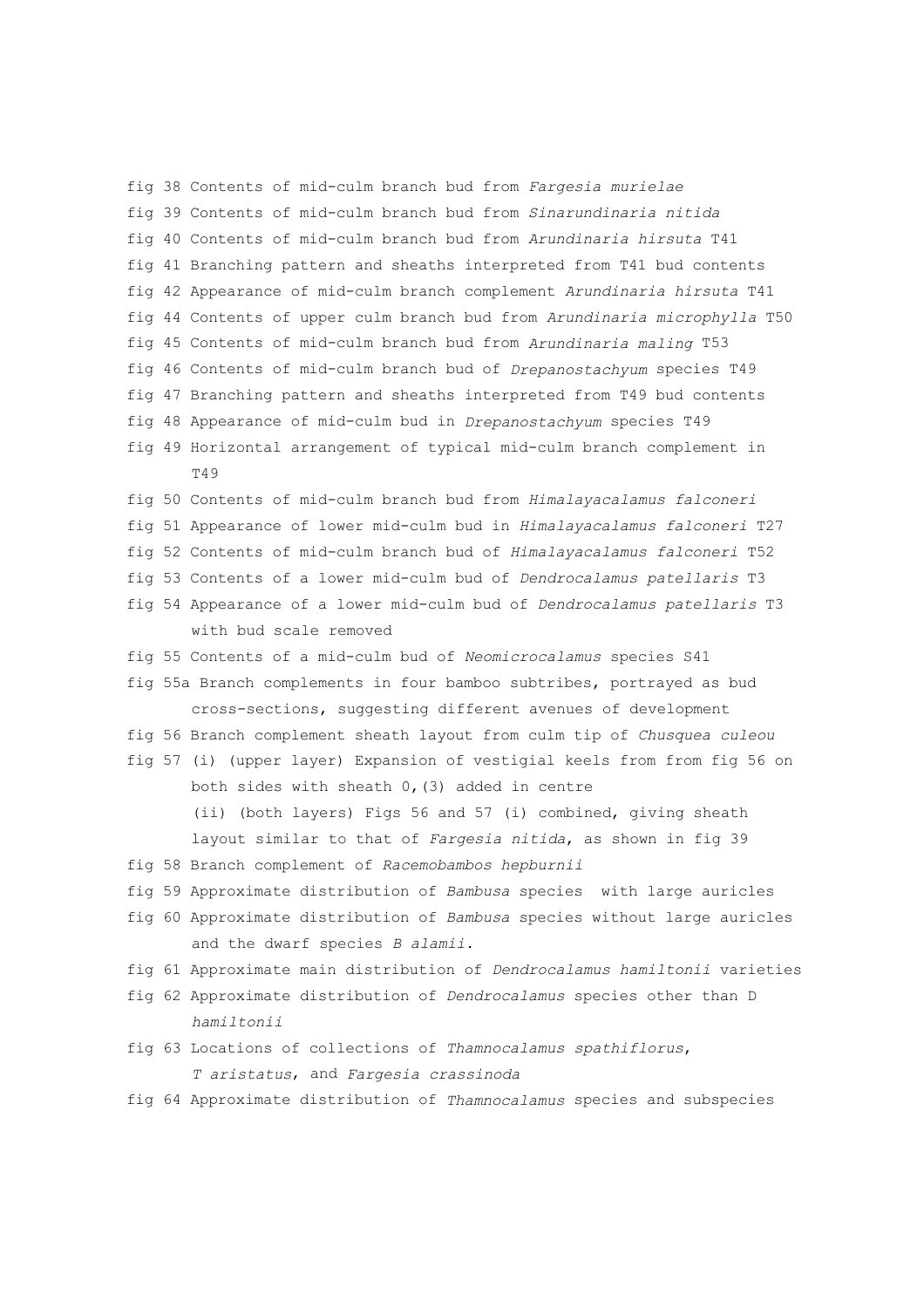fig 38 Contents of mid-culm branch bud from *Fargesia murielae*

fig 39 Contents of mid-culm branch bud from *Sinarundinaria nitida*

fig 40 Contents of mid-culm branch bud from *Arundinaria hirsuta* T41

fig 41 Branching pattern and sheaths interpreted from T41 bud contents

fig 42 Appearance of mid-culm branch complement *Arundinaria hirsuta* T41

fig 44 Contents of upper culm branch bud from *Arundinaria microphylla* T50

fig 45 Contents of mid-culm branch bud from *Arundinaria maling* T53

fig 46 Contents of mid-culm branch bud of *Drepanostachyum* species T49

fig 47 Branching pattern and sheaths interpreted from T49 bud contents

fig 48 Appearance of mid-culm bud in *Drepanostachyum* species T49

fig 49 Horizontal arrangement of typical mid-culm branch complement in T49

fig 50 Contents of mid-culm branch bud from *Himalayacalamus falconeri*

fig 51 Appearance of lower mid-culm bud in *Himalayacalamus falconeri* T27

fig 52 Contents of mid-culm branch bud of *Himalayacalamus falconeri* T52

fig 53 Contents of a lower mid-culm bud of *Dendrocalamus patellaris* T3

fig 54 Appearance of a lower mid-culm bud of *Dendrocalamus patellaris* T3 with bud scale removed

fig 55 Contents of a mid-culm bud of *Neomicrocalamus* species S41

fig 55a Branch complements in four bamboo subtribes, portrayed as bud cross-sections, suggesting different avenues of development

fig 56 Branch complement sheath layout from culm tip of *Chusquea culeou*

fig 57 (i) (upper layer) Expansion of vestigial keels from from fig 56 on both sides with sheath 0,(3) added in centre

(ii) (both layers) Figs 56 and 57 (i) combined, giving sheath layout similar to that of *Fargesia nitida*, as shown in fig 39

fig 58 Branch complement of *Racemobambos hepburnii*

fig 59 Approximate distribution of *Bambusa* species  with large auricles

fig 60 Approximate distribution of *Bambusa* species without large auricles and the dwarf species *B alamii*.

fig 61 Approximate main distribution of *Dendrocalamus hamiltonii* varieties

fig 62 Approximate distribution of *Dendrocalamus* species other than D *hamiltonii*

fig 63 Locations of collections of *Thamnocalamus spathiflorus*, *T aristatus*, and *Fargesia crassinoda*

fig 64 Approximate distribution of *Thamnocalamus* species and subspecies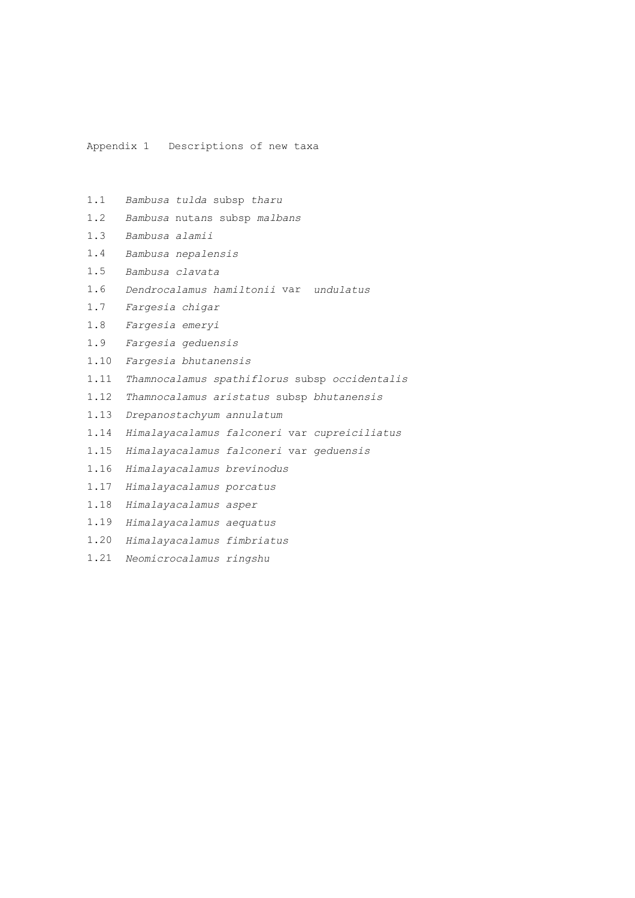Appendix 1   Descriptions of new taxa

1.1 *Bambusa tulda* subsp *tharu*
1.2 *Bambusa* nutans subsp *malbans*
1.3 *Bambusa alamii*
1.4 *Bambusa nepalensis*
1.5 *Bambusa clavata*
1.6 *Dendrocalamus hamiltonii* var *undulatus*
1.7 *Fargesia chigar*
1.8 *Fargesia emeryi*
1.9 *Fargesia geduensis*
1.10 *Fargesia bhutanensis*
1.11 *Thamnocalamus spathiflorus* subsp *occidentalis*
1.12 *Thamnocalamus aristatus* subsp *bhutanensis*
1.13 *Drepanostachyum annulatum*
1.14 *Himalayacalamus falconeri* var *cupreiciliatus*
1.15 *Himalayacalamus falconeri* var *geduensis*
1.16 *Himalayacalamus brevinodus*
1.17 *Himalayacalamus porcatus*
1.18 *Himalayacalamus asper*
1.19 *Himalayacalamus aequatus*
1.20 *Himalayacalamus fimbriatus*
1.21 *Neomicrocalamus ringshu*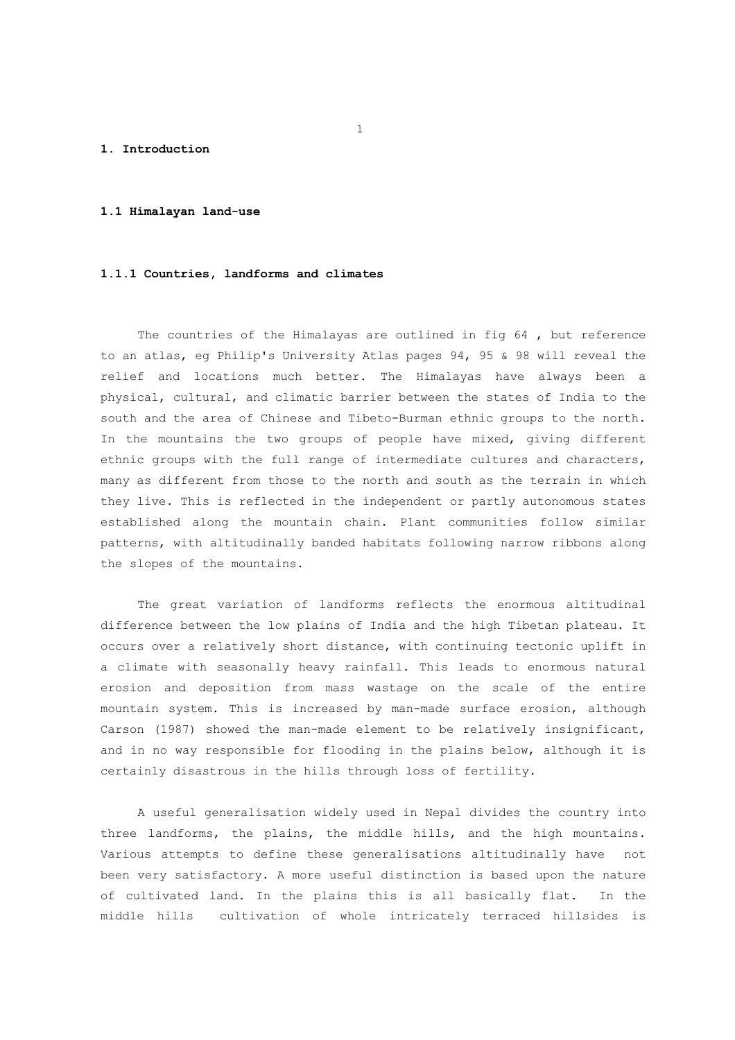# 1. Introduction

## 1.1 Himalayan land-use

### 1.1.1 Countries, landforms and climates

The countries of the Himalayas are outlined in fig 64 , but reference to an atlas, eg Philip's University Atlas pages 94, 95 & 98 will reveal the relief and locations much better. The Himalayas have always been a physical, cultural, and climatic barrier between the states of India to the south and the area of Chinese and Tibeto-Burman ethnic groups to the north. In the mountains the two groups of people have mixed, giving different ethnic groups with the full range of intermediate cultures and characters, many as different from those to the north and south as the terrain in which they live. This is reflected in the independent or partly autonomous states established along the mountain chain. Plant communities follow similar patterns, with altitudinally banded habitats following narrow ribbons along the slopes of the mountains.

The great variation of landforms reflects the enormous altitudinal difference between the low plains of India and the high Tibetan plateau. It occurs over a relatively short distance, with continuing tectonic uplift in a climate with seasonally heavy rainfall. This leads to enormous natural erosion and deposition from mass wastage on the scale of the entire mountain system. This is increased by man-made surface erosion, although Carson (1987) showed the man-made element to be relatively insignificant, and in no way responsible for flooding in the plains below, although it is certainly disastrous in the hills through loss of fertility.

A useful generalisation widely used in Nepal divides the country into three landforms, the plains, the middle hills, and the high mountains. Various attempts to define these generalisations altitudinally have not been very satisfactory. A more useful distinction is based upon the nature of cultivated land. In the plains this is all basically flat. In the middle hills cultivation of whole intricately terraced hillsides is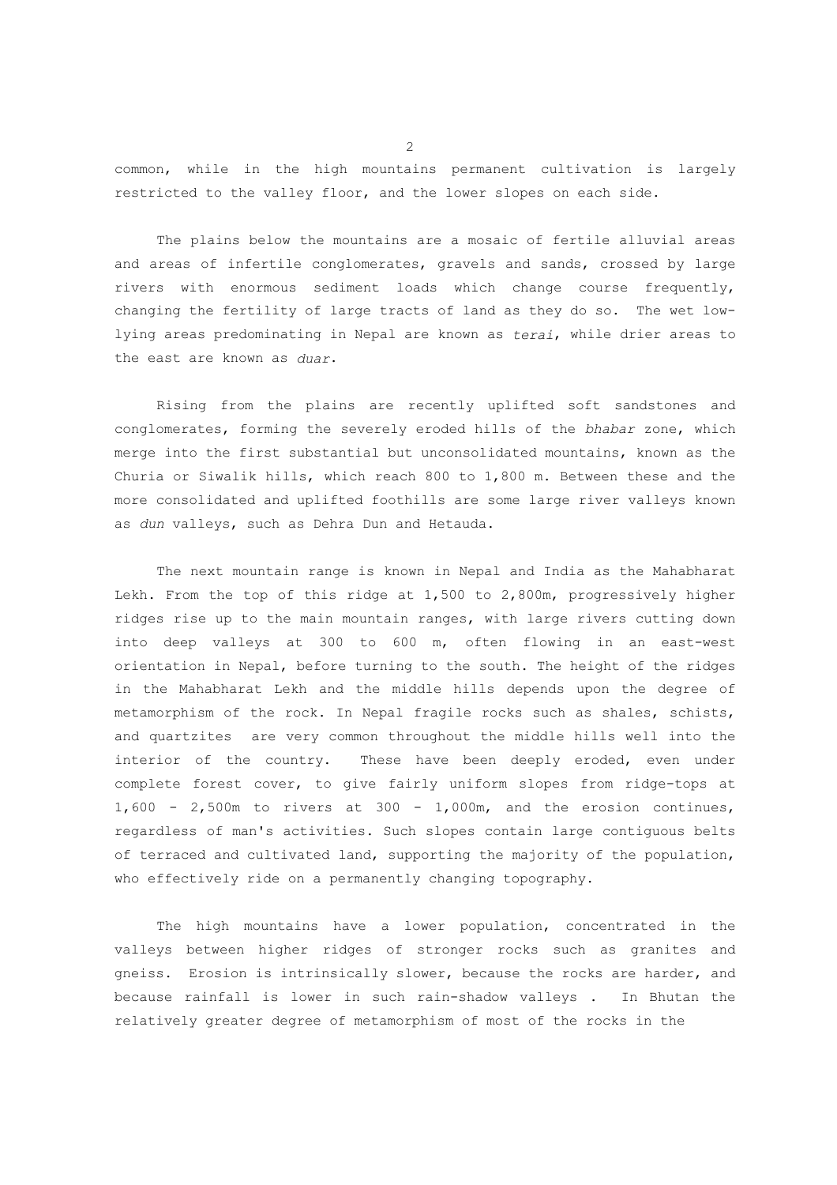common, while in the high mountains permanent cultivation is largely restricted to the valley floor, and the lower slopes on each side.

The plains below the mountains are a mosaic of fertile alluvial areas and areas of infertile conglomerates, gravels and sands, crossed by large rivers with enormous sediment loads which change course frequently, changing the fertility of large tracts of land as they do so. The wet low-lying areas predominating in Nepal are known as *terai*, while drier areas to the east are known as *duar*.

Rising from the plains are recently uplifted soft sandstones and conglomerates, forming the severely eroded hills of the *bhabar* zone, which merge into the first substantial but unconsolidated mountains, known as the Churia or Siwalik hills, which reach 800 to 1,800 m. Between these and the more consolidated and uplifted foothills are some large river valleys known as *dun* valleys, such as Dehra Dun and Hetauda.

The next mountain range is known in Nepal and India as the Mahabharat Lekh. From the top of this ridge at 1,500 to 2,800m, progressively higher ridges rise up to the main mountain ranges, with large rivers cutting down into deep valleys at 300 to 600 m, often flowing in an east-west orientation in Nepal, before turning to the south. The height of the ridges in the Mahabharat Lekh and the middle hills depends upon the degree of metamorphism of the rock. In Nepal fragile rocks such as shales, schists, and quartzites are very common throughout the middle hills well into the interior of the country. These have been deeply eroded, even under complete forest cover, to give fairly uniform slopes from ridge-tops at 1,600 - 2,500m to rivers at 300 - 1,000m, and the erosion continues, regardless of man's activities. Such slopes contain large contiguous belts of terraced and cultivated land, supporting the majority of the population, who effectively ride on a permanently changing topography.

The high mountains have a lower population, concentrated in the valleys between higher ridges of stronger rocks such as granites and gneiss. Erosion is intrinsically slower, because the rocks are harder, and because rainfall is lower in such rain-shadow valleys . In Bhutan the relatively greater degree of metamorphism of most of the rocks in the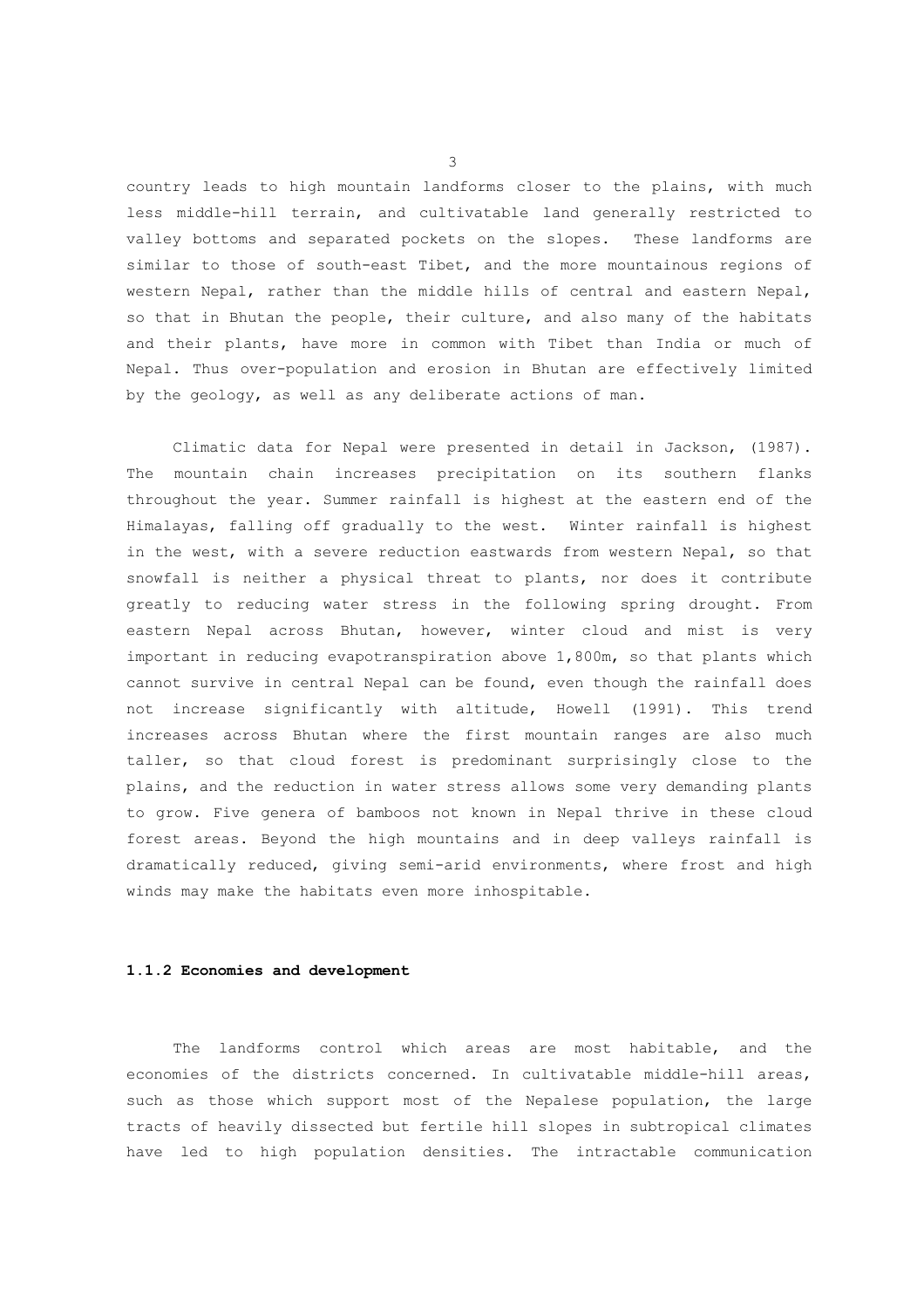country leads to high mountain landforms closer to the plains, with much less middle-hill terrain, and cultivatable land generally restricted to valley bottoms and separated pockets on the slopes. These landforms are similar to those of south-east Tibet, and the more mountainous regions of western Nepal, rather than the middle hills of central and eastern Nepal, so that in Bhutan the people, their culture, and also many of the habitats and their plants, have more in common with Tibet than India or much of Nepal. Thus over-population and erosion in Bhutan are effectively limited by the geology, as well as any deliberate actions of man.

Climatic data for Nepal were presented in detail in Jackson, (1987). The mountain chain increases precipitation on its southern flanks throughout the year. Summer rainfall is highest at the eastern end of the Himalayas, falling off gradually to the west. Winter rainfall is highest in the west, with a severe reduction eastwards from western Nepal, so that snowfall is neither a physical threat to plants, nor does it contribute greatly to reducing water stress in the following spring drought. From eastern Nepal across Bhutan, however, winter cloud and mist is very important in reducing evapotranspiration above 1,800m, so that plants which cannot survive in central Nepal can be found, even though the rainfall does not increase significantly with altitude, Howell (1991). This trend increases across Bhutan where the first mountain ranges are also much taller, so that cloud forest is predominant surprisingly close to the plains, and the reduction in water stress allows some very demanding plants to grow. Five genera of bamboos not known in Nepal thrive in these cloud forest areas. Beyond the high mountains and in deep valleys rainfall is dramatically reduced, giving semi-arid environments, where frost and high winds may make the habitats even more inhospitable.

### 1.1.2 Economies and development

The landforms control which areas are most habitable, and the economies of the districts concerned. In cultivatable middle-hill areas, such as those which support most of the Nepalese population, the large tracts of heavily dissected but fertile hill slopes in subtropical climates have led to high population densities. The intractable communication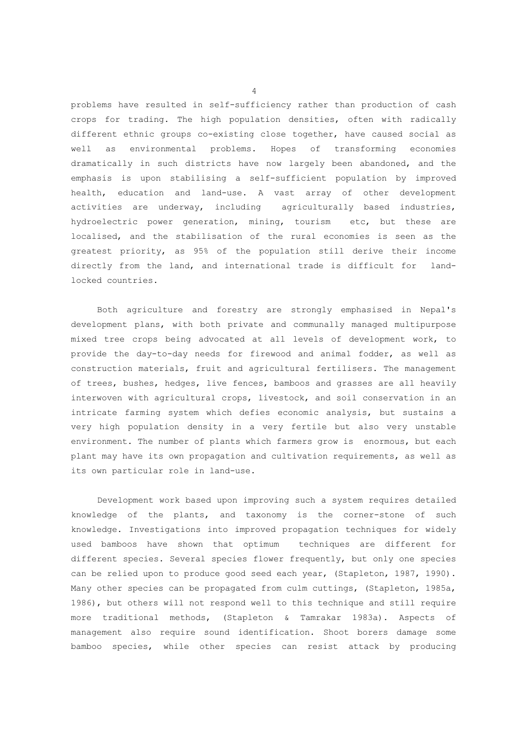problems have resulted in self-sufficiency rather than production of cash crops for trading. The high population densities, often with radically different ethnic groups co-existing close together, have caused social as well as environmental problems. Hopes of transforming economies dramatically in such districts have now largely been abandoned, and the emphasis is upon stabilising a self-sufficient population by improved health, education and land-use. A vast array of other development activities are underway, including agriculturally based industries, hydroelectric power generation, mining, tourism etc, but these are localised, and the stabilisation of the rural economies is seen as the greatest priority, as 95% of the population still derive their income directly from the land, and international trade is difficult for land-locked countries.

Both agriculture and forestry are strongly emphasised in Nepal's development plans, with both private and communally managed multipurpose mixed tree crops being advocated at all levels of development work, to provide the day-to-day needs for firewood and animal fodder, as well as construction materials, fruit and agricultural fertilisers. The management of trees, bushes, hedges, live fences, bamboos and grasses are all heavily interwoven with agricultural crops, livestock, and soil conservation in an intricate farming system which defies economic analysis, but sustains a very high population density in a very fertile but also very unstable environment. The number of plants which farmers grow is enormous, but each plant may have its own propagation and cultivation requirements, as well as its own particular role in land-use.

Development work based upon improving such a system requires detailed knowledge of the plants, and taxonomy is the corner-stone of such knowledge. Investigations into improved propagation techniques for widely used bamboos have shown that optimum techniques are different for different species. Several species flower frequently, but only one species can be relied upon to produce good seed each year, (Stapleton, 1987, 1990). Many other species can be propagated from culm cuttings, (Stapleton, 1985a, 1986), but others will not respond well to this technique and still require more traditional methods, (Stapleton & Tamrakar 1983a). Aspects of management also require sound identification. Shoot borers damage some bamboo species, while other species can resist attack by producing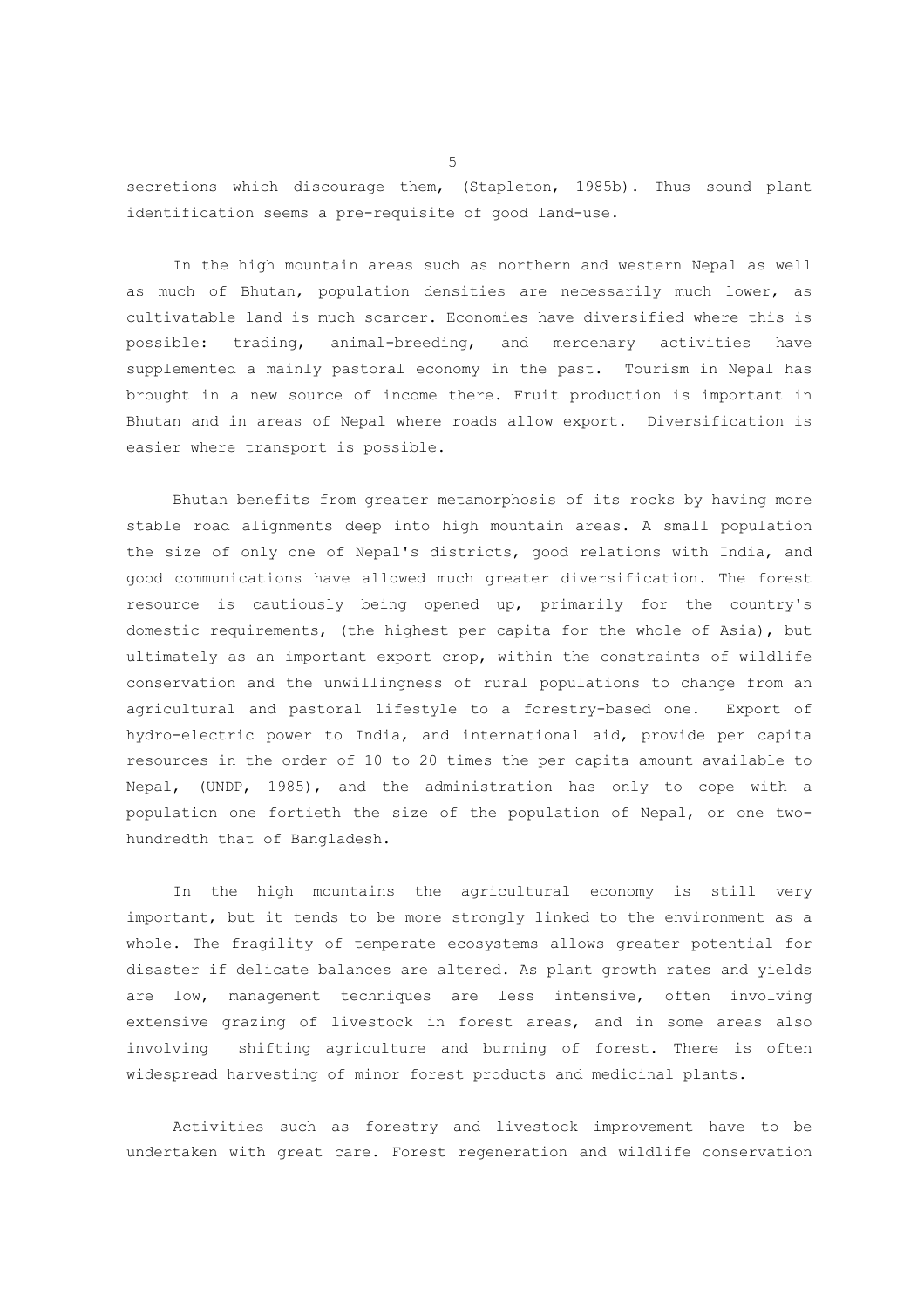secretions which discourage them, (Stapleton, 1985b). Thus sound plant identification seems a pre-requisite of good land-use.

In the high mountain areas such as northern and western Nepal as well as much of Bhutan, population densities are necessarily much lower, as cultivatable land is much scarcer. Economies have diversified where this is possible: trading, animal-breeding, and mercenary activities have supplemented a mainly pastoral economy in the past. Tourism in Nepal has brought in a new source of income there. Fruit production is important in Bhutan and in areas of Nepal where roads allow export. Diversification is easier where transport is possible.

Bhutan benefits from greater metamorphosis of its rocks by having more stable road alignments deep into high mountain areas. A small population the size of only one of Nepal's districts, good relations with India, and good communications have allowed much greater diversification. The forest resource is cautiously being opened up, primarily for the country's domestic requirements, (the highest per capita for the whole of Asia), but ultimately as an important export crop, within the constraints of wildlife conservation and the unwillingness of rural populations to change from an agricultural and pastoral lifestyle to a forestry-based one. Export of hydro-electric power to India, and international aid, provide per capita resources in the order of 10 to 20 times the per capita amount available to Nepal, (UNDP, 1985), and the administration has only to cope with a population one fortieth the size of the population of Nepal, or one two-hundredth that of Bangladesh.

In the high mountains the agricultural economy is still very important, but it tends to be more strongly linked to the environment as a whole. The fragility of temperate ecosystems allows greater potential for disaster if delicate balances are altered. As plant growth rates and yields are low, management techniques are less intensive, often involving extensive grazing of livestock in forest areas, and in some areas also involving shifting agriculture and burning of forest. There is often widespread harvesting of minor forest products and medicinal plants.

Activities such as forestry and livestock improvement have to be undertaken with great care. Forest regeneration and wildlife conservation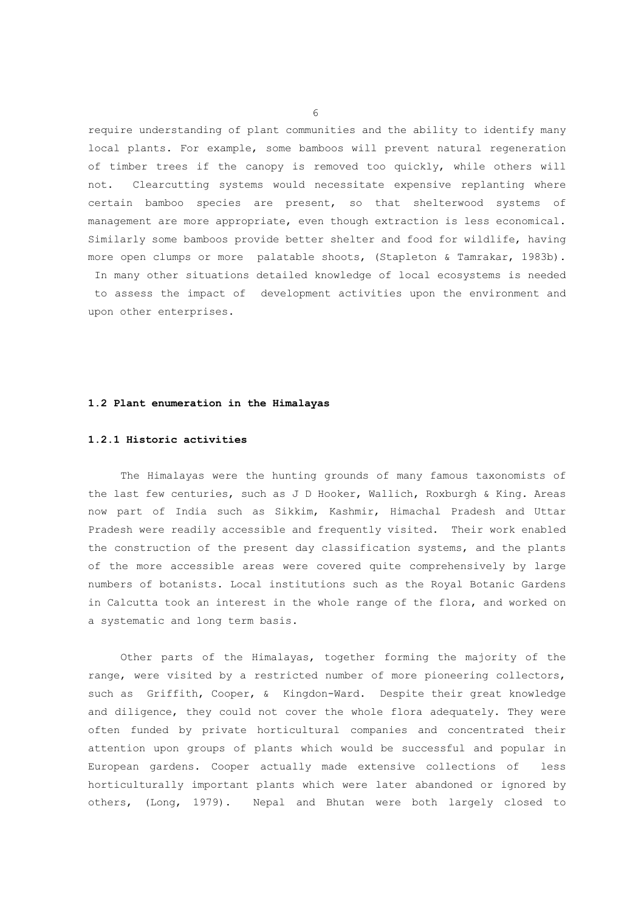require understanding of plant communities and the ability to identify many local plants. For example, some bamboos will prevent natural regeneration of timber trees if the canopy is removed too quickly, while others will not. Clearcutting systems would necessitate expensive replanting where certain bamboo species are present, so that shelterwood systems of management are more appropriate, even though extraction is less economical. Similarly some bamboos provide better shelter and food for wildlife, having more open clumps or more palatable shoots, (Stapleton & Tamrakar, 1983b). In many other situations detailed knowledge of local ecosystems is needed to assess the impact of development activities upon the environment and upon other enterprises.

### 1.2 Plant enumeration in the Himalayas

#### 1.2.1 Historic activities

The Himalayas were the hunting grounds of many famous taxonomists of the last few centuries, such as J D Hooker, Wallich, Roxburgh & King. Areas now part of India such as Sikkim, Kashmir, Himachal Pradesh and Uttar Pradesh were readily accessible and frequently visited. Their work enabled the construction of the present day classification systems, and the plants of the more accessible areas were covered quite comprehensively by large numbers of botanists. Local institutions such as the Royal Botanic Gardens in Calcutta took an interest in the whole range of the flora, and worked on a systematic and long term basis.

Other parts of the Himalayas, together forming the majority of the range, were visited by a restricted number of more pioneering collectors, such as Griffith, Cooper, & Kingdon-Ward. Despite their great knowledge and diligence, they could not cover the whole flora adequately. They were often funded by private horticultural companies and concentrated their attention upon groups of plants which would be successful and popular in European gardens. Cooper actually made extensive collections of less horticulturally important plants which were later abandoned or ignored by others, (Long, 1979). Nepal and Bhutan were both largely closed to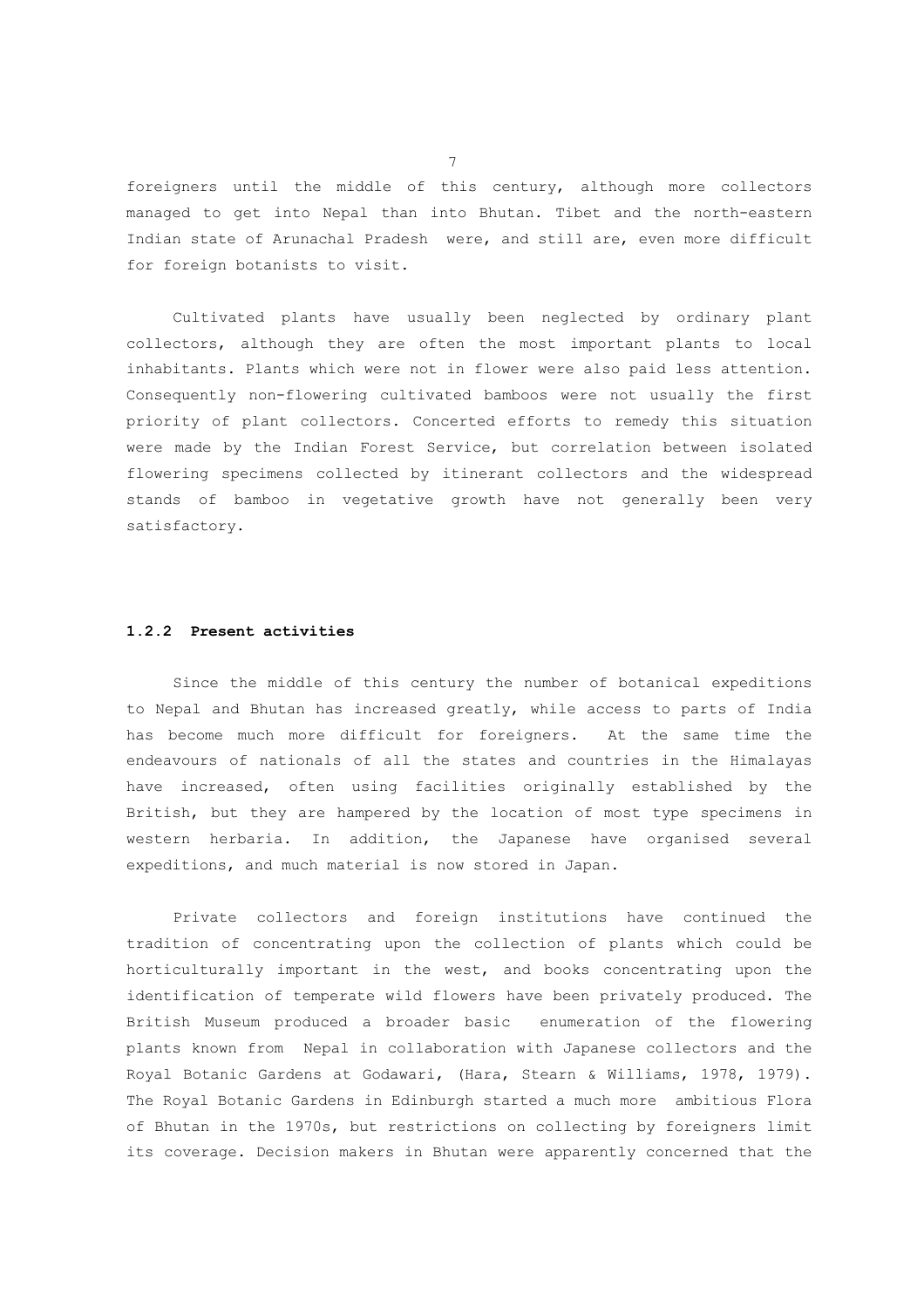foreigners until the middle of this century, although more collectors managed to get into Nepal than into Bhutan. Tibet and the north-eastern Indian state of Arunachal Pradesh were, and still are, even more difficult for foreign botanists to visit.

Cultivated plants have usually been neglected by ordinary plant collectors, although they are often the most important plants to local inhabitants. Plants which were not in flower were also paid less attention. Consequently non-flowering cultivated bamboos were not usually the first priority of plant collectors. Concerted efforts to remedy this situation were made by the Indian Forest Service, but correlation between isolated flowering specimens collected by itinerant collectors and the widespread stands of bamboo in vegetative growth have not generally been very satisfactory.

### 1.2.2 Present activities

Since the middle of this century the number of botanical expeditions to Nepal and Bhutan has increased greatly, while access to parts of India has become much more difficult for foreigners. At the same time the endeavours of nationals of all the states and countries in the Himalayas have increased, often using facilities originally established by the British, but they are hampered by the location of most type specimens in western herbaria. In addition, the Japanese have organised several expeditions, and much material is now stored in Japan.

Private collectors and foreign institutions have continued the tradition of concentrating upon the collection of plants which could be horticulturally important in the west, and books concentrating upon the identification of temperate wild flowers have been privately produced. The British Museum produced a broader basic enumeration of the flowering plants known from Nepal in collaboration with Japanese collectors and the Royal Botanic Gardens at Godawari, (Hara, Stearn & Williams, 1978, 1979). The Royal Botanic Gardens in Edinburgh started a much more ambitious Flora of Bhutan in the 1970s, but restrictions on collecting by foreigners limit its coverage. Decision makers in Bhutan were apparently concerned that the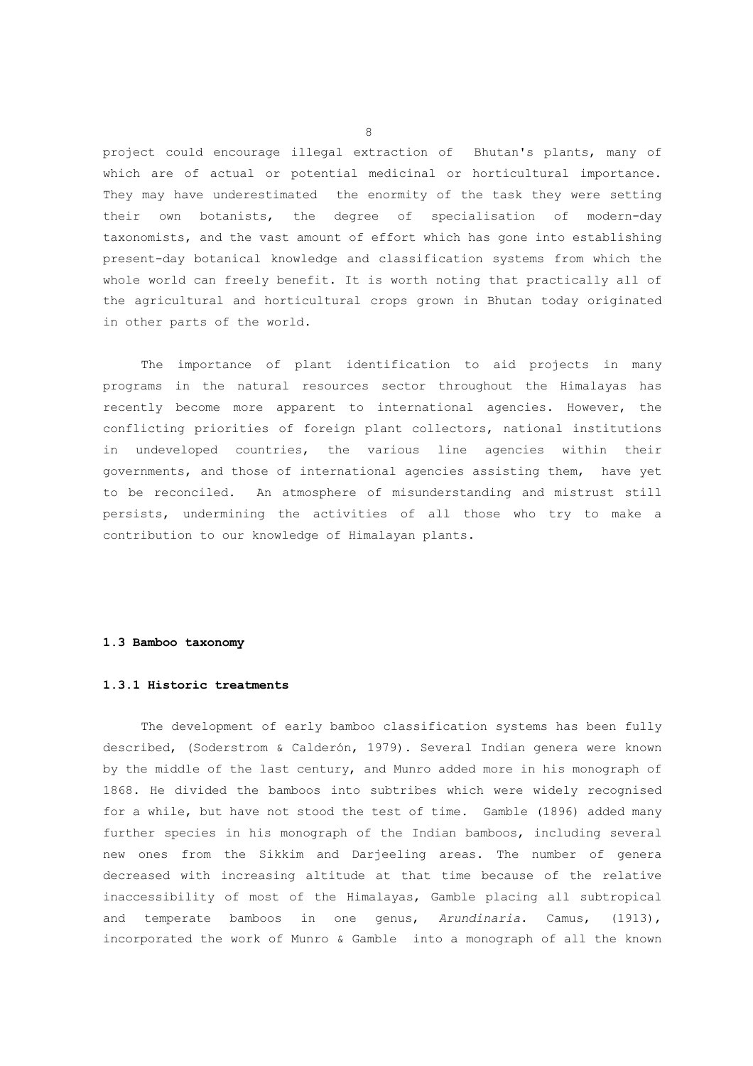project could encourage illegal extraction of Bhutan's plants, many of which are of actual or potential medicinal or horticultural importance. They may have underestimated the enormity of the task they were setting their own botanists, the degree of specialisation of modern-day taxonomists, and the vast amount of effort which has gone into establishing present-day botanical knowledge and classification systems from which the whole world can freely benefit. It is worth noting that practically all of the agricultural and horticultural crops grown in Bhutan today originated in other parts of the world.

The importance of plant identification to aid projects in many programs in the natural resources sector throughout the Himalayas has recently become more apparent to international agencies. However, the conflicting priorities of foreign plant collectors, national institutions in undeveloped countries, the various line agencies within their governments, and those of international agencies assisting them, have yet to be reconciled. An atmosphere of misunderstanding and mistrust still persists, undermining the activities of all those who try to make a contribution to our knowledge of Himalayan plants.

## 1.3 Bamboo taxonomy

### 1.3.1 Historic treatments

The development of early bamboo classification systems has been fully described, (Soderstrom & Calderón, 1979). Several Indian genera were known by the middle of the last century, and Munro added more in his monograph of 1868. He divided the bamboos into subtribes which were widely recognised for a while, but have not stood the test of time. Gamble (1896) added many further species in his monograph of the Indian bamboos, including several new ones from the Sikkim and Darjeeling areas. The number of genera decreased with increasing altitude at that time because of the relative inaccessibility of most of the Himalayas, Gamble placing all subtropical and temperate bamboos in one genus, *Arundinaria*. Camus, (1913), incorporated the work of Munro & Gamble into a monograph of all the known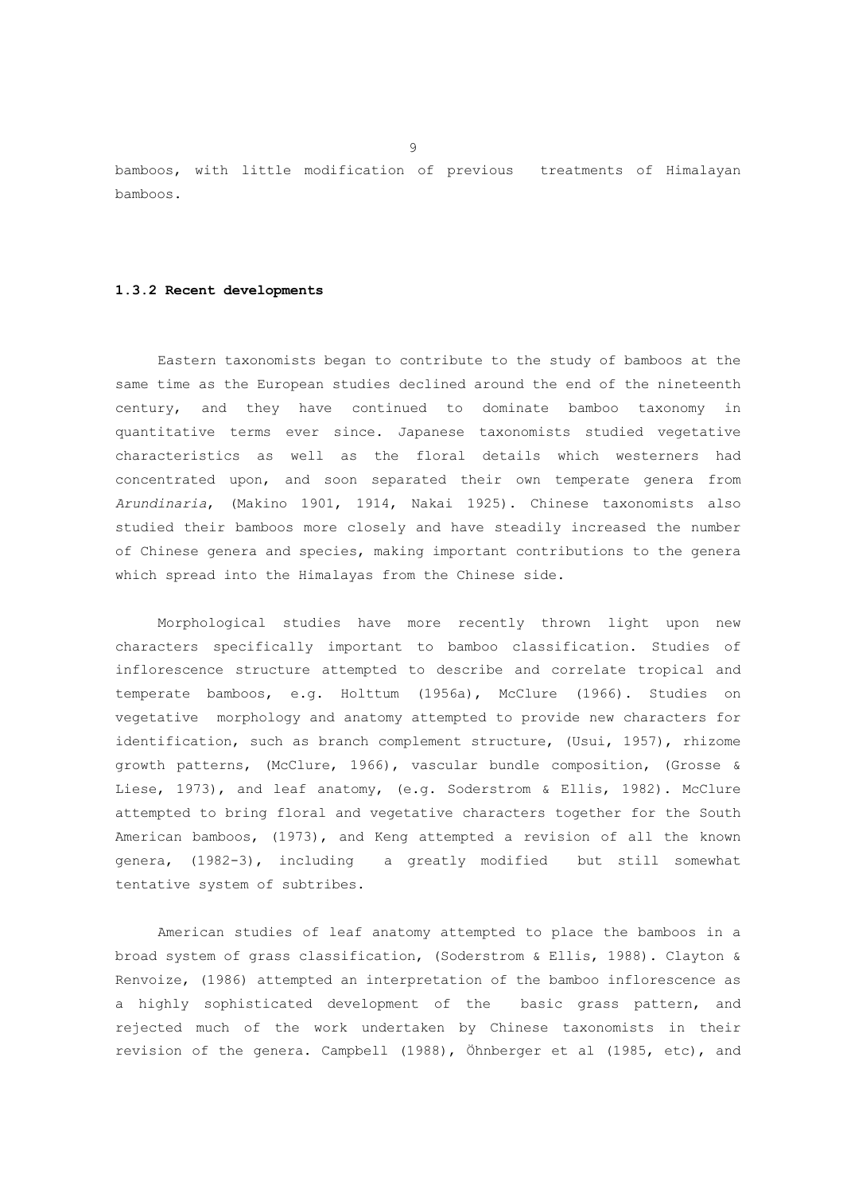bamboos, with little modification of previous treatments of Himalayan bamboos.

### 1.3.2 Recent developments

Eastern taxonomists began to contribute to the study of bamboos at the same time as the European studies declined around the end of the nineteenth century, and they have continued to dominate bamboo taxonomy in quantitative terms ever since. Japanese taxonomists studied vegetative characteristics as well as the floral details which westerners had concentrated upon, and soon separated their own temperate genera from *Arundinaria*, (Makino 1901, 1914, Nakai 1925). Chinese taxonomists also studied their bamboos more closely and have steadily increased the number of Chinese genera and species, making important contributions to the genera which spread into the Himalayas from the Chinese side.

Morphological studies have more recently thrown light upon new characters specifically important to bamboo classification. Studies of inflorescence structure attempted to describe and correlate tropical and temperate bamboos, e.g. Holttum (1956a), McClure (1966). Studies on vegetative morphology and anatomy attempted to provide new characters for identification, such as branch complement structure, (Usui, 1957), rhizome growth patterns, (McClure, 1966), vascular bundle composition, (Grosse & Liese, 1973), and leaf anatomy, (e.g. Soderstrom & Ellis, 1982). McClure attempted to bring floral and vegetative characters together for the South American bamboos, (1973), and Keng attempted a revision of all the known genera, (1982-3), including a greatly modified but still somewhat tentative system of subtribes.

American studies of leaf anatomy attempted to place the bamboos in a broad system of grass classification, (Soderstrom & Ellis, 1988). Clayton & Renvoize, (1986) attempted an interpretation of the bamboo inflorescence as a highly sophisticated development of the basic grass pattern, and rejected much of the work undertaken by Chinese taxonomists in their revision of the genera. Campbell (1988), Öhnberger et al (1985, etc), and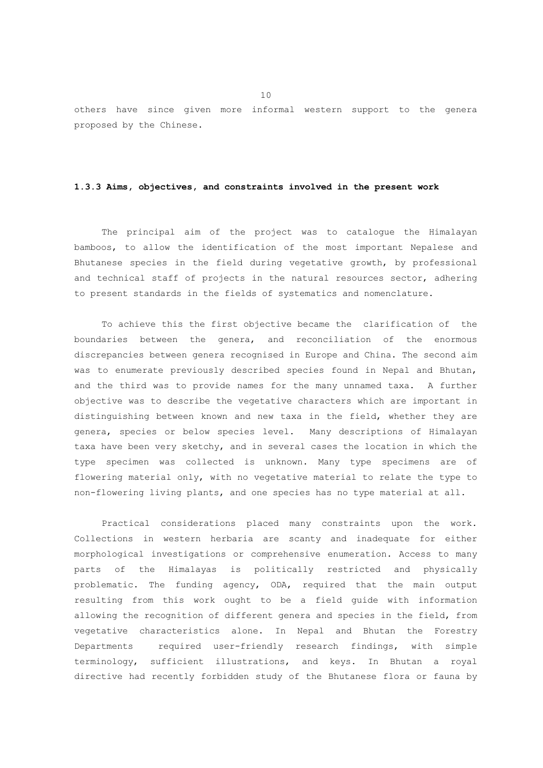others have since given more informal western support to the genera proposed by the Chinese.

### 1.3.3 Aims, objectives, and constraints involved in the present work

The principal aim of the project was to catalogue the Himalayan bamboos, to allow the identification of the most important Nepalese and Bhutanese species in the field during vegetative growth, by professional and technical staff of projects in the natural resources sector, adhering to present standards in the fields of systematics and nomenclature.

To achieve this the first objective became the clarification of the boundaries between the genera, and reconciliation of the enormous discrepancies between genera recognised in Europe and China. The second aim was to enumerate previously described species found in Nepal and Bhutan, and the third was to provide names for the many unnamed taxa. A further objective was to describe the vegetative characters which are important in distinguishing between known and new taxa in the field, whether they are genera, species or below species level. Many descriptions of Himalayan taxa have been very sketchy, and in several cases the location in which the type specimen was collected is unknown. Many type specimens are of flowering material only, with no vegetative material to relate the type to non-flowering living plants, and one species has no type material at all.

Practical considerations placed many constraints upon the work. Collections in western herbaria are scanty and inadequate for either morphological investigations or comprehensive enumeration. Access to many parts of the Himalayas is politically restricted and physically problematic. The funding agency, ODA, required that the main output resulting from this work ought to be a field guide with information allowing the recognition of different genera and species in the field, from vegetative characteristics alone. In Nepal and Bhutan the Forestry Departments required user-friendly research findings, with simple terminology, sufficient illustrations, and keys. In Bhutan a royal directive had recently forbidden study of the Bhutanese flora or fauna by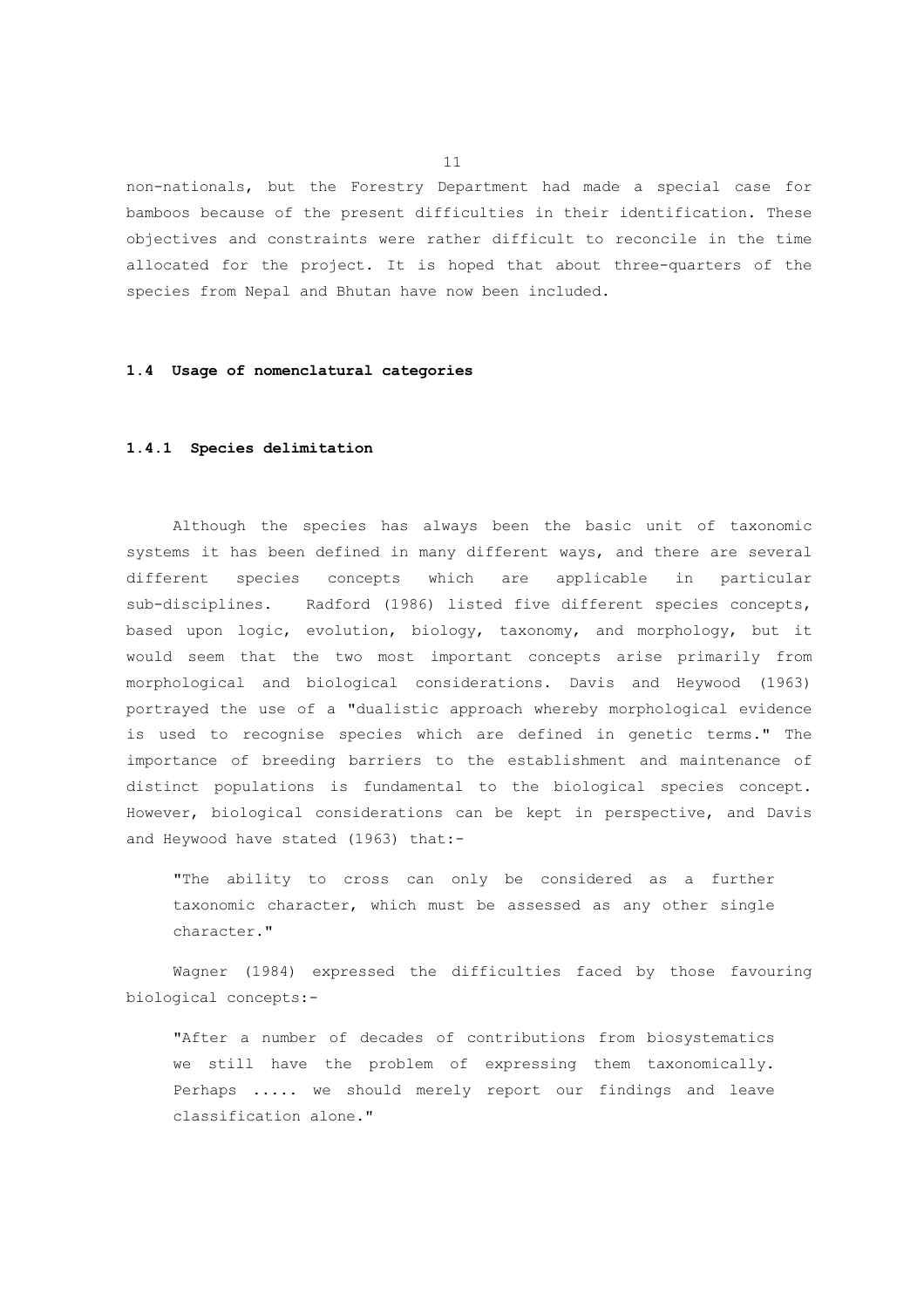non-nationals, but the Forestry Department had made a special case for bamboos because of the present difficulties in their identification. These objectives and constraints were rather difficult to reconcile in the time allocated for the project. It is hoped that about three-quarters of the species from Nepal and Bhutan have now been included.

## 1.4 Usage of nomenclatural categories

### 1.4.1 Species delimitation

Although the species has always been the basic unit of taxonomic systems it has been defined in many different ways, and there are several different species concepts which are applicable in particular sub-disciplines. Radford (1986) listed five different species concepts, based upon logic, evolution, biology, taxonomy, and morphology, but it would seem that the two most important concepts arise primarily from morphological and biological considerations. Davis and Heywood (1963) portrayed the use of a "dualistic approach whereby morphological evidence is used to recognise species which are defined in genetic terms." The importance of breeding barriers to the establishment and maintenance of distinct populations is fundamental to the biological species concept. However, biological considerations can be kept in perspective, and Davis and Heywood have stated (1963) that:-

> "The ability to cross can only be considered as a further taxonomic character, which must be assessed as any other single character."

Wagner (1984) expressed the difficulties faced by those favouring biological concepts:-

> "After a number of decades of contributions from biosystematics we still have the problem of expressing them taxonomically. Perhaps ..... we should merely report our findings and leave classification alone."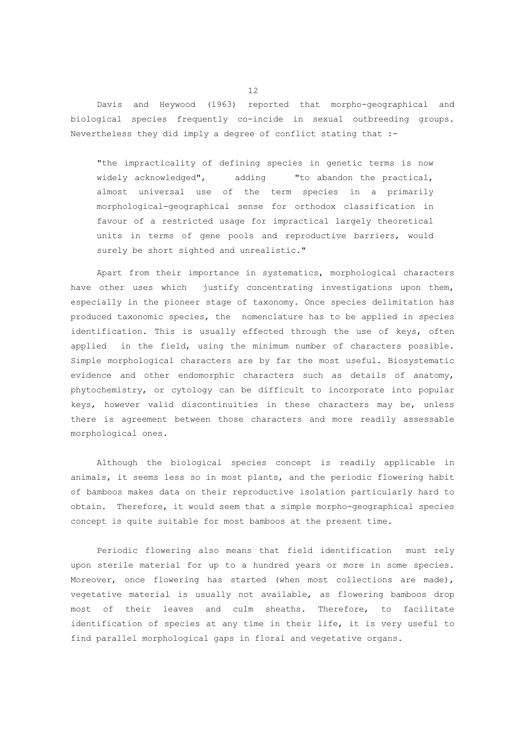Davis and Heywood (1963) reported that morpho-geographical and biological species frequently co-incide in sexual outbreeding groups. Nevertheless they did imply a degree of conflict stating that :-

> "the impracticality of defining species in genetic terms is now widely acknowledged", adding "to abandon the practical, almost universal use of the term species in a primarily morphological-geographical sense for orthodox classification in favour of a restricted usage for impractical largely theoretical units in terms of gene pools and reproductive barriers, would surely be short sighted and unrealistic."

Apart from their importance in systematics, morphological characters have other uses which justify concentrating investigations upon them, especially in the pioneer stage of taxonomy. Once species delimitation has produced taxonomic species, the nomenclature has to be applied in species identification. This is usually effected through the use of keys, often applied in the field, using the minimum number of characters possible. Simple morphological characters are by far the most useful. Biosystematic evidence and other endomorphic characters such as details of anatomy, phytochemistry, or cytology can be difficult to incorporate into popular keys, however valid discontinuities in these characters may be, unless there is agreement between those characters and more readily assessable morphological ones.

Although the biological species concept is readily applicable in animals, it seems less so in most plants, and the periodic flowering habit of bamboos makes data on their reproductive isolation particularly hard to obtain. Therefore, it would seem that a simple morpho-geographical species concept is quite suitable for most bamboos at the present time.

Periodic flowering also means that field identification must rely upon sterile material for up to a hundred years or more in some species. Moreover, once flowering has started (when most collections are made), vegetative material is usually not available, as flowering bamboos drop most of their leaves and culm sheaths. Therefore, to facilitate identification of species at any time in their life, it is very useful to find parallel morphological gaps in floral and vegetative organs.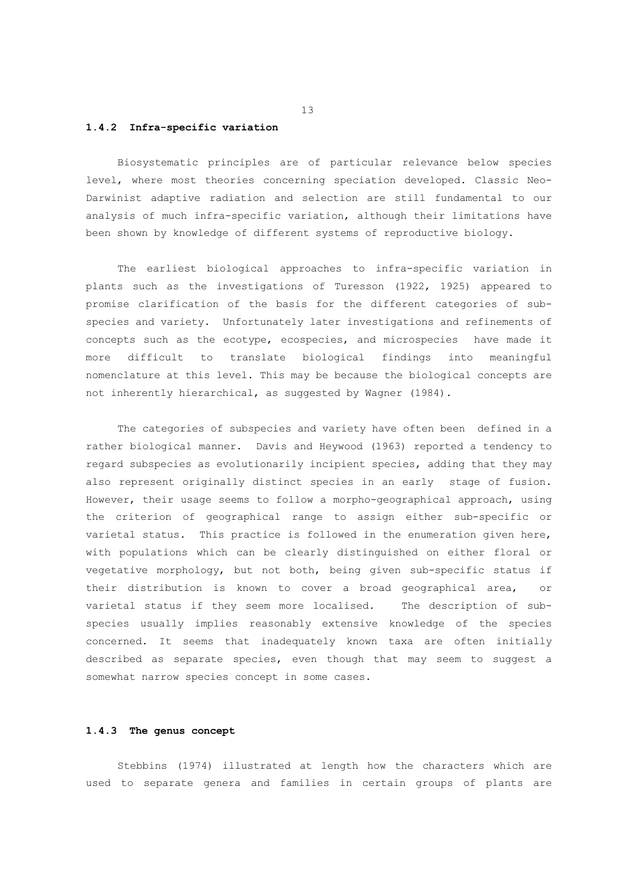### 1.4.2 Infra-specific variation

Biosystematic principles are of particular relevance below species level, where most theories concerning speciation developed. Classic Neo-Darwinist adaptive radiation and selection are still fundamental to our analysis of much infra-specific variation, although their limitations have been shown by knowledge of different systems of reproductive biology.

The earliest biological approaches to infra-specific variation in plants such as the investigations of Turesson (1922, 1925) appeared to promise clarification of the basis for the different categories of sub-species and variety. Unfortunately later investigations and refinements of concepts such as the ecotype, ecospecies, and microspecies have made it more difficult to translate biological findings into meaningful nomenclature at this level. This may be because the biological concepts are not inherently hierarchical, as suggested by Wagner (1984).

The categories of subspecies and variety have often been defined in a rather biological manner. Davis and Heywood (1963) reported a tendency to regard subspecies as evolutionarily incipient species, adding that they may also represent originally distinct species in an early stage of fusion. However, their usage seems to follow a morpho-geographical approach, using the criterion of geographical range to assign either sub-specific or varietal status. This practice is followed in the enumeration given here, with populations which can be clearly distinguished on either floral or vegetative morphology, but not both, being given sub-specific status if their distribution is known to cover a broad geographical area, or varietal status if they seem more localised. The description of sub-species usually implies reasonably extensive knowledge of the species concerned. It seems that inadequately known taxa are often initially described as separate species, even though that may seem to suggest a somewhat narrow species concept in some cases.

### 1.4.3 The genus concept

Stebbins (1974) illustrated at length how the characters which are used to separate genera and families in certain groups of plants are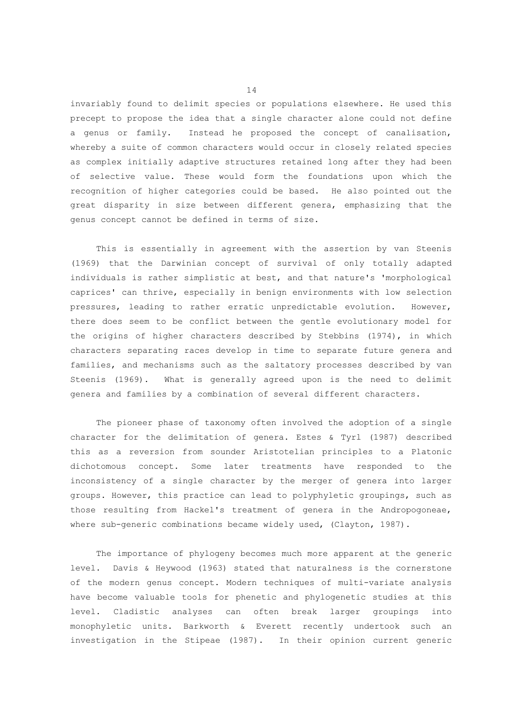invariably found to delimit species or populations elsewhere. He used this precept to propose the idea that a single character alone could not define a genus or family. Instead he proposed the concept of canalisation, whereby a suite of common characters would occur in closely related species as complex initially adaptive structures retained long after they had been of selective value. These would form the foundations upon which the recognition of higher categories could be based. He also pointed out the great disparity in size between different genera, emphasizing that the genus concept cannot be defined in terms of size.

This is essentially in agreement with the assertion by van Steenis (1969) that the Darwinian concept of survival of only totally adapted individuals is rather simplistic at best, and that nature's 'morphological caprices' can thrive, especially in benign environments with low selection pressures, leading to rather erratic unpredictable evolution. However, there does seem to be conflict between the gentle evolutionary model for the origins of higher characters described by Stebbins (1974), in which characters separating races develop in time to separate future genera and families, and mechanisms such as the saltatory processes described by van Steenis (1969). What is generally agreed upon is the need to delimit genera and families by a combination of several different characters.

The pioneer phase of taxonomy often involved the adoption of a single character for the delimitation of genera. Estes & Tyrl (1987) described this as a reversion from sounder Aristotelian principles to a Platonic dichotomous concept. Some later treatments have responded to the inconsistency of a single character by the merger of genera into larger groups. However, this practice can lead to polyphyletic groupings, such as those resulting from Hackel's treatment of genera in the Andropogoneae, where sub-generic combinations became widely used, (Clayton, 1987).

The importance of phylogeny becomes much more apparent at the generic level. Davis & Heywood (1963) stated that naturalness is the cornerstone of the modern genus concept. Modern techniques of multi-variate analysis have become valuable tools for phenetic and phylogenetic studies at this level. Cladistic analyses can often break larger groupings into monophyletic units. Barkworth & Everett recently undertook such an investigation in the Stipeae (1987). In their opinion current generic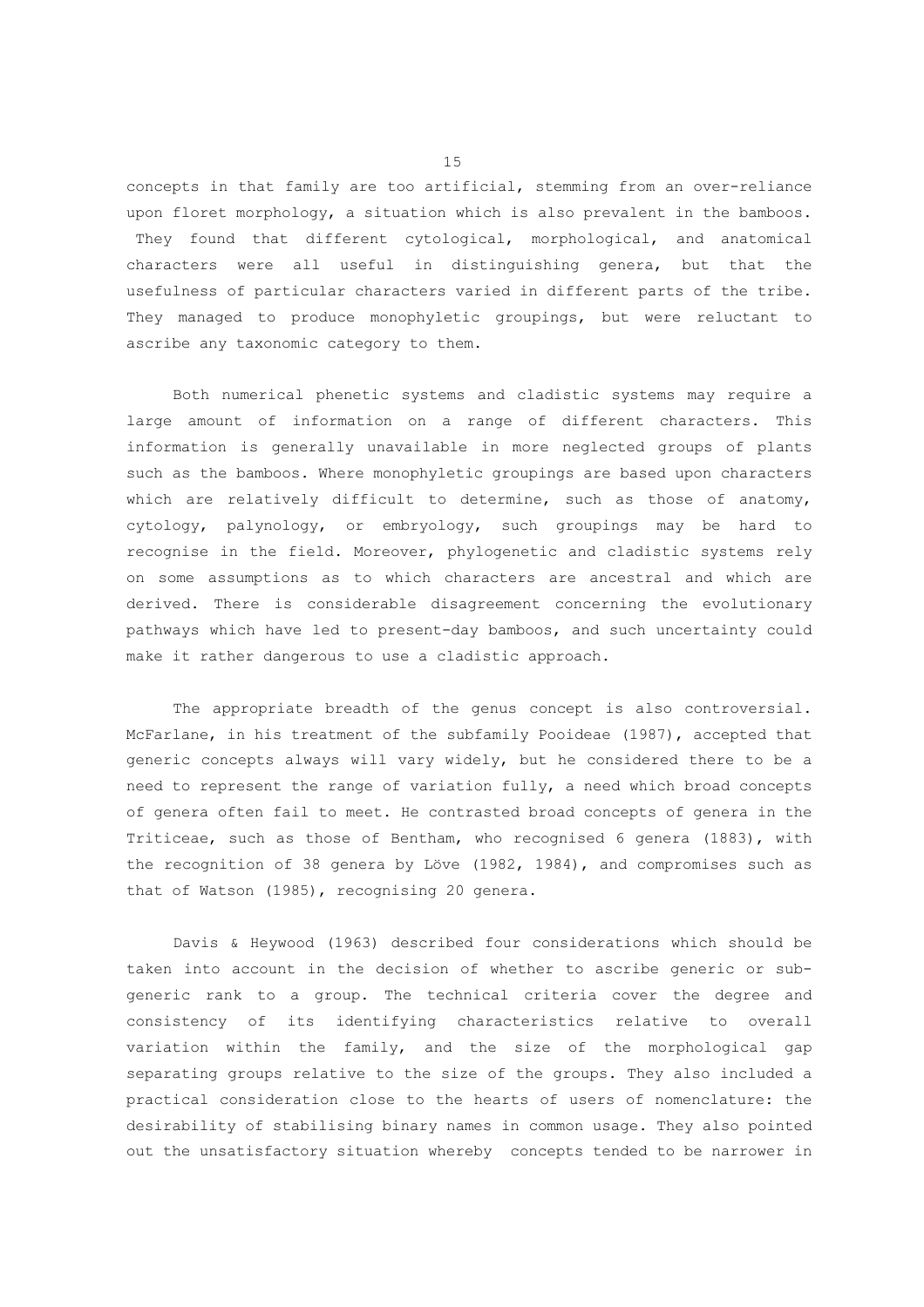concepts in that family are too artificial, stemming from an over-reliance upon floret morphology, a situation which is also prevalent in the bamboos. They found that different cytological, morphological, and anatomical characters were all useful in distinguishing genera, but that the usefulness of particular characters varied in different parts of the tribe. They managed to produce monophyletic groupings, but were reluctant to ascribe any taxonomic category to them.

Both numerical phenetic systems and cladistic systems may require a large amount of information on a range of different characters. This information is generally unavailable in more neglected groups of plants such as the bamboos. Where monophyletic groupings are based upon characters which are relatively difficult to determine, such as those of anatomy, cytology, palynology, or embryology, such groupings may be hard to recognise in the field. Moreover, phylogenetic and cladistic systems rely on some assumptions as to which characters are ancestral and which are derived. There is considerable disagreement concerning the evolutionary pathways which have led to present-day bamboos, and such uncertainty could make it rather dangerous to use a cladistic approach.

The appropriate breadth of the genus concept is also controversial. McFarlane, in his treatment of the subfamily Pooideae (1987), accepted that generic concepts always will vary widely, but he considered there to be a need to represent the range of variation fully, a need which broad concepts of genera often fail to meet. He contrasted broad concepts of genera in the Triticeae, such as those of Bentham, who recognised 6 genera (1883), with the recognition of 38 genera by Löve (1982, 1984), and compromises such as that of Watson (1985), recognising 20 genera.

Davis & Heywood (1963) described four considerations which should be taken into account in the decision of whether to ascribe generic or sub-generic rank to a group. The technical criteria cover the degree and consistency of its identifying characteristics relative to overall variation within the family, and the size of the morphological gap separating groups relative to the size of the groups. They also included a practical consideration close to the hearts of users of nomenclature: the desirability of stabilising binary names in common usage. They also pointed out the unsatisfactory situation whereby concepts tended to be narrower in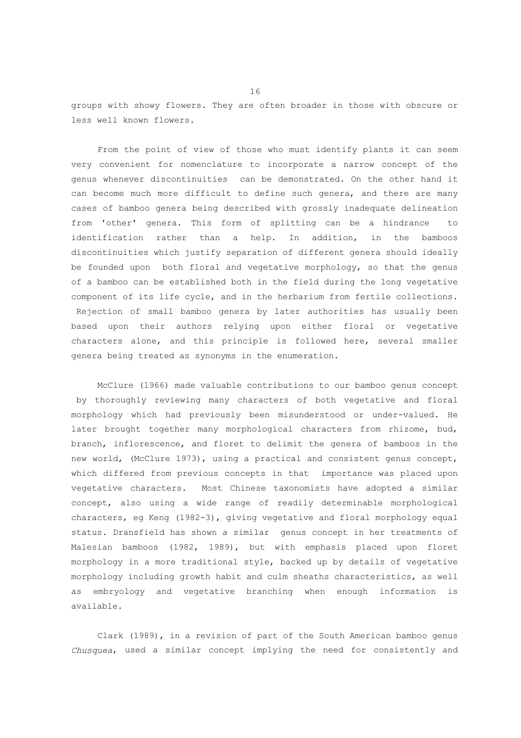groups with showy flowers. They are often broader in those with obscure or less well known flowers.

From the point of view of those who must identify plants it can seem very convenient for nomenclature to incorporate a narrow concept of the genus whenever discontinuities can be demonstrated. On the other hand it can become much more difficult to define such genera, and there are many cases of bamboo genera being described with grossly inadequate delineation from 'other' genera. This form of splitting can be a hindrance to identification rather than a help. In addition, in the bamboos discontinuities which justify separation of different genera should ideally be founded upon both floral and vegetative morphology, so that the genus of a bamboo can be established both in the field during the long vegetative component of its life cycle, and in the herbarium from fertile collections. Rejection of small bamboo genera by later authorities has usually been based upon their authors relying upon either floral or vegetative characters alone, and this principle is followed here, several smaller genera being treated as synonyms in the enumeration.

McClure (1966) made valuable contributions to our bamboo genus concept by thoroughly reviewing many characters of both vegetative and floral morphology which had previously been misunderstood or under-valued. He later brought together many morphological characters from rhizome, bud, branch, inflorescence, and floret to delimit the genera of bamboos in the new world, (McClure 1973), using a practical and consistent genus concept, which differed from previous concepts in that importance was placed upon vegetative characters. Most Chinese taxonomists have adopted a similar concept, also using a wide range of readily determinable morphological characters, eg Keng (1982-3), giving vegetative and floral morphology equal status. Dransfield has shown a similar genus concept in her treatments of Malesian bamboos (1982, 1989), but with emphasis placed upon floret morphology in a more traditional style, backed up by details of vegetative morphology including growth habit and culm sheaths characteristics, as well as embryology and vegetative branching when enough information is available.

Clark (1989), in a revision of part of the South American bamboo genus *Chusquea*, used a similar concept implying the need for consistently and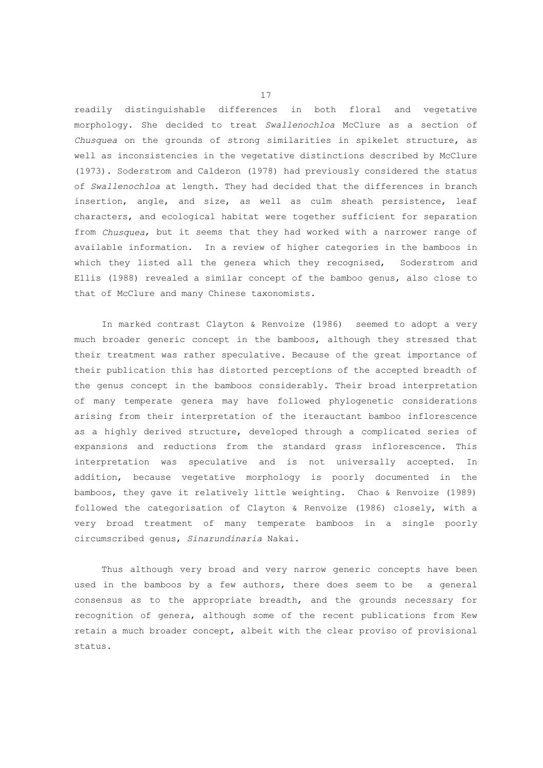readily distinguishable differences in both floral and vegetative morphology. She decided to treat *Swallenochloa* McClure as a section of *Chusquea* on the grounds of strong similarities in spikelet structure, as well as inconsistencies in the vegetative distinctions described by McClure (1973). Soderstrom and Calderon (1978) had previously considered the status of *Swallenochloa* at length. They had decided that the differences in branch insertion, angle, and size, as well as culm sheath persistence, leaf characters, and ecological habitat were together sufficient for separation from *Chusquea*, but it seems that they had worked with a narrower range of available information. In a review of higher categories in the bamboos in which they listed all the genera which they recognised, Soderstrom and Ellis (1988) revealed a similar concept of the bamboo genus, also close to that of McClure and many Chinese taxonomists.

In marked contrast Clayton & Renvoize (1986) seemed to adopt a very much broader generic concept in the bamboos, although they stressed that their treatment was rather speculative. Because of the great importance of their publication this has distorted perceptions of the accepted breadth of the genus concept in the bamboos considerably. Their broad interpretation of many temperate genera may have followed phylogenetic considerations arising from their interpretation of the iterauctant bamboo inflorescence as a highly derived structure, developed through a complicated series of expansions and reductions from the standard grass inflorescence. This interpretation was speculative and is not universally accepted. In addition, because vegetative morphology is poorly documented in the bamboos, they gave it relatively little weighting. Chao & Renvoize (1989) followed the categorisation of Clayton & Renvoize (1986) closely, with a very broad treatment of many temperate bamboos in a single poorly circumscribed genus, *Sinarundinaria* Nakai.

Thus although very broad and very narrow generic concepts have been used in the bamboos by a few authors, there does seem to be a general consensus as to the appropriate breadth, and the grounds necessary for recognition of genera, although some of the recent publications from Kew retain a much broader concept, albeit with the clear proviso of provisional status.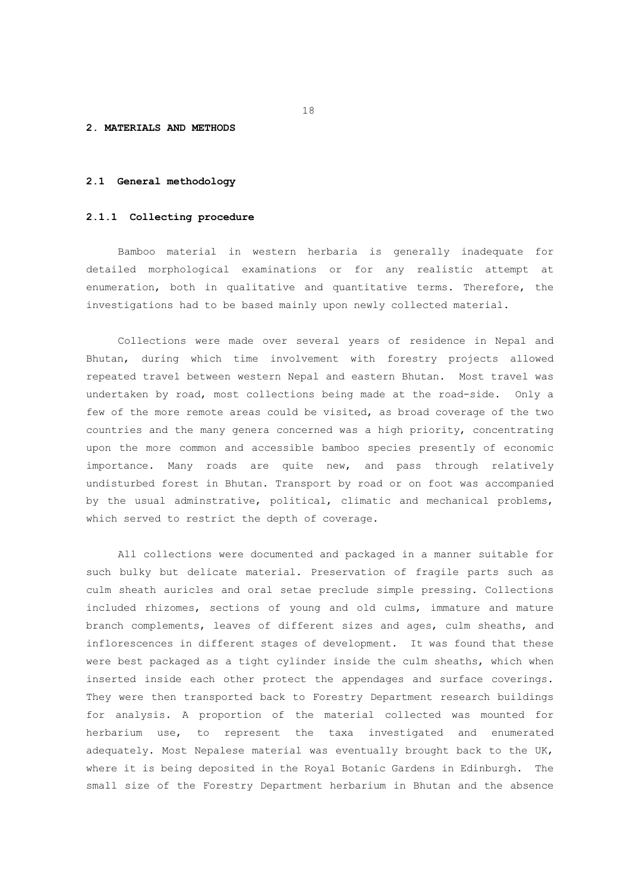## 2. MATERIALS AND METHODS

### 2.1 General methodology

#### 2.1.1 Collecting procedure

Bamboo material in western herbaria is generally inadequate for detailed morphological examinations or for any realistic attempt at enumeration, both in qualitative and quantitative terms. Therefore, the investigations had to be based mainly upon newly collected material.

Collections were made over several years of residence in Nepal and Bhutan, during which time involvement with forestry projects allowed repeated travel between western Nepal and eastern Bhutan. Most travel was undertaken by road, most collections being made at the road-side. Only a few of the more remote areas could be visited, as broad coverage of the two countries and the many genera concerned was a high priority, concentrating upon the more common and accessible bamboo species presently of economic importance. Many roads are quite new, and pass through relatively undisturbed forest in Bhutan. Transport by road or on foot was accompanied by the usual adminstrative, political, climatic and mechanical problems, which served to restrict the depth of coverage.

All collections were documented and packaged in a manner suitable for such bulky but delicate material. Preservation of fragile parts such as culm sheath auricles and oral setae preclude simple pressing. Collections included rhizomes, sections of young and old culms, immature and mature branch complements, leaves of different sizes and ages, culm sheaths, and inflorescences in different stages of development. It was found that these were best packaged as a tight cylinder inside the culm sheaths, which when inserted inside each other protect the appendages and surface coverings. They were then transported back to Forestry Department research buildings for analysis. A proportion of the material collected was mounted for herbarium use, to represent the taxa investigated and enumerated adequately. Most Nepalese material was eventually brought back to the UK, where it is being deposited in the Royal Botanic Gardens in Edinburgh. The small size of the Forestry Department herbarium in Bhutan and the absence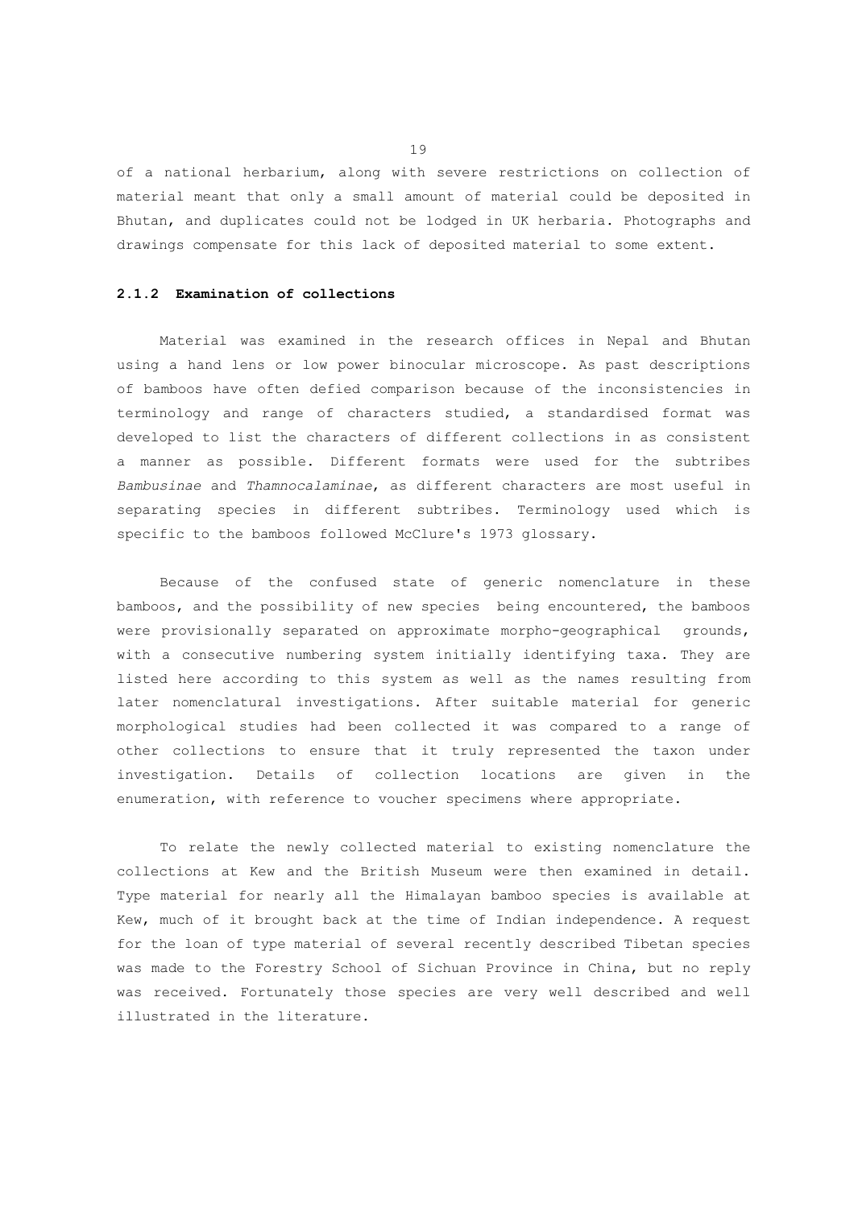of a national herbarium, along with severe restrictions on collection of material meant that only a small amount of material could be deposited in Bhutan, and duplicates could not be lodged in UK herbaria. Photographs and drawings compensate for this lack of deposited material to some extent.

### 2.1.2 Examination of collections

Material was examined in the research offices in Nepal and Bhutan using a hand lens or low power binocular microscope. As past descriptions of bamboos have often defied comparison because of the inconsistencies in terminology and range of characters studied, a standardised format was developed to list the characters of different collections in as consistent a manner as possible. Different formats were used for the subtribes *Bambusinae* and *Thamnocalaminae*, as different characters are most useful in separating species in different subtribes. Terminology used which is specific to the bamboos followed McClure's 1973 glossary.

Because of the confused state of generic nomenclature in these bamboos, and the possibility of new species being encountered, the bamboos were provisionally separated on approximate morpho-geographical grounds, with a consecutive numbering system initially identifying taxa. They are listed here according to this system as well as the names resulting from later nomenclatural investigations. After suitable material for generic morphological studies had been collected it was compared to a range of other collections to ensure that it truly represented the taxon under investigation. Details of collection locations are given in the enumeration, with reference to voucher specimens where appropriate.

To relate the newly collected material to existing nomenclature the collections at Kew and the British Museum were then examined in detail. Type material for nearly all the Himalayan bamboo species is available at Kew, much of it brought back at the time of Indian independence. A request for the loan of type material of several recently described Tibetan species was made to the Forestry School of Sichuan Province in China, but no reply was received. Fortunately those species are very well described and well illustrated in the literature.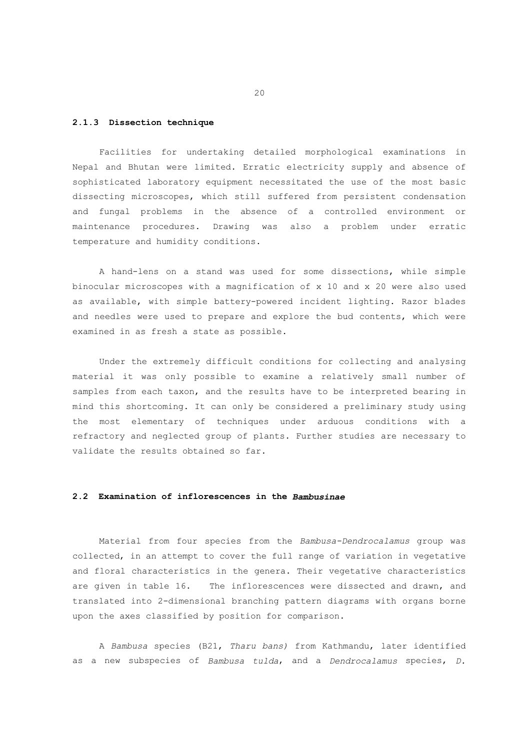### 2.1.3 Dissection technique

Facilities for undertaking detailed morphological examinations in Nepal and Bhutan were limited. Erratic electricity supply and absence of sophisticated laboratory equipment necessitated the use of the most basic dissecting microscopes, which still suffered from persistent condensation and fungal problems in the absence of a controlled environment or maintenance procedures. Drawing was also a problem under erratic temperature and humidity conditions.

A hand-lens on a stand was used for some dissections, while simple binocular microscopes with a magnification of x 10 and x 20 were also used as available, with simple battery-powered incident lighting. Razor blades and needles were used to prepare and explore the bud contents, which were examined in as fresh a state as possible.

Under the extremely difficult conditions for collecting and analysing material it was only possible to examine a relatively small number of samples from each taxon, and the results have to be interpreted bearing in mind this shortcoming. It can only be considered a preliminary study using the most elementary of techniques under arduous conditions with a refractory and neglected group of plants. Further studies are necessary to validate the results obtained so far.

## 2.2 Examination of inflorescences in the *Bambusinae*

Material from four species from the *Bambusa-Dendrocalamus* group was collected, in an attempt to cover the full range of variation in vegetative and floral characteristics in the genera. Their vegetative characteristics are given in table 16. The inflorescences were dissected and drawn, and translated into 2-dimensional branching pattern diagrams with organs borne upon the axes classified by position for comparison.

A *Bambusa* species (B21, *Tharu bans)* from Kathmandu, later identified as a new subspecies of *Bambusa tulda*, and a *Dendrocalamus* species, *D.*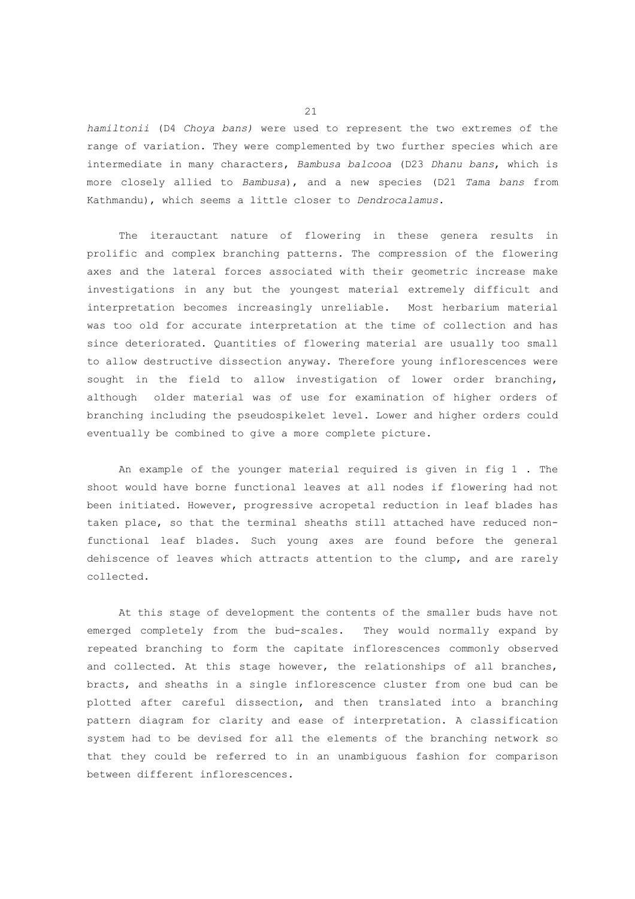*hamiltonii* (D4 *Choya bans)* were used to represent the two extremes of the range of variation. They were complemented by two further species which are intermediate in many characters, *Bambusa balcooa* (D23 *Dhanu bans*, which is more closely allied to *Bambusa*), and a new species (D21 *Tama bans* from Kathmandu), which seems a little closer to *Dendrocalamus*.

The iterauctant nature of flowering in these genera results in prolific and complex branching patterns. The compression of the flowering axes and the lateral forces associated with their geometric increase make investigations in any but the youngest material extremely difficult and interpretation becomes increasingly unreliable. Most herbarium material was too old for accurate interpretation at the time of collection and has since deteriorated. Quantities of flowering material are usually too small to allow destructive dissection anyway. Therefore young inflorescences were sought in the field to allow investigation of lower order branching, although older material was of use for examination of higher orders of branching including the pseudospikelet level. Lower and higher orders could eventually be combined to give a more complete picture.

An example of the younger material required is given in fig 1 . The shoot would have borne functional leaves at all nodes if flowering had not been initiated. However, progressive acropetal reduction in leaf blades has taken place, so that the terminal sheaths still attached have reduced non-functional leaf blades. Such young axes are found before the general dehiscence of leaves which attracts attention to the clump, and are rarely collected.

At this stage of development the contents of the smaller buds have not emerged completely from the bud-scales. They would normally expand by repeated branching to form the capitate inflorescences commonly observed and collected. At this stage however, the relationships of all branches, bracts, and sheaths in a single inflorescence cluster from one bud can be plotted after careful dissection, and then translated into a branching pattern diagram for clarity and ease of interpretation. A classification system had to be devised for all the elements of the branching network so that they could be referred to in an unambiguous fashion for comparison between different inflorescences.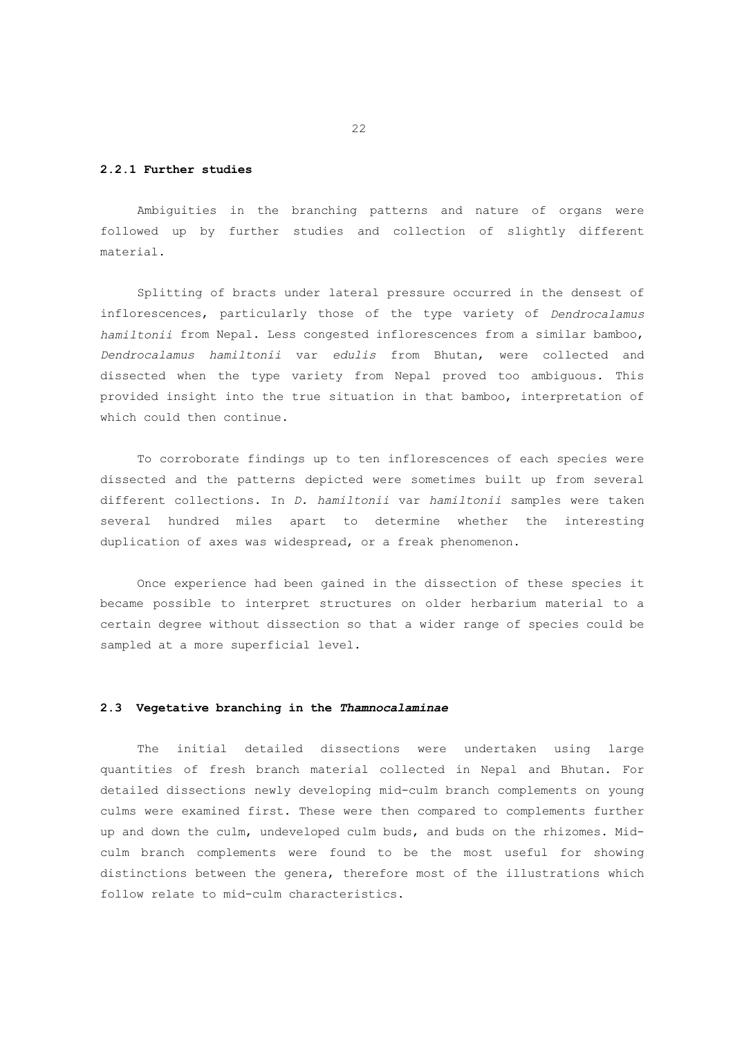### 2.2.1 Further studies

Ambiguities in the branching patterns and nature of organs were followed up by further studies and collection of slightly different material.

Splitting of bracts under lateral pressure occurred in the densest of inflorescences, particularly those of the type variety of *Dendrocalamus hamiltonii* from Nepal. Less congested inflorescences from a similar bamboo, *Dendrocalamus hamiltonii* var *edulis* from Bhutan, were collected and dissected when the type variety from Nepal proved too ambiguous. This provided insight into the true situation in that bamboo, interpretation of which could then continue.

To corroborate findings up to ten inflorescences of each species were dissected and the patterns depicted were sometimes built up from several different collections. In *D. hamiltonii* var *hamiltonii* samples were taken several hundred miles apart to determine whether the interesting duplication of axes was widespread, or a freak phenomenon.

Once experience had been gained in the dissection of these species it became possible to interpret structures on older herbarium material to a certain degree without dissection so that a wider range of species could be sampled at a more superficial level.

## 2.3 Vegetative branching in the *Thamnocalaminae*

The initial detailed dissections were undertaken using large quantities of fresh branch material collected in Nepal and Bhutan. For detailed dissections newly developing mid-culm branch complements on young culms were examined first. These were then compared to complements further up and down the culm, undeveloped culm buds, and buds on the rhizomes. Mid-culm branch complements were found to be the most useful for showing distinctions between the genera, therefore most of the illustrations which follow relate to mid-culm characteristics.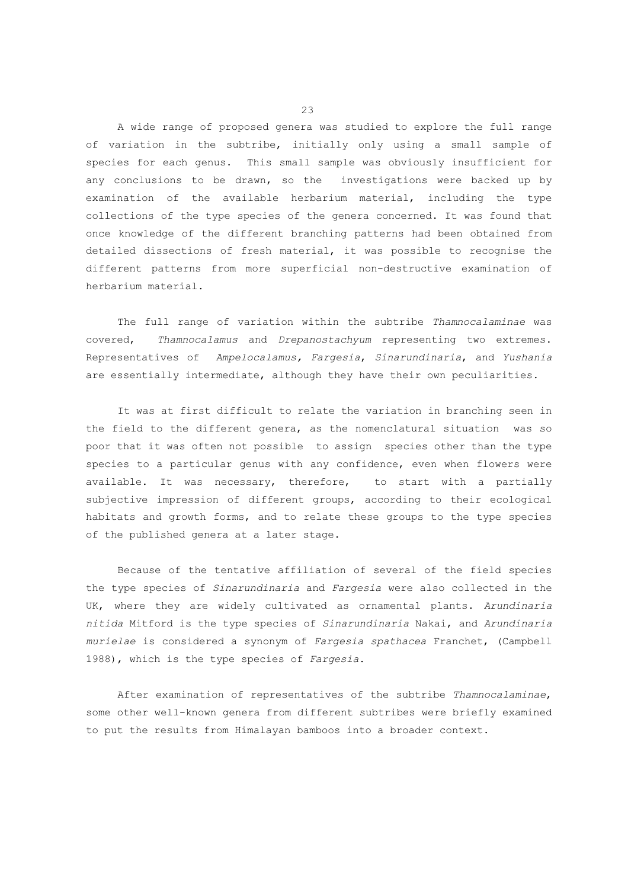A wide range of proposed genera was studied to explore the full range of variation in the subtribe, initially only using a small sample of species for each genus. This small sample was obviously insufficient for any conclusions to be drawn, so the investigations were backed up by examination of the available herbarium material, including the type collections of the type species of the genera concerned. It was found that once knowledge of the different branching patterns had been obtained from detailed dissections of fresh material, it was possible to recognise the different patterns from more superficial non-destructive examination of herbarium material.

The full range of variation within the subtribe *Thamnocalaminae* was covered, *Thamnocalamus* and *Drepanostachyum* representing two extremes. Representatives of *Ampelocalamus, Fargesia*, *Sinarundinaria*, and *Yushania* are essentially intermediate, although they have their own peculiarities.

It was at first difficult to relate the variation in branching seen in the field to the different genera, as the nomenclatural situation was so poor that it was often not possible to assign species other than the type species to a particular genus with any confidence, even when flowers were available. It was necessary, therefore, to start with a partially subjective impression of different groups, according to their ecological habitats and growth forms, and to relate these groups to the type species of the published genera at a later stage.

Because of the tentative affiliation of several of the field species the type species of *Sinarundinaria* and *Fargesia* were also collected in the UK, where they are widely cultivated as ornamental plants. *Arundinaria nitida* Mitford is the type species of *Sinarundinaria* Nakai, and *Arundinaria murielae* is considered a synonym of *Fargesia spathacea* Franchet, (Campbell 1988), which is the type species of *Fargesia*.

After examination of representatives of the subtribe *Thamnocalaminae*, some other well-known genera from different subtribes were briefly examined to put the results from Himalayan bamboos into a broader context.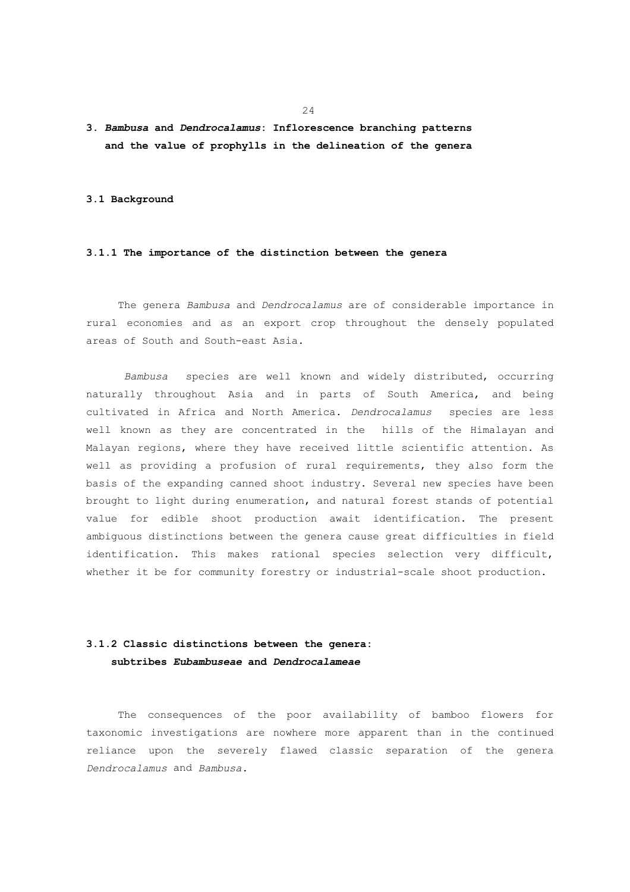# 3. *Bambusa* and *Dendrocalamus*: Inflorescence branching patterns and the value of prophylls in the delineation of the genera

## 3.1 Background

### 3.1.1 The importance of the distinction between the genera

The genera *Bambusa* and *Dendrocalamus* are of considerable importance in rural economies and as an export crop throughout the densely populated areas of South and South-east Asia.

*Bambusa* species are well known and widely distributed, occurring naturally throughout Asia and in parts of South America, and being cultivated in Africa and North America. *Dendrocalamus* species are less well known as they are concentrated in the hills of the Himalayan and Malayan regions, where they have received little scientific attention. As well as providing a profusion of rural requirements, they also form the basis of the expanding canned shoot industry. Several new species have been brought to light during enumeration, and natural forest stands of potential value for edible shoot production await identification. The present ambiguous distinctions between the genera cause great difficulties in field identification. This makes rational species selection very difficult, whether it be for community forestry or industrial-scale shoot production.

### 3.1.2 Classic distinctions between the genera: subtribes *Eubambuseae* and *Dendrocalameae*

The consequences of the poor availability of bamboo flowers for taxonomic investigations are nowhere more apparent than in the continued reliance upon the severely flawed classic separation of the genera *Dendrocalamus* and *Bambusa.*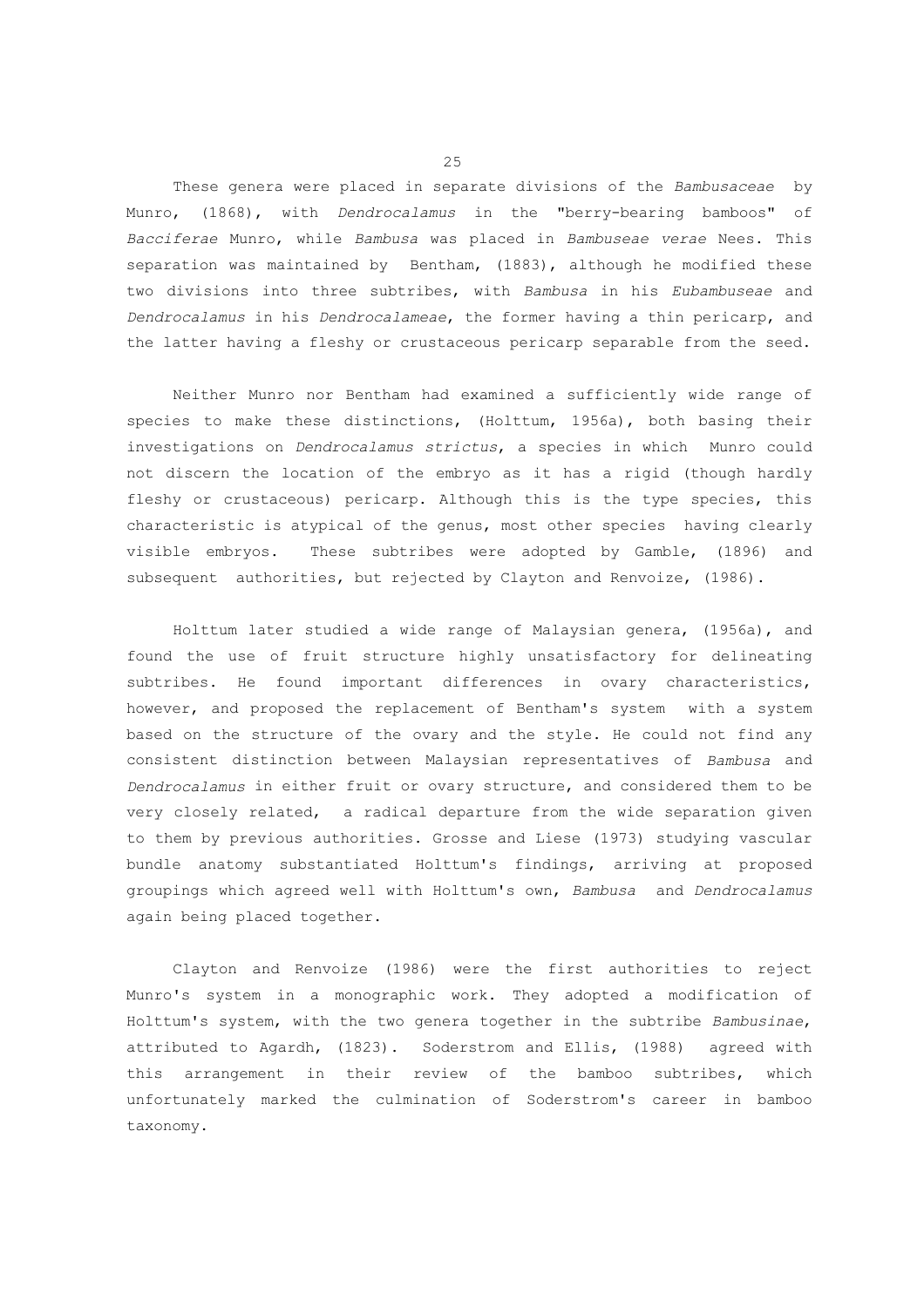These genera were placed in separate divisions of the *Bambusaceae* by Munro, (1868), with *Dendrocalamus* in the "berry-bearing bamboos" of *Bacciferae* Munro, while *Bambusa* was placed in *Bambuseae verae* Nees. This separation was maintained by Bentham, (1883), although he modified these two divisions into three subtribes, with *Bambusa* in his *Eubambuseae* and *Dendrocalamus* in his *Dendrocalameae*, the former having a thin pericarp, and the latter having a fleshy or crustaceous pericarp separable from the seed.

Neither Munro nor Bentham had examined a sufficiently wide range of species to make these distinctions, (Holttum, 1956a), both basing their investigations on *Dendrocalamus strictus*, a species in which Munro could not discern the location of the embryo as it has a rigid (though hardly fleshy or crustaceous) pericarp. Although this is the type species, this characteristic is atypical of the genus, most other species having clearly visible embryos. These subtribes were adopted by Gamble, (1896) and subsequent authorities, but rejected by Clayton and Renvoize, (1986).

Holttum later studied a wide range of Malaysian genera, (1956a), and found the use of fruit structure highly unsatisfactory for delineating subtribes. He found important differences in ovary characteristics, however, and proposed the replacement of Bentham's system with a system based on the structure of the ovary and the style. He could not find any consistent distinction between Malaysian representatives of *Bambusa* and *Dendrocalamus* in either fruit or ovary structure, and considered them to be very closely related, a radical departure from the wide separation given to them by previous authorities. Grosse and Liese (1973) studying vascular bundle anatomy substantiated Holttum's findings, arriving at proposed groupings which agreed well with Holttum's own, *Bambusa* and *Dendrocalamus* again being placed together.

Clayton and Renvoize (1986) were the first authorities to reject Munro's system in a monographic work. They adopted a modification of Holttum's system, with the two genera together in the subtribe *Bambusinae*, attributed to Agardh, (1823). Soderstrom and Ellis, (1988) agreed with this arrangement in their review of the bamboo subtribes, which unfortunately marked the culmination of Soderstrom's career in bamboo taxonomy.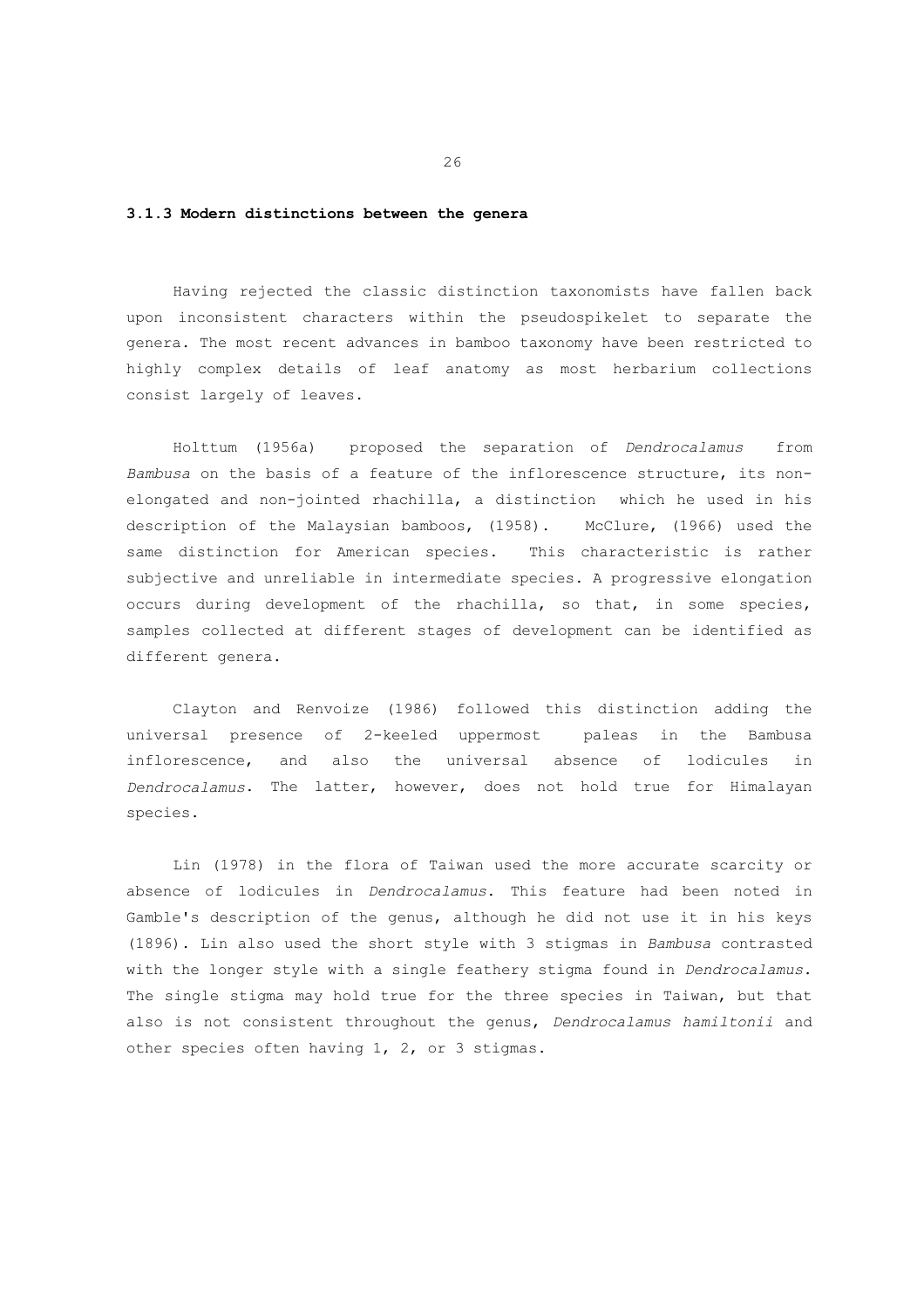### 3.1.3 Modern distinctions between the genera

Having rejected the classic distinction taxonomists have fallen back upon inconsistent characters within the pseudospikelet to separate the genera. The most recent advances in bamboo taxonomy have been restricted to highly complex details of leaf anatomy as most herbarium collections consist largely of leaves.

Holttum (1956a) proposed the separation of *Dendrocalamus* from *Bambusa* on the basis of a feature of the inflorescence structure, its non-elongated and non-jointed rhachilla, a distinction which he used in his description of the Malaysian bamboos, (1958). McClure, (1966) used the same distinction for American species. This characteristic is rather subjective and unreliable in intermediate species. A progressive elongation occurs during development of the rhachilla, so that, in some species, samples collected at different stages of development can be identified as different genera.

Clayton and Renvoize (1986) followed this distinction adding the universal presence of 2-keeled uppermost paleas in the Bambusa inflorescence, and also the universal absence of lodicules in *Dendrocalamus*. The latter, however, does not hold true for Himalayan species.

Lin (1978) in the flora of Taiwan used the more accurate scarcity or absence of lodicules in *Dendrocalamus*. This feature had been noted in Gamble's description of the genus, although he did not use it in his keys (1896). Lin also used the short style with 3 stigmas in *Bambusa* contrasted with the longer style with a single feathery stigma found in *Dendrocalamus*. The single stigma may hold true for the three species in Taiwan, but that also is not consistent throughout the genus, *Dendrocalamus hamiltonii* and other species often having 1, 2, or 3 stigmas.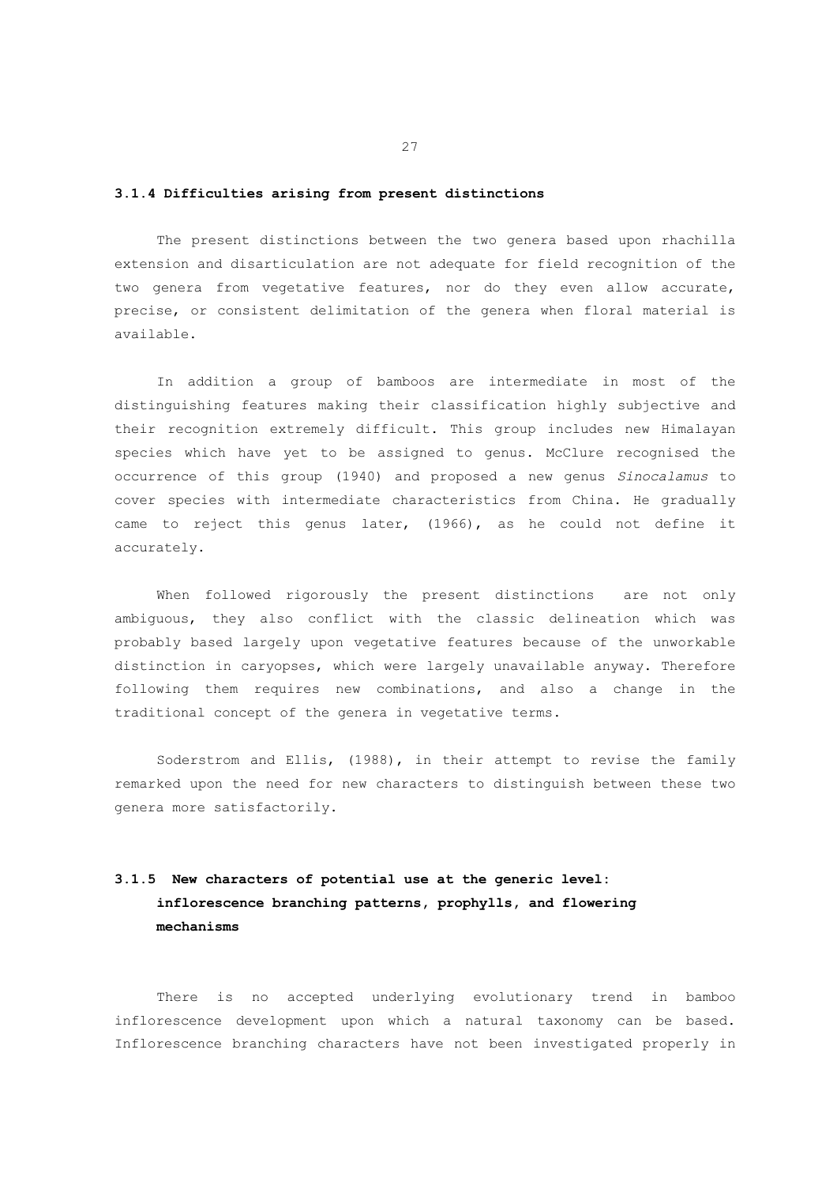### 3.1.4 Difficulties arising from present distinctions

The present distinctions between the two genera based upon rhachilla extension and disarticulation are not adequate for field recognition of the two genera from vegetative features, nor do they even allow accurate, precise, or consistent delimitation of the genera when floral material is available.

In addition a group of bamboos are intermediate in most of the distinguishing features making their classification highly subjective and their recognition extremely difficult. This group includes new Himalayan species which have yet to be assigned to genus. McClure recognised the occurrence of this group (1940) and proposed a new genus *Sinocalamus* to cover species with intermediate characteristics from China. He gradually came to reject this genus later, (1966), as he could not define it accurately.

When followed rigorously the present distinctions are not only ambiguous, they also conflict with the classic delineation which was probably based largely upon vegetative features because of the unworkable distinction in caryopses, which were largely unavailable anyway. Therefore following them requires new combinations, and also a change in the traditional concept of the genera in vegetative terms.

Soderstrom and Ellis, (1988), in their attempt to revise the family remarked upon the need for new characters to distinguish between these two genera more satisfactorily.

### 3.1.5 New characters of potential use at the generic level: inflorescence branching patterns, prophylls, and flowering mechanisms

There is no accepted underlying evolutionary trend in bamboo inflorescence development upon which a natural taxonomy can be based. Inflorescence branching characters have not been investigated properly in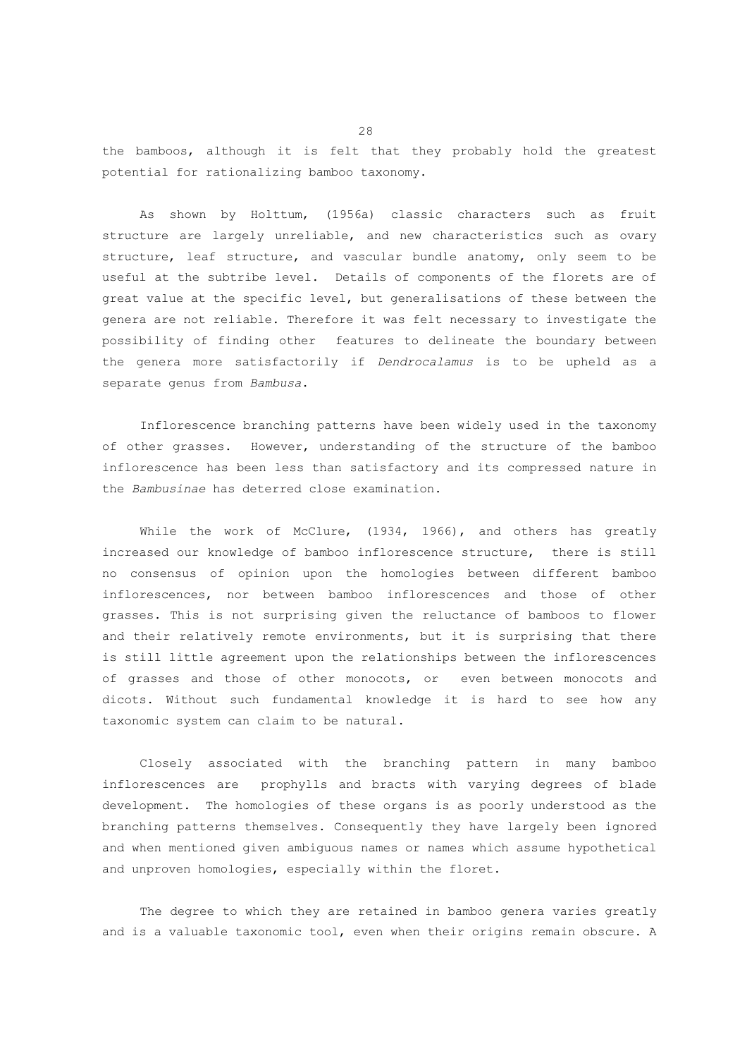the bamboos, although it is felt that they probably hold the greatest potential for rationalizing bamboo taxonomy.

As shown by Holttum, (1956a) classic characters such as fruit structure are largely unreliable, and new characteristics such as ovary structure, leaf structure, and vascular bundle anatomy, only seem to be useful at the subtribe level. Details of components of the florets are of great value at the specific level, but generalisations of these between the genera are not reliable. Therefore it was felt necessary to investigate the possibility of finding other features to delineate the boundary between the genera more satisfactorily if *Dendrocalamus* is to be upheld as a separate genus from *Bambusa*.

Inflorescence branching patterns have been widely used in the taxonomy of other grasses. However, understanding of the structure of the bamboo inflorescence has been less than satisfactory and its compressed nature in the *Bambusinae* has deterred close examination.

While the work of McClure, (1934, 1966), and others has greatly increased our knowledge of bamboo inflorescence structure, there is still no consensus of opinion upon the homologies between different bamboo inflorescences, nor between bamboo inflorescences and those of other grasses. This is not surprising given the reluctance of bamboos to flower and their relatively remote environments, but it is surprising that there is still little agreement upon the relationships between the inflorescences of grasses and those of other monocots, or even between monocots and dicots. Without such fundamental knowledge it is hard to see how any taxonomic system can claim to be natural.

Closely associated with the branching pattern in many bamboo inflorescences are prophylls and bracts with varying degrees of blade development. The homologies of these organs is as poorly understood as the branching patterns themselves. Consequently they have largely been ignored and when mentioned given ambiguous names or names which assume hypothetical and unproven homologies, especially within the floret.

The degree to which they are retained in bamboo genera varies greatly and is a valuable taxonomic tool, even when their origins remain obscure. A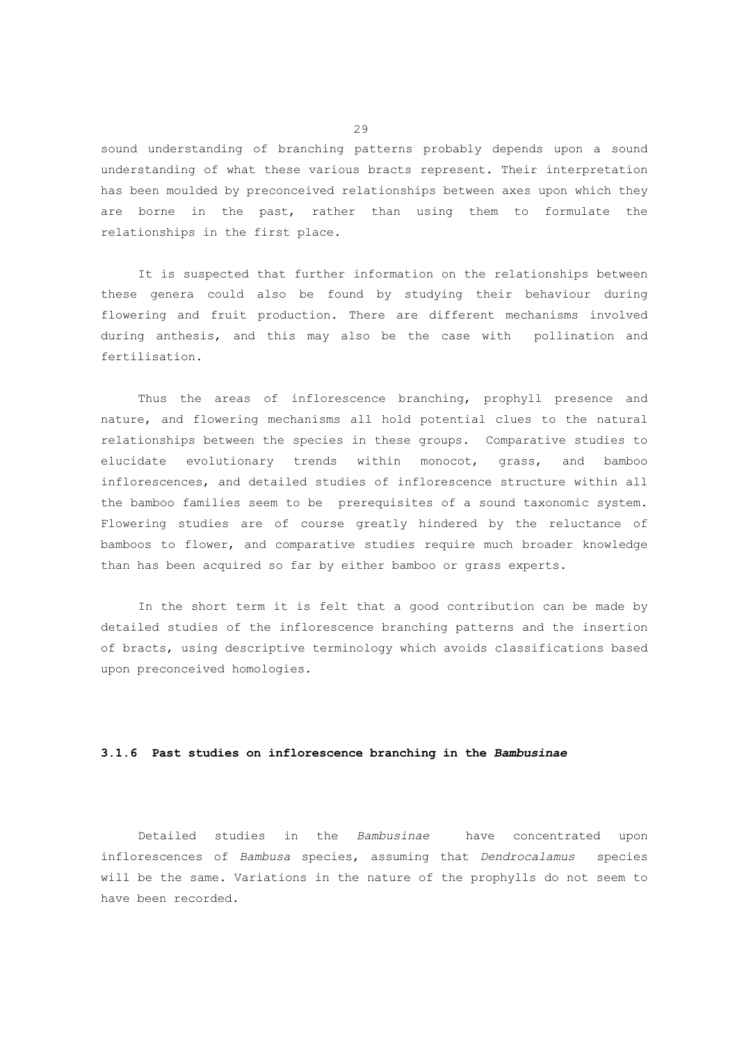sound understanding of branching patterns probably depends upon a sound understanding of what these various bracts represent. Their interpretation has been moulded by preconceived relationships between axes upon which they are borne in the past, rather than using them to formulate the relationships in the first place.

It is suspected that further information on the relationships between these genera could also be found by studying their behaviour during flowering and fruit production. There are different mechanisms involved during anthesis, and this may also be the case with pollination and fertilisation.

Thus the areas of inflorescence branching, prophyll presence and nature, and flowering mechanisms all hold potential clues to the natural relationships between the species in these groups. Comparative studies to elucidate evolutionary trends within monocot, grass, and bamboo inflorescences, and detailed studies of inflorescence structure within all the bamboo families seem to be prerequisites of a sound taxonomic system. Flowering studies are of course greatly hindered by the reluctance of bamboos to flower, and comparative studies require much broader knowledge than has been acquired so far by either bamboo or grass experts.

In the short term it is felt that a good contribution can be made by detailed studies of the inflorescence branching patterns and the insertion of bracts, using descriptive terminology which avoids classifications based upon preconceived homologies.

### 3.1.6 Past studies on inflorescence branching in the *Bambusinae*

Detailed studies in the *Bambusinae* have concentrated upon inflorescences of *Bambusa* species, assuming that *Dendrocalamus* species will be the same. Variations in the nature of the prophylls do not seem to have been recorded.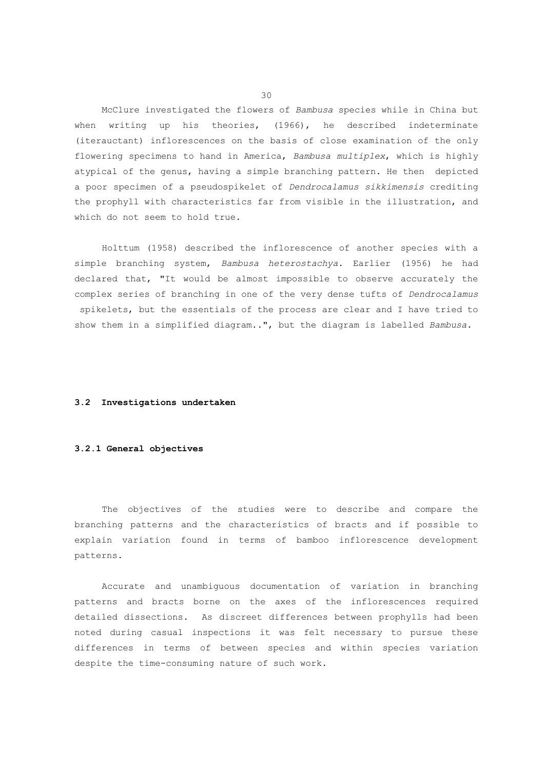McClure investigated the flowers of *Bambusa* species while in China but when writing up his theories, (1966), he described indeterminate (iterauctant) inflorescences on the basis of close examination of the only flowering specimens to hand in America, *Bambusa multiplex*, which is highly atypical of the genus, having a simple branching pattern. He then depicted a poor specimen of a pseudospikelet of *Dendrocalamus sikkimensis* crediting the prophyll with characteristics far from visible in the illustration, and which do not seem to hold true.

Holttum (1958) described the inflorescence of another species with a simple branching system, *Bambusa heterostachya*. Earlier (1956) he had declared that, "It would be almost impossible to observe accurately the complex series of branching in one of the very dense tufts of *Dendrocalamus* spikelets, but the essentials of the process are clear and I have tried to show them in a simplified diagram..", but the diagram is labelled *Bambusa*.

## 3.2 Investigations undertaken

### 3.2.1 General objectives

The objectives of the studies were to describe and compare the branching patterns and the characteristics of bracts and if possible to explain variation found in terms of bamboo inflorescence development patterns.

Accurate and unambiguous documentation of variation in branching patterns and bracts borne on the axes of the inflorescences required detailed dissections. As discreet differences between prophylls had been noted during casual inspections it was felt necessary to pursue these differences in terms of between species and within species variation despite the time-consuming nature of such work.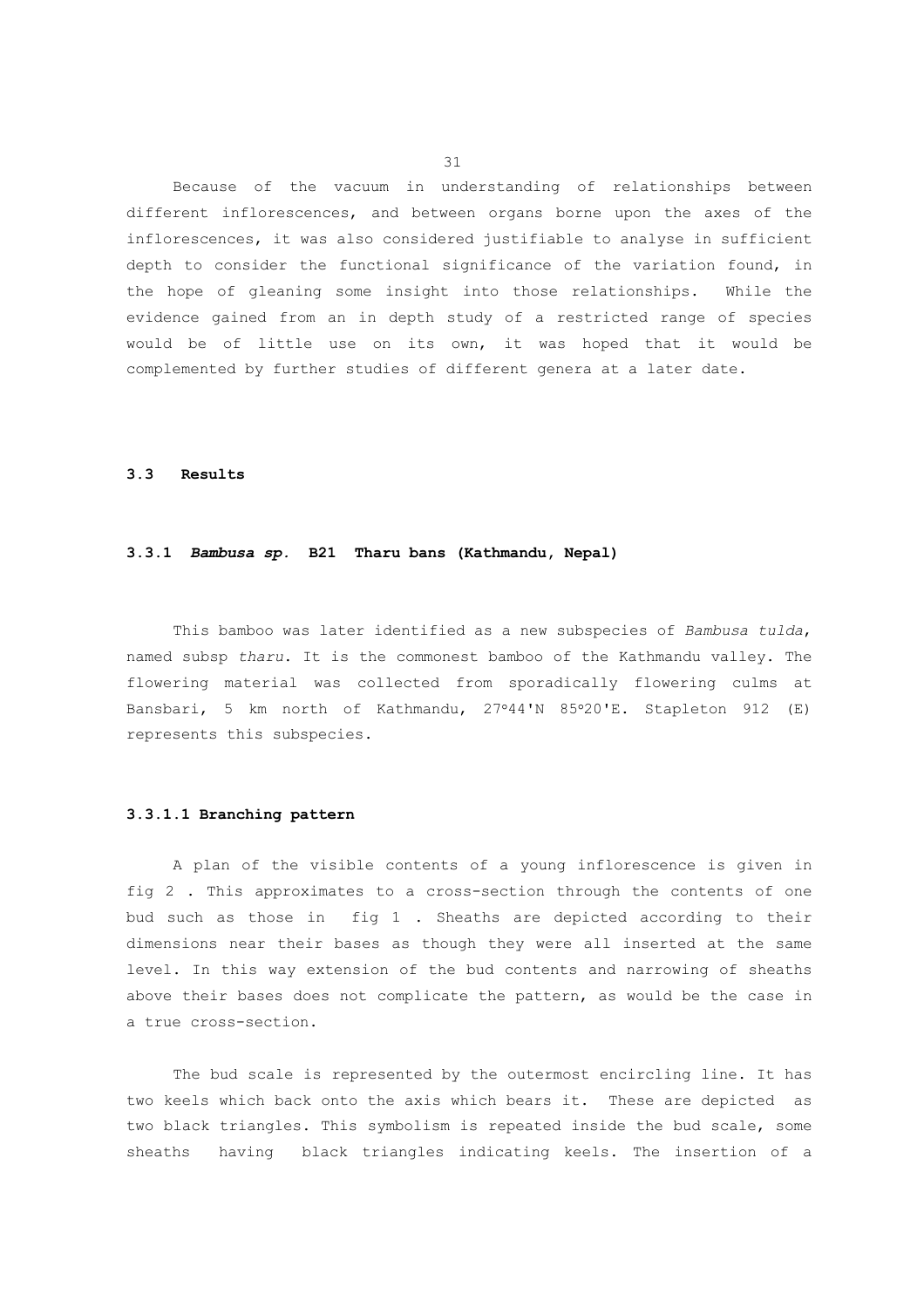Because of the vacuum in understanding of relationships between different inflorescences, and between organs borne upon the axes of the inflorescences, it was also considered justifiable to analyse in sufficient depth to consider the functional significance of the variation found, in the hope of gleaning some insight into those relationships. While the evidence gained from an in depth study of a restricted range of species would be of little use on its own, it was hoped that it would be complemented by further studies of different genera at a later date.

## 3.3 Results

### 3.3.1 *Bambusa sp.* B21 Tharu bans (Kathmandu, Nepal)

This bamboo was later identified as a new subspecies of *Bambusa tulda*, named subsp *tharu*. It is the commonest bamboo of the Kathmandu valley. The flowering material was collected from sporadically flowering culms at Bansbari, 5 km north of Kathmandu, 27°44'N 85°20'E. Stapleton 912 (E) represents this subspecies.

#### 3.3.1.1 Branching pattern

A plan of the visible contents of a young inflorescence is given in fig 2 . This approximates to a cross-section through the contents of one bud such as those in fig 1 . Sheaths are depicted according to their dimensions near their bases as though they were all inserted at the same level. In this way extension of the bud contents and narrowing of sheaths above their bases does not complicate the pattern, as would be the case in a true cross-section.

The bud scale is represented by the outermost encircling line. It has two keels which back onto the axis which bears it. These are depicted as two black triangles. This symbolism is repeated inside the bud scale, some sheaths having black triangles indicating keels. The insertion of a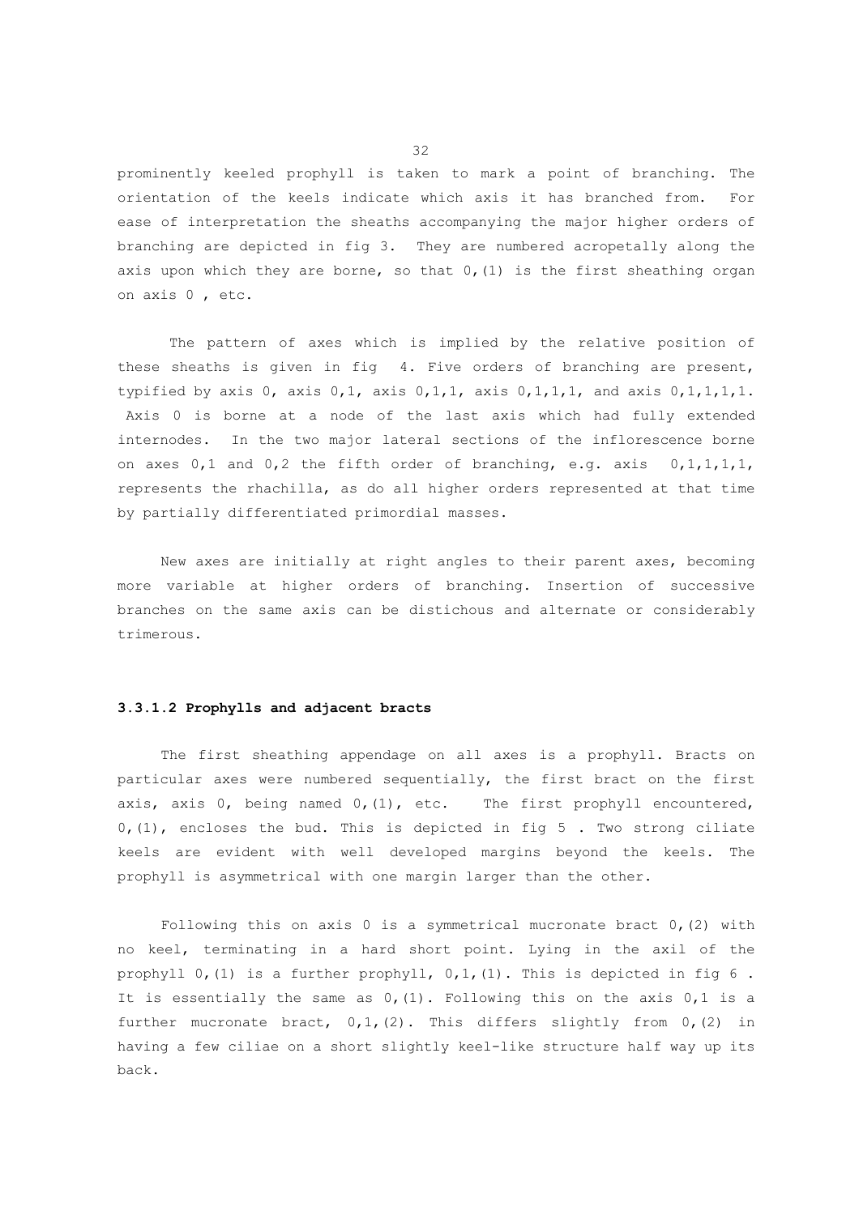prominently keeled prophyll is taken to mark a point of branching. The orientation of the keels indicate which axis it has branched from. For ease of interpretation the sheaths accompanying the major higher orders of branching are depicted in fig 3. They are numbered acropetally along the axis upon which they are borne, so that 0,(1) is the first sheathing organ on axis 0 , etc.

The pattern of axes which is implied by the relative position of these sheaths is given in fig 4. Five orders of branching are present, typified by axis 0, axis 0,1, axis 0,1,1, axis 0,1,1,1, and axis 0,1,1,1,1. Axis 0 is borne at a node of the last axis which had fully extended internodes. In the two major lateral sections of the inflorescence borne on axes 0,1 and 0,2 the fifth order of branching, e.g. axis 0,1,1,1,1, represents the rhachilla, as do all higher orders represented at that time by partially differentiated primordial masses.

New axes are initially at right angles to their parent axes, becoming more variable at higher orders of branching. Insertion of successive branches on the same axis can be distichous and alternate or considerably trimerous.

#### 3.3.1.2 Prophylls and adjacent bracts

The first sheathing appendage on all axes is a prophyll. Bracts on particular axes were numbered sequentially, the first bract on the first axis, axis 0, being named 0,(1), etc. The first prophyll encountered, 0,(1), encloses the bud. This is depicted in fig 5 . Two strong ciliate keels are evident with well developed margins beyond the keels. The prophyll is asymmetrical with one margin larger than the other.

Following this on axis 0 is a symmetrical mucronate bract 0,(2) with no keel, terminating in a hard short point. Lying in the axil of the prophyll 0,(1) is a further prophyll, 0,1,(1). This is depicted in fig 6 . It is essentially the same as 0,(1). Following this on the axis 0,1 is a further mucronate bract, 0,1,(2). This differs slightly from 0,(2) in having a few ciliae on a short slightly keel-like structure half way up its back.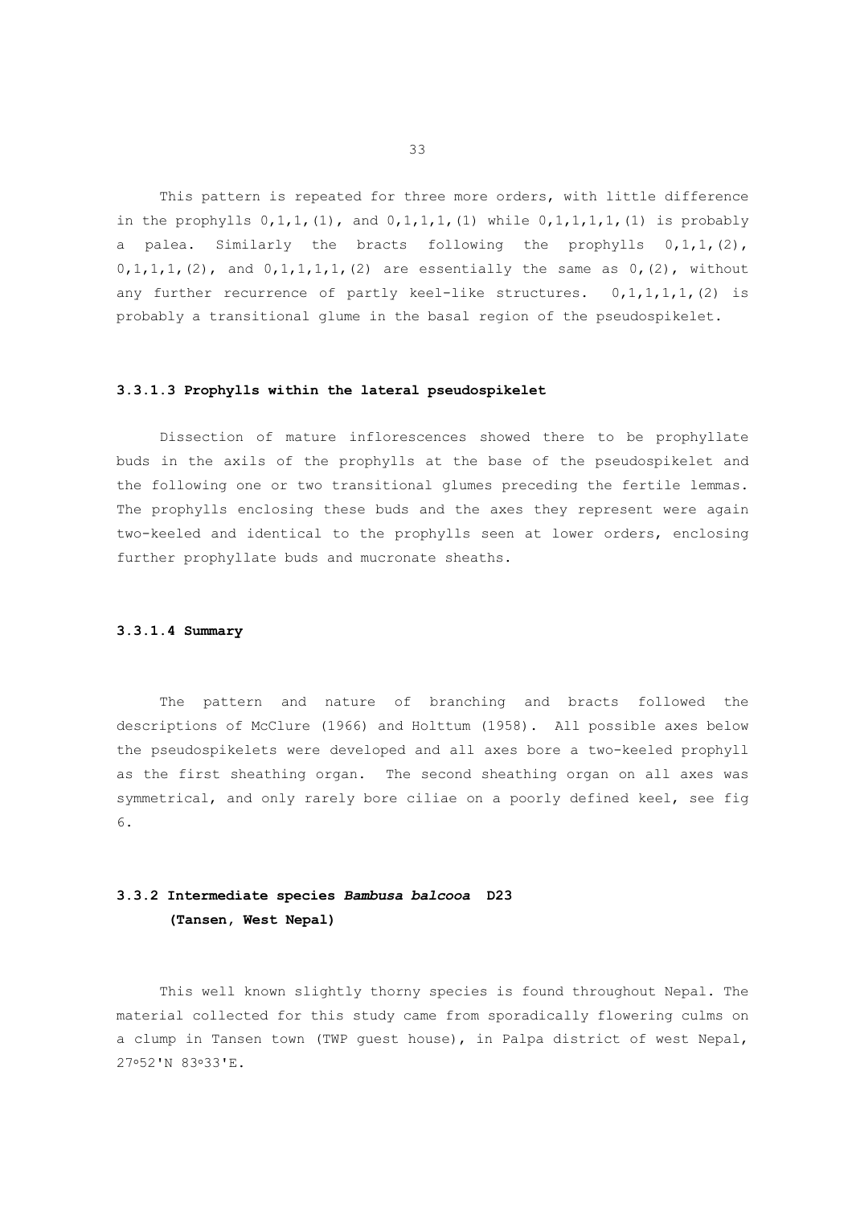This pattern is repeated for three more orders, with little difference in the prophylls 0,1,1,(1), and 0,1,1,1,(1) while 0,1,1,1,1,(1) is probably a palea. Similarly the bracts following the prophylls 0,1,1,(2), 0,1,1,1,(2), and 0,1,1,1,1,(2) are essentially the same as 0,(2), without any further recurrence of partly keel-like structures. 0,1,1,1,1,(2) is probably a transitional glume in the basal region of the pseudospikelet.

#### 3.3.1.3 Prophylls within the lateral pseudospikelet

Dissection of mature inflorescences showed there to be prophyllate buds in the axils of the prophylls at the base of the pseudospikelet and the following one or two transitional glumes preceding the fertile lemmas. The prophylls enclosing these buds and the axes they represent were again two-keeled and identical to the prophylls seen at lower orders, enclosing further prophyllate buds and mucronate sheaths.

#### 3.3.1.4 Summary

The pattern and nature of branching and bracts followed the descriptions of McClure (1966) and Holttum (1958). All possible axes below the pseudospikelets were developed and all axes bore a two-keeled prophyll as the first sheathing organ. The second sheathing organ on all axes was symmetrical, and only rarely bore ciliae on a poorly defined keel, see fig 6.

### 3.3.2 Intermediate species *Bambusa balcooa* D23 (Tansen, West Nepal)

This well known slightly thorny species is found throughout Nepal. The material collected for this study came from sporadically flowering culms on a clump in Tansen town (TWP guest house), in Palpa district of west Nepal, 27º52'N 83º33'E.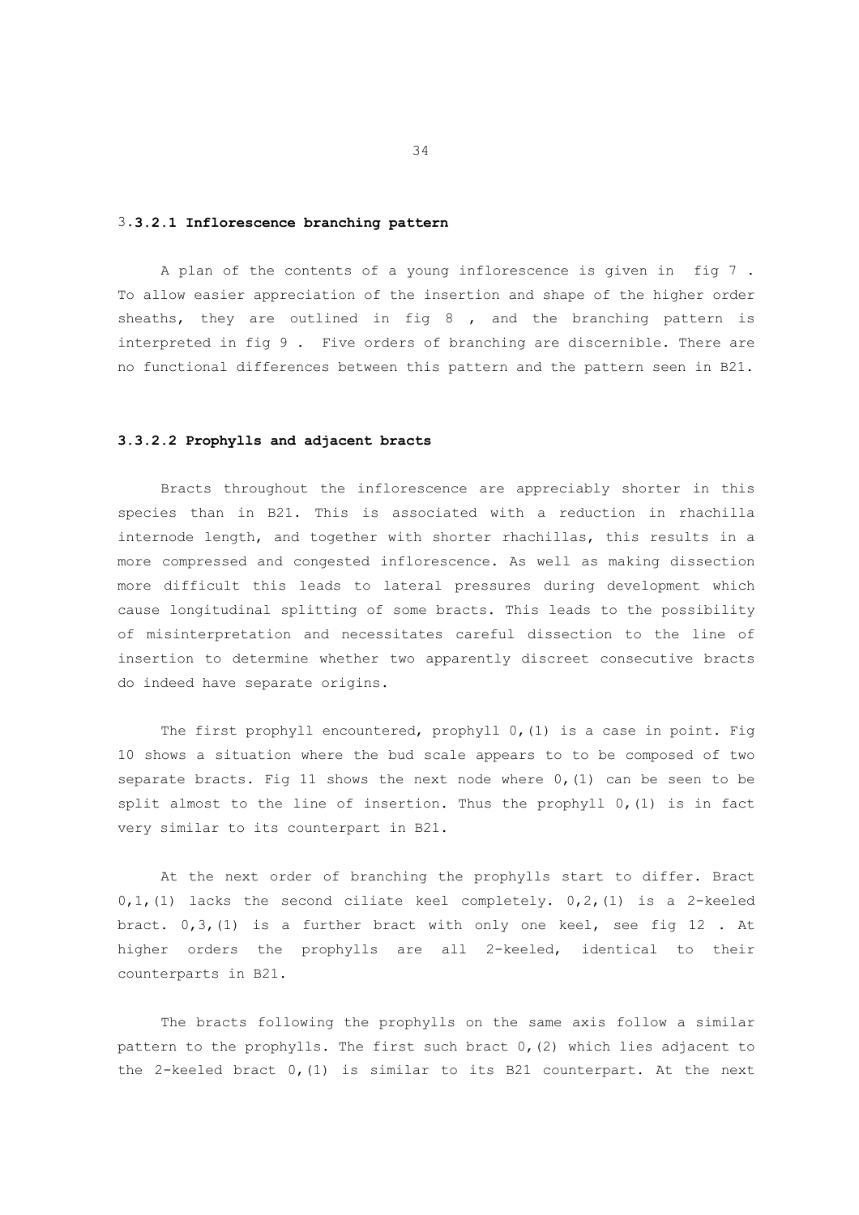### 3.3.2.1 Inflorescence branching pattern

A plan of the contents of a young inflorescence is given in fig 7 . To allow easier appreciation of the insertion and shape of the higher order sheaths, they are outlined in fig 8 , and the branching pattern is interpreted in fig 9 . Five orders of branching are discernible. There are no functional differences between this pattern and the pattern seen in B21.

### 3.3.2.2 Prophylls and adjacent bracts

Bracts throughout the inflorescence are appreciably shorter in this species than in B21. This is associated with a reduction in rhachilla internode length, and together with shorter rhachillas, this results in a more compressed and congested inflorescence. As well as making dissection more difficult this leads to lateral pressures during development which cause longitudinal splitting of some bracts. This leads to the possibility of misinterpretation and necessitates careful dissection to the line of insertion to determine whether two apparently discreet consecutive bracts do indeed have separate origins.

The first prophyll encountered, prophyll 0,(1) is a case in point. Fig 10 shows a situation where the bud scale appears to to be composed of two separate bracts. Fig 11 shows the next node where 0,(1) can be seen to be split almost to the line of insertion. Thus the prophyll 0,(1) is in fact very similar to its counterpart in B21.

At the next order of branching the prophylls start to differ. Bract 0,1,(1) lacks the second ciliate keel completely. 0,2,(1) is a 2-keeled bract. 0,3,(1) is a further bract with only one keel, see fig 12 . At higher orders the prophylls are all 2-keeled, identical to their counterparts in B21.

The bracts following the prophylls on the same axis follow a similar pattern to the prophylls. The first such bract 0,(2) which lies adjacent to the 2-keeled bract 0,(1) is similar to its B21 counterpart. At the next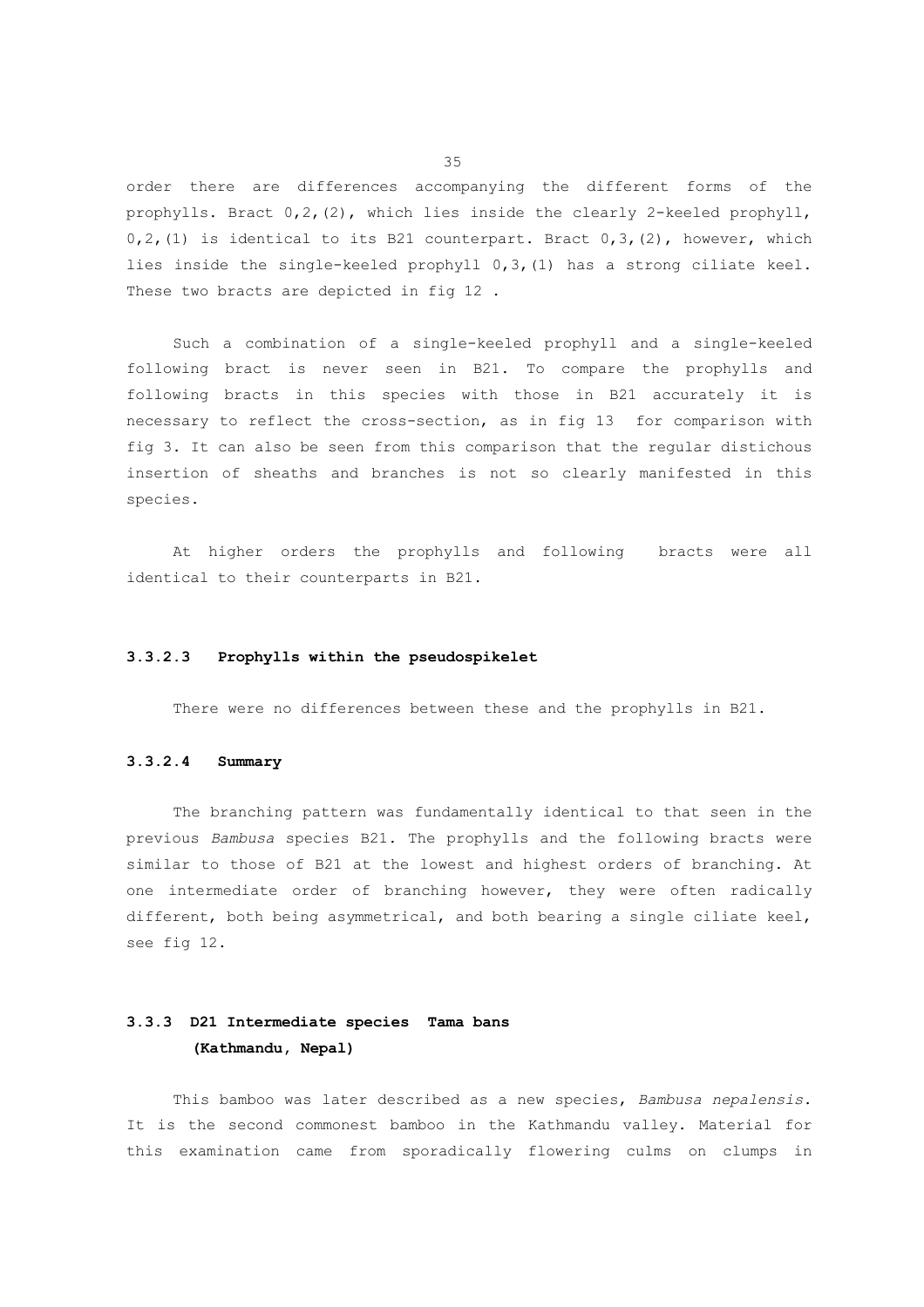order there are differences accompanying the different forms of the prophylls. Bract 0,2,(2), which lies inside the clearly 2-keeled prophyll, 0,2,(1) is identical to its B21 counterpart. Bract 0,3,(2), however, which lies inside the single-keeled prophyll 0,3,(1) has a strong ciliate keel. These two bracts are depicted in fig 12 .

Such a combination of a single-keeled prophyll and a single-keeled following bract is never seen in B21. To compare the prophylls and following bracts in this species with those in B21 accurately it is necessary to reflect the cross-section, as in fig 13 for comparison with fig 3. It can also be seen from this comparison that the regular distichous insertion of sheaths and branches is not so clearly manifested in this species.

At higher orders the prophylls and following bracts were all identical to their counterparts in B21.

#### 3.3.2.3 Prophylls within the pseudospikelet

There were no differences between these and the prophylls in B21.

#### 3.3.2.4 Summary

The branching pattern was fundamentally identical to that seen in the previous *Bambusa* species B21. The prophylls and the following bracts were similar to those of B21 at the lowest and highest orders of branching. At one intermediate order of branching however, they were often radically different, both being asymmetrical, and both bearing a single ciliate keel, see fig 12.

### 3.3.3 D21 Intermediate species Tama bans (Kathmandu, Nepal)

This bamboo was later described as a new species, *Bambusa nepalensis*. It is the second commonest bamboo in the Kathmandu valley. Material for this examination came from sporadically flowering culms on clumps in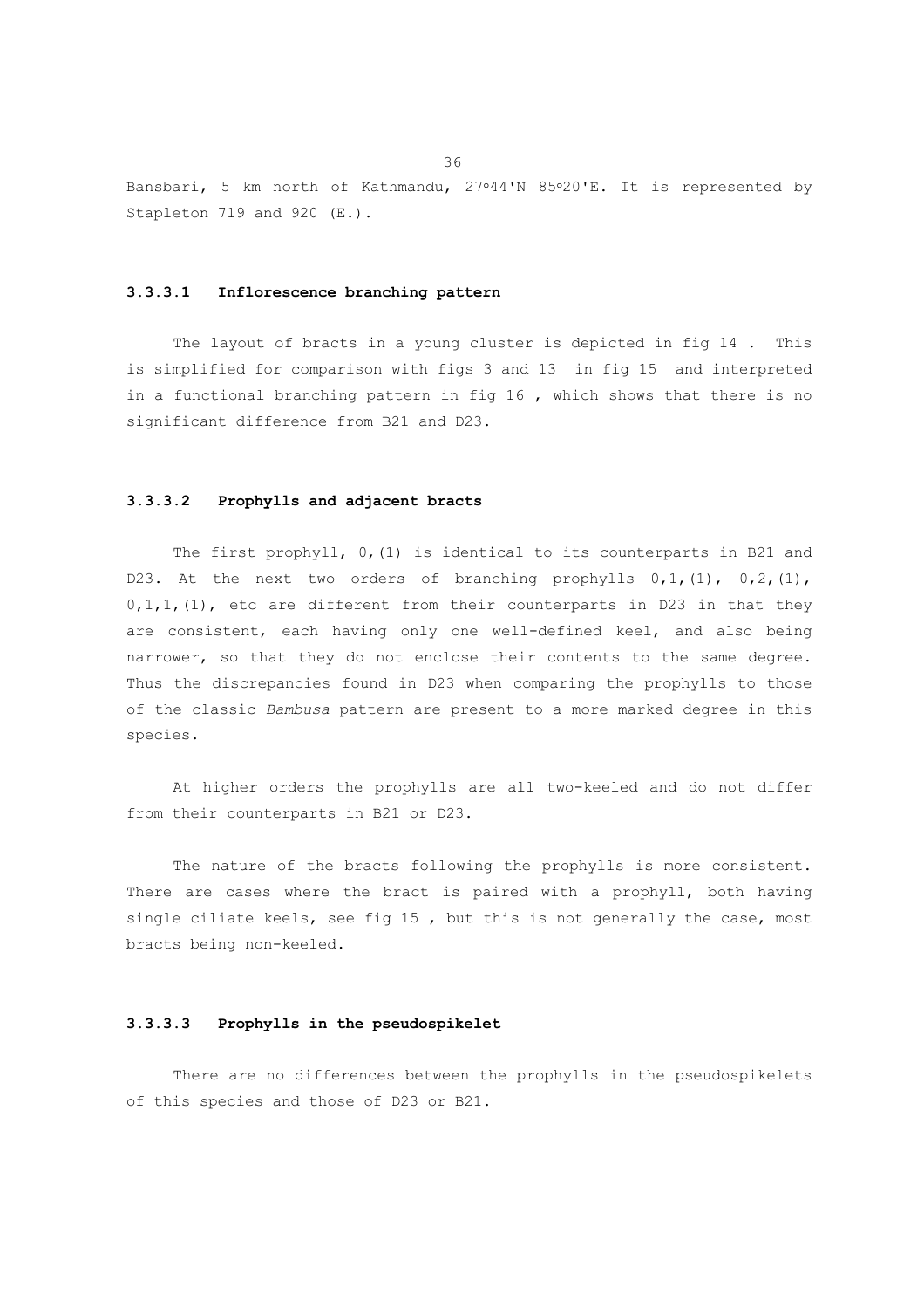Bansbari, 5 km north of Kathmandu, 27°44'N 85°20'E. It is represented by Stapleton 719 and 920 (E.).

#### 3.3.3.1 Inflorescence branching pattern

The layout of bracts in a young cluster is depicted in fig 14 . This is simplified for comparison with figs 3 and 13 in fig 15 and interpreted in a functional branching pattern in fig 16 , which shows that there is no significant difference from B21 and D23.

#### 3.3.3.2 Prophylls and adjacent bracts

The first prophyll, 0,(1) is identical to its counterparts in B21 and D23. At the next two orders of branching prophylls 0,1,(1), 0,2,(1), 0,1,1,(1), etc are different from their counterparts in D23 in that they are consistent, each having only one well-defined keel, and also being narrower, so that they do not enclose their contents to the same degree. Thus the discrepancies found in D23 when comparing the prophylls to those of the classic *Bambusa* pattern are present to a more marked degree in this species.

At higher orders the prophylls are all two-keeled and do not differ from their counterparts in B21 or D23.

The nature of the bracts following the prophylls is more consistent. There are cases where the bract is paired with a prophyll, both having single ciliate keels, see fig 15 , but this is not generally the case, most bracts being non-keeled.

#### 3.3.3.3 Prophylls in the pseudospikelet

There are no differences between the prophylls in the pseudospikelets of this species and those of D23 or B21.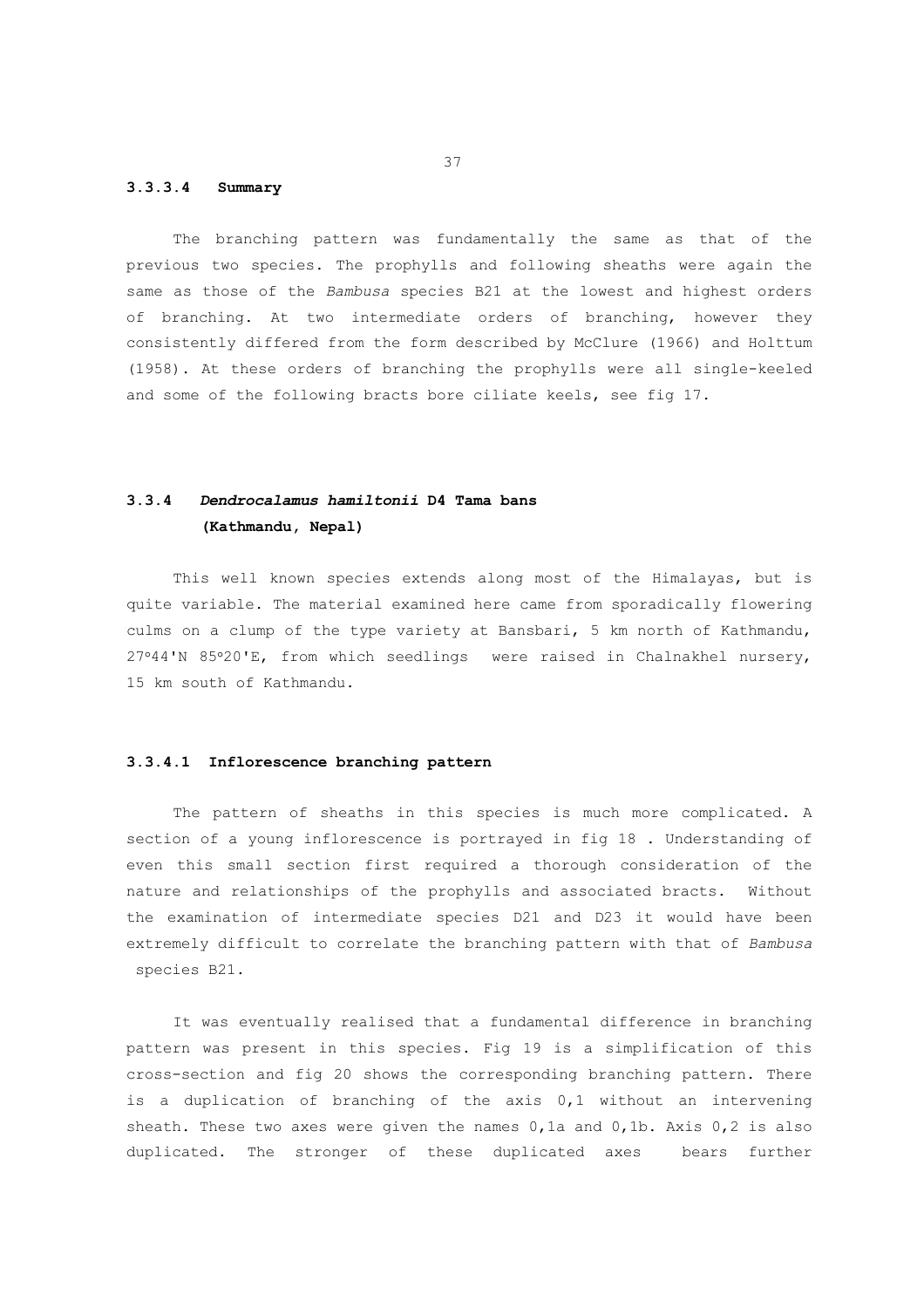#### 3.3.3.4 Summary

The branching pattern was fundamentally the same as that of the previous two species. The prophylls and following sheaths were again the same as those of the *Bambusa* species B21 at the lowest and highest orders of branching. At two intermediate orders of branching, however they consistently differed from the form described by McClure (1966) and Holttum (1958). At these orders of branching the prophylls were all single-keeled and some of the following bracts bore ciliate keels, see fig 17.

### 3.3.4 *Dendrocalamus hamiltonii* D4 Tama bans (Kathmandu, Nepal)

This well known species extends along most of the Himalayas, but is quite variable. The material examined here came from sporadically flowering culms on a clump of the type variety at Bansbari, 5 km north of Kathmandu, 27º44'N 85º20'E, from which seedlings were raised in Chalnakhel nursery, 15 km south of Kathmandu.

#### 3.3.4.1 Inflorescence branching pattern

The pattern of sheaths in this species is much more complicated. A section of a young inflorescence is portrayed in fig 18 . Understanding of even this small section first required a thorough consideration of the nature and relationships of the prophylls and associated bracts. Without the examination of intermediate species D21 and D23 it would have been extremely difficult to correlate the branching pattern with that of *Bambusa* species B21.

It was eventually realised that a fundamental difference in branching pattern was present in this species. Fig 19 is a simplification of this cross-section and fig 20 shows the corresponding branching pattern. There is a duplication of branching of the axis 0,1 without an intervening sheath. These two axes were given the names 0,1a and 0,1b. Axis 0,2 is also duplicated. The stronger of these duplicated axes bears further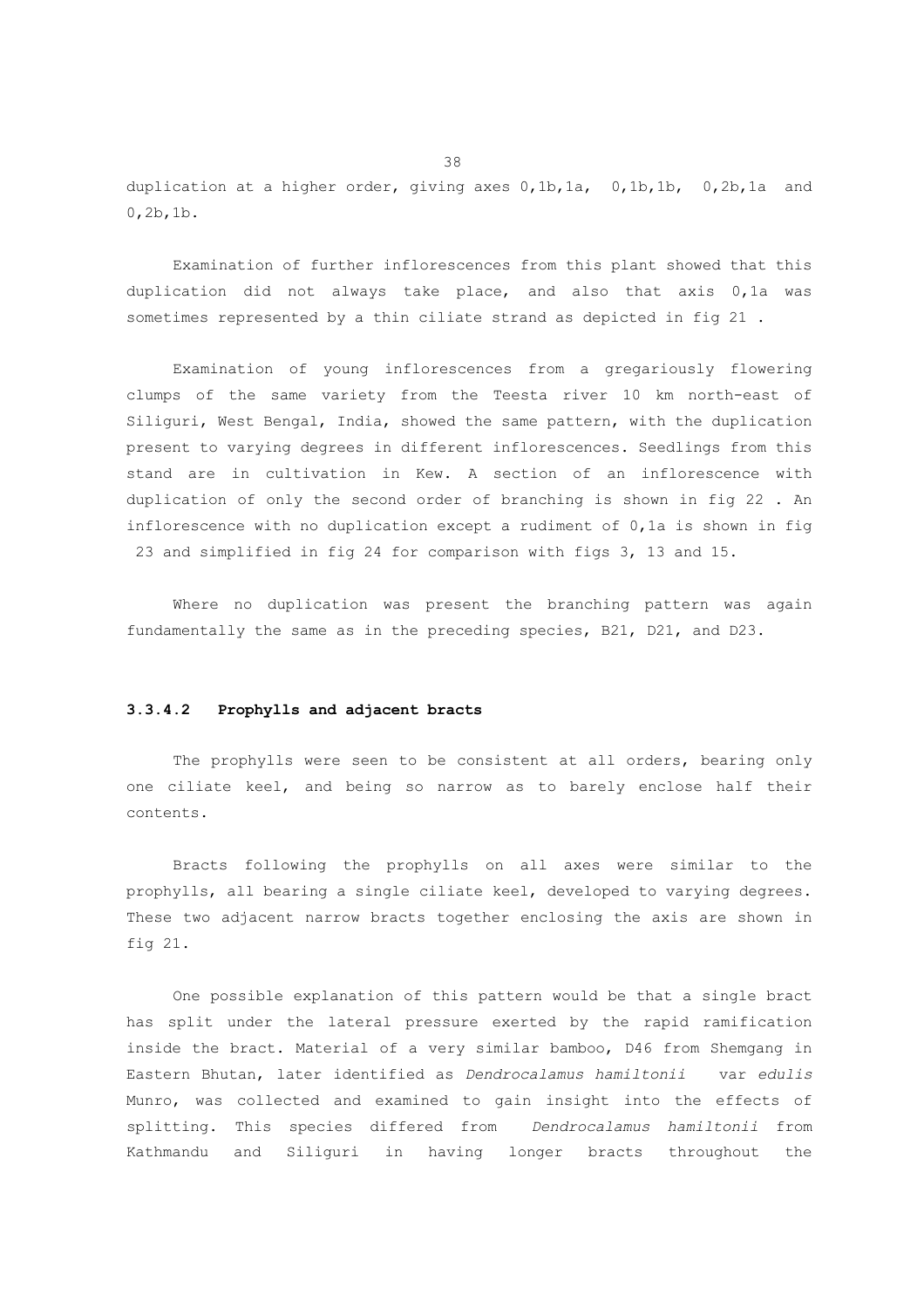duplication at a higher order, giving axes 0,1b,1a, 0,1b,1b, 0,2b,1a and 0,2b,1b.

Examination of further inflorescences from this plant showed that this duplication did not always take place, and also that axis 0,1a was sometimes represented by a thin ciliate strand as depicted in fig 21 .

Examination of young inflorescences from a gregariously flowering clumps of the same variety from the Teesta river 10 km north-east of Siliguri, West Bengal, India, showed the same pattern, with the duplication present to varying degrees in different inflorescences. Seedlings from this stand are in cultivation in Kew. A section of an inflorescence with duplication of only the second order of branching is shown in fig 22 . An inflorescence with no duplication except a rudiment of 0,1a is shown in fig 23 and simplified in fig 24 for comparison with figs 3, 13 and 15.

Where no duplication was present the branching pattern was again fundamentally the same as in the preceding species, B21, D21, and D23.

#### 3.3.4.2 Prophylls and adjacent bracts

The prophylls were seen to be consistent at all orders, bearing only one ciliate keel, and being so narrow as to barely enclose half their contents.

Bracts following the prophylls on all axes were similar to the prophylls, all bearing a single ciliate keel, developed to varying degrees. These two adjacent narrow bracts together enclosing the axis are shown in fig 21.

One possible explanation of this pattern would be that a single bract has split under the lateral pressure exerted by the rapid ramification inside the bract. Material of a very similar bamboo, D46 from Shemgang in Eastern Bhutan, later identified as *Dendrocalamus hamiltonii* var *edulis* Munro, was collected and examined to gain insight into the effects of splitting. This species differed from *Dendrocalamus hamiltonii* from Kathmandu and Siliguri in having longer bracts throughout the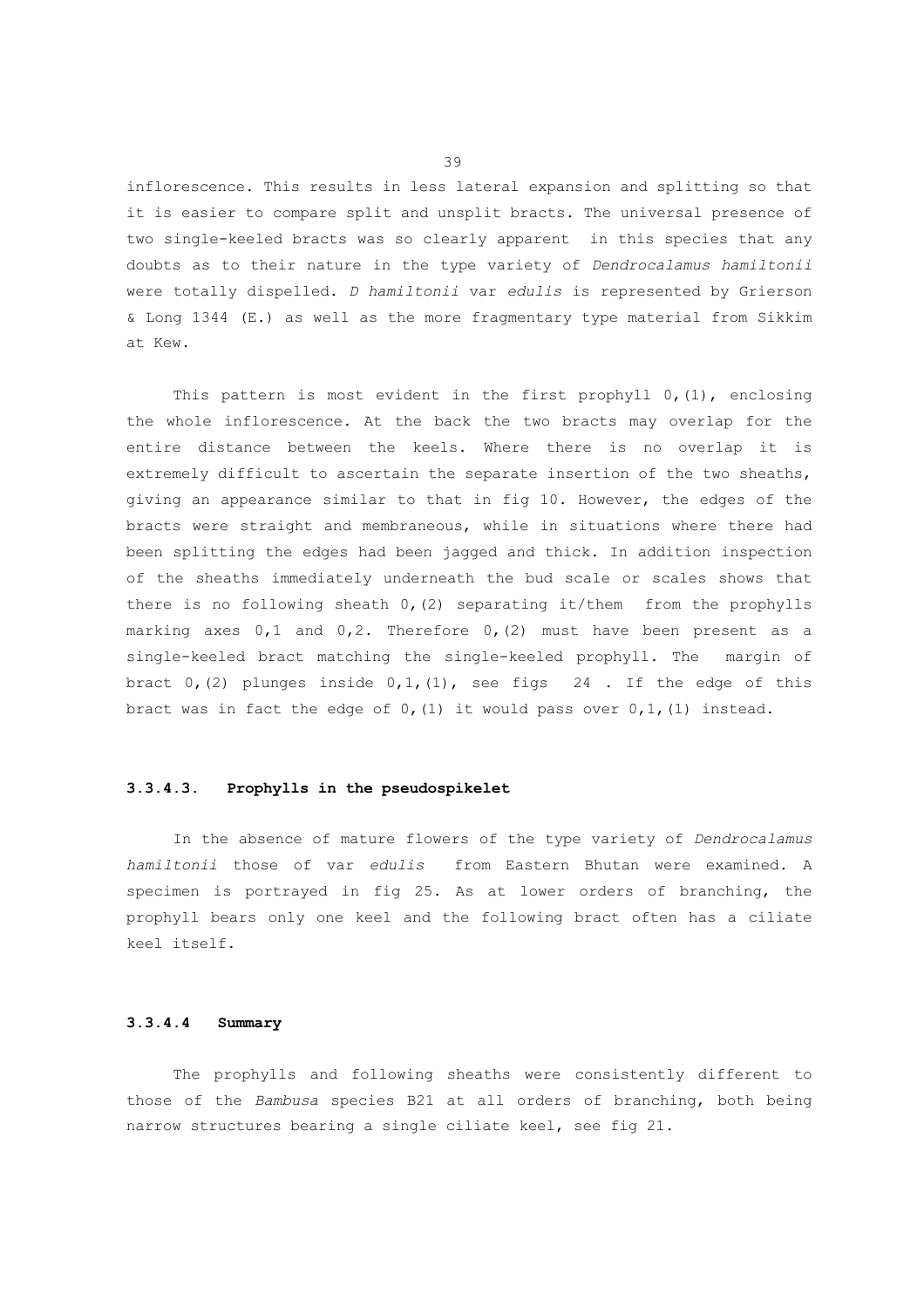inflorescence. This results in less lateral expansion and splitting so that it is easier to compare split and unsplit bracts. The universal presence of two single-keeled bracts was so clearly apparent in this species that any doubts as to their nature in the type variety of *Dendrocalamus hamiltonii* were totally dispelled. *D hamiltonii* var *edulis* is represented by Grierson & Long 1344 (E.) as well as the more fragmentary type material from Sikkim at Kew.

This pattern is most evident in the first prophyll 0,(1), enclosing the whole inflorescence. At the back the two bracts may overlap for the entire distance between the keels. Where there is no overlap it is extremely difficult to ascertain the separate insertion of the two sheaths, giving an appearance similar to that in fig 10. However, the edges of the bracts were straight and membraneous, while in situations where there had been splitting the edges had been jagged and thick. In addition inspection of the sheaths immediately underneath the bud scale or scales shows that there is no following sheath 0,(2) separating it/them from the prophylls marking axes 0,1 and 0,2. Therefore 0,(2) must have been present as a single-keeled bract matching the single-keeled prophyll. The margin of bract 0,(2) plunges inside 0,1,(1), see figs 24 . If the edge of this bract was in fact the edge of 0,(1) it would pass over 0,1,(1) instead.

### 3.3.4.3. Prophylls in the pseudospikelet

In the absence of mature flowers of the type variety of *Dendrocalamus hamiltonii* those of var *edulis* from Eastern Bhutan were examined. A specimen is portrayed in fig 25. As at lower orders of branching, the prophyll bears only one keel and the following bract often has a ciliate keel itself.

### 3.3.4.4 Summary

The prophylls and following sheaths were consistently different to those of the *Bambusa* species B21 at all orders of branching, both being narrow structures bearing a single ciliate keel, see fig 21.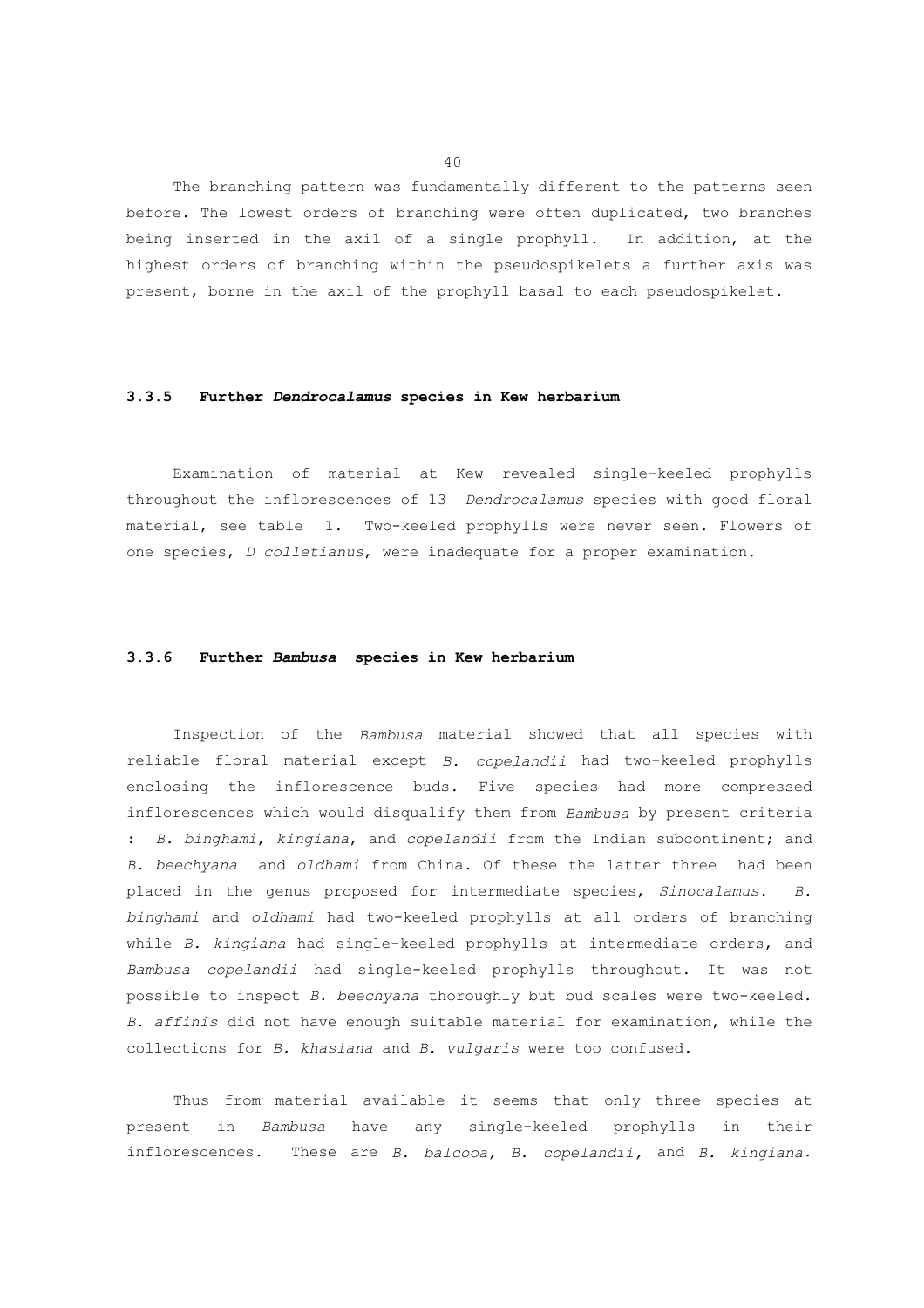The branching pattern was fundamentally different to the patterns seen before. The lowest orders of branching were often duplicated, two branches being inserted in the axil of a single prophyll. In addition, at the highest orders of branching within the pseudospikelets a further axis was present, borne in the axil of the prophyll basal to each pseudospikelet.

### 3.3.5 Further *Dendrocalamus* species in Kew herbarium

Examination of material at Kew revealed single-keeled prophylls throughout the inflorescences of 13 *Dendrocalamus* species with good floral material, see table 1. Two-keeled prophylls were never seen. Flowers of one species, *D colletianus*, were inadequate for a proper examination.

### 3.3.6 Further *Bambusa* species in Kew herbarium

Inspection of the *Bambusa* material showed that all species with reliable floral material except *B. copelandii* had two-keeled prophylls enclosing the inflorescence buds. Five species had more compressed inflorescences which would disqualify them from *Bambusa* by present criteria : *B. binghami*, *kingiana*, and *copelandii* from the Indian subcontinent; and *B. beechyana* and *oldhami* from China. Of these the latter three had been placed in the genus proposed for intermediate species, *Sinocalamus*. *B. binghami* and *oldhami* had two-keeled prophylls at all orders of branching while *B. kingiana* had single-keeled prophylls at intermediate orders, and *Bambusa copelandii* had single-keeled prophylls throughout. It was not possible to inspect *B. beechyana* thoroughly but bud scales were two-keeled. *B. affinis* did not have enough suitable material for examination, while the collections for *B. khasiana* and *B. vulgaris* were too confused.

Thus from material available it seems that only three species at present in *Bambusa* have any single-keeled prophylls in their inflorescences. These are *B. balcooa, B. copelandii,* and *B. kingiana*.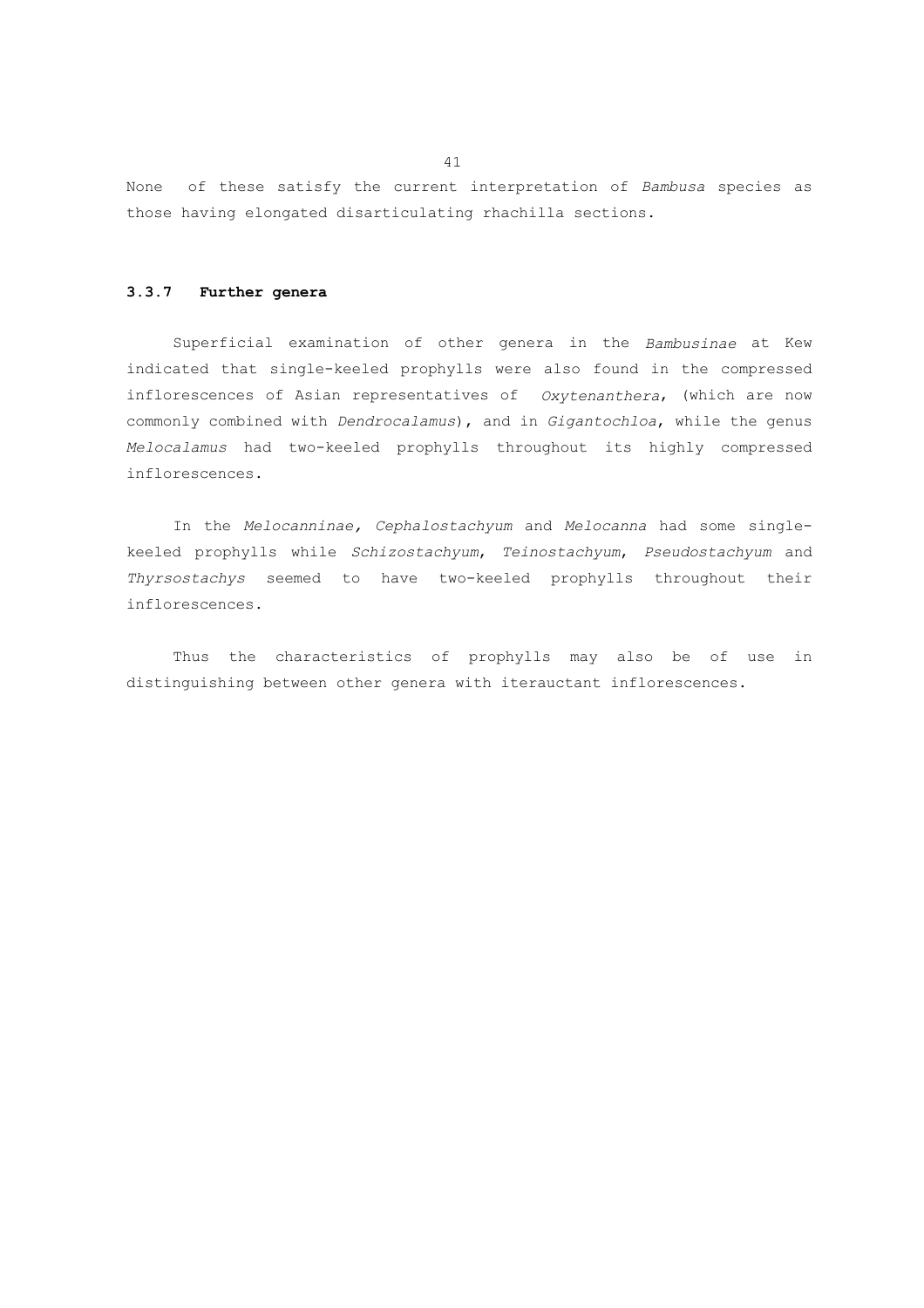None of these satisfy the current interpretation of *Bambusa* species as those having elongated disarticulating rhachilla sections.

### 3.3.7 Further genera

Superficial examination of other genera in the *Bambusinae* at Kew indicated that single-keeled prophylls were also found in the compressed inflorescences of Asian representatives of *Oxytenanthera*, (which are now commonly combined with *Dendrocalamus*), and in *Gigantochloa*, while the genus *Melocalamus* had two-keeled prophylls throughout its highly compressed inflorescences.

In the *Melocanninae, Cephalostachyum* and *Melocanna* had some single-keeled prophylls while *Schizostachyum*, *Teinostachyum*, *Pseudostachyum* and *Thyrsostachys* seemed to have two-keeled prophylls throughout their inflorescences.

Thus the characteristics of prophylls may also be of use in distinguishing between other genera with iterauctant inflorescences.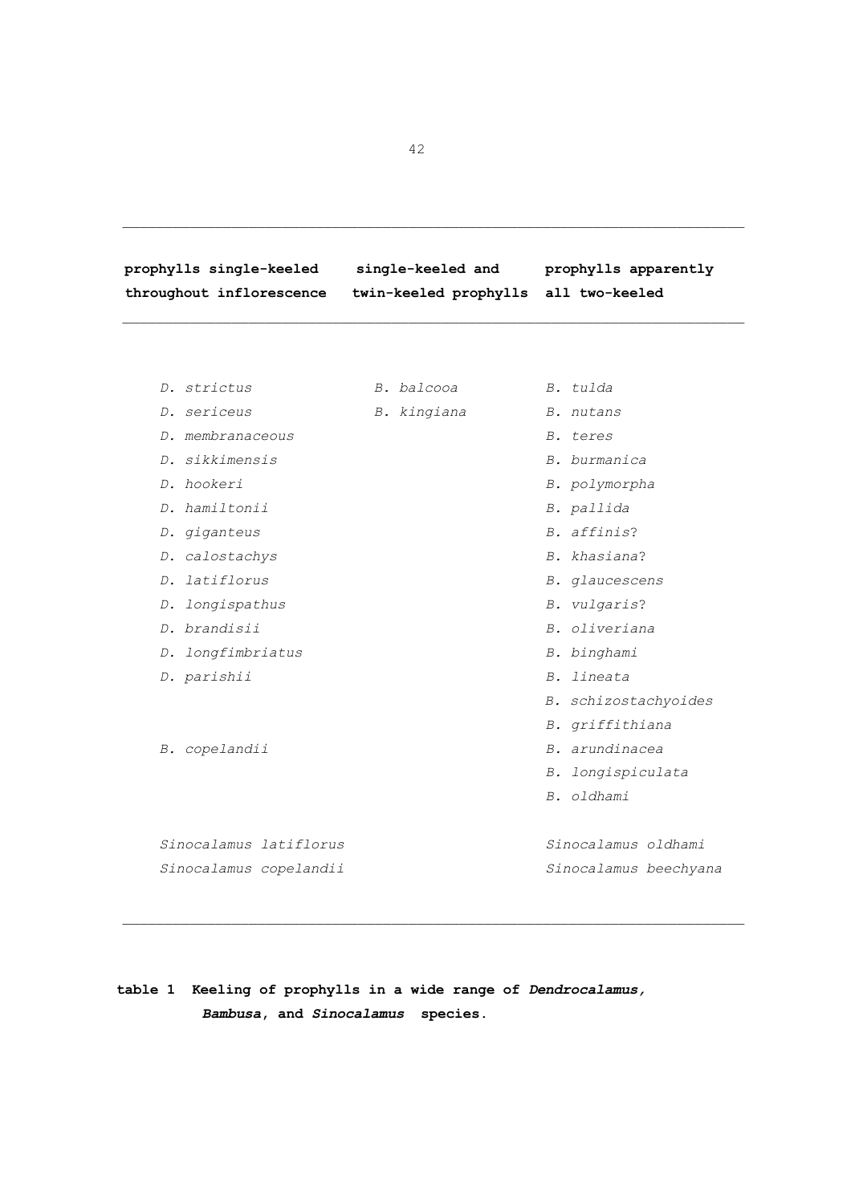| prophylls single-keeled throughout inflorescence | single-keeled and twin-keeled prophylls | prophylls apparently all two-keeled |
|---|---|---|
| *D. strictus* | *B. balcooa* | *B. tulda* |
| *D. sericeus* | *B. kingiana* | *B. nutans* |
| *D. membranaceous* | | *B. teres* |
| *D. sikkimensis* | | *B. burmanica* |
| *D. hookeri* | | *B. polymorpha* |
| *D. hamiltonii* | | *B. pallida* |
| *D. giganteus* | | *B. affinis*? |
| *D. calostachys* | | *B. khasiana*? |
| *D. latiflorus* | | *B. glaucescens* |
| *D. longispathus* | | *B. vulgaris*? |
| *D. brandisii* | | *B. oliveriana* |
| *D. longfimbriatus* | | *B. binghami* |
| *D. parishii* | | *B. lineata* |
| | | *B. schizostachyoides* |
| | | *B. griffithiana* |
| *B. copelandii* | | *B. arundinacea* |
| | | *B. longispiculata* |
| | | *B. oldhami* |
| | | |
| *Sinocalamus latiflorus* | | *Sinocalamus oldhami* |
| *Sinocalamus copelandii* | | *Sinocalamus beechyana* |

**table 1 Keeling of prophylls in a wide range of *Dendrocalamus*, *Bambusa*, and *Sinocalamus* species.**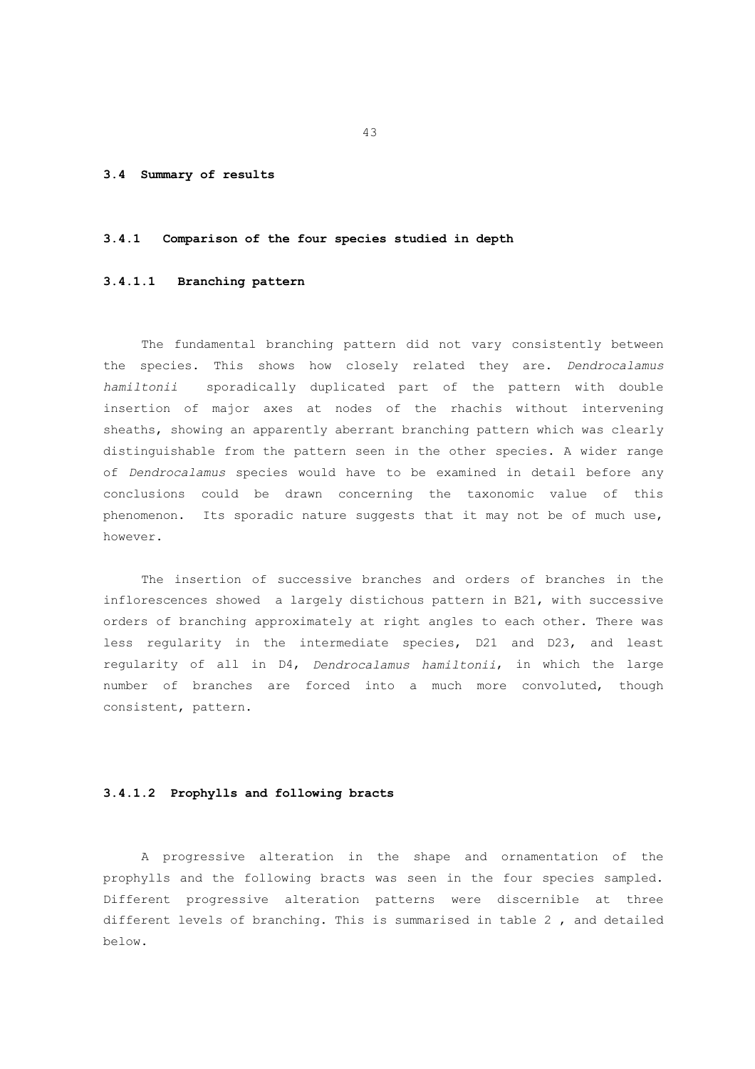### 3.4 Summary of results

#### 3.4.1 Comparison of the four species studied in depth

##### 3.4.1.1 Branching pattern

The fundamental branching pattern did not vary consistently between the species. This shows how closely related they are. *Dendrocalamus hamiltonii* sporadically duplicated part of the pattern with double insertion of major axes at nodes of the rhachis without intervening sheaths, showing an apparently aberrant branching pattern which was clearly distinguishable from the pattern seen in the other species. A wider range of *Dendrocalamus* species would have to be examined in detail before any conclusions could be drawn concerning the taxonomic value of this phenomenon. Its sporadic nature suggests that it may not be of much use, however.

The insertion of successive branches and orders of branches in the inflorescences showed a largely distichous pattern in B21, with successive orders of branching approximately at right angles to each other. There was less regularity in the intermediate species, D21 and D23, and least regularity of all in D4, *Dendrocalamus hamiltonii*, in which the large number of branches are forced into a much more convoluted, though consistent, pattern.

##### 3.4.1.2 Prophylls and following bracts

A progressive alteration in the shape and ornamentation of the prophylls and the following bracts was seen in the four species sampled. Different progressive alteration patterns were discernible at three different levels of branching. This is summarised in table 2 , and detailed below.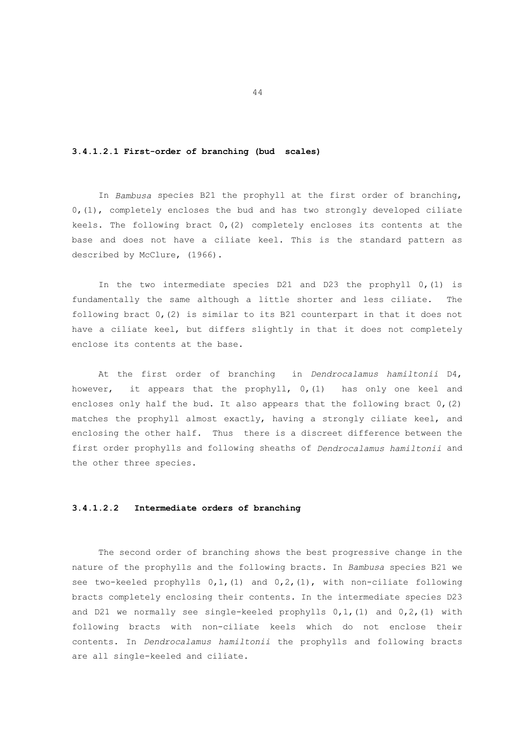#### 3.4.1.2.1 First-order of branching (bud scales)

In *Bambusa* species B21 the prophyll at the first order of branching, 0,(1), completely encloses the bud and has two strongly developed ciliate keels. The following bract 0,(2) completely encloses its contents at the base and does not have a ciliate keel. This is the standard pattern as described by McClure, (1966).

In the two intermediate species D21 and D23 the prophyll 0,(1) is fundamentally the same although a little shorter and less ciliate. The following bract 0,(2) is similar to its B21 counterpart in that it does not have a ciliate keel, but differs slightly in that it does not completely enclose its contents at the base.

At the first order of branching in *Dendrocalamus hamiltonii* D4, however, it appears that the prophyll, 0,(1) has only one keel and encloses only half the bud. It also appears that the following bract 0,(2) matches the prophyll almost exactly, having a strongly ciliate keel, and enclosing the other half. Thus there is a discreet difference between the first order prophylls and following sheaths of *Dendrocalamus hamiltonii* and the other three species.

#### 3.4.1.2.2 Intermediate orders of branching

The second order of branching shows the best progressive change in the nature of the prophylls and the following bracts. In *Bambusa* species B21 we see two-keeled prophylls 0,1,(1) and 0,2,(1), with non-ciliate following bracts completely enclosing their contents. In the intermediate species D23 and D21 we normally see single-keeled prophylls 0,1,(1) and 0,2,(1) with following bracts with non-ciliate keels which do not enclose their contents. In *Dendrocalamus hamiltonii* the prophylls and following bracts are all single-keeled and ciliate.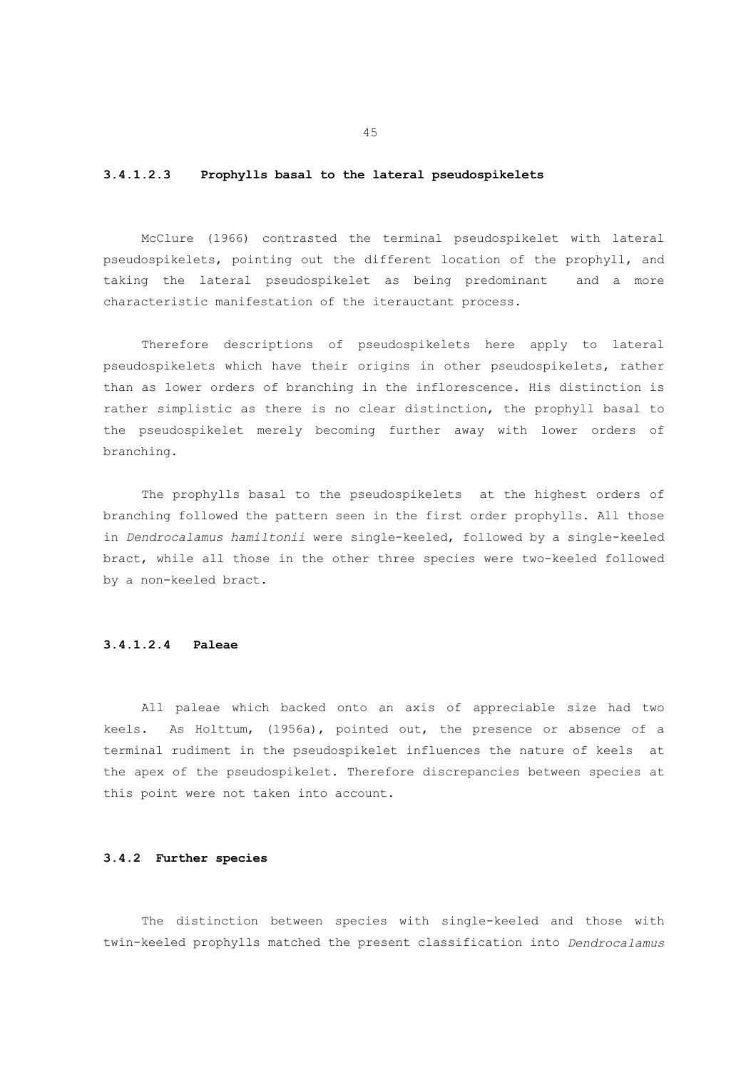#### 3.4.1.2.3 Prophylls basal to the lateral pseudospikelets

McClure (1966) contrasted the terminal pseudospikelet with lateral pseudospikelets, pointing out the different location of the prophyll, and taking the lateral pseudospikelet as being predominant and a more characteristic manifestation of the iterauctant process.

Therefore descriptions of pseudospikelets here apply to lateral pseudospikelets which have their origins in other pseudospikelets, rather than as lower orders of branching in the inflorescence. His distinction is rather simplistic as there is no clear distinction, the prophyll basal to the pseudospikelet merely becoming further away with lower orders of branching.

The prophylls basal to the pseudospikelets at the highest orders of branching followed the pattern seen in the first order prophylls. All those in *Dendrocalamus hamiltonii* were single-keeled, followed by a single-keeled bract, while all those in the other three species were two-keeled followed by a non-keeled bract.

#### 3.4.1.2.4 Paleae

All paleae which backed onto an axis of appreciable size had two keels. As Holttum, (1956a), pointed out, the presence or absence of a terminal rudiment in the pseudospikelet influences the nature of keels at the apex of the pseudospikelet. Therefore discrepancies between species at this point were not taken into account.

### 3.4.2 Further species

The distinction between species with single-keeled and those with twin-keeled prophylls matched the present classification into *Dendrocalamus*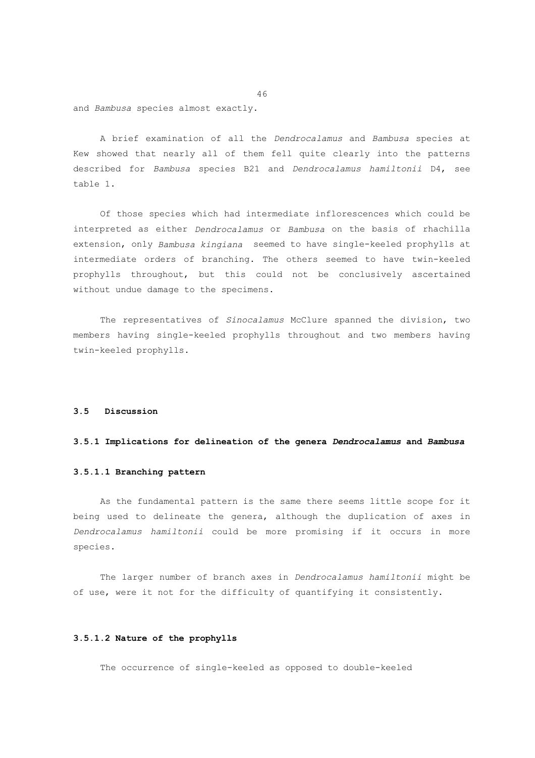and *Bambusa* species almost exactly.

A brief examination of all the *Dendrocalamus* and *Bambusa* species at Kew showed that nearly all of them fell quite clearly into the patterns described for *Bambusa* species B21 and *Dendrocalamus hamiltonii* D4, see table 1.

Of those species which had intermediate inflorescences which could be interpreted as either *Dendrocalamus* or *Bambusa* on the basis of rhachilla extension, only *Bambusa kingiana* seemed to have single-keeled prophylls at intermediate orders of branching. The others seemed to have twin-keeled prophylls throughout, but this could not be conclusively ascertained without undue damage to the specimens.

The representatives of *Sinocalamus* McClure spanned the division, two members having single-keeled prophylls throughout and two members having twin-keeled prophylls.

## 3.5 Discussion

### 3.5.1 Implications for delineation of the genera *Dendrocalamus* and *Bambusa*

#### 3.5.1.1 Branching pattern

As the fundamental pattern is the same there seems little scope for it being used to delineate the genera, although the duplication of axes in *Dendrocalamus hamiltonii* could be more promising if it occurs in more species.

The larger number of branch axes in *Dendrocalamus hamiltonii* might be of use, were it not for the difficulty of quantifying it consistently.

#### 3.5.1.2 Nature of the prophylls

The occurrence of single-keeled as opposed to double-keeled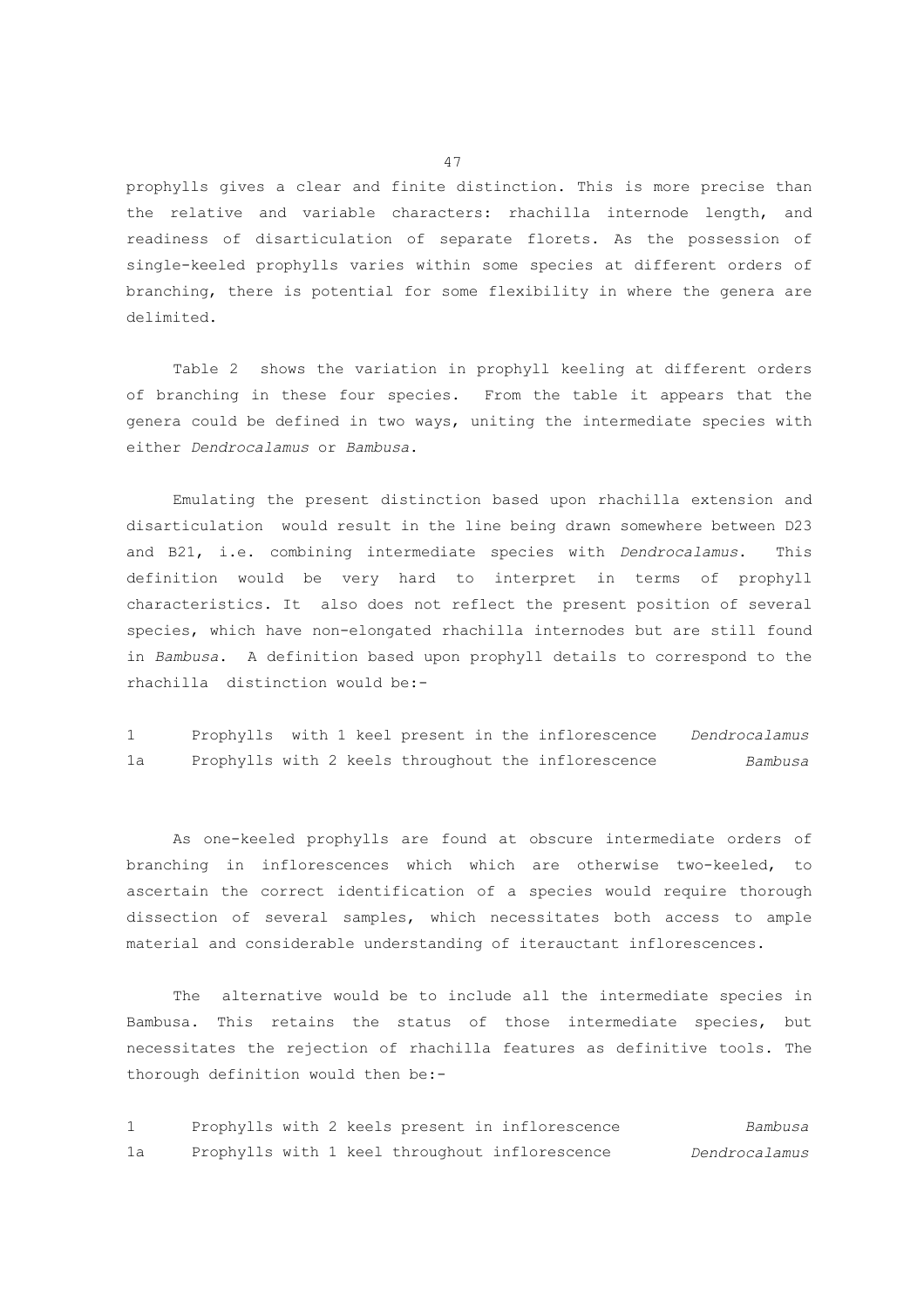prophylls gives a clear and finite distinction. This is more precise than the relative and variable characters: rhachilla internode length, and readiness of disarticulation of separate florets. As the possession of single-keeled prophylls varies within some species at different orders of branching, there is potential for some flexibility in where the genera are delimited.

Table 2 shows the variation in prophyll keeling at different orders of branching in these four species. From the table it appears that the genera could be defined in two ways, uniting the intermediate species with either *Dendrocalamus* or *Bambusa*.

Emulating the present distinction based upon rhachilla extension and disarticulation would result in the line being drawn somewhere between D23 and B21, i.e. combining intermediate species with *Dendrocalamus*. This definition would be very hard to interpret in terms of prophyll characteristics. It also does not reflect the present position of several species, which have non-elongated rhachilla internodes but are still found in *Bambusa*. A definition based upon prophyll details to correspond to the rhachilla distinction would be:-

| | | |
|---|---|---|
| 1 | Prophylls with 1 keel present in the inflorescence | *Dendrocalamus* |
| 1a | Prophylls with 2 keels throughout the inflorescence | *Bambusa* |

As one-keeled prophylls are found at obscure intermediate orders of branching in inflorescences which which are otherwise two-keeled, to ascertain the correct identification of a species would require thorough dissection of several samples, which necessitates both access to ample material and considerable understanding of iterauctant inflorescences.

The alternative would be to include all the intermediate species in Bambusa. This retains the status of those intermediate species, but necessitates the rejection of rhachilla features as definitive tools. The thorough definition would then be:-

| | | |
|---|---|---|
| 1 | Prophylls with 2 keels present in inflorescence | *Bambusa* |
| 1a | Prophylls with 1 keel throughout inflorescence | *Dendrocalamus* |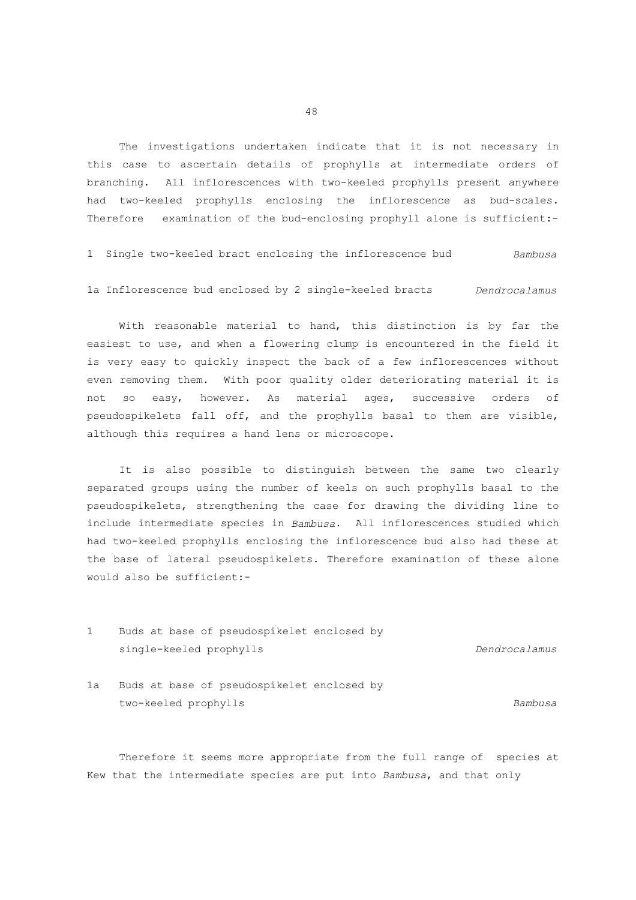The investigations undertaken indicate that it is not necessary in this case to ascertain details of prophylls at intermediate orders of branching. All inflorescences with two-keeled prophylls present anywhere had two-keeled prophylls enclosing the inflorescence as bud-scales. Therefore examination of the bud-enclosing prophyll alone is sufficient:-

| | | |
|---|---|---|
| 1 | Single two-keeled bract enclosing the inflorescence bud | *Bambusa* |
| 1a | Inflorescence bud enclosed by 2 single-keeled bracts | *Dendrocalamus* |

With reasonable material to hand, this distinction is by far the easiest to use, and when a flowering clump is encountered in the field it is very easy to quickly inspect the back of a few inflorescences without even removing them. With poor quality older deteriorating material it is not so easy, however. As material ages, successive orders of pseudospikelets fall off, and the prophylls basal to them are visible, although this requires a hand lens or microscope.

It is also possible to distinguish between the same two clearly separated groups using the number of keels on such prophylls basal to the pseudospikelets, strengthening the case for drawing the dividing line to include intermediate species in *Bambusa*. All inflorescences studied which had two-keeled prophylls enclosing the inflorescence bud also had these at the base of lateral pseudospikelets. Therefore examination of these alone would also be sufficient:-

| | | |
|---|---|---|
| 1 | Buds at base of pseudospikelet enclosed by single-keeled prophylls | *Dendrocalamus* |
| 1a | Buds at base of pseudospikelet enclosed by two-keeled prophylls | *Bambusa* |

Therefore it seems more appropriate from the full range of species at Kew that the intermediate species are put into *Bambusa*, and that only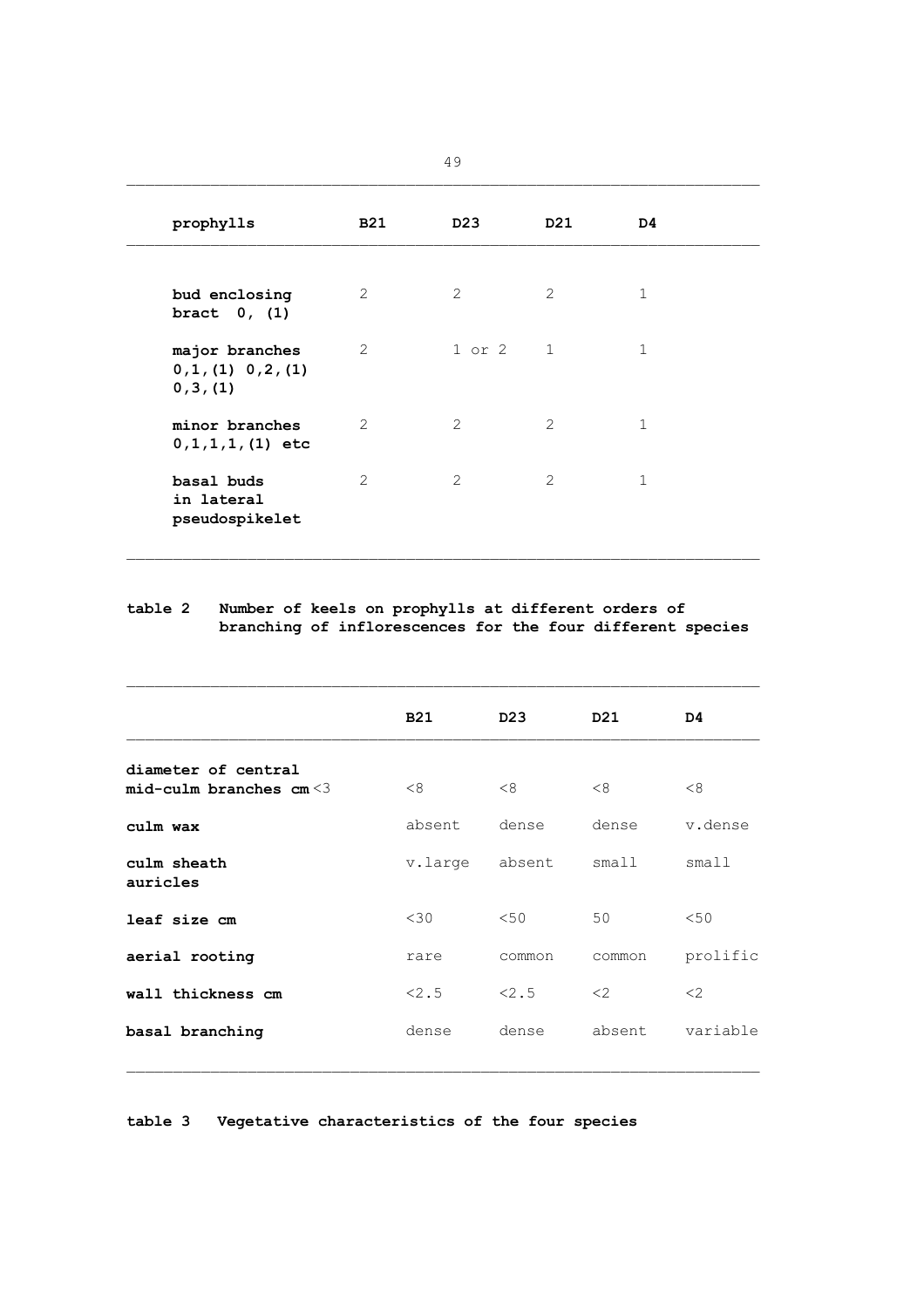| prophylls | B21 | D23 | D21 | D4 |
|---|---|---|---|---|
| **bud enclosing bract 0, (1)** | 2 | 2 | 2 | 1 |
| **major branches 0,1,(1) 0,2,(1) 0,3,(1)** | 2 | 1 or 2 | 1 | 1 |
| **minor branches 0,1,1,1,(1) etc** | 2 | 2 | 2 | 1 |
| **basal buds in lateral pseudospikelet** | 2 | 2 | 2 | 1 |

**table 2** **Number of keels on prophylls at different orders of branching of inflorescences for the four different species**

| | B21 | D23 | D21 | D4 |
|---|---|---|---|---|
| **diameter of central mid-culm branches cm** <3 | <8 | <8 | <8 | <8 |
| **culm wax** | absent | dense | dense | v.dense |
| **culm sheath auricles** | v.large | absent | small | small |
| **leaf size cm** | <30 | <50 | 50 | <50 |
| **aerial rooting** | rare | common | common | prolific |
| **wall thickness cm** | <2.5 | <2.5 | <2 | <2 |
| **basal branching** | dense | dense | absent | variable |

**table 3** **Vegetative characteristics of the four species**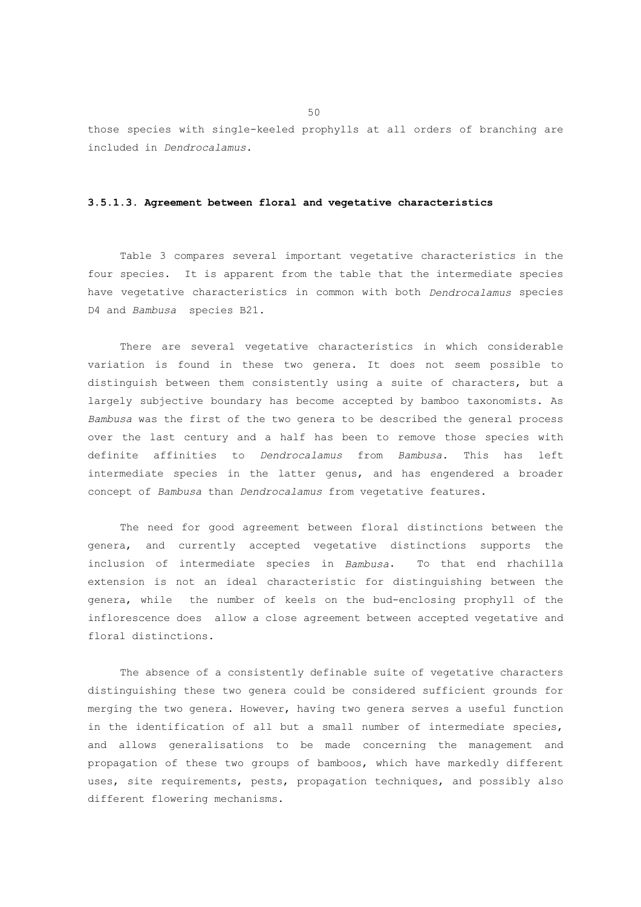those species with single-keeled prophylls at all orders of branching are included in *Dendrocalamus*.

### 3.5.1.3. Agreement between floral and vegetative characteristics

Table 3 compares several important vegetative characteristics in the four species. It is apparent from the table that the intermediate species have vegetative characteristics in common with both *Dendrocalamus* species D4 and *Bambusa* species B21.

There are several vegetative characteristics in which considerable variation is found in these two genera. It does not seem possible to distinguish between them consistently using a suite of characters, but a largely subjective boundary has become accepted by bamboo taxonomists. As *Bambusa* was the first of the two genera to be described the general process over the last century and a half has been to remove those species with definite affinities to *Dendrocalamus* from *Bambusa*. This has left intermediate species in the latter genus, and has engendered a broader concept of *Bambusa* than *Dendrocalamus* from vegetative features.

The need for good agreement between floral distinctions between the genera, and currently accepted vegetative distinctions supports the inclusion of intermediate species in *Bambusa*. To that end rhachilla extension is not an ideal characteristic for distinguishing between the genera, while the number of keels on the bud-enclosing prophyll of the inflorescence does allow a close agreement between accepted vegetative and floral distinctions.

The absence of a consistently definable suite of vegetative characters distinguishing these two genera could be considered sufficient grounds for merging the two genera. However, having two genera serves a useful function in the identification of all but a small number of intermediate species, and allows generalisations to be made concerning the management and propagation of these two groups of bamboos, which have markedly different uses, site requirements, pests, propagation techniques, and possibly also different flowering mechanisms.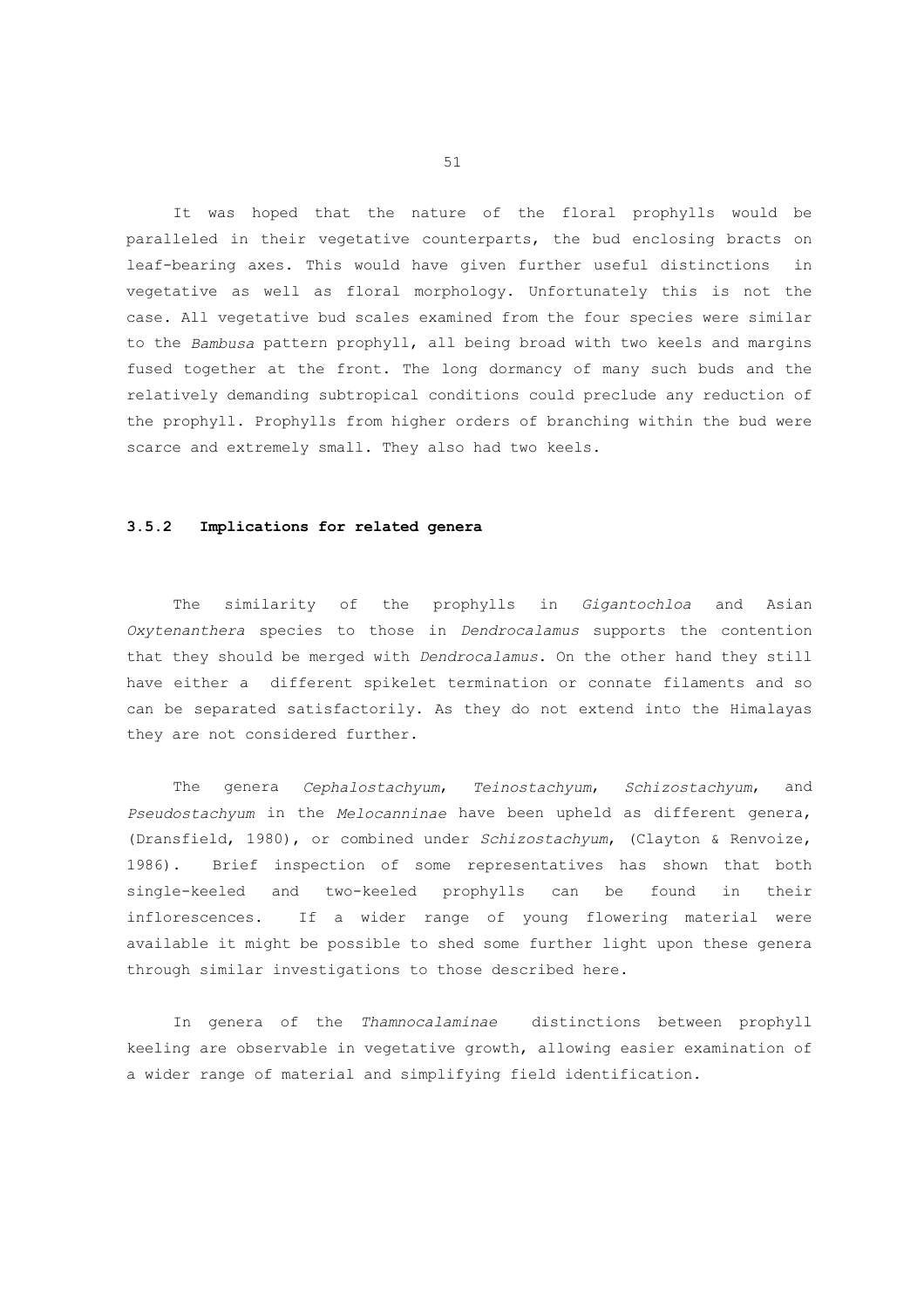It was hoped that the nature of the floral prophylls would be paralleled in their vegetative counterparts, the bud enclosing bracts on leaf-bearing axes. This would have given further useful distinctions in vegetative as well as floral morphology. Unfortunately this is not the case. All vegetative bud scales examined from the four species were similar to the *Bambusa* pattern prophyll, all being broad with two keels and margins fused together at the front. The long dormancy of many such buds and the relatively demanding subtropical conditions could preclude any reduction of the prophyll. Prophylls from higher orders of branching within the bud were scarce and extremely small. They also had two keels.

### 3.5.2 Implications for related genera

The similarity of the prophylls in *Gigantochloa* and Asian *Oxytenanthera* species to those in *Dendrocalamus* supports the contention that they should be merged with *Dendrocalamus*. On the other hand they still have either a different spikelet termination or connate filaments and so can be separated satisfactorily. As they do not extend into the Himalayas they are not considered further.

The genera *Cephalostachyum*, *Teinostachyum*, *Schizostachyum*, and *Pseudostachyum* in the *Melocanninae* have been upheld as different genera, (Dransfield, 1980), or combined under *Schizostachyum*, (Clayton & Renvoize, 1986). Brief inspection of some representatives has shown that both single-keeled and two-keeled prophylls can be found in their inflorescences. If a wider range of young flowering material were available it might be possible to shed some further light upon these genera through similar investigations to those described here.

In genera of the *Thamnocalaminae* distinctions between prophyll keeling are observable in vegetative growth, allowing easier examination of a wider range of material and simplifying field identification.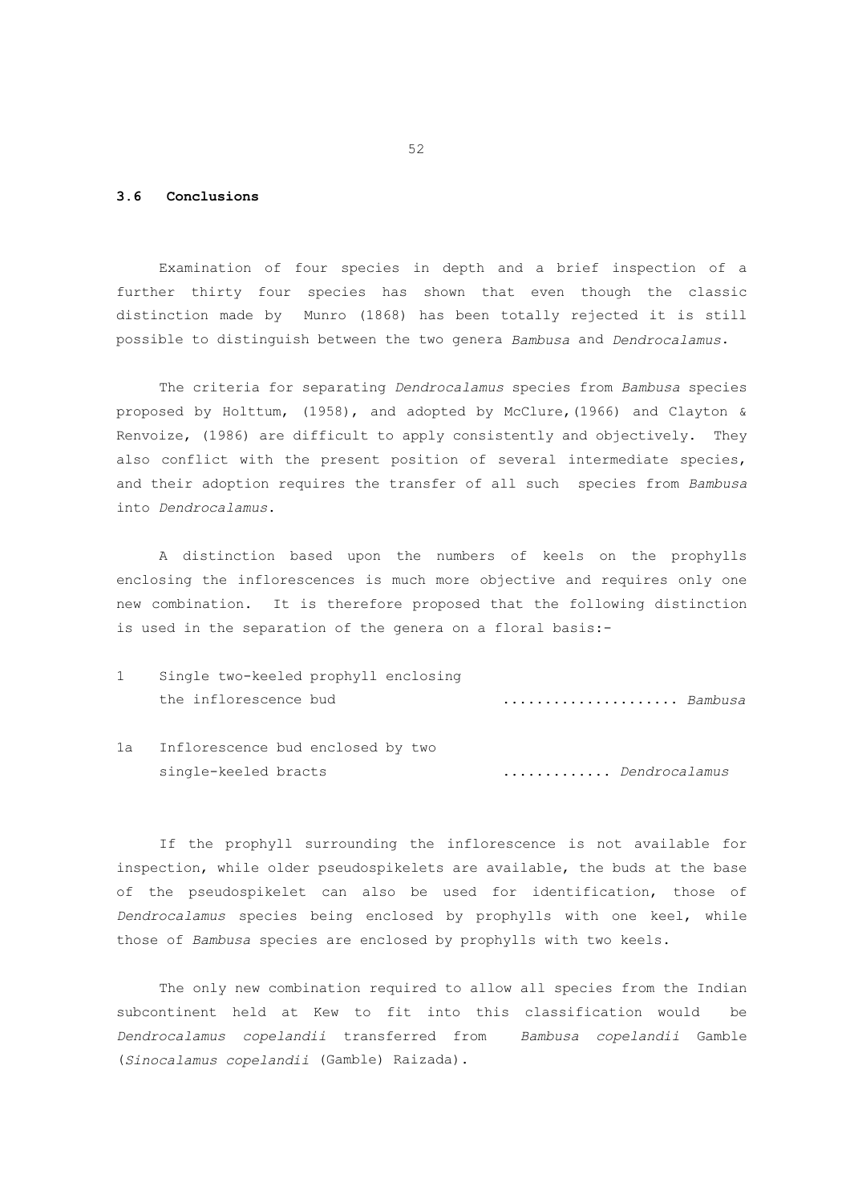### 3.6 Conclusions

Examination of four species in depth and a brief inspection of a further thirty four species has shown that even though the classic distinction made by Munro (1868) has been totally rejected it is still possible to distinguish between the two genera *Bambusa* and *Dendrocalamus*.

The criteria for separating *Dendrocalamus* species from *Bambusa* species proposed by Holttum, (1958), and adopted by McClure,(1966) and Clayton & Renvoize, (1986) are difficult to apply consistently and objectively. They also conflict with the present position of several intermediate species, and their adoption requires the transfer of all such species from *Bambusa* into *Dendrocalamus*.

A distinction based upon the numbers of keels on the prophylls enclosing the inflorescences is much more objective and requires only one new combination. It is therefore proposed that the following distinction is used in the separation of the genera on a floral basis:-

1 Single two-keeled prophyll enclosing the inflorescence bud ..................... *Bambusa*

1a Inflorescence bud enclosed by two single-keeled bracts ............. *Dendrocalamus*

If the prophyll surrounding the inflorescence is not available for inspection, while older pseudospikelets are available, the buds at the base of the pseudospikelet can also be used for identification, those of *Dendrocalamus* species being enclosed by prophylls with one keel, while those of *Bambusa* species are enclosed by prophylls with two keels.

The only new combination required to allow all species from the Indian subcontinent held at Kew to fit into this classification would be *Dendrocalamus copelandii* transferred from *Bambusa copelandii* Gamble (*Sinocalamus copelandii* (Gamble) Raizada).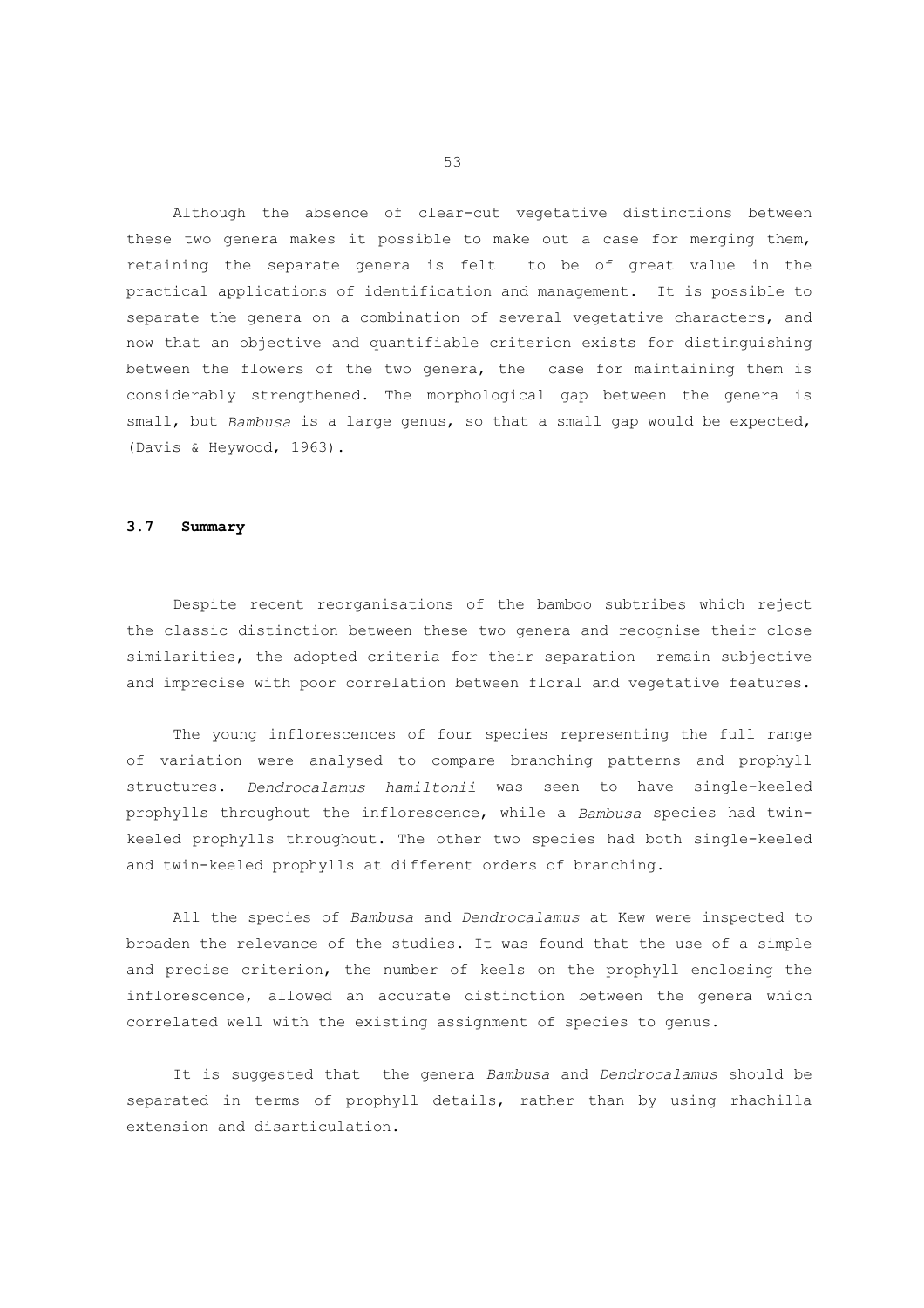Although the absence of clear-cut vegetative distinctions between these two genera makes it possible to make out a case for merging them, retaining the separate genera is felt to be of great value in the practical applications of identification and management. It is possible to separate the genera on a combination of several vegetative characters, and now that an objective and quantifiable criterion exists for distinguishing between the flowers of the two genera, the case for maintaining them is considerably strengthened. The morphological gap between the genera is small, but *Bambusa* is a large genus, so that a small gap would be expected, (Davis & Heywood, 1963).

### 3.7 Summary

Despite recent reorganisations of the bamboo subtribes which reject the classic distinction between these two genera and recognise their close similarities, the adopted criteria for their separation remain subjective and imprecise with poor correlation between floral and vegetative features.

The young inflorescences of four species representing the full range of variation were analysed to compare branching patterns and prophyll structures. *Dendrocalamus hamiltonii* was seen to have single-keeled prophylls throughout the inflorescence, while a *Bambusa* species had twin-keeled prophylls throughout. The other two species had both single-keeled and twin-keeled prophylls at different orders of branching.

All the species of *Bambusa* and *Dendrocalamus* at Kew were inspected to broaden the relevance of the studies. It was found that the use of a simple and precise criterion, the number of keels on the prophyll enclosing the inflorescence, allowed an accurate distinction between the genera which correlated well with the existing assignment of species to genus.

It is suggested that the genera *Bambusa* and *Dendrocalamus* should be separated in terms of prophyll details, rather than by using rhachilla extension and disarticulation.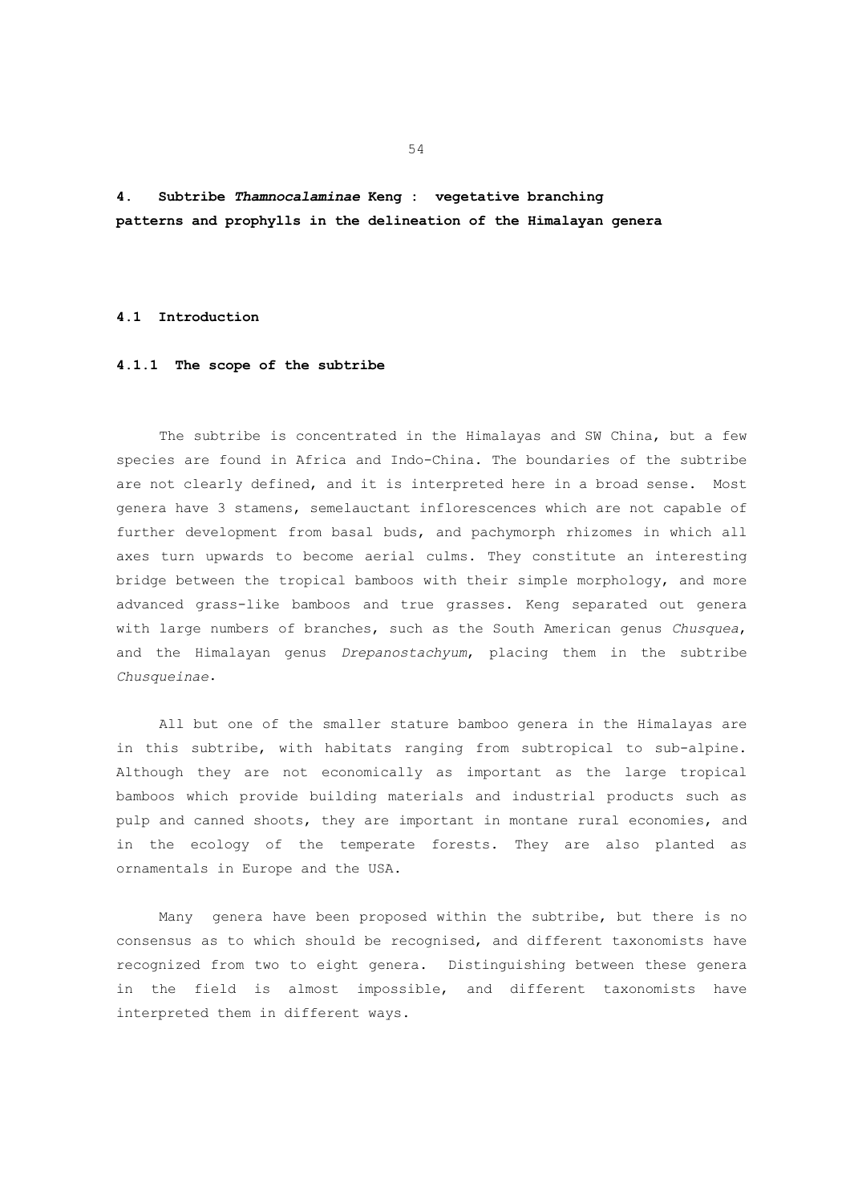# 4. Subtribe *Thamnocalaminae* Keng : vegetative branching patterns and prophylls in the delineation of the Himalayan genera

## 4.1 Introduction

### 4.1.1 The scope of the subtribe

The subtribe is concentrated in the Himalayas and SW China, but a few species are found in Africa and Indo-China. The boundaries of the subtribe are not clearly defined, and it is interpreted here in a broad sense. Most genera have 3 stamens, semelauctant inflorescences which are not capable of further development from basal buds, and pachymorph rhizomes in which all axes turn upwards to become aerial culms. They constitute an interesting bridge between the tropical bamboos with their simple morphology, and more advanced grass-like bamboos and true grasses. Keng separated out genera with large numbers of branches, such as the South American genus *Chusquea*, and the Himalayan genus *Drepanostachyum*, placing them in the subtribe *Chusqueinae*.

All but one of the smaller stature bamboo genera in the Himalayas are in this subtribe, with habitats ranging from subtropical to sub-alpine. Although they are not economically as important as the large tropical bamboos which provide building materials and industrial products such as pulp and canned shoots, they are important in montane rural economies, and in the ecology of the temperate forests. They are also planted as ornamentals in Europe and the USA.

Many genera have been proposed within the subtribe, but there is no consensus as to which should be recognised, and different taxonomists have recognized from two to eight genera. Distinguishing between these genera in the field is almost impossible, and different taxonomists have interpreted them in different ways.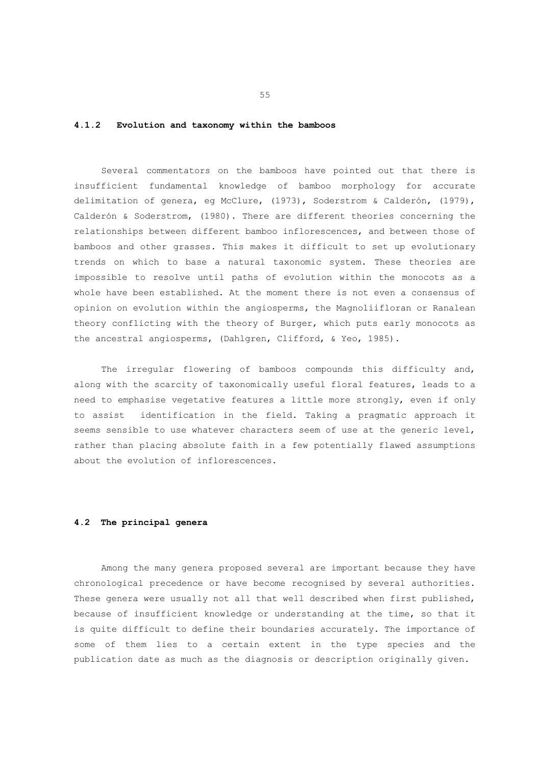### 4.1.2 Evolution and taxonomy within the bamboos

Several commentators on the bamboos have pointed out that there is insufficient fundamental knowledge of bamboo morphology for accurate delimitation of genera, eg McClure, (1973), Soderstrom & Calderón, (1979), Calderón & Soderstrom, (1980). There are different theories concerning the relationships between different bamboo inflorescences, and between those of bamboos and other grasses. This makes it difficult to set up evolutionary trends on which to base a natural taxonomic system. These theories are impossible to resolve until paths of evolution within the monocots as a whole have been established. At the moment there is not even a consensus of opinion on evolution within the angiosperms, the Magnoliifloran or Ranalean theory conflicting with the theory of Burger, which puts early monocots as the ancestral angiosperms, (Dahlgren, Clifford, & Yeo, 1985).

The irregular flowering of bamboos compounds this difficulty and, along with the scarcity of taxonomically useful floral features, leads to a need to emphasise vegetative features a little more strongly, even if only to assist identification in the field. Taking a pragmatic approach it seems sensible to use whatever characters seem of use at the generic level, rather than placing absolute faith in a few potentially flawed assumptions about the evolution of inflorescences.

## 4.2 The principal genera

Among the many genera proposed several are important because they have chronological precedence or have become recognised by several authorities. These genera were usually not all that well described when first published, because of insufficient knowledge or understanding at the time, so that it is quite difficult to define their boundaries accurately. The importance of some of them lies to a certain extent in the type species and the publication date as much as the diagnosis or description originally given.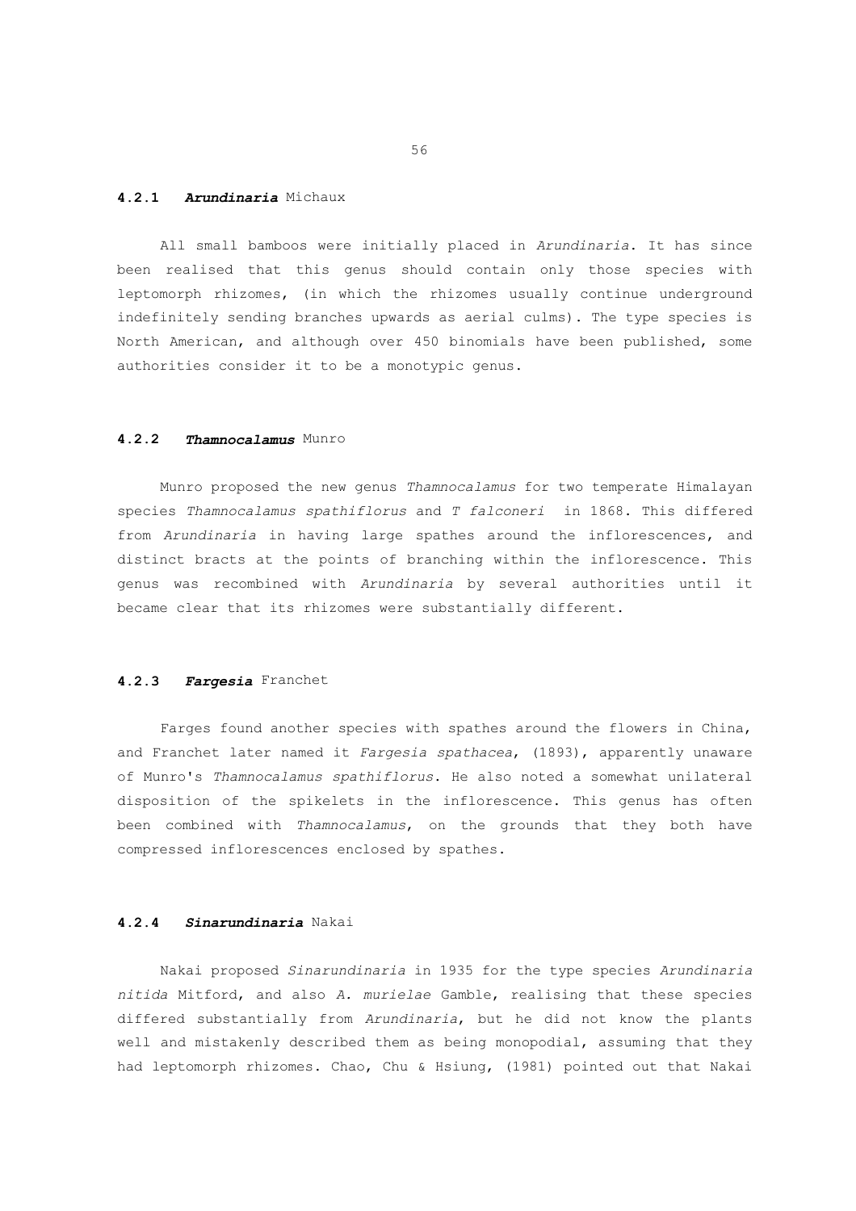#### 4.2.1 ***Arundinaria*** Michaux

All small bamboos were initially placed in *Arundinaria*. It has since been realised that this genus should contain only those species with leptomorph rhizomes, (in which the rhizomes usually continue underground indefinitely sending branches upwards as aerial culms). The type species is North American, and although over 450 binomials have been published, some authorities consider it to be a monotypic genus.

#### 4.2.2 ***Thamnocalamus*** Munro

Munro proposed the new genus *Thamnocalamus* for two temperate Himalayan species *Thamnocalamus spathiflorus* and *T falconeri* in 1868. This differed from *Arundinaria* in having large spathes around the inflorescences, and distinct bracts at the points of branching within the inflorescence. This genus was recombined with *Arundinaria* by several authorities until it became clear that its rhizomes were substantially different.

#### 4.2.3 ***Fargesia*** Franchet

Farges found another species with spathes around the flowers in China, and Franchet later named it *Fargesia spathacea*, (1893), apparently unaware of Munro's *Thamnocalamus spathiflorus*. He also noted a somewhat unilateral disposition of the spikelets in the inflorescence. This genus has often been combined with *Thamnocalamus*, on the grounds that they both have compressed inflorescences enclosed by spathes.

#### 4.2.4 ***Sinarundinaria*** Nakai

Nakai proposed *Sinarundinaria* in 1935 for the type species *Arundinaria nitida* Mitford, and also *A. murielae* Gamble, realising that these species differed substantially from *Arundinaria*, but he did not know the plants well and mistakenly described them as being monopodial, assuming that they had leptomorph rhizomes. Chao, Chu & Hsiung, (1981) pointed out that Nakai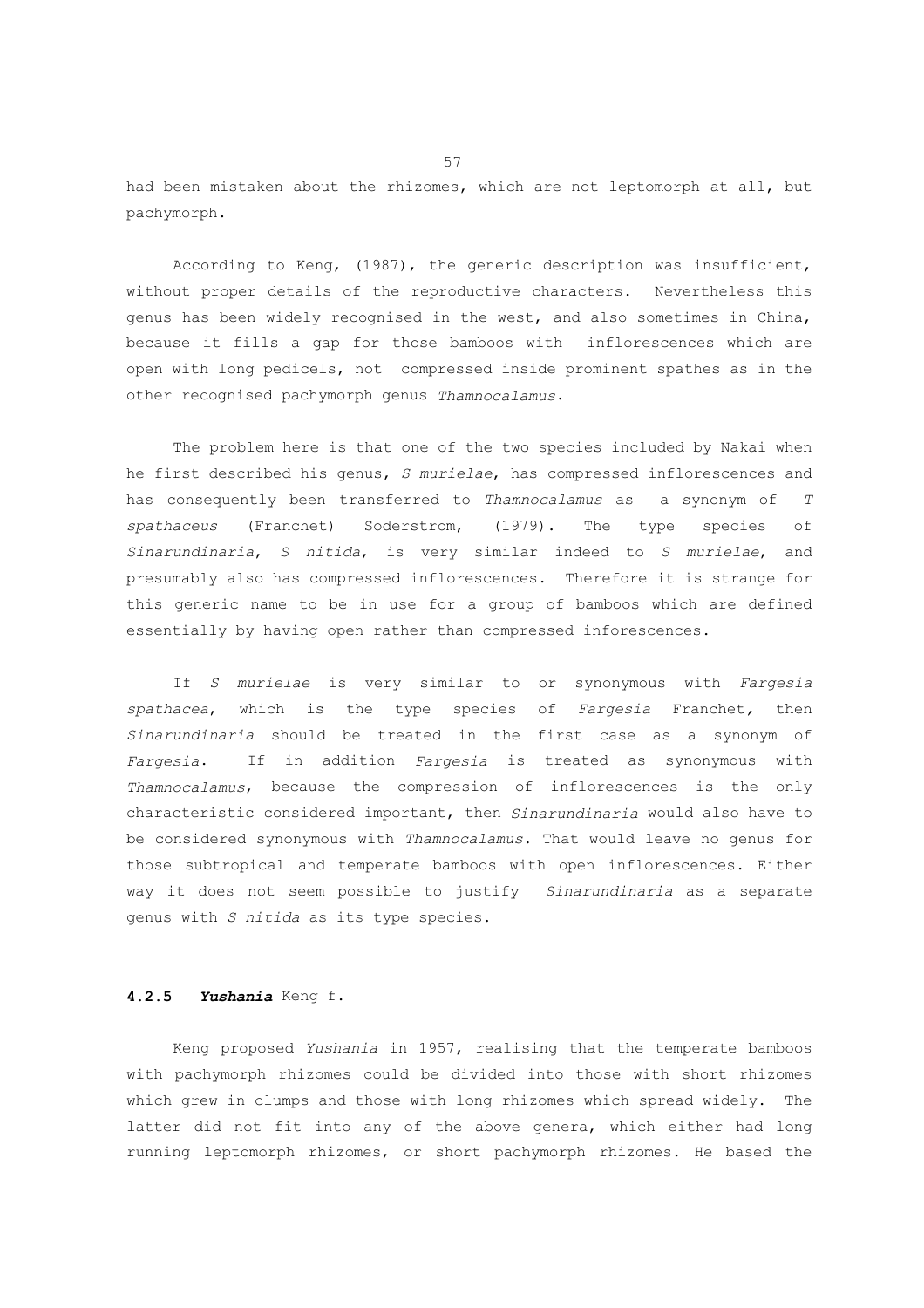had been mistaken about the rhizomes, which are not leptomorph at all, but pachymorph.

According to Keng, (1987), the generic description was insufficient, without proper details of the reproductive characters. Nevertheless this genus has been widely recognised in the west, and also sometimes in China, because it fills a gap for those bamboos with inflorescences which are open with long pedicels, not compressed inside prominent spathes as in the other recognised pachymorph genus *Thamnocalamus*.

The problem here is that one of the two species included by Nakai when he first described his genus, *S murielae*, has compressed inflorescences and has consequently been transferred to *Thamnocalamus* as a synonym of *T spathaceus* (Franchet) Soderstrom, (1979). The type species of *Sinarundinaria*, *S nitida*, is very similar indeed to *S murielae*, and presumably also has compressed inflorescences. Therefore it is strange for this generic name to be in use for a group of bamboos which are defined essentially by having open rather than compressed inforescences.

If *S murielae* is very similar to or synonymous with *Fargesia spathacea*, which is the type species of *Fargesia* Franchet, then *Sinarundinaria* should be treated in the first case as a synonym of *Fargesia*. If in addition *Fargesia* is treated as synonymous with *Thamnocalamus*, because the compression of inflorescences is the only characteristic considered important, then *Sinarundinaria* would also have to be considered synonymous with *Thamnocalamus*. That would leave no genus for those subtropical and temperate bamboos with open inflorescences. Either way it does not seem possible to justify *Sinarundinaria* as a separate genus with *S nitida* as its type species.

#### 4.2.5 ***Yushania*** Keng f.

Keng proposed *Yushania* in 1957, realising that the temperate bamboos with pachymorph rhizomes could be divided into those with short rhizomes which grew in clumps and those with long rhizomes which spread widely. The latter did not fit into any of the above genera, which either had long running leptomorph rhizomes, or short pachymorph rhizomes. He based the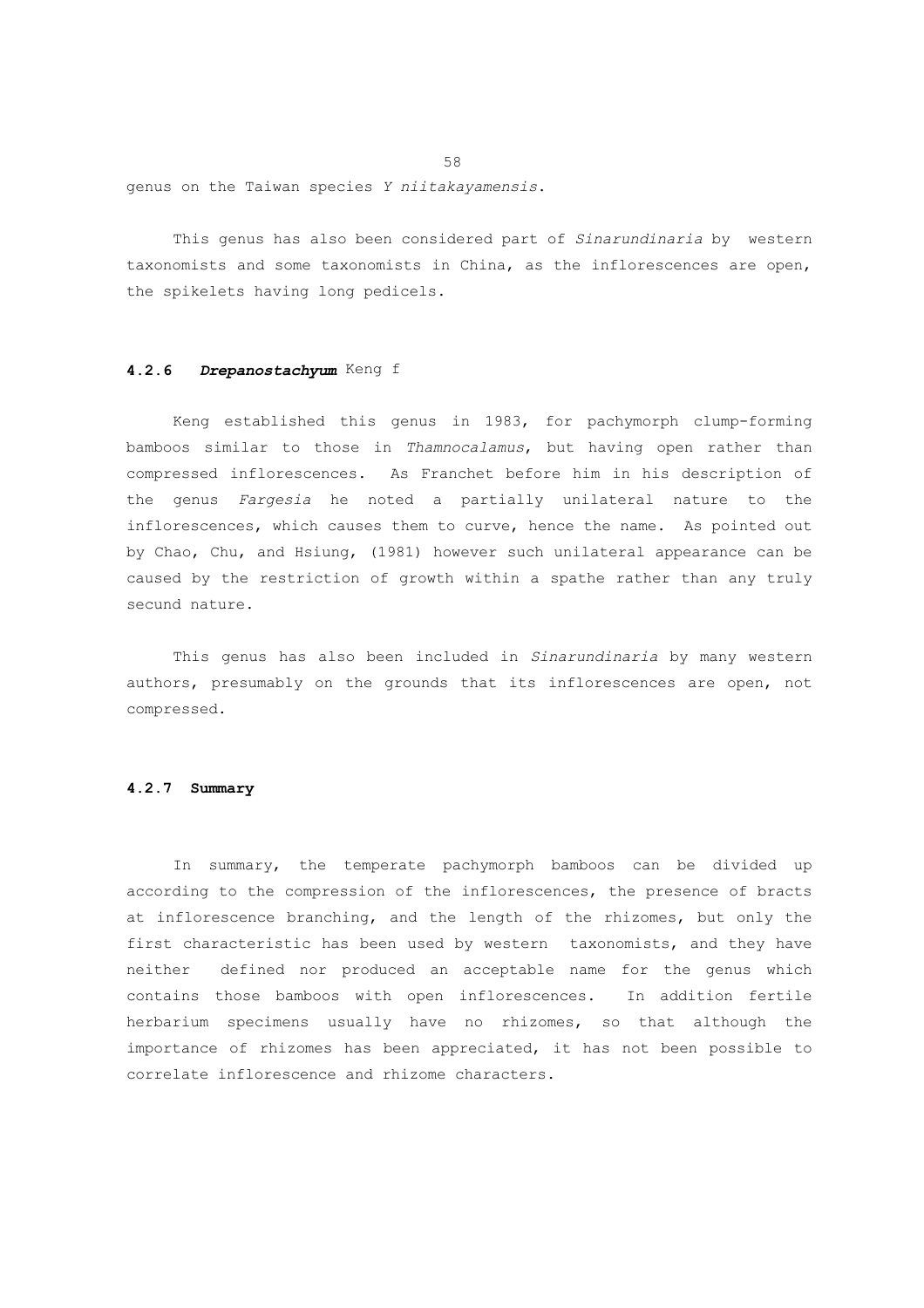genus on the Taiwan species *Y niitakayamensis*.

This genus has also been considered part of *Sinarundinaria* by western taxonomists and some taxonomists in China, as the inflorescences are open, the spikelets having long pedicels.

### 4.2.6 *Drepanostachyum* Keng f

Keng established this genus in 1983, for pachymorph clump-forming bamboos similar to those in *Thamnocalamus*, but having open rather than compressed inflorescences. As Franchet before him in his description of the genus *Fargesia* he noted a partially unilateral nature to the inflorescences, which causes them to curve, hence the name. As pointed out by Chao, Chu, and Hsiung, (1981) however such unilateral appearance can be caused by the restriction of growth within a spathe rather than any truly secund nature.

This genus has also been included in *Sinarundinaria* by many western authors, presumably on the grounds that its inflorescences are open, not compressed.

### 4.2.7 Summary

In summary, the temperate pachymorph bamboos can be divided up according to the compression of the inflorescences, the presence of bracts at inflorescence branching, and the length of the rhizomes, but only the first characteristic has been used by western taxonomists, and they have neither defined nor produced an acceptable name for the genus which contains those bamboos with open inflorescences. In addition fertile herbarium specimens usually have no rhizomes, so that although the importance of rhizomes has been appreciated, it has not been possible to correlate inflorescence and rhizome characters.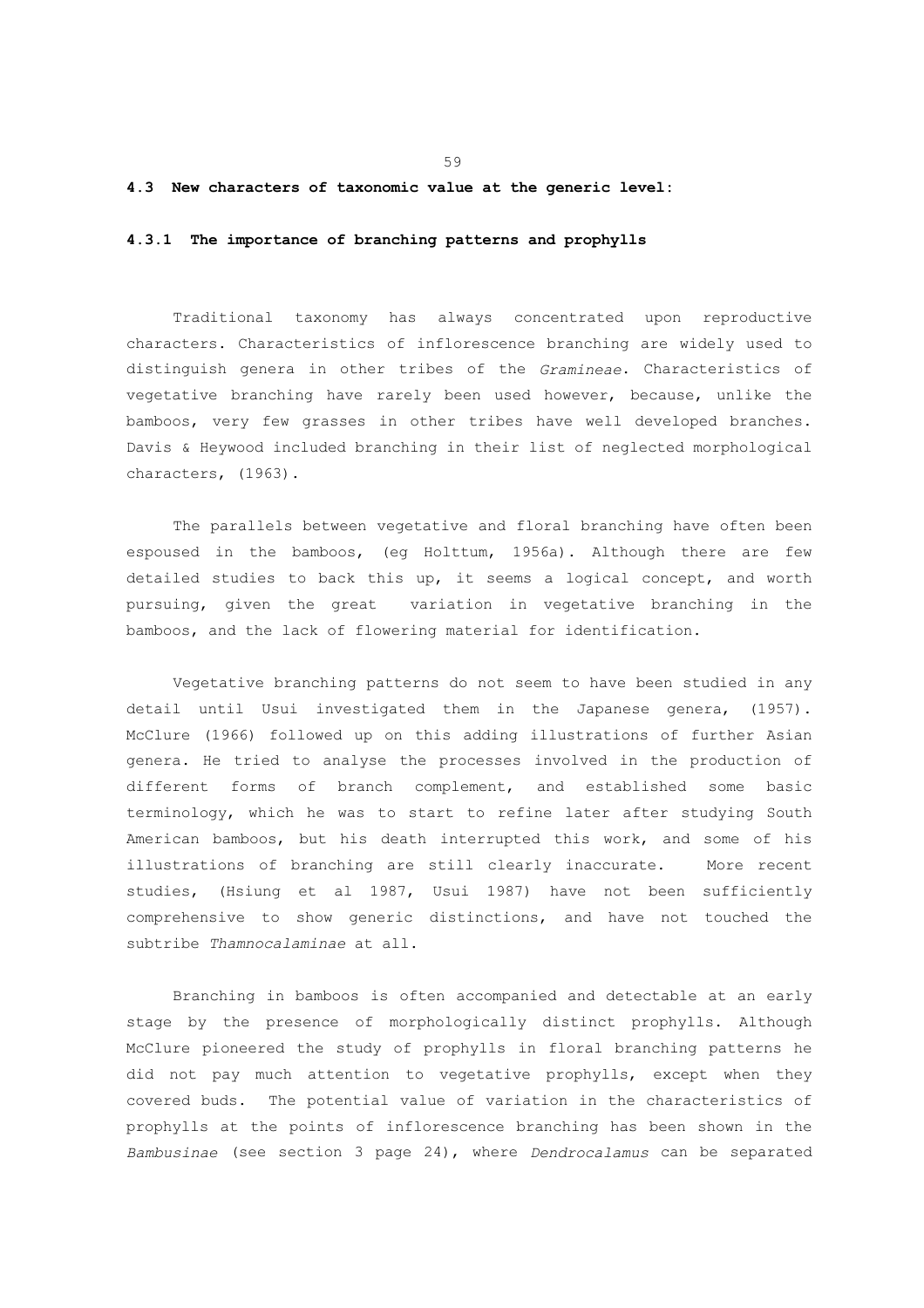## 4.3 New characters of taxonomic value at the generic level:

### 4.3.1 The importance of branching patterns and prophylls

Traditional taxonomy has always concentrated upon reproductive characters. Characteristics of inflorescence branching are widely used to distinguish genera in other tribes of the *Gramineae*. Characteristics of vegetative branching have rarely been used however, because, unlike the bamboos, very few grasses in other tribes have well developed branches. Davis & Heywood included branching in their list of neglected morphological characters, (1963).

The parallels between vegetative and floral branching have often been espoused in the bamboos, (eg Holttum, 1956a). Although there are few detailed studies to back this up, it seems a logical concept, and worth pursuing, given the great variation in vegetative branching in the bamboos, and the lack of flowering material for identification.

Vegetative branching patterns do not seem to have been studied in any detail until Usui investigated them in the Japanese genera, (1957). McClure (1966) followed up on this adding illustrations of further Asian genera. He tried to analyse the processes involved in the production of different forms of branch complement, and established some basic terminology, which he was to start to refine later after studying South American bamboos, but his death interrupted this work, and some of his illustrations of branching are still clearly inaccurate. More recent studies, (Hsiung et al 1987, Usui 1987) have not been sufficiently comprehensive to show generic distinctions, and have not touched the subtribe *Thamnocalaminae* at all.

Branching in bamboos is often accompanied and detectable at an early stage by the presence of morphologically distinct prophylls. Although McClure pioneered the study of prophylls in floral branching patterns he did not pay much attention to vegetative prophylls, except when they covered buds. The potential value of variation in the characteristics of prophylls at the points of inflorescence branching has been shown in the *Bambusinae* (see section 3 page 24), where *Dendrocalamus* can be separated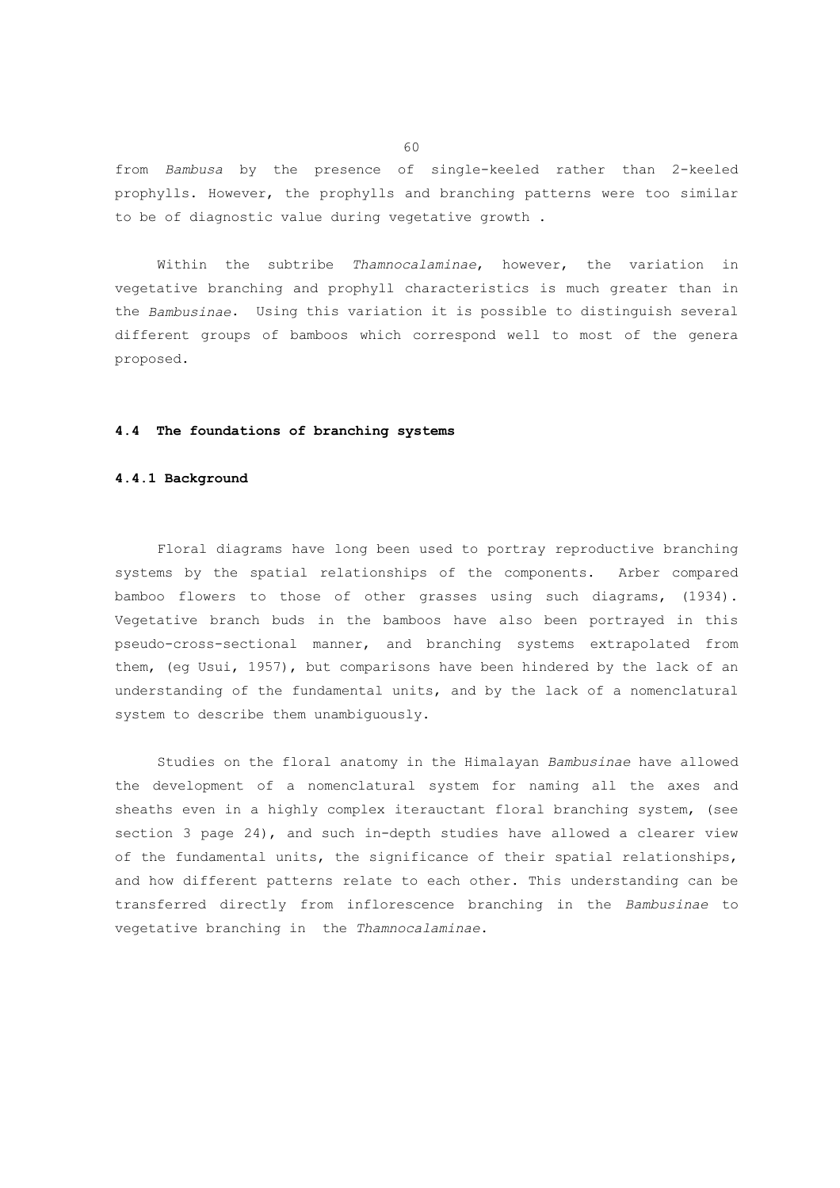from *Bambusa* by the presence of single-keeled rather than 2-keeled prophylls. However, the prophylls and branching patterns were too similar to be of diagnostic value during vegetative growth .

Within the subtribe *Thamnocalaminae*, however, the variation in vegetative branching and prophyll characteristics is much greater than in the *Bambusinae*. Using this variation it is possible to distinguish several different groups of bamboos which correspond well to most of the genera proposed.

## 4.4 The foundations of branching systems

### 4.4.1 Background

Floral diagrams have long been used to portray reproductive branching systems by the spatial relationships of the components. Arber compared bamboo flowers to those of other grasses using such diagrams, (1934). Vegetative branch buds in the bamboos have also been portrayed in this pseudo-cross-sectional manner, and branching systems extrapolated from them, (eg Usui, 1957), but comparisons have been hindered by the lack of an understanding of the fundamental units, and by the lack of a nomenclatural system to describe them unambiguously.

Studies on the floral anatomy in the Himalayan *Bambusinae* have allowed the development of a nomenclatural system for naming all the axes and sheaths even in a highly complex iterauctant floral branching system, (see section 3 page 24), and such in-depth studies have allowed a clearer view of the fundamental units, the significance of their spatial relationships, and how different patterns relate to each other. This understanding can be transferred directly from inflorescence branching in the *Bambusinae* to vegetative branching in the *Thamnocalaminae*.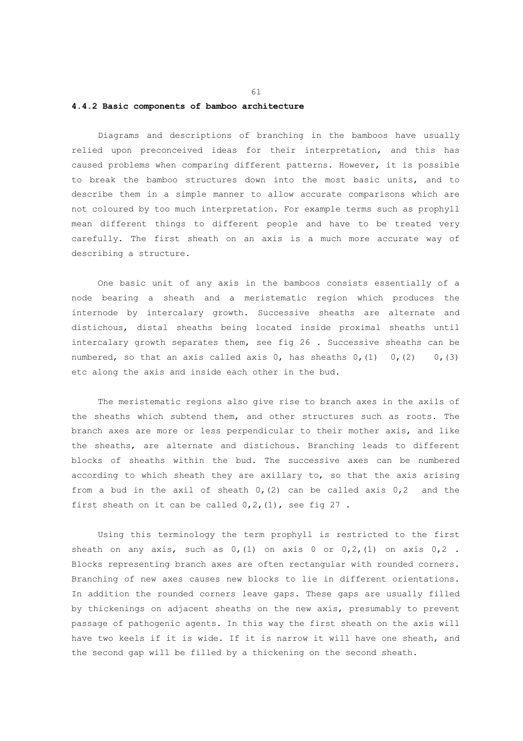### 4.4.2 Basic components of bamboo architecture

Diagrams and descriptions of branching in the bamboos have usually relied upon preconceived ideas for their interpretation, and this has caused problems when comparing different patterns. However, it is possible to break the bamboo structures down into the most basic units, and to describe them in a simple manner to allow accurate comparisons which are not coloured by too much interpretation. For example terms such as prophyll mean different things to different people and have to be treated very carefully. The first sheath on an axis is a much more accurate way of describing a structure.

One basic unit of any axis in the bamboos consists essentially of a node bearing a sheath and a meristematic region which produces the internode by intercalary growth. Successive sheaths are alternate and distichous, distal sheaths being located inside proximal sheaths until intercalary growth separates them, see fig 26 . Successive sheaths can be numbered, so that an axis called axis 0, has sheaths 0,(1) 0,(2) 0,(3) etc along the axis and inside each other in the bud.

The meristematic regions also give rise to branch axes in the axils of the sheaths which subtend them, and other structures such as roots. The branch axes are more or less perpendicular to their mother axis, and like the sheaths, are alternate and distichous. Branching leads to different blocks of sheaths within the bud. The successive axes can be numbered according to which sheath they are axillary to, so that the axis arising from a bud in the axil of sheath 0,(2) can be called axis 0,2 and the first sheath on it can be called 0,2,(1), see fig 27 .

Using this terminology the term prophyll is restricted to the first sheath on any axis, such as 0,(1) on axis 0 or 0,2,(1) on axis 0,2 . Blocks representing branch axes are often rectangular with rounded corners. Branching of new axes causes new blocks to lie in different orientations. In addition the rounded corners leave gaps. These gaps are usually filled by thickenings on adjacent sheaths on the new axis, presumably to prevent passage of pathogenic agents. In this way the first sheath on the axis will have two keels if it is wide. If it is narrow it will have one sheath, and the second gap will be filled by a thickening on the second sheath.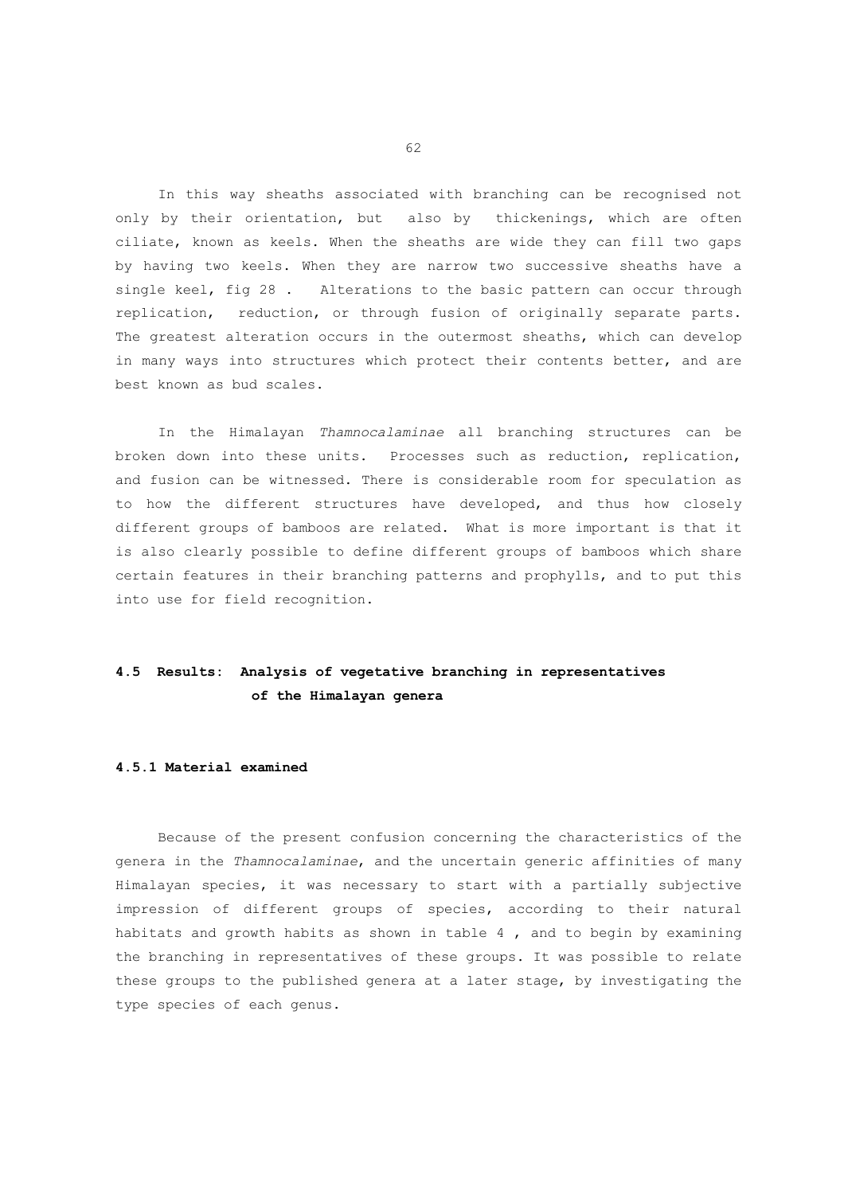In this way sheaths associated with branching can be recognised not only by their orientation, but also by thickenings, which are often ciliate, known as keels. When the sheaths are wide they can fill two gaps by having two keels. When they are narrow two successive sheaths have a single keel, fig 28 . Alterations to the basic pattern can occur through replication, reduction, or through fusion of originally separate parts. The greatest alteration occurs in the outermost sheaths, which can develop in many ways into structures which protect their contents better, and are best known as bud scales.

In the Himalayan *Thamnocalaminae* all branching structures can be broken down into these units. Processes such as reduction, replication, and fusion can be witnessed. There is considerable room for speculation as to how the different structures have developed, and thus how closely different groups of bamboos are related. What is more important is that it is also clearly possible to define different groups of bamboos which share certain features in their branching patterns and prophylls, and to put this into use for field recognition.

## 4.5 Results: Analysis of vegetative branching in representatives of the Himalayan genera

### 4.5.1 Material examined

Because of the present confusion concerning the characteristics of the genera in the *Thamnocalaminae*, and the uncertain generic affinities of many Himalayan species, it was necessary to start with a partially subjective impression of different groups of species, according to their natural habitats and growth habits as shown in table 4 , and to begin by examining the branching in representatives of these groups. It was possible to relate these groups to the published genera at a later stage, by investigating the type species of each genus.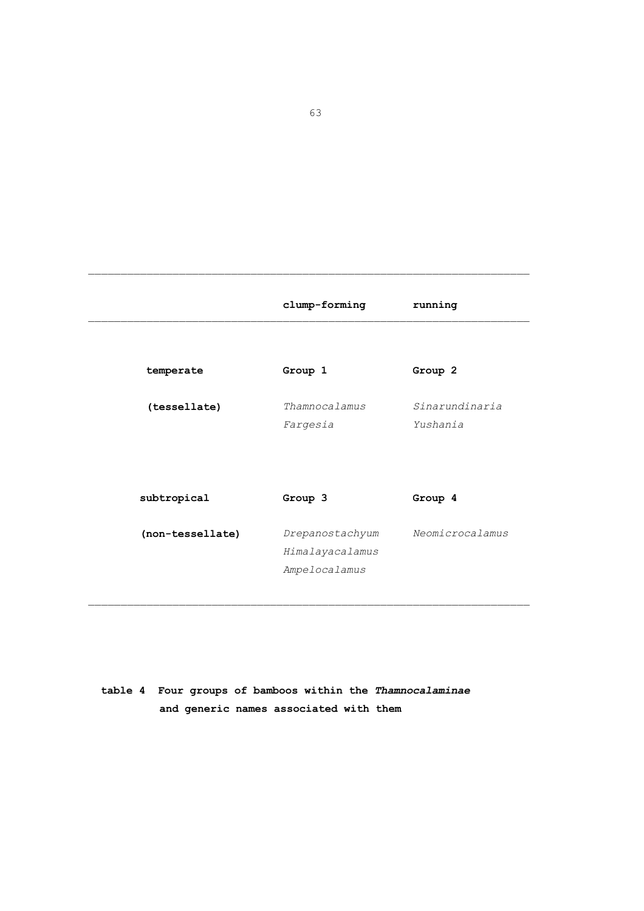| | **clump-forming** | **running** |
|---|---|---|
| **temperate** | **Group 1** | **Group 2** |
| **(tessellate)** | *Thamnocalamus*<br>*Fargesia* | *Sinarundinaria*<br>*Yushania* |
| **subtropical** | **Group 3** | **Group 4** |
| **(non-tessellate)** | *Drepanostachyum*<br>*Himalayacalamus*<br>*Ampelocalamus* | *Neomicrocalamus* |

**table 4 Four groups of bamboos within the *Thamnocalaminae* and generic names associated with them**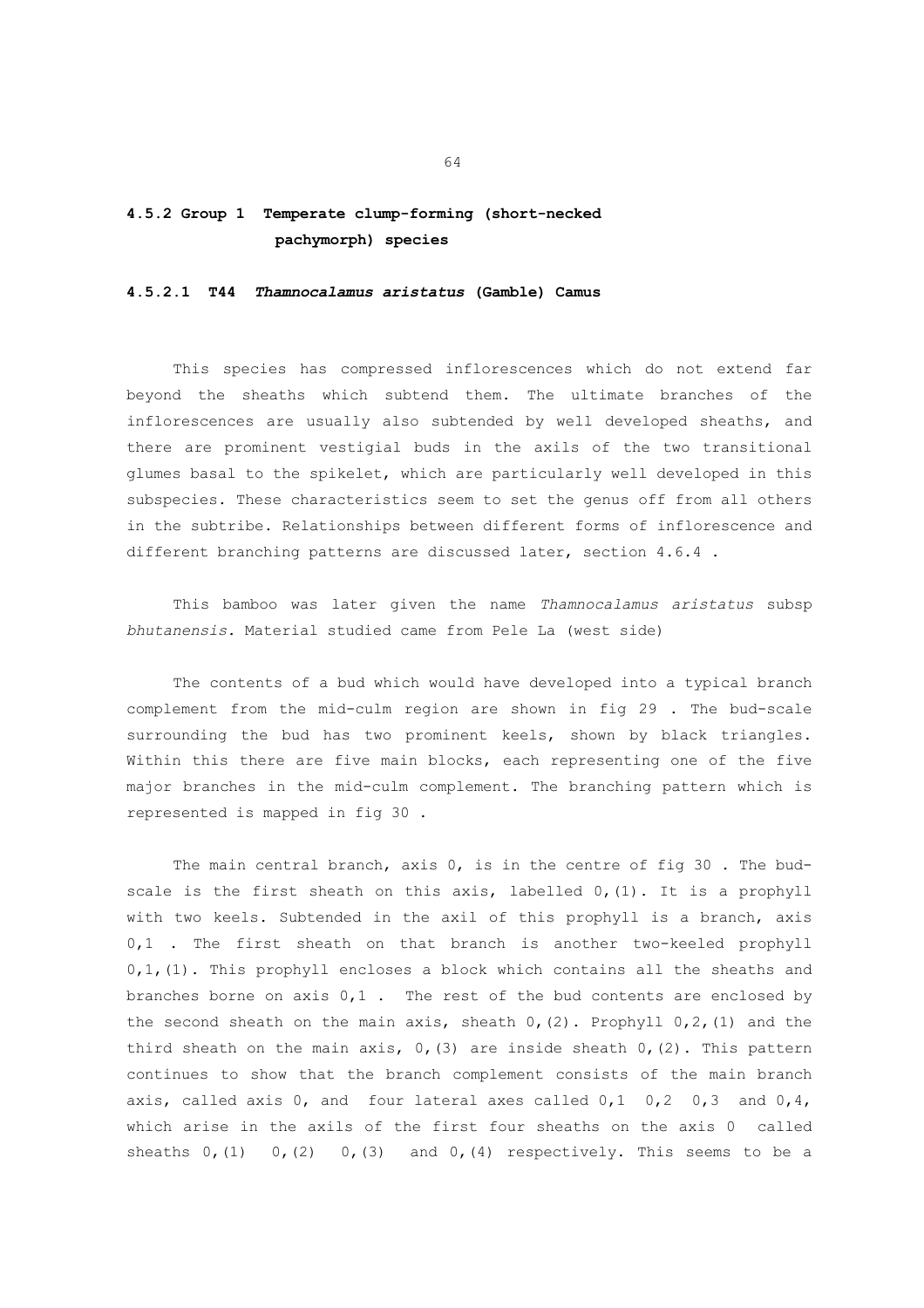### 4.5.2 Group 1 Temperate clump-forming (short-necked pachymorph) species

#### 4.5.2.1 T44 *Thamnocalamus aristatus* (Gamble) Camus

This species has compressed inflorescences which do not extend far beyond the sheaths which subtend them. The ultimate branches of the inflorescences are usually also subtended by well developed sheaths, and there are prominent vestigial buds in the axils of the two transitional glumes basal to the spikelet, which are particularly well developed in this subspecies. These characteristics seem to set the genus off from all others in the subtribe. Relationships between different forms of inflorescence and different branching patterns are discussed later, section 4.6.4 .

This bamboo was later given the name *Thamnocalamus aristatus* subsp *bhutanensis*. Material studied came from Pele La (west side)

The contents of a bud which would have developed into a typical branch complement from the mid-culm region are shown in fig 29 . The bud-scale surrounding the bud has two prominent keels, shown by black triangles. Within this there are five main blocks, each representing one of the five major branches in the mid-culm complement. The branching pattern which is represented is mapped in fig 30 .

The main central branch, axis 0, is in the centre of fig 30 . The bud-scale is the first sheath on this axis, labelled 0,(1). It is a prophyll with two keels. Subtended in the axil of this prophyll is a branch, axis 0,1 . The first sheath on that branch is another two-keeled prophyll 0,1,(1). This prophyll encloses a block which contains all the sheaths and branches borne on axis 0,1 . The rest of the bud contents are enclosed by the second sheath on the main axis, sheath 0,(2). Prophyll 0,2,(1) and the third sheath on the main axis, 0,(3) are inside sheath 0,(2). This pattern continues to show that the branch complement consists of the main branch axis, called axis 0, and four lateral axes called 0,1 0,2 0,3 and 0,4, which arise in the axils of the first four sheaths on the axis 0 called sheaths 0,(1) 0,(2) 0,(3) and 0,(4) respectively. This seems to be a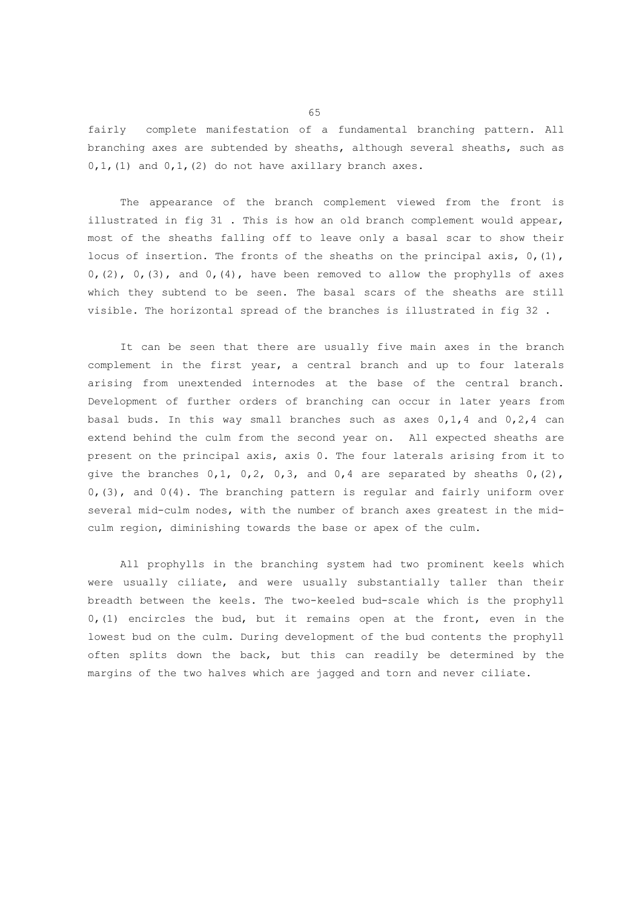fairly complete manifestation of a fundamental branching pattern. All branching axes are subtended by sheaths, although several sheaths, such as 0,1,(1) and 0,1,(2) do not have axillary branch axes.

The appearance of the branch complement viewed from the front is illustrated in fig 31 . This is how an old branch complement would appear, most of the sheaths falling off to leave only a basal scar to show their locus of insertion. The fronts of the sheaths on the principal axis, 0,(1), 0,(2), 0,(3), and 0,(4), have been removed to allow the prophylls of axes which they subtend to be seen. The basal scars of the sheaths are still visible. The horizontal spread of the branches is illustrated in fig 32 .

It can be seen that there are usually five main axes in the branch complement in the first year, a central branch and up to four laterals arising from unextended internodes at the base of the central branch. Development of further orders of branching can occur in later years from basal buds. In this way small branches such as axes 0,1,4 and 0,2,4 can extend behind the culm from the second year on. All expected sheaths are present on the principal axis, axis 0. The four laterals arising from it to give the branches 0,1, 0,2, 0,3, and 0,4 are separated by sheaths 0,(2), 0,(3), and 0(4). The branching pattern is regular and fairly uniform over several mid-culm nodes, with the number of branch axes greatest in the mid-culm region, diminishing towards the base or apex of the culm.

All prophylls in the branching system had two prominent keels which were usually ciliate, and were usually substantially taller than their breadth between the keels. The two-keeled bud-scale which is the prophyll 0,(1) encircles the bud, but it remains open at the front, even in the lowest bud on the culm. During development of the bud contents the prophyll often splits down the back, but this can readily be determined by the margins of the two halves which are jagged and torn and never ciliate.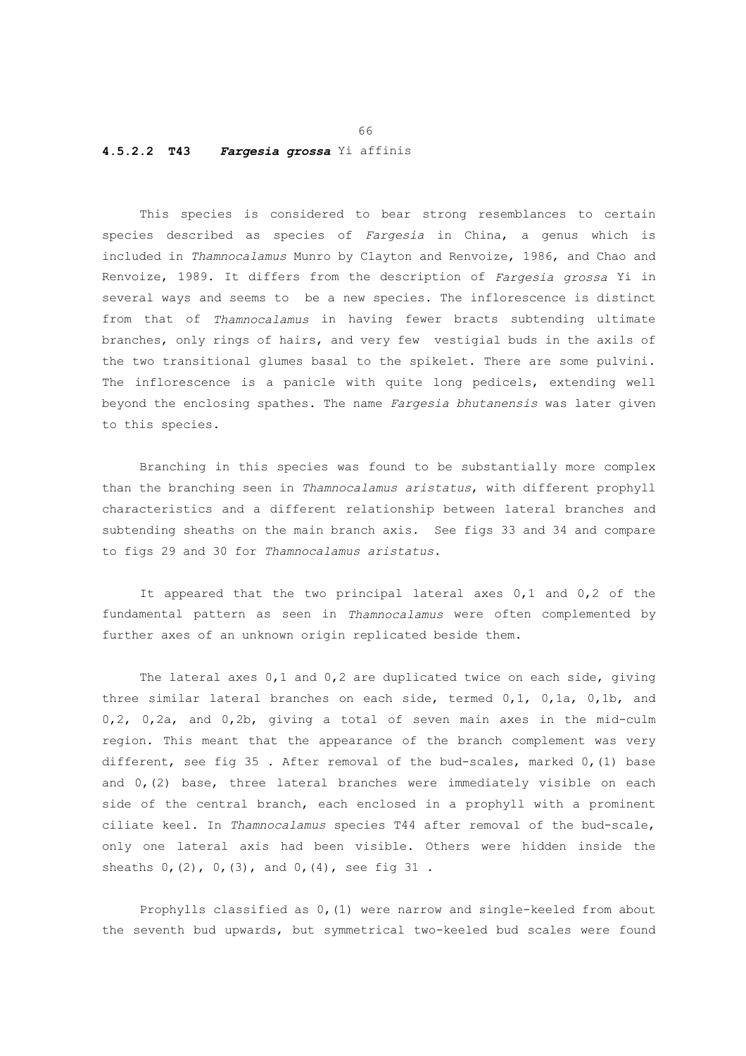### 4.5.2.2 T43 ***Fargesia grossa*** Yi affinis

This species is considered to bear strong resemblances to certain species described as species of *Fargesia* in China, a genus which is included in *Thamnocalamus* Munro by Clayton and Renvoize, 1986, and Chao and Renvoize, 1989. It differs from the description of *Fargesia grossa* Yi in several ways and seems to be a new species. The inflorescence is distinct from that of *Thamnocalamus* in having fewer bracts subtending ultimate branches, only rings of hairs, and very few vestigial buds in the axils of the two transitional glumes basal to the spikelet. There are some pulvini. The inflorescence is a panicle with quite long pedicels, extending well beyond the enclosing spathes. The name *Fargesia bhutanensis* was later given to this species.

Branching in this species was found to be substantially more complex than the branching seen in *Thamnocalamus aristatus*, with different prophyll characteristics and a different relationship between lateral branches and subtending sheaths on the main branch axis. See figs 33 and 34 and compare to figs 29 and 30 for *Thamnocalamus aristatus*.

It appeared that the two principal lateral axes 0,1 and 0,2 of the fundamental pattern as seen in *Thamnocalamus* were often complemented by further axes of an unknown origin replicated beside them.

The lateral axes 0,1 and 0,2 are duplicated twice on each side, giving three similar lateral branches on each side, termed 0,1, 0,1a, 0,1b, and 0,2, 0,2a, and 0,2b, giving a total of seven main axes in the mid-culm region. This meant that the appearance of the branch complement was very different, see fig 35 . After removal of the bud-scales, marked 0,(1) base and 0,(2) base, three lateral branches were immediately visible on each side of the central branch, each enclosed in a prophyll with a prominent ciliate keel. In *Thamnocalamus* species T44 after removal of the bud-scale, only one lateral axis had been visible. Others were hidden inside the sheaths 0,(2), 0,(3), and 0,(4), see fig 31 .

Prophylls classified as 0,(1) were narrow and single-keeled from about the seventh bud upwards, but symmetrical two-keeled bud scales were found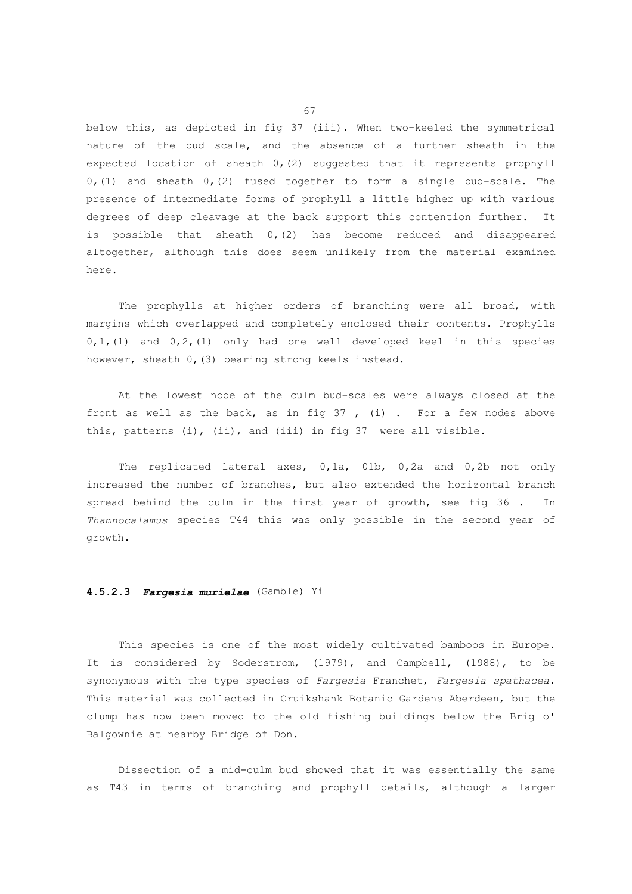below this, as depicted in fig 37 (iii). When two-keeled the symmetrical nature of the bud scale, and the absence of a further sheath in the expected location of sheath 0,(2) suggested that it represents prophyll 0,(1) and sheath 0,(2) fused together to form a single bud-scale. The presence of intermediate forms of prophyll a little higher up with various degrees of deep cleavage at the back support this contention further. It is possible that sheath 0,(2) has become reduced and disappeared altogether, although this does seem unlikely from the material examined here.

The prophylls at higher orders of branching were all broad, with margins which overlapped and completely enclosed their contents. Prophylls 0,1,(1) and 0,2,(1) only had one well developed keel in this species however, sheath 0,(3) bearing strong keels instead.

At the lowest node of the culm bud-scales were always closed at the front as well as the back, as in fig 37 , (i) . For a few nodes above this, patterns (i), (ii), and (iii) in fig 37 were all visible.

The replicated lateral axes, 0,1a, 01b, 0,2a and 0,2b not only increased the number of branches, but also extended the horizontal branch spread behind the culm in the first year of growth, see fig 36 . In *Thamnocalamus* species T44 this was only possible in the second year of growth.

#### 4.5.2.3 ***Fargesia murielae*** (Gamble) Yi

This species is one of the most widely cultivated bamboos in Europe. It is considered by Soderstrom, (1979), and Campbell, (1988), to be synonymous with the type species of *Fargesia* Franchet, *Fargesia spathacea*. This material was collected in Cruikshank Botanic Gardens Aberdeen, but the clump has now been moved to the old fishing buildings below the Brig o' Balgownie at nearby Bridge of Don.

Dissection of a mid-culm bud showed that it was essentially the same as T43 in terms of branching and prophyll details, although a larger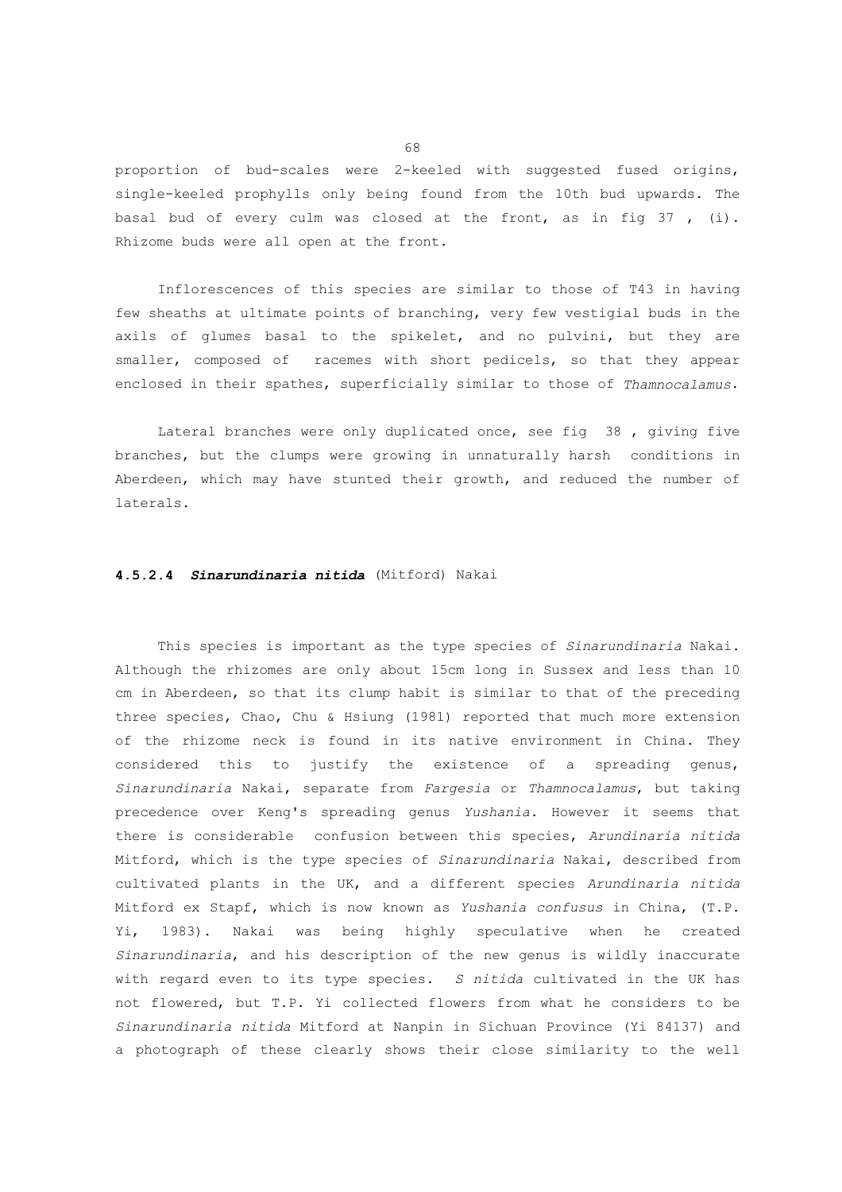proportion of bud-scales were 2-keeled with suggested fused origins, single-keeled prophylls only being found from the 10th bud upwards. The basal bud of every culm was closed at the front, as in fig 37 , (i). Rhizome buds were all open at the front.

Inflorescences of this species are similar to those of T43 in having few sheaths at ultimate points of branching, very few vestigial buds in the axils of glumes basal to the spikelet, and no pulvini, but they are smaller, composed of racemes with short pedicels, so that they appear enclosed in their spathes, superficially similar to those of *Thamnocalamus*.

Lateral branches were only duplicated once, see fig 38 , giving five branches, but the clumps were growing in unnaturally harsh conditions in Aberdeen, which may have stunted their growth, and reduced the number of laterals.

#### 4.5.2.4 ***Sinarundinaria nitida*** (Mitford) Nakai

This species is important as the type species of *Sinarundinaria* Nakai. Although the rhizomes are only about 15cm long in Sussex and less than 10 cm in Aberdeen, so that its clump habit is similar to that of the preceding three species, Chao, Chu & Hsiung (1981) reported that much more extension of the rhizome neck is found in its native environment in China. They considered this to justify the existence of a spreading genus, *Sinarundinaria* Nakai, separate from *Fargesia* or *Thamnocalamus*, but taking precedence over Keng's spreading genus *Yushania*. However it seems that there is considerable confusion between this species, *Arundinaria nitida* Mitford, which is the type species of *Sinarundinaria* Nakai, described from cultivated plants in the UK, and a different species *Arundinaria nitida* Mitford ex Stapf, which is now known as *Yushania confusus* in China, (T.P. Yi, 1983). Nakai was being highly speculative when he created *Sinarundinaria*, and his description of the new genus is wildly inaccurate with regard even to its type species. *S nitida* cultivated in the UK has not flowered, but T.P. Yi collected flowers from what he considers to be *Sinarundinaria nitida* Mitford at Nanpin in Sichuan Province (Yi 84137) and a photograph of these clearly shows their close similarity to the well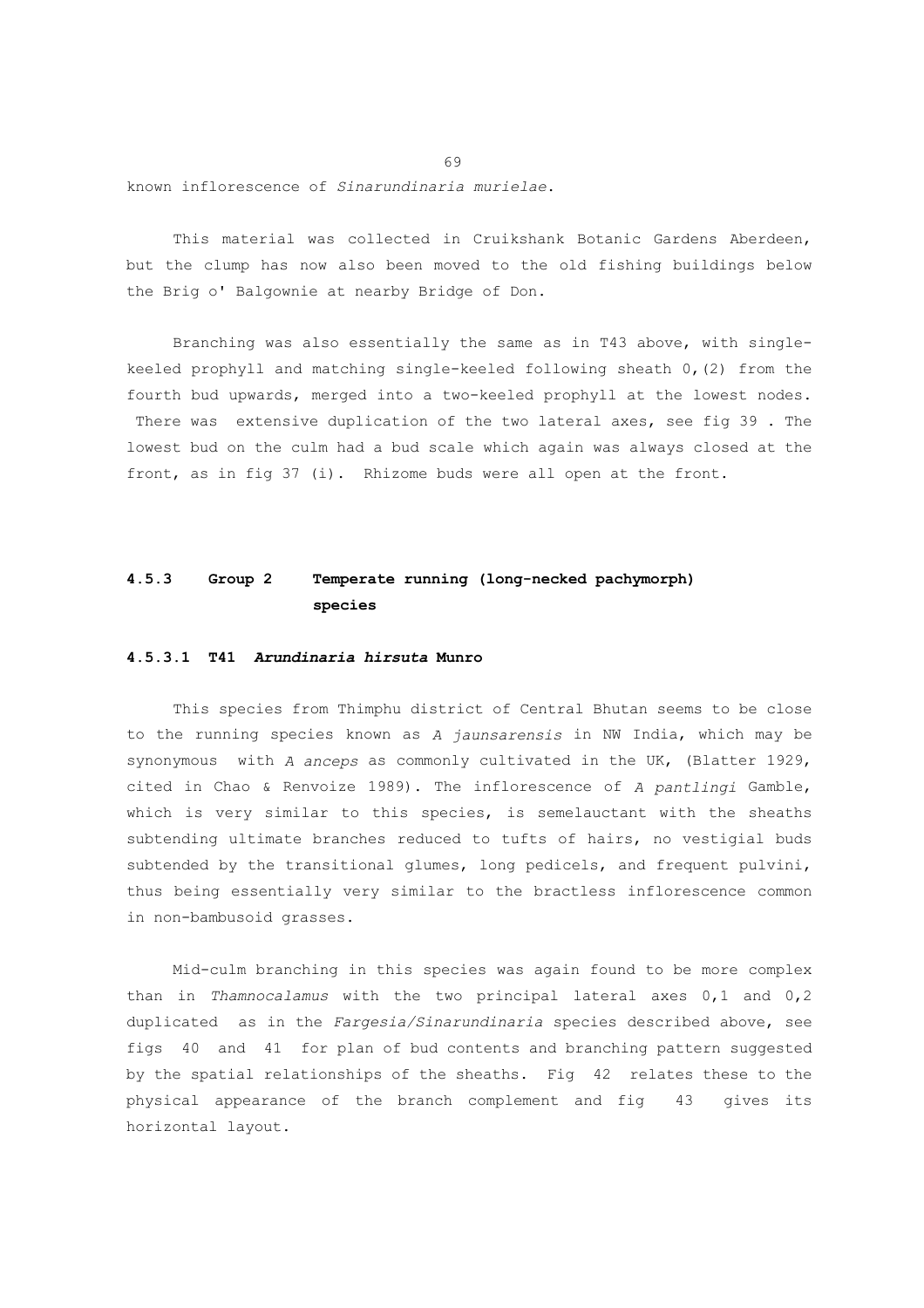known inflorescence of *Sinarundinaria murielae*.

This material was collected in Cruikshank Botanic Gardens Aberdeen, but the clump has now also been moved to the old fishing buildings below the Brig o' Balgownie at nearby Bridge of Don.

Branching was also essentially the same as in T43 above, with single-keeled prophyll and matching single-keeled following sheath 0,(2) from the fourth bud upwards, merged into a two-keeled prophyll at the lowest nodes. There was extensive duplication of the two lateral axes, see fig 39 . The lowest bud on the culm had a bud scale which again was always closed at the front, as in fig 37 (i). Rhizome buds were all open at the front.

### 4.5.3 Group 2 Temperate running (long-necked pachymorph) species

#### 4.5.3.1 T41 *Arundinaria hirsuta* Munro

This species from Thimphu district of Central Bhutan seems to be close to the running species known as *A jaunsarensis* in NW India, which may be synonymous with *A anceps* as commonly cultivated in the UK, (Blatter 1929, cited in Chao & Renvoize 1989). The inflorescence of *A pantlingi* Gamble, which is very similar to this species, is semelauctant with the sheaths subtending ultimate branches reduced to tufts of hairs, no vestigial buds subtended by the transitional glumes, long pedicels, and frequent pulvini, thus being essentially very similar to the bractless inflorescence common in non-bambusoid grasses.

Mid-culm branching in this species was again found to be more complex than in *Thamnocalamus* with the two principal lateral axes 0,1 and 0,2 duplicated as in the *Fargesia/Sinarundinaria* species described above, see figs 40 and 41 for plan of bud contents and branching pattern suggested by the spatial relationships of the sheaths. Fig 42 relates these to the physical appearance of the branch complement and fig 43 gives its horizontal layout.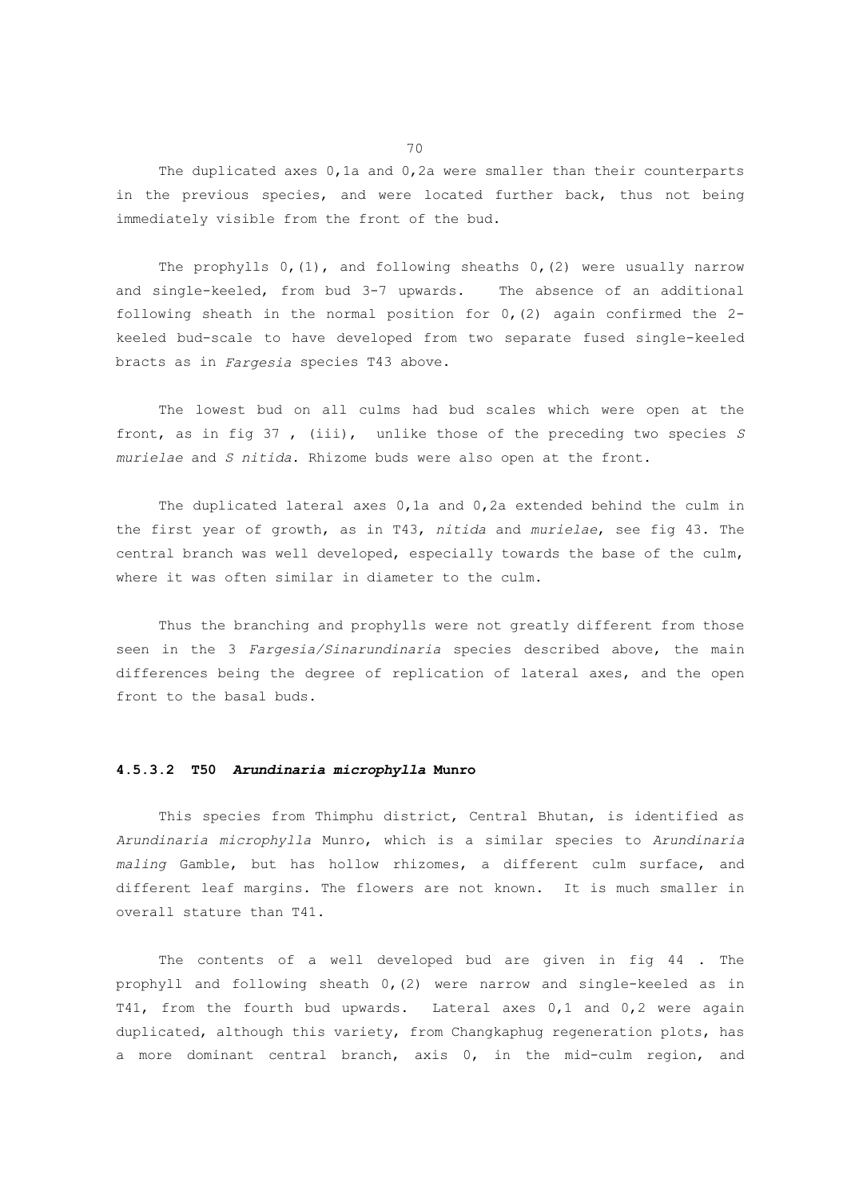The duplicated axes 0,1a and 0,2a were smaller than their counterparts in the previous species, and were located further back, thus not being immediately visible from the front of the bud.

The prophylls 0,(1), and following sheaths 0,(2) were usually narrow and single-keeled, from bud 3-7 upwards. The absence of an additional following sheath in the normal position for 0,(2) again confirmed the 2-keeled bud-scale to have developed from two separate fused single-keeled bracts as in *Fargesia* species T43 above.

The lowest bud on all culms had bud scales which were open at the front, as in fig 37 , (iii), unlike those of the preceding two species *S murielae* and *S nitida*. Rhizome buds were also open at the front.

The duplicated lateral axes 0,1a and 0,2a extended behind the culm in the first year of growth, as in T43, *nitida* and *murielae*, see fig 43. The central branch was well developed, especially towards the base of the culm, where it was often similar in diameter to the culm.

Thus the branching and prophylls were not greatly different from those seen in the 3 *Fargesia/Sinarundinaria* species described above, the main differences being the degree of replication of lateral axes, and the open front to the basal buds.

#### 4.5.3.2 T50 *Arundinaria microphylla* Munro

This species from Thimphu district, Central Bhutan, is identified as *Arundinaria microphylla* Munro, which is a similar species to *Arundinaria maling* Gamble, but has hollow rhizomes, a different culm surface, and different leaf margins. The flowers are not known. It is much smaller in overall stature than T41.

The contents of a well developed bud are given in fig 44 . The prophyll and following sheath 0,(2) were narrow and single-keeled as in T41, from the fourth bud upwards. Lateral axes 0,1 and 0,2 were again duplicated, although this variety, from Changkaphug regeneration plots, has a more dominant central branch, axis 0, in the mid-culm region, and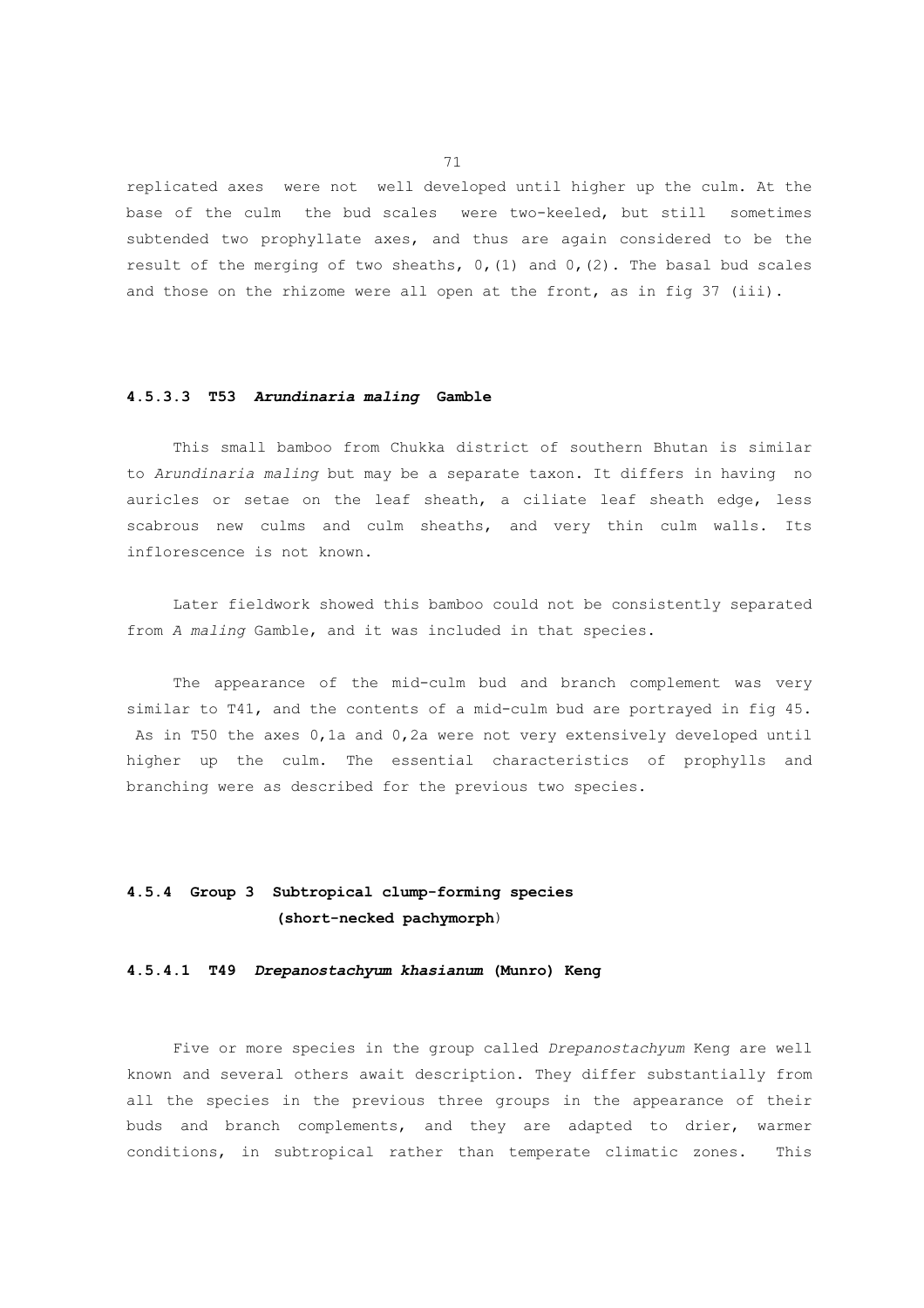replicated axes were not well developed until higher up the culm. At the base of the culm the bud scales were two-keeled, but still sometimes subtended two prophyllate axes, and thus are again considered to be the result of the merging of two sheaths, 0,(1) and 0,(2). The basal bud scales and those on the rhizome were all open at the front, as in fig 37 (iii).

#### 4.5.3.3 T53 *Arundinaria maling* Gamble

This small bamboo from Chukka district of southern Bhutan is similar to *Arundinaria maling* but may be a separate taxon. It differs in having no auricles or setae on the leaf sheath, a ciliate leaf sheath edge, less scabrous new culms and culm sheaths, and very thin culm walls. Its inflorescence is not known.

Later fieldwork showed this bamboo could not be consistently separated from *A maling* Gamble, and it was included in that species.

The appearance of the mid-culm bud and branch complement was very similar to T41, and the contents of a mid-culm bud are portrayed in fig 45. As in T50 the axes 0,1a and 0,2a were not very extensively developed until higher up the culm. The essential characteristics of prophylls and branching were as described for the previous two species.

### 4.5.4 Group 3 Subtropical clump-forming species (short-necked pachymorph)

#### 4.5.4.1 T49 *Drepanostachyum khasianum* (Munro) Keng

Five or more species in the group called *Drepanostachyum* Keng are well known and several others await description. They differ substantially from all the species in the previous three groups in the appearance of their buds and branch complements, and they are adapted to drier, warmer conditions, in subtropical rather than temperate climatic zones. This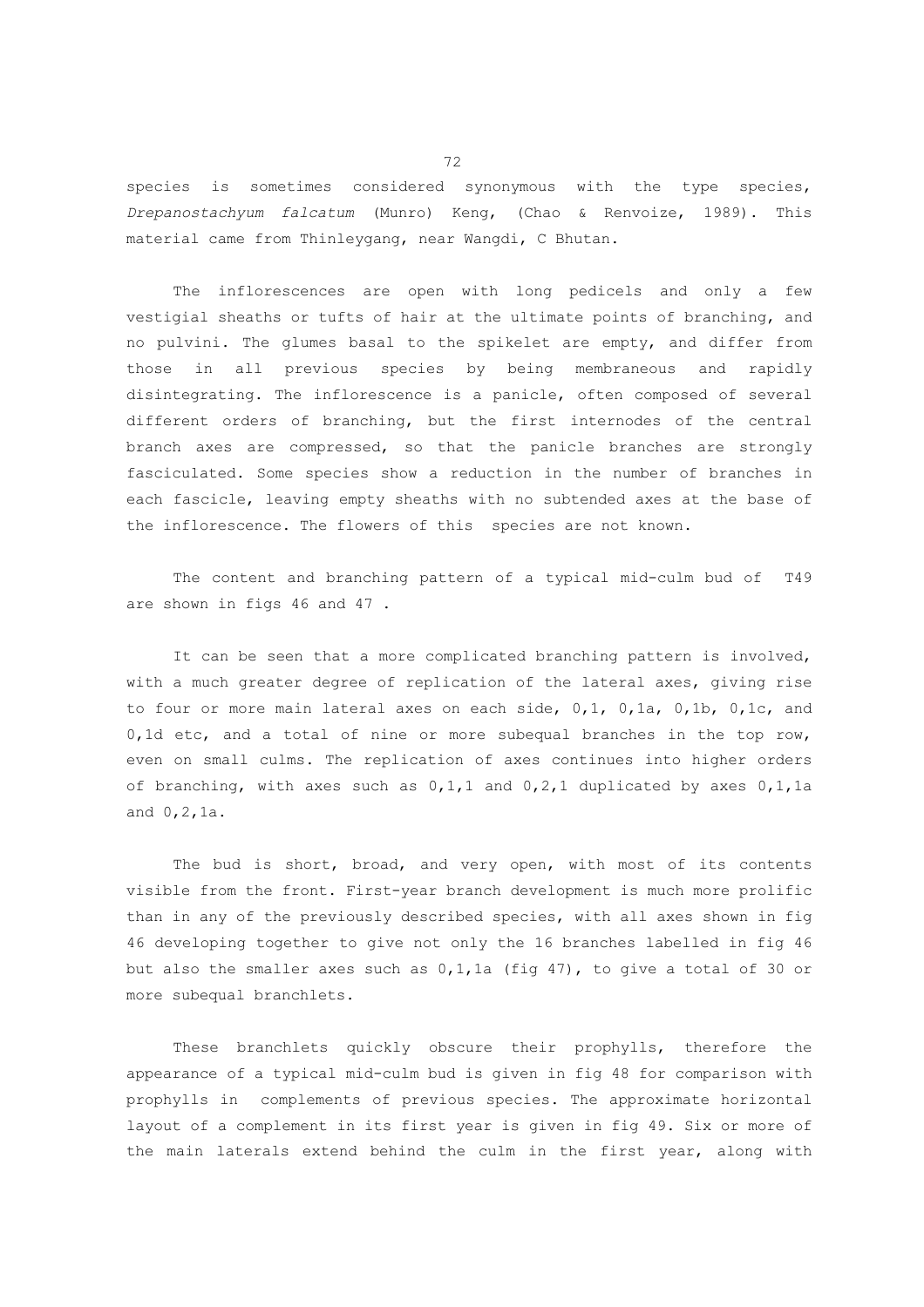species is sometimes considered synonymous with the type species, *Drepanostachyum falcatum* (Munro) Keng, (Chao & Renvoize, 1989). This material came from Thinleygang, near Wangdi, C Bhutan.

The inflorescences are open with long pedicels and only a few vestigial sheaths or tufts of hair at the ultimate points of branching, and no pulvini. The glumes basal to the spikelet are empty, and differ from those in all previous species by being membraneous and rapidly disintegrating. The inflorescence is a panicle, often composed of several different orders of branching, but the first internodes of the central branch axes are compressed, so that the panicle branches are strongly fasciculated. Some species show a reduction in the number of branches in each fascicle, leaving empty sheaths with no subtended axes at the base of the inflorescence. The flowers of this species are not known.

The content and branching pattern of a typical mid-culm bud of T49 are shown in figs 46 and 47 .

It can be seen that a more complicated branching pattern is involved, with a much greater degree of replication of the lateral axes, giving rise to four or more main lateral axes on each side, 0,1, 0,1a, 0,1b, 0,1c, and 0,1d etc, and a total of nine or more subequal branches in the top row, even on small culms. The replication of axes continues into higher orders of branching, with axes such as 0,1,1 and 0,2,1 duplicated by axes 0,1,1a and 0,2,1a.

The bud is short, broad, and very open, with most of its contents visible from the front. First-year branch development is much more prolific than in any of the previously described species, with all axes shown in fig 46 developing together to give not only the 16 branches labelled in fig 46 but also the smaller axes such as 0,1,1a (fig 47), to give a total of 30 or more subequal branchlets.

These branchlets quickly obscure their prophylls, therefore the appearance of a typical mid-culm bud is given in fig 48 for comparison with prophylls in complements of previous species. The approximate horizontal layout of a complement in its first year is given in fig 49. Six or more of the main laterals extend behind the culm in the first year, along with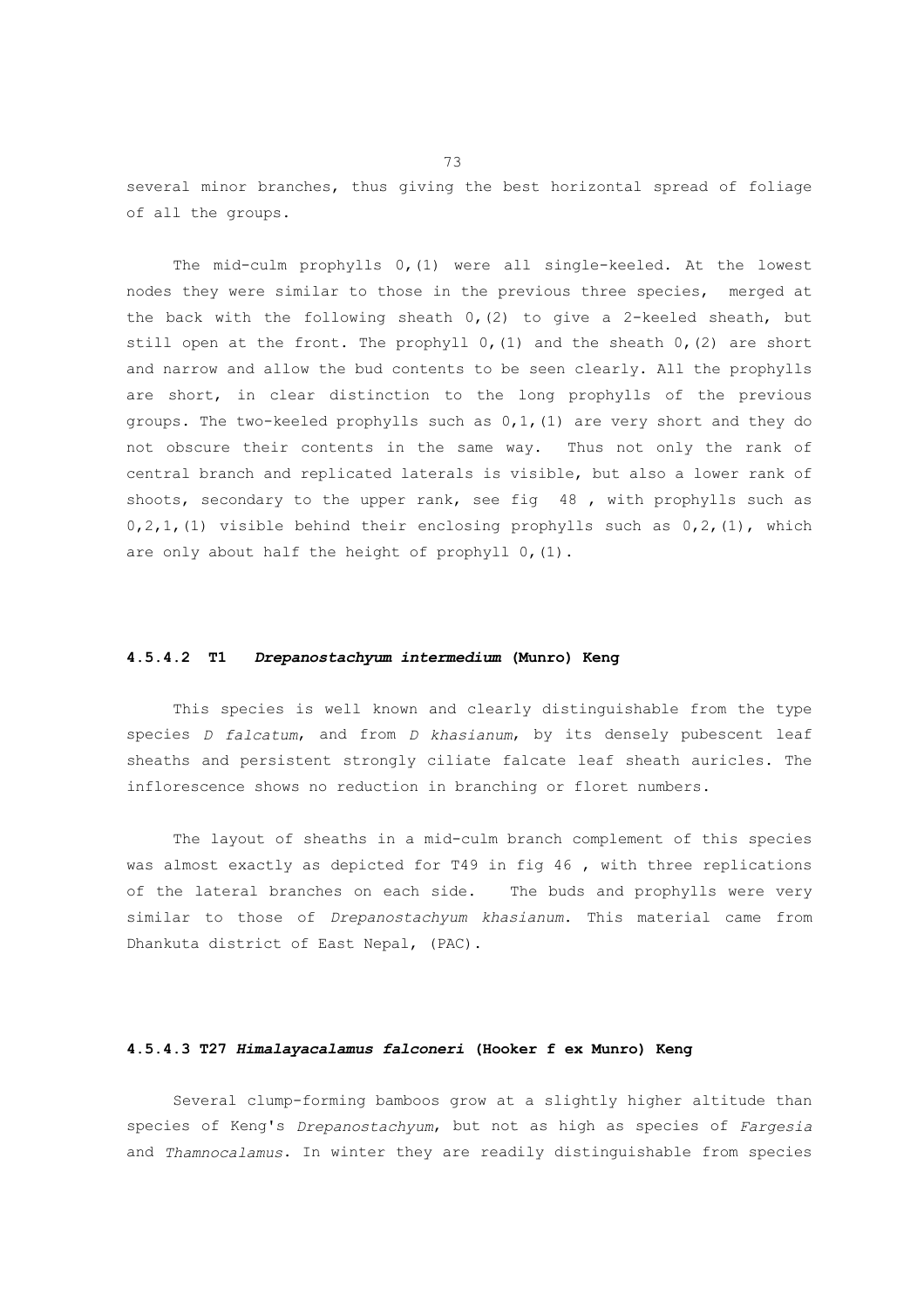several minor branches, thus giving the best horizontal spread of foliage of all the groups.

The mid-culm prophylls 0,(1) were all single-keeled. At the lowest nodes they were similar to those in the previous three species, merged at the back with the following sheath 0,(2) to give a 2-keeled sheath, but still open at the front. The prophyll 0,(1) and the sheath 0,(2) are short and narrow and allow the bud contents to be seen clearly. All the prophylls are short, in clear distinction to the long prophylls of the previous groups. The two-keeled prophylls such as 0,1,(1) are very short and they do not obscure their contents in the same way. Thus not only the rank of central branch and replicated laterals is visible, but also a lower rank of shoots, secondary to the upper rank, see fig 48 , with prophylls such as 0,2,1,(1) visible behind their enclosing prophylls such as 0,2,(1), which are only about half the height of prophyll 0,(1).

#### 4.5.4.2 T1 *Drepanostachyum intermedium* (Munro) Keng

This species is well known and clearly distinguishable from the type species *D falcatum*, and from *D khasianum*, by its densely pubescent leaf sheaths and persistent strongly ciliate falcate leaf sheath auricles. The inflorescence shows no reduction in branching or floret numbers.

The layout of sheaths in a mid-culm branch complement of this species was almost exactly as depicted for T49 in fig 46 , with three replications of the lateral branches on each side. The buds and prophylls were very similar to those of *Drepanostachyum khasianum*. This material came from Dhankuta district of East Nepal, (PAC).

#### 4.5.4.3 T27 *Himalayacalamus falconeri* (Hooker f ex Munro) Keng

Several clump-forming bamboos grow at a slightly higher altitude than species of Keng's *Drepanostachyum*, but not as high as species of *Fargesia* and *Thamnocalamus*. In winter they are readily distinguishable from species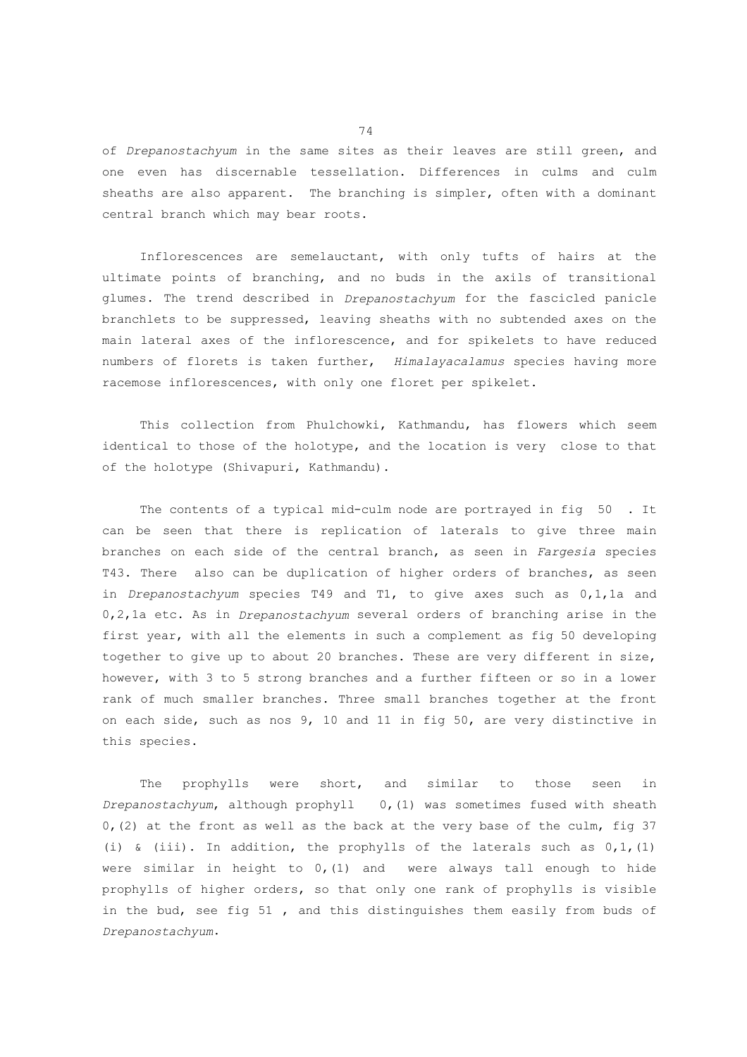of *Drepanostachyum* in the same sites as their leaves are still green, and one even has discernable tessellation. Differences in culms and culm sheaths are also apparent. The branching is simpler, often with a dominant central branch which may bear roots.

Inflorescences are semelauctant, with only tufts of hairs at the ultimate points of branching, and no buds in the axils of transitional glumes. The trend described in *Drepanostachyum* for the fascicled panicle branchlets to be suppressed, leaving sheaths with no subtended axes on the main lateral axes of the inflorescence, and for spikelets to have reduced numbers of florets is taken further, *Himalayacalamus* species having more racemose inflorescences, with only one floret per spikelet.

This collection from Phulchowki, Kathmandu, has flowers which seem identical to those of the holotype, and the location is very close to that of the holotype (Shivapuri, Kathmandu).

The contents of a typical mid-culm node are portrayed in fig 50 . It can be seen that there is replication of laterals to give three main branches on each side of the central branch, as seen in *Fargesia* species T43. There also can be duplication of higher orders of branches, as seen in *Drepanostachyum* species T49 and T1, to give axes such as 0,1,1a and 0,2,1a etc. As in *Drepanostachyum* several orders of branching arise in the first year, with all the elements in such a complement as fig 50 developing together to give up to about 20 branches. These are very different in size, however, with 3 to 5 strong branches and a further fifteen or so in a lower rank of much smaller branches. Three small branches together at the front on each side, such as nos 9, 10 and 11 in fig 50, are very distinctive in this species.

The prophylls were short, and similar to those seen in *Drepanostachyum*, although prophyll 0,(1) was sometimes fused with sheath 0,(2) at the front as well as the back at the very base of the culm, fig 37 (i) & (iii). In addition, the prophylls of the laterals such as 0,1,(1) were similar in height to 0,(1) and were always tall enough to hide prophylls of higher orders, so that only one rank of prophylls is visible in the bud, see fig 51 , and this distinguishes them easily from buds of *Drepanostachyum*.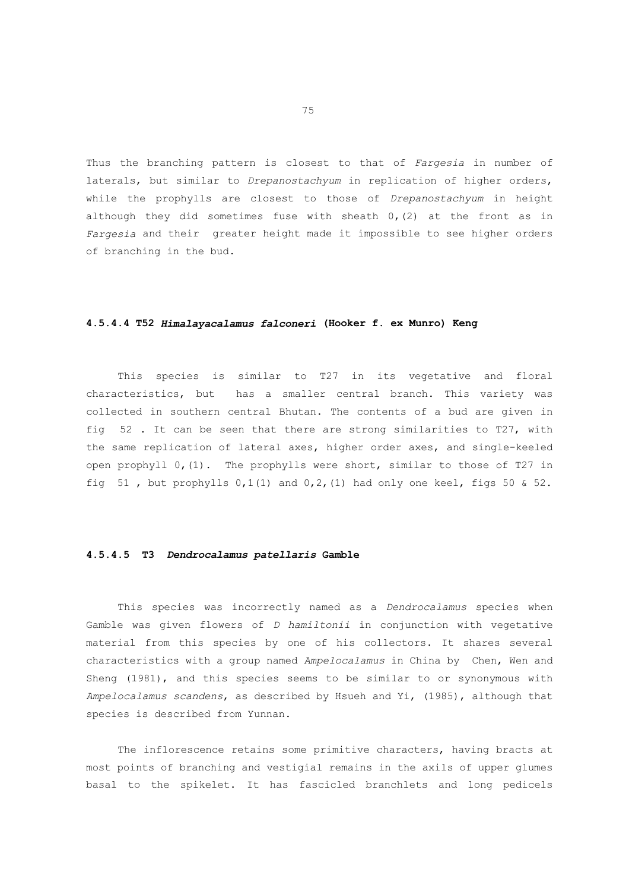Thus the branching pattern is closest to that of *Fargesia* in number of laterals, but similar to *Drepanostachyum* in replication of higher orders, while the prophylls are closest to those of *Drepanostachyum* in height although they did sometimes fuse with sheath 0,(2) at the front as in *Fargesia* and their greater height made it impossible to see higher orders of branching in the bud.

#### 4.5.4.4 T52 ***Himalayacalamus falconeri*** (Hooker f. ex Munro) Keng

This species is similar to T27 in its vegetative and floral characteristics, but has a smaller central branch. This variety was collected in southern central Bhutan. The contents of a bud are given in fig 52 . It can be seen that there are strong similarities to T27, with the same replication of lateral axes, higher order axes, and single-keeled open prophyll 0,(1). The prophylls were short, similar to those of T27 in fig 51 , but prophylls 0,1(1) and 0,2,(1) had only one keel, figs 50 & 52.

#### 4.5.4.5 T3 ***Dendrocalamus patellaris*** Gamble

This species was incorrectly named as a *Dendrocalamus* species when Gamble was given flowers of *D hamiltonii* in conjunction with vegetative material from this species by one of his collectors. It shares several characteristics with a group named *Ampelocalamus* in China by Chen, Wen and Sheng (1981), and this species seems to be similar to or synonymous with *Ampelocalamus scandens*, as described by Hsueh and Yi, (1985), although that species is described from Yunnan.

The inflorescence retains some primitive characters, having bracts at most points of branching and vestigial remains in the axils of upper glumes basal to the spikelet. It has fascicled branchlets and long pedicels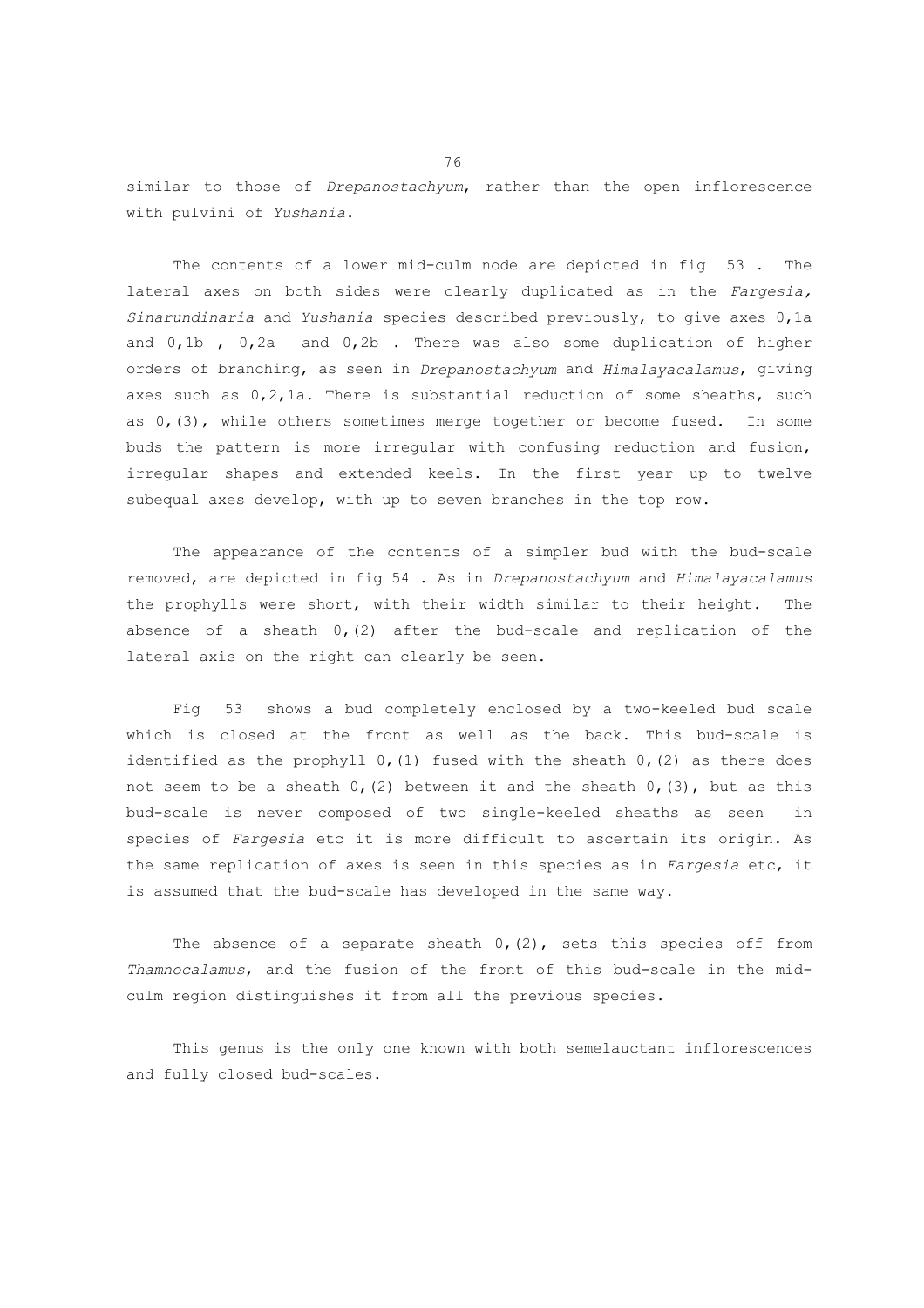similar to those of *Drepanostachyum*, rather than the open inflorescence with pulvini of *Yushania*.

The contents of a lower mid-culm node are depicted in fig 53 . The lateral axes on both sides were clearly duplicated as in the *Fargesia, Sinarundinaria* and *Yushania* species described previously, to give axes 0,1a and 0,1b , 0,2a and 0,2b . There was also some duplication of higher orders of branching, as seen in *Drepanostachyum* and *Himalayacalamus*, giving axes such as 0,2,1a. There is substantial reduction of some sheaths, such as 0,(3), while others sometimes merge together or become fused. In some buds the pattern is more irregular with confusing reduction and fusion, irregular shapes and extended keels. In the first year up to twelve subequal axes develop, with up to seven branches in the top row.

The appearance of the contents of a simpler bud with the bud-scale removed, are depicted in fig 54 . As in *Drepanostachyum* and *Himalayacalamus* the prophylls were short, with their width similar to their height. The absence of a sheath 0,(2) after the bud-scale and replication of the lateral axis on the right can clearly be seen.

Fig 53 shows a bud completely enclosed by a two-keeled bud scale which is closed at the front as well as the back. This bud-scale is identified as the prophyll 0,(1) fused with the sheath 0,(2) as there does not seem to be a sheath 0,(2) between it and the sheath 0,(3), but as this bud-scale is never composed of two single-keeled sheaths as seen in species of *Fargesia* etc it is more difficult to ascertain its origin. As the same replication of axes is seen in this species as in *Fargesia* etc, it is assumed that the bud-scale has developed in the same way.

The absence of a separate sheath 0,(2), sets this species off from *Thamnocalamus*, and the fusion of the front of this bud-scale in the mid-culm region distinguishes it from all the previous species.

This genus is the only one known with both semelauctant inflorescences and fully closed bud-scales.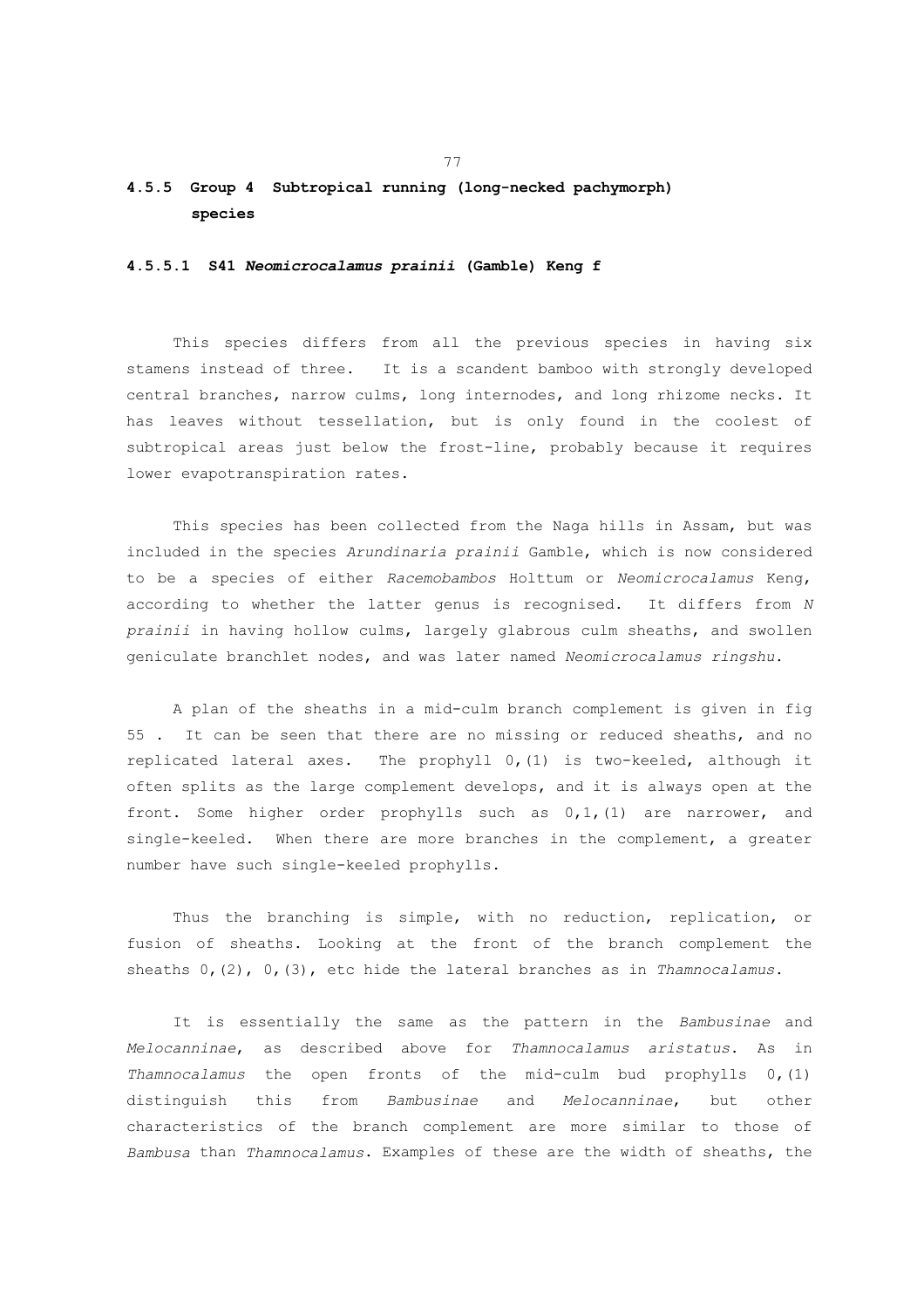### 4.5.5 Group 4 Subtropical running (long-necked pachymorph) species

#### 4.5.5.1 S41 *Neomicrocalamus prainii* (Gamble) Keng f

This species differs from all the previous species in having six stamens instead of three. It is a scandent bamboo with strongly developed central branches, narrow culms, long internodes, and long rhizome necks. It has leaves without tessellation, but is only found in the coolest of subtropical areas just below the frost-line, probably because it requires lower evapotranspiration rates.

This species has been collected from the Naga hills in Assam, but was included in the species *Arundinaria prainii* Gamble, which is now considered to be a species of either *Racemobambos* Holttum or *Neomicrocalamus* Keng, according to whether the latter genus is recognised. It differs from *N prainii* in having hollow culms, largely glabrous culm sheaths, and swollen geniculate branchlet nodes, and was later named *Neomicrocalamus ringshu*.

A plan of the sheaths in a mid-culm branch complement is given in fig 55 . It can be seen that there are no missing or reduced sheaths, and no replicated lateral axes. The prophyll 0,(1) is two-keeled, although it often splits as the large complement develops, and it is always open at the front. Some higher order prophylls such as 0,1,(1) are narrower, and single-keeled. When there are more branches in the complement, a greater number have such single-keeled prophylls.

Thus the branching is simple, with no reduction, replication, or fusion of sheaths. Looking at the front of the branch complement the sheaths 0,(2), 0,(3), etc hide the lateral branches as in *Thamnocalamus*.

It is essentially the same as the pattern in the *Bambusinae* and *Melocanninae*, as described above for *Thamnocalamus aristatus*. As in *Thamnocalamus* the open fronts of the mid-culm bud prophylls 0,(1) distinguish this from *Bambusinae* and *Melocanninae*, but other characteristics of the branch complement are more similar to those of *Bambusa* than *Thamnocalamus*. Examples of these are the width of sheaths, the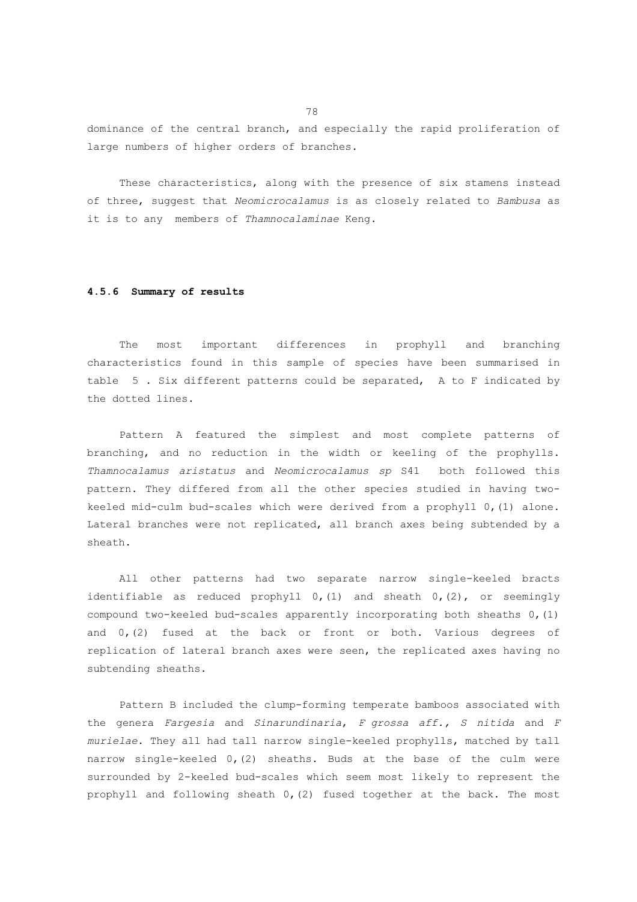dominance of the central branch, and especially the rapid proliferation of large numbers of higher orders of branches.

These characteristics, along with the presence of six stamens instead of three, suggest that *Neomicrocalamus* is as closely related to *Bambusa* as it is to any members of *Thamnocalaminae* Keng.

#### 4.5.6 Summary of results

The most important differences in prophyll and branching characteristics found in this sample of species have been summarised in table 5 . Six different patterns could be separated, A to F indicated by the dotted lines.

Pattern A featured the simplest and most complete patterns of branching, and no reduction in the width or keeling of the prophylls. *Thamnocalamus aristatus* and *Neomicrocalamus sp* S41 both followed this pattern. They differed from all the other species studied in having two-keeled mid-culm bud-scales which were derived from a prophyll 0,(1) alone. Lateral branches were not replicated, all branch axes being subtended by a sheath.

All other patterns had two separate narrow single-keeled bracts identifiable as reduced prophyll 0,(1) and sheath 0,(2), or seemingly compound two-keeled bud-scales apparently incorporating both sheaths 0,(1) and 0,(2) fused at the back or front or both. Various degrees of replication of lateral branch axes were seen, the replicated axes having no subtending sheaths.

Pattern B included the clump-forming temperate bamboos associated with the genera *Fargesia* and *Sinarundinaria*, *F grossa aff., S nitida* and *F murielae*. They all had tall narrow single-keeled prophylls, matched by tall narrow single-keeled 0,(2) sheaths. Buds at the base of the culm were surrounded by 2-keeled bud-scales which seem most likely to represent the prophyll and following sheath 0,(2) fused together at the back. The most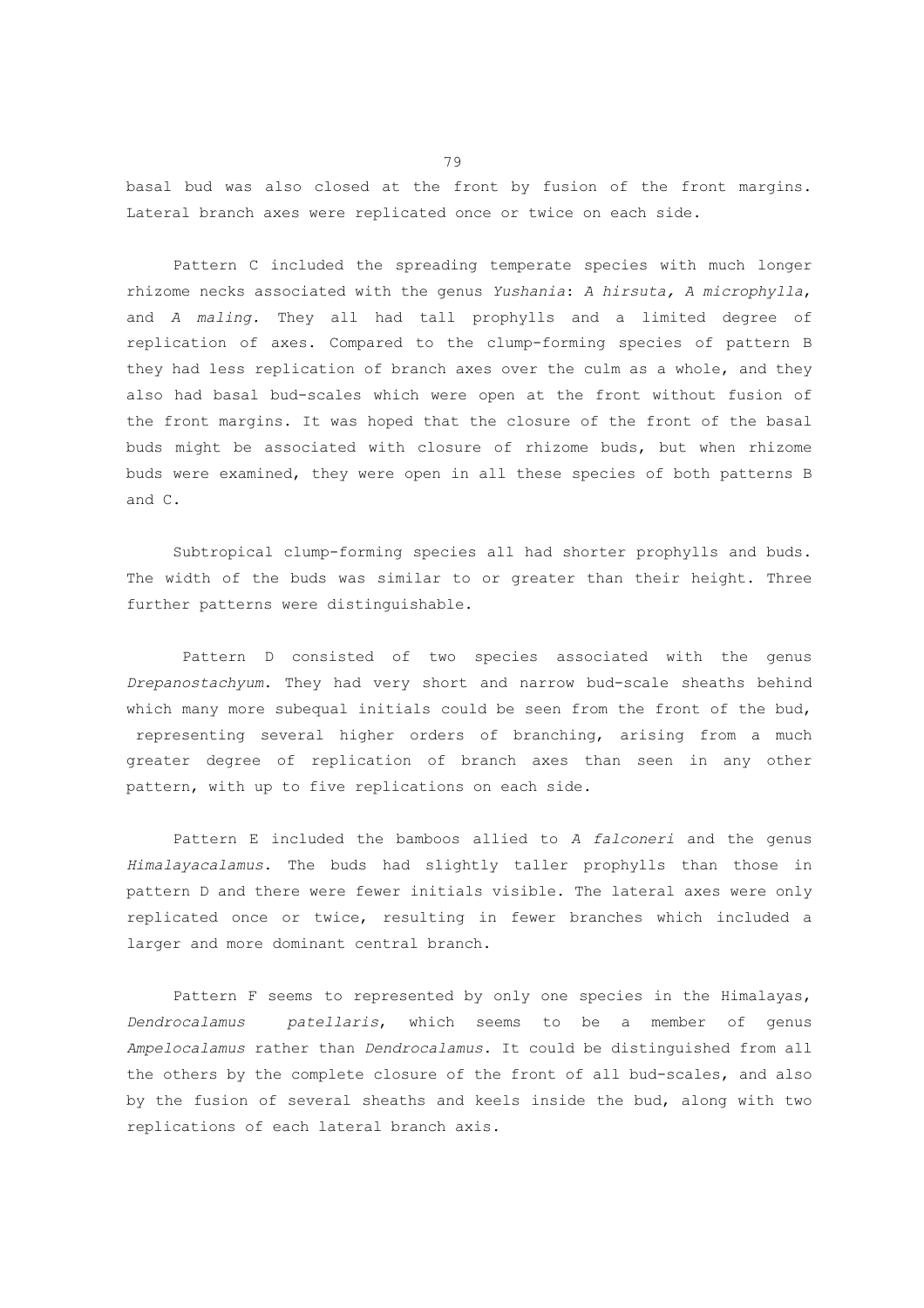basal bud was also closed at the front by fusion of the front margins. Lateral branch axes were replicated once or twice on each side.

Pattern C included the spreading temperate species with much longer rhizome necks associated with the genus *Yushania*: *A hirsuta, A microphylla*, and *A maling*. They all had tall prophylls and a limited degree of replication of axes. Compared to the clump-forming species of pattern B they had less replication of branch axes over the culm as a whole, and they also had basal bud-scales which were open at the front without fusion of the front margins. It was hoped that the closure of the front of the basal buds might be associated with closure of rhizome buds, but when rhizome buds were examined, they were open in all these species of both patterns B and C.

Subtropical clump-forming species all had shorter prophylls and buds. The width of the buds was similar to or greater than their height. Three further patterns were distinguishable.

Pattern D consisted of two species associated with the genus *Drepanostachyum*. They had very short and narrow bud-scale sheaths behind which many more subequal initials could be seen from the front of the bud, representing several higher orders of branching, arising from a much greater degree of replication of branch axes than seen in any other pattern, with up to five replications on each side.

Pattern E included the bamboos allied to *A falconeri* and the genus *Himalayacalamus*. The buds had slightly taller prophylls than those in pattern D and there were fewer initials visible. The lateral axes were only replicated once or twice, resulting in fewer branches which included a larger and more dominant central branch.

Pattern F seems to represented by only one species in the Himalayas, *Dendrocalamus patellaris*, which seems to be a member of genus *Ampelocalamus* rather than *Dendrocalamus*. It could be distinguished from all the others by the complete closure of the front of all bud-scales, and also by the fusion of several sheaths and keels inside the bud, along with two replications of each lateral branch axis.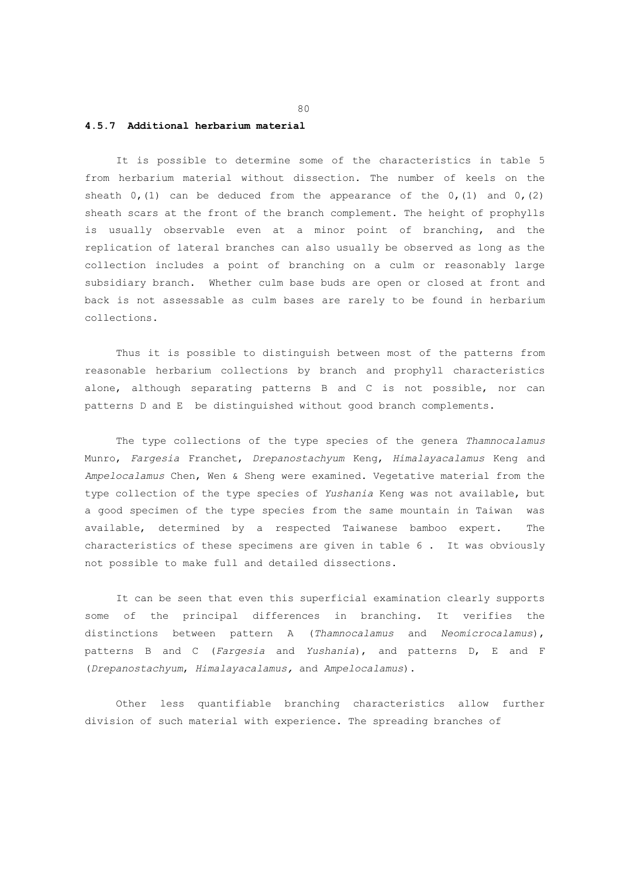### 4.5.7 Additional herbarium material

It is possible to determine some of the characteristics in table 5 from herbarium material without dissection. The number of keels on the sheath 0,(1) can be deduced from the appearance of the 0,(1) and 0,(2) sheath scars at the front of the branch complement. The height of prophylls is usually observable even at a minor point of branching, and the replication of lateral branches can also usually be observed as long as the collection includes a point of branching on a culm or reasonably large subsidiary branch. Whether culm base buds are open or closed at front and back is not assessable as culm bases are rarely to be found in herbarium collections.

Thus it is possible to distinguish between most of the patterns from reasonable herbarium collections by branch and prophyll characteristics alone, although separating patterns B and C is not possible, nor can patterns D and E be distinguished without good branch complements.

The type collections of the type species of the genera *Thamnocalamus* Munro, *Fargesia* Franchet, *Drepanostachyum* Keng, *Himalayacalamus* Keng and *Ampelocalamus* Chen, Wen & Sheng were examined. Vegetative material from the type collection of the type species of *Yushania* Keng was not available, but a good specimen of the type species from the same mountain in Taiwan was available, determined by a respected Taiwanese bamboo expert. The characteristics of these specimens are given in table 6 . It was obviously not possible to make full and detailed dissections.

It can be seen that even this superficial examination clearly supports some of the principal differences in branching. It verifies the distinctions between pattern A (*Thamnocalamus* and *Neomicrocalamus*), patterns B and C (*Fargesia* and *Yushania*), and patterns D, E and F (*Drepanostachyum*, *Himalayacalamus,* and *Ampelocalamus*).

Other less quantifiable branching characteristics allow further division of such material with experience. The spreading branches of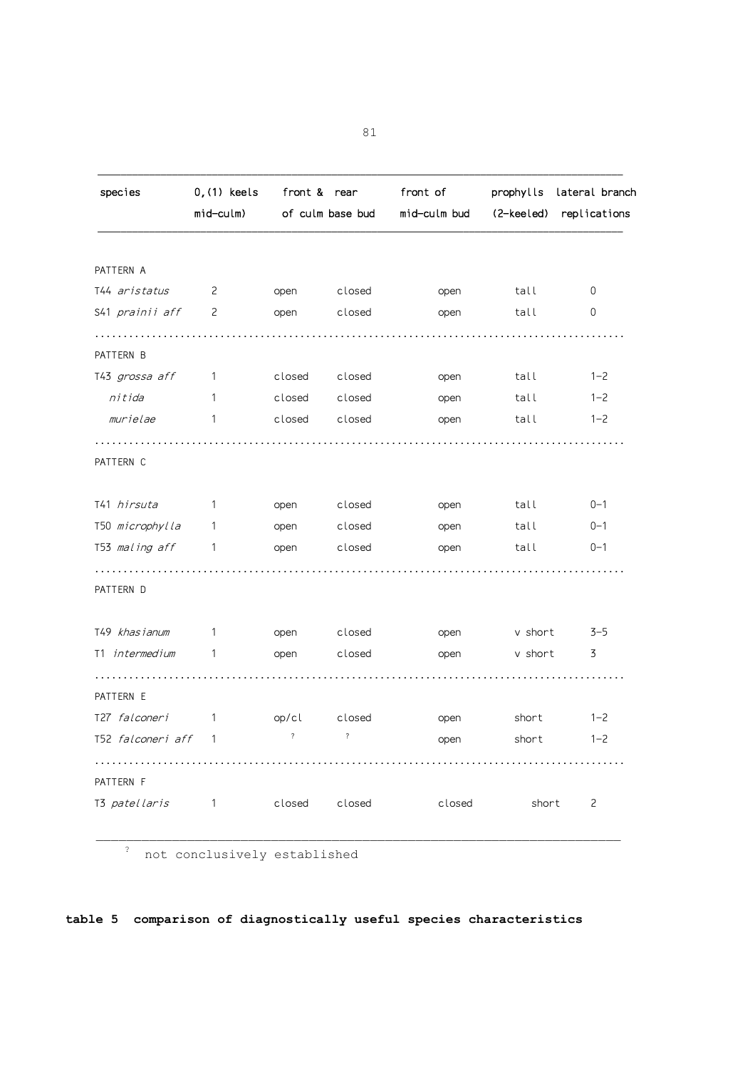| species | 0,(1) keels mid-culm) | front & | rear of culm base bud | front of mid-culm bud | prophylls (2-keeled) | lateral branch replications |
|---|---|---|---|---|---|---|
| PATTERN A | | | | | | |
| T44 *aristatus* | 2 | open | closed | open | tall | 0 |
| S41 *prainii aff* | 2 | open | closed | open | tall | 0 |
| PATTERN B | | | | | | |
| T43 *grossa aff* | 1 | closed | closed | open | tall | 1-2 |
| *nitida* | 1 | closed | closed | open | tall | 1-2 |
| *murielae* | 1 | closed | closed | open | tall | 1-2 |
| PATTERN C | | | | | | |
| T41 *hirsuta* | 1 | open | closed | open | tall | 0-1 |
| T50 *microphylla* | 1 | open | closed | open | tall | 0-1 |
| T53 *maling aff* | 1 | open | closed | open | tall | 0-1 |
| PATTERN D | | | | | | |
| T49 *khasianum* | 1 | open | closed | open | v short | 3-5 |
| T1 *intermedium* | 1 | open | closed | open | v short | 3 |
| PATTERN E | | | | | | |
| T27 *falconeri* | 1 | op/cl | closed | open | short | 1-2 |
| T52 *falconeri aff* | 1 | ? | ? | open | short | 1-2 |
| PATTERN F | | | | | | |
| T3 *patellaris* | 1 | closed | closed | closed | short | 2 |

? not conclusively established

**table 5 comparison of diagnostically useful species characteristics**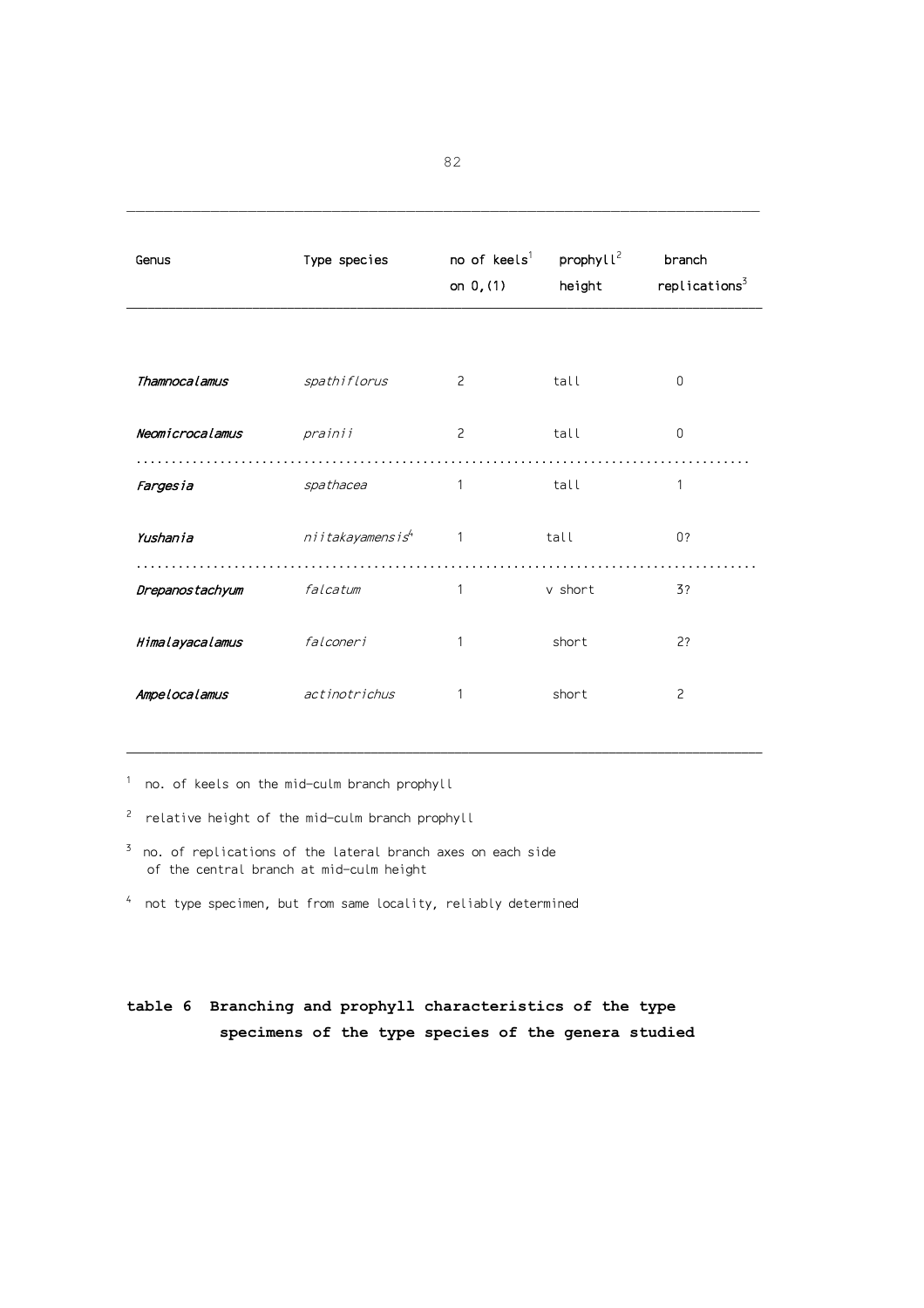| Genus | Type species | no of keels[1] on 0,(1) | prophyll[2] height | branch replications[3] |
|---|---|---|---|---|
| ***Thamnocalamus*** | *spathiflorus* | 2 | tall | 0 |
| ***Neomicrocalamus*** | *prainii* | 2 | tall | 0 |
| ***Fargesia*** | *spathacea* | 1 | tall | 1 |
| ***Yushania*** | *niitakayamensis*[4] | 1 | tall | 0? |
| ***Drepanostachyum*** | *falcatum* | 1 | v short | 3? |
| ***Himalayacalamus*** | *falconeri* | 1 | short | 2? |
| ***Ampelocalamus*** | *actinotrichus* | 1 | short | 2 |

[1] no. of keels on the mid-culm branch prophyll

[2] relative height of the mid-culm branch prophyll

[3] no. of replications of the lateral branch axes on each side of the central branch at mid-culm height

[4] not type specimen, but from same locality, reliably determined

**table 6 Branching and prophyll characteristics of the type specimens of the type species of the genera studied**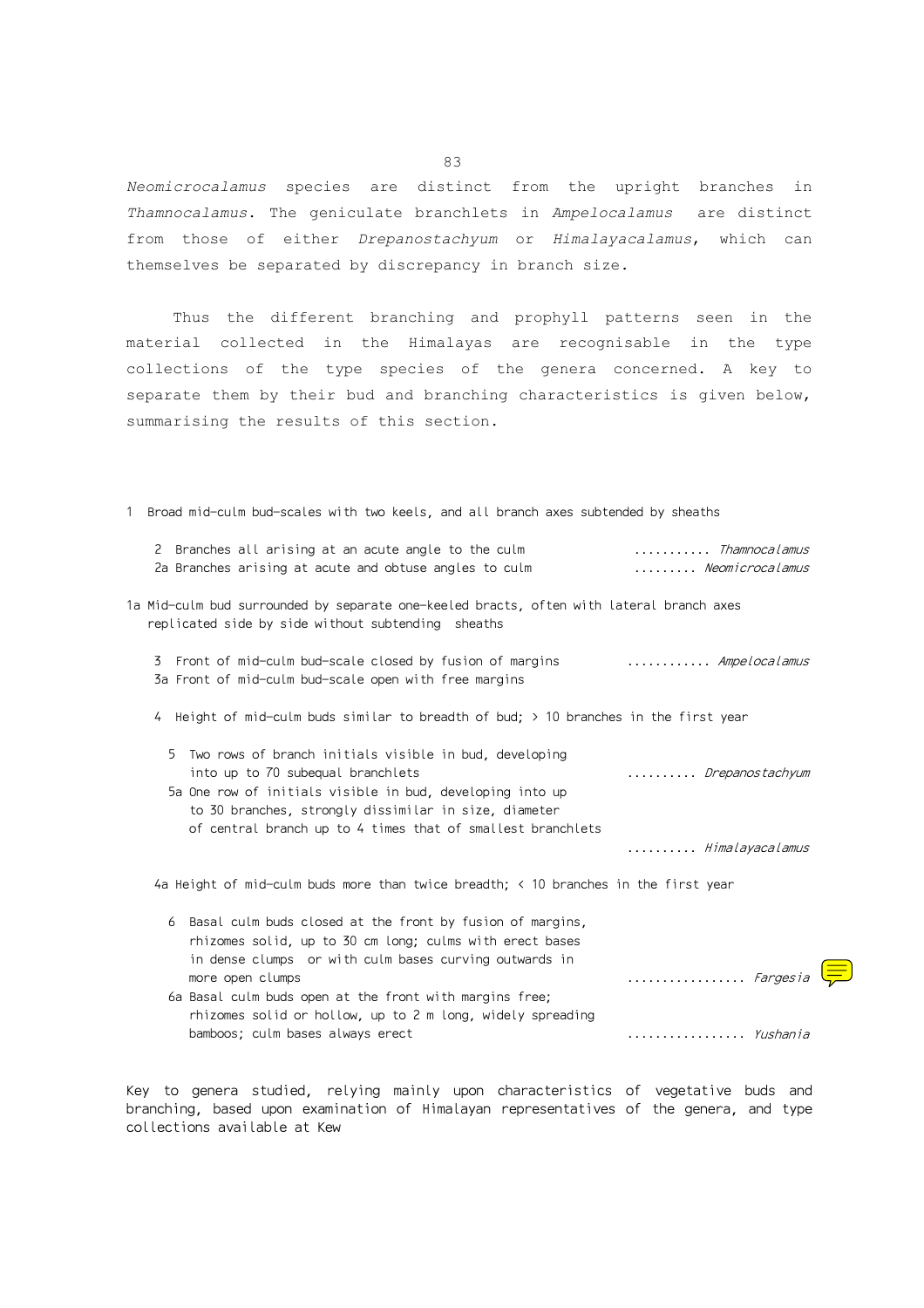*Neomicrocalamus* species are distinct from the upright branches in *Thamnocalamus*. The geniculate branchlets in *Ampelocalamus* are distinct from those of either *Drepanostachyum* or *Himalayacalamus*, which can themselves be separated by discrepancy in branch size.

Thus the different branching and prophyll patterns seen in the material collected in the Himalayas are recognisable in the type collections of the type species of the genera concerned. A key to separate them by their bud and branching characteristics is given below, summarising the results of this section.

1 Broad mid-culm bud-scales with two keels, and all branch axes subtended by sheaths

  2 Branches all arising at an acute angle to the culm .......... *Thamnocalamus*
  2a Branches arising at acute and obtuse angles to culm ......... *Neomicrocalamus*

1a Mid-culm bud surrounded by separate one-keeled bracts, often with lateral branch axes replicated side by side without subtending sheaths

  3 Front of mid-culm bud-scale closed by fusion of margins ........... *Ampelocalamus*
  3a Front of mid-culm bud-scale open with free margins

  4 Height of mid-culm buds similar to breadth of bud; > 10 branches in the first year

    5 Two rows of branch initials visible in bud, developing into up to 70 subequal branchlets .......... *Drepanostachyum*
    5a One row of initials visible in bud, developing into up to 30 branches, strongly dissimilar in size, diameter of central branch up to 4 times that of smallest branchlets .......... *Himalayacalamus*

  4a Height of mid-culm buds more than twice breadth; < 10 branches in the first year

    6 Basal culm buds closed at the front by fusion of margins, rhizomes solid, up to 30 cm long; culms with erect bases in dense clumps or with culm bases curving outwards in more open clumps ................. *Fargesia*
    6a Basal culm buds open at the front with margins free; rhizomes solid or hollow, up to 2 m long, widely spreading bamboos; culm bases always erect ................. *Yushania*

Key to genera studied, relying mainly upon characteristics of vegetative buds and branching, based upon examination of Himalayan representatives of the genera, and type collections available at Kew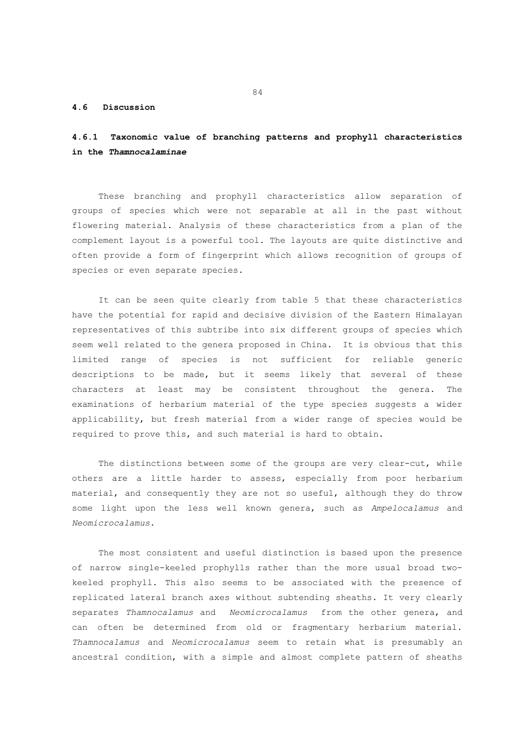## 4.6 Discussion

### 4.6.1 Taxonomic value of branching patterns and prophyll characteristics in the *Thamnocalaminae*

These branching and prophyll characteristics allow separation of groups of species which were not separable at all in the past without flowering material. Analysis of these characteristics from a plan of the complement layout is a powerful tool. The layouts are quite distinctive and often provide a form of fingerprint which allows recognition of groups of species or even separate species.

It can be seen quite clearly from table 5 that these characteristics have the potential for rapid and decisive division of the Eastern Himalayan representatives of this subtribe into six different groups of species which seem well related to the genera proposed in China. It is obvious that this limited range of species is not sufficient for reliable generic descriptions to be made, but it seems likely that several of these characters at least may be consistent throughout the genera. The examinations of herbarium material of the type species suggests a wider applicability, but fresh material from a wider range of species would be required to prove this, and such material is hard to obtain.

The distinctions between some of the groups are very clear-cut, while others are a little harder to assess, especially from poor herbarium material, and consequently they are not so useful, although they do throw some light upon the less well known genera, such as *Ampelocalamus* and *Neomicrocalamus*.

The most consistent and useful distinction is based upon the presence of narrow single-keeled prophylls rather than the more usual broad two-keeled prophyll. This also seems to be associated with the presence of replicated lateral branch axes without subtending sheaths. It very clearly separates *Thamnocalamus* and *Neomicrocalamus* from the other genera, and can often be determined from old or fragmentary herbarium material. *Thamnocalamus* and *Neomicrocalamus* seem to retain what is presumably an ancestral condition, with a simple and almost complete pattern of sheaths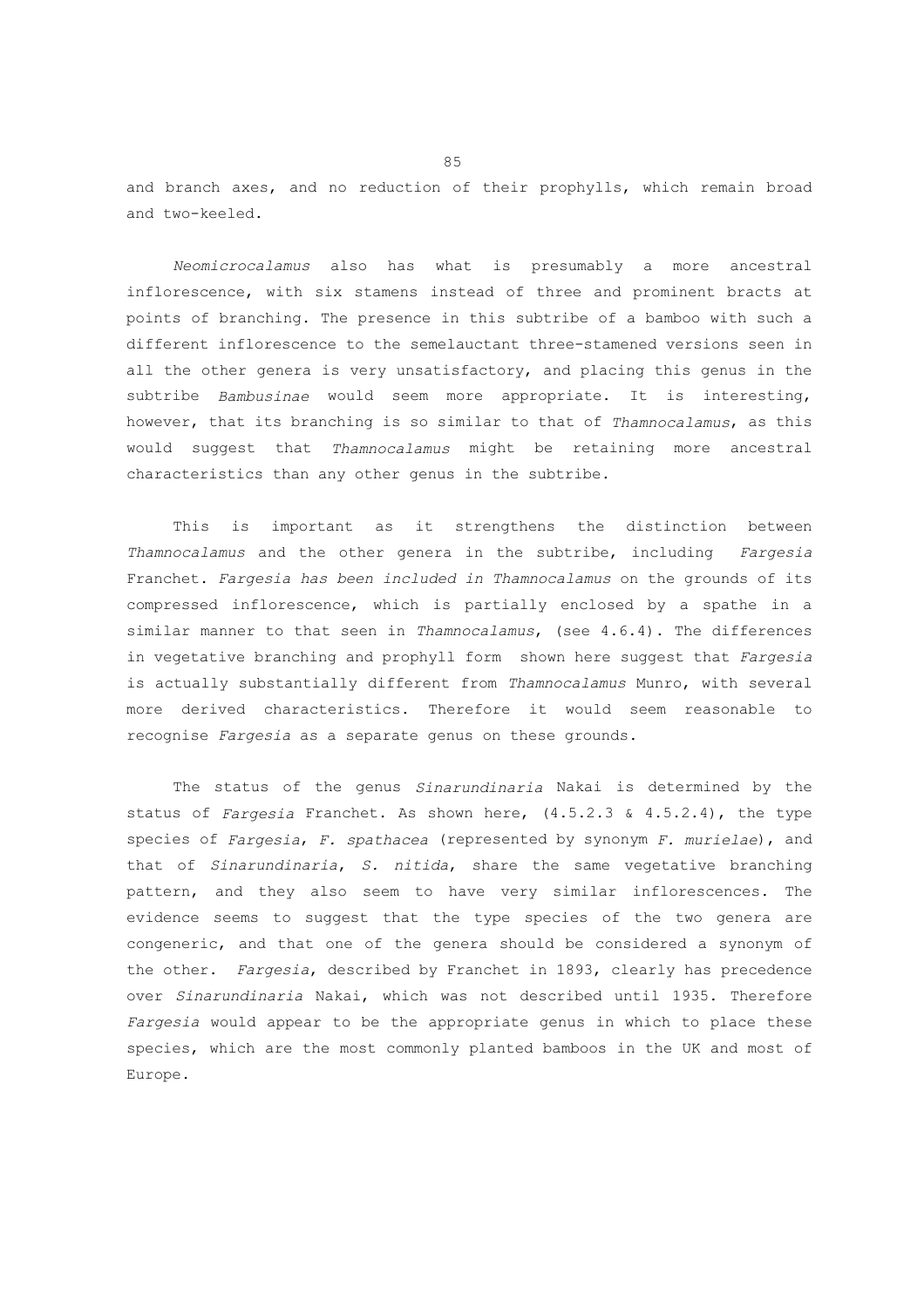and branch axes, and no reduction of their prophylls, which remain broad and two-keeled.

*Neomicrocalamus* also has what is presumably a more ancestral inflorescence, with six stamens instead of three and prominent bracts at points of branching. The presence in this subtribe of a bamboo with such a different inflorescence to the semelauctant three-stamened versions seen in all the other genera is very unsatisfactory, and placing this genus in the subtribe *Bambusinae* would seem more appropriate. It is interesting, however, that its branching is so similar to that of *Thamnocalamus*, as this would suggest that *Thamnocalamus* might be retaining more ancestral characteristics than any other genus in the subtribe.

This is important as it strengthens the distinction between *Thamnocalamus* and the other genera in the subtribe, including *Fargesia* Franchet. *Fargesia has been included in Thamnocalamus* on the grounds of its compressed inflorescence, which is partially enclosed by a spathe in a similar manner to that seen in *Thamnocalamus*, (see 4.6.4). The differences in vegetative branching and prophyll form shown here suggest that *Fargesia* is actually substantially different from *Thamnocalamus* Munro, with several more derived characteristics. Therefore it would seem reasonable to recognise *Fargesia* as a separate genus on these grounds.

The status of the genus *Sinarundinaria* Nakai is determined by the status of *Fargesia* Franchet. As shown here, (4.5.2.3 & 4.5.2.4), the type species of *Fargesia*, *F. spathacea* (represented by synonym *F. murielae*), and that of *Sinarundinaria*, *S. nitida*, share the same vegetative branching pattern, and they also seem to have very similar inflorescences. The evidence seems to suggest that the type species of the two genera are congeneric, and that one of the genera should be considered a synonym of the other. *Fargesia*, described by Franchet in 1893, clearly has precedence over *Sinarundinaria* Nakai, which was not described until 1935. Therefore *Fargesia* would appear to be the appropriate genus in which to place these species, which are the most commonly planted bamboos in the UK and most of Europe.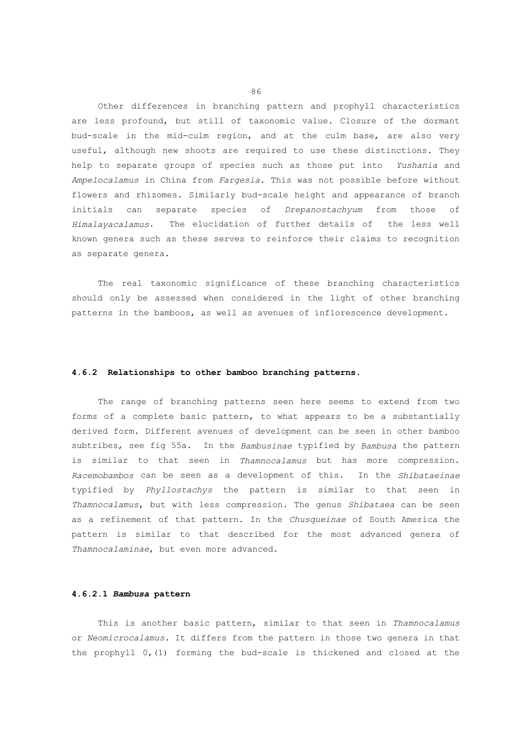Other differences in branching pattern and prophyll characteristics are less profound, but still of taxonomic value. Closure of the dormant bud-scale in the mid-culm region, and at the culm base, are also very useful, although new shoots are required to use these distinctions. They help to separate groups of species such as those put into *Yushania* and *Ampelocalamus* in China from *Fargesia*. This was not possible before without flowers and rhizomes. Similarly bud-scale height and appearance of branch initials can separate species of *Drepanostachyum* from those of *Himalayacalamus*. The elucidation of further details of the less well known genera such as these serves to reinforce their claims to recognition as separate genera.

The real taxonomic significance of these branching characteristics should only be assessed when considered in the light of other branching patterns in the bamboos, as well as avenues of inflorescence development.

### 4.6.2 Relationships to other bamboo branching patterns.

The range of branching patterns seen here seems to extend from two forms of a complete basic pattern, to what appears to be a substantially derived form. Different avenues of development can be seen in other bamboo subtribes, see fig 55a. In the *Bambusinae* typified by *Bambusa* the pattern is similar to that seen in *Thamnocalamus* but has more compression. *Racemobambos* can be seen as a development of this. In the *Shibataeinae* typified by *Phyllostachys* the pattern is similar to that seen in *Thamnocalamus*, but with less compression. The genus *Shibataea* can be seen as a refinement of that pattern. In the *Chusqueinae* of South America the pattern is similar to that described for the most advanced genera of *Thamnocalaminae*, but even more advanced.

#### 4.6.2.1 *Bambusa* pattern

This is another basic pattern, similar to that seen in *Thamnocalamus* or *Neomicrocalamus*. It differs from the pattern in those two genera in that the prophyll 0,(1) forming the bud-scale is thickened and closed at the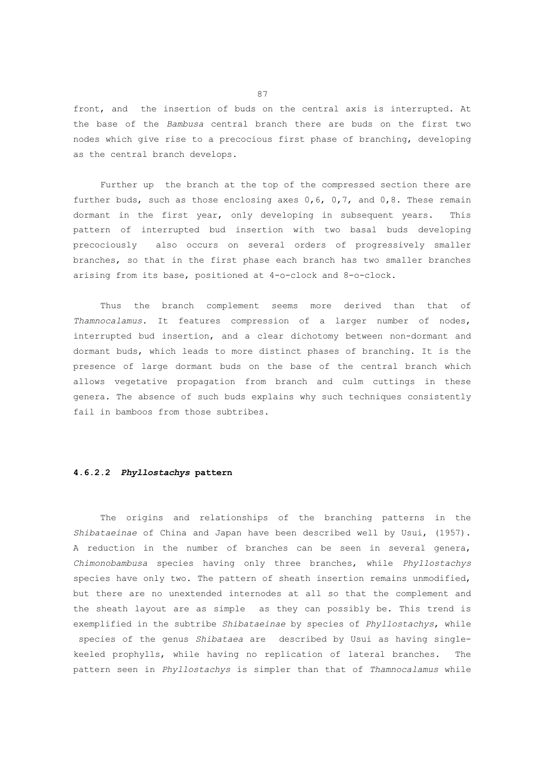front, and the insertion of buds on the central axis is interrupted. At the base of the *Bambusa* central branch there are buds on the first two nodes which give rise to a precocious first phase of branching, developing as the central branch develops.

Further up the branch at the top of the compressed section there are further buds, such as those enclosing axes 0,6, 0,7, and 0,8. These remain dormant in the first year, only developing in subsequent years. This pattern of interrupted bud insertion with two basal buds developing precociously also occurs on several orders of progressively smaller branches, so that in the first phase each branch has two smaller branches arising from its base, positioned at 4-o-clock and 8-o-clock.

Thus the branch complement seems more derived than that of *Thamnocalamus*. It features compression of a larger number of nodes, interrupted bud insertion, and a clear dichotomy between non-dormant and dormant buds, which leads to more distinct phases of branching. It is the presence of large dormant buds on the base of the central branch which allows vegetative propagation from branch and culm cuttings in these genera. The absence of such buds explains why such techniques consistently fail in bamboos from those subtribes.

#### 4.6.2.2 *Phyllostachys* pattern

The origins and relationships of the branching patterns in the *Shibataeinae* of China and Japan have been described well by Usui, (1957). A reduction in the number of branches can be seen in several genera, *Chimonobambusa* species having only three branches, while *Phyllostachys* species have only two. The pattern of sheath insertion remains unmodified, but there are no unextended internodes at all so that the complement and the sheath layout are as simple as they can possibly be. This trend is exemplified in the subtribe *Shibataeinae* by species of *Phyllostachys*, while species of the genus *Shibataea* are described by Usui as having single-keeled prophylls, while having no replication of lateral branches. The pattern seen in *Phyllostachys* is simpler than that of *Thamnocalamus* while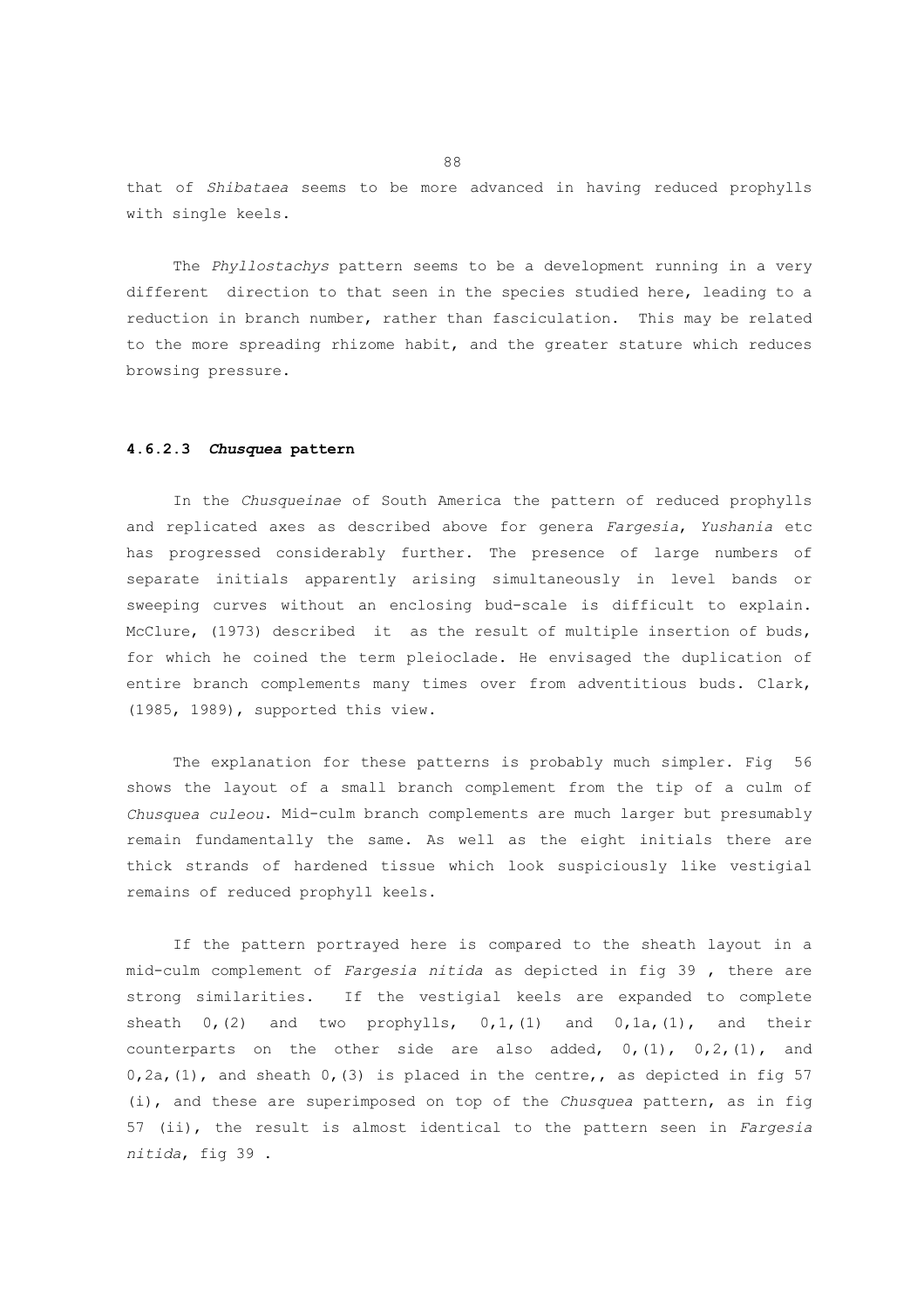that of *Shibataea* seems to be more advanced in having reduced prophylls with single keels.

The *Phyllostachys* pattern seems to be a development running in a very different direction to that seen in the species studied here, leading to a reduction in branch number, rather than fasciculation. This may be related to the more spreading rhizome habit, and the greater stature which reduces browsing pressure.

#### 4.6.2.3 *Chusquea* pattern

In the *Chusqueinae* of South America the pattern of reduced prophylls and replicated axes as described above for genera *Fargesia*, *Yushania* etc has progressed considerably further. The presence of large numbers of separate initials apparently arising simultaneously in level bands or sweeping curves without an enclosing bud-scale is difficult to explain. McClure, (1973) described it as the result of multiple insertion of buds, for which he coined the term pleioclade. He envisaged the duplication of entire branch complements many times over from adventitious buds. Clark, (1985, 1989), supported this view.

The explanation for these patterns is probably much simpler. Fig 56 shows the layout of a small branch complement from the tip of a culm of *Chusquea culeou*. Mid-culm branch complements are much larger but presumably remain fundamentally the same. As well as the eight initials there are thick strands of hardened tissue which look suspiciously like vestigial remains of reduced prophyll keels.

If the pattern portrayed here is compared to the sheath layout in a mid-culm complement of *Fargesia nitida* as depicted in fig 39 , there are strong similarities. If the vestigial keels are expanded to complete sheath 0,(2) and two prophylls, 0,1,(1) and 0,1a,(1), and their counterparts on the other side are also added, 0,(1), 0,2,(1), and 0,2a,(1), and sheath 0,(3) is placed in the centre,, as depicted in fig 57 (i), and these are superimposed on top of the *Chusquea* pattern, as in fig 57 (ii), the result is almost identical to the pattern seen in *Fargesia nitida*, fig 39 .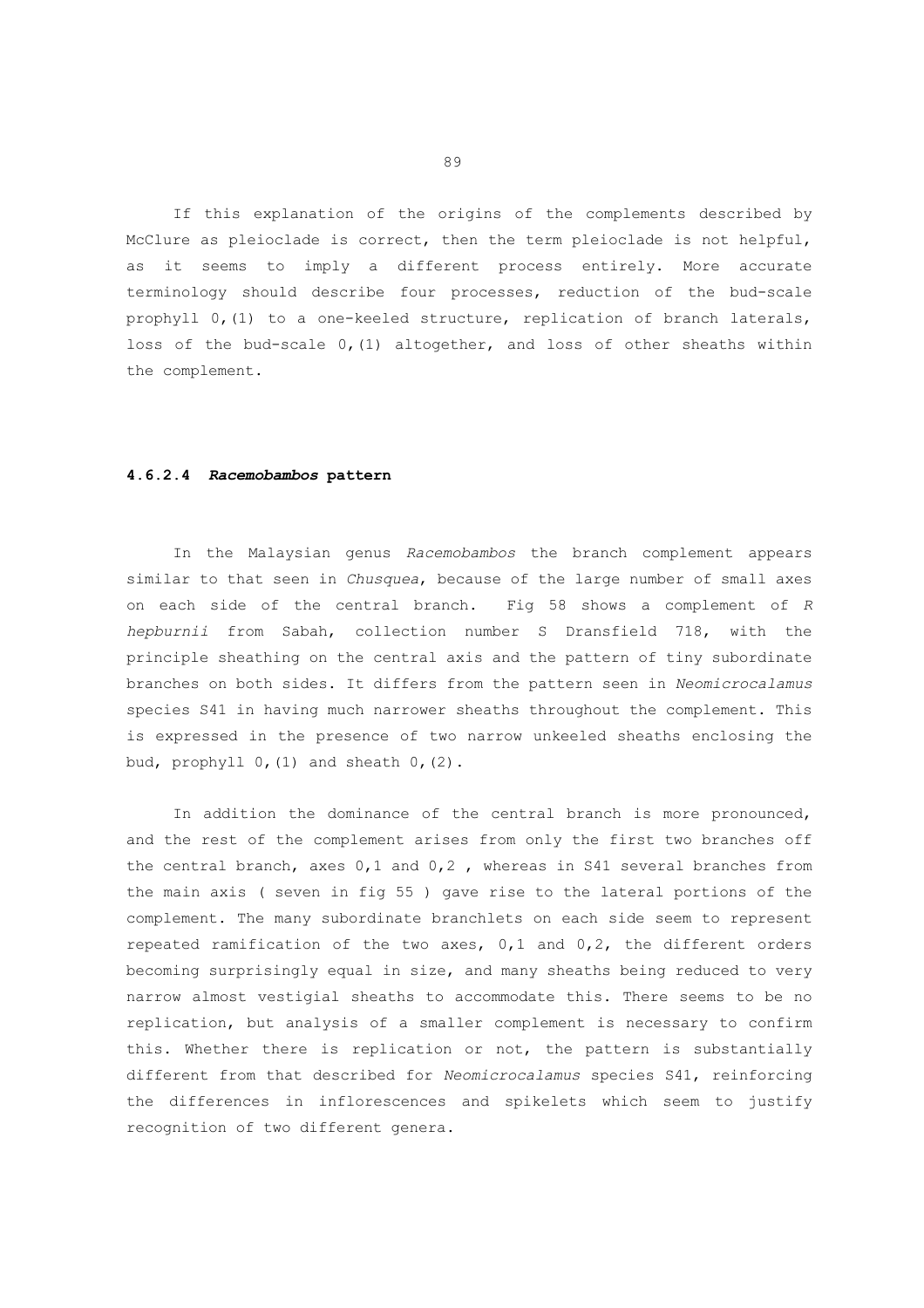If this explanation of the origins of the complements described by McClure as pleioclade is correct, then the term pleioclade is not helpful, as it seems to imply a different process entirely. More accurate terminology should describe four processes, reduction of the bud-scale prophyll 0,(1) to a one-keeled structure, replication of branch laterals, loss of the bud-scale 0,(1) altogether, and loss of other sheaths within the complement.

#### 4.6.2.4 *Racemobambos* pattern

In the Malaysian genus *Racemobambos* the branch complement appears similar to that seen in *Chusquea*, because of the large number of small axes on each side of the central branch. Fig 58 shows a complement of *R hepburnii* from Sabah, collection number S Dransfield 718, with the principle sheathing on the central axis and the pattern of tiny subordinate branches on both sides. It differs from the pattern seen in *Neomicrocalamus* species S41 in having much narrower sheaths throughout the complement. This is expressed in the presence of two narrow unkeeled sheaths enclosing the bud, prophyll 0,(1) and sheath 0,(2).

In addition the dominance of the central branch is more pronounced, and the rest of the complement arises from only the first two branches off the central branch, axes 0,1 and 0,2 , whereas in S41 several branches from the main axis ( seven in fig 55 ) gave rise to the lateral portions of the complement. The many subordinate branchlets on each side seem to represent repeated ramification of the two axes, 0,1 and 0,2, the different orders becoming surprisingly equal in size, and many sheaths being reduced to very narrow almost vestigial sheaths to accommodate this. There seems to be no replication, but analysis of a smaller complement is necessary to confirm this. Whether there is replication or not, the pattern is substantially different from that described for *Neomicrocalamus* species S41, reinforcing the differences in inflorescences and spikelets which seem to justify recognition of two different genera.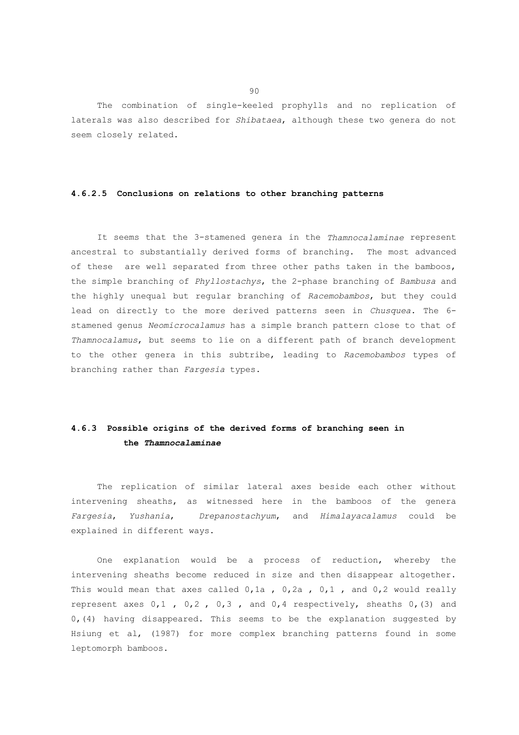The combination of single-keeled prophylls and no replication of laterals was also described for *Shibataea*, although these two genera do not seem closely related.

#### 4.6.2.5 Conclusions on relations to other branching patterns

It seems that the 3-stamened genera in the *Thamnocalaminae* represent ancestral to substantially derived forms of branching. The most advanced of these are well separated from three other paths taken in the bamboos, the simple branching of *Phyllostachys*, the 2-phase branching of *Bambusa* and the highly unequal but regular branching of *Racemobambos*, but they could lead on directly to the more derived patterns seen in *Chusquea*. The 6-stamened genus *Neomicrocalamus* has a simple branch pattern close to that of *Thamnocalamus*, but seems to lie on a different path of branch development to the other genera in this subtribe, leading to *Racemobambos* types of branching rather than *Fargesia* types.

### 4.6.3 Possible origins of the derived forms of branching seen in the *Thamnocalaminae*

The replication of similar lateral axes beside each other without intervening sheaths, as witnessed here in the bamboos of the genera *Fargesia*, *Yushania*, *Drepanostachyum*, and *Himalayacalamus* could be explained in different ways.

One explanation would be a process of reduction, whereby the intervening sheaths become reduced in size and then disappear altogether. This would mean that axes called 0,1a , 0,2a , 0,1 , and 0,2 would really represent axes 0,1 , 0,2 , 0,3 , and 0,4 respectively, sheaths 0,(3) and 0,(4) having disappeared. This seems to be the explanation suggested by Hsiung et al, (1987) for more complex branching patterns found in some leptomorph bamboos.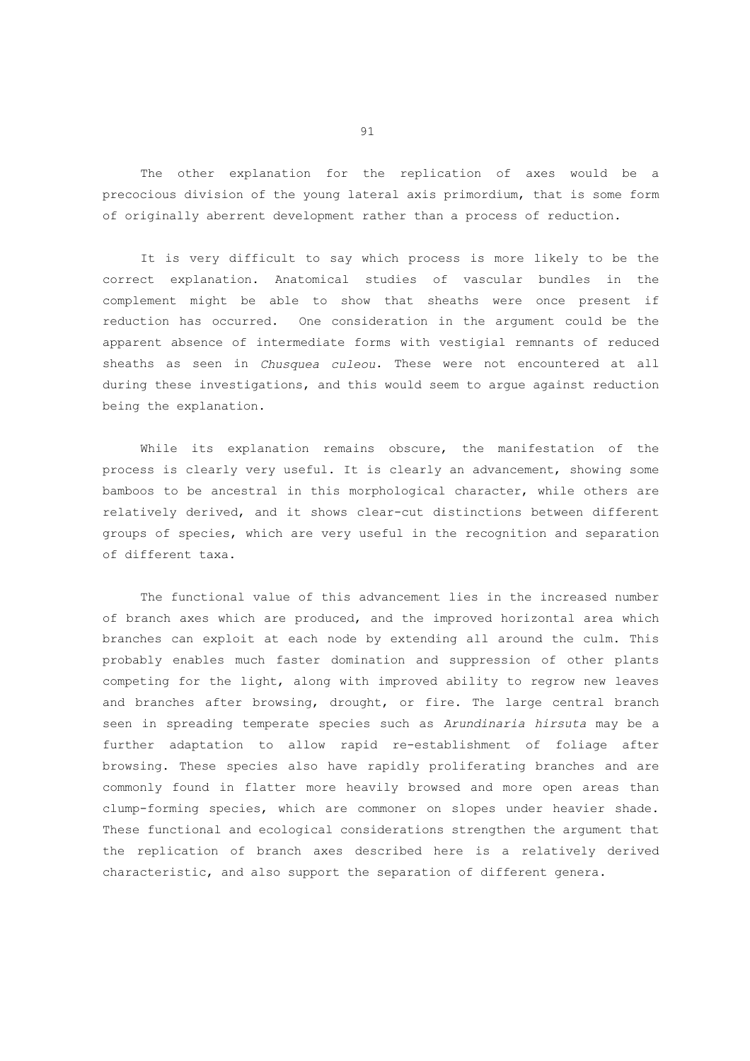The other explanation for the replication of axes would be a precocious division of the young lateral axis primordium, that is some form of originally aberrent development rather than a process of reduction.

It is very difficult to say which process is more likely to be the correct explanation. Anatomical studies of vascular bundles in the complement might be able to show that sheaths were once present if reduction has occurred. One consideration in the argument could be the apparent absence of intermediate forms with vestigial remnants of reduced sheaths as seen in *Chusquea culeou*. These were not encountered at all during these investigations, and this would seem to argue against reduction being the explanation.

While its explanation remains obscure, the manifestation of the process is clearly very useful. It is clearly an advancement, showing some bamboos to be ancestral in this morphological character, while others are relatively derived, and it shows clear-cut distinctions between different groups of species, which are very useful in the recognition and separation of different taxa.

The functional value of this advancement lies in the increased number of branch axes which are produced, and the improved horizontal area which branches can exploit at each node by extending all around the culm. This probably enables much faster domination and suppression of other plants competing for the light, along with improved ability to regrow new leaves and branches after browsing, drought, or fire. The large central branch seen in spreading temperate species such as *Arundinaria hirsuta* may be a further adaptation to allow rapid re-establishment of foliage after browsing. These species also have rapidly proliferating branches and are commonly found in flatter more heavily browsed and more open areas than clump-forming species, which are commoner on slopes under heavier shade. These functional and ecological considerations strengthen the argument that the replication of branch axes described here is a relatively derived characteristic, and also support the separation of different genera.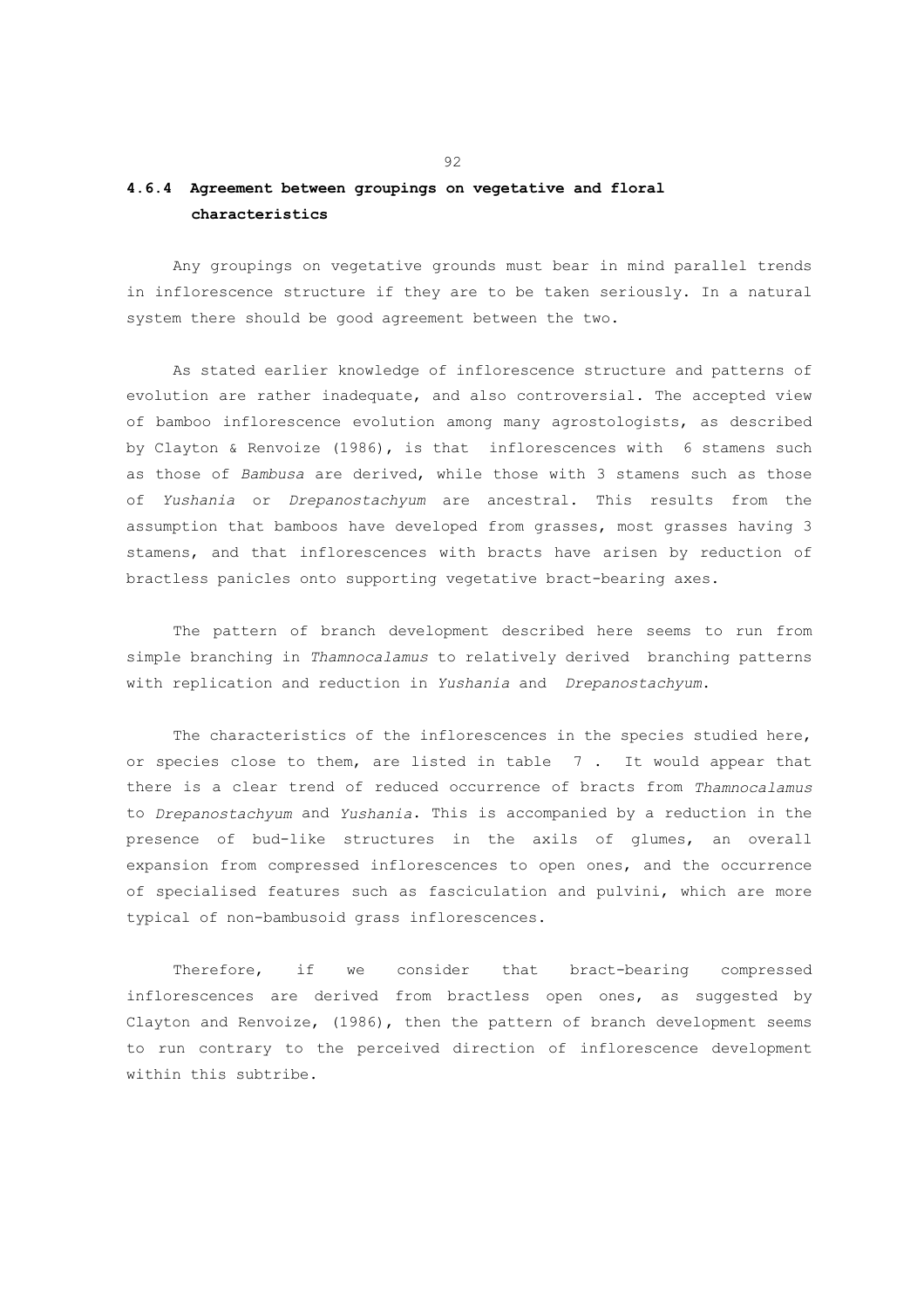### 4.6.4 Agreement between groupings on vegetative and floral characteristics

Any groupings on vegetative grounds must bear in mind parallel trends in inflorescence structure if they are to be taken seriously. In a natural system there should be good agreement between the two.

As stated earlier knowledge of inflorescence structure and patterns of evolution are rather inadequate, and also controversial. The accepted view of bamboo inflorescence evolution among many agrostologists, as described by Clayton & Renvoize (1986), is that inflorescences with 6 stamens such as those of *Bambusa* are derived, while those with 3 stamens such as those of *Yushania* or *Drepanostachyum* are ancestral. This results from the assumption that bamboos have developed from grasses, most grasses having 3 stamens, and that inflorescences with bracts have arisen by reduction of bractless panicles onto supporting vegetative bract-bearing axes.

The pattern of branch development described here seems to run from simple branching in *Thamnocalamus* to relatively derived branching patterns with replication and reduction in *Yushania* and *Drepanostachyum*.

The characteristics of the inflorescences in the species studied here, or species close to them, are listed in table 7 . It would appear that there is a clear trend of reduced occurrence of bracts from *Thamnocalamus* to *Drepanostachyum* and *Yushania*. This is accompanied by a reduction in the presence of bud-like structures in the axils of glumes, an overall expansion from compressed inflorescences to open ones, and the occurrence of specialised features such as fasciculation and pulvini, which are more typical of non-bambusoid grass inflorescences.

Therefore, if we consider that bract-bearing compressed inflorescences are derived from bractless open ones, as suggested by Clayton and Renvoize, (1986), then the pattern of branch development seems to run contrary to the perceived direction of inflorescence development within this subtribe.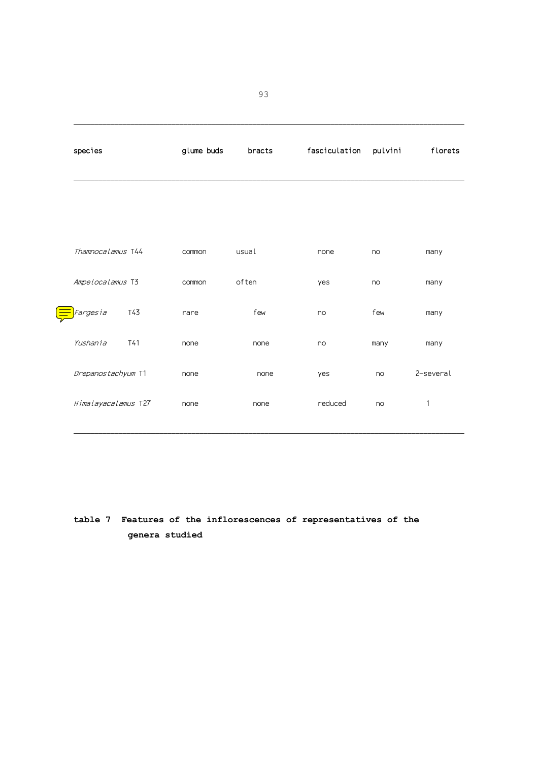| species | glume buds | bracts | fasciculation | pulvini | florets |
|---|---|---|---|---|---|
| *Thamnocalamus* T44 | common | usual | none | no | many |
| *Ampelocalamus* T3 | common | often | yes | no | many |
| *Fargesia* T43 | rare | few | no | few | many |
| *Yushania* T41 | none | none | no | many | many |
| *Drepanostachyum* T1 | none | none | yes | no | 2-several |
| *Himalayacalamus* T27 | none | none | reduced | no | 1 |

**table 7 Features of the inflorescences of representatives of the genera studied**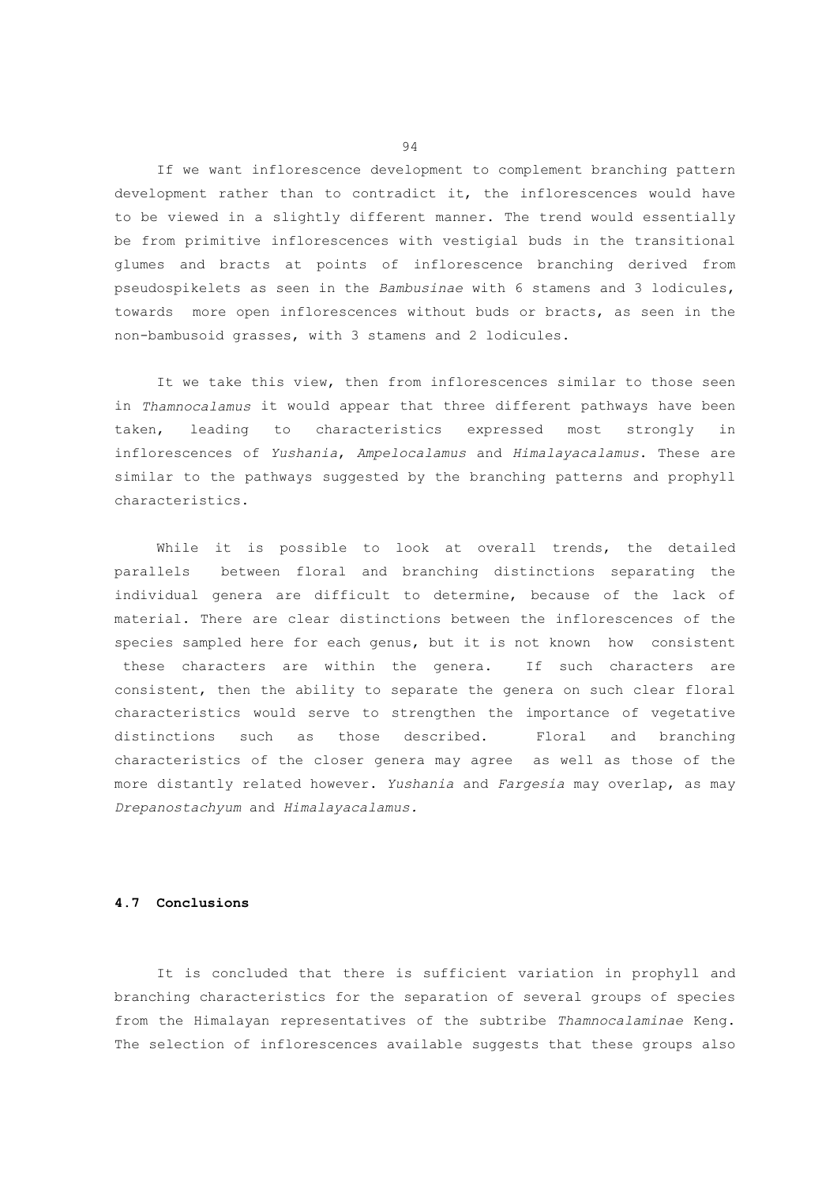If we want inflorescence development to complement branching pattern development rather than to contradict it, the inflorescences would have to be viewed in a slightly different manner. The trend would essentially be from primitive inflorescences with vestigial buds in the transitional glumes and bracts at points of inflorescence branching derived from pseudospikelets as seen in the *Bambusinae* with 6 stamens and 3 lodicules, towards more open inflorescences without buds or bracts, as seen in the non-bambusoid grasses, with 3 stamens and 2 lodicules.

It we take this view, then from inflorescences similar to those seen in *Thamnocalamus* it would appear that three different pathways have been taken, leading to characteristics expressed most strongly in inflorescences of *Yushania*, *Ampelocalamus* and *Himalayacalamus*. These are similar to the pathways suggested by the branching patterns and prophyll characteristics.

While it is possible to look at overall trends, the detailed parallels between floral and branching distinctions separating the individual genera are difficult to determine, because of the lack of material. There are clear distinctions between the inflorescences of the species sampled here for each genus, but it is not known how consistent these characters are within the genera. If such characters are consistent, then the ability to separate the genera on such clear floral characteristics would serve to strengthen the importance of vegetative distinctions such as those described. Floral and branching characteristics of the closer genera may agree as well as those of the more distantly related however. *Yushania* and *Fargesia* may overlap, as may *Drepanostachyum* and *Himalayacalamus.*

### 4.7 Conclusions

It is concluded that there is sufficient variation in prophyll and branching characteristics for the separation of several groups of species from the Himalayan representatives of the subtribe *Thamnocalaminae* Keng. The selection of inflorescences available suggests that these groups also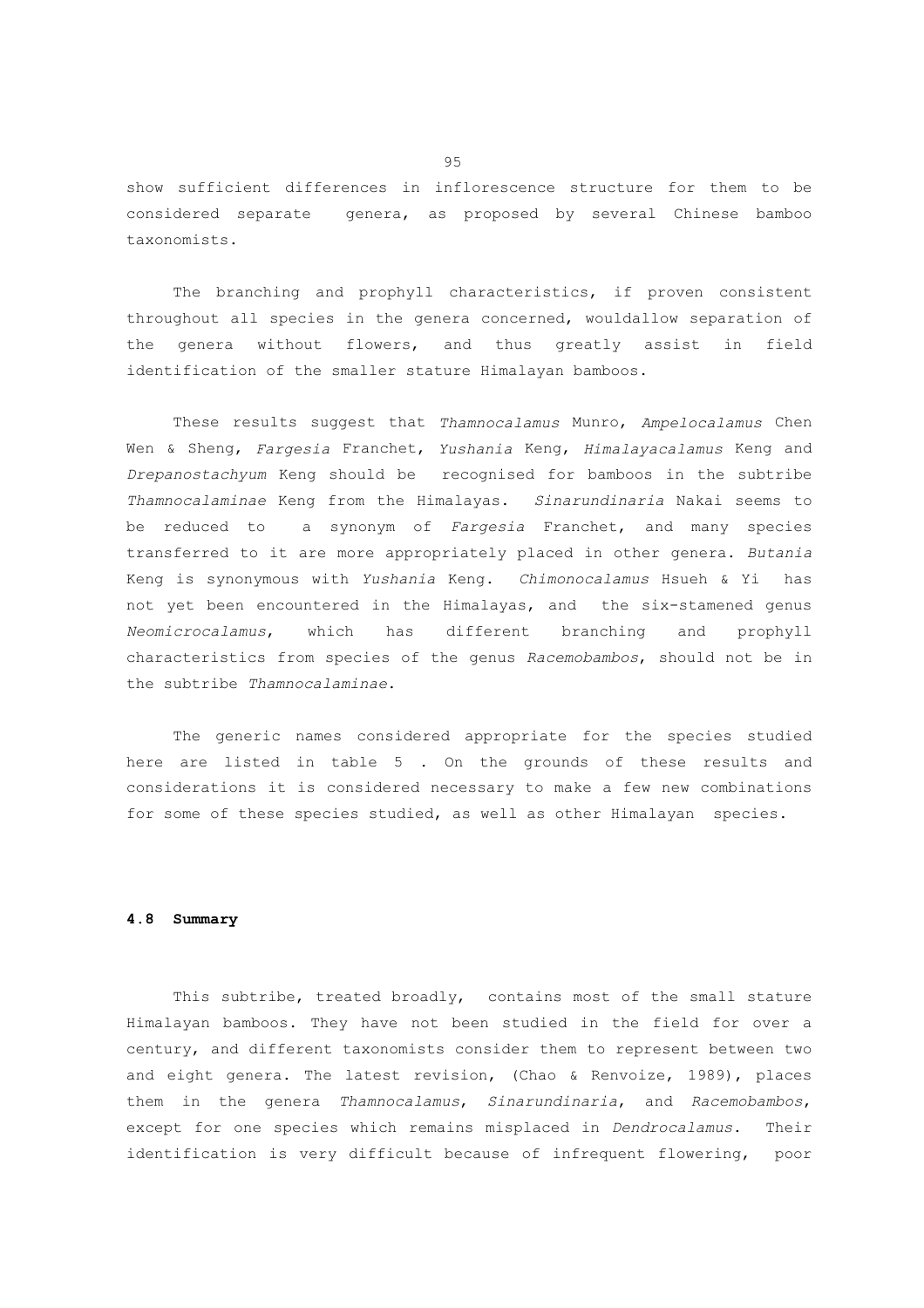show sufficient differences in inflorescence structure for them to be considered separate genera, as proposed by several Chinese bamboo taxonomists.

The branching and prophyll characteristics, if proven consistent throughout all species in the genera concerned, wouldallow separation of the genera without flowers, and thus greatly assist in field identification of the smaller stature Himalayan bamboos.

These results suggest that *Thamnocalamus* Munro, *Ampelocalamus* Chen Wen & Sheng, *Fargesia* Franchet, *Yushania* Keng, *Himalayacalamus* Keng and *Drepanostachyum* Keng should be recognised for bamboos in the subtribe *Thamnocalaminae* Keng from the Himalayas. *Sinarundinaria* Nakai seems to be reduced to a synonym of *Fargesia* Franchet, and many species transferred to it are more appropriately placed in other genera. *Butania* Keng is synonymous with *Yushania* Keng. *Chimonocalamus* Hsueh & Yi has not yet been encountered in the Himalayas, and the six-stamened genus *Neomicrocalamus*, which has different branching and prophyll characteristics from species of the genus *Racemobambos*, should not be in the subtribe *Thamnocalaminae*.

The generic names considered appropriate for the species studied here are listed in table 5 . On the grounds of these results and considerations it is considered necessary to make a few new combinations for some of these species studied, as well as other Himalayan species.

### 4.8 Summary

This subtribe, treated broadly, contains most of the small stature Himalayan bamboos. They have not been studied in the field for over a century, and different taxonomists consider them to represent between two and eight genera. The latest revision, (Chao & Renvoize, 1989), places them in the genera *Thamnocalamus*, *Sinarundinaria*, and *Racemobambos*, except for one species which remains misplaced in *Dendrocalamus*. Their identification is very difficult because of infrequent flowering, poor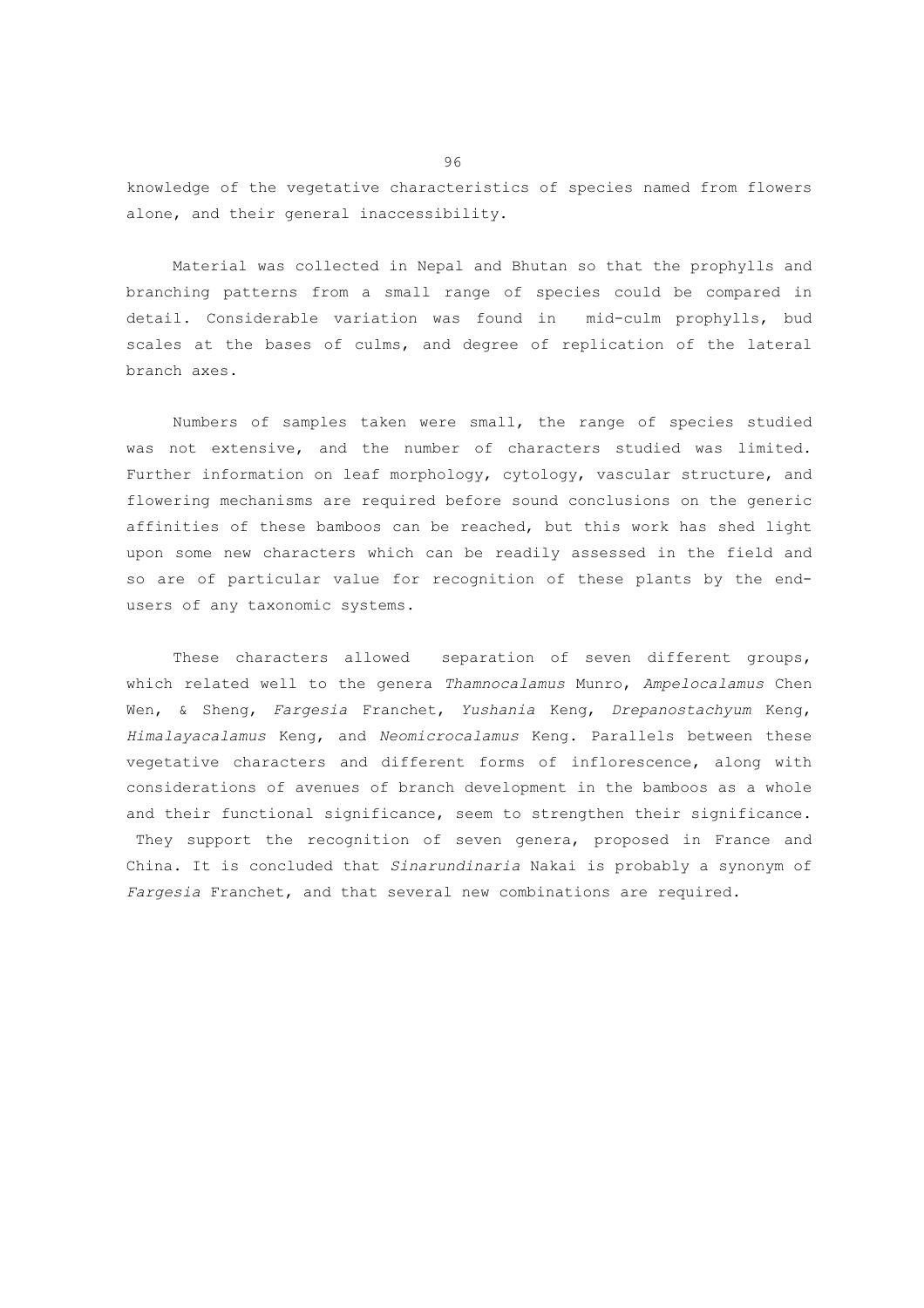knowledge of the vegetative characteristics of species named from flowers alone, and their general inaccessibility.

Material was collected in Nepal and Bhutan so that the prophylls and branching patterns from a small range of species could be compared in detail. Considerable variation was found in mid-culm prophylls, bud scales at the bases of culms, and degree of replication of the lateral branch axes.

Numbers of samples taken were small, the range of species studied was not extensive, and the number of characters studied was limited. Further information on leaf morphology, cytology, vascular structure, and flowering mechanisms are required before sound conclusions on the generic affinities of these bamboos can be reached, but this work has shed light upon some new characters which can be readily assessed in the field and so are of particular value for recognition of these plants by the end-users of any taxonomic systems.

These characters allowed separation of seven different groups, which related well to the genera *Thamnocalamus* Munro, *Ampelocalamus* Chen Wen, & Sheng, *Fargesia* Franchet, *Yushania* Keng, *Drepanostachyum* Keng, *Himalayacalamus* Keng, and *Neomicrocalamus* Keng. Parallels between these vegetative characters and different forms of inflorescence, along with considerations of avenues of branch development in the bamboos as a whole and their functional significance, seem to strengthen their significance. They support the recognition of seven genera, proposed in France and China. It is concluded that *Sinarundinaria* Nakai is probably a synonym of *Fargesia* Franchet, and that several new combinations are required.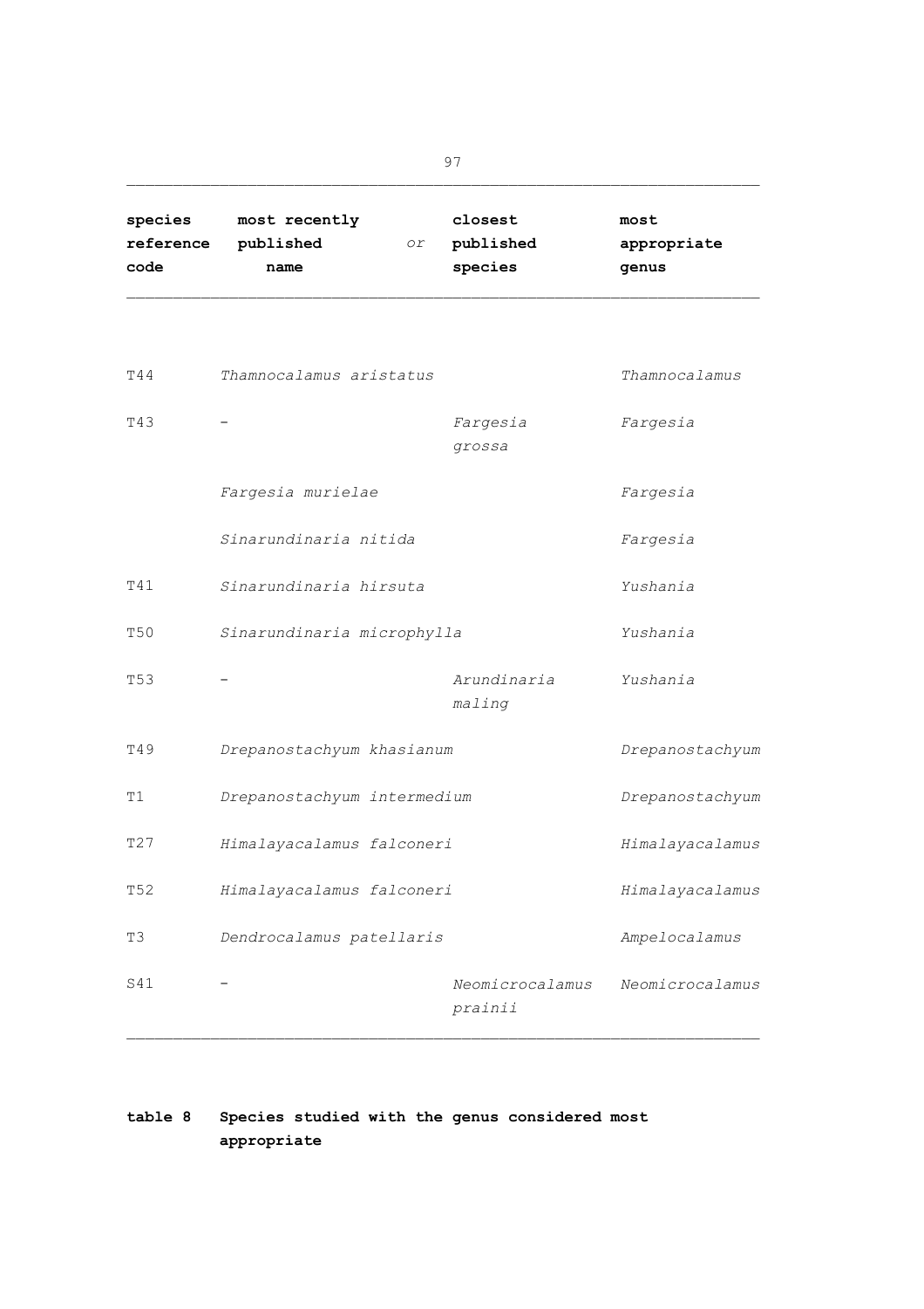| species reference code | most recently published name | *or* | closest published species | most appropriate genus |
|---|---|---|---|---|
| T44 | *Thamnocalamus aristatus* | | | *Thamnocalamus* |
| T43 | - | | *Fargesia grossa* | *Fargesia* |
| | *Fargesia murielae* | | | *Fargesia* |
| | *Sinarundinaria nitida* | | | *Fargesia* |
| T41 | *Sinarundinaria hirsuta* | | | *Yushania* |
| T50 | *Sinarundinaria microphylla* | | | *Yushania* |
| T53 | - | | *Arundinaria maling* | *Yushania* |
| T49 | *Drepanostachyum khasianum* | | | *Drepanostachyum* |
| T1 | *Drepanostachyum intermedium* | | | *Drepanostachyum* |
| T27 | *Himalayacalamus falconeri* | | | *Himalayacalamus* |
| T52 | *Himalayacalamus falconeri* | | | *Himalayacalamus* |
| T3 | *Dendrocalamus patellaris* | | | *Ampelocalamus* |
| S41 | - | | *Neomicrocalamus prainii* | *Neomicrocalamus* |

**table 8 Species studied with the genus considered most appropriate**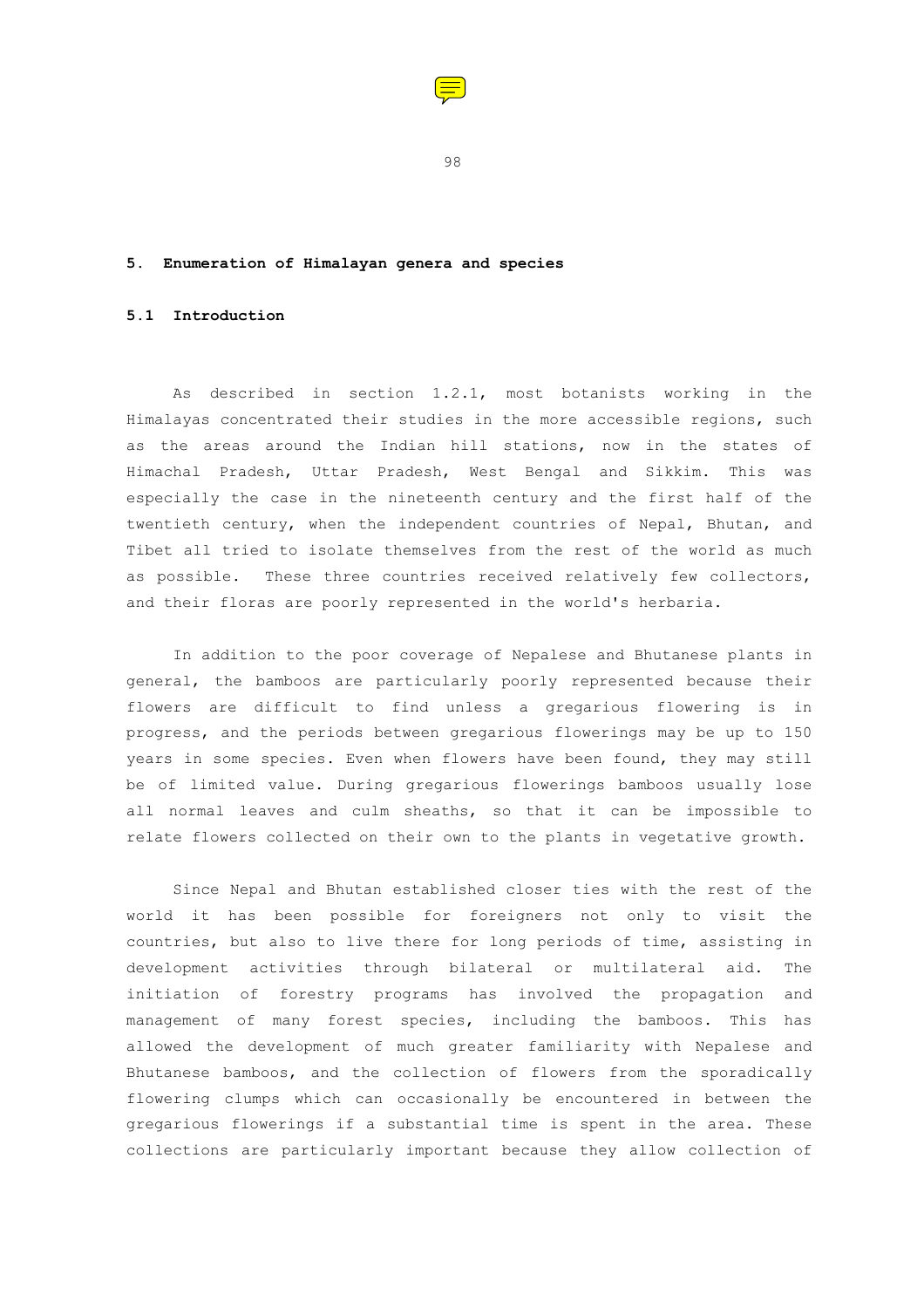## 5. Enumeration of Himalayan genera and species

### 5.1 Introduction

As described in section 1.2.1, most botanists working in the Himalayas concentrated their studies in the more accessible regions, such as the areas around the Indian hill stations, now in the states of Himachal Pradesh, Uttar Pradesh, West Bengal and Sikkim. This was especially the case in the nineteenth century and the first half of the twentieth century, when the independent countries of Nepal, Bhutan, and Tibet all tried to isolate themselves from the rest of the world as much as possible. These three countries received relatively few collectors, and their floras are poorly represented in the world's herbaria.

In addition to the poor coverage of Nepalese and Bhutanese plants in general, the bamboos are particularly poorly represented because their flowers are difficult to find unless a gregarious flowering is in progress, and the periods between gregarious flowerings may be up to 150 years in some species. Even when flowers have been found, they may still be of limited value. During gregarious flowerings bamboos usually lose all normal leaves and culm sheaths, so that it can be impossible to relate flowers collected on their own to the plants in vegetative growth.

Since Nepal and Bhutan established closer ties with the rest of the world it has been possible for foreigners not only to visit the countries, but also to live there for long periods of time, assisting in development activities through bilateral or multilateral aid. The initiation of forestry programs has involved the propagation and management of many forest species, including the bamboos. This has allowed the development of much greater familiarity with Nepalese and Bhutanese bamboos, and the collection of flowers from the sporadically flowering clumps which can occasionally be encountered in between the gregarious flowerings if a substantial time is spent in the area. These collections are particularly important because they allow collection of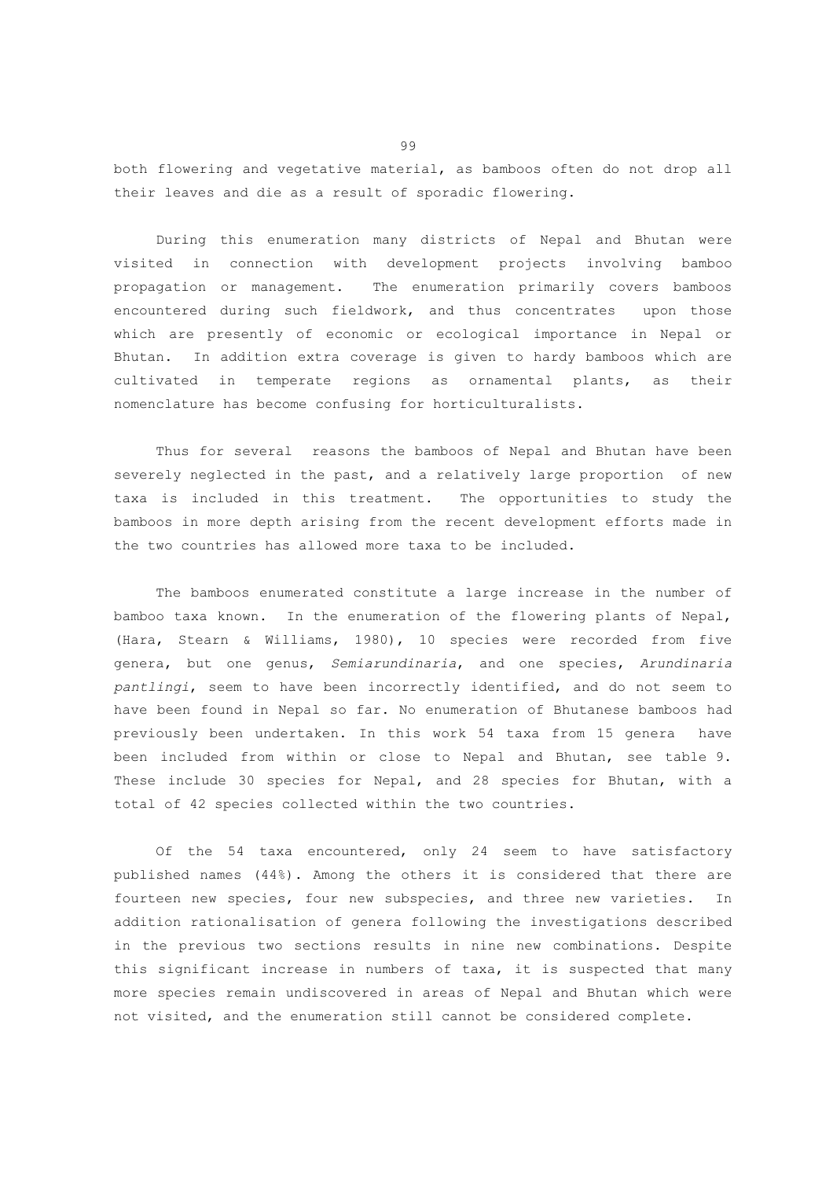both flowering and vegetative material, as bamboos often do not drop all their leaves and die as a result of sporadic flowering.

During this enumeration many districts of Nepal and Bhutan were visited in connection with development projects involving bamboo propagation or management. The enumeration primarily covers bamboos encountered during such fieldwork, and thus concentrates upon those which are presently of economic or ecological importance in Nepal or Bhutan. In addition extra coverage is given to hardy bamboos which are cultivated in temperate regions as ornamental plants, as their nomenclature has become confusing for horticulturalists.

Thus for several reasons the bamboos of Nepal and Bhutan have been severely neglected in the past, and a relatively large proportion of new taxa is included in this treatment. The opportunities to study the bamboos in more depth arising from the recent development efforts made in the two countries has allowed more taxa to be included.

The bamboos enumerated constitute a large increase in the number of bamboo taxa known. In the enumeration of the flowering plants of Nepal, (Hara, Stearn & Williams, 1980), 10 species were recorded from five genera, but one genus, *Semiarundinaria*, and one species, *Arundinaria pantlingi*, seem to have been incorrectly identified, and do not seem to have been found in Nepal so far. No enumeration of Bhutanese bamboos had previously been undertaken. In this work 54 taxa from 15 genera have been included from within or close to Nepal and Bhutan, see table 9. These include 30 species for Nepal, and 28 species for Bhutan, with a total of 42 species collected within the two countries.

Of the 54 taxa encountered, only 24 seem to have satisfactory published names (44%). Among the others it is considered that there are fourteen new species, four new subspecies, and three new varieties. In addition rationalisation of genera following the investigations described in the previous two sections results in nine new combinations. Despite this significant increase in numbers of taxa, it is suspected that many more species remain undiscovered in areas of Nepal and Bhutan which were not visited, and the enumeration still cannot be considered complete.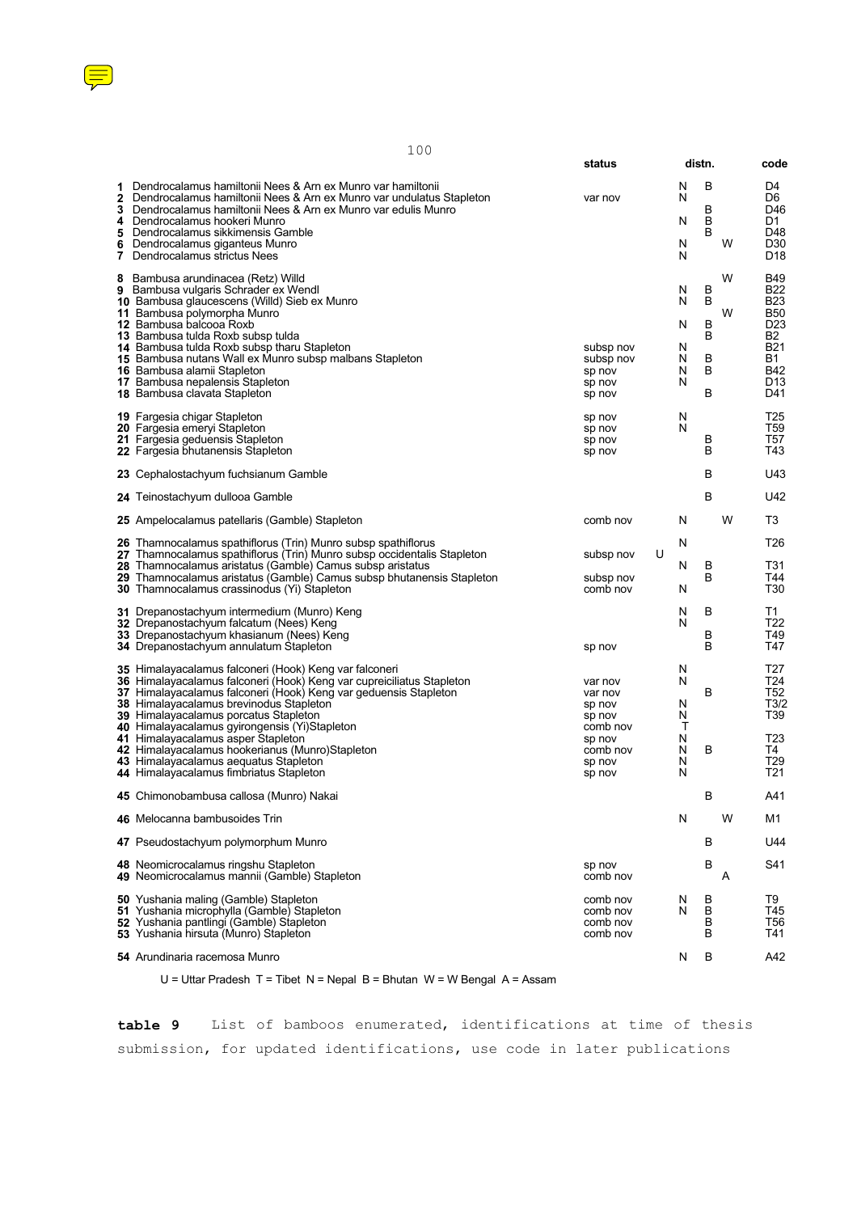| | | status | distn. | code |
|---|---|---|---|---|
| **1** | Dendrocalamus hamiltonii Nees & Arn ex Munro var hamiltonii | | N B | D4 |
| **2** | Dendrocalamus hamiltonii Nees & Arn ex Munro var undulatus Stapleton | var nov | N | D6 |
| **3** | Dendrocalamus hamiltonii Nees & Arn ex Munro var edulis Munro | | B | D46 |
| **4** | Dendrocalamus hookeri Munro | | N B | D1 |
| **5** | Dendrocalamus sikkimensis Gamble | | B | D48 |
| **6** | Dendrocalamus giganteus Munro | | N W | D30 |
| **7** | Dendrocalamus strictus Nees | | N | D18 |
| **8** | Bambusa arundinacea (Retz) Willd | | W | B49 |
| **9** | Bambusa vulgaris Schrader ex Wendl | | N B | B22 |
| **10** | Bambusa glaucescens (Willd) Sieb ex Munro | | N B | B23 |
| **11** | Bambusa polymorpha Munro | | W | B50 |
| **12** | Bambusa balcooa Roxb | | N B | D23 |
| **13** | Bambusa tulda Roxb subsp tulda | | B | B2 |
| **14** | Bambusa tulda Roxb subsp tharu Stapleton | subsp nov | N | B21 |
| **15** | Bambusa nutans Wall ex Munro subsp malbans Stapleton | subsp nov | N B | B1 |
| **16** | Bambusa alamii Stapleton | sp nov | N B | B42 |
| **17** | Bambusa nepalensis Stapleton | sp nov | N | D13 |
| **18** | Bambusa clavata Stapleton | sp nov | B | D41 |
| **19** | Fargesia chigar Stapleton | sp nov | N | T25 |
| **20** | Fargesia emeryi Stapleton | sp nov | N | T59 |
| **21** | Fargesia geduensis Stapleton | sp nov | B | T57 |
| **22** | Fargesia bhutanensis Stapleton | sp nov | B | T43 |
| **23** | Cephalostachyum fuchsianum Gamble | | B | U43 |
| **24** | Teinostachyum dullooa Gamble | | B | U42 |
| **25** | Ampelocalamus patellaris (Gamble) Stapleton | comb nov | N W | T3 |
| **26** | Thamnocalamus spathiflorus (Trin) Munro subsp spathiflorus | | N | T26 |
| **27** | Thamnocalamus spathiflorus (Trin) Munro subsp occidentalis Stapleton | subsp nov | U | |
| **28** | Thamnocalamus aristatus (Gamble) Camus subsp aristatus | | N B | T31 |
| **29** | Thamnocalamus aristatus (Gamble) Camus subsp bhutanensis Stapleton | subsp nov | B | T44 |
| **30** | Thamnocalamus crassinodus (Yi) Stapleton | comb nov | N | T30 |
| **31** | Drepanostachyum intermedium (Munro) Keng | | N B | T1 |
| **32** | Drepanostachyum falcatum (Nees) Keng | | N | T22 |
| **33** | Drepanostachyum khasianum (Nees) Keng | | B | T49 |
| **34** | Drepanostachyum annulatum Stapleton | sp nov | B | T47 |
| **35** | Himalayacalamus falconeri (Hook) Keng var falconeri | | N | T27 |
| **36** | Himalayacalamus falconeri (Hook) Keng var cupreiciliatus Stapleton | var nov | N | T24 |
| **37** | Himalayacalamus falconeri (Hook) Keng var geduensis Stapleton | var nov | B | T52 |
| **38** | Himalayacalamus brevinodus Stapleton | sp nov | N | T3/2 |
| **39** | Himalayacalamus porcatus Stapleton | sp nov | N | T39 |
| **40** | Himalayacalamus gyirongensis (Yi)Stapleton | comb nov | T | |
| **41** | Himalayacalamus asper Stapleton | sp nov | N | T23 |
| **42** | Himalayacalamus hookerianus (Munro)Stapleton | comb nov | N B | T4 |
| **43** | Himalayacalamus aequatus Stapleton | sp nov | N | T29 |
| **44** | Himalayacalamus fimbriatus Stapleton | sp nov | N | T21 |
| **45** | Chimonobambusa callosa (Munro) Nakai | | B | A41 |
| **46** | Melocanna bambusoides Trin | | N W | M1 |
| **47** | Pseudostachyum polymorphum Munro | | B | U44 |
| **48** | Neomicrocalamus ringshu Stapleton | sp nov | B | S41 |
| **49** | Neomicrocalamus mannii (Gamble) Stapleton | comb nov | A | |
| **50** | Yushania maling (Gamble) Stapleton | comb nov | N B | T9 |
| **51** | Yushania microphylla (Gamble) Stapleton | comb nov | N B | T45 |
| **52** | Yushania pantlingi (Gamble) Stapleton | comb nov | B | T56 |
| **53** | Yushania hirsuta (Munro) Stapleton | comb nov | B | T41 |
| **54** | Arundinaria racemosa Munro | | N B | A42 |

U = Uttar Pradesh T = Tibet N = Nepal B = Bhutan W = W Bengal A = Assam

**table 9** List of bamboos enumerated, identifications at time of thesis submission, for updated identifications, use code in later publications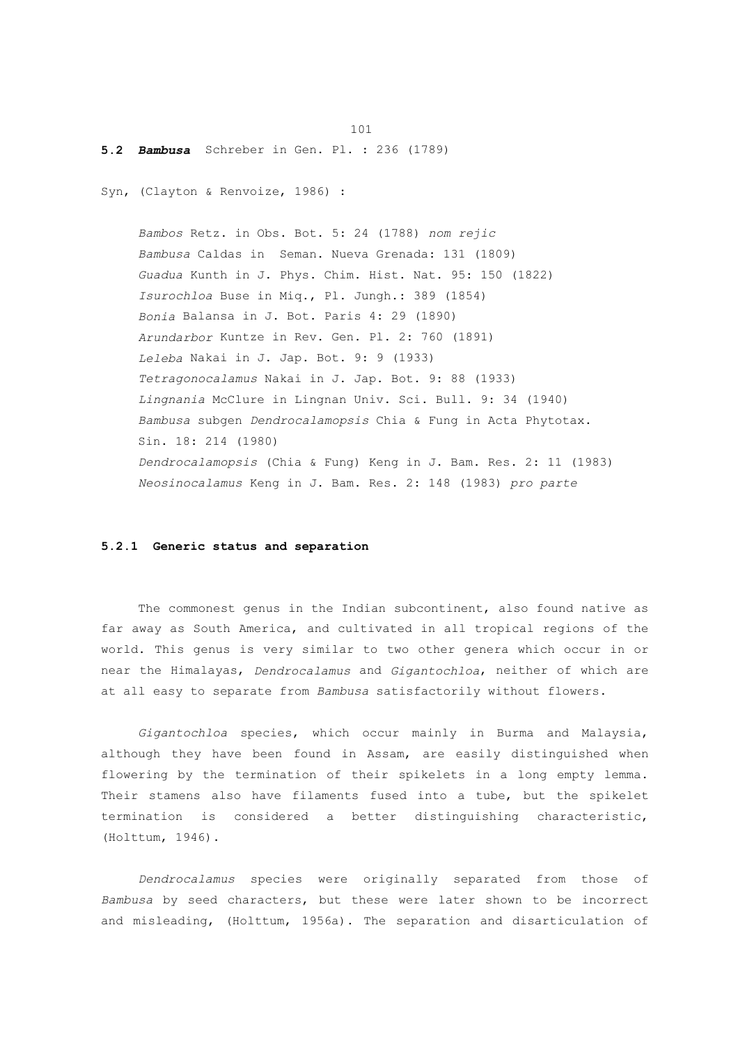## 5.2 ***Bambusa*** Schreber in Gen. Pl. : 236 (1789)

Syn, (Clayton & Renvoize, 1986) :

*Bambos* Retz. in Obs. Bot. 5: 24 (1788) *nom rejic*
*Bambusa* Caldas in Seman. Nueva Grenada: 131 (1809)
*Guadua* Kunth in J. Phys. Chim. Hist. Nat. 95: 150 (1822)
*Isurochloa* Buse in Miq., Pl. Jungh.: 389 (1854)
*Bonia* Balansa in J. Bot. Paris 4: 29 (1890)
*Arundarbor* Kuntze in Rev. Gen. Pl. 2: 760 (1891)
*Leleba* Nakai in J. Jap. Bot. 9: 9 (1933)
*Tetragonocalamus* Nakai in J. Jap. Bot. 9: 88 (1933)
*Lingnania* McClure in Lingnan Univ. Sci. Bull. 9: 34 (1940)
*Bambusa* subgen *Dendrocalamopsis* Chia & Fung in Acta Phytotax. Sin. 18: 214 (1980)
*Dendrocalamopsis* (Chia & Fung) Keng in J. Bam. Res. 2: 11 (1983)
*Neosinocalamus* Keng in J. Bam. Res. 2: 148 (1983) *pro parte*

### 5.2.1 Generic status and separation

The commonest genus in the Indian subcontinent, also found native as far away as South America, and cultivated in all tropical regions of the world. This genus is very similar to two other genera which occur in or near the Himalayas, *Dendrocalamus* and *Gigantochloa*, neither of which are at all easy to separate from *Bambusa* satisfactorily without flowers.

*Gigantochloa* species, which occur mainly in Burma and Malaysia, although they have been found in Assam, are easily distinguished when flowering by the termination of their spikelets in a long empty lemma. Their stamens also have filaments fused into a tube, but the spikelet termination is considered a better distinguishing characteristic, (Holttum, 1946).

*Dendrocalamus* species were originally separated from those of *Bambusa* by seed characters, but these were later shown to be incorrect and misleading, (Holttum, 1956a). The separation and disarticulation of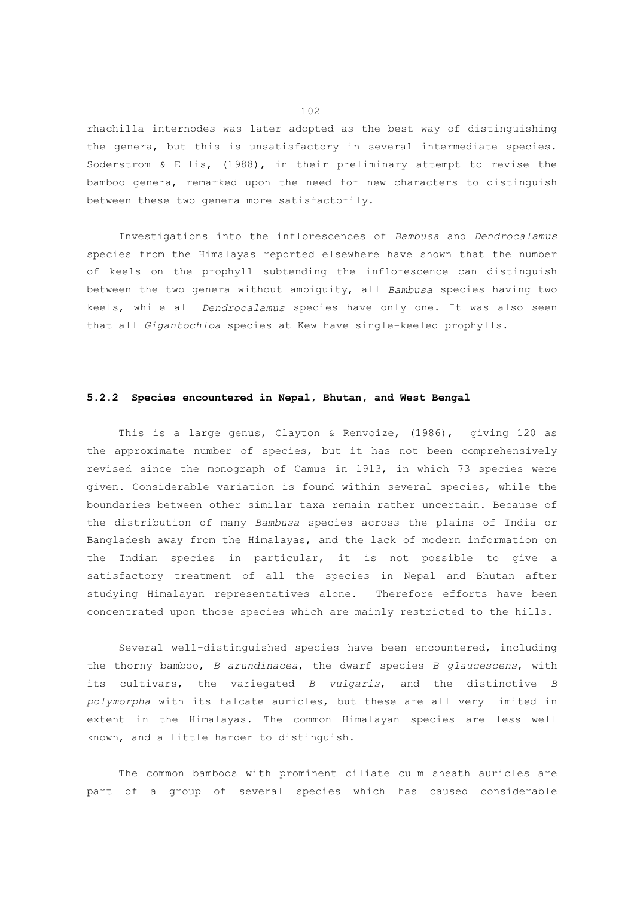rhachilla internodes was later adopted as the best way of distinguishing the genera, but this is unsatisfactory in several intermediate species. Soderstrom & Ellis, (1988), in their preliminary attempt to revise the bamboo genera, remarked upon the need for new characters to distinguish between these two genera more satisfactorily.

Investigations into the inflorescences of *Bambusa* and *Dendrocalamus* species from the Himalayas reported elsewhere have shown that the number of keels on the prophyll subtending the inflorescence can distinguish between the two genera without ambiguity, all *Bambusa* species having two keels, while all *Dendrocalamus* species have only one. It was also seen that all *Gigantochloa* species at Kew have single-keeled prophylls.

#### 5.2.2 Species encountered in Nepal, Bhutan, and West Bengal

This is a large genus, Clayton & Renvoize, (1986), giving 120 as the approximate number of species, but it has not been comprehensively revised since the monograph of Camus in 1913, in which 73 species were given. Considerable variation is found within several species, while the boundaries between other similar taxa remain rather uncertain. Because of the distribution of many *Bambusa* species across the plains of India or Bangladesh away from the Himalayas, and the lack of modern information on the Indian species in particular, it is not possible to give a satisfactory treatment of all the species in Nepal and Bhutan after studying Himalayan representatives alone. Therefore efforts have been concentrated upon those species which are mainly restricted to the hills.

Several well-distinguished species have been encountered, including the thorny bamboo, *B arundinacea*, the dwarf species *B glaucescens*, with its cultivars, the variegated *B vulgaris*, and the distinctive *B polymorpha* with its falcate auricles, but these are all very limited in extent in the Himalayas. The common Himalayan species are less well known, and a little harder to distinguish.

The common bamboos with prominent ciliate culm sheath auricles are part of a group of several species which has caused considerable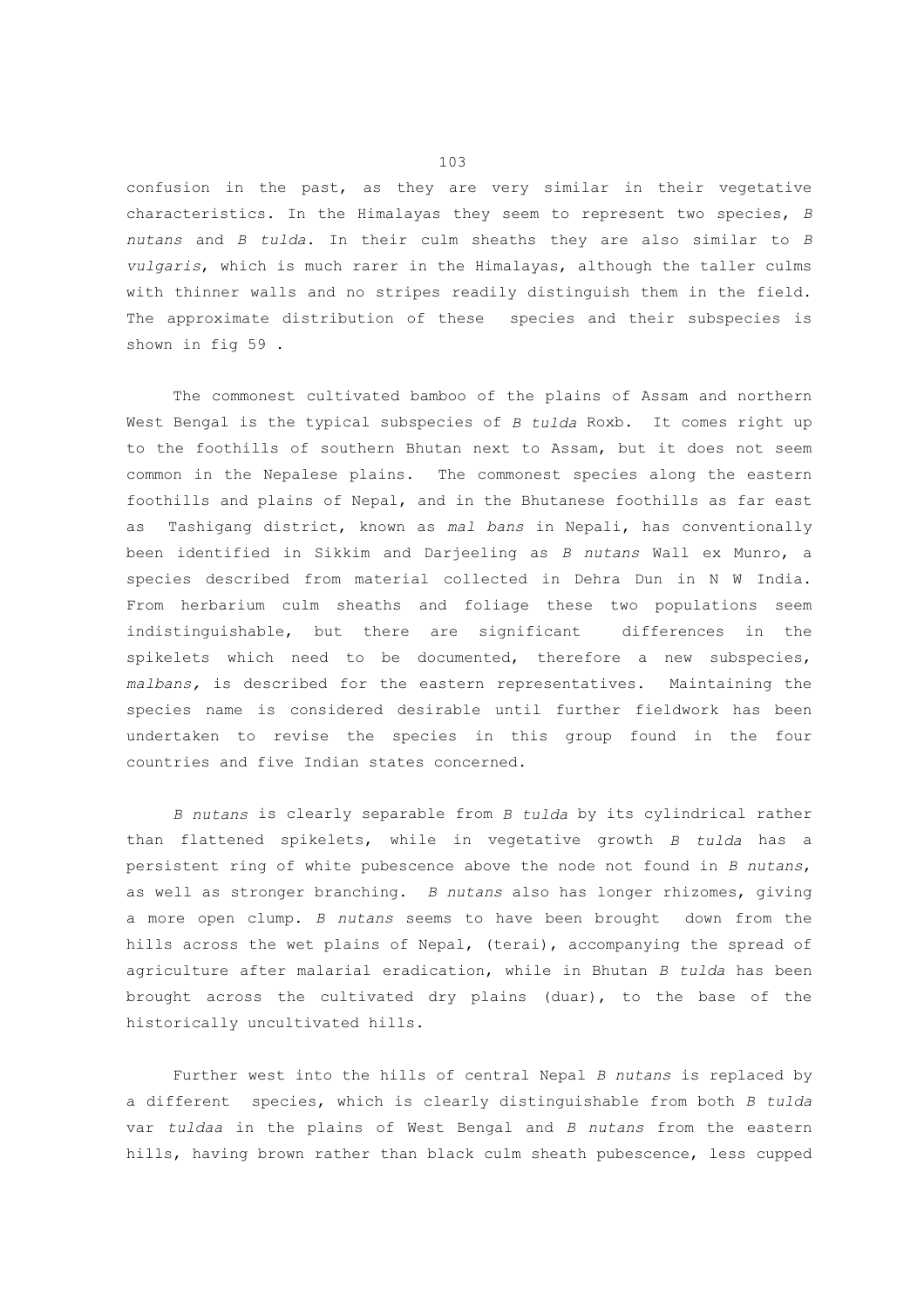confusion in the past, as they are very similar in their vegetative characteristics. In the Himalayas they seem to represent two species, *B nutans* and *B tulda.* In their culm sheaths they are also similar to *B vulgaris*, which is much rarer in the Himalayas, although the taller culms with thinner walls and no stripes readily distinguish them in the field. The approximate distribution of these species and their subspecies is shown in fig 59 .

The commonest cultivated bamboo of the plains of Assam and northern West Bengal is the typical subspecies of *B tulda* Roxb. It comes right up to the foothills of southern Bhutan next to Assam, but it does not seem common in the Nepalese plains. The commonest species along the eastern foothills and plains of Nepal, and in the Bhutanese foothills as far east as Tashigang district, known as *mal bans* in Nepali, has conventionally been identified in Sikkim and Darjeeling as *B nutans* Wall ex Munro, a species described from material collected in Dehra Dun in N W India. From herbarium culm sheaths and foliage these two populations seem indistinguishable, but there are significant differences in the spikelets which need to be documented, therefore a new subspecies, *malbans,* is described for the eastern representatives. Maintaining the species name is considered desirable until further fieldwork has been undertaken to revise the species in this group found in the four countries and five Indian states concerned.

*B nutans* is clearly separable from *B tulda* by its cylindrical rather than flattened spikelets, while in vegetative growth *B tulda* has a persistent ring of white pubescence above the node not found in *B nutans*, as well as stronger branching. *B nutans* also has longer rhizomes, giving a more open clump. *B nutans* seems to have been brought down from the hills across the wet plains of Nepal, (terai), accompanying the spread of agriculture after malarial eradication, while in Bhutan *B tulda* has been brought across the cultivated dry plains (duar), to the base of the historically uncultivated hills.

Further west into the hills of central Nepal *B nutans* is replaced by a different species, which is clearly distinguishable from both *B tulda* var *tuldaa* in the plains of West Bengal and *B nutans* from the eastern hills, having brown rather than black culm sheath pubescence, less cupped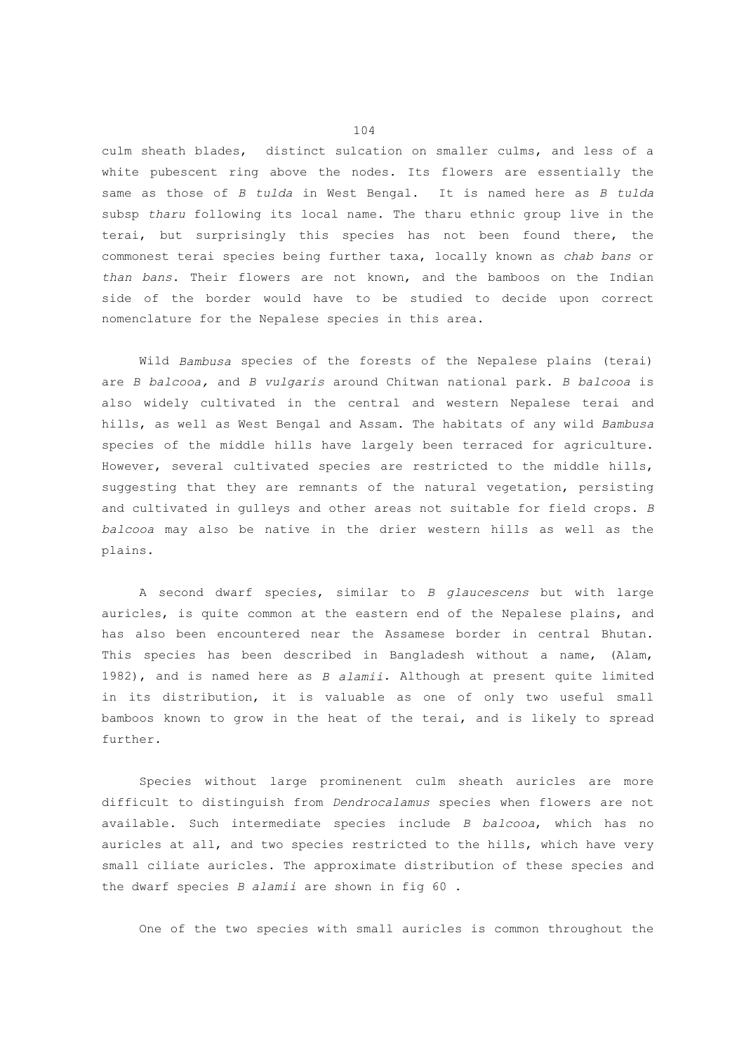culm sheath blades, distinct sulcation on smaller culms, and less of a white pubescent ring above the nodes. Its flowers are essentially the same as those of *B tulda* in West Bengal. It is named here as *B tulda* subsp *tharu* following its local name. The tharu ethnic group live in the terai, but surprisingly this species has not been found there, the commonest terai species being further taxa, locally known as *chab bans* or *than bans*. Their flowers are not known, and the bamboos on the Indian side of the border would have to be studied to decide upon correct nomenclature for the Nepalese species in this area.

Wild *Bambusa* species of the forests of the Nepalese plains (terai) are *B balcooa,* and *B vulgaris* around Chitwan national park. *B balcooa* is also widely cultivated in the central and western Nepalese terai and hills, as well as West Bengal and Assam. The habitats of any wild *Bambusa* species of the middle hills have largely been terraced for agriculture. However, several cultivated species are restricted to the middle hills, suggesting that they are remnants of the natural vegetation, persisting and cultivated in gulleys and other areas not suitable for field crops. *B balcooa* may also be native in the drier western hills as well as the plains.

A second dwarf species, similar to *B glaucescens* but with large auricles, is quite common at the eastern end of the Nepalese plains, and has also been encountered near the Assamese border in central Bhutan. This species has been described in Bangladesh without a name, (Alam, 1982), and is named here as *B alamii*. Although at present quite limited in its distribution, it is valuable as one of only two useful small bamboos known to grow in the heat of the terai, and is likely to spread further.

Species without large prominenent culm sheath auricles are more difficult to distinguish from *Dendrocalamus* species when flowers are not available. Such intermediate species include *B balcooa*, which has no auricles at all, and two species restricted to the hills, which have very small ciliate auricles. The approximate distribution of these species and the dwarf species *B alamii* are shown in fig 60 .

One of the two species with small auricles is common throughout the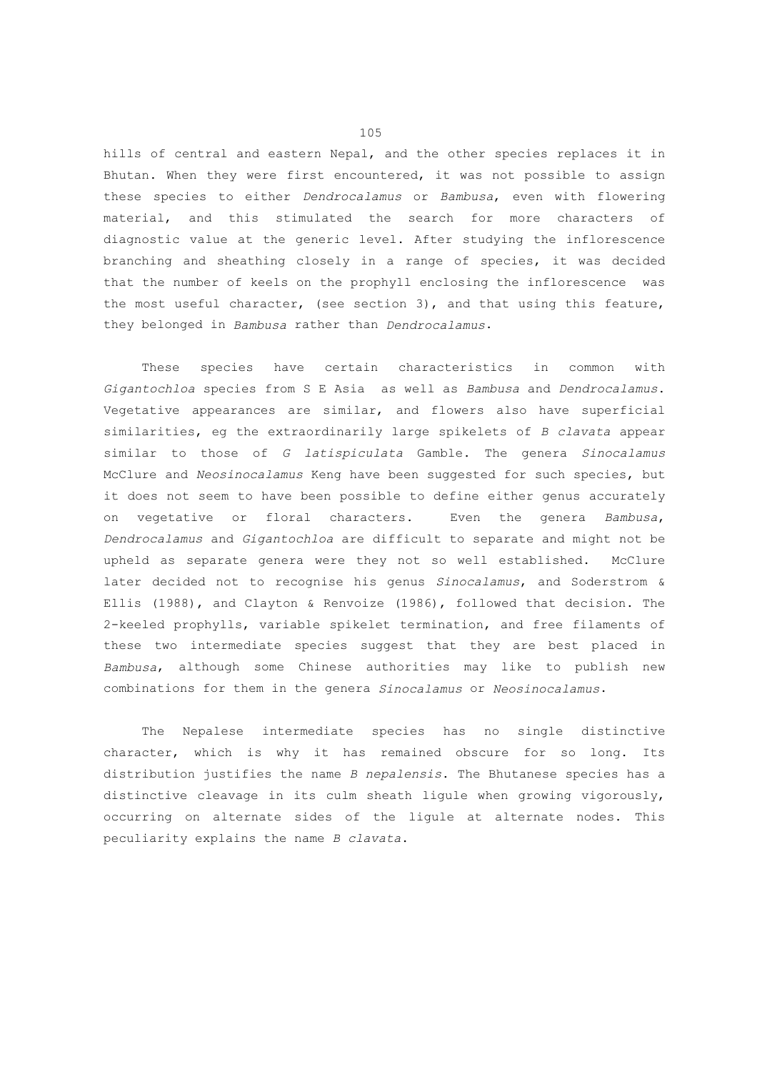hills of central and eastern Nepal, and the other species replaces it in Bhutan. When they were first encountered, it was not possible to assign these species to either *Dendrocalamus* or *Bambusa*, even with flowering material, and this stimulated the search for more characters of diagnostic value at the generic level. After studying the inflorescence branching and sheathing closely in a range of species, it was decided that the number of keels on the prophyll enclosing the inflorescence was the most useful character, (see section 3), and that using this feature, they belonged in *Bambusa* rather than *Dendrocalamus*.

These species have certain characteristics in common with *Gigantochloa* species from S E Asia as well as *Bambusa* and *Dendrocalamus*. Vegetative appearances are similar, and flowers also have superficial similarities, eg the extraordinarily large spikelets of *B clavata* appear similar to those of *G latispiculata* Gamble. The genera *Sinocalamus* McClure and *Neosinocalamus* Keng have been suggested for such species, but it does not seem to have been possible to define either genus accurately on vegetative or floral characters. Even the genera *Bambusa*, *Dendrocalamus* and *Gigantochloa* are difficult to separate and might not be upheld as separate genera were they not so well established. McClure later decided not to recognise his genus *Sinocalamus*, and Soderstrom & Ellis (1988), and Clayton & Renvoize (1986), followed that decision. The 2-keeled prophylls, variable spikelet termination, and free filaments of these two intermediate species suggest that they are best placed in *Bambusa*, although some Chinese authorities may like to publish new combinations for them in the genera *Sinocalamus* or *Neosinocalamus*.

The Nepalese intermediate species has no single distinctive character, which is why it has remained obscure for so long. Its distribution justifies the name *B nepalensis*. The Bhutanese species has a distinctive cleavage in its culm sheath ligule when growing vigorously, occurring on alternate sides of the ligule at alternate nodes. This peculiarity explains the name *B clavata*.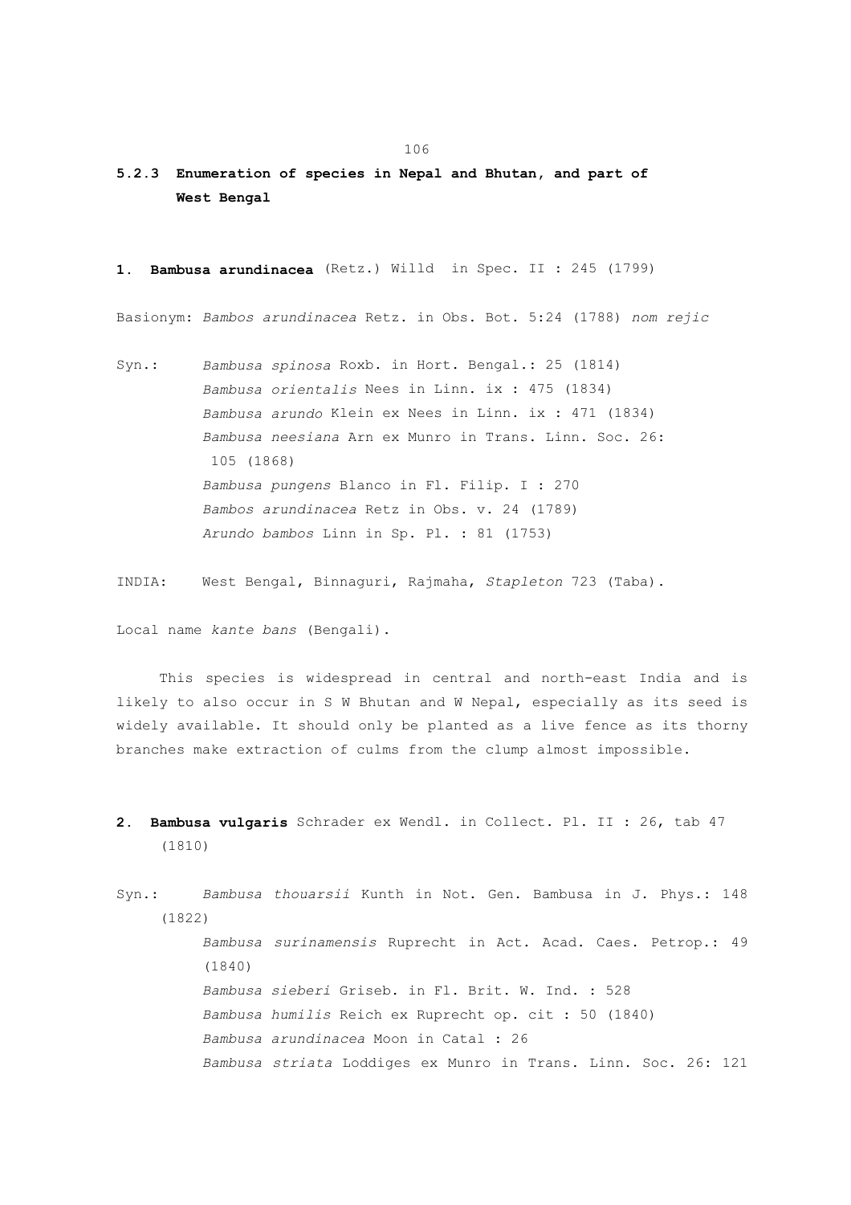### 5.2.3 Enumeration of species in Nepal and Bhutan, and part of West Bengal

**1. Bambusa arundinacea** (Retz.) Willd in Spec. II : 245 (1799)

Basionym: *Bambos arundinacea* Retz. in Obs. Bot. 5:24 (1788) *nom rejic*

Syn.: *Bambusa spinosa* Roxb. in Hort. Bengal.: 25 (1814)
*Bambusa orientalis* Nees in Linn. ix : 475 (1834)
*Bambusa arundo* Klein ex Nees in Linn. ix : 471 (1834)
*Bambusa neesiana* Arn ex Munro in Trans. Linn. Soc. 26: 105 (1868)
*Bambusa pungens* Blanco in Fl. Filip. I : 270
*Bambos arundinacea* Retz in Obs. v. 24 (1789)
*Arundo bambos* Linn in Sp. Pl. : 81 (1753)

INDIA: West Bengal, Binnaguri, Rajmaha, *Stapleton* 723 (Taba).

Local name *kante bans* (Bengali).

This species is widespread in central and north-east India and is likely to also occur in S W Bhutan and W Nepal, especially as its seed is widely available. It should only be planted as a live fence as its thorny branches make extraction of culms from the clump almost impossible.

**2. Bambusa vulgaris** Schrader ex Wendl. in Collect. Pl. II : 26, tab 47 (1810)

Syn.: *Bambusa thouarsii* Kunth in Not. Gen. Bambusa in J. Phys.: 148 (1822)
*Bambusa surinamensis* Ruprecht in Act. Acad. Caes. Petrop.: 49 (1840)
*Bambusa sieberi* Griseb. in Fl. Brit. W. Ind. : 528
*Bambusa humilis* Reich ex Ruprecht op. cit : 50 (1840)
*Bambusa arundinacea* Moon in Catal : 26
*Bambusa striata* Loddiges ex Munro in Trans. Linn. Soc. 26: 121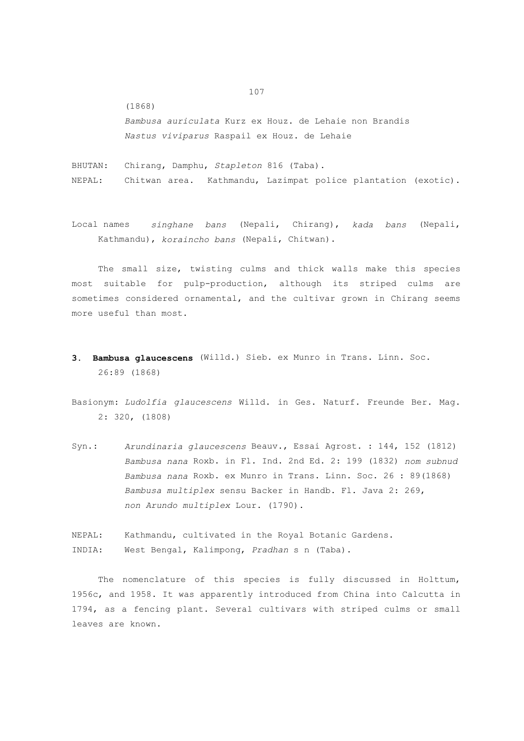(1868)

*Bambusa auriculata* Kurz ex Houz. de Lehaie non Brandis
*Nastus viviparus* Raspail ex Houz. de Lehaie

BHUTAN: Chirang, Damphu, *Stapleton* 816 (Taba).
NEPAL: Chitwan area. Kathmandu, Lazimpat police plantation (exotic).

Local names *singhane bans* (Nepali, Chirang), *kada bans* (Nepali, Kathmandu), *koraincho bans* (Nepali, Chitwan).

The small size, twisting culms and thick walls make this species most suitable for pulp-production, although its striped culms are sometimes considered ornamental, and the cultivar grown in Chirang seems more useful than most.

**3. Bambusa glaucescens** (Willd.) Sieb. ex Munro in Trans. Linn. Soc. 26:89 (1868)

Basionym: *Ludolfia glaucescens* Willd. in Ges. Naturf. Freunde Ber. Mag. 2: 320, (1808)

Syn.: *Arundinaria glaucescens* Beauv., Essai Agrost. : 144, 152 (1812)
*Bambusa nana* Roxb. in Fl. Ind. 2nd Ed. 2: 199 (1832) *nom subnud*
*Bambusa nana* Roxb. ex Munro in Trans. Linn. Soc. 26 : 89(1868)
*Bambusa multiplex* sensu Backer in Handb. Fl. Java 2: 269, *non Arundo multiplex* Lour. (1790).

NEPAL: Kathmandu, cultivated in the Royal Botanic Gardens.
INDIA: West Bengal, Kalimpong, *Pradhan* s n (Taba).

The nomenclature of this species is fully discussed in Holttum, 1956c, and 1958. It was apparently introduced from China into Calcutta in 1794, as a fencing plant. Several cultivars with striped culms or small leaves are known.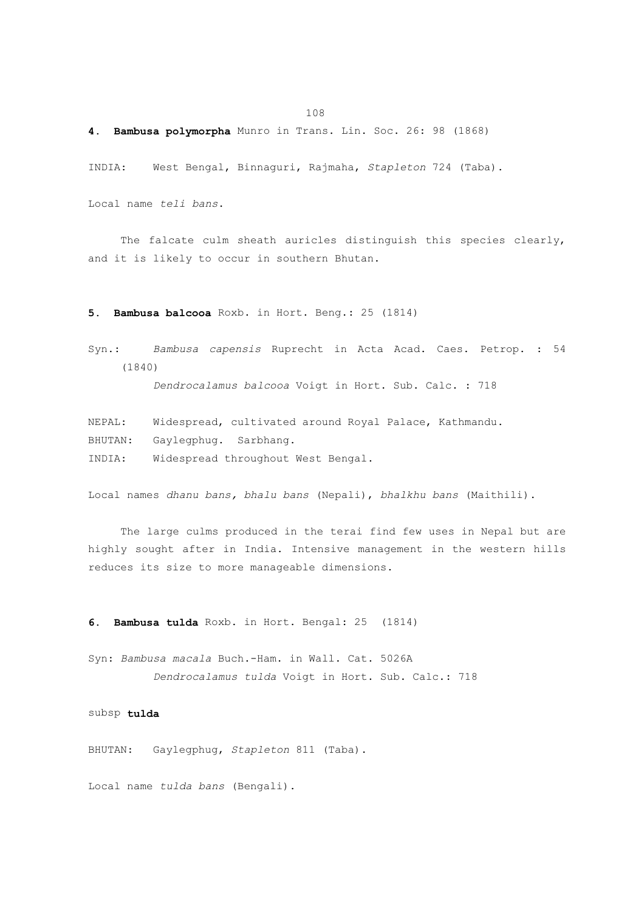**4. Bambusa polymorpha** Munro in Trans. Lin. Soc. 26: 98 (1868)

INDIA: West Bengal, Binnaguri, Rajmaha, *Stapleton* 724 (Taba).

Local name *teli bans*.

The falcate culm sheath auricles distinguish this species clearly, and it is likely to occur in southern Bhutan.

**5. Bambusa balcooa** Roxb. in Hort. Beng.: 25 (1814)

Syn.: *Bambusa capensis* Ruprecht in Acta Acad. Caes. Petrop. : 54 (1840)
*Dendrocalamus balcooa* Voigt in Hort. Sub. Calc. : 718

NEPAL: Widespread, cultivated around Royal Palace, Kathmandu.
BHUTAN: Gaylegphug. Sarbhang.
INDIA: Widespread throughout West Bengal.

Local names *dhanu bans, bhalu bans* (Nepali), *bhalkhu bans* (Maithili).

The large culms produced in the terai find few uses in Nepal but are highly sought after in India. Intensive management in the western hills reduces its size to more manageable dimensions.

**6. Bambusa tulda** Roxb. in Hort. Bengal: 25 (1814)

Syn: *Bambusa macala* Buch.-Ham. in Wall. Cat. 5026A
*Dendrocalamus tulda* Voigt in Hort. Sub. Calc.: 718

subsp **tulda**

BHUTAN: Gaylegphug, *Stapleton* 811 (Taba).

Local name *tulda bans* (Bengali).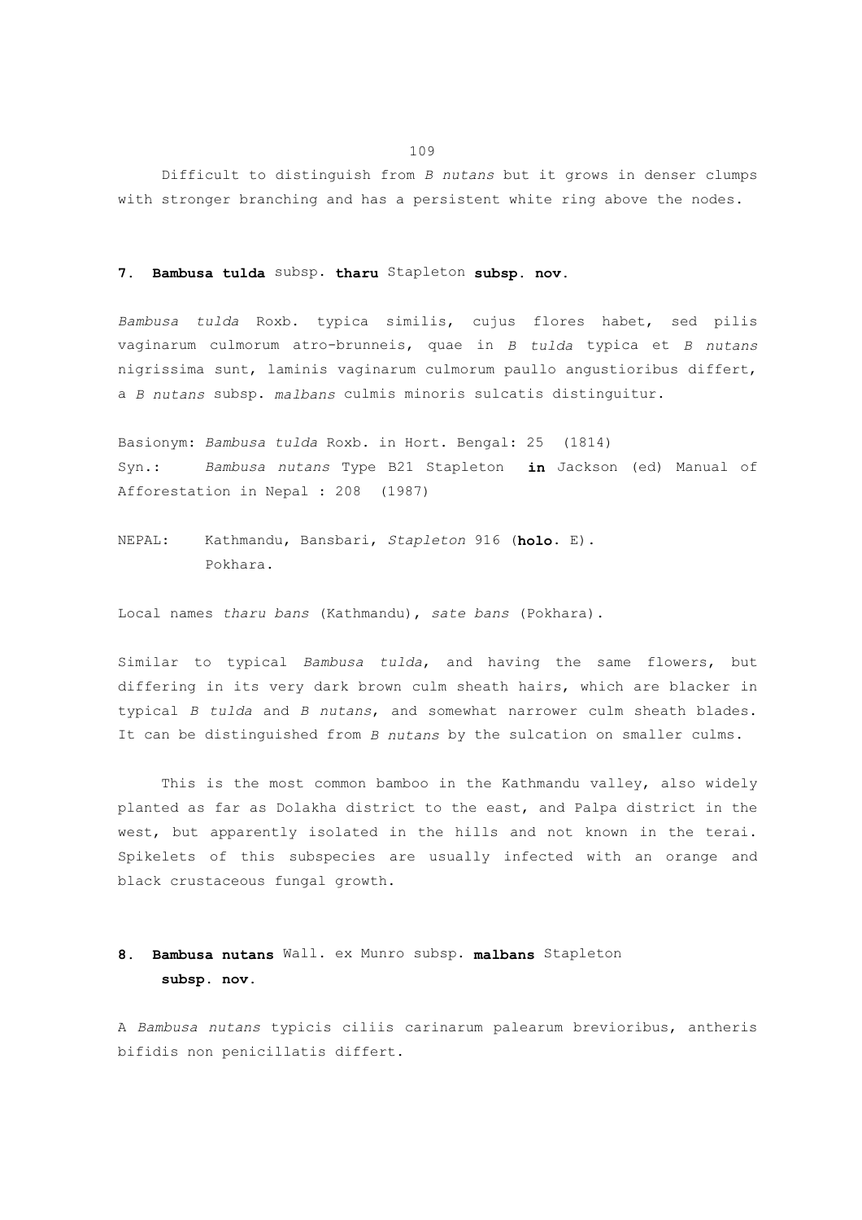Difficult to distinguish from *B nutans* but it grows in denser clumps with stronger branching and has a persistent white ring above the nodes.

### 7. **Bambusa tulda** subsp. **tharu** Stapleton **subsp. nov.**

*Bambusa tulda* Roxb. typica similis, cujus flores habet, sed pilis vaginarum culmorum atro-brunneis, quae in *B tulda* typica et *B nutans* nigrissima sunt, laminis vaginarum culmorum paullo angustioribus differt, a *B nutans* subsp. *malbans* culmis minoris sulcatis distinguitur.

Basionym: *Bambusa tulda* Roxb. in Hort. Bengal: 25 (1814)
Syn.: *Bambusa nutans* Type B21 Stapleton **in** Jackson (ed) Manual of Afforestation in Nepal : 208 (1987)

NEPAL: Kathmandu, Bansbari, *Stapleton* 916 (**holo.** E).
Pokhara.

Local names *tharu bans* (Kathmandu), *sate bans* (Pokhara).

Similar to typical *Bambusa tulda*, and having the same flowers, but differing in its very dark brown culm sheath hairs, which are blacker in typical *B tulda* and *B nutans*, and somewhat narrower culm sheath blades. It can be distinguished from *B nutans* by the sulcation on smaller culms.

This is the most common bamboo in the Kathmandu valley, also widely planted as far as Dolakha district to the east, and Palpa district in the west, but apparently isolated in the hills and not known in the terai. Spikelets of this subspecies are usually infected with an orange and black crustaceous fungal growth.

### 8. **Bambusa nutans** Wall. ex Munro subsp. **malbans** Stapleton **subsp. nov.**

A *Bambusa nutans* typicis ciliis carinarum palearum brevioribus, antheris bifidis non penicillatis differt.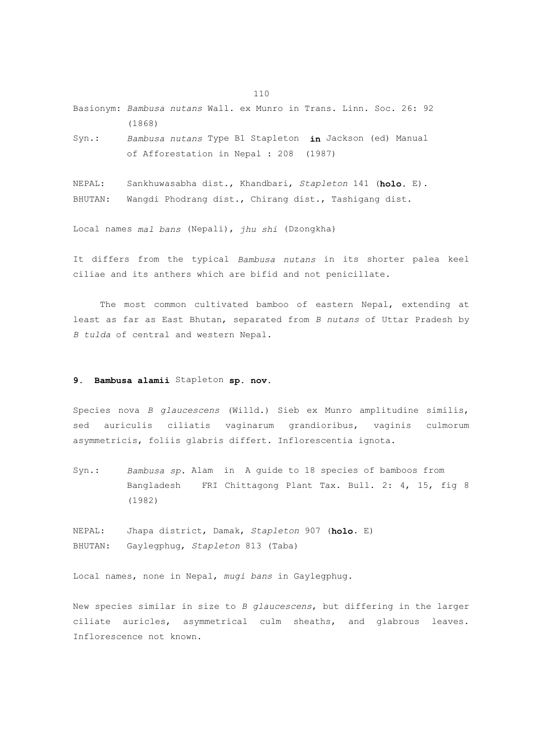Basionym: *Bambusa nutans* Wall. ex Munro in Trans. Linn. Soc. 26: 92 (1868)

Syn.: *Bambusa nutans* Type B1 Stapleton **in** Jackson (ed) Manual of Afforestation in Nepal : 208 (1987)

NEPAL: Sankhuwasabha dist., Khandbari, *Stapleton* 141 (**holo.** E).
BHUTAN: Wangdi Phodrang dist., Chirang dist., Tashigang dist.

Local names *mal bans* (Nepali), *jhu shi* (Dzongkha)

It differs from the typical *Bambusa nutans* in its shorter palea keel ciliae and its anthers which are bifid and not penicillate.

The most common cultivated bamboo of eastern Nepal, extending at least as far as East Bhutan, separated from *B nutans* of Uttar Pradesh by *B tulda* of central and western Nepal.

### 9. **Bambusa alamii** Stapleton **sp. nov.**

Species nova *B glaucescens* (Willd.) Sieb ex Munro amplitudine similis, sed auriculis ciliatis vaginarum grandioribus, vaginis culmorum asymmetricis, foliis glabris differt. Inflorescentia ignota.

Syn.: *Bambusa sp*. Alam in A guide to 18 species of bamboos from Bangladesh FRI Chittagong Plant Tax. Bull. 2: 4, 15, fig 8 (1982)

NEPAL: Jhapa district, Damak, *Stapleton* 907 (**holo.** E)
BHUTAN: Gaylegphug, *Stapleton* 813 (Taba)

Local names, none in Nepal, *mugi bans* in Gaylegphug.

New species similar in size to *B glaucescens*, but differing in the larger ciliate auricles, asymmetrical culm sheaths, and glabrous leaves. Inflorescence not known.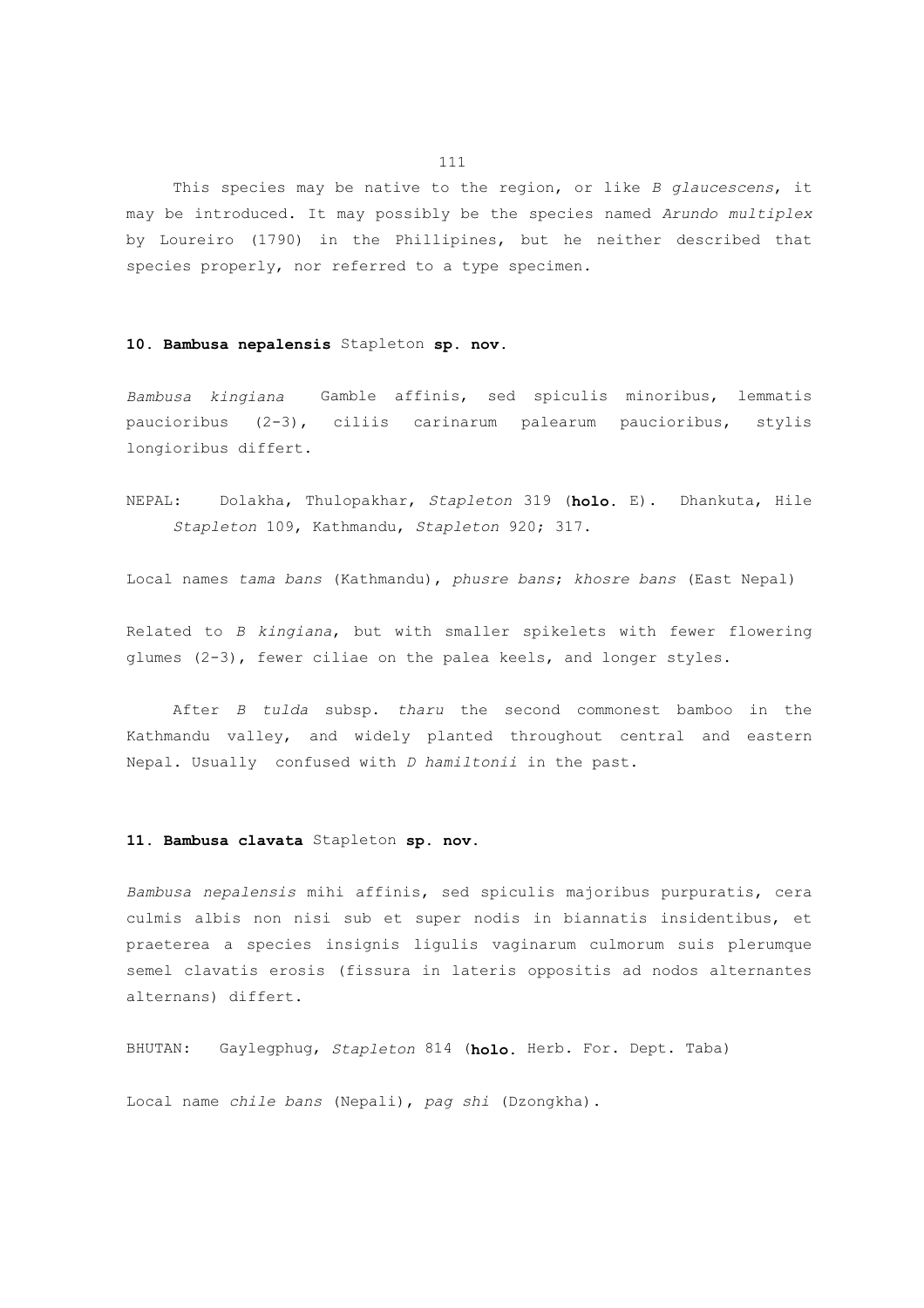This species may be native to the region, or like *B glaucescens*, it may be introduced. It may possibly be the species named *Arundo multiplex* by Loureiro (1790) in the Phillipines, but he neither described that species properly, nor referred to a type specimen.

### 10. **Bambusa nepalensis** Stapleton **sp. nov.**

*Bambusa kingiana* Gamble affinis, sed spiculis minoribus, lemmatis paucioribus (2-3), ciliis carinarum palearum paucioribus, stylis longioribus differt.

NEPAL: Dolakha, Thulopakhar, *Stapleton* 319 (**holo.** E). Dhankuta, Hile *Stapleton* 109, Kathmandu, *Stapleton* 920; 317.

Local names *tama bans* (Kathmandu), *phusre bans*; *khosre bans* (East Nepal)

Related to *B kingiana*, but with smaller spikelets with fewer flowering glumes (2-3), fewer ciliae on the palea keels, and longer styles.

After *B tulda* subsp. *tharu* the second commonest bamboo in the Kathmandu valley, and widely planted throughout central and eastern Nepal. Usually confused with *D hamiltonii* in the past.

### 11. **Bambusa clavata** Stapleton **sp. nov.**

*Bambusa nepalensis* mihi affinis, sed spiculis majoribus purpuratis, cera culmis albis non nisi sub et super nodis in biannatis insidentibus, et praeterea a species insignis ligulis vaginarum culmorum suis plerumque semel clavatis erosis (fissura in lateris oppositis ad nodos alternantes alternans) differt.

BHUTAN: Gaylegphug, *Stapleton* 814 (**holo.** Herb. For. Dept. Taba)

Local name *chile bans* (Nepali), *pag shi* (Dzongkha).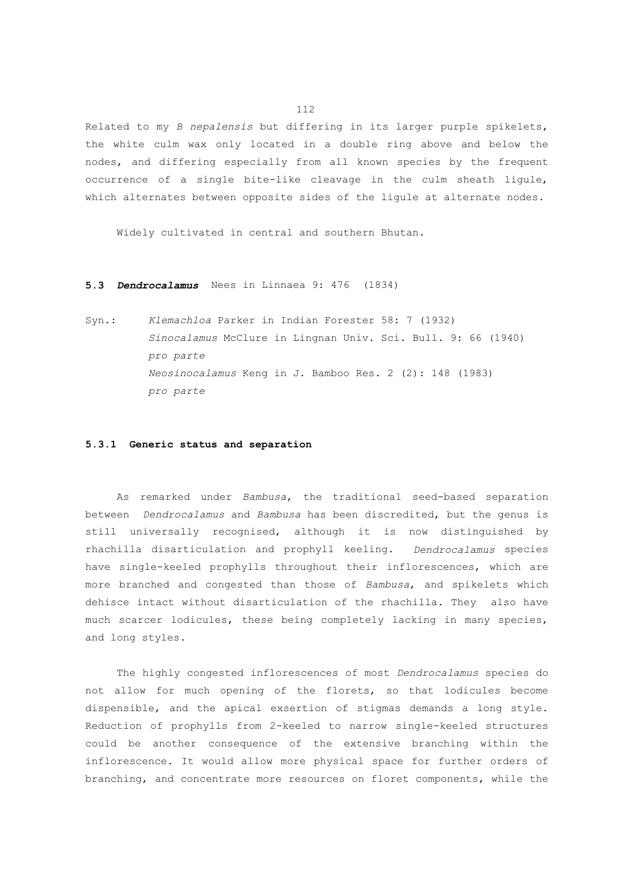Related to my *B nepalensis* but differing in its larger purple spikelets, the white culm wax only located in a double ring above and below the nodes, and differing especially from all known species by the frequent occurrence of a single bite-like cleavage in the culm sheath ligule, which alternates between opposite sides of the ligule at alternate nodes.

Widely cultivated in central and southern Bhutan.

## 5.3 ***Dendrocalamus*** Nees in Linnaea 9: 476 (1834)

Syn.: *Klemachloa* Parker in Indian Forester 58: 7 (1932)
*Sinocalamus* McClure in Lingnan Univ. Sci. Bull. 9: 66 (1940) *pro parte*
*Neosinocalamus* Keng in J. Bamboo Res. 2 (2): 148 (1983) *pro parte*

### 5.3.1 Generic status and separation

As remarked under *Bambusa*, the traditional seed-based separation between *Dendrocalamus* and *Bambusa* has been discredited, but the genus is still universally recognised, although it is now distinguished by rhachilla disarticulation and prophyll keeling. *Dendrocalamus* species have single-keeled prophylls throughout their inflorescences, which are more branched and congested than those of *Bambusa*, and spikelets which dehisce intact without disarticulation of the rhachilla. They also have much scarcer lodicules, these being completely lacking in many species, and long styles.

The highly congested inflorescences of most *Dendrocalamus* species do not allow for much opening of the florets, so that lodicules become dispensible, and the apical exsertion of stigmas demands a long style. Reduction of prophylls from 2-keeled to narrow single-keeled structures could be another consequence of the extensive branching within the inflorescence. It would allow more physical space for further orders of branching, and concentrate more resources on floret components, while the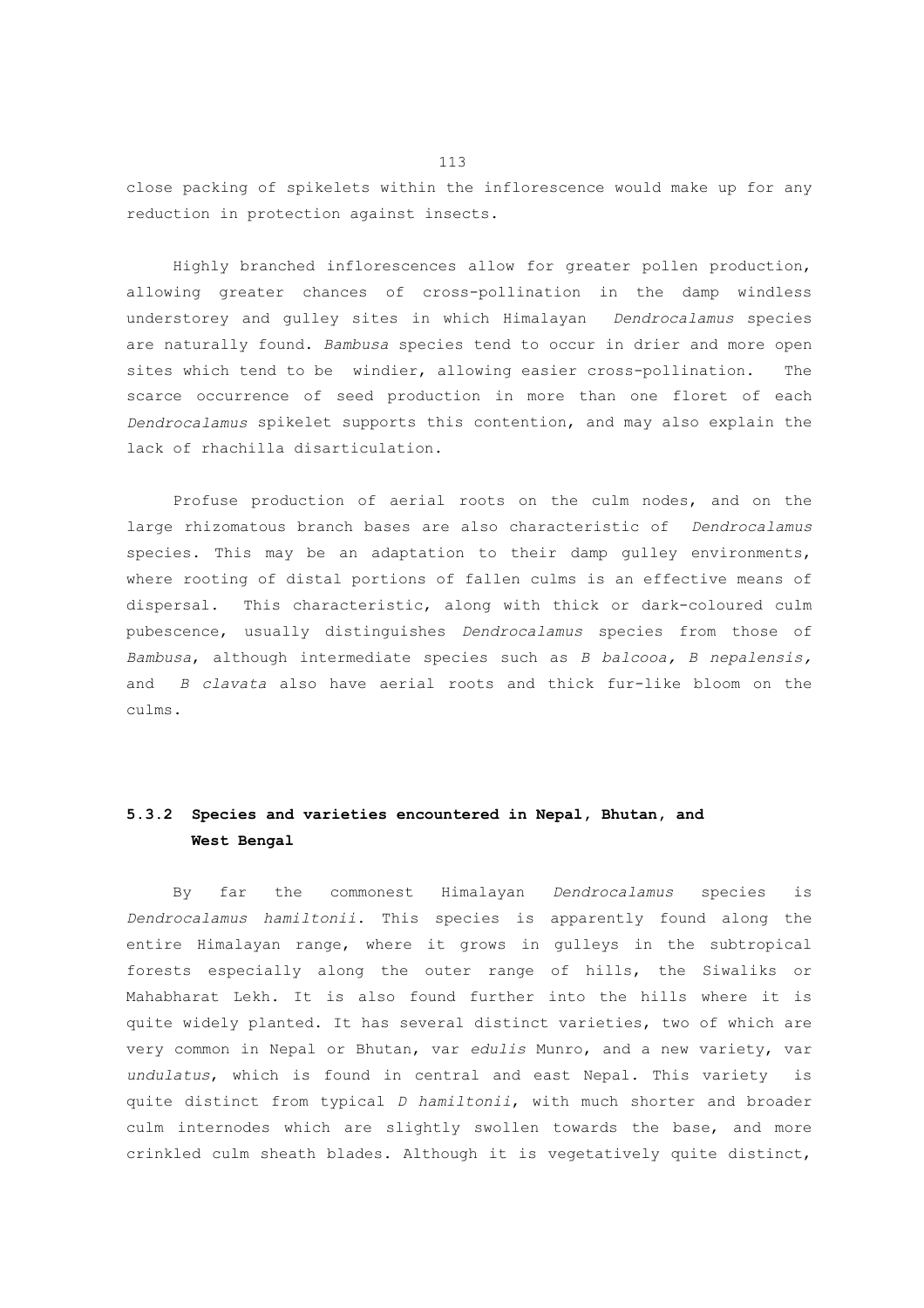close packing of spikelets within the inflorescence would make up for any reduction in protection against insects.

Highly branched inflorescences allow for greater pollen production, allowing greater chances of cross-pollination in the damp windless understorey and gulley sites in which Himalayan *Dendrocalamus* species are naturally found. *Bambusa* species tend to occur in drier and more open sites which tend to be windier, allowing easier cross-pollination. The scarce occurrence of seed production in more than one floret of each *Dendrocalamus* spikelet supports this contention, and may also explain the lack of rhachilla disarticulation.

Profuse production of aerial roots on the culm nodes, and on the large rhizomatous branch bases are also characteristic of *Dendrocalamus* species. This may be an adaptation to their damp gulley environments, where rooting of distal portions of fallen culms is an effective means of dispersal. This characteristic, along with thick or dark-coloured culm pubescence, usually distinguishes *Dendrocalamus* species from those of *Bambusa*, although intermediate species such as *B balcooa, B nepalensis,* and *B clavata* also have aerial roots and thick fur-like bloom on the culms.

### 5.3.2 Species and varieties encountered in Nepal, Bhutan, and West Bengal

By far the commonest Himalayan *Dendrocalamus* species is *Dendrocalamus hamiltonii*. This species is apparently found along the entire Himalayan range, where it grows in gulleys in the subtropical forests especially along the outer range of hills, the Siwaliks or Mahabharat Lekh. It is also found further into the hills where it is quite widely planted. It has several distinct varieties, two of which are very common in Nepal or Bhutan, var *edulis* Munro, and a new variety, var *undulatus*, which is found in central and east Nepal. This variety is quite distinct from typical *D hamiltonii*, with much shorter and broader culm internodes which are slightly swollen towards the base, and more crinkled culm sheath blades. Although it is vegetatively quite distinct,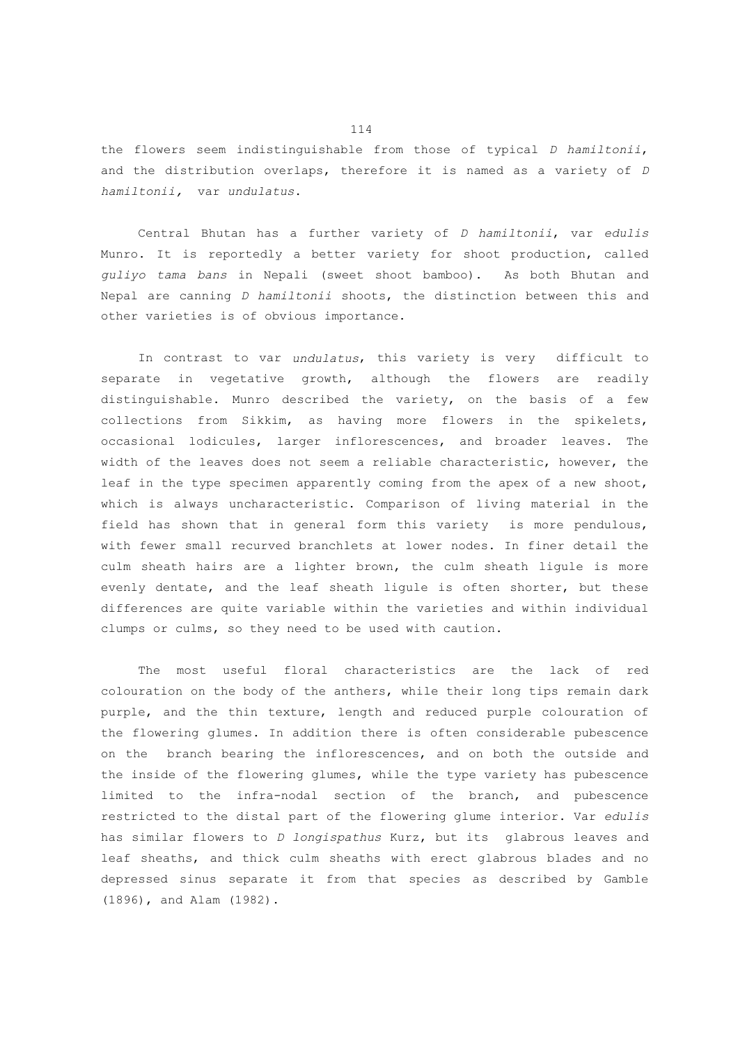the flowers seem indistinguishable from those of typical *D hamiltonii*, and the distribution overlaps, therefore it is named as a variety of *D hamiltonii,* var *undulatus*.

Central Bhutan has a further variety of *D hamiltonii*, var *edulis* Munro. It is reportedly a better variety for shoot production, called *guliyo tama bans* in Nepali (sweet shoot bamboo). As both Bhutan and Nepal are canning *D hamiltonii* shoots, the distinction between this and other varieties is of obvious importance.

In contrast to var *undulatus*, this variety is very difficult to separate in vegetative growth, although the flowers are readily distinguishable. Munro described the variety, on the basis of a few collections from Sikkim, as having more flowers in the spikelets, occasional lodicules, larger inflorescences, and broader leaves. The width of the leaves does not seem a reliable characteristic, however, the leaf in the type specimen apparently coming from the apex of a new shoot, which is always uncharacteristic. Comparison of living material in the field has shown that in general form this variety is more pendulous, with fewer small recurved branchlets at lower nodes. In finer detail the culm sheath hairs are a lighter brown, the culm sheath ligule is more evenly dentate, and the leaf sheath ligule is often shorter, but these differences are quite variable within the varieties and within individual clumps or culms, so they need to be used with caution.

The most useful floral characteristics are the lack of red colouration on the body of the anthers, while their long tips remain dark purple, and the thin texture, length and reduced purple colouration of the flowering glumes. In addition there is often considerable pubescence on the branch bearing the inflorescences, and on both the outside and the inside of the flowering glumes, while the type variety has pubescence limited to the infra-nodal section of the branch, and pubescence restricted to the distal part of the flowering glume interior. Var *edulis* has similar flowers to *D longispathus* Kurz, but its glabrous leaves and leaf sheaths, and thick culm sheaths with erect glabrous blades and no depressed sinus separate it from that species as described by Gamble (1896), and Alam (1982).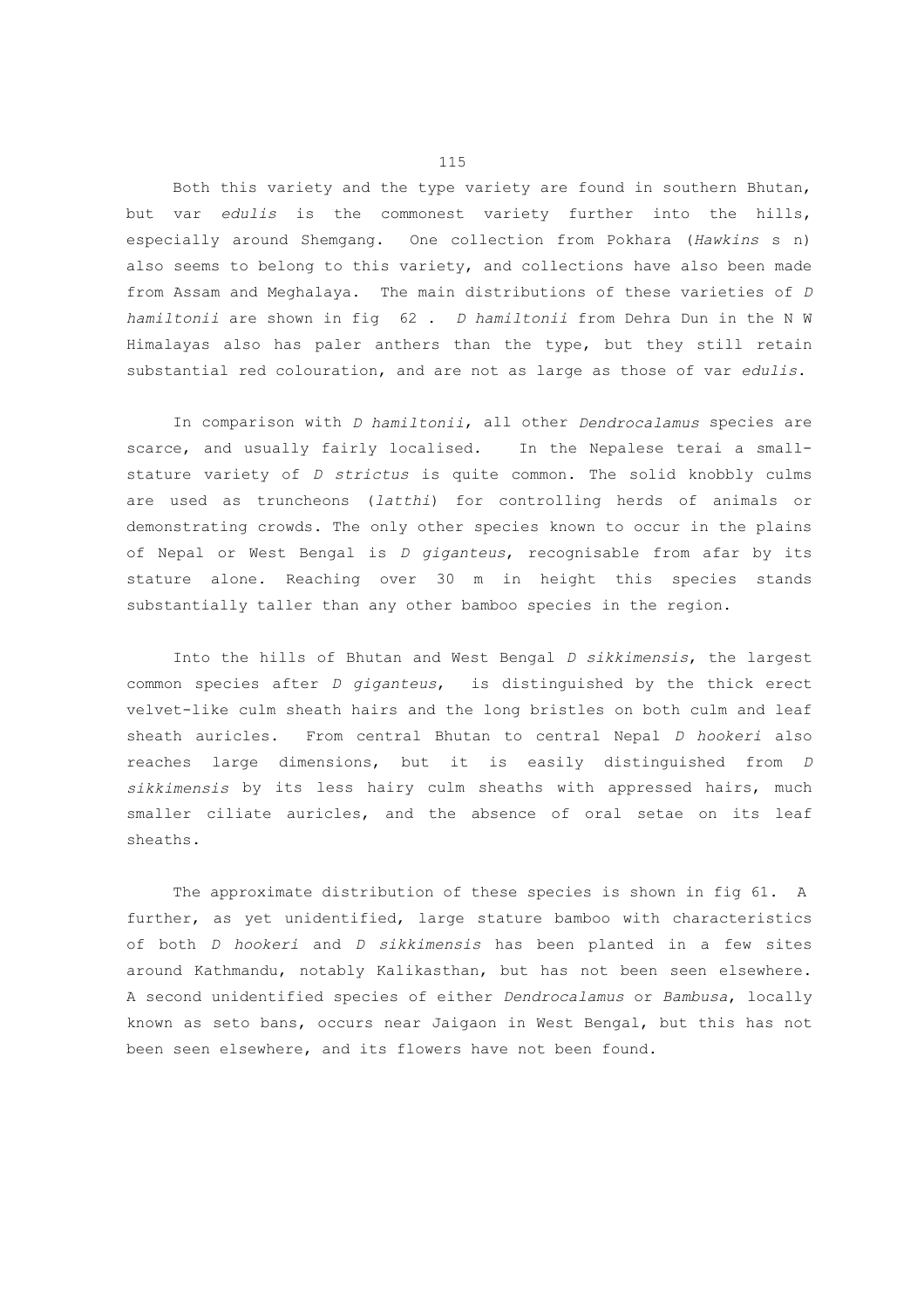Both this variety and the type variety are found in southern Bhutan, but var *edulis* is the commonest variety further into the hills, especially around Shemgang. One collection from Pokhara (*Hawkins* s n) also seems to belong to this variety, and collections have also been made from Assam and Meghalaya. The main distributions of these varieties of *D hamiltonii* are shown in fig 62 . *D hamiltonii* from Dehra Dun in the N W Himalayas also has paler anthers than the type, but they still retain substantial red colouration, and are not as large as those of var *edulis*.

In comparison with *D hamiltonii*, all other *Dendrocalamus* species are scarce, and usually fairly localised. In the Nepalese terai a small-stature variety of *D strictus* is quite common. The solid knobbly culms are used as truncheons (*latthi*) for controlling herds of animals or demonstrating crowds. The only other species known to occur in the plains of Nepal or West Bengal is *D giganteus*, recognisable from afar by its stature alone. Reaching over 30 m in height this species stands substantially taller than any other bamboo species in the region.

Into the hills of Bhutan and West Bengal *D sikkimensis*, the largest common species after *D giganteus*, is distinguished by the thick erect velvet-like culm sheath hairs and the long bristles on both culm and leaf sheath auricles. From central Bhutan to central Nepal *D hookeri* also reaches large dimensions, but it is easily distinguished from *D sikkimensis* by its less hairy culm sheaths with appressed hairs, much smaller ciliate auricles, and the absence of oral setae on its leaf sheaths.

The approximate distribution of these species is shown in fig 61. A further, as yet unidentified, large stature bamboo with characteristics of both *D hookeri* and *D sikkimensis* has been planted in a few sites around Kathmandu, notably Kalikasthan, but has not been seen elsewhere. A second unidentified species of either *Dendrocalamus* or *Bambusa*, locally known as seto bans, occurs near Jaigaon in West Bengal, but this has not been seen elsewhere, and its flowers have not been found.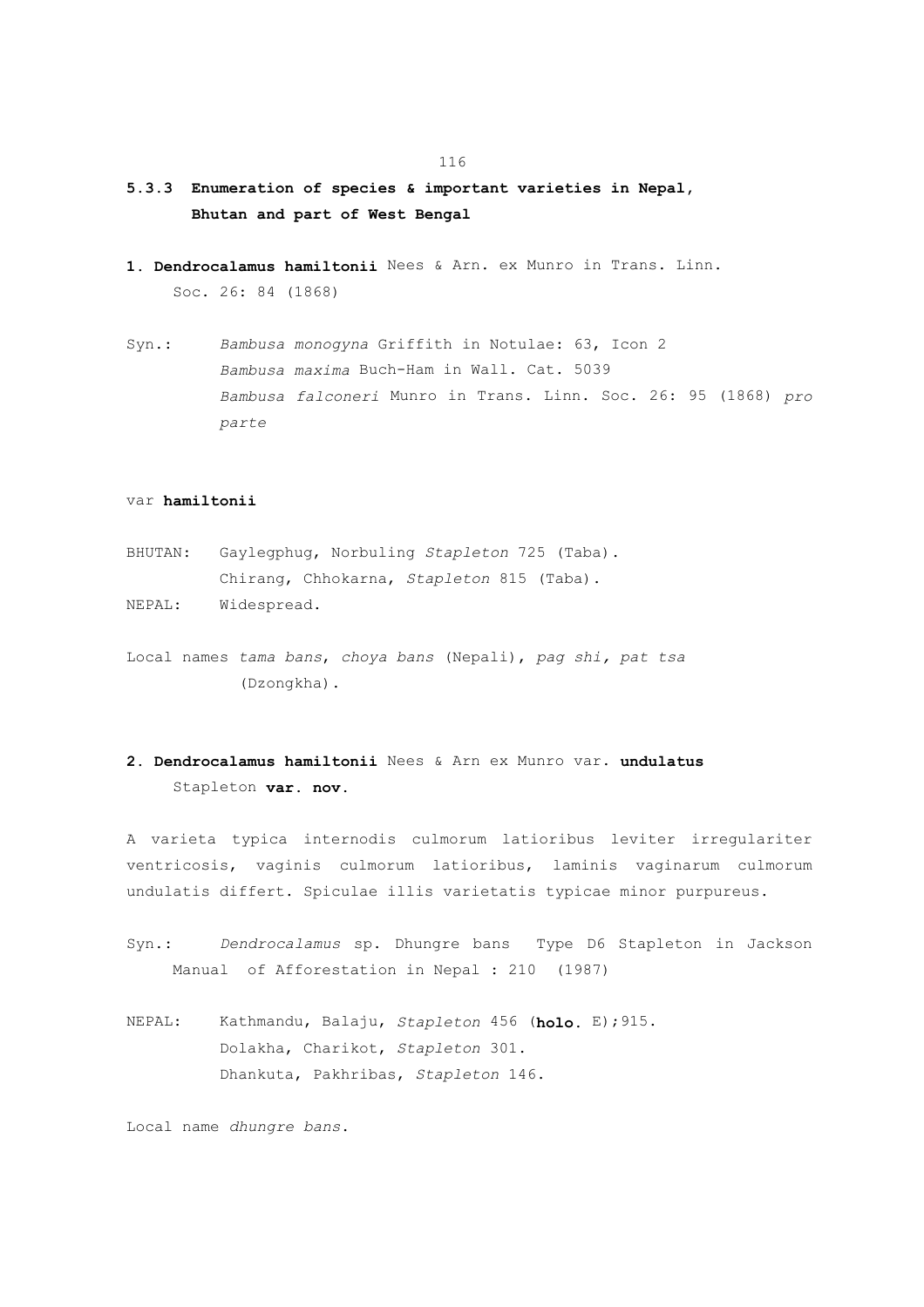### 5.3.3 Enumeration of species & important varieties in Nepal, Bhutan and part of West Bengal

**1. Dendrocalamus hamiltonii** Nees & Arn. ex Munro in Trans. Linn. Soc. 26: 84 (1868)

Syn.: *Bambusa monogyna* Griffith in Notulae: 63, Icon 2
*Bambusa maxima* Buch-Ham in Wall. Cat. 5039
*Bambusa falconeri* Munro in Trans. Linn. Soc. 26: 95 (1868) *pro parte*

var **hamiltonii**

BHUTAN: Gaylegphug, Norbuling *Stapleton* 725 (Taba).
Chirang, Chhokarna, *Stapleton* 815 (Taba).
NEPAL: Widespread.

Local names *tama bans*, *choya bans* (Nepali), *pag shi, pat tsa* (Dzongkha).

**2. Dendrocalamus hamiltonii** Nees & Arn ex Munro var. **undulatus** Stapleton **var. nov.**

A varieta typica internodis culmorum latioribus leviter irregulariter ventricosis, vaginis culmorum latioribus, laminis vaginarum culmorum undulatis differt. Spiculae illis varietatis typicae minor purpureus.

Syn.: *Dendrocalamus* sp. Dhungre bans Type D6 Stapleton in Jackson Manual of Afforestation in Nepal : 210 (1987)

NEPAL: Kathmandu, Balaju, *Stapleton* 456 (**holo.** E);915.
Dolakha, Charikot, *Stapleton* 301.
Dhankuta, Pakhribas, *Stapleton* 146.

Local name *dhungre bans*.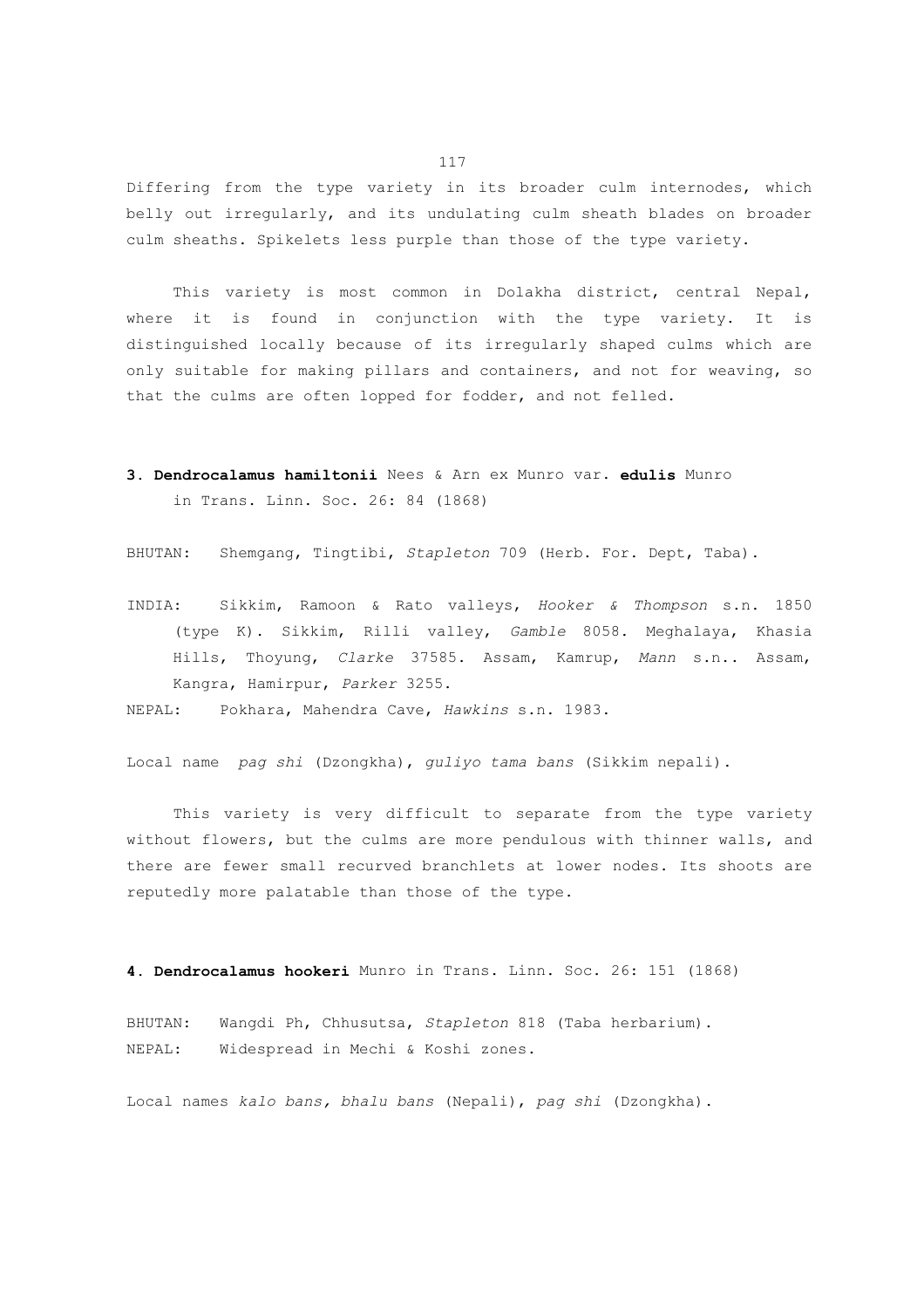Differing from the type variety in its broader culm internodes, which belly out irregularly, and its undulating culm sheath blades on broader culm sheaths. Spikelets less purple than those of the type variety.

This variety is most common in Dolakha district, central Nepal, where it is found in conjunction with the type variety. It is distinguished locally because of its irregularly shaped culms which are only suitable for making pillars and containers, and not for weaving, so that the culms are often lopped for fodder, and not felled.

**3. Dendrocalamus hamiltonii** Nees & Arn ex Munro var. **edulis** Munro in Trans. Linn. Soc. 26: 84 (1868)

BHUTAN: Shemgang, Tingtibi, *Stapleton* 709 (Herb. For. Dept, Taba).

INDIA: Sikkim, Ramoon & Rato valleys, *Hooker & Thompson* s.n. 1850 (type K). Sikkim, Rilli valley, *Gamble* 8058. Meghalaya, Khasia Hills, Thoyung, *Clarke* 37585. Assam, Kamrup, *Mann* s.n.. Assam, Kangra, Hamirpur, *Parker* 3255.

NEPAL: Pokhara, Mahendra Cave, *Hawkins* s.n. 1983.

Local name *pag shi* (Dzongkha), *guliyo tama bans* (Sikkim nepali).

This variety is very difficult to separate from the type variety without flowers, but the culms are more pendulous with thinner walls, and there are fewer small recurved branchlets at lower nodes. Its shoots are reputedly more palatable than those of the type.

**4. Dendrocalamus hookeri** Munro in Trans. Linn. Soc. 26: 151 (1868)

BHUTAN: Wangdi Ph, Chhusutsa, *Stapleton* 818 (Taba herbarium).

NEPAL: Widespread in Mechi & Koshi zones.

Local names *kalo bans, bhalu bans* (Nepali), *pag shi* (Dzongkha).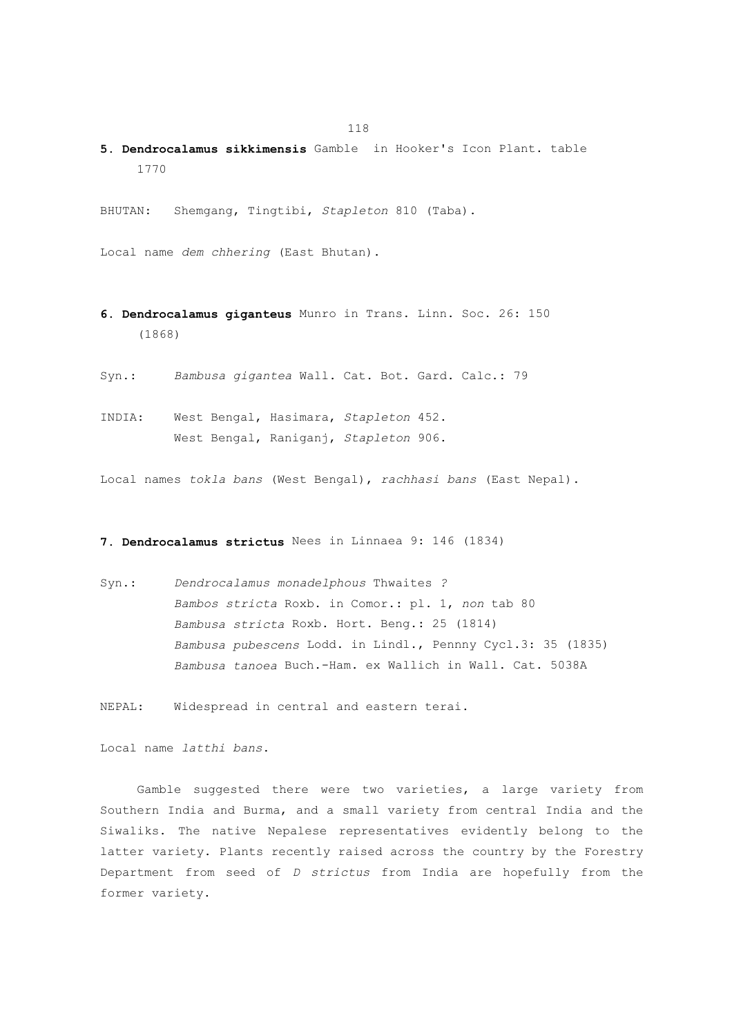**5. Dendrocalamus sikkimensis** Gamble in Hooker's Icon Plant. table 1770

BHUTAN: Shemgang, Tingtibi, *Stapleton* 810 (Taba).

Local name *dem chhering* (East Bhutan).

**6. Dendrocalamus giganteus** Munro in Trans. Linn. Soc. 26: 150 (1868)

Syn.: *Bambusa gigantea* Wall. Cat. Bot. Gard. Calc.: 79

INDIA: West Bengal, Hasimara, *Stapleton* 452.
West Bengal, Raniganj, *Stapleton* 906.

Local names *tokla bans* (West Bengal), *rachhasi bans* (East Nepal).

**7. Dendrocalamus strictus** Nees in Linnaea 9: 146 (1834)

Syn.: *Dendrocalamus monadelphous* Thwaites *?*
*Bambos stricta* Roxb. in Comor.: pl. 1, *non* tab 80
*Bambusa stricta* Roxb. Hort. Beng.: 25 (1814)
*Bambusa pubescens* Lodd. in Lindl., Pennny Cycl.3: 35 (1835)
*Bambusa tanoea* Buch.-Ham. ex Wallich in Wall. Cat. 5038A

NEPAL: Widespread in central and eastern terai.

Local name *latthi bans*.

Gamble suggested there were two varieties, a large variety from Southern India and Burma, and a small variety from central India and the Siwaliks. The native Nepalese representatives evidently belong to the latter variety. Plants recently raised across the country by the Forestry Department from seed of *D strictus* from India are hopefully from the former variety.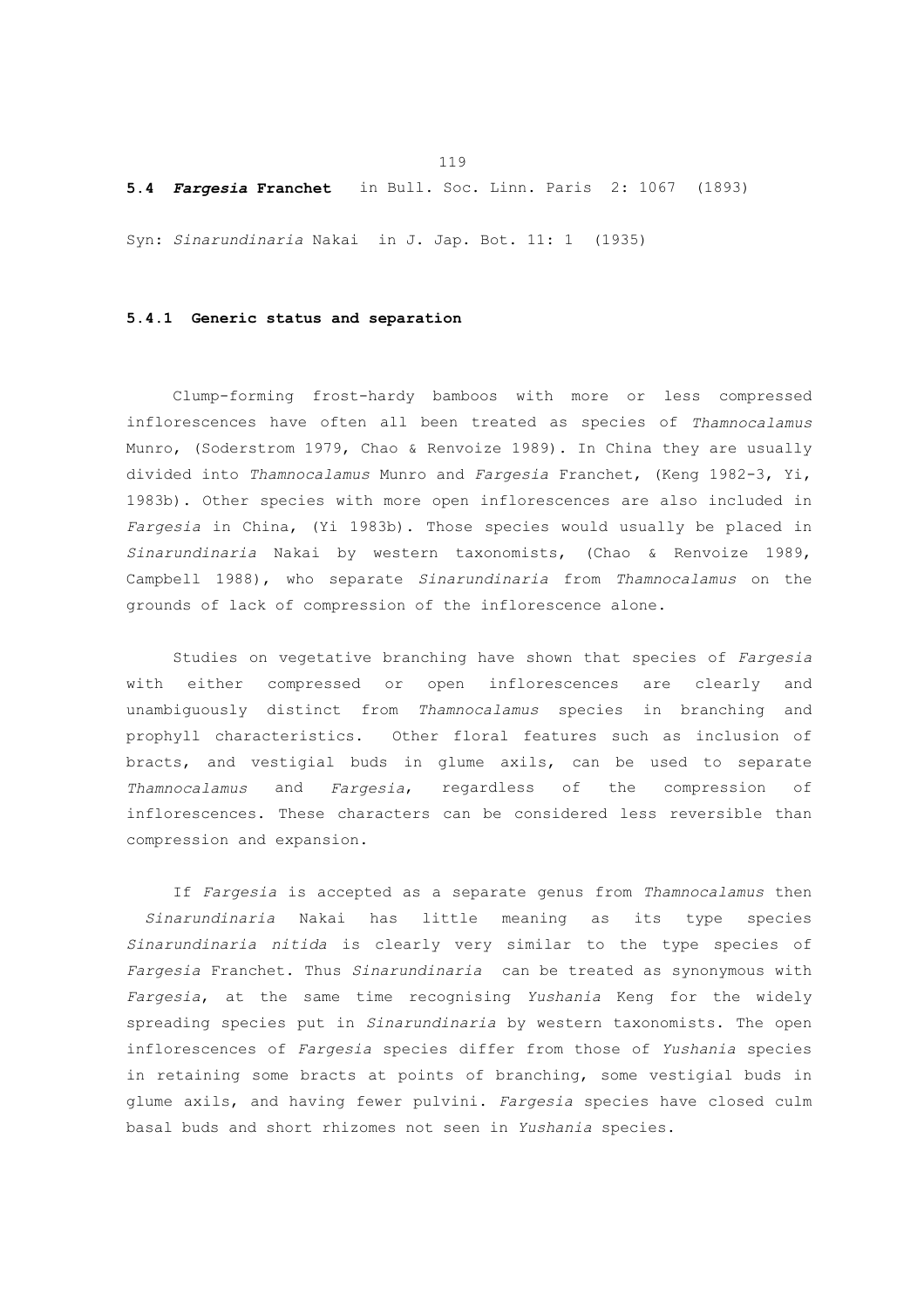## 5.4 ***Fargesia* Franchet** in Bull. Soc. Linn. Paris 2: 1067 (1893)

Syn: *Sinarundinaria* Nakai in J. Jap. Bot. 11: 1 (1935)

### 5.4.1 Generic status and separation

Clump-forming frost-hardy bamboos with more or less compressed inflorescences have often all been treated as species of *Thamnocalamus* Munro, (Soderstrom 1979, Chao & Renvoize 1989). In China they are usually divided into *Thamnocalamus* Munro and *Fargesia* Franchet, (Keng 1982-3, Yi, 1983b). Other species with more open inflorescences are also included in *Fargesia* in China, (Yi 1983b). Those species would usually be placed in *Sinarundinaria* Nakai by western taxonomists, (Chao & Renvoize 1989, Campbell 1988), who separate *Sinarundinaria* from *Thamnocalamus* on the grounds of lack of compression of the inflorescence alone.

Studies on vegetative branching have shown that species of *Fargesia* with either compressed or open inflorescences are clearly and unambiguously distinct from *Thamnocalamus* species in branching and prophyll characteristics. Other floral features such as inclusion of bracts, and vestigial buds in glume axils, can be used to separate *Thamnocalamus* and *Fargesia*, regardless of the compression of inflorescences. These characters can be considered less reversible than compression and expansion.

If *Fargesia* is accepted as a separate genus from *Thamnocalamus* then *Sinarundinaria* Nakai has little meaning as its type species *Sinarundinaria nitida* is clearly very similar to the type species of *Fargesia* Franchet. Thus *Sinarundinaria* can be treated as synonymous with *Fargesia*, at the same time recognising *Yushania* Keng for the widely spreading species put in *Sinarundinaria* by western taxonomists. The open inflorescences of *Fargesia* species differ from those of *Yushania* species in retaining some bracts at points of branching, some vestigial buds in glume axils, and having fewer pulvini. *Fargesia* species have closed culm basal buds and short rhizomes not seen in *Yushania* species.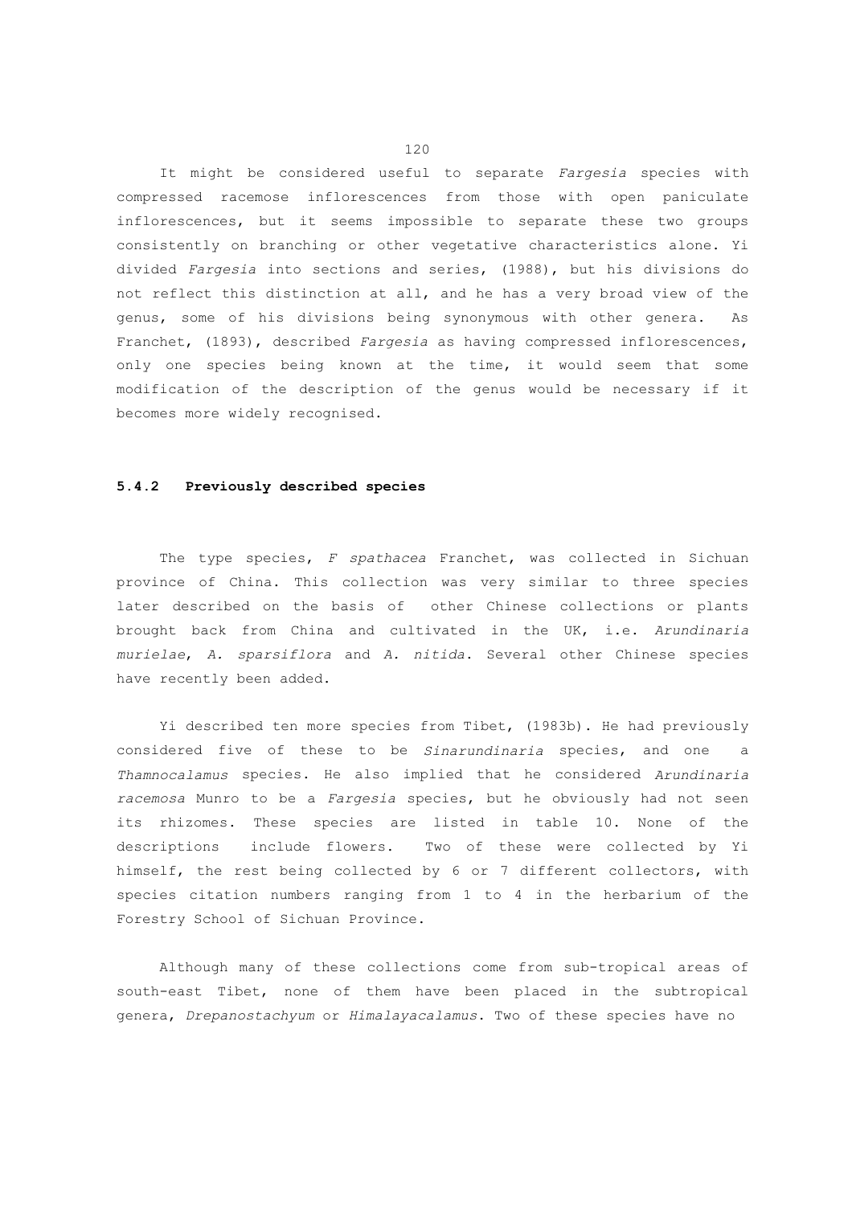It might be considered useful to separate *Fargesia* species with compressed racemose inflorescences from those with open paniculate inflorescences, but it seems impossible to separate these two groups consistently on branching or other vegetative characteristics alone. Yi divided *Fargesia* into sections and series, (1988), but his divisions do not reflect this distinction at all, and he has a very broad view of the genus, some of his divisions being synonymous with other genera. As Franchet, (1893), described *Fargesia* as having compressed inflorescences, only one species being known at the time, it would seem that some modification of the description of the genus would be necessary if it becomes more widely recognised.

### 5.4.2 Previously described species

The type species, *F spathacea* Franchet, was collected in Sichuan province of China. This collection was very similar to three species later described on the basis of other Chinese collections or plants brought back from China and cultivated in the UK, i.e. *Arundinaria murielae*, *A. sparsiflora* and *A. nitida*. Several other Chinese species have recently been added.

Yi described ten more species from Tibet, (1983b). He had previously considered five of these to be *Sinarundinaria* species, and one a *Thamnocalamus* species. He also implied that he considered *Arundinaria racemosa* Munro to be a *Fargesia* species, but he obviously had not seen its rhizomes. These species are listed in table 10. None of the descriptions include flowers. Two of these were collected by Yi himself, the rest being collected by 6 or 7 different collectors, with species citation numbers ranging from 1 to 4 in the herbarium of the Forestry School of Sichuan Province.

Although many of these collections come from sub-tropical areas of south-east Tibet, none of them have been placed in the subtropical genera, *Drepanostachyum* or *Himalayacalamus*. Two of these species have no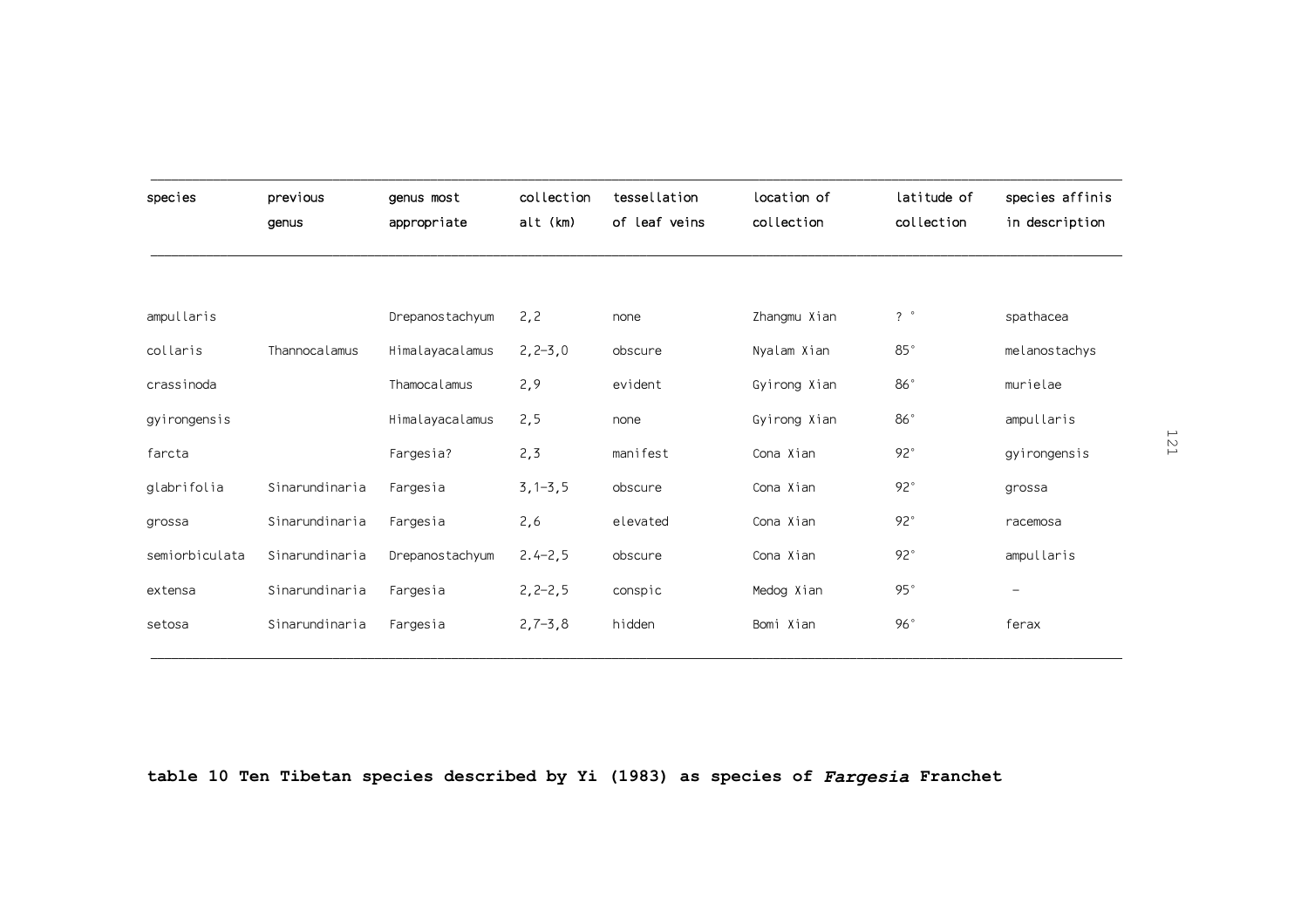| species | previous genus | genus most appropriate | collection alt (km) | tessellation of leaf veins | location of collection | latitude of collection | species affinis in description |
|---|---|---|---|---|---|---|---|
| ampullaris | | Drepanostachyum | 2,2 | none | Zhangmu Xian | ? ° | spathacea |
| collaris | Thannocalamus | Himalayacalamus | 2,2–3,0 | obscure | Nyalam Xian | 85° | melanostachys |
| crassinoda | | Thamocalamus | 2,9 | evident | Gyirong Xian | 86° | murielae |
| gyirongensis | | Himalayacalamus | 2,5 | none | Gyirong Xian | 86° | ampullaris |
| farcta | | Fargesia? | 2,3 | manifest | Cona Xian | 92° | gyirongensis |
| glabrifolia | Sinarundinaria | Fargesia | 3,1–3,5 | obscure | Cona Xian | 92° | grossa |
| grossa | Sinarundinaria | Fargesia | 2,6 | elevated | Cona Xian | 92° | racemosa |
| semiorbiculata | Sinarundinaria | Drepanostachyum | 2.4–2,5 | obscure | Cona Xian | 92° | ampullaris |
| extensa | Sinarundinaria | Fargesia | 2,2–2,5 | conspic | Medog Xian | 95° | – |
| setosa | Sinarundinaria | Fargesia | 2,7–3,8 | hidden | Bomi Xian | 96° | ferax |

**table 10 Ten Tibetan species described by Yi (1983) as species of *Fargesia* Franchet**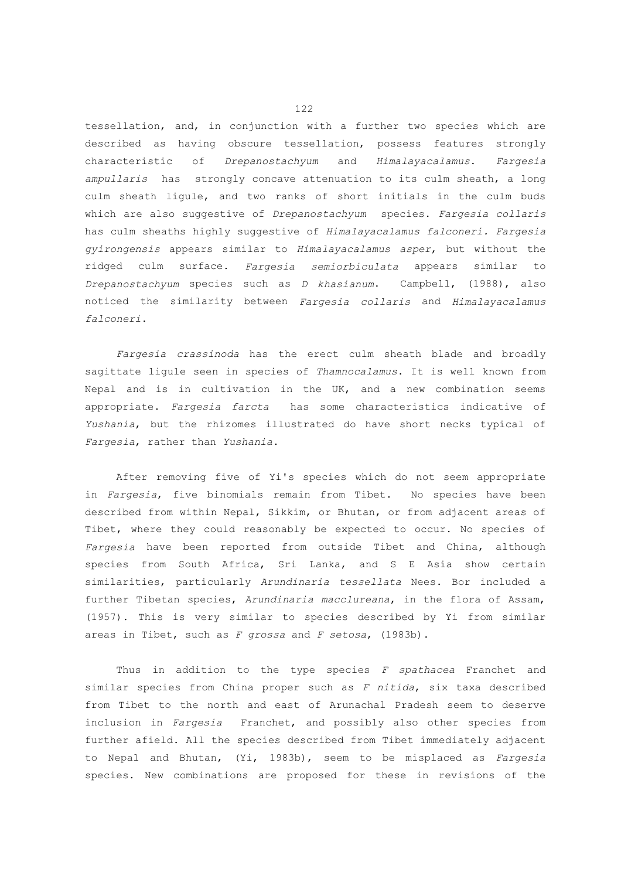tessellation, and, in conjunction with a further two species which are described as having obscure tessellation, possess features strongly characteristic of *Drepanostachyum* and *Himalayacalamus*. *Fargesia ampullaris* has strongly concave attenuation to its culm sheath, a long culm sheath ligule, and two ranks of short initials in the culm buds which are also suggestive of *Drepanostachyum* species. *Fargesia collaris* has culm sheaths highly suggestive of *Himalayacalamus falconeri*. *Fargesia gyirongensis* appears similar to *Himalayacalamus asper*, but without the ridged culm surface. *Fargesia semiorbiculata* appears similar to *Drepanostachyum* species such as *D khasianum*. Campbell, (1988), also noticed the similarity between *Fargesia collaris* and *Himalayacalamus falconeri*.

*Fargesia crassinoda* has the erect culm sheath blade and broadly sagittate ligule seen in species of *Thamnocalamus*. It is well known from Nepal and is in cultivation in the UK, and a new combination seems appropriate. *Fargesia farcta* has some characteristics indicative of *Yushania*, but the rhizomes illustrated do have short necks typical of *Fargesia*, rather than *Yushania*.

After removing five of Yi's species which do not seem appropriate in *Fargesia*, five binomials remain from Tibet. No species have been described from within Nepal, Sikkim, or Bhutan, or from adjacent areas of Tibet, where they could reasonably be expected to occur. No species of *Fargesia* have been reported from outside Tibet and China, although species from South Africa, Sri Lanka, and S E Asia show certain similarities, particularly *Arundinaria tessellata* Nees. Bor included a further Tibetan species, *Arundinaria macclureana*, in the flora of Assam, (1957). This is very similar to species described by Yi from similar areas in Tibet, such as *F grossa* and *F setosa*, (1983b).

Thus in addition to the type species *F spathacea* Franchet and similar species from China proper such as *F nitida*, six taxa described from Tibet to the north and east of Arunachal Pradesh seem to deserve inclusion in *Fargesia* Franchet, and possibly also other species from further afield. All the species described from Tibet immediately adjacent to Nepal and Bhutan, (Yi, 1983b), seem to be misplaced as *Fargesia* species. New combinations are proposed for these in revisions of the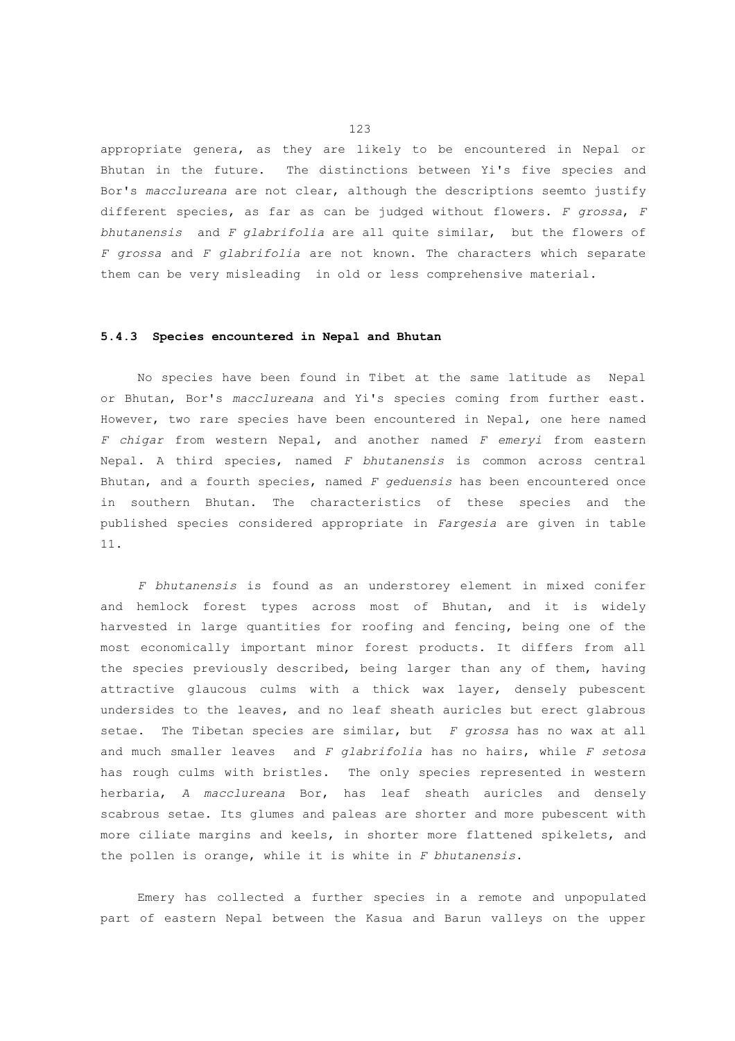appropriate genera, as they are likely to be encountered in Nepal or Bhutan in the future. The distinctions between Yi's five species and Bor's *macclureana* are not clear, although the descriptions seemto justify different species, as far as can be judged without flowers. *F grossa*, *F bhutanensis* and *F glabrifolia* are all quite similar, but the flowers of *F grossa* and *F glabrifolia* are not known. The characters which separate them can be very misleading in old or less comprehensive material.

### 5.4.3 Species encountered in Nepal and Bhutan

No species have been found in Tibet at the same latitude as Nepal or Bhutan, Bor's *macclureana* and Yi's species coming from further east. However, two rare species have been encountered in Nepal, one here named *F chigar* from western Nepal, and another named *F emeryi* from eastern Nepal. A third species, named *F bhutanensis* is common across central Bhutan, and a fourth species, named *F geduensis* has been encountered once in southern Bhutan. The characteristics of these species and the published species considered appropriate in *Fargesia* are given in table 11.

*F bhutanensis* is found as an understorey element in mixed conifer and hemlock forest types across most of Bhutan, and it is widely harvested in large quantities for roofing and fencing, being one of the most economically important minor forest products. It differs from all the species previously described, being larger than any of them, having attractive glaucous culms with a thick wax layer, densely pubescent undersides to the leaves, and no leaf sheath auricles but erect glabrous setae. The Tibetan species are similar, but *F grossa* has no wax at all and much smaller leaves and *F glabrifolia* has no hairs, while *F setosa* has rough culms with bristles. The only species represented in western herbaria, *A macclureana* Bor, has leaf sheath auricles and densely scabrous setae. Its glumes and paleas are shorter and more pubescent with more ciliate margins and keels, in shorter more flattened spikelets, and the pollen is orange, while it is white in *F bhutanensis*.

Emery has collected a further species in a remote and unpopulated part of eastern Nepal between the Kasua and Barun valleys on the upper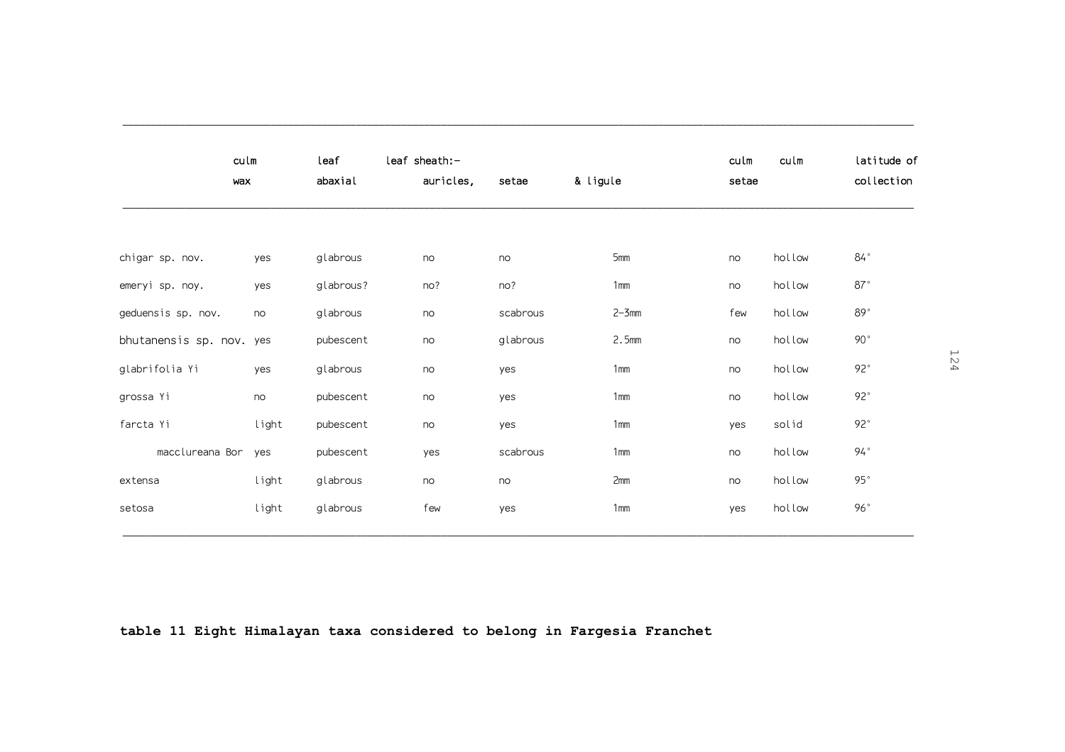| | culm wax | leaf abaxial | leaf sheath:- auricles, | setae | & ligule | culm setae | culm | latitude of collection |
|---|---|---|---|---|---|---|---|---|
| chigar sp. nov. | yes | glabrous | no | no | 5mm | no | hollow | 84° |
| emeryi sp. noy. | yes | glabrous? | no? | no? | 1mm | no | hollow | 87° |
| geduensis sp. nov. | no | glabrous | no | scabrous | 2–3mm | few | hollow | 89° |
| bhutanensis sp. nov. | yes | pubescent | no | glabrous | 2.5mm | no | hollow | 90° |
| glabrifolia Yi | yes | glabrous | no | yes | 1mm | no | hollow | 92° |
| grossa Yi | no | pubescent | no | yes | 1mm | no | hollow | 92° |
| farcta Yi | light | pubescent | no | yes | 1mm | yes | solid | 92° |
| macclureana Bor | yes | pubescent | yes | scabrous | 1mm | no | hollow | 94° |
| extensa | light | glabrous | no | no | 2mm | no | hollow | 95° |
| setosa | light | glabrous | few | yes | 1mm | yes | hollow | 96° |

**table 11 Eight Himalayan taxa considered to belong in Fargesia Franchet**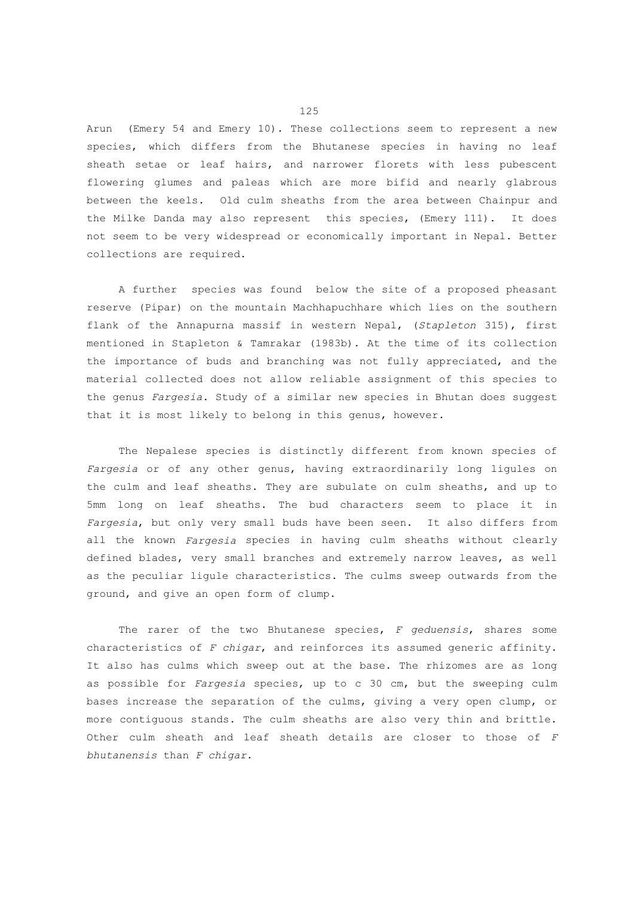Arun (Emery 54 and Emery 10). These collections seem to represent a new species, which differs from the Bhutanese species in having no leaf sheath setae or leaf hairs, and narrower florets with less pubescent flowering glumes and paleas which are more bifid and nearly glabrous between the keels. Old culm sheaths from the area between Chainpur and the Milke Danda may also represent this species, (Emery 111). It does not seem to be very widespread or economically important in Nepal. Better collections are required.

A further species was found below the site of a proposed pheasant reserve (Pipar) on the mountain Machhapuchhare which lies on the southern flank of the Annapurna massif in western Nepal, (*Stapleton* 315), first mentioned in Stapleton & Tamrakar (1983b). At the time of its collection the importance of buds and branching was not fully appreciated, and the material collected does not allow reliable assignment of this species to the genus *Fargesia*. Study of a similar new species in Bhutan does suggest that it is most likely to belong in this genus, however.

The Nepalese species is distinctly different from known species of *Fargesia* or of any other genus, having extraordinarily long ligules on the culm and leaf sheaths. They are subulate on culm sheaths, and up to 5mm long on leaf sheaths. The bud characters seem to place it in *Fargesia*, but only very small buds have been seen. It also differs from all the known *Fargesia* species in having culm sheaths without clearly defined blades, very small branches and extremely narrow leaves, as well as the peculiar ligule characteristics. The culms sweep outwards from the ground, and give an open form of clump.

The rarer of the two Bhutanese species, *F geduensis*, shares some characteristics of *F chigar*, and reinforces its assumed generic affinity. It also has culms which sweep out at the base. The rhizomes are as long as possible for *Fargesia* species, up to c 30 cm, but the sweeping culm bases increase the separation of the culms, giving a very open clump, or more contiguous stands. The culm sheaths are also very thin and brittle. Other culm sheath and leaf sheath details are closer to those of *F bhutanensis* than *F chigar*.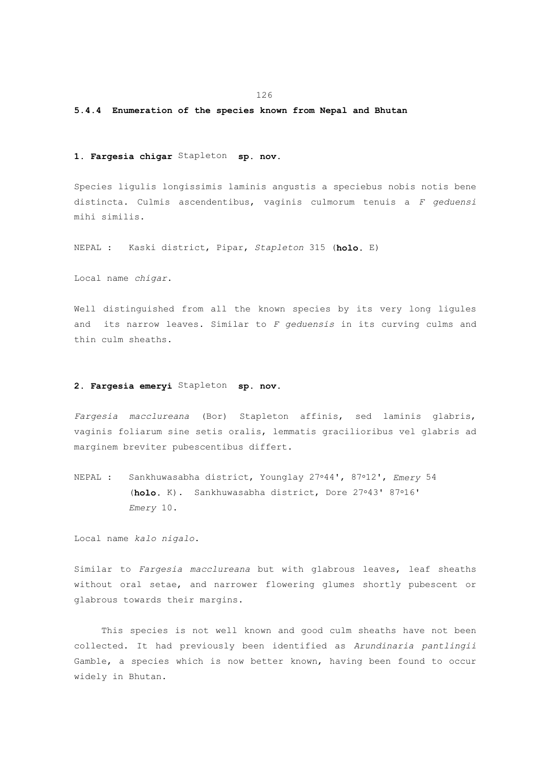#### 5.4.4 Enumeration of the species known from Nepal and Bhutan

**1. Fargesia chigar** Stapleton **sp. nov.**

Species ligulis longissimis laminis angustis a speciebus nobis notis bene distincta. Culmis ascendentibus, vaginis culmorum tenuis a *F geduensi* mihi similis.

NEPAL : Kaski district, Pipar, *Stapleton* 315 (**holo.** E)

Local name *chigar*.

Well distinguished from all the known species by its very long ligules and its narrow leaves. Similar to *F geduensis* in its curving culms and thin culm sheaths.

**2. Fargesia emeryi** Stapleton **sp. nov.**

*Fargesia macclureana* (Bor) Stapleton affinis, sed laminis glabris, vaginis foliarum sine setis oralis, lemmatis gracilioribus vel glabris ad marginem breviter pubescentibus differt.

NEPAL : Sankhuwasabha district, Younglay 27°44', 87°12', *Emery* 54 (**holo.** K). Sankhuwasabha district, Dore 27°43' 87°16' *Emery* 10.

Local name *kalo nigalo*.

Similar to *Fargesia macclureana* but with glabrous leaves, leaf sheaths without oral setae, and narrower flowering glumes shortly pubescent or glabrous towards their margins.

This species is not well known and good culm sheaths have not been collected. It had previously been identified as *Arundinaria pantlingii* Gamble, a species which is now better known, having been found to occur widely in Bhutan.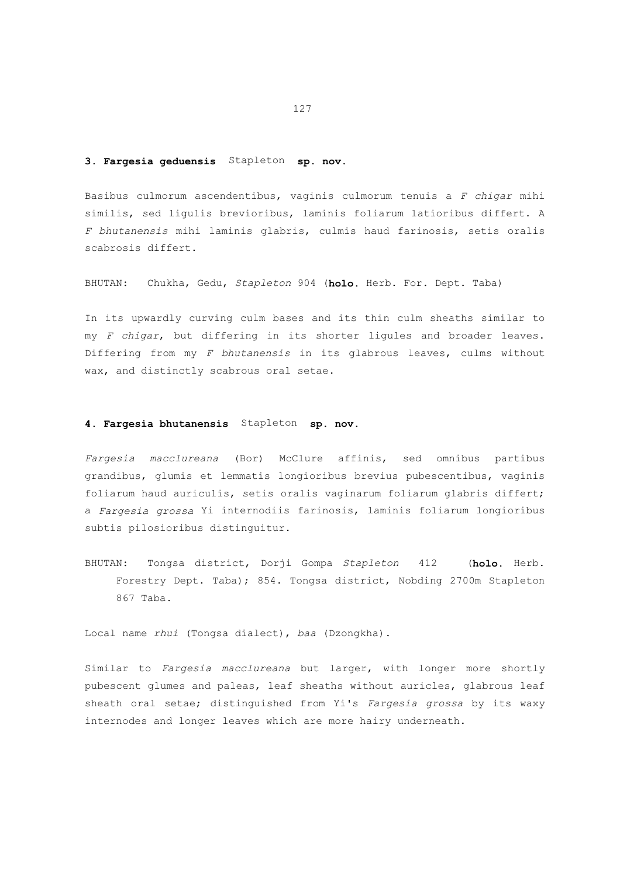### **3. Fargesia geduensis** Stapleton **sp. nov.**

Basibus culmorum ascendentibus, vaginis culmorum tenuis a *F chigar* mihi similis, sed ligulis brevioribus, laminis foliarum latioribus differt. A *F bhutanensis* mihi laminis glabris, culmis haud farinosis, setis oralis scabrosis differt.

BHUTAN: Chukha, Gedu, *Stapleton* 904 (**holo.** Herb. For. Dept. Taba)

In its upwardly curving culm bases and its thin culm sheaths similar to my *F chigar*, but differing in its shorter ligules and broader leaves. Differing from my *F bhutanensis* in its glabrous leaves, culms without wax, and distinctly scabrous oral setae.

### **4. Fargesia bhutanensis** Stapleton **sp. nov.**

*Fargesia macclureana* (Bor) McClure affinis, sed omnibus partibus grandibus, glumis et lemmatis longioribus brevius pubescentibus, vaginis foliarum haud auriculis, setis oralis vaginarum foliarum glabris differt; a *Fargesia grossa* Yi internodiis farinosis, laminis foliarum longioribus subtis pilosioribus distinguitur.

BHUTAN: Tongsa district, Dorji Gompa *Stapleton* 412 (**holo.** Herb. Forestry Dept. Taba); 854. Tongsa district, Nobding 2700m Stapleton 867 Taba.

Local name *rhui* (Tongsa dialect), *baa* (Dzongkha).

Similar to *Fargesia macclureana* but larger, with longer more shortly pubescent glumes and paleas, leaf sheaths without auricles, glabrous leaf sheath oral setae; distinguished from Yi's *Fargesia grossa* by its waxy internodes and longer leaves which are more hairy underneath.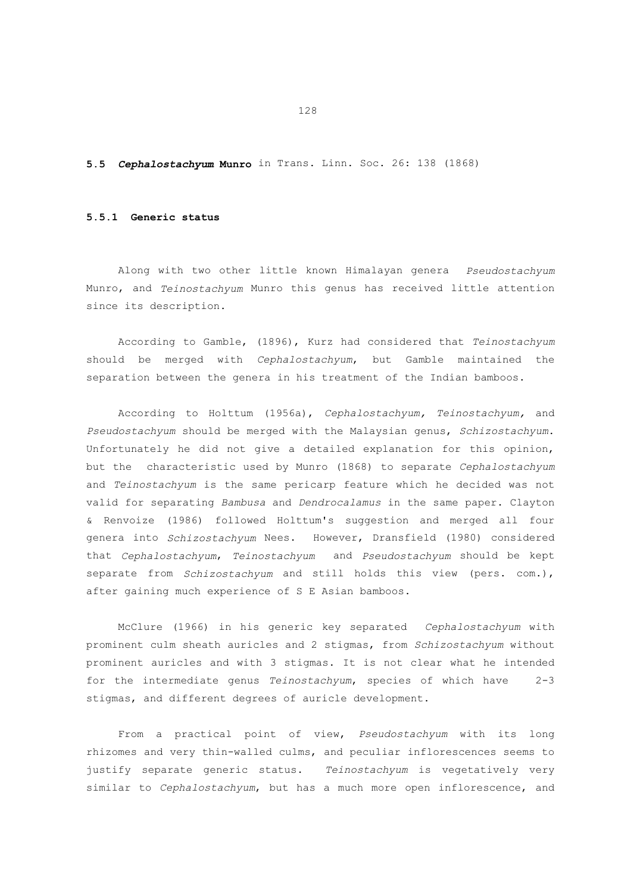## 5.5 ***Cephalostachyum* Munro** in Trans. Linn. Soc. 26: 138 (1868)

### 5.5.1 Generic status

Along with two other little known Himalayan genera *Pseudostachyum* Munro, and *Teinostachyum* Munro this genus has received little attention since its description.

According to Gamble, (1896), Kurz had considered that *Teinostachyum* should be merged with *Cephalostachyum*, but Gamble maintained the separation between the genera in his treatment of the Indian bamboos.

According to Holttum (1956a), *Cephalostachyum, Teinostachyum,* and *Pseudostachyum* should be merged with the Malaysian genus, *Schizostachyum*. Unfortunately he did not give a detailed explanation for this opinion, but the characteristic used by Munro (1868) to separate *Cephalostachyum* and *Teinostachyum* is the same pericarp feature which he decided was not valid for separating *Bambusa* and *Dendrocalamus* in the same paper. Clayton & Renvoize (1986) followed Holttum's suggestion and merged all four genera into *Schizostachyum* Nees. However, Dransfield (1980) considered that *Cephalostachyum*, *Teinostachyum* and *Pseudostachyum* should be kept separate from *Schizostachyum* and still holds this view (pers. com.), after gaining much experience of S E Asian bamboos.

McClure (1966) in his generic key separated *Cephalostachyum* with prominent culm sheath auricles and 2 stigmas, from *Schizostachyum* without prominent auricles and with 3 stigmas. It is not clear what he intended for the intermediate genus *Teinostachyum*, species of which have 2-3 stigmas, and different degrees of auricle development.

From a practical point of view, *Pseudostachyum* with its long rhizomes and very thin-walled culms, and peculiar inflorescences seems to justify separate generic status. *Teinostachyum* is vegetatively very similar to *Cephalostachyum*, but has a much more open inflorescence, and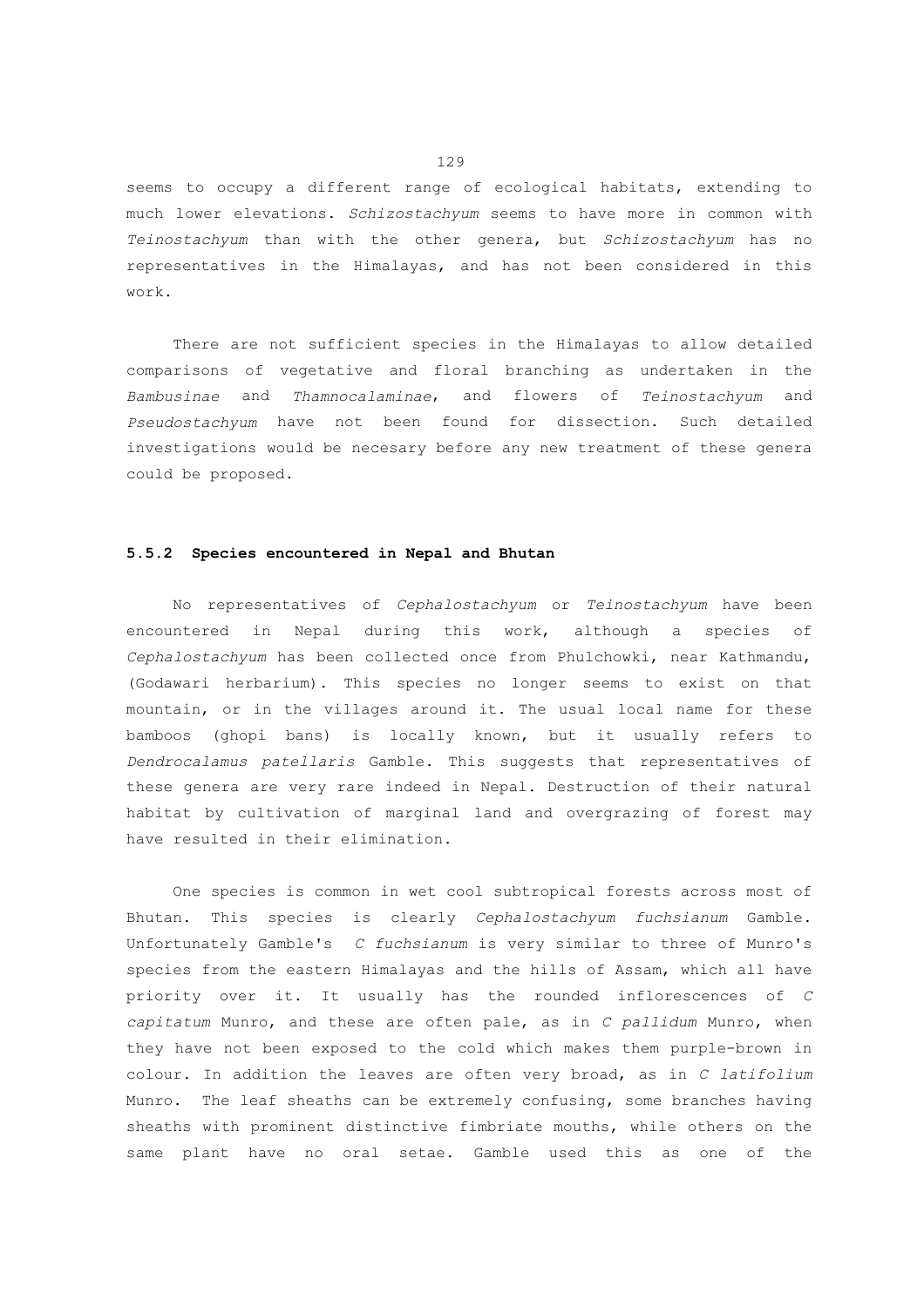seems to occupy a different range of ecological habitats, extending to much lower elevations. *Schizostachyum* seems to have more in common with *Teinostachyum* than with the other genera, but *Schizostachyum* has no representatives in the Himalayas, and has not been considered in this work.

There are not sufficient species in the Himalayas to allow detailed comparisons of vegetative and floral branching as undertaken in the *Bambusinae* and *Thamnocalaminae*, and flowers of *Teinostachyum* and *Pseudostachyum* have not been found for dissection. Such detailed investigations would be necesary before any new treatment of these genera could be proposed.

### 5.5.2 Species encountered in Nepal and Bhutan

No representatives of *Cephalostachyum* or *Teinostachyum* have been encountered in Nepal during this work, although a species of *Cephalostachyum* has been collected once from Phulchowki, near Kathmandu, (Godawari herbarium). This species no longer seems to exist on that mountain, or in the villages around it. The usual local name for these bamboos (ghopi bans) is locally known, but it usually refers to *Dendrocalamus patellaris* Gamble. This suggests that representatives of these genera are very rare indeed in Nepal. Destruction of their natural habitat by cultivation of marginal land and overgrazing of forest may have resulted in their elimination.

One species is common in wet cool subtropical forests across most of Bhutan. This species is clearly *Cephalostachyum fuchsianum* Gamble. Unfortunately Gamble's *C fuchsianum* is very similar to three of Munro's species from the eastern Himalayas and the hills of Assam, which all have priority over it. It usually has the rounded inflorescences of *C capitatum* Munro, and these are often pale, as in *C pallidum* Munro, when they have not been exposed to the cold which makes them purple-brown in colour. In addition the leaves are often very broad, as in *C latifolium* Munro. The leaf sheaths can be extremely confusing, some branches having sheaths with prominent distinctive fimbriate mouths, while others on the same plant have no oral setae. Gamble used this as one of the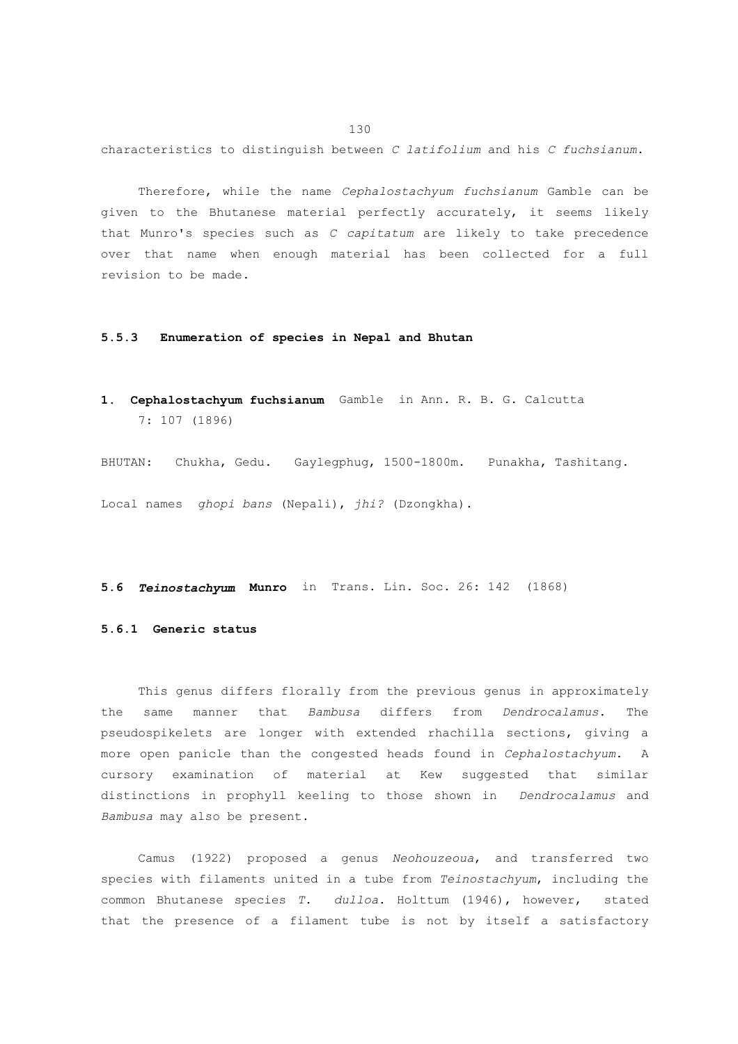characteristics to distinguish between *C latifolium* and his *C fuchsianum*.

Therefore, while the name *Cephalostachyum fuchsianum* Gamble can be given to the Bhutanese material perfectly accurately, it seems likely that Munro's species such as *C capitatum* are likely to take precedence over that name when enough material has been collected for a full revision to be made.

### 5.5.3 Enumeration of species in Nepal and Bhutan

1. **Cephalostachyum fuchsianum** Gamble in Ann. R. B. G. Calcutta 7: 107 (1896)

BHUTAN: Chukha, Gedu. Gaylegphug, 1500-1800m. Punakha, Tashitang.

Local names *ghopi bans* (Nepali), *jhi?* (Dzongkha).

## 5.6 ***Teinostachyum*** **Munro** in Trans. Lin. Soc. 26: 142 (1868)

### 5.6.1 Generic status

This genus differs florally from the previous genus in approximately the same manner that *Bambusa* differs from *Dendrocalamus*. The pseudospikelets are longer with extended rhachilla sections, giving a more open panicle than the congested heads found in *Cephalostachyum*. A cursory examination of material at Kew suggested that similar distinctions in prophyll keeling to those shown in *Dendrocalamus* and *Bambusa* may also be present.

Camus (1922) proposed a genus *Neohouzeoua*, and transferred two species with filaments united in a tube from *Teinostachyum*, including the common Bhutanese species *T. dulloa*. Holttum (1946), however, stated that the presence of a filament tube is not by itself a satisfactory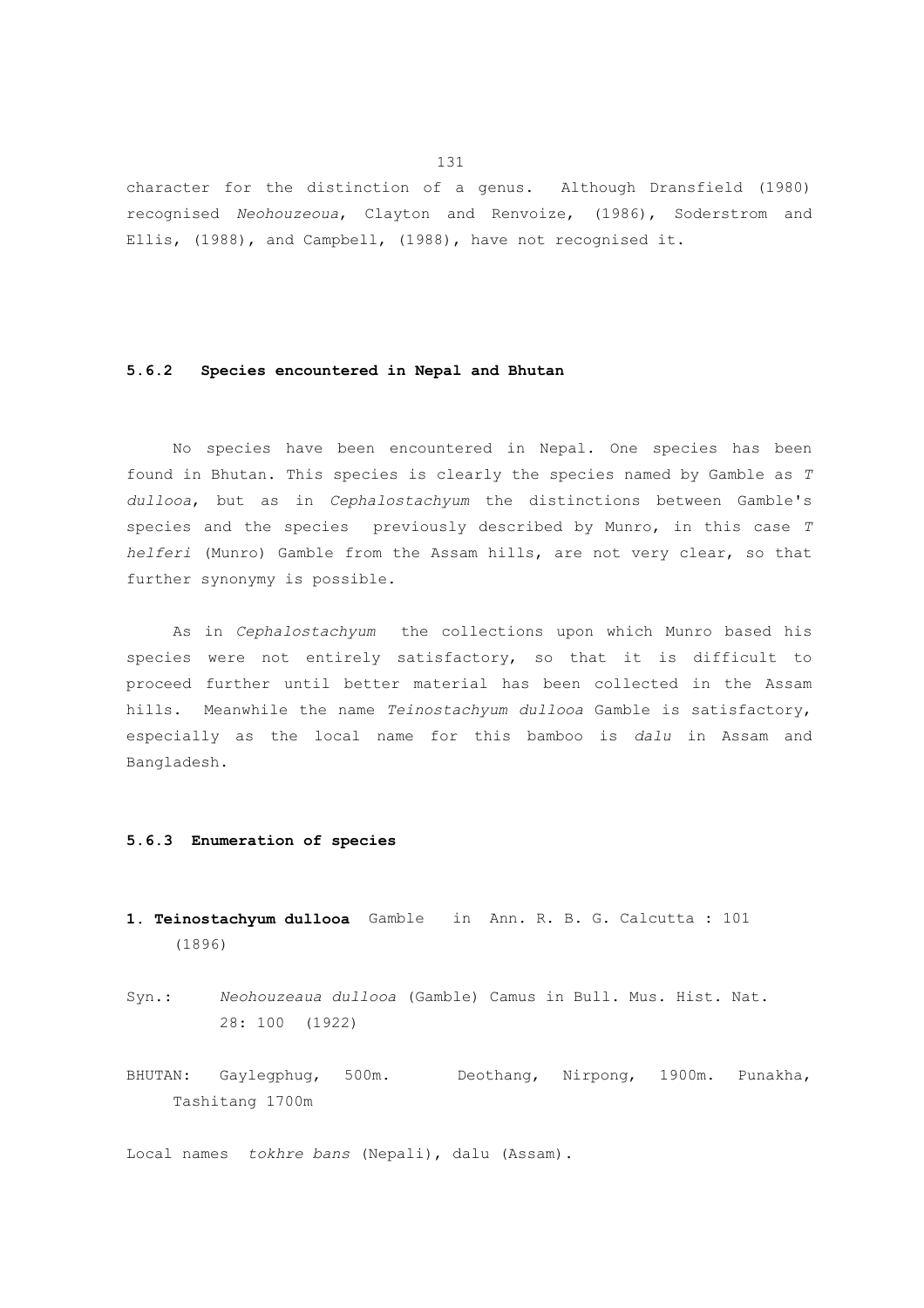character for the distinction of a genus. Although Dransfield (1980) recognised *Neohouzeoua*, Clayton and Renvoize, (1986), Soderstrom and Ellis, (1988), and Campbell, (1988), have not recognised it.

### 5.6.2 Species encountered in Nepal and Bhutan

No species have been encountered in Nepal. One species has been found in Bhutan. This species is clearly the species named by Gamble as *T dullooa*, but as in *Cephalostachyum* the distinctions between Gamble's species and the species previously described by Munro, in this case *T helferi* (Munro) Gamble from the Assam hills, are not very clear, so that further synonymy is possible.

As in *Cephalostachyum* the collections upon which Munro based his species were not entirely satisfactory, so that it is difficult to proceed further until better material has been collected in the Assam hills. Meanwhile the name *Teinostachyum dullooa* Gamble is satisfactory, especially as the local name for this bamboo is *dalu* in Assam and Bangladesh.

### 5.6.3 Enumeration of species

**1. Teinostachyum dullooa** Gamble in Ann. R. B. G. Calcutta : 101 (1896)

Syn.: *Neohouzeaua dullooa* (Gamble) Camus in Bull. Mus. Hist. Nat. 28: 100 (1922)

BHUTAN: Gaylegphug, 500m. Deothang, Nirpong, 1900m. Punakha, Tashitang 1700m

Local names *tokhre bans* (Nepali), dalu (Assam).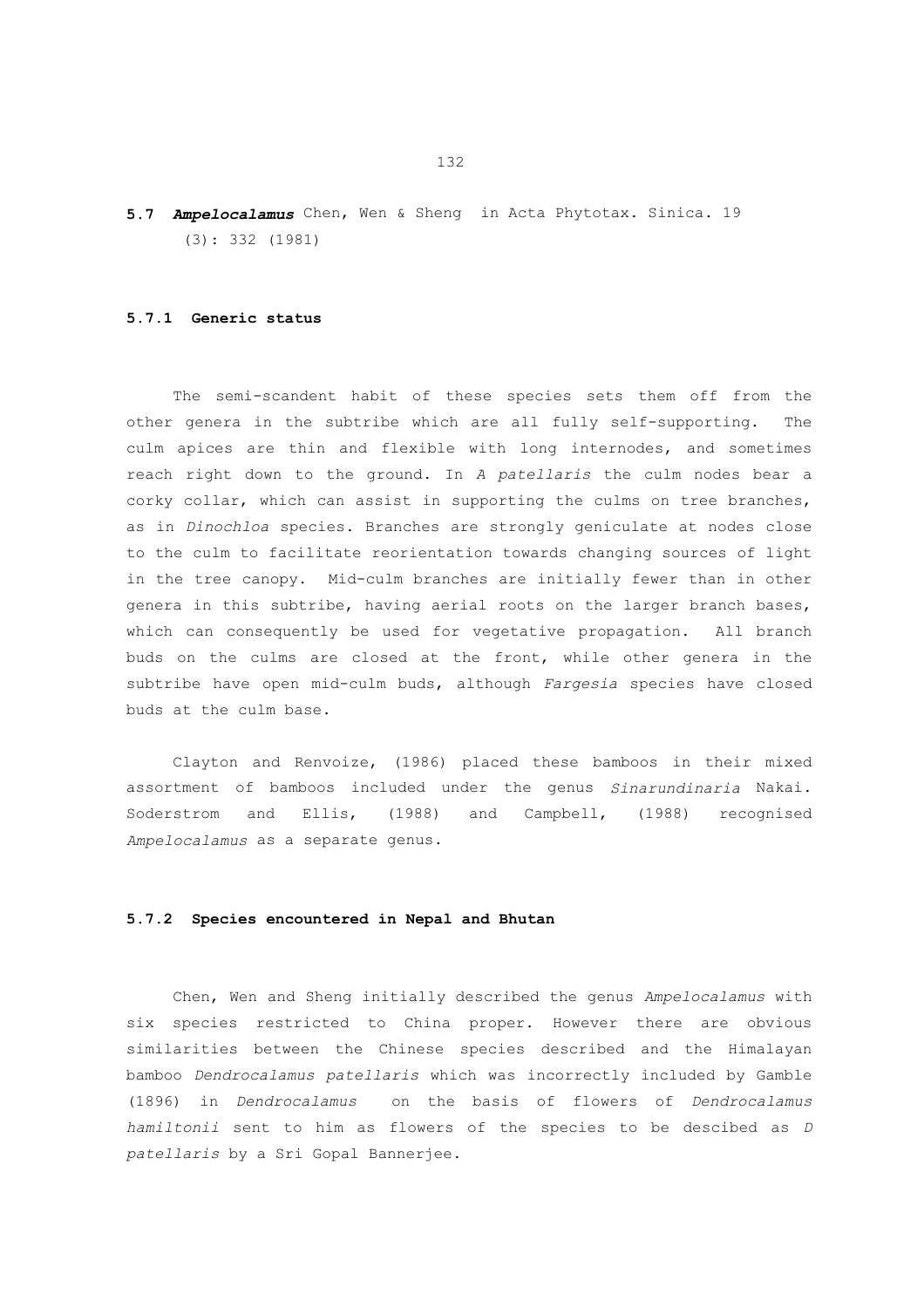## 5.7 ***Ampelocalamus*** Chen, Wen & Sheng in Acta Phytotax. Sinica. 19 (3): 332 (1981)

### 5.7.1 Generic status

The semi-scandent habit of these species sets them off from the other genera in the subtribe which are all fully self-supporting. The culm apices are thin and flexible with long internodes, and sometimes reach right down to the ground. In *A patellaris* the culm nodes bear a corky collar, which can assist in supporting the culms on tree branches, as in *Dinochloa* species. Branches are strongly geniculate at nodes close to the culm to facilitate reorientation towards changing sources of light in the tree canopy. Mid-culm branches are initially fewer than in other genera in this subtribe, having aerial roots on the larger branch bases, which can consequently be used for vegetative propagation. All branch buds on the culms are closed at the front, while other genera in the subtribe have open mid-culm buds, although *Fargesia* species have closed buds at the culm base.

Clayton and Renvoize, (1986) placed these bamboos in their mixed assortment of bamboos included under the genus *Sinarundinaria* Nakai. Soderstrom and Ellis, (1988) and Campbell, (1988) recognised *Ampelocalamus* as a separate genus.

### 5.7.2 Species encountered in Nepal and Bhutan

Chen, Wen and Sheng initially described the genus *Ampelocalamus* with six species restricted to China proper. However there are obvious similarities between the Chinese species described and the Himalayan bamboo *Dendrocalamus patellaris* which was incorrectly included by Gamble (1896) in *Dendrocalamus* on the basis of flowers of *Dendrocalamus hamiltonii* sent to him as flowers of the species to be descibed as *D patellaris* by a Sri Gopal Bannerjee.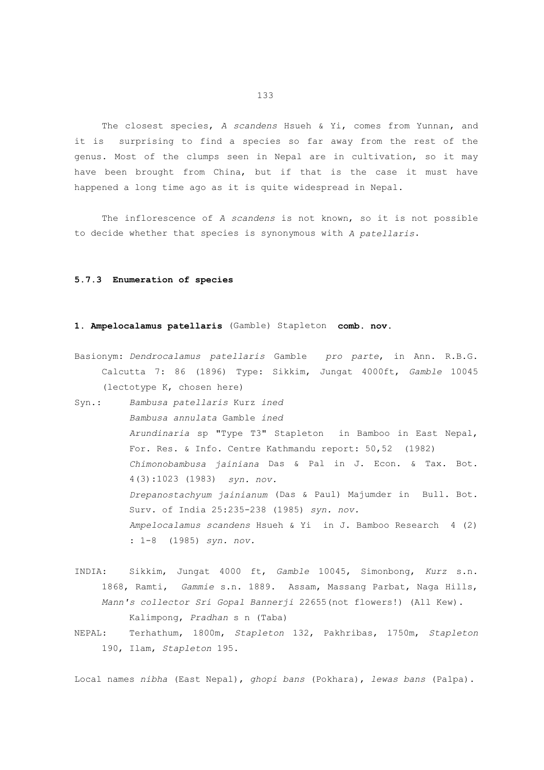The closest species, *A scandens* Hsueh & Yi, comes from Yunnan, and it is surprising to find a species so far away from the rest of the genus. Most of the clumps seen in Nepal are in cultivation, so it may have been brought from China, but if that is the case it must have happened a long time ago as it is quite widespread in Nepal.

The inflorescence of *A scandens* is not known, so it is not possible to decide whether that species is synonymous with *A patellaris*.

### 5.7.3 Enumeration of species

**1. Ampelocalamus patellaris** (Gamble) Stapleton **comb. nov.**

Basionym: *Dendrocalamus patellaris* Gamble *pro parte*, in Ann. R.B.G. Calcutta 7: 86 (1896) Type: Sikkim, Jungat 4000ft, *Gamble* 10045 (lectotype K, chosen here)

Syn.:
- *Bambusa patellaris* Kurz *ined*
- *Bambusa annulata* Gamble *ined*
- *Arundinaria* sp "Type T3" Stapleton in Bamboo in East Nepal, For. Res. & Info. Centre Kathmandu report: 50,52 (1982)
- *Chimonobambusa jainiana* Das & Pal in J. Econ. & Tax. Bot. 4(3):1023 (1983) *syn. nov.*
- *Drepanostachyum jainianum* (Das & Paul) Majumder in Bull. Bot. Surv. of India 25:235-238 (1985) *syn. nov.*
- *Ampelocalamus scandens* Hsueh & Yi in J. Bamboo Research 4 (2) : 1-8 (1985) *syn. nov.*

INDIA: Sikkim, Jungat 4000 ft, *Gamble* 10045, Simonbong, *Kurz* s.n. 1868, Ramti, *Gammie* s.n. 1889. Assam, Massang Parbat, Naga Hills, *Mann's collector Sri Gopal Bannerji* 22655(not flowers!) (All Kew). Kalimpong, *Pradhan* s n (Taba)

NEPAL: Terhathum, 1800m, *Stapleton* 132, Pakhribas, 1750m, *Stapleton* 190, Ilam, *Stapleton* 195.

Local names *nibha* (East Nepal), *ghopi bans* (Pokhara), *lewas bans* (Palpa).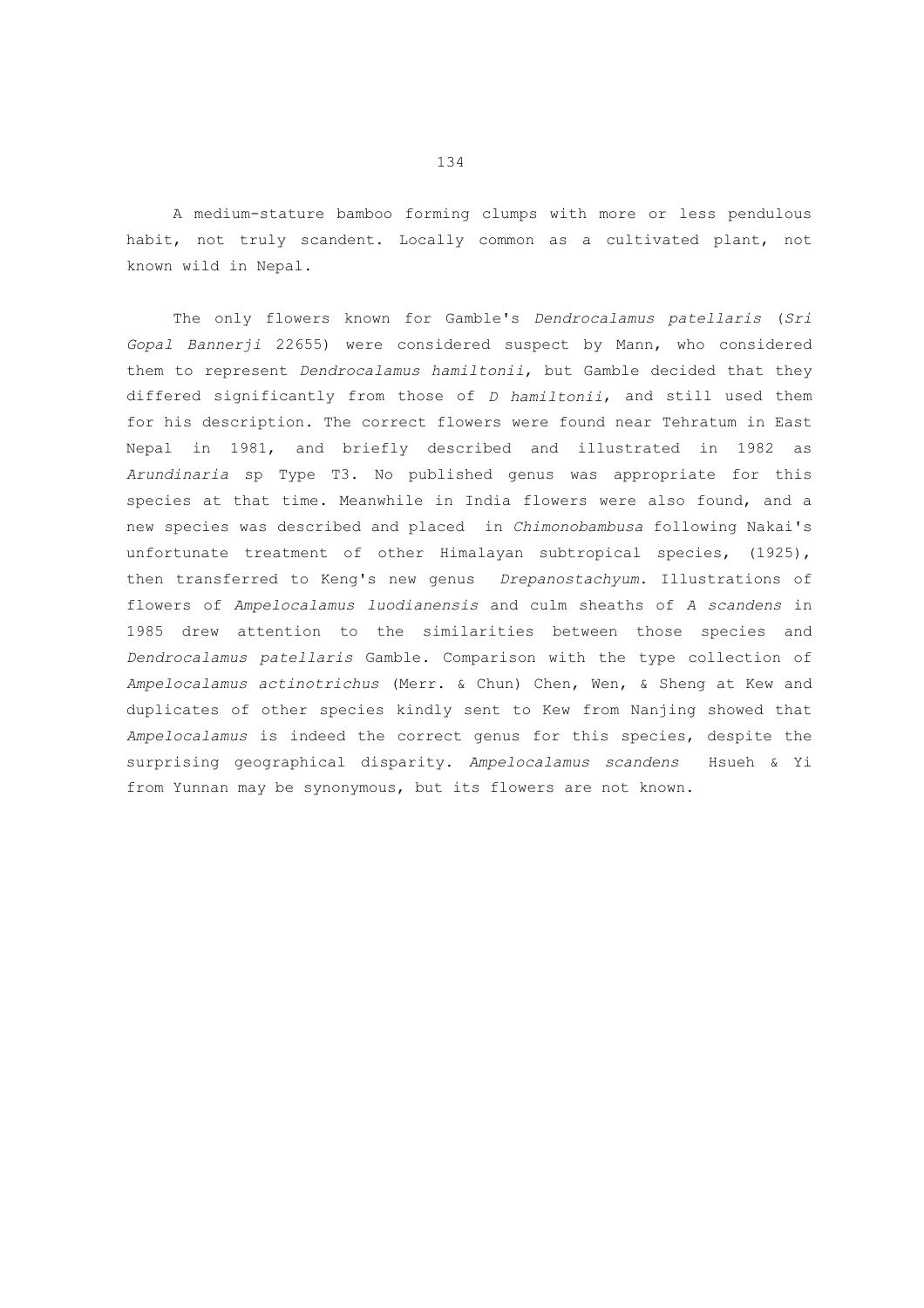A medium-stature bamboo forming clumps with more or less pendulous habit, not truly scandent. Locally common as a cultivated plant, not known wild in Nepal.

The only flowers known for Gamble's *Dendrocalamus patellaris* (*Sri Gopal Bannerji* 22655) were considered suspect by Mann, who considered them to represent *Dendrocalamus hamiltonii*, but Gamble decided that they differed significantly from those of *D hamiltonii*, and still used them for his description. The correct flowers were found near Tehratum in East Nepal in 1981, and briefly described and illustrated in 1982 as *Arundinaria* sp Type T3. No published genus was appropriate for this species at that time. Meanwhile in India flowers were also found, and a new species was described and placed in *Chimonobambusa* following Nakai's unfortunate treatment of other Himalayan subtropical species, (1925), then transferred to Keng's new genus *Drepanostachyum*. Illustrations of flowers of *Ampelocalamus luodianensis* and culm sheaths of *A scandens* in 1985 drew attention to the similarities between those species and *Dendrocalamus patellaris* Gamble. Comparison with the type collection of *Ampelocalamus actinotrichus* (Merr. & Chun) Chen, Wen, & Sheng at Kew and duplicates of other species kindly sent to Kew from Nanjing showed that *Ampelocalamus* is indeed the correct genus for this species, despite the surprising geographical disparity. *Ampelocalamus scandens* Hsueh & Yi from Yunnan may be synonymous, but its flowers are not known.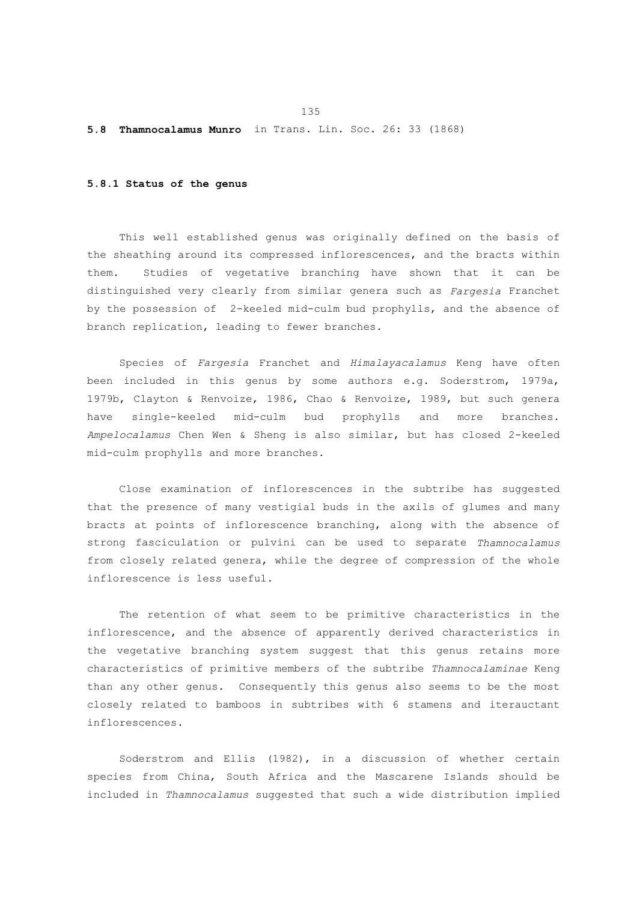## **5.8 Thamnocalamus Munro** in Trans. Lin. Soc. 26: 33 (1868)

### **5.8.1 Status of the genus**

This well established genus was originally defined on the basis of the sheathing around its compressed inflorescences, and the bracts within them. Studies of vegetative branching have shown that it can be distinguished very clearly from similar genera such as *Fargesia* Franchet by the possession of 2-keeled mid-culm bud prophylls, and the absence of branch replication, leading to fewer branches.

Species of *Fargesia* Franchet and *Himalayacalamus* Keng have often been included in this genus by some authors e.g. Soderstrom, 1979a, 1979b, Clayton & Renvoize, 1986, Chao & Renvoize, 1989, but such genera have single-keeled mid-culm bud prophylls and more branches. *Ampelocalamus* Chen Wen & Sheng is also similar, but has closed 2-keeled mid-culm prophylls and more branches.

Close examination of inflorescences in the subtribe has suggested that the presence of many vestigial buds in the axils of glumes and many bracts at points of inflorescence branching, along with the absence of strong fasciculation or pulvini can be used to separate *Thamnocalamus* from closely related genera, while the degree of compression of the whole inflorescence is less useful.

The retention of what seem to be primitive characteristics in the inflorescence, and the absence of apparently derived characteristics in the vegetative branching system suggest that this genus retains more characteristics of primitive members of the subtribe *Thamnocalaminae* Keng than any other genus. Consequently this genus also seems to be the most closely related to bamboos in subtribes with 6 stamens and iterauctant inflorescences.

Soderstrom and Ellis (1982), in a discussion of whether certain species from China, South Africa and the Mascarene Islands should be included in *Thamnocalamus* suggested that such a wide distribution implied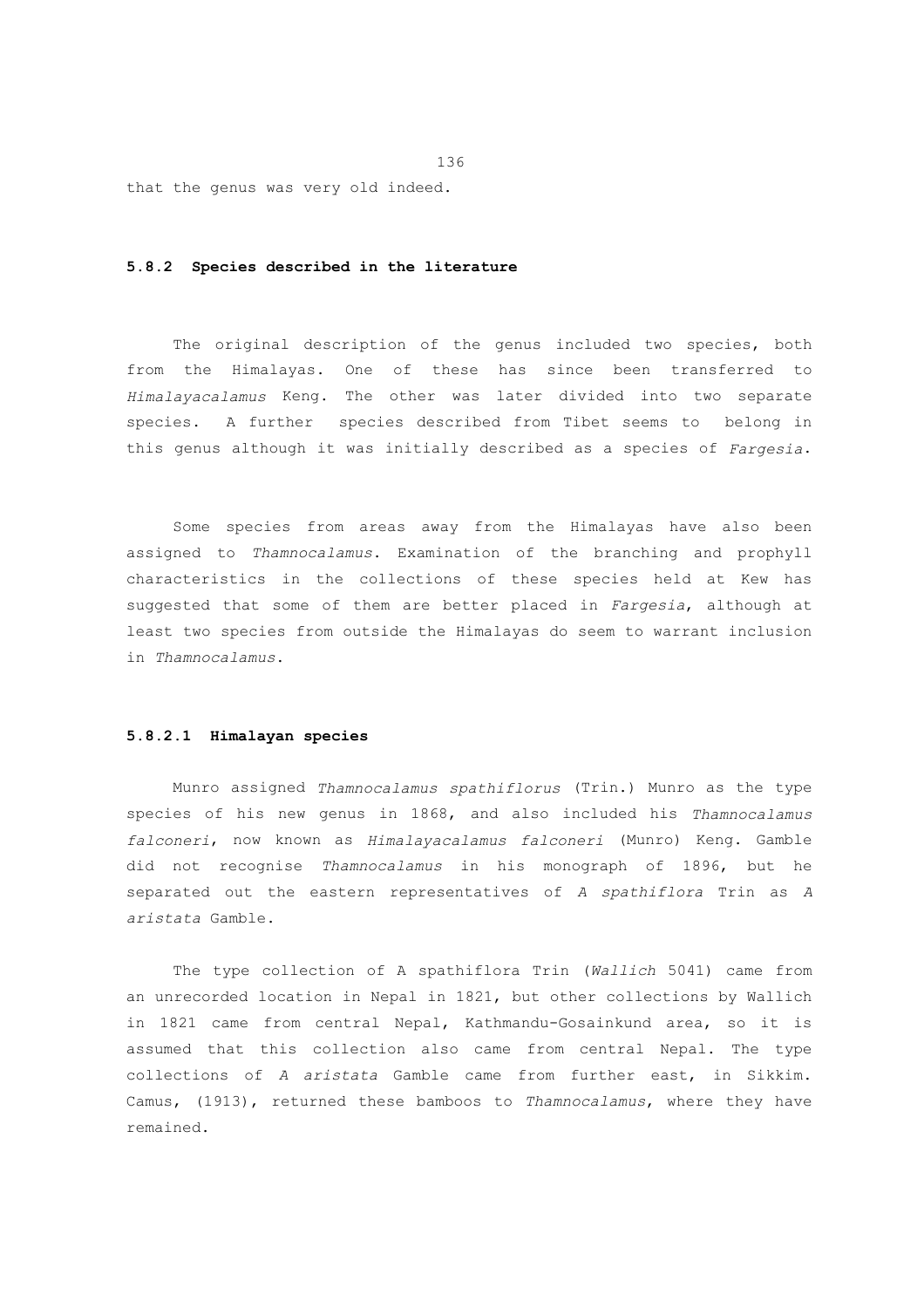that the genus was very old indeed.

### 5.8.2 Species described in the literature

The original description of the genus included two species, both from the Himalayas. One of these has since been transferred to *Himalayacalamus* Keng. The other was later divided into two separate species. A further species described from Tibet seems to belong in this genus although it was initially described as a species of *Fargesia*.

Some species from areas away from the Himalayas have also been assigned to *Thamnocalamus*. Examination of the branching and prophyll characteristics in the collections of these species held at Kew has suggested that some of them are better placed in *Fargesia*, although at least two species from outside the Himalayas do seem to warrant inclusion in *Thamnocalamus*.

#### 5.8.2.1 Himalayan species

Munro assigned *Thamnocalamus spathiflorus* (Trin.) Munro as the type species of his new genus in 1868, and also included his *Thamnocalamus falconeri*, now known as *Himalayacalamus falconeri* (Munro) Keng. Gamble did not recognise *Thamnocalamus* in his monograph of 1896, but he separated out the eastern representatives of *A spathiflora* Trin as *A aristata* Gamble.

The type collection of A spathiflora Trin (*Wallich* 5041) came from an unrecorded location in Nepal in 1821, but other collections by Wallich in 1821 came from central Nepal, Kathmandu-Gosainkund area, so it is assumed that this collection also came from central Nepal. The type collections of *A aristata* Gamble came from further east, in Sikkim. Camus, (1913), returned these bamboos to *Thamnocalamus*, where they have remained.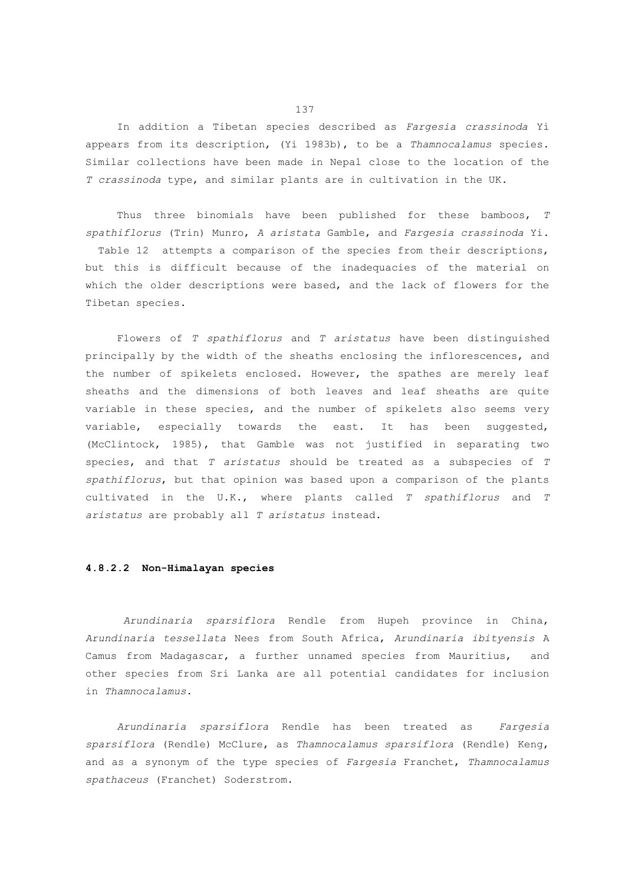In addition a Tibetan species described as *Fargesia crassinoda* Yi appears from its description, (Yi 1983b), to be a *Thamnocalamus* species. Similar collections have been made in Nepal close to the location of the *T crassinoda* type, and similar plants are in cultivation in the UK.

Thus three binomials have been published for these bamboos, *T spathiflorus* (Trin) Munro, *A aristata* Gamble, and *Fargesia crassinoda* Yi. Table 12 attempts a comparison of the species from their descriptions, but this is difficult because of the inadequacies of the material on which the older descriptions were based, and the lack of flowers for the Tibetan species.

Flowers of *T spathiflorus* and *T aristatus* have been distinguished principally by the width of the sheaths enclosing the inflorescences, and the number of spikelets enclosed. However, the spathes are merely leaf sheaths and the dimensions of both leaves and leaf sheaths are quite variable in these species, and the number of spikelets also seems very variable, especially towards the east. It has been suggested, (McClintock, 1985), that Gamble was not justified in separating two species, and that *T aristatus* should be treated as a subspecies of *T spathiflorus*, but that opinion was based upon a comparison of the plants cultivated in the U.K., where plants called *T spathiflorus* and *T aristatus* are probably all *T aristatus* instead.

#### 4.8.2.2 Non-Himalayan species

*Arundinaria sparsiflora* Rendle from Hupeh province in China, *Arundinaria tessellata* Nees from South Africa, *Arundinaria ibityensis* A Camus from Madagascar, a further unnamed species from Mauritius, and other species from Sri Lanka are all potential candidates for inclusion in *Thamnocalamus*.

*Arundinaria sparsiflora* Rendle has been treated as *Fargesia sparsiflora* (Rendle) McClure, as *Thamnocalamus sparsiflora* (Rendle) Keng, and as a synonym of the type species of *Fargesia* Franchet, *Thamnocalamus spathaceus* (Franchet) Soderstrom.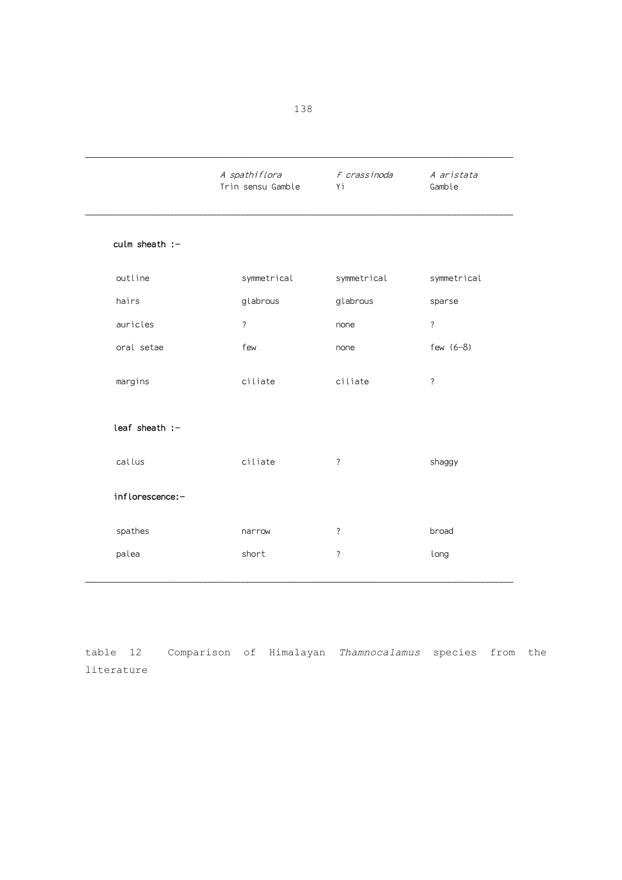| | *A spathiflora* Trin sensu Gamble | *F crassinoda* Yi | *A aristata* Gamble |
|---|---|---|---|
| **culm sheath :-** | | | |
| outline | symmetrical | symmetrical | symmetrical |
| hairs | glabrous | glabrous | sparse |
| auricles | ? | none | ? |
| oral setae | few | none | few (6-8) |
| margins | ciliate | ciliate | ? |
| **leaf sheath :-** | | | |
| callus | ciliate | ? | shaggy |
| **inflorescence:-** | | | |
| spathes | narrow | ? | broad |
| palea | short | ? | long |

table 12 Comparison of Himalayan *Thamnocalamus* species from the literature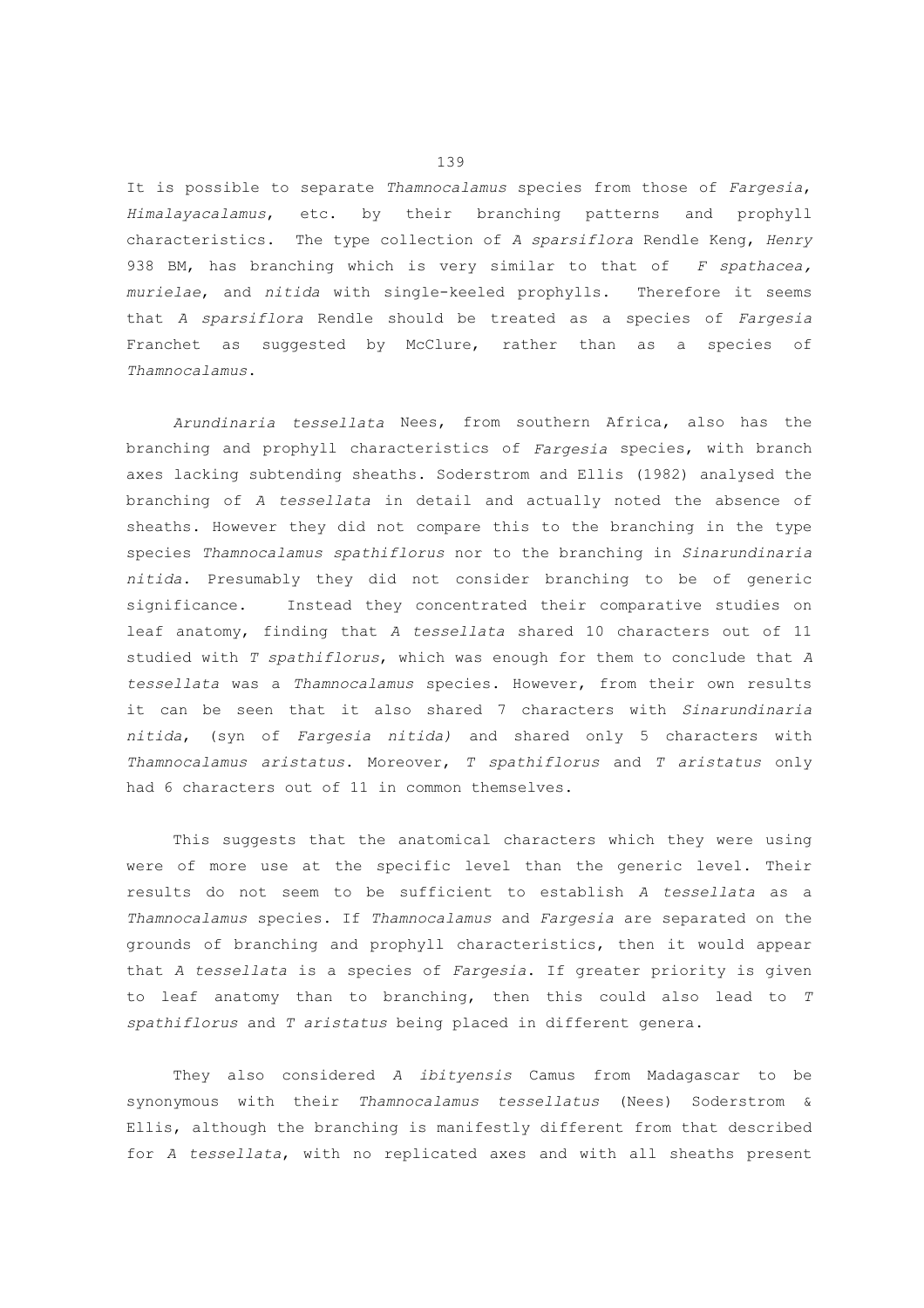It is possible to separate *Thamnocalamus* species from those of *Fargesia*, *Himalayacalamus*, etc. by their branching patterns and prophyll characteristics. The type collection of *A sparsiflora* Rendle Keng, *Henry* 938 BM, has branching which is very similar to that of *F spathacea, murielae*, and *nitida* with single-keeled prophylls. Therefore it seems that *A sparsiflora* Rendle should be treated as a species of *Fargesia* Franchet as suggested by McClure, rather than as a species of *Thamnocalamus*.

*Arundinaria tessellata* Nees, from southern Africa, also has the branching and prophyll characteristics of *Fargesia* species, with branch axes lacking subtending sheaths. Soderstrom and Ellis (1982) analysed the branching of *A tessellata* in detail and actually noted the absence of sheaths. However they did not compare this to the branching in the type species *Thamnocalamus spathiflorus* nor to the branching in *Sinarundinaria nitida*. Presumably they did not consider branching to be of generic significance. Instead they concentrated their comparative studies on leaf anatomy, finding that *A tessellata* shared 10 characters out of 11 studied with *T spathiflorus*, which was enough for them to conclude that *A tessellata* was a *Thamnocalamus* species. However, from their own results it can be seen that it also shared 7 characters with *Sinarundinaria nitida*, (syn of *Fargesia nitida)* and shared only 5 characters with *Thamnocalamus aristatus.* Moreover, *T spathiflorus* and *T aristatus* only had 6 characters out of 11 in common themselves.

This suggests that the anatomical characters which they were using were of more use at the specific level than the generic level. Their results do not seem to be sufficient to establish *A tessellata* as a *Thamnocalamus* species. If *Thamnocalamus* and *Fargesia* are separated on the grounds of branching and prophyll characteristics, then it would appear that *A tessellata* is a species of *Fargesia*. If greater priority is given to leaf anatomy than to branching, then this could also lead to *T spathiflorus* and *T aristatus* being placed in different genera.

They also considered *A ibityensis* Camus from Madagascar to be synonymous with their *Thamnocalamus tessellatus* (Nees) Soderstrom & Ellis, although the branching is manifestly different from that described for *A tessellata*, with no replicated axes and with all sheaths present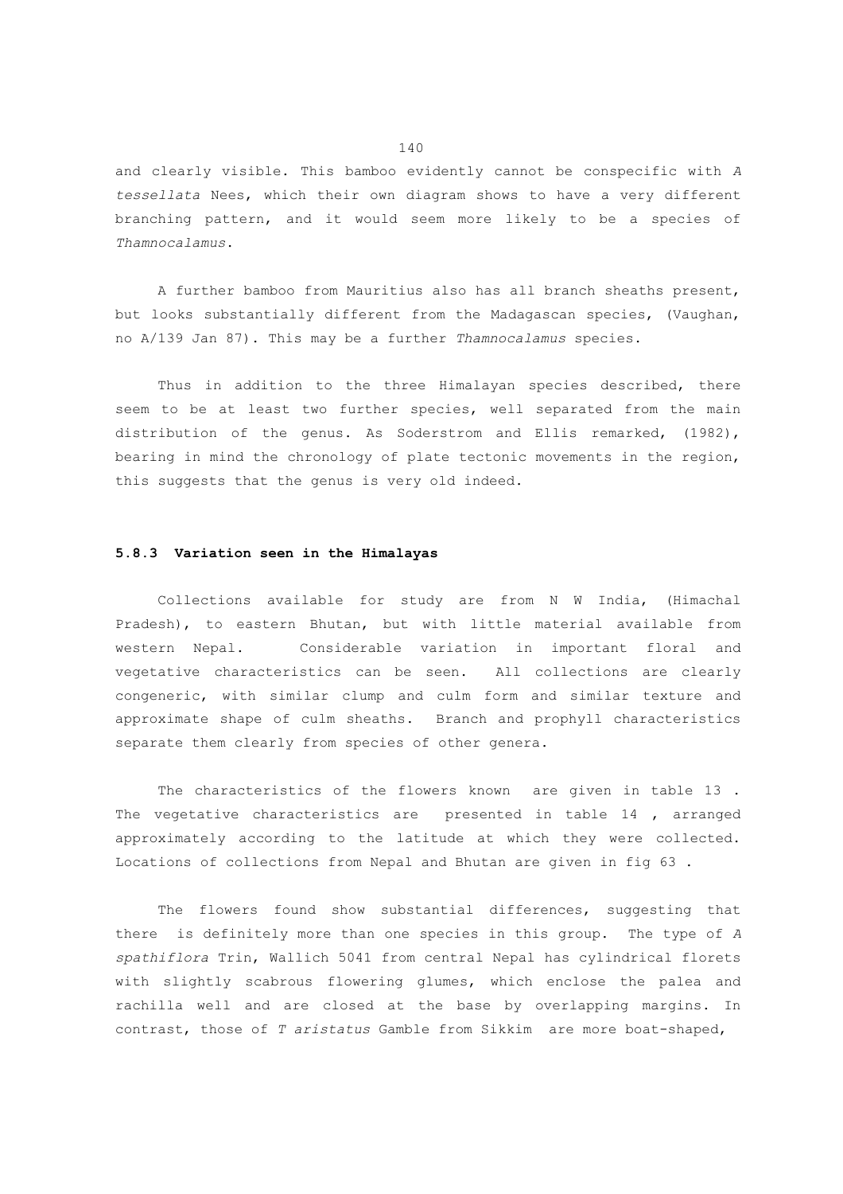and clearly visible. This bamboo evidently cannot be conspecific with *A tessellata* Nees, which their own diagram shows to have a very different branching pattern, and it would seem more likely to be a species of *Thamnocalamus*.

A further bamboo from Mauritius also has all branch sheaths present, but looks substantially different from the Madagascan species, (Vaughan, no A/139 Jan 87). This may be a further *Thamnocalamus* species.

Thus in addition to the three Himalayan species described, there seem to be at least two further species, well separated from the main distribution of the genus. As Soderstrom and Ellis remarked, (1982), bearing in mind the chronology of plate tectonic movements in the region, this suggests that the genus is very old indeed.

### 5.8.3 Variation seen in the Himalayas

Collections available for study are from N W India, (Himachal Pradesh), to eastern Bhutan, but with little material available from western Nepal. Considerable variation in important floral and vegetative characteristics can be seen. All collections are clearly congeneric, with similar clump and culm form and similar texture and approximate shape of culm sheaths. Branch and prophyll characteristics separate them clearly from species of other genera.

The characteristics of the flowers known are given in table 13 . The vegetative characteristics are presented in table 14 , arranged approximately according to the latitude at which they were collected. Locations of collections from Nepal and Bhutan are given in fig 63 .

The flowers found show substantial differences, suggesting that there is definitely more than one species in this group. The type of *A spathiflora* Trin, Wallich 5041 from central Nepal has cylindrical florets with slightly scabrous flowering glumes, which enclose the palea and rachilla well and are closed at the base by overlapping margins. In contrast, those of *T aristatus* Gamble from Sikkim are more boat-shaped,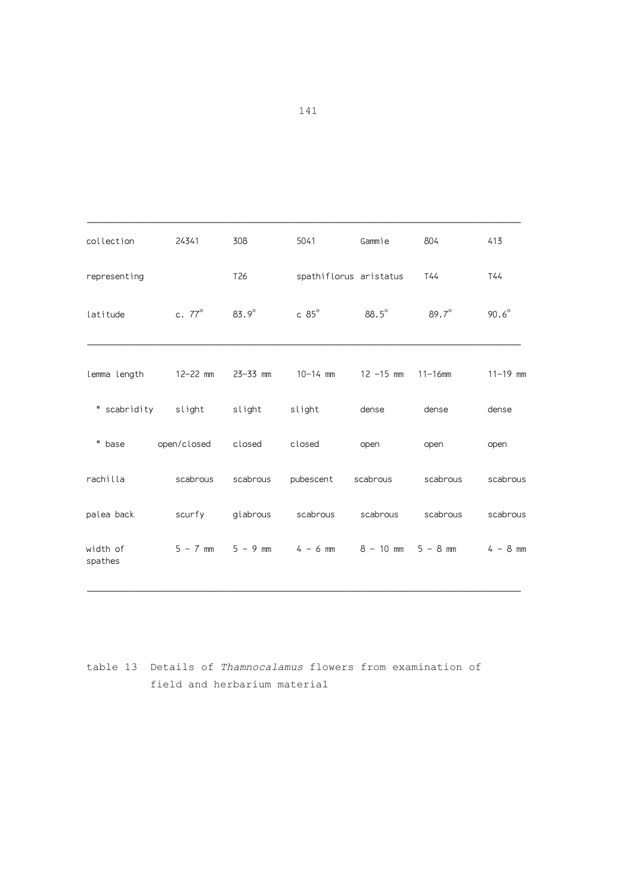| collection | 24341 | 308 | 5041 | Gammie | 804 | 413 |
|---|---|---|---|---|---|---|
| representing | | T26 | spathiflorus | aristatus | T44 | T44 |
| latitude | c. 77° | 83.9° | c 85° | 88.5° | 89.7° | 90.6° |
| lemma length | 12–22 mm | 23–33 mm | 10–14 mm | 12 –15 mm | 11–16mm | 11–19 mm |
| " scabridity | slight | slight | slight | dense | dense | dense |
| " base | open/closed | closed | closed | open | open | open |
| rachilla | scabrous | scabrous | pubescent | scabrous | scabrous | scabrous |
| palea back | scurfy | glabrous | scabrous | scabrous | scabrous | scabrous |
| width of spathes | 5 – 7 mm | 5 – 9 mm | 4 – 6 mm | 8 – 10 mm | 5 – 8 mm | 4 – 8 mm |

table 13 Details of *Thamnocalamus* flowers from examination of field and herbarium material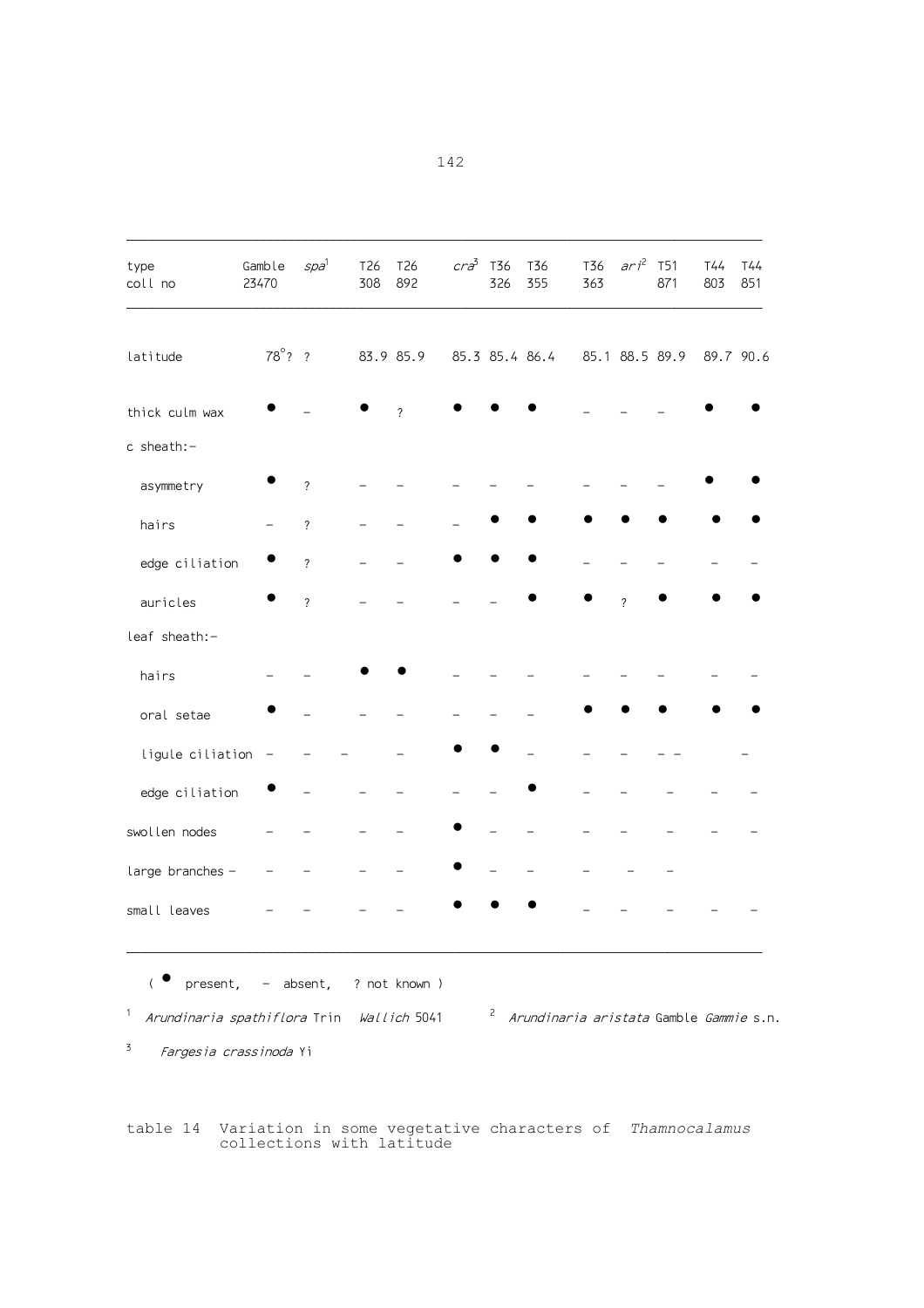| type<br>coll no | Gamble<br>23470 | *spa*[1] | T26<br>308 | T26<br>892 | *cra*[3] | T36<br>326 | T36<br>355 | T36<br>363 | *ari*[2] | T51<br>871 | T44<br>803 | T44<br>851 |
|---|---|---|---|---|---|---|---|---|---|---|---|---|
| latitude | 78°? | ? | 83.9 | 85.9 | 85.3 | 85.4 | 86.4 | 85.1 | 88.5 | 89.9 | 89.7 | 90.6 |
| thick culm wax | ● | – | ● | ? | ● | ● | ● | – | – | – | ● | ● |
| c sheath:– | | | | | | | | | | | | |
| asymmetry | ● | ? | – | – | – | – | – | – | – | – | ● | ● |
| hairs | – | ? | – | – | – | ● | ● | ● | ● | ● | ● | ● |
| edge ciliation | ● | ? | – | – | ● | ● | ● | – | – | – | – | – |
| auricles | ● | ? | – | – | – | – | ● | ● | ? | ● | ● | ● |
| leaf sheath:– | | | | | | | | | | | | |
| hairs | – | – | ● | ● | – | – | – | – | – | – | – | – |
| oral setae | ● | – | – | – | – | – | – | ● | ● | ● | ● | ● |
| ligule ciliation | – | – | – | – | ● | ● | – | – | – | – – | | – |
| edge ciliation | ● | – | – | – | – | – | ● | – | – | – | – | – |
| swollen nodes | – | – | – | – | ● | – | – | – | – | – | – | – |
| large branches | – | – | – | – | ● | – | – | – | – | – | | |
| small leaves | – | – | – | – | ● | ● | ● | – | – | – | – | – |

( ● present, – absent, ? not known )

[1] *Arundinaria spathiflora* Trin *Wallich* 5041 [2] *Arundinaria aristata* Gamble *Gammie* s.n.

[3] *Fargesia crassinoda* Yi

table 14 Variation in some vegetative characters of *Thamnocalamus* collections with latitude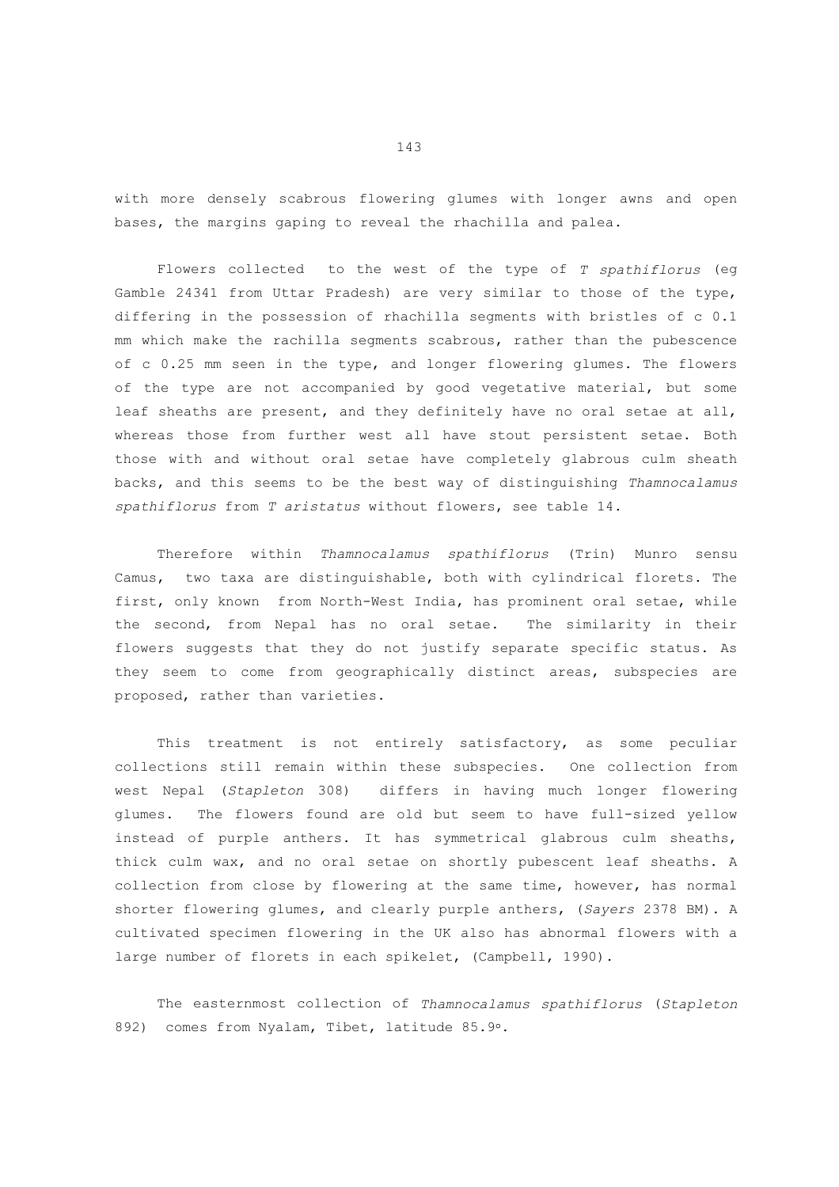with more densely scabrous flowering glumes with longer awns and open bases, the margins gaping to reveal the rhachilla and palea.

Flowers collected to the west of the type of *T spathiflorus* (eg Gamble 24341 from Uttar Pradesh) are very similar to those of the type, differing in the possession of rhachilla segments with bristles of c 0.1 mm which make the rachilla segments scabrous, rather than the pubescence of c 0.25 mm seen in the type, and longer flowering glumes. The flowers of the type are not accompanied by good vegetative material, but some leaf sheaths are present, and they definitely have no oral setae at all, whereas those from further west all have stout persistent setae. Both those with and without oral setae have completely glabrous culm sheath backs, and this seems to be the best way of distinguishing *Thamnocalamus spathiflorus* from *T aristatus* without flowers, see table 14.

Therefore within *Thamnocalamus spathiflorus* (Trin) Munro sensu Camus, two taxa are distinguishable, both with cylindrical florets. The first, only known from North-West India, has prominent oral setae, while the second, from Nepal has no oral setae. The similarity in their flowers suggests that they do not justify separate specific status. As they seem to come from geographically distinct areas, subspecies are proposed, rather than varieties.

This treatment is not entirely satisfactory, as some peculiar collections still remain within these subspecies. One collection from west Nepal (*Stapleton* 308) differs in having much longer flowering glumes. The flowers found are old but seem to have full-sized yellow instead of purple anthers. It has symmetrical glabrous culm sheaths, thick culm wax, and no oral setae on shortly pubescent leaf sheaths. A collection from close by flowering at the same time, however, has normal shorter flowering glumes, and clearly purple anthers, (*Sayers* 2378 BM). A cultivated specimen flowering in the UK also has abnormal flowers with a large number of florets in each spikelet, (Campbell, 1990).

The easternmost collection of *Thamnocalamus spathiflorus* (*Stapleton* 892) comes from Nyalam, Tibet, latitude 85.9º.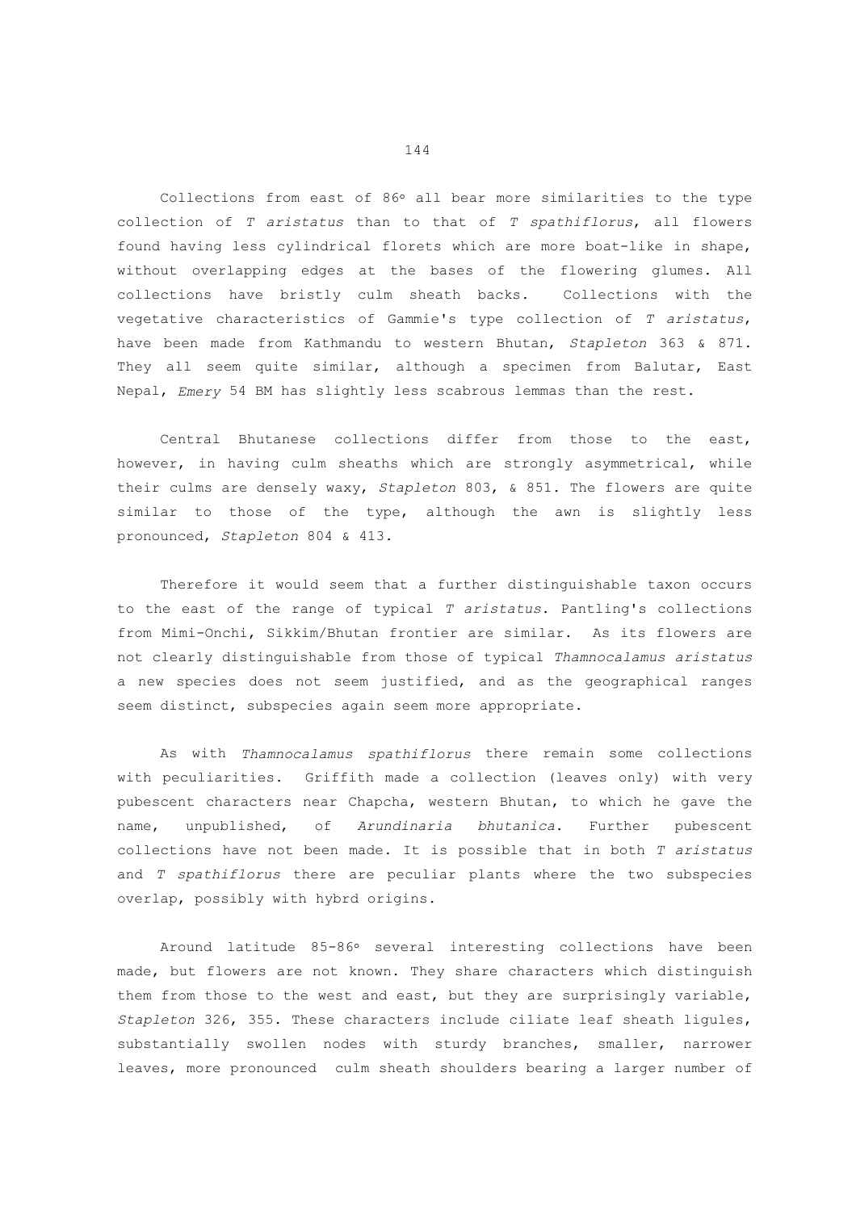Collections from east of 86º all bear more similarities to the type collection of *T aristatus* than to that of *T spathiflorus*, all flowers found having less cylindrical florets which are more boat-like in shape, without overlapping edges at the bases of the flowering glumes. All collections have bristly culm sheath backs. Collections with the vegetative characteristics of Gammie's type collection of *T aristatus*, have been made from Kathmandu to western Bhutan, *Stapleton* 363 & 871. They all seem quite similar, although a specimen from Balutar, East Nepal, *Emery* 54 BM has slightly less scabrous lemmas than the rest.

Central Bhutanese collections differ from those to the east, however, in having culm sheaths which are strongly asymmetrical, while their culms are densely waxy, *Stapleton* 803, & 851. The flowers are quite similar to those of the type, although the awn is slightly less pronounced, *Stapleton* 804 & 413.

Therefore it would seem that a further distinguishable taxon occurs to the east of the range of typical *T aristatus*. Pantling's collections from Mimi-Onchi, Sikkim/Bhutan frontier are similar. As its flowers are not clearly distinguishable from those of typical *Thamnocalamus aristatus* a new species does not seem justified, and as the geographical ranges seem distinct, subspecies again seem more appropriate.

As with *Thamnocalamus spathiflorus* there remain some collections with peculiarities. Griffith made a collection (leaves only) with very pubescent characters near Chapcha, western Bhutan, to which he gave the name, unpublished, of *Arundinaria bhutanica*. Further pubescent collections have not been made. It is possible that in both *T aristatus* and *T spathiflorus* there are peculiar plants where the two subspecies overlap, possibly with hybrd origins.

Around latitude 85-86º several interesting collections have been made, but flowers are not known. They share characters which distinguish them from those to the west and east, but they are surprisingly variable, *Stapleton* 326, 355. These characters include ciliate leaf sheath ligules, substantially swollen nodes with sturdy branches, smaller, narrower leaves, more pronounced culm sheath shoulders bearing a larger number of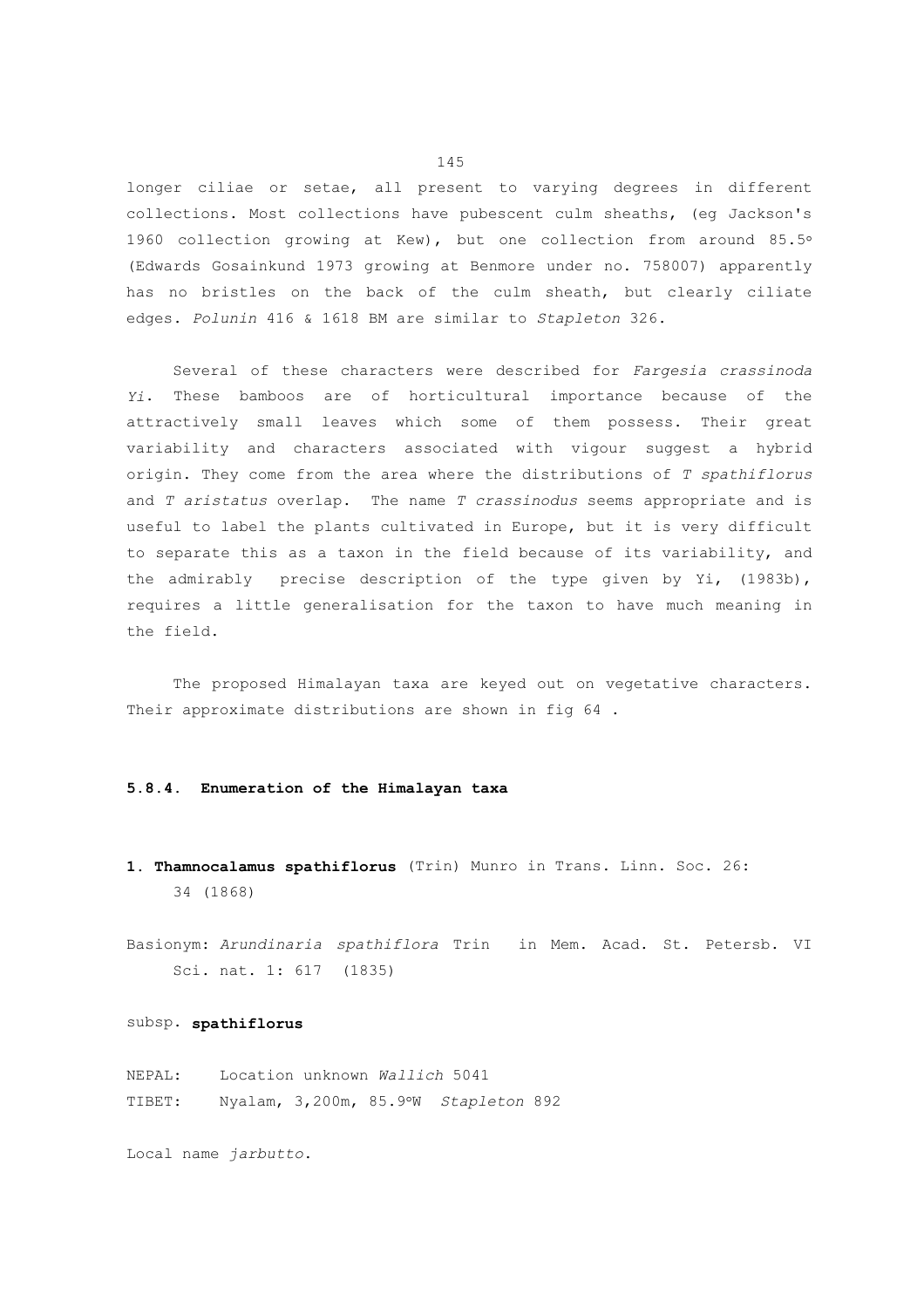longer ciliae or setae, all present to varying degrees in different collections. Most collections have pubescent culm sheaths, (eg Jackson's 1960 collection growing at Kew), but one collection from around 85.5° (Edwards Gosainkund 1973 growing at Benmore under no. 758007) apparently has no bristles on the back of the culm sheath, but clearly ciliate edges. *Polunin* 416 & 1618 BM are similar to *Stapleton* 326.

Several of these characters were described for *Fargesia crassinoda Yi*. These bamboos are of horticultural importance because of the attractively small leaves which some of them possess. Their great variability and characters associated with vigour suggest a hybrid origin. They come from the area where the distributions of *T spathiflorus* and *T aristatus* overlap. The name *T crassinodus* seems appropriate and is useful to label the plants cultivated in Europe, but it is very difficult to separate this as a taxon in the field because of its variability, and the admirably precise description of the type given by Yi, (1983b), requires a little generalisation for the taxon to have much meaning in the field.

The proposed Himalayan taxa are keyed out on vegetative characters. Their approximate distributions are shown in fig 64 .

### 5.8.4. Enumeration of the Himalayan taxa

**1. Thamnocalamus spathiflorus** (Trin) Munro in Trans. Linn. Soc. 26: 34 (1868)

Basionym: *Arundinaria spathiflora* Trin in Mem. Acad. St. Petersb. VI Sci. nat. 1: 617 (1835)

subsp. **spathiflorus**

NEPAL: Location unknown *Wallich* 5041

TIBET: Nyalam, 3,200m, 85.9°W *Stapleton* 892

Local name *jarbutto*.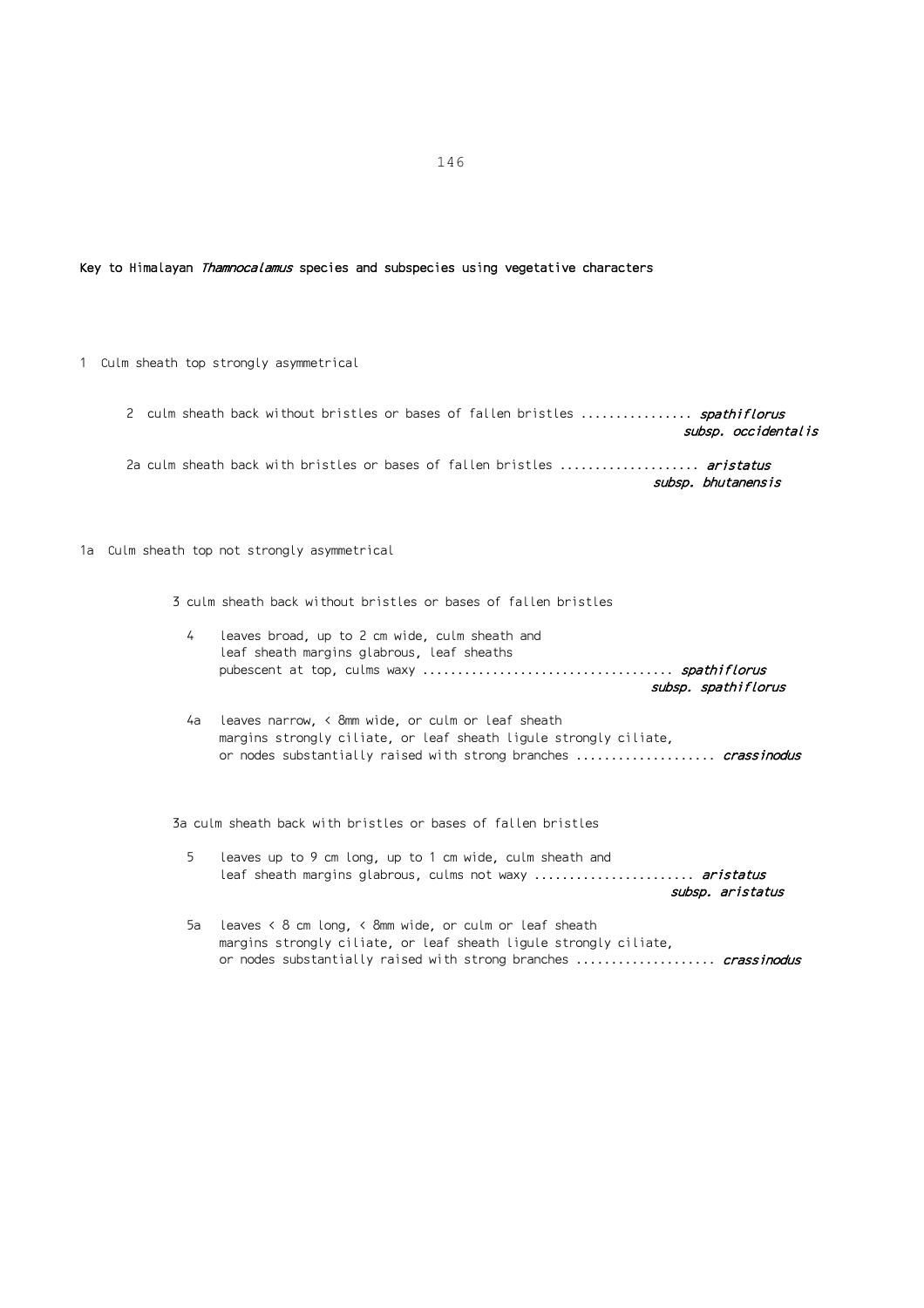## Key to Himalayan *Thamnocalamus* species and subspecies using vegetative characters

1 Culm sheath top strongly asymmetrical

- 2 culm sheath back without bristles or bases of fallen bristles ................ *spathiflorus subsp. occidentalis*

- 2a culm sheath back with bristles or bases of fallen bristles .................... *aristatus subsp. bhutanensis*

1a Culm sheath top not strongly asymmetrical

- 3 culm sheath back without bristles or bases of fallen bristles

  - 4 leaves broad, up to 2 cm wide, culm sheath and leaf sheath margins glabrous, leaf sheaths pubescent at top, culms waxy .................................... *spathiflorus subsp. spathiflorus*

  - 4a leaves narrow, < 8mm wide, or culm or leaf sheath margins strongly ciliate, or leaf sheath ligule strongly ciliate, or nodes substantially raised with strong branches .................... *crassinodus*

- 3a culm sheath back with bristles or bases of fallen bristles

  - 5 leaves up to 9 cm long, up to 1 cm wide, culm sheath and leaf sheath margins glabrous, culms not waxy ....................... *aristatus subsp. aristatus*

  - 5a leaves < 8 cm long, < 8mm wide, or culm or leaf sheath margins strongly ciliate, or leaf sheath ligule strongly ciliate, or nodes substantially raised with strong branches .................... *crassinodus*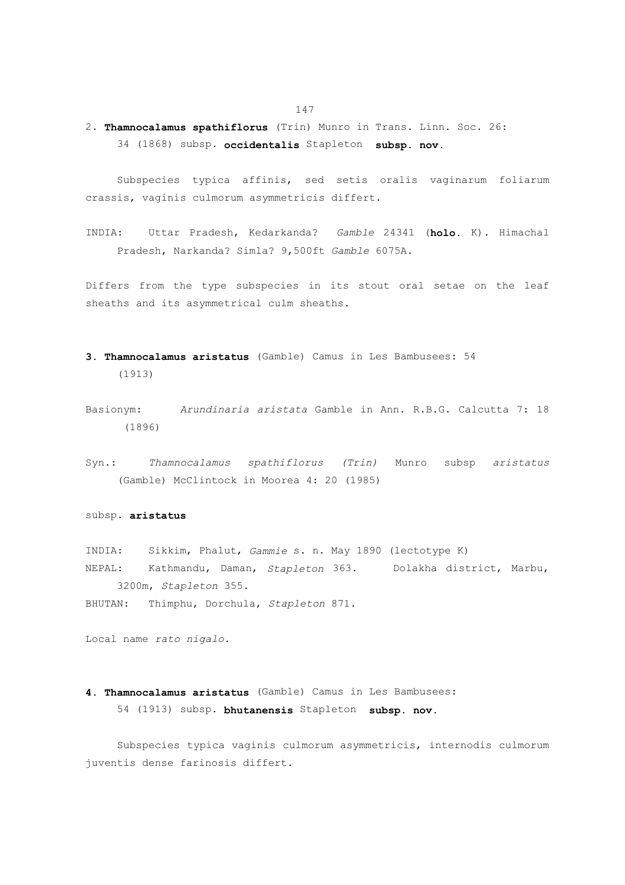2. **Thamnocalamus spathiflorus** (Trin) Munro in Trans. Linn. Soc. 26: 34 (1868) subsp. **occidentalis** Stapleton **subsp. nov.**

Subspecies typica affinis, sed setis oralis vaginarum foliarum crassis, vaginis culmorum asymmetricis differt.

INDIA: Uttar Pradesh, Kedarkanda? *Gamble* 24341 (**holo.** K). Himachal Pradesh, Narkanda? Simla? 9,500ft *Gamble* 6075A.

Differs from the type subspecies in its stout oral setae on the leaf sheaths and its asymmetrical culm sheaths.

3. **Thamnocalamus aristatus** (Gamble) Camus in Les Bambusees: 54 (1913)

Basionym: *Arundinaria aristata* Gamble in Ann. R.B.G. Calcutta 7: 18 (1896)

Syn.: *Thamnocalamus spathiflorus (Trin)* Munro subsp *aristatus* (Gamble) McClintock in Moorea 4: 20 (1985)

subsp. **aristatus**

INDIA: Sikkim, Phalut, *Gammie* s. n. May 1890 (lectotype K)
NEPAL: Kathmandu, Daman, *Stapleton* 363. Dolakha district, Marbu, 3200m, *Stapleton* 355.
BHUTAN: Thimphu, Dorchula, *Stapleton* 871.

Local name *rato nigalo*.

4. **Thamnocalamus aristatus** (Gamble) Camus in Les Bambusees: 54 (1913) subsp. **bhutanensis** Stapleton **subsp. nov.**

Subspecies typica vaginis culmorum asymmetricis, internodis culmorum juventis dense farinosis differt.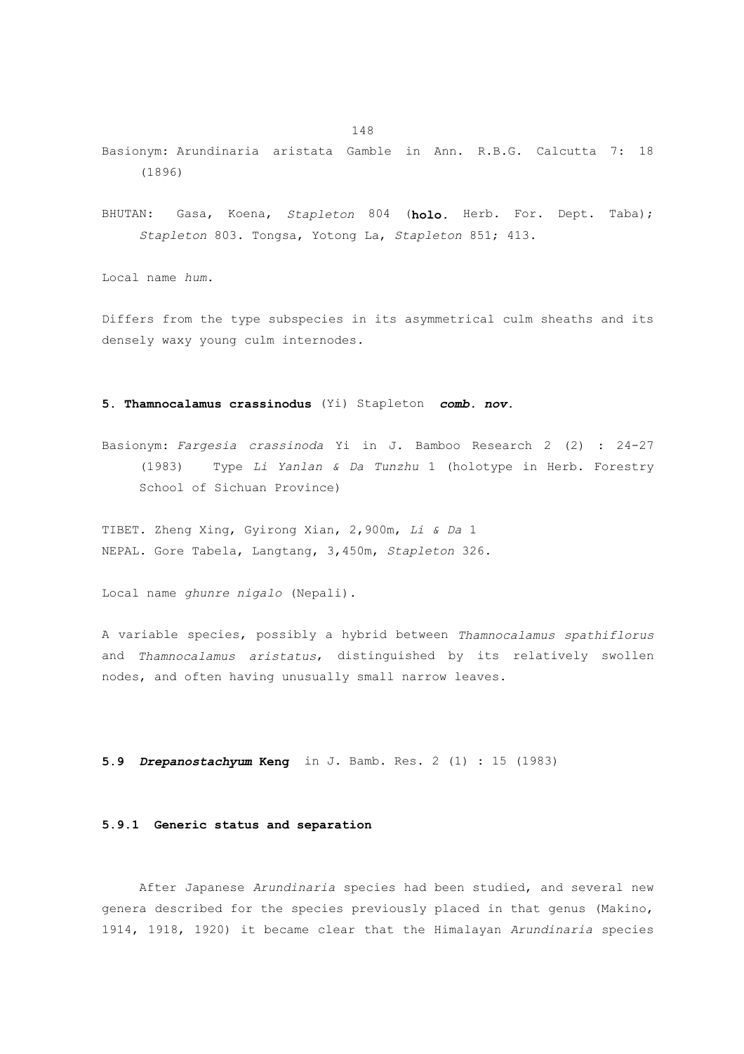Basionym: Arundinaria aristata Gamble in Ann. R.B.G. Calcutta 7: 18 (1896)

BHUTAN: Gasa, Koena, *Stapleton* 804 (**holo.** Herb. For. Dept. Taba); *Stapleton* 803. Tongsa, Yotong La, *Stapleton* 851; 413.

Local name *hum*.

Differs from the type subspecies in its asymmetrical culm sheaths and its densely waxy young culm internodes.

**5. Thamnocalamus crassinodus** (Yi) Stapleton ***comb. nov.***

Basionym: *Fargesia crassinoda* Yi in J. Bamboo Research 2 (2) : 24-27 (1983) Type *Li Yanlan & Da Tunzhu* 1 (holotype in Herb. Forestry School of Sichuan Province)

TIBET. Zheng Xing, Gyirong Xian, 2,900m, *Li & Da* 1
NEPAL. Gore Tabela, Langtang, 3,450m, *Stapleton* 326.

Local name *ghunre nigalo* (Nepali).

A variable species, possibly a hybrid between *Thamnocalamus spathiflorus* and *Thamnocalamus aristatus*, distinguished by its relatively swollen nodes, and often having unusually small narrow leaves.

## 5.9 ***Drepanostachyum* Keng** in J. Bamb. Res. 2 (1) : 15 (1983)

### 5.9.1 Generic status and separation

After Japanese *Arundinaria* species had been studied, and several new genera described for the species previously placed in that genus (Makino, 1914, 1918, 1920) it became clear that the Himalayan *Arundinaria* species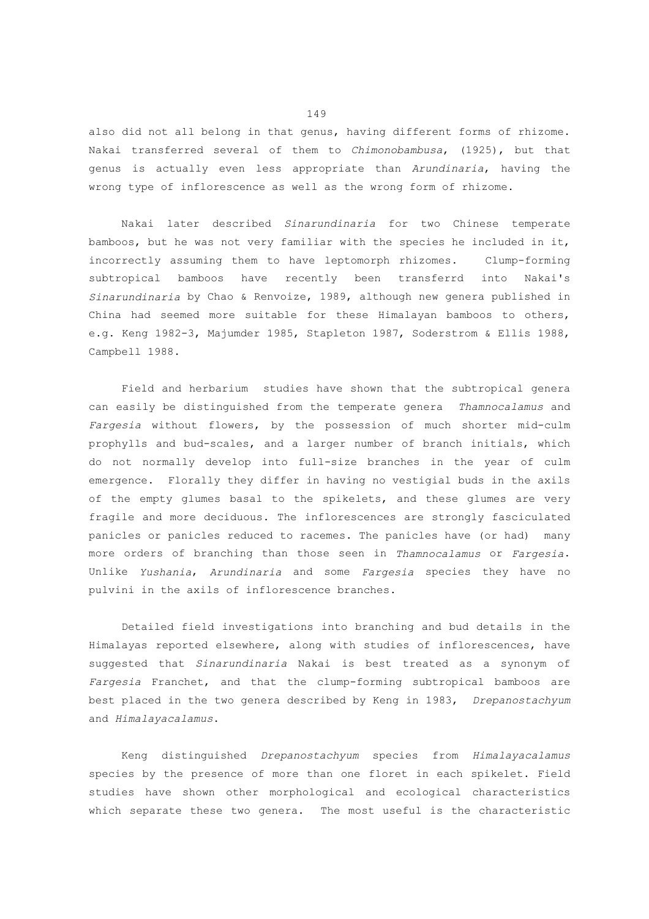also did not all belong in that genus, having different forms of rhizome. Nakai transferred several of them to *Chimonobambusa*, (1925), but that genus is actually even less appropriate than *Arundinaria*, having the wrong type of inflorescence as well as the wrong form of rhizome.

Nakai later described *Sinarundinaria* for two Chinese temperate bamboos, but he was not very familiar with the species he included in it, incorrectly assuming them to have leptomorph rhizomes. Clump-forming subtropical bamboos have recently been transferrd into Nakai's *Sinarundinaria* by Chao & Renvoize, 1989, although new genera published in China had seemed more suitable for these Himalayan bamboos to others, e.g. Keng 1982-3, Majumder 1985, Stapleton 1987, Soderstrom & Ellis 1988, Campbell 1988.

Field and herbarium studies have shown that the subtropical genera can easily be distinguished from the temperate genera *Thamnocalamus* and *Fargesia* without flowers, by the possession of much shorter mid-culm prophylls and bud-scales, and a larger number of branch initials, which do not normally develop into full-size branches in the year of culm emergence. Florally they differ in having no vestigial buds in the axils of the empty glumes basal to the spikelets, and these glumes are very fragile and more deciduous. The inflorescences are strongly fasciculated panicles or panicles reduced to racemes. The panicles have (or had) many more orders of branching than those seen in *Thamnocalamus* or *Fargesia*. Unlike *Yushania*, *Arundinaria* and some *Fargesia* species they have no pulvini in the axils of inflorescence branches.

Detailed field investigations into branching and bud details in the Himalayas reported elsewhere, along with studies of inflorescences, have suggested that *Sinarundinaria* Nakai is best treated as a synonym of *Fargesia* Franchet, and that the clump-forming subtropical bamboos are best placed in the two genera described by Keng in 1983, *Drepanostachyum* and *Himalayacalamus*.

Keng distinguished *Drepanostachyum* species from *Himalayacalamus* species by the presence of more than one floret in each spikelet. Field studies have shown other morphological and ecological characteristics which separate these two genera. The most useful is the characteristic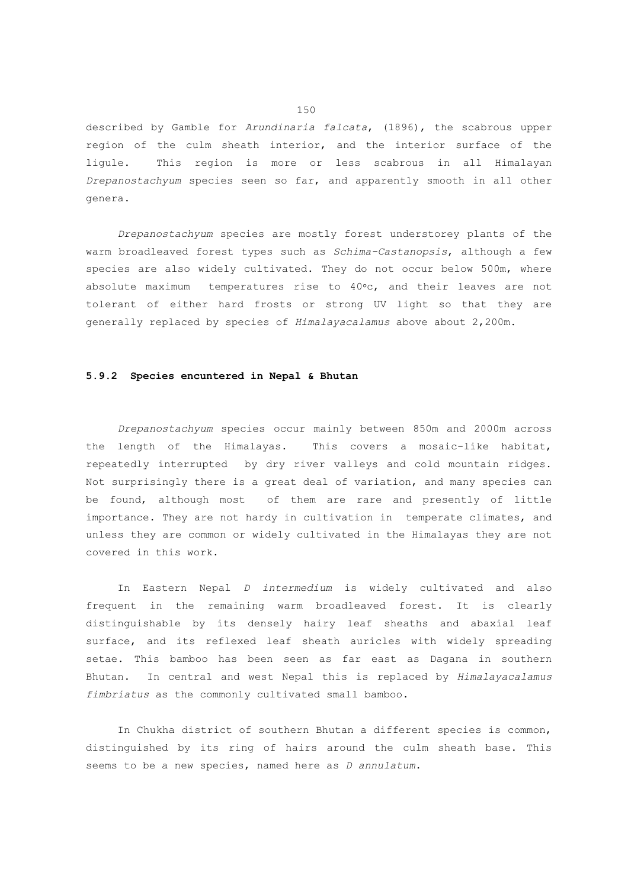described by Gamble for *Arundinaria falcata*, (1896), the scabrous upper region of the culm sheath interior, and the interior surface of the ligule. This region is more or less scabrous in all Himalayan *Drepanostachyum* species seen so far, and apparently smooth in all other genera.

*Drepanostachyum* species are mostly forest understorey plants of the warm broadleaved forest types such as *Schima-Castanopsis*, although a few species are also widely cultivated. They do not occur below 500m, where absolute maximum temperatures rise to 40ºc, and their leaves are not tolerant of either hard frosts or strong UV light so that they are generally replaced by species of *Himalayacalamus* above about 2,200m.

### 5.9.2 Species encuntered in Nepal & Bhutan

*Drepanostachyum* species occur mainly between 850m and 2000m across the length of the Himalayas. This covers a mosaic-like habitat, repeatedly interrupted by dry river valleys and cold mountain ridges. Not surprisingly there is a great deal of variation, and many species can be found, although most of them are rare and presently of little importance. They are not hardy in cultivation in temperate climates, and unless they are common or widely cultivated in the Himalayas they are not covered in this work.

In Eastern Nepal *D intermedium* is widely cultivated and also frequent in the remaining warm broadleaved forest. It is clearly distinguishable by its densely hairy leaf sheaths and abaxial leaf surface, and its reflexed leaf sheath auricles with widely spreading setae. This bamboo has been seen as far east as Dagana in southern Bhutan. In central and west Nepal this is replaced by *Himalayacalamus fimbriatus* as the commonly cultivated small bamboo.

In Chukha district of southern Bhutan a different species is common, distinguished by its ring of hairs around the culm sheath base. This seems to be a new species, named here as *D annulatum*.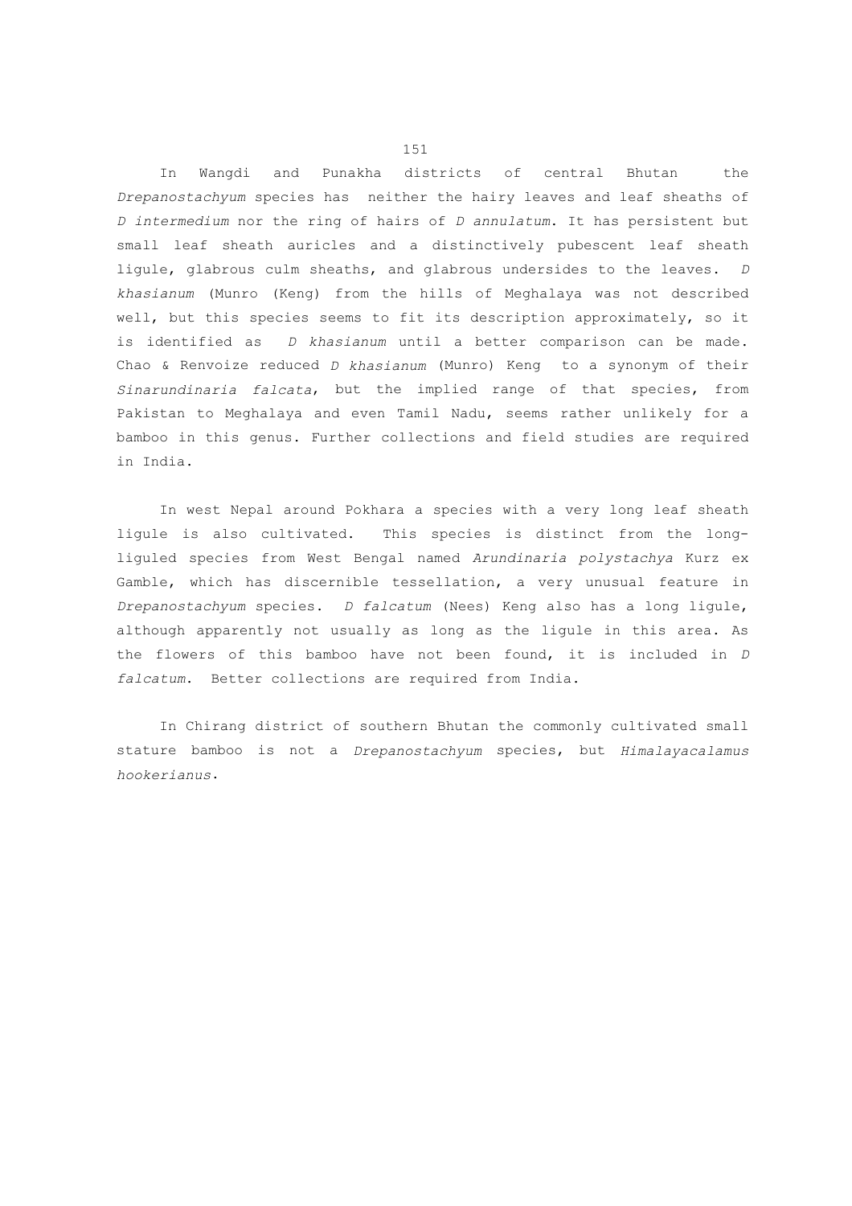In Wangdi and Punakha districts of central Bhutan the *Drepanostachyum* species has neither the hairy leaves and leaf sheaths of *D intermedium* nor the ring of hairs of *D annulatum*. It has persistent but small leaf sheath auricles and a distinctively pubescent leaf sheath ligule, glabrous culm sheaths, and glabrous undersides to the leaves. *D khasianum* (Munro (Keng) from the hills of Meghalaya was not described well, but this species seems to fit its description approximately, so it is identified as *D khasianum* until a better comparison can be made. Chao & Renvoize reduced *D khasianum* (Munro) Keng to a synonym of their *Sinarundinaria falcata*, but the implied range of that species, from Pakistan to Meghalaya and even Tamil Nadu, seems rather unlikely for a bamboo in this genus. Further collections and field studies are required in India.

In west Nepal around Pokhara a species with a very long leaf sheath ligule is also cultivated. This species is distinct from the long-liguled species from West Bengal named *Arundinaria polystachya* Kurz ex Gamble, which has discernible tessellation, a very unusual feature in *Drepanostachyum* species. *D falcatum* (Nees) Keng also has a long ligule, although apparently not usually as long as the ligule in this area. As the flowers of this bamboo have not been found, it is included in *D falcatum*. Better collections are required from India.

In Chirang district of southern Bhutan the commonly cultivated small stature bamboo is not a *Drepanostachyum* species, but *Himalayacalamus hookerianus*.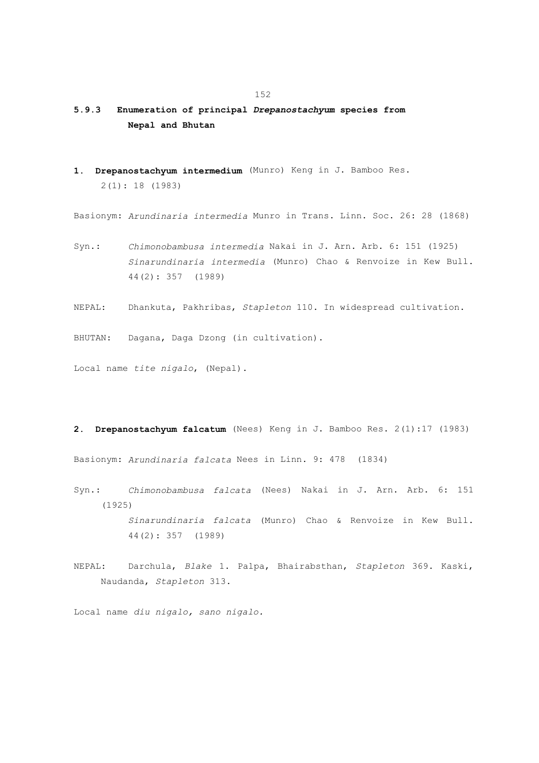### 5.9.3 Enumeration of principal *Drepanostachyum* species from Nepal and Bhutan

**1. Drepanostachyum intermedium** (Munro) Keng in J. Bamboo Res. 2(1): 18 (1983)

Basionym: *Arundinaria intermedia* Munro in Trans. Linn. Soc. 26: 28 (1868)

Syn.: *Chimonobambusa intermedia* Nakai in J. Arn. Arb. 6: 151 (1925)
*Sinarundinaria intermedia* (Munro) Chao & Renvoize in Kew Bull. 44(2): 357 (1989)

NEPAL: Dhankuta, Pakhribas, *Stapleton* 110. In widespread cultivation.

BHUTAN: Dagana, Daga Dzong (in cultivation).

Local name *tite nigalo*, (Nepal).

**2. Drepanostachyum falcatum** (Nees) Keng in J. Bamboo Res. 2(1):17 (1983)

Basionym: *Arundinaria falcata* Nees in Linn. 9: 478 (1834)

Syn.: *Chimonobambusa falcata* (Nees) Nakai in J. Arn. Arb. 6: 151 (1925)
*Sinarundinaria falcata* (Munro) Chao & Renvoize in Kew Bull. 44(2): 357 (1989)

NEPAL: Darchula, *Blake* 1. Palpa, Bhairabsthan, *Stapleton* 369. Kaski, Naudanda, *Stapleton* 313.

Local name *diu nigalo, sano nigalo.*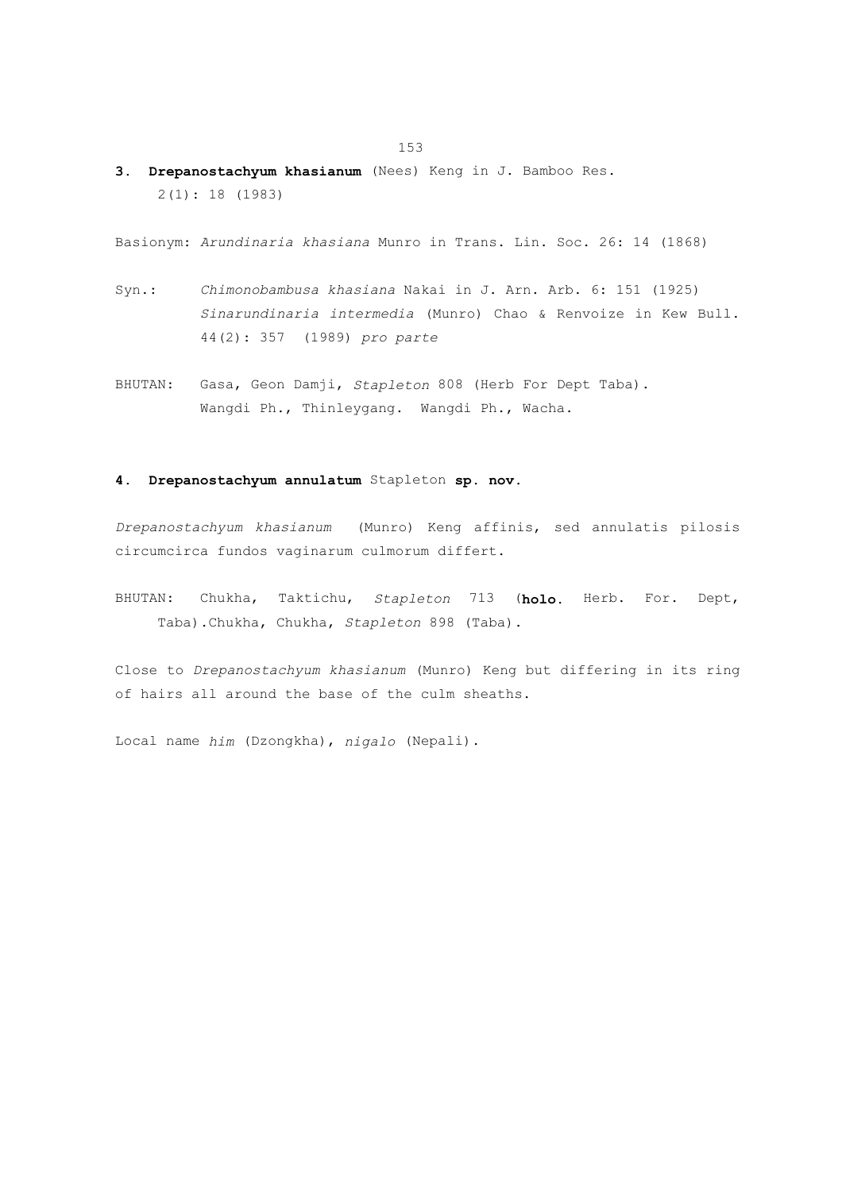**3. Drepanostachyum khasianum** (Nees) Keng in J. Bamboo Res. 2(1): 18 (1983)

Basionym: *Arundinaria khasiana* Munro in Trans. Lin. Soc. 26: 14 (1868)

Syn.: *Chimonobambusa khasiana* Nakai in J. Arn. Arb. 6: 151 (1925)
*Sinarundinaria intermedia* (Munro) Chao & Renvoize in Kew Bull. 44(2): 357 (1989) *pro parte*

BHUTAN: Gasa, Geon Damji, *Stapleton* 808 (Herb For Dept Taba).
Wangdi Ph., Thinleygang. Wangdi Ph., Wacha.

**4. Drepanostachyum annulatum** Stapleton **sp. nov.**

*Drepanostachyum khasianum* (Munro) Keng affinis, sed annulatis pilosis circumcirca fundos vaginarum culmorum differt.

BHUTAN: Chukha, Taktichu, *Stapleton* 713 (**holo.** Herb. For. Dept, Taba).Chukha, Chukha, *Stapleton* 898 (Taba).

Close to *Drepanostachyum khasianum* (Munro) Keng but differing in its ring of hairs all around the base of the culm sheaths.

Local name *him* (Dzongkha), *nigalo* (Nepali).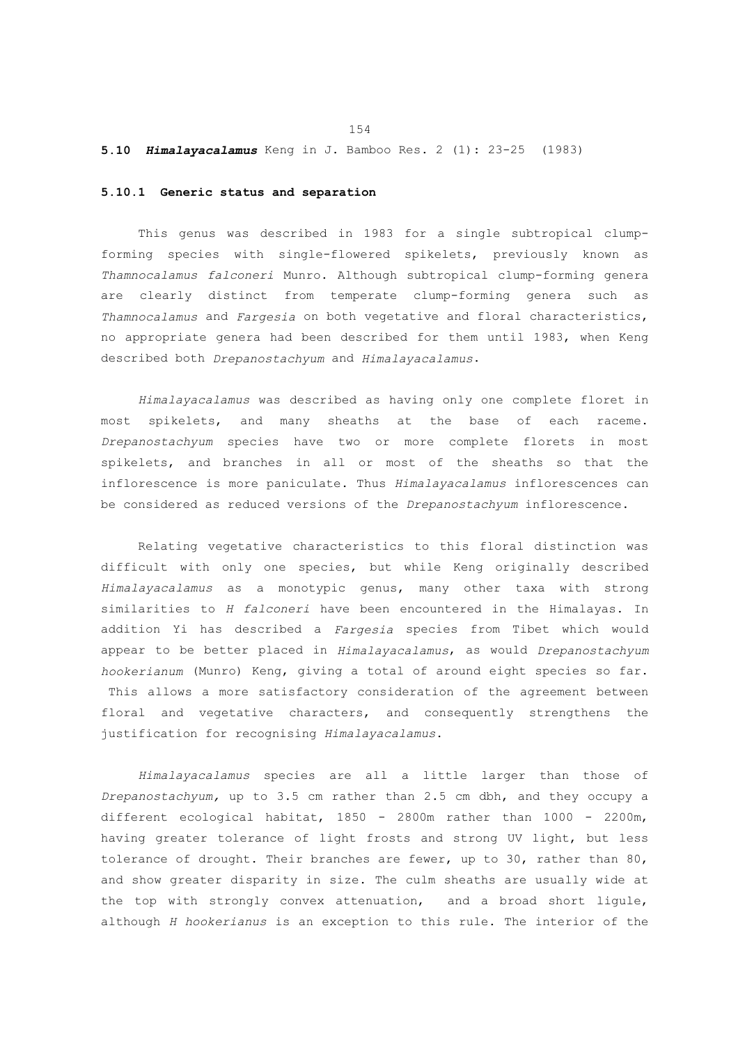## 5.10 ***Himalayacalamus*** Keng in J. Bamboo Res. 2 (1): 23-25 (1983)

### 5.10.1 Generic status and separation

This genus was described in 1983 for a single subtropical clump-forming species with single-flowered spikelets, previously known as *Thamnocalamus falconeri* Munro. Although subtropical clump-forming genera are clearly distinct from temperate clump-forming genera such as *Thamnocalamus* and *Fargesia* on both vegetative and floral characteristics, no appropriate genera had been described for them until 1983, when Keng described both *Drepanostachyum* and *Himalayacalamus*.

*Himalayacalamus* was described as having only one complete floret in most spikelets, and many sheaths at the base of each raceme. *Drepanostachyum* species have two or more complete florets in most spikelets, and branches in all or most of the sheaths so that the inflorescence is more paniculate. Thus *Himalayacalamus* inflorescences can be considered as reduced versions of the *Drepanostachyum* inflorescence.

Relating vegetative characteristics to this floral distinction was difficult with only one species, but while Keng originally described *Himalayacalamus* as a monotypic genus, many other taxa with strong similarities to *H falconeri* have been encountered in the Himalayas. In addition Yi has described a *Fargesia* species from Tibet which would appear to be better placed in *Himalayacalamus*, as would *Drepanostachyum hookerianum* (Munro) Keng, giving a total of around eight species so far. This allows a more satisfactory consideration of the agreement between floral and vegetative characters, and consequently strengthens the justification for recognising *Himalayacalamus*.

*Himalayacalamus* species are all a little larger than those of *Drepanostachyum*, up to 3.5 cm rather than 2.5 cm dbh, and they occupy a different ecological habitat, 1850 - 2800m rather than 1000 - 2200m, having greater tolerance of light frosts and strong UV light, but less tolerance of drought. Their branches are fewer, up to 30, rather than 80, and show greater disparity in size. The culm sheaths are usually wide at the top with strongly convex attenuation, and a broad short ligule, although *H hookerianus* is an exception to this rule. The interior of the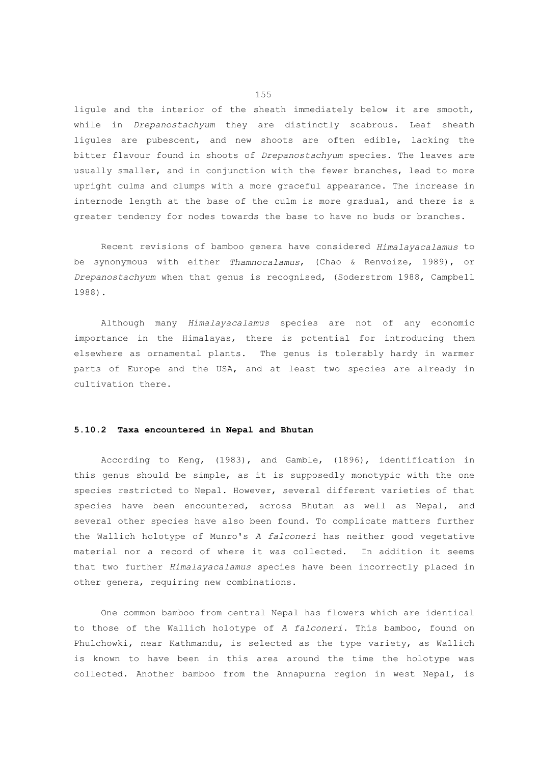ligule and the interior of the sheath immediately below it are smooth, while in *Drepanostachyum* they are distinctly scabrous. Leaf sheath ligules are pubescent, and new shoots are often edible, lacking the bitter flavour found in shoots of *Drepanostachyum* species. The leaves are usually smaller, and in conjunction with the fewer branches, lead to more upright culms and clumps with a more graceful appearance. The increase in internode length at the base of the culm is more gradual, and there is a greater tendency for nodes towards the base to have no buds or branches.

Recent revisions of bamboo genera have considered *Himalayacalamus* to be synonymous with either *Thamnocalamus*, (Chao & Renvoize, 1989), or *Drepanostachyum* when that genus is recognised, (Soderstrom 1988, Campbell 1988).

Although many *Himalayacalamus* species are not of any economic importance in the Himalayas, there is potential for introducing them elsewhere as ornamental plants. The genus is tolerably hardy in warmer parts of Europe and the USA, and at least two species are already in cultivation there.

### 5.10.2 Taxa encountered in Nepal and Bhutan

According to Keng, (1983), and Gamble, (1896), identification in this genus should be simple, as it is supposedly monotypic with the one species restricted to Nepal. However, several different varieties of that species have been encountered, across Bhutan as well as Nepal, and several other species have also been found. To complicate matters further the Wallich holotype of Munro's *A falconeri* has neither good vegetative material nor a record of where it was collected. In addition it seems that two further *Himalayacalamus* species have been incorrectly placed in other genera, requiring new combinations.

One common bamboo from central Nepal has flowers which are identical to those of the Wallich holotype of *A falconeri*. This bamboo, found on Phulchowki, near Kathmandu, is selected as the type variety, as Wallich is known to have been in this area around the time the holotype was collected. Another bamboo from the Annapurna region in west Nepal, is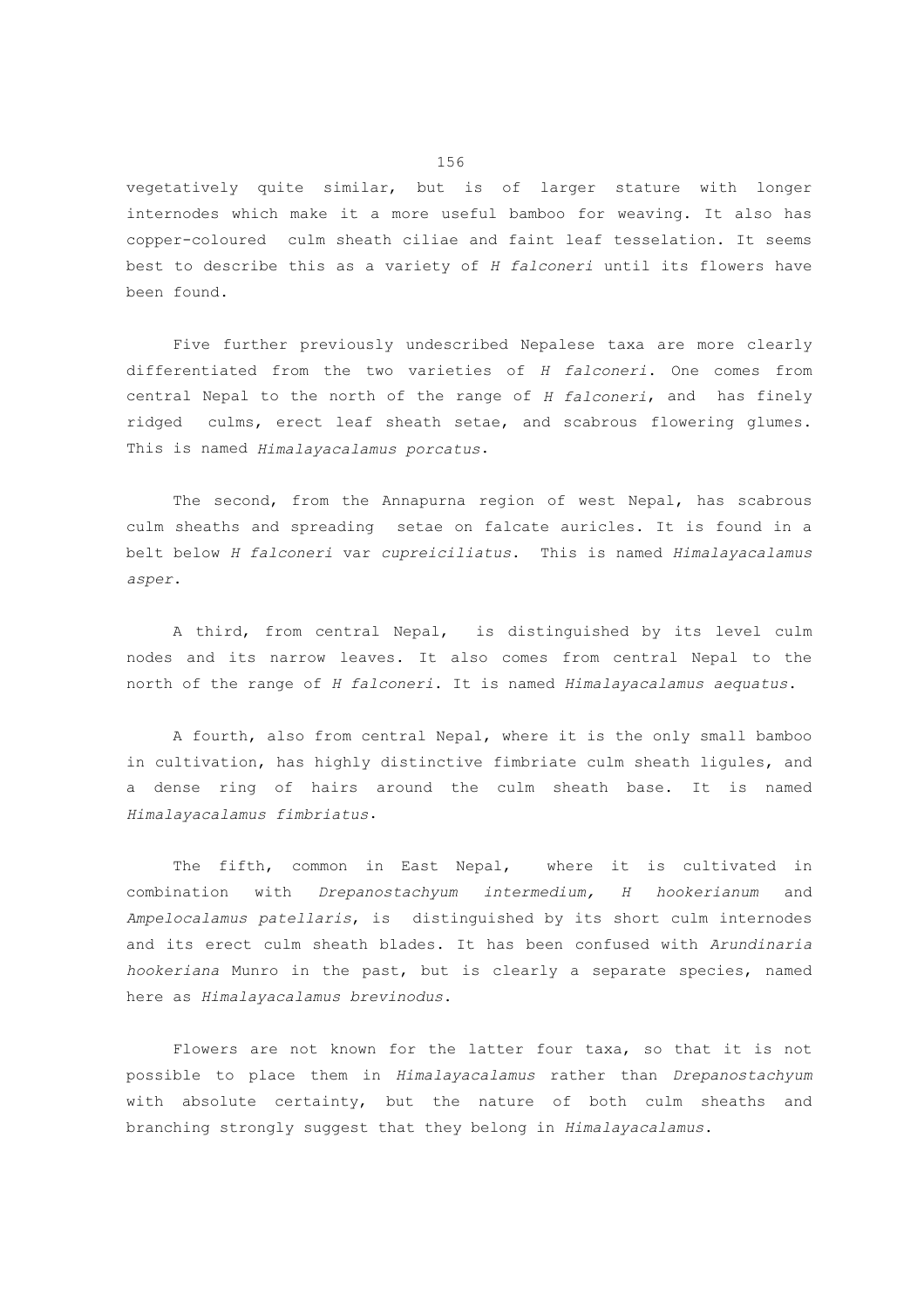vegetatively quite similar, but is of larger stature with longer internodes which make it a more useful bamboo for weaving. It also has copper-coloured culm sheath ciliae and faint leaf tesselation. It seems best to describe this as a variety of *H falconeri* until its flowers have been found.

Five further previously undescribed Nepalese taxa are more clearly differentiated from the two varieties of *H falconeri*. One comes from central Nepal to the north of the range of *H falconeri*, and has finely ridged culms, erect leaf sheath setae, and scabrous flowering glumes. This is named *Himalayacalamus porcatus*.

The second, from the Annapurna region of west Nepal, has scabrous culm sheaths and spreading setae on falcate auricles. It is found in a belt below *H falconeri* var *cupreiciliatus*. This is named *Himalayacalamus asper*.

A third, from central Nepal, is distinguished by its level culm nodes and its narrow leaves. It also comes from central Nepal to the north of the range of *H falconeri*. It is named *Himalayacalamus aequatus*.

A fourth, also from central Nepal, where it is the only small bamboo in cultivation, has highly distinctive fimbriate culm sheath ligules, and a dense ring of hairs around the culm sheath base. It is named *Himalayacalamus fimbriatus*.

The fifth, common in East Nepal, where it is cultivated in combination with *Drepanostachyum intermedium, H hookerianum* and *Ampelocalamus patellaris*, is distinguished by its short culm internodes and its erect culm sheath blades. It has been confused with *Arundinaria hookeriana* Munro in the past, but is clearly a separate species, named here as *Himalayacalamus brevinodus*.

Flowers are not known for the latter four taxa, so that it is not possible to place them in *Himalayacalamus* rather than *Drepanostachyum* with absolute certainty, but the nature of both culm sheaths and branching strongly suggest that they belong in *Himalayacalamus*.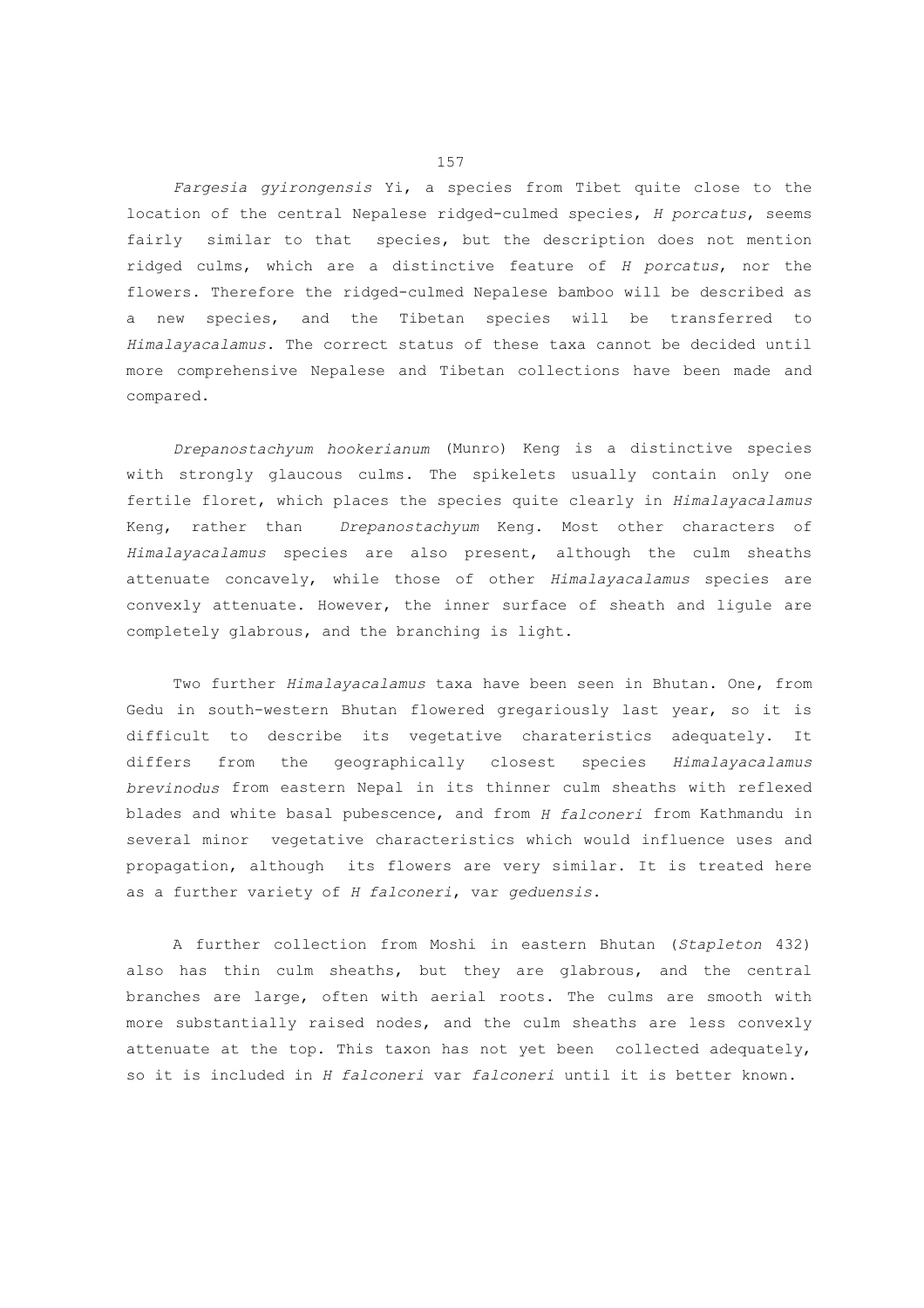*Fargesia gyirongensis* Yi, a species from Tibet quite close to the location of the central Nepalese ridged-culmed species, *H porcatus*, seems fairly similar to that species, but the description does not mention ridged culms, which are a distinctive feature of *H porcatus*, nor the flowers. Therefore the ridged-culmed Nepalese bamboo will be described as a new species, and the Tibetan species will be transferred to *Himalayacalamus*. The correct status of these taxa cannot be decided until more comprehensive Nepalese and Tibetan collections have been made and compared.

*Drepanostachyum hookerianum* (Munro) Keng is a distinctive species with strongly glaucous culms. The spikelets usually contain only one fertile floret, which places the species quite clearly in *Himalayacalamus* Keng, rather than *Drepanostachyum* Keng. Most other characters of *Himalayacalamus* species are also present, although the culm sheaths attenuate concavely, while those of other *Himalayacalamus* species are convexly attenuate. However, the inner surface of sheath and ligule are completely glabrous, and the branching is light.

Two further *Himalayacalamus* taxa have been seen in Bhutan. One, from Gedu in south-western Bhutan flowered gregariously last year, so it is difficult to describe its vegetative charateristics adequately. It differs from the geographically closest species *Himalayacalamus brevinodus* from eastern Nepal in its thinner culm sheaths with reflexed blades and white basal pubescence, and from *H falconeri* from Kathmandu in several minor vegetative characteristics which would influence uses and propagation, although its flowers are very similar. It is treated here as a further variety of *H falconeri*, var *geduensis*.

A further collection from Moshi in eastern Bhutan (*Stapleton* 432) also has thin culm sheaths, but they are glabrous, and the central branches are large, often with aerial roots. The culms are smooth with more substantially raised nodes, and the culm sheaths are less convexly attenuate at the top. This taxon has not yet been collected adequately, so it is included in *H falconeri* var *falconeri* until it is better known.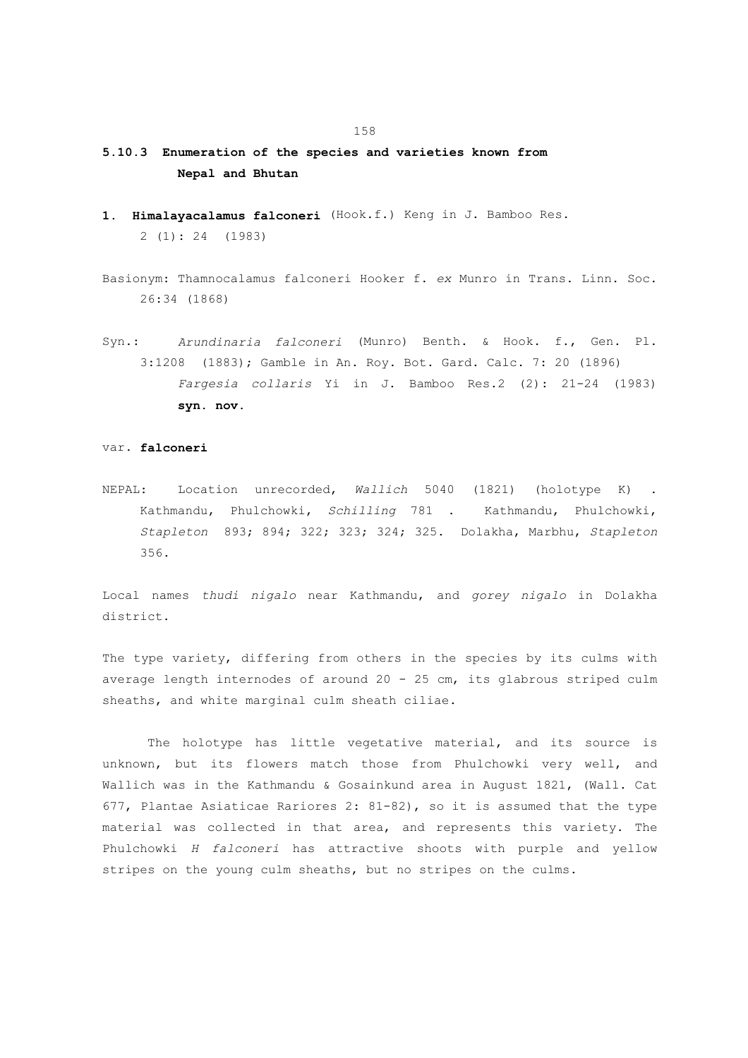### 5.10.3 Enumeration of the species and varieties known from Nepal and Bhutan

**1. Himalayacalamus falconeri** (Hook.f.) Keng in J. Bamboo Res. 2 (1): 24 (1983)

Basionym: Thamnocalamus falconeri Hooker f. *ex* Munro in Trans. Linn. Soc. 26:34 (1868)

Syn.: *Arundinaria falconeri* (Munro) Benth. & Hook. f., Gen. Pl. 3:1208 (1883); Gamble in An. Roy. Bot. Gard. Calc. 7: 20 (1896)
*Fargesia collaris* Yi in J. Bamboo Res.2 (2): 21-24 (1983) **syn. nov.**

var. **falconeri**

NEPAL: Location unrecorded, *Wallich* 5040 (1821) (holotype K) . Kathmandu, Phulchowki, *Schilling* 781 . Kathmandu, Phulchowki, *Stapleton* 893; 894; 322; 323; 324; 325. Dolakha, Marbhu, *Stapleton* 356.

Local names *thudi nigalo* near Kathmandu, and *gorey nigalo* in Dolakha district.

The type variety, differing from others in the species by its culms with average length internodes of around 20 - 25 cm, its glabrous striped culm sheaths, and white marginal culm sheath ciliae.

The holotype has little vegetative material, and its source is unknown, but its flowers match those from Phulchowki very well, and Wallich was in the Kathmandu & Gosainkund area in August 1821, (Wall. Cat 677, Plantae Asiaticae Rariores 2: 81-82), so it is assumed that the type material was collected in that area, and represents this variety. The Phulchowki *H falconeri* has attractive shoots with purple and yellow stripes on the young culm sheaths, but no stripes on the culms.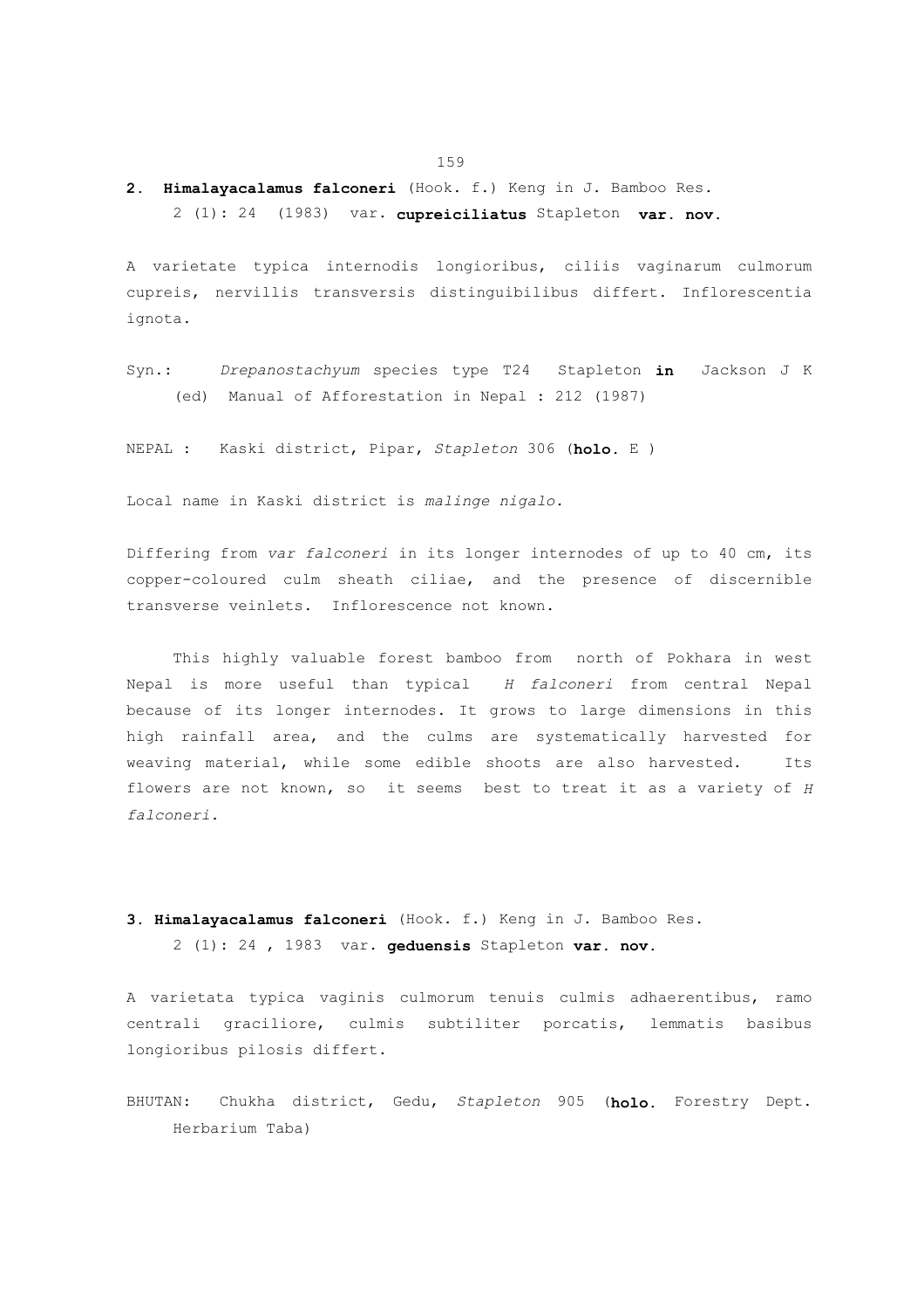**2. Himalayacalamus falconeri** (Hook. f.) Keng in J. Bamboo Res. 2 (1): 24 (1983) var. **cupreiciliatus** Stapleton **var. nov.**

A varietate typica internodis longioribus, ciliis vaginarum culmorum cupreis, nervillis transversis distinguibilibus differt. Inflorescentia ignota.

Syn.: *Drepanostachyum* species type T24 Stapleton **in** Jackson J K (ed) Manual of Afforestation in Nepal : 212 (1987)

NEPAL : Kaski district, Pipar, *Stapleton* 306 (**holo.** E )

Local name in Kaski district is *malinge nigalo.*

Differing from *var falconeri* in its longer internodes of up to 40 cm, its copper-coloured culm sheath ciliae, and the presence of discernible transverse veinlets. Inflorescence not known.

This highly valuable forest bamboo from north of Pokhara in west Nepal is more useful than typical *H falconeri* from central Nepal because of its longer internodes. It grows to large dimensions in this high rainfall area, and the culms are systematically harvested for weaving material, while some edible shoots are also harvested. Its flowers are not known, so it seems best to treat it as a variety of *H falconeri.*

**3. Himalayacalamus falconeri** (Hook. f.) Keng in J. Bamboo Res. 2 (1): 24 , 1983 var. **geduensis** Stapleton **var. nov.**

A varietata typica vaginis culmorum tenuis culmis adhaerentibus, ramo centrali graciliore, culmis subtiliter porcatis, lemmatis basibus longioribus pilosis differt.

BHUTAN: Chukha district, Gedu, *Stapleton* 905 (**holo.** Forestry Dept. Herbarium Taba)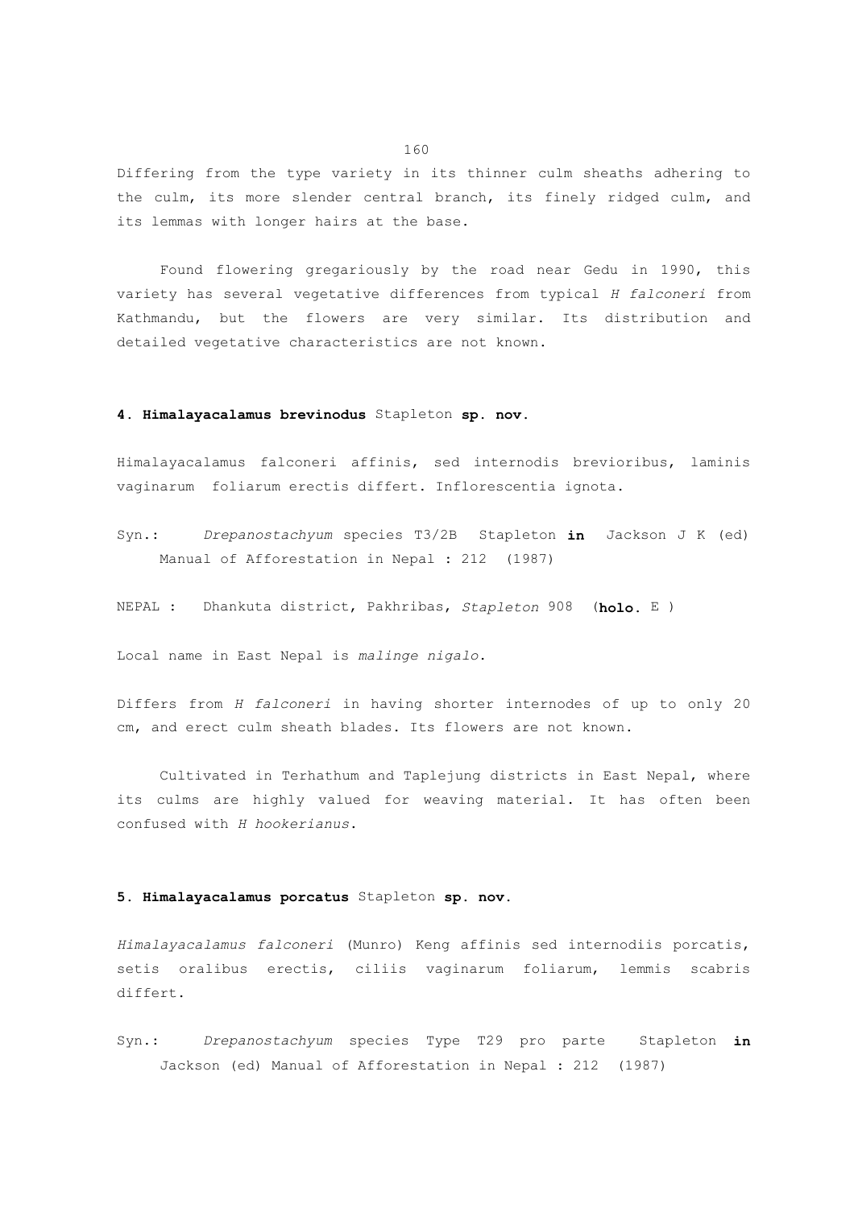Differing from the type variety in its thinner culm sheaths adhering to the culm, its more slender central branch, its finely ridged culm, and its lemmas with longer hairs at the base.

Found flowering gregariously by the road near Gedu in 1990, this variety has several vegetative differences from typical *H falconeri* from Kathmandu, but the flowers are very similar. Its distribution and detailed vegetative characteristics are not known.

### 4. **Himalayacalamus brevinodus** Stapleton **sp. nov.**

Himalayacalamus falconeri affinis, sed internodis brevioribus, laminis vaginarum foliarum erectis differt. Inflorescentia ignota.

Syn.: *Drepanostachyum* species T3/2B Stapleton **in** Jackson J K (ed) Manual of Afforestation in Nepal : 212 (1987)

NEPAL : Dhankuta district, Pakhribas, *Stapleton* 908 (**holo.** E )

Local name in East Nepal is *malinge nigalo*.

Differs from *H falconeri* in having shorter internodes of up to only 20 cm, and erect culm sheath blades. Its flowers are not known.

Cultivated in Terhathum and Taplejung districts in East Nepal, where its culms are highly valued for weaving material. It has often been confused with *H hookerianus*.

### 5. **Himalayacalamus porcatus** Stapleton **sp. nov.**

*Himalayacalamus falconeri* (Munro) Keng affinis sed internodiis porcatis, setis oralibus erectis, ciliis vaginarum foliarum, lemmis scabris differt.

Syn.: *Drepanostachyum* species Type T29 pro parte Stapleton **in** Jackson (ed) Manual of Afforestation in Nepal : 212 (1987)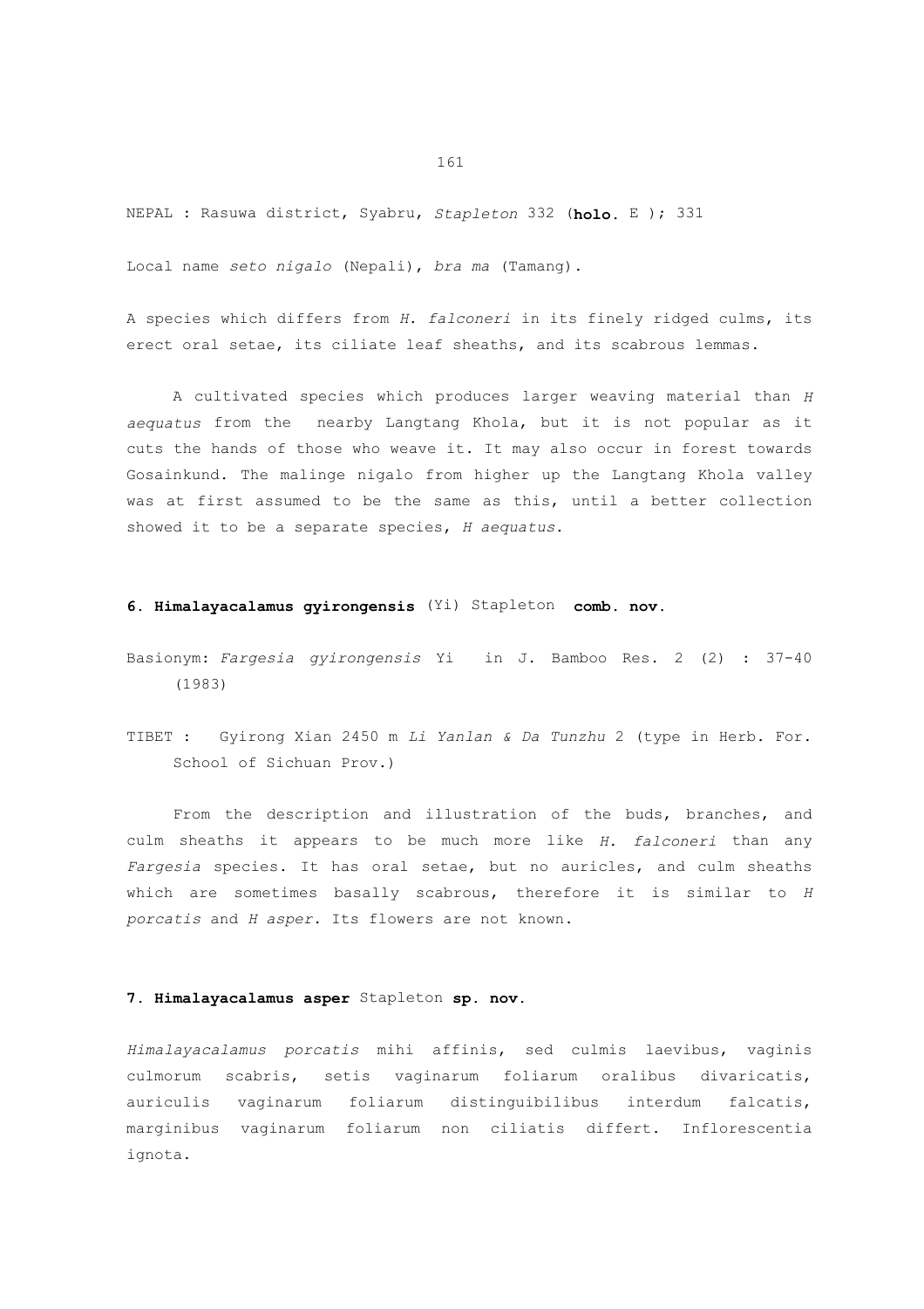NEPAL : Rasuwa district, Syabru, *Stapleton* 332 (**holo.** E ); 331

Local name *seto nigalo* (Nepali), *bra ma* (Tamang).

A species which differs from *H. falconeri* in its finely ridged culms, its erect oral setae, its ciliate leaf sheaths, and its scabrous lemmas.

A cultivated species which produces larger weaving material than *H aequatus* from the nearby Langtang Khola, but it is not popular as it cuts the hands of those who weave it. It may also occur in forest towards Gosainkund. The malinge nigalo from higher up the Langtang Khola valley was at first assumed to be the same as this, until a better collection showed it to be a separate species, *H aequatus*.

### 6. Himalayacalamus gyirongensis (Yi) Stapleton **comb. nov.**

Basionym: *Fargesia gyirongensis* Yi in J. Bamboo Res. 2 (2) : 37-40 (1983)

TIBET : Gyirong Xian 2450 m *Li Yanlan & Da Tunzhu* 2 (type in Herb. For. School of Sichuan Prov.)

From the description and illustration of the buds, branches, and culm sheaths it appears to be much more like *H. falconeri* than any *Fargesia* species. It has oral setae, but no auricles, and culm sheaths which are sometimes basally scabrous, therefore it is similar to *H porcatis* and *H asper*. Its flowers are not known.

### 7. Himalayacalamus asper Stapleton **sp. nov.**

*Himalayacalamus porcatis* mihi affinis, sed culmis laevibus, vaginis culmorum scabris, setis vaginarum foliarum oralibus divaricatis, auriculis vaginarum foliarum distinguibilibus interdum falcatis, marginibus vaginarum foliarum non ciliatis differt. Inflorescentia ignota.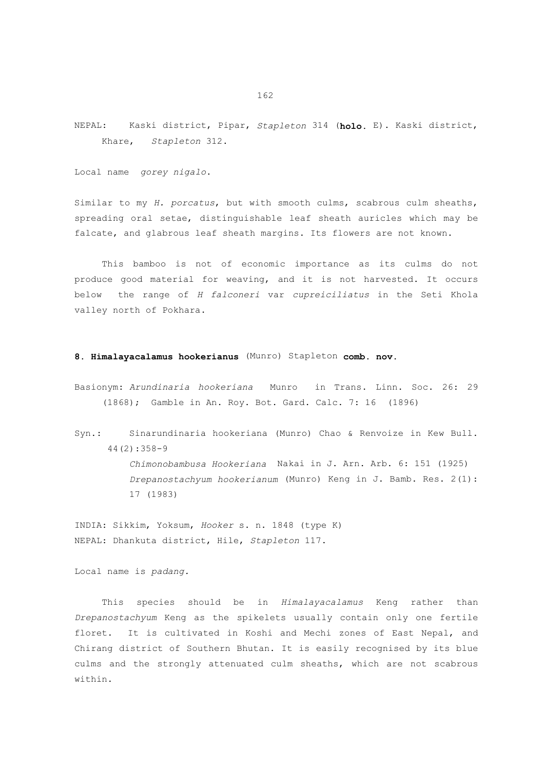NEPAL: Kaski district, Pipar, *Stapleton* 314 (**holo.** E). Kaski district, Khare, *Stapleton* 312.

Local name *gorey nigalo*.

Similar to my *H. porcatus*, but with smooth culms, scabrous culm sheaths, spreading oral setae, distinguishable leaf sheath auricles which may be falcate, and glabrous leaf sheath margins. Its flowers are not known.

This bamboo is not of economic importance as its culms do not produce good material for weaving, and it is not harvested. It occurs below the range of *H falconeri* var *cupreiciliatus* in the Seti Khola valley north of Pokhara.

**8. Himalayacalamus hookerianus** (Munro) Stapleton **comb. nov.**

Basionym: *Arundinaria hookeriana* Munro in Trans. Linn. Soc. 26: 29 (1868); Gamble in An. Roy. Bot. Gard. Calc. 7: 16 (1896)

Syn.: Sinarundinaria hookeriana (Munro) Chao & Renvoize in Kew Bull. 44(2):358-9
*Chimonobambusa Hookeriana* Nakai in J. Arn. Arb. 6: 151 (1925)
*Drepanostachyum hookerianum* (Munro) Keng in J. Bamb. Res. 2(1): 17 (1983)

INDIA: Sikkim, Yoksum, *Hooker* s. n. 1848 (type K)
NEPAL: Dhankuta district, Hile, *Stapleton* 117.

Local name is *padang.*

This species should be in *Himalayacalamus* Keng rather than *Drepanostachyum* Keng as the spikelets usually contain only one fertile floret. It is cultivated in Koshi and Mechi zones of East Nepal, and Chirang district of Southern Bhutan. It is easily recognised by its blue culms and the strongly attenuated culm sheaths, which are not scabrous within.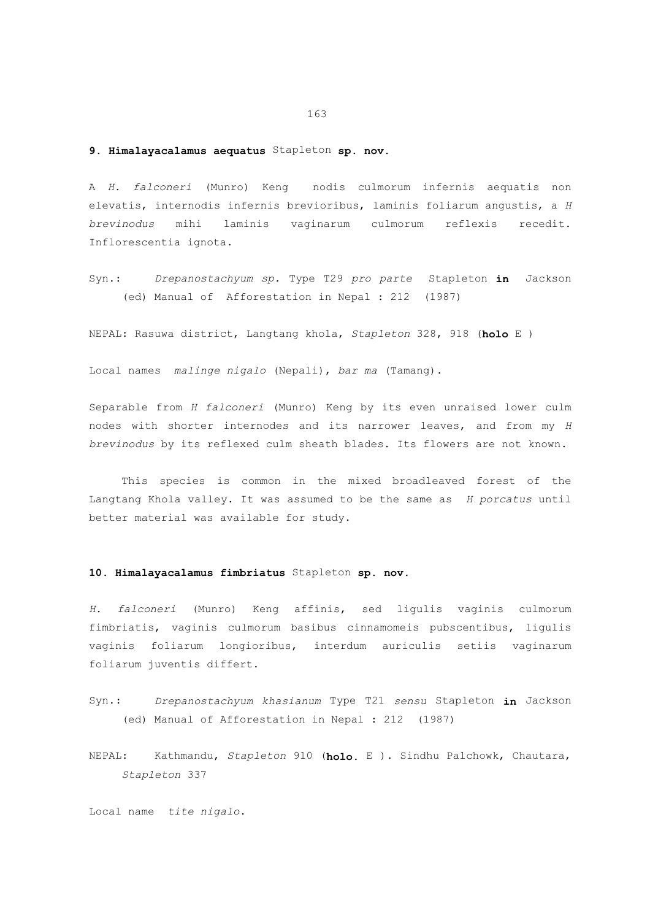**9. Himalayacalamus aequatus** Stapleton **sp. nov.**

A *H. falconeri* (Munro) Keng nodis culmorum infernis aequatis non elevatis, internodis infernis brevioribus, laminis foliarum angustis, a *H brevinodus* mihi laminis vaginarum culmorum reflexis recedit. Inflorescentia ignota.

Syn.: *Drepanostachyum sp.* Type T29 *pro parte* Stapleton **in** Jackson (ed) Manual of Afforestation in Nepal : 212 (1987)

NEPAL: Rasuwa district, Langtang khola, *Stapleton* 328, 918 (**holo** E )

Local names *malinge nigalo* (Nepali), *bar ma* (Tamang).

Separable from *H falconeri* (Munro) Keng by its even unraised lower culm nodes with shorter internodes and its narrower leaves, and from my *H brevinodus* by its reflexed culm sheath blades. Its flowers are not known.

This species is common in the mixed broadleaved forest of the Langtang Khola valley. It was assumed to be the same as *H porcatus* until better material was available for study.

**10. Himalayacalamus fimbriatus** Stapleton **sp. nov.**

*H. falconeri* (Munro) Keng affinis, sed ligulis vaginis culmorum fimbriatis, vaginis culmorum basibus cinnamomeis pubscentibus, ligulis vaginis foliarum longioribus, interdum auriculis setiis vaginarum foliarum juventis differt.

Syn.: *Drepanostachyum khasianum* Type T21 *sensu* Stapleton **in** Jackson (ed) Manual of Afforestation in Nepal : 212 (1987)

NEPAL: Kathmandu, *Stapleton* 910 (**holo.** E ). Sindhu Palchowk, Chautara, *Stapleton* 337

Local name *tite nigalo*.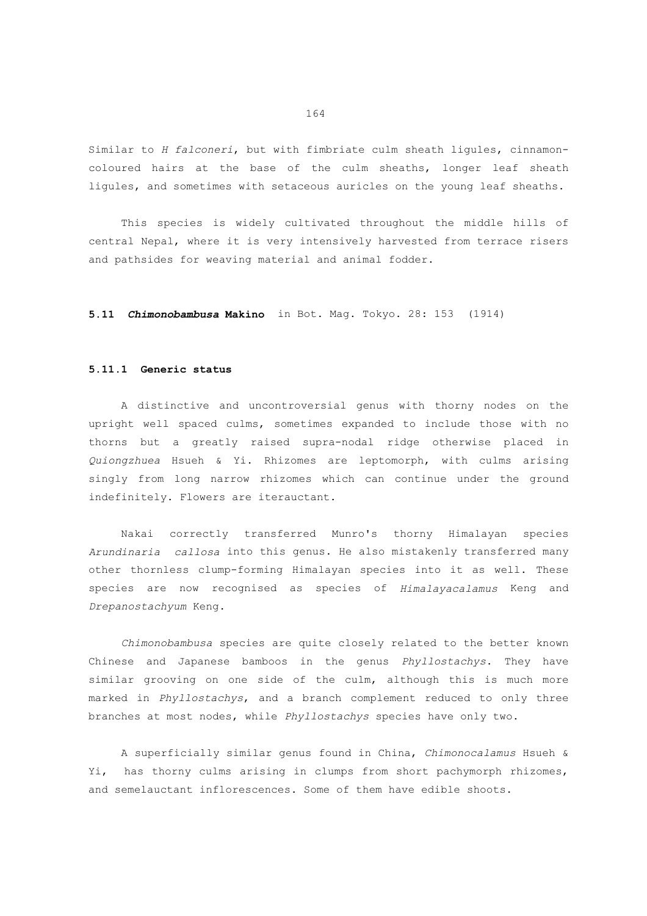Similar to *H falconeri*, but with fimbriate culm sheath ligules, cinnamon-coloured hairs at the base of the culm sheaths, longer leaf sheath ligules, and sometimes with setaceous auricles on the young leaf sheaths.

This species is widely cultivated throughout the middle hills of central Nepal, where it is very intensively harvested from terrace risers and pathsides for weaving material and animal fodder.

## 5.11 ***Chimonobambusa* Makino** in Bot. Mag. Tokyo. 28: 153 (1914)

### 5.11.1 Generic status

A distinctive and uncontroversial genus with thorny nodes on the upright well spaced culms, sometimes expanded to include those with no thorns but a greatly raised supra-nodal ridge otherwise placed in *Quiongzhuea* Hsueh & Yi. Rhizomes are leptomorph, with culms arising singly from long narrow rhizomes which can continue under the ground indefinitely. Flowers are iterauctant.

Nakai correctly transferred Munro's thorny Himalayan species *Arundinaria callosa* into this genus. He also mistakenly transferred many other thornless clump-forming Himalayan species into it as well. These species are now recognised as species of *Himalayacalamus* Keng and *Drepanostachyum* Keng.

*Chimonobambusa* species are quite closely related to the better known Chinese and Japanese bamboos in the genus *Phyllostachys*. They have similar grooving on one side of the culm, although this is much more marked in *Phyllostachys*, and a branch complement reduced to only three branches at most nodes, while *Phyllostachys* species have only two.

A superficially similar genus found in China, *Chimonocalamus* Hsueh & Yi, has thorny culms arising in clumps from short pachymorph rhizomes, and semelauctant inflorescences. Some of them have edible shoots.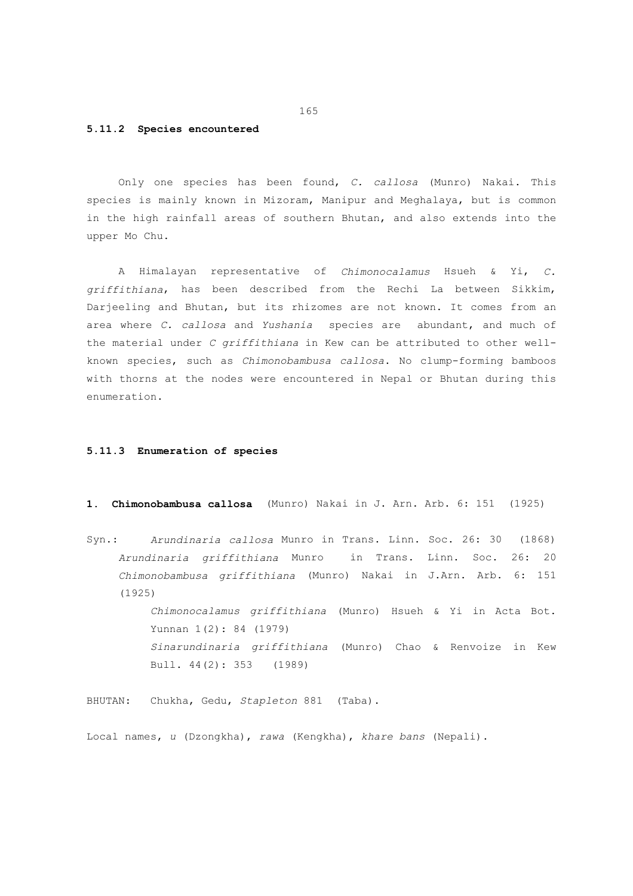### 5.11.2 Species encountered

Only one species has been found, *C. callosa* (Munro) Nakai. This species is mainly known in Mizoram, Manipur and Meghalaya, but is common in the high rainfall areas of southern Bhutan, and also extends into the upper Mo Chu.

A Himalayan representative of *Chimonocalamus* Hsueh & Yi, *C. griffithiana*, has been described from the Rechi La between Sikkim, Darjeeling and Bhutan, but its rhizomes are not known. It comes from an area where *C. callosa* and *Yushania* species are abundant, and much of the material under *C griffithiana* in Kew can be attributed to other well-known species, such as *Chimonobambusa callosa*. No clump-forming bamboos with thorns at the nodes were encountered in Nepal or Bhutan during this enumeration.

### 5.11.3 Enumeration of species

**1. Chimonobambusa callosa** (Munro) Nakai in J. Arn. Arb. 6: 151 (1925)

Syn.: *Arundinaria callosa* Munro in Trans. Linn. Soc. 26: 30 (1868)
*Arundinaria griffithiana* Munro in Trans. Linn. Soc. 26: 20
*Chimonobambusa griffithiana* (Munro) Nakai in J.Arn. Arb. 6: 151 (1925)
*Chimonocalamus griffithiana* (Munro) Hsueh & Yi in Acta Bot. Yunnan 1(2): 84 (1979)
*Sinarundinaria griffithiana* (Munro) Chao & Renvoize in Kew Bull. 44(2): 353 (1989)

BHUTAN: Chukha, Gedu, *Stapleton* 881 (Taba).

Local names, *u* (Dzongkha), *rawa* (Kengkha), *khare bans* (Nepali).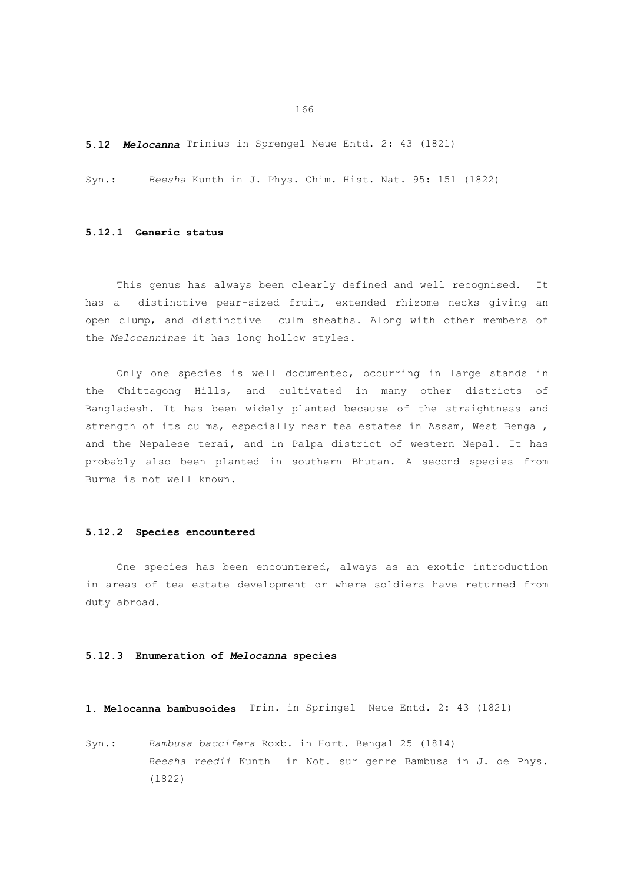## 5.12 ***Melocanna*** Trinius in Sprengel Neue Entd. 2: 43 (1821)

Syn.: *Beesha* Kunth in J. Phys. Chim. Hist. Nat. 95: 151 (1822)

### 5.12.1 Generic status

This genus has always been clearly defined and well recognised. It has a distinctive pear-sized fruit, extended rhizome necks giving an open clump, and distinctive culm sheaths. Along with other members of the *Melocanninae* it has long hollow styles.

Only one species is well documented, occurring in large stands in the Chittagong Hills, and cultivated in many other districts of Bangladesh. It has been widely planted because of the straightness and strength of its culms, especially near tea estates in Assam, West Bengal, and the Nepalese terai, and in Palpa district of western Nepal. It has probably also been planted in southern Bhutan. A second species from Burma is not well known.

### 5.12.2 Species encountered

One species has been encountered, always as an exotic introduction in areas of tea estate development or where soldiers have returned from duty abroad.

### 5.12.3 Enumeration of *Melocanna* species

**1. Melocanna bambusoides** Trin. in Springel Neue Entd. 2: 43 (1821)

Syn.: *Bambusa baccifera* Roxb. in Hort. Bengal 25 (1814)
*Beesha reedii* Kunth in Not. sur genre Bambusa in J. de Phys. (1822)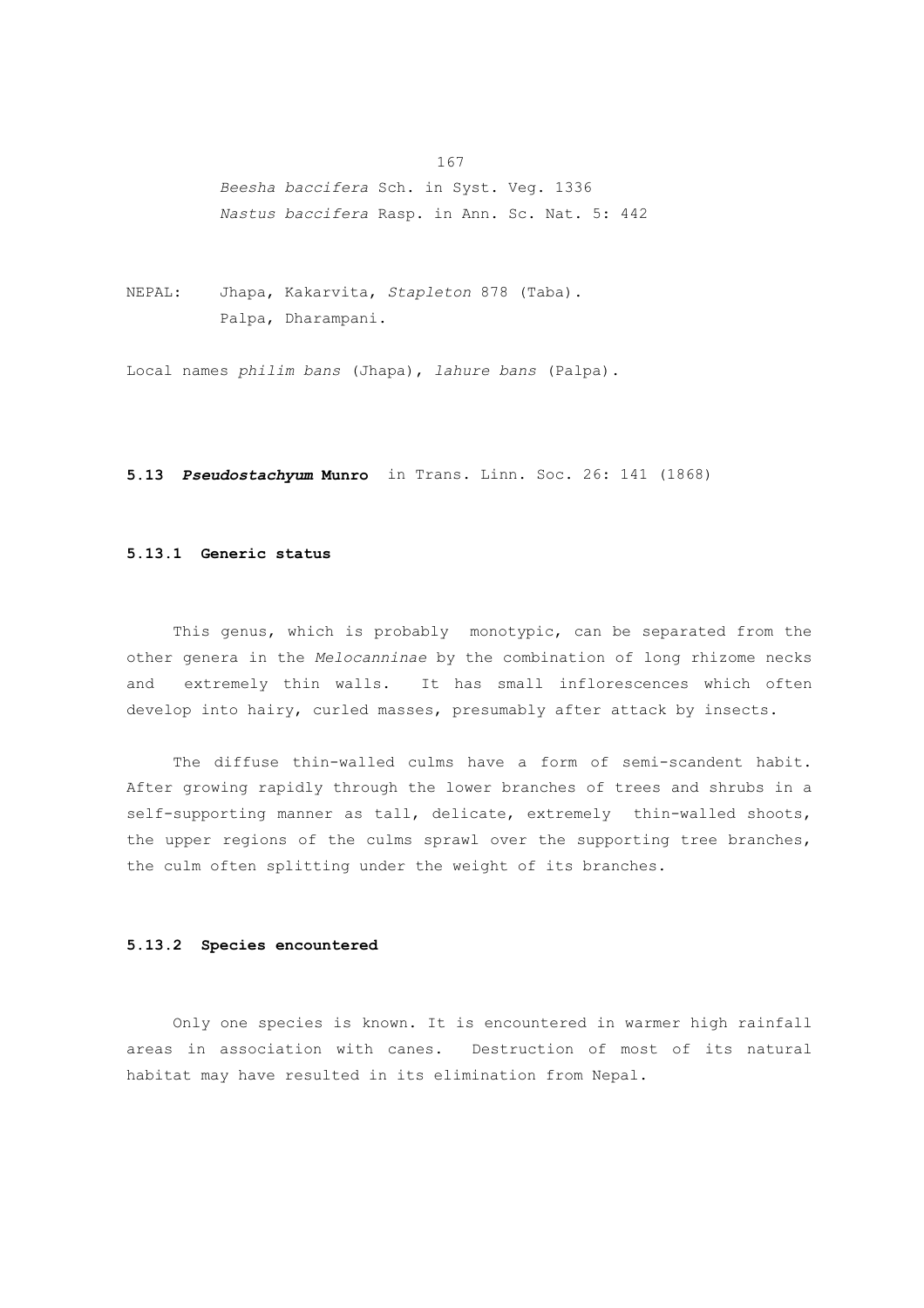*Beesha baccifera* Sch. in Syst. Veg. 1336
*Nastus baccifera* Rasp. in Ann. Sc. Nat. 5: 442

NEPAL: Jhapa, Kakarvita, *Stapleton* 878 (Taba).
Palpa, Dharampani.

Local names *philim bans* (Jhapa), *lahure bans* (Palpa).

## 5.13 ***Pseudostachyum*** **Munro** in Trans. Linn. Soc. 26: 141 (1868)

### 5.13.1 Generic status

This genus, which is probably monotypic, can be separated from the other genera in the *Melocanninae* by the combination of long rhizome necks and extremely thin walls. It has small inflorescences which often develop into hairy, curled masses, presumably after attack by insects.

The diffuse thin-walled culms have a form of semi-scandent habit. After growing rapidly through the lower branches of trees and shrubs in a self-supporting manner as tall, delicate, extremely thin-walled shoots, the upper regions of the culms sprawl over the supporting tree branches, the culm often splitting under the weight of its branches.

### 5.13.2 Species encountered

Only one species is known. It is encountered in warmer high rainfall areas in association with canes. Destruction of most of its natural habitat may have resulted in its elimination from Nepal.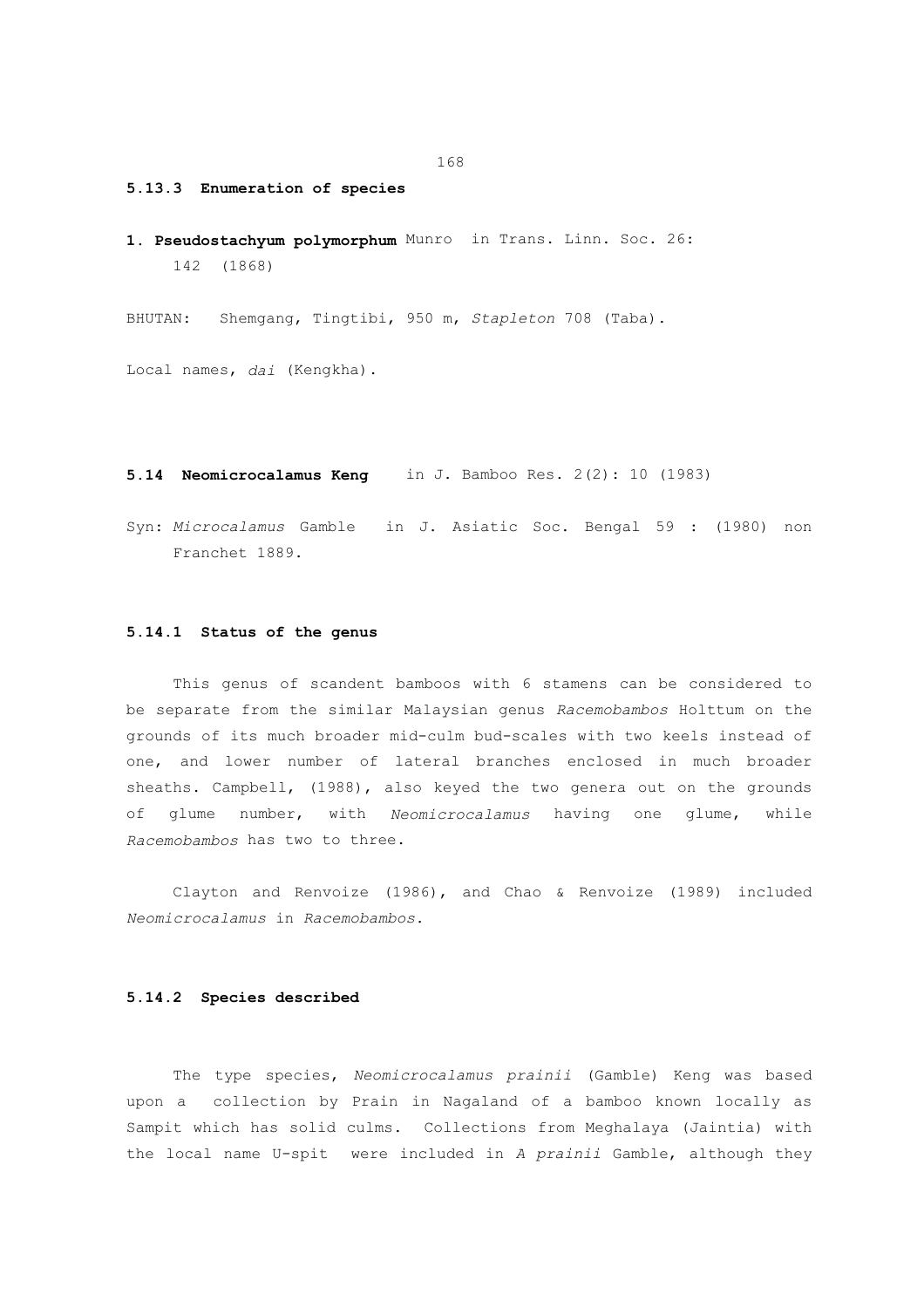### 5.13.3 Enumeration of species

**1. Pseudostachyum polymorphum** Munro in Trans. Linn. Soc. 26: 142 (1868)

BHUTAN: Shemgang, Tingtibi, 950 m, *Stapleton* 708 (Taba).

Local names, *dai* (Kengkha).

## 5.14 Neomicrocalamus Keng in J. Bamboo Res. 2(2): 10 (1983)

Syn: *Microcalamus* Gamble in J. Asiatic Soc. Bengal 59 : (1980) non Franchet 1889.

### 5.14.1 Status of the genus

This genus of scandent bamboos with 6 stamens can be considered to be separate from the similar Malaysian genus *Racemobambos* Holttum on the grounds of its much broader mid-culm bud-scales with two keels instead of one, and lower number of lateral branches enclosed in much broader sheaths. Campbell, (1988), also keyed the two genera out on the grounds of glume number, with *Neomicrocalamus* having one glume, while *Racemobambos* has two to three.

Clayton and Renvoize (1986), and Chao & Renvoize (1989) included *Neomicrocalamus* in *Racemobambos*.

### 5.14.2 Species described

The type species, *Neomicrocalamus prainii* (Gamble) Keng was based upon a collection by Prain in Nagaland of a bamboo known locally as Sampit which has solid culms. Collections from Meghalaya (Jaintia) with the local name U-spit were included in *A prainii* Gamble, although they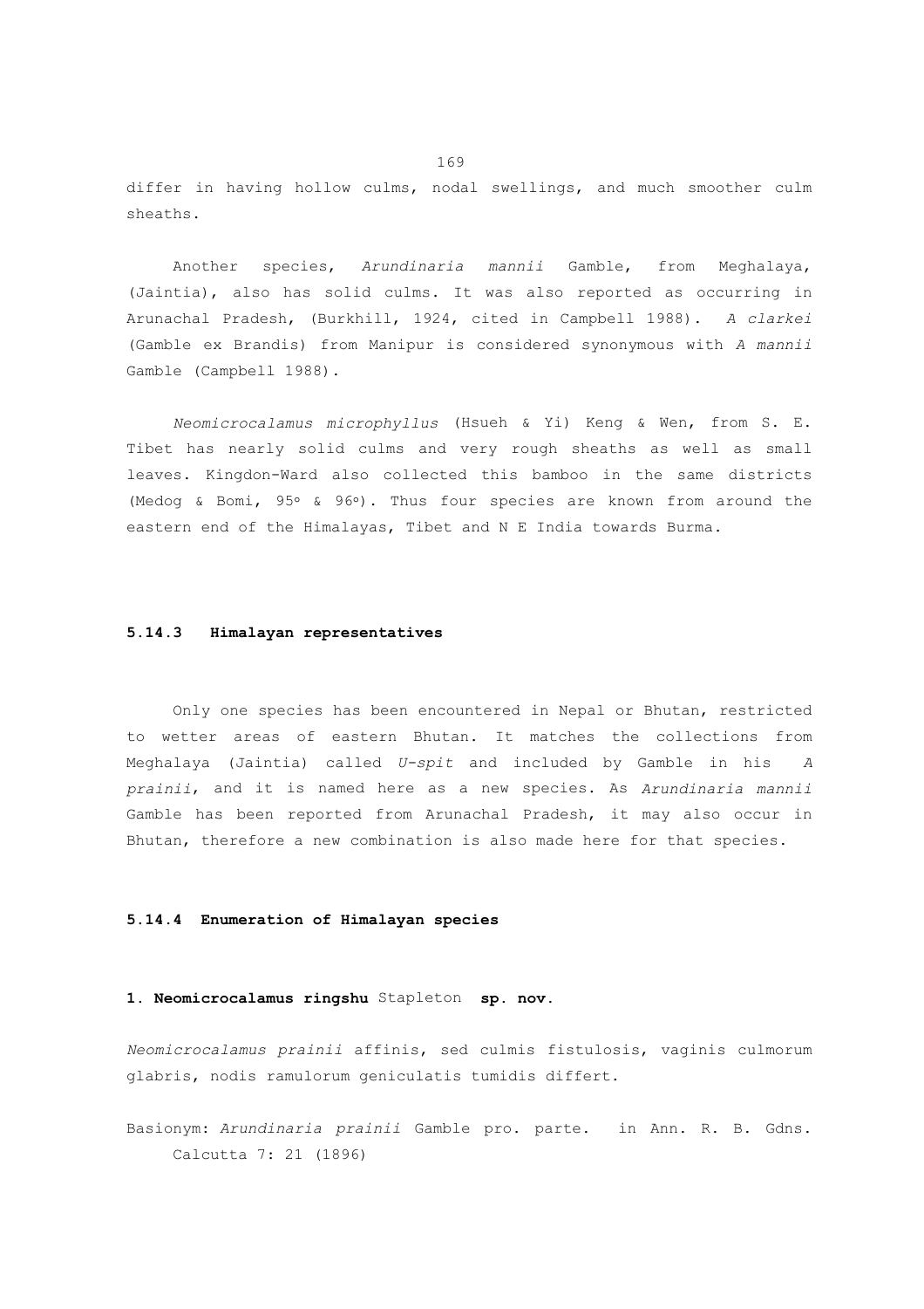differ in having hollow culms, nodal swellings, and much smoother culm sheaths.

Another species, *Arundinaria mannii* Gamble, from Meghalaya, (Jaintia), also has solid culms. It was also reported as occurring in Arunachal Pradesh, (Burkhill, 1924, cited in Campbell 1988). *A clarkei* (Gamble ex Brandis) from Manipur is considered synonymous with *A mannii* Gamble (Campbell 1988).

*Neomicrocalamus microphyllus* (Hsueh & Yi) Keng & Wen, from S. E. Tibet has nearly solid culms and very rough sheaths as well as small leaves. Kingdon-Ward also collected this bamboo in the same districts (Medog & Bomi, 95º & 96º). Thus four species are known from around the eastern end of the Himalayas, Tibet and N E India towards Burma.

### 5.14.3 Himalayan representatives

Only one species has been encountered in Nepal or Bhutan, restricted to wetter areas of eastern Bhutan. It matches the collections from Meghalaya (Jaintia) called *U-spit* and included by Gamble in his *A prainii*, and it is named here as a new species. As *Arundinaria mannii* Gamble has been reported from Arunachal Pradesh, it may also occur in Bhutan, therefore a new combination is also made here for that species.

### 5.14.4 Enumeration of Himalayan species

**1. Neomicrocalamus ringshu** Stapleton **sp. nov.**

*Neomicrocalamus prainii* affinis, sed culmis fistulosis, vaginis culmorum glabris, nodis ramulorum geniculatis tumidis differt.

Basionym: *Arundinaria prainii* Gamble pro. parte. in Ann. R. B. Gdns. Calcutta 7: 21 (1896)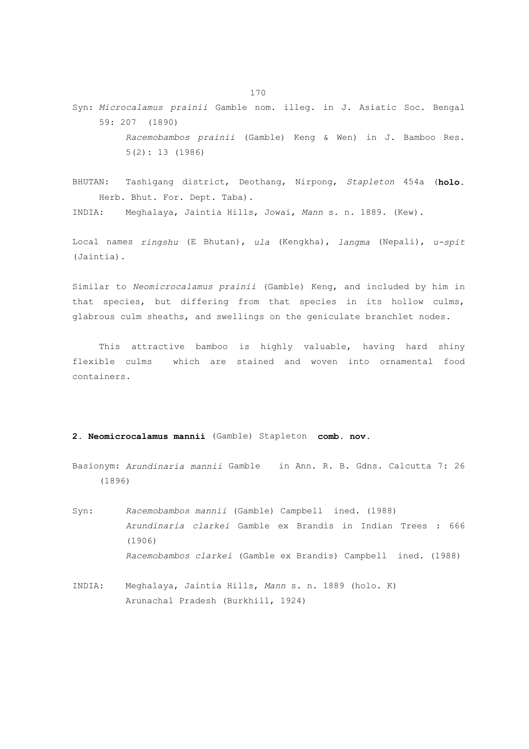Syn: *Microcalamus prainii* Gamble nom. illeg. in J. Asiatic Soc. Bengal 59: 207 (1890)
*Racemobambos prainii* (Gamble) Keng & Wen) in J. Bamboo Res. 5(2): 13 (1986)

BHUTAN: Tashigang district, Deothang, Nirpong, *Stapleton* 454a (**holo.** Herb. Bhut. For. Dept. Taba).
INDIA: Meghalaya, Jaintia Hills, Jowai, *Mann* s. n. 1889. (Kew).

Local names *ringshu* (E Bhutan), *ula* (Kengkha), *langma* (Nepali), *u-spit* (Jaintia).

Similar to *Neomicrocalamus prainii* (Gamble) Keng, and included by him in that species, but differing from that species in its hollow culms, glabrous culm sheaths, and swellings on the geniculate branchlet nodes.

This attractive bamboo is highly valuable, having hard shiny flexible culms which are stained and woven into ornamental food containers.

**2. Neomicrocalamus mannii** (Gamble) Stapleton **comb. nov.**

Basionym: *Arundinaria mannii* Gamble in Ann. R. B. Gdns. Calcutta 7: 26 (1896)

Syn: *Racemobambos mannii* (Gamble) Campbell ined. (1988)
*Arundinaria clarkei* Gamble ex Brandis in Indian Trees : 666 (1906)
*Racemobambos clarkei* (Gamble ex Brandis) Campbell ined. (1988)

INDIA: Meghalaya, Jaintia Hills, *Mann* s. n. 1889 (holo. K)
Arunachal Pradesh (Burkhill, 1924)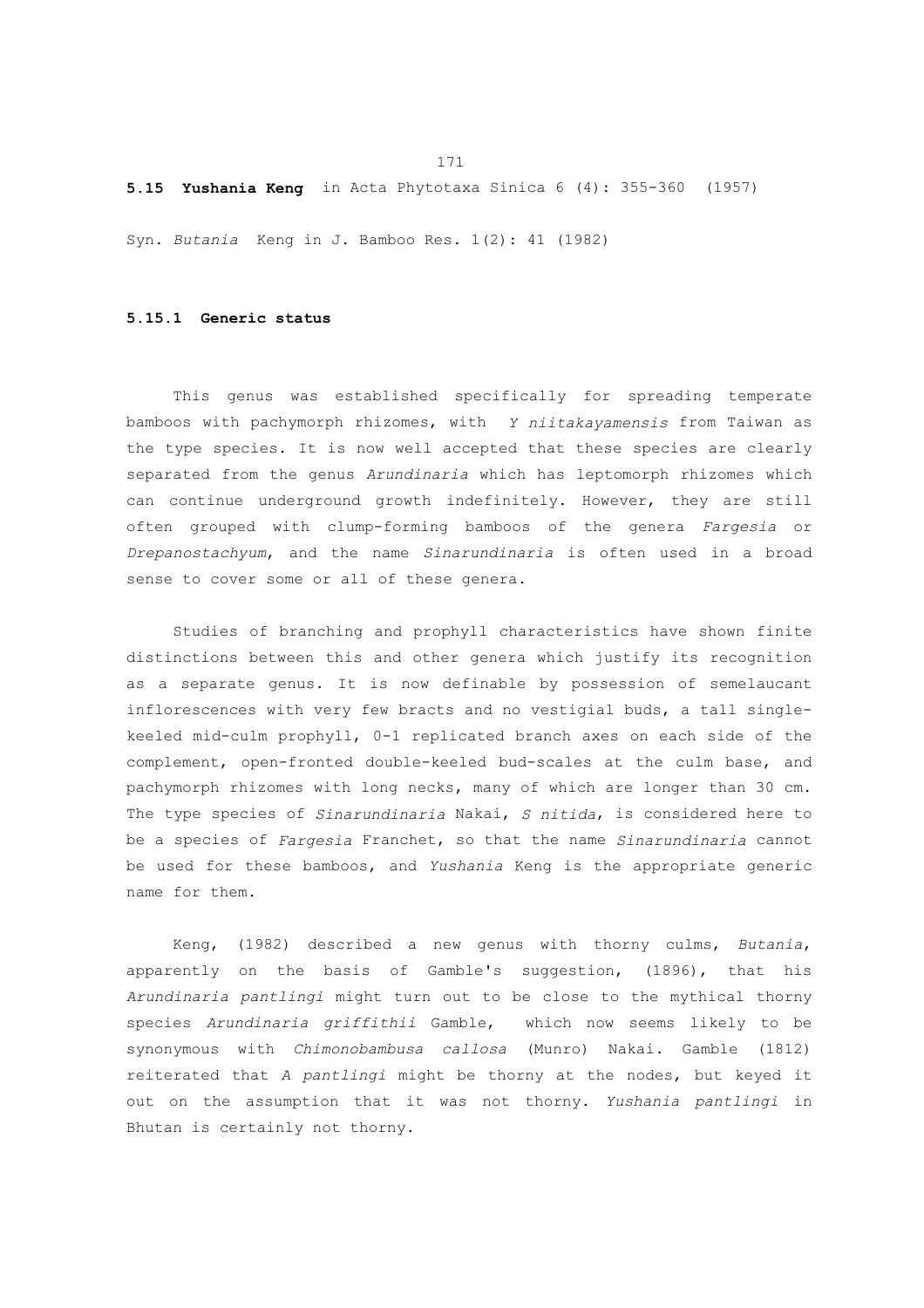## 5.15 Yushania Keng in Acta Phytotaxa Sinica 6 (4): 355-360 (1957)

Syn. *Butania* Keng in J. Bamboo Res. 1(2): 41 (1982)

### 5.15.1 Generic status

This genus was established specifically for spreading temperate bamboos with pachymorph rhizomes, with *Y niitakayamensis* from Taiwan as the type species. It is now well accepted that these species are clearly separated from the genus *Arundinaria* which has leptomorph rhizomes which can continue underground growth indefinitely. However, they are still often grouped with clump-forming bamboos of the genera *Fargesia* or *Drepanostachyum*, and the name *Sinarundinaria* is often used in a broad sense to cover some or all of these genera.

Studies of branching and prophyll characteristics have shown finite distinctions between this and other genera which justify its recognition as a separate genus. It is now definable by possession of semelaucant inflorescences with very few bracts and no vestigial buds, a tall single-keeled mid-culm prophyll, 0-1 replicated branch axes on each side of the complement, open-fronted double-keeled bud-scales at the culm base, and pachymorph rhizomes with long necks, many of which are longer than 30 cm. The type species of *Sinarundinaria* Nakai, *S nitida*, is considered here to be a species of *Fargesia* Franchet, so that the name *Sinarundinaria* cannot be used for these bamboos, and *Yushania* Keng is the appropriate generic name for them.

Keng, (1982) described a new genus with thorny culms, *Butania*, apparently on the basis of Gamble's suggestion, (1896), that his *Arundinaria pantlingi* might turn out to be close to the mythical thorny species *Arundinaria griffithii* Gamble, which now seems likely to be synonymous with *Chimonobambusa callosa* (Munro) Nakai. Gamble (1812) reiterated that *A pantlingi* might be thorny at the nodes, but keyed it out on the assumption that it was not thorny. *Yushania pantlingi* in Bhutan is certainly not thorny.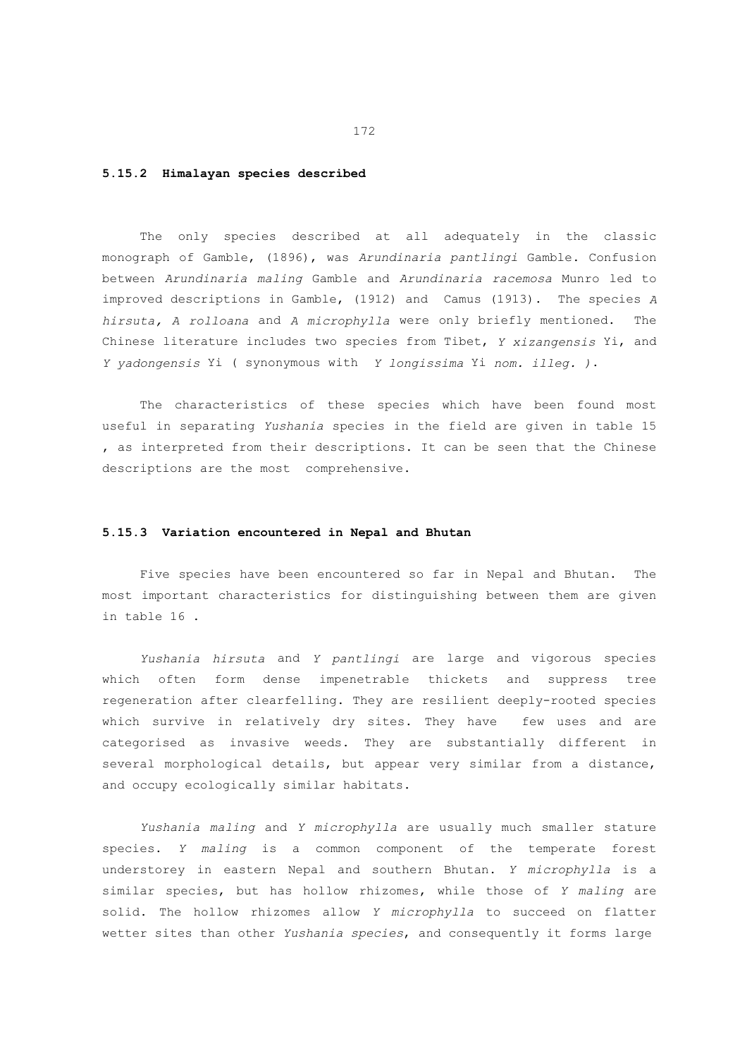### 5.15.2 Himalayan species described

The only species described at all adequately in the classic monograph of Gamble, (1896), was *Arundinaria pantlingi* Gamble. Confusion between *Arundinaria maling* Gamble and *Arundinaria racemosa* Munro led to improved descriptions in Gamble, (1912) and Camus (1913). The species *A hirsuta, A rolloana* and *A microphylla* were only briefly mentioned. The Chinese literature includes two species from Tibet, *Y xizangensis* Yi, and *Y yadongensis* Yi ( synonymous with *Y longissima* Yi *nom. illeg. ).*

The characteristics of these species which have been found most useful in separating *Yushania* species in the field are given in table 15 , as interpreted from their descriptions. It can be seen that the Chinese descriptions are the most comprehensive.

### 5.15.3 Variation encountered in Nepal and Bhutan

Five species have been encountered so far in Nepal and Bhutan. The most important characteristics for distinguishing between them are given in table 16 .

*Yushania hirsuta* and *Y pantlingi* are large and vigorous species which often form dense impenetrable thickets and suppress tree regeneration after clearfelling. They are resilient deeply-rooted species which survive in relatively dry sites. They have few uses and are categorised as invasive weeds. They are substantially different in several morphological details, but appear very similar from a distance, and occupy ecologically similar habitats.

*Yushania maling* and *Y microphylla* are usually much smaller stature species. *Y maling* is a common component of the temperate forest understorey in eastern Nepal and southern Bhutan. *Y microphylla* is a similar species, but has hollow rhizomes, while those of *Y maling* are solid. The hollow rhizomes allow *Y microphylla* to succeed on flatter wetter sites than other *Yushania species*, and consequently it forms large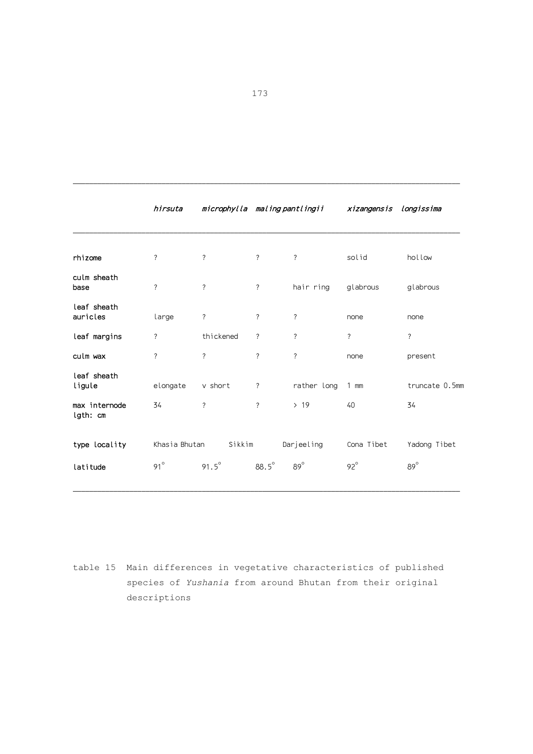| | *hirsuta* | *microphylla* | *maling* | *pantlingii* | *xizangensis* | *longissima* |
|---|---|---|---|---|---|---|
| rhizome | ? | ? | ? | ? | solid | hollow |
| culm sheath base | ? | ? | ? | hair ring | glabrous | glabrous |
| leaf sheath auricles | large | ? | ? | ? | none | none |
| leaf margins | ? | thickened | ? | ? | ? | ? |
| culm wax | ? | ? | ? | ? | none | present |
| leaf sheath ligule | elongate | v short | ? | rather long | 1 mm | truncate 0.5mm |
| max internode lgth: cm | 34 | ? | ? | > 19 | 40 | 34 |
| type locality | Khasia | Bhutan | Sikkim | Darjeeling | Cona Tibet | Yadong Tibet |
| latitude | 91° | 91.5° | 88.5° | 89° | 92° | 89° |

table 15 Main differences in vegetative characteristics of published species of *Yushania* from around Bhutan from their original descriptions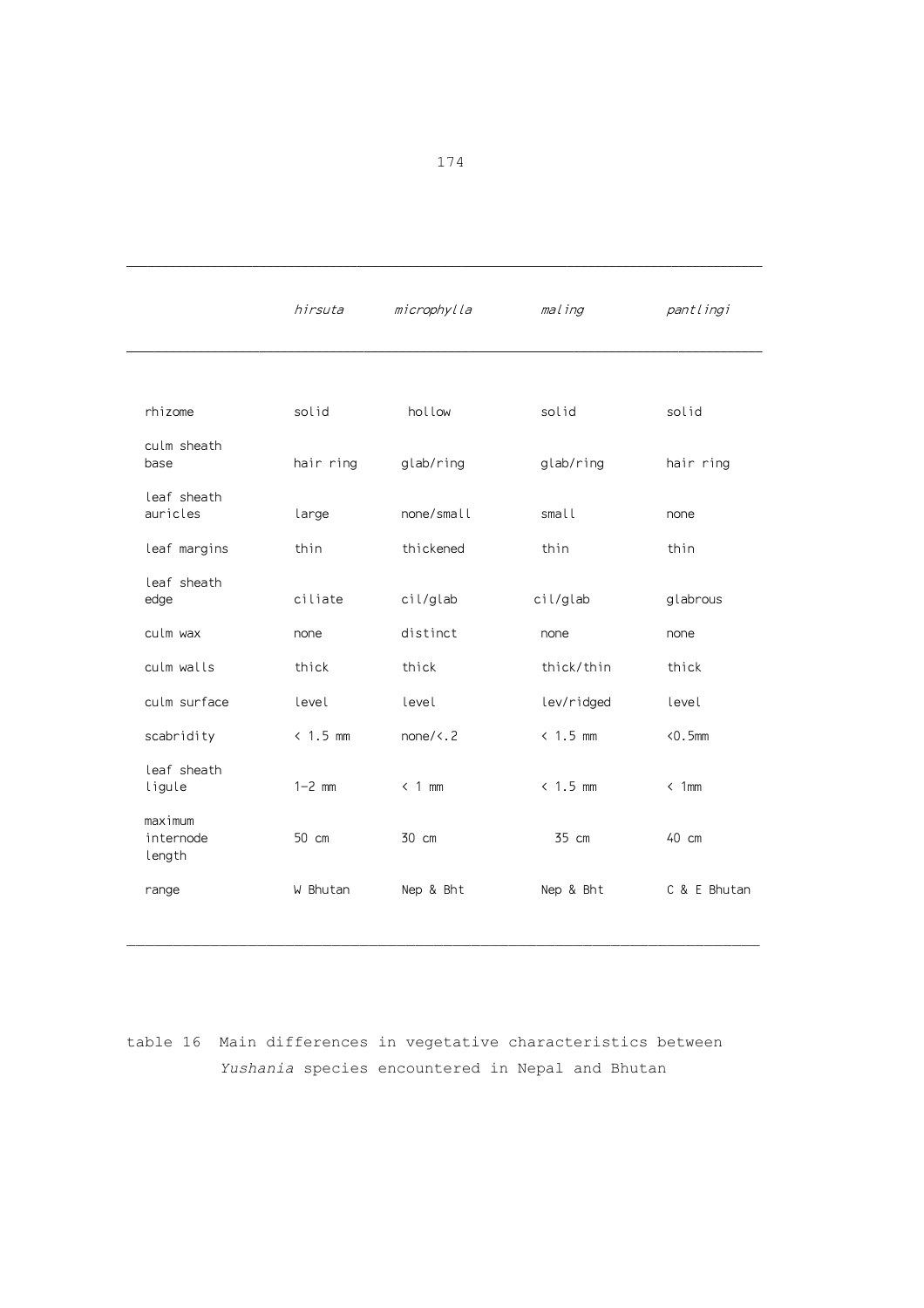| | *hirsuta* | *microphylla* | *maling* | *pantlingi* |
|---|---|---|---|---|
| rhizome | solid | hollow | solid | solid |
| culm sheath base | hair ring | glab/ring | glab/ring | hair ring |
| leaf sheath auricles | large | none/small | small | none |
| leaf margins | thin | thickened | thin | thin |
| leaf sheath edge | ciliate | cil/glab | cil/glab | glabrous |
| culm wax | none | distinct | none | none |
| culm walls | thick | thick | thick/thin | thick |
| culm surface | level | level | lev/ridged | level |
| scabridity | < 1.5 mm | none/<.2 | < 1.5 mm | <0.5mm |
| leaf sheath ligule | 1–2 mm | < 1 mm | < 1.5 mm | < 1mm |
| maximum internode length | 50 cm | 30 cm | 35 cm | 40 cm |
| range | W Bhutan | Nep & Bht | Nep & Bht | C & E Bhutan |

table 16 Main differences in vegetative characteristics between *Yushania* species encountered in Nepal and Bhutan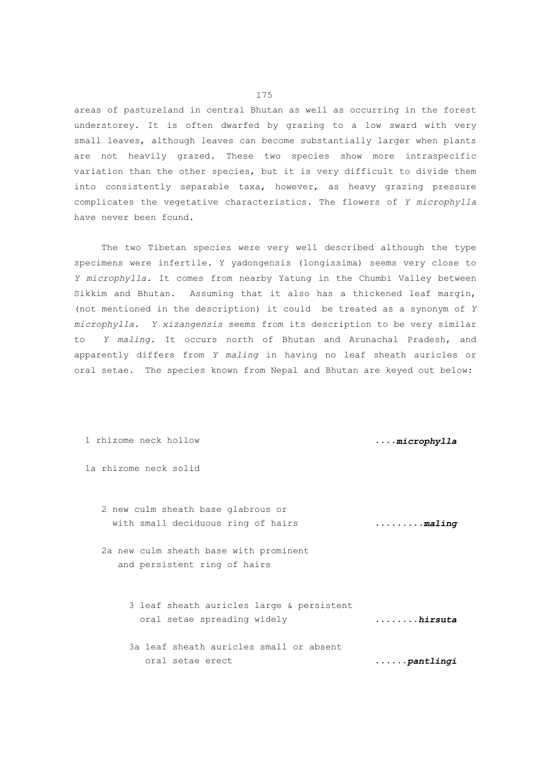areas of pastureland in central Bhutan as well as occurring in the forest understorey. It is often dwarfed by grazing to a low sward with very small leaves, although leaves can become substantially larger when plants are not heavily grazed. These two species show more intraspecific variation than the other species, but it is very difficult to divide them into consistently separable taxa, however, as heavy grazing pressure complicates the vegetative characteristics. The flowers of *Y microphylla* have never been found.

The two Tibetan species were very well described although the type specimens were infertile. Y yadongensis (longissima) seems very close to *Y microphylla*. It comes from nearby Yatung in the Chumbi Valley between Sikkim and Bhutan. Assuming that it also has a thickened leaf margin, (not mentioned in the description) it could be treated as a synonym of *Y microphylla*. *Y xizangensis* seems from its description to be very similar to *Y maling*. It occurs north of Bhutan and Arunachal Pradesh, and apparently differs from *Y maling* in having no leaf sheath auricles or oral setae. The species known from Nepal and Bhutan are keyed out below:

1 rhizome neck hollow ....***microphylla***

1a rhizome neck solid

- 2 new culm sheath base glabrous or with small deciduous ring of hairs .........***maling***

- 2a new culm sheath base with prominent and persistent ring of hairs

  - 3 leaf sheath auricles large & persistent oral setae spreading widely ........***hirsuta***

  - 3a leaf sheath auricles small or absent oral setae erect ......***pantlingi***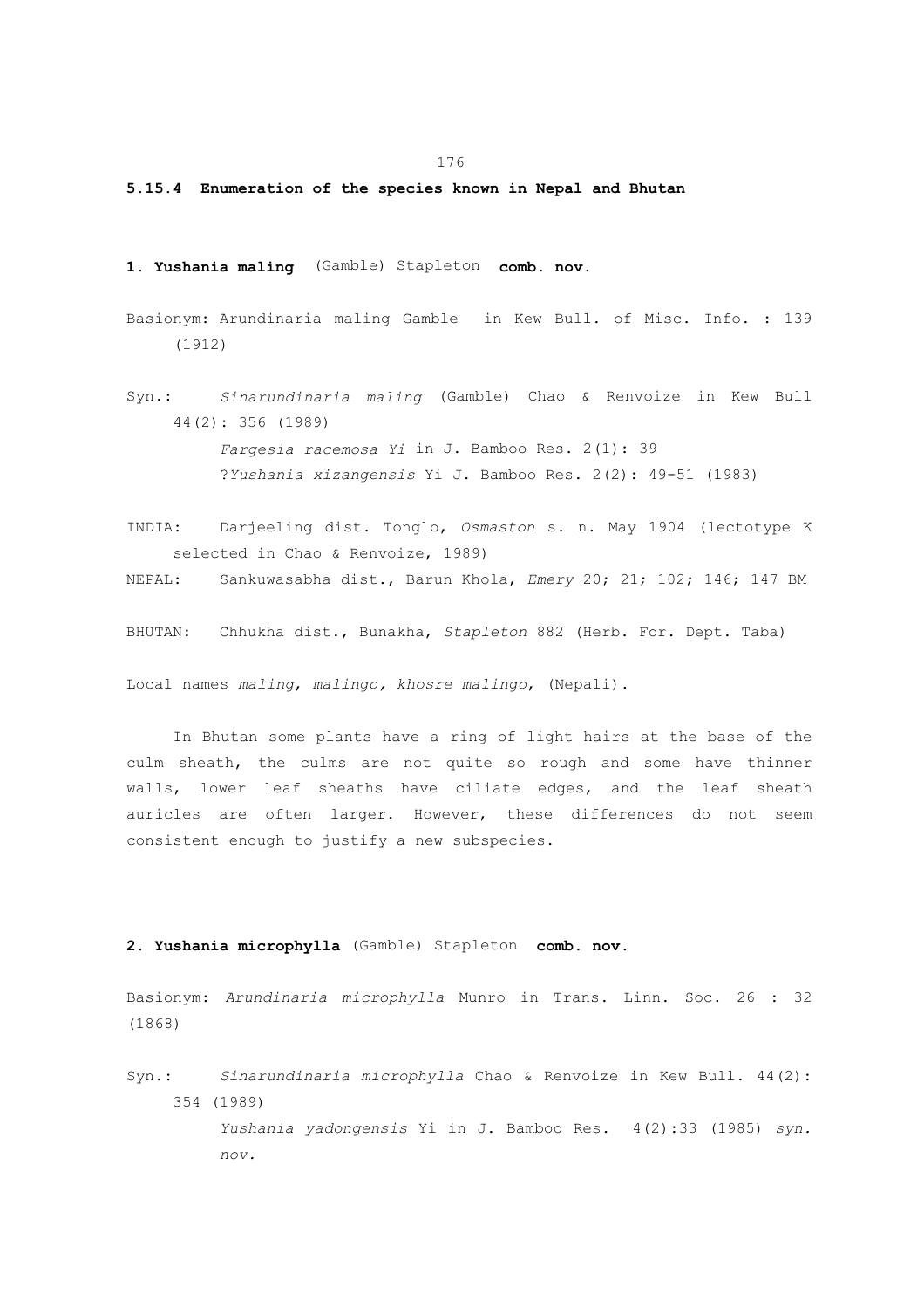### 5.15.4 Enumeration of the species known in Nepal and Bhutan

**1. Yushania maling** (Gamble) Stapleton **comb. nov.**

Basionym: Arundinaria maling Gamble in Kew Bull. of Misc. Info. : 139 (1912)

Syn.: *Sinarundinaria maling* (Gamble) Chao & Renvoize in Kew Bull 44(2): 356 (1989)
*Fargesia racemosa Yi* in J. Bamboo Res. 2(1): 39
?*Yushania xizangensis* Yi J. Bamboo Res. 2(2): 49-51 (1983)

INDIA: Darjeeling dist. Tonglo, *Osmaston* s. n. May 1904 (lectotype K selected in Chao & Renvoize, 1989)

NEPAL: Sankuwasabha dist., Barun Khola, *Emery* 20; 21; 102; 146; 147 BM

BHUTAN: Chhukha dist., Bunakha, *Stapleton* 882 (Herb. For. Dept. Taba)

Local names *maling*, *malingo, khosre malingo*, (Nepali).

In Bhutan some plants have a ring of light hairs at the base of the culm sheath, the culms are not quite so rough and some have thinner walls, lower leaf sheaths have ciliate edges, and the leaf sheath auricles are often larger. However, these differences do not seem consistent enough to justify a new subspecies.

**2. Yushania microphylla** (Gamble) Stapleton **comb. nov.**

Basionym: *Arundinaria microphylla* Munro in Trans. Linn. Soc. 26 : 32 (1868)

Syn.: *Sinarundinaria microphylla* Chao & Renvoize in Kew Bull. 44(2): 354 (1989)
*Yushania yadongensis* Yi in J. Bamboo Res. 4(2):33 (1985) *syn. nov.*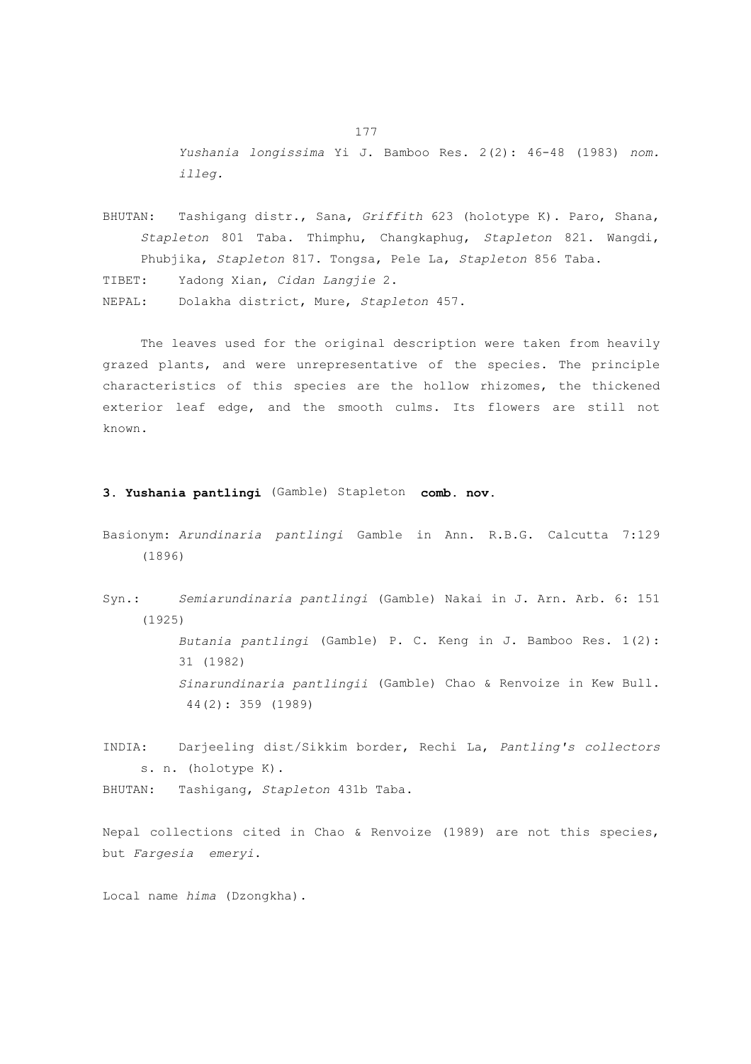*Yushania longissima* Yi J. Bamboo Res. 2(2): 46-48 (1983) *nom. illeg.*

BHUTAN: Tashigang distr., Sana, *Griffith* 623 (holotype K). Paro, Shana, *Stapleton* 801 Taba. Thimphu, Changkaphug, *Stapleton* 821. Wangdi, Phubjika, *Stapleton* 817. Tongsa, Pele La, *Stapleton* 856 Taba.

TIBET: Yadong Xian, *Cidan Langjie* 2.

NEPAL: Dolakha district, Mure, *Stapleton* 457.

The leaves used for the original description were taken from heavily grazed plants, and were unrepresentative of the species. The principle characteristics of this species are the hollow rhizomes, the thickened exterior leaf edge, and the smooth culms. Its flowers are still not known.

### 3. Yushania pantlingi (Gamble) Stapleton **comb. nov.**

Basionym: *Arundinaria pantlingi* Gamble in Ann. R.B.G. Calcutta 7:129 (1896)

Syn.: *Semiarundinaria pantlingi* (Gamble) Nakai in J. Arn. Arb. 6: 151 (1925)

*Butania pantlingi* (Gamble) P. C. Keng in J. Bamboo Res. 1(2): 31 (1982)

*Sinarundinaria pantlingii* (Gamble) Chao & Renvoize in Kew Bull. 44(2): 359 (1989)

INDIA: Darjeeling dist/Sikkim border, Rechi La, *Pantling's collectors* s. n. (holotype K).

BHUTAN: Tashigang, *Stapleton* 431b Taba.

Nepal collections cited in Chao & Renvoize (1989) are not this species, but *Fargesia emeryi*.

Local name *hima* (Dzongkha).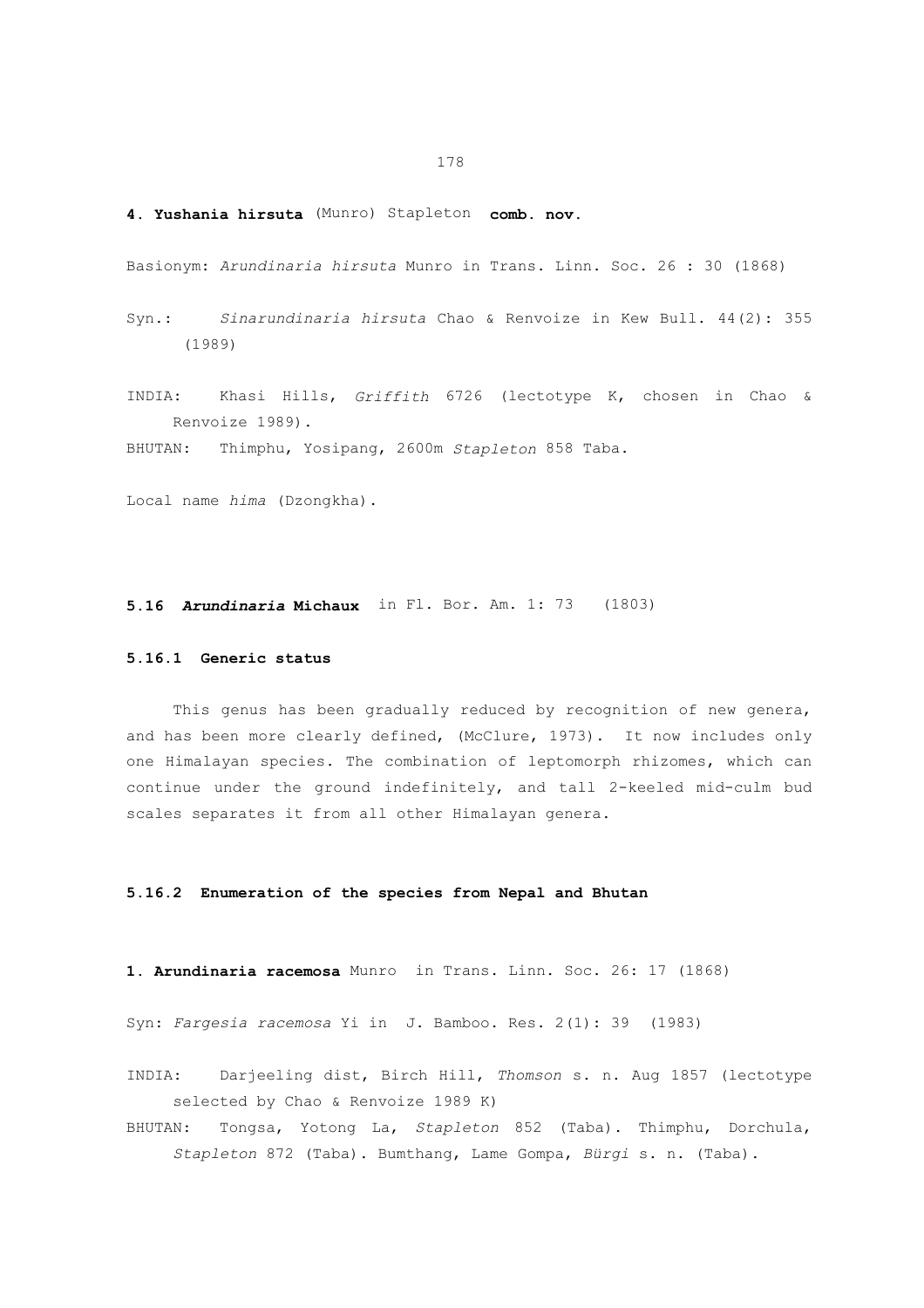**4. Yushania hirsuta** (Munro) Stapleton **comb. nov.**

Basionym: *Arundinaria hirsuta* Munro in Trans. Linn. Soc. 26 : 30 (1868)

Syn.: *Sinarundinaria hirsuta* Chao & Renvoize in Kew Bull. 44(2): 355 (1989)

INDIA: Khasi Hills, *Griffith* 6726 (lectotype K, chosen in Chao & Renvoize 1989).
BHUTAN: Thimphu, Yosipang, 2600m *Stapleton* 858 Taba.

Local name *hima* (Dzongkha).

## 5.16 *Arundinaria* Michaux in Fl. Bor. Am. 1: 73 (1803)

### 5.16.1 Generic status

This genus has been gradually reduced by recognition of new genera, and has been more clearly defined, (McClure, 1973). It now includes only one Himalayan species. The combination of leptomorph rhizomes, which can continue under the ground indefinitely, and tall 2-keeled mid-culm bud scales separates it from all other Himalayan genera.

### 5.16.2 Enumeration of the species from Nepal and Bhutan

**1. Arundinaria racemosa** Munro in Trans. Linn. Soc. 26: 17 (1868)

Syn: *Fargesia racemosa* Yi in J. Bamboo. Res. 2(1): 39 (1983)

INDIA: Darjeeling dist, Birch Hill, *Thomson* s. n. Aug 1857 (lectotype selected by Chao & Renvoize 1989 K)
BHUTAN: Tongsa, Yotong La, *Stapleton* 852 (Taba). Thimphu, Dorchula, *Stapleton* 872 (Taba). Bumthang, Lame Gompa, *Bürgi* s. n. (Taba).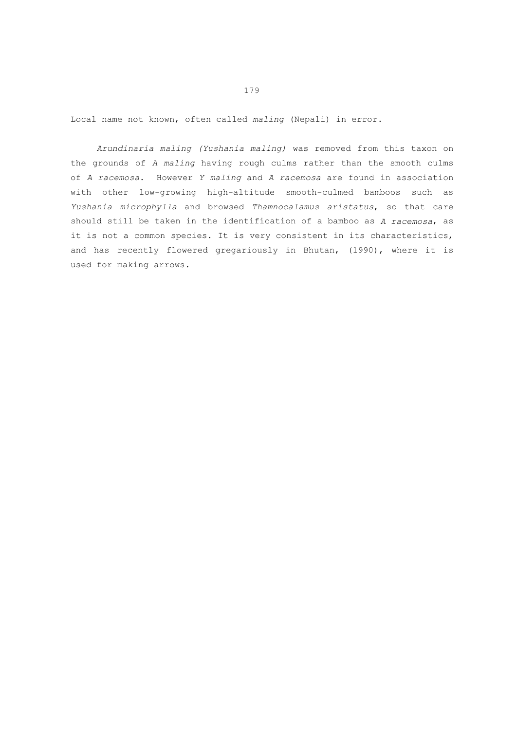Local name not known, often called *maling* (Nepali) in error.

*Arundinaria maling (Yushania maling)* was removed from this taxon on the grounds of *A maling* having rough culms rather than the smooth culms of *A racemosa*. However *Y maling* and *A racemosa* are found in association with other low-growing high-altitude smooth-culmed bamboos such as *Yushania microphylla* and browsed *Thamnocalamus aristatus*, so that care should still be taken in the identification of a bamboo as *A racemosa*, as it is not a common species. It is very consistent in its characteristics, and has recently flowered gregariously in Bhutan, (1990), where it is used for making arrows.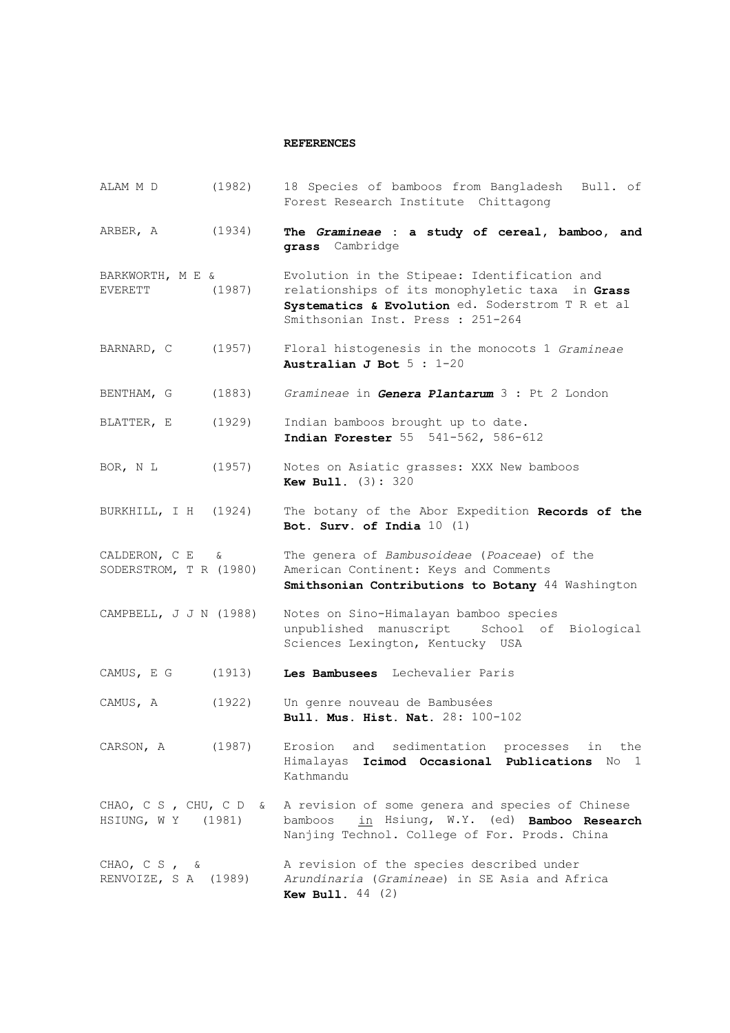**REFERENCES**

ALAM M D (1982) 18 Species of bamboos from Bangladesh Bull. of Forest Research Institute Chittagong

ARBER, A (1934) **The *Gramineae* : a study of cereal, bamboo, and grass** Cambridge

BARKWORTH, M E & EVERETT (1987) Evolution in the Stipeae: Identification and relationships of its monophyletic taxa in **Grass Systematics & Evolution** ed. Soderstrom T R et al Smithsonian Inst. Press : 251-264

BARNARD, C (1957) Floral histogenesis in the monocots 1 *Gramineae* **Australian J Bot** 5 : 1-20

BENTHAM, G (1883) *Gramineae* in ***Genera Plantarum*** 3 : Pt 2 London

BLATTER, E (1929) Indian bamboos brought up to date. **Indian Forester** 55 541-562, 586-612

BOR, N L (1957) Notes on Asiatic grasses: XXX New bamboos **Kew Bull.** (3): 320

BURKHILL, I H (1924) The botany of the Abor Expedition **Records of the Bot. Surv. of India** 10 (1)

CALDERON, C E & SODERSTROM, T R (1980) The genera of *Bambusoideae* (*Poaceae*) of the American Continent: Keys and Comments **Smithsonian Contributions to Botany** 44 Washington

CAMPBELL, J J N (1988) Notes on Sino-Himalayan bamboo species unpublished manuscript School of Biological Sciences Lexington, Kentucky USA

CAMUS, E G (1913) **Les Bambusees** Lechevalier Paris

CAMUS, A (1922) Un genre nouveau de Bambusées **Bull. Mus. Hist. Nat.** 28: 100-102

CARSON, A (1987) Erosion and sedimentation processes in the Himalayas **Icimod Occasional Publications** No 1 Kathmandu

CHAO, C S , CHU, C D & HSIUNG, W Y (1981) A revision of some genera and species of Chinese bamboos in Hsiung, W.Y. (ed) **Bamboo Research** Nanjing Technol. College of For. Prods. China

CHAO, C S , & RENVOIZE, S A (1989) A revision of the species described under *Arundinaria* (*Gramineae*) in SE Asia and Africa **Kew Bull.** 44 (2)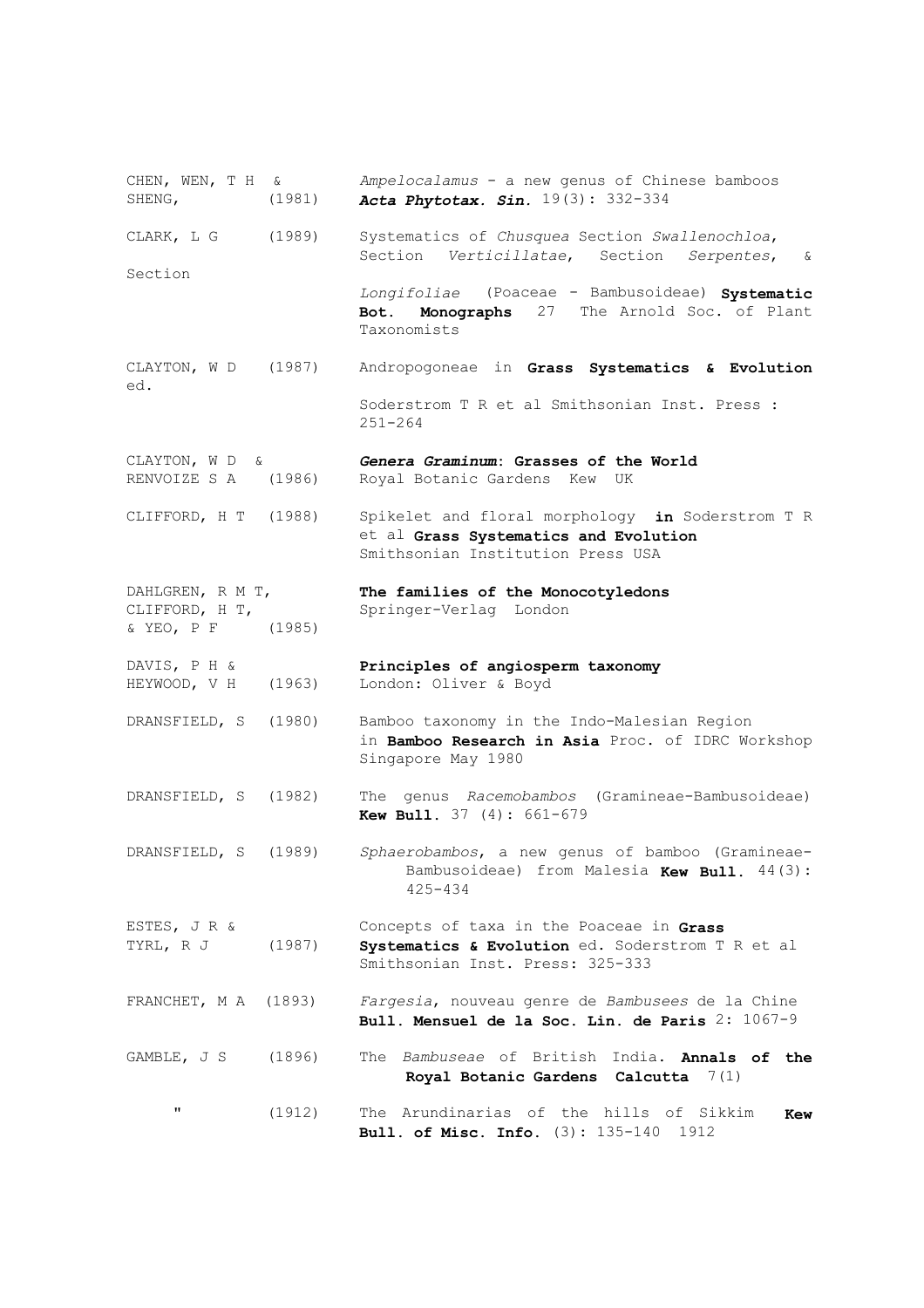CHEN, WEN, T H & SHENG, (1981) *Ampelocalamus* - a new genus of Chinese bamboos ***Acta Phytotax. Sin.*** 19(3): 332-334

CLARK, L G (1989) Systematics of *Chusquea* Section *Swallenochloa*, Section *Verticillatae*, Section *Serpentes*, & Section *Longifoliae* (Poaceae - Bambusoideae) **Systematic Bot. Monographs** 27 The Arnold Soc. of Plant Taxonomists

CLAYTON, W D (1987) ed. Andropogoneae in **Grass Systematics & Evolution** Soderstrom T R et al Smithsonian Inst. Press : 251-264

CLAYTON, W D & RENVOIZE S A (1986) ***Genera Graminum*: Grasses of the World** Royal Botanic Gardens Kew UK

CLIFFORD, H T (1988) Spikelet and floral morphology **in** Soderstrom T R et al **Grass Systematics and Evolution** Smithsonian Institution Press USA

DAHLGREN, R M T, CLIFFORD, H T, & YEO, P F (1985) **The families of the Monocotyledons** Springer-Verlag London

DAVIS, P H & HEYWOOD, V H (1963) **Principles of angiosperm taxonomy** London: Oliver & Boyd

DRANSFIELD, S (1980) Bamboo taxonomy in the Indo-Malesian Region in **Bamboo Research in Asia** Proc. of IDRC Workshop Singapore May 1980

DRANSFIELD, S (1982) The genus *Racemobambos* (Gramineae-Bambusoideae) **Kew Bull.** 37 (4): 661-679

DRANSFIELD, S (1989) *Sphaerobambos*, a new genus of bamboo (Gramineae-Bambusoideae) from Malesia **Kew Bull.** 44(3): 425-434

ESTES, J R & TYRL, R J (1987) Concepts of taxa in the Poaceae in **Grass Systematics & Evolution** ed. Soderstrom T R et al Smithsonian Inst. Press: 325-333

FRANCHET, M A (1893) *Fargesia*, nouveau genre de *Bambusees* de la Chine **Bull. Mensuel de la Soc. Lin. de Paris** 2: 1067-9

GAMBLE, J S (1896) The *Bambuseae* of British India. **Annals of the Royal Botanic Gardens Calcutta** 7(1)

" (1912) The Arundinarias of the hills of Sikkim **Kew Bull. of Misc. Info.** (3): 135-140 1912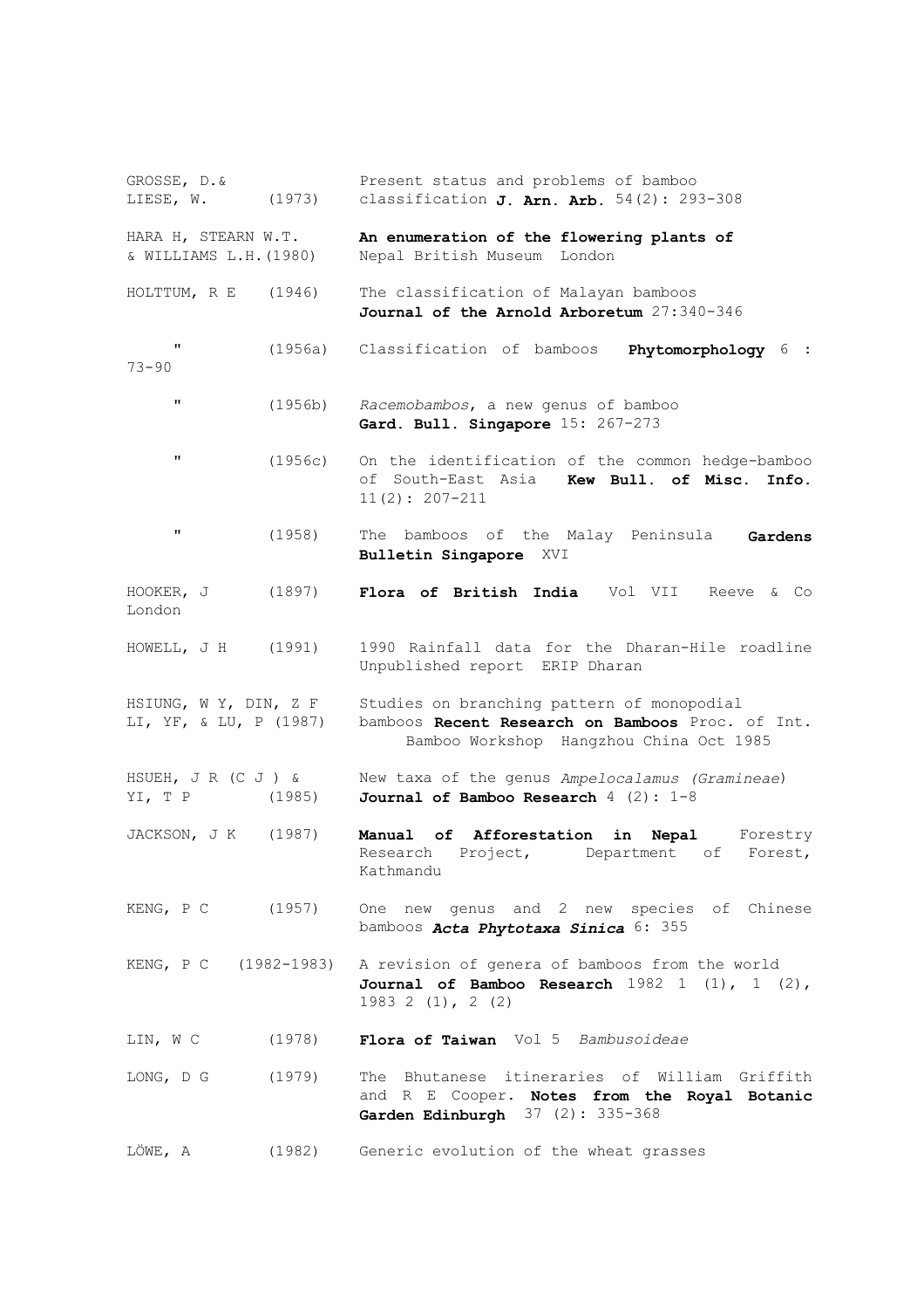GROSSE, D.& LIESE, W. (1973) Present status and problems of bamboo classification **J. Arn. Arb.** 54(2): 293-308

HARA H, STEARN W.T. & WILLIAMS L.H.(1980) **An enumeration of the flowering plants of** Nepal British Museum London

HOLTTUM, R E (1946) The classification of Malayan bamboos **Journal of the Arnold Arboretum** 27:340-346

" (1956a) Classification of bamboos **Phytomorphology** 6 : 73-90

" (1956b) *Racemobambos*, a new genus of bamboo **Gard. Bull. Singapore** 15: 267-273

" (1956c) On the identification of the common hedge-bamboo of South-East Asia **Kew Bull. of Misc. Info.** 11(2): 207-211

" (1958) The bamboos of the Malay Peninsula **Gardens Bulletin Singapore** XVI

HOOKER, J (1897) **Flora of British India** Vol VII Reeve & Co London

HOWELL, J H (1991) 1990 Rainfall data for the Dharan-Hile roadline Unpublished report ERIP Dharan

HSIUNG, W Y, DIN, Z F LI, YF, & LU, P (1987) Studies on branching pattern of monopodial bamboos **Recent Research on Bamboos** Proc. of Int. Bamboo Workshop Hangzhou China Oct 1985

HSUEH, J R (C J ) & YI, T P (1985) New taxa of the genus *Ampelocalamus (Gramineae)* **Journal of Bamboo Research** 4 (2): 1-8

JACKSON, J K (1987) **Manual of Afforestation in Nepal** Forestry Research Project, Department of Forest, Kathmandu

KENG, P C (1957) One new genus and 2 new species of Chinese bamboos ***Acta Phytotaxa Sinica*** 6: 355

KENG, P C (1982-1983) A revision of genera of bamboos from the world **Journal of Bamboo Research** 1982 1 (1), 1 (2), 1983 2 (1), 2 (2)

LIN, W C (1978) **Flora of Taiwan** Vol 5 *Bambusoideae*

LONG, D G (1979) The Bhutanese itineraries of William Griffith and R E Cooper. **Notes from the Royal Botanic Garden Edinburgh** 37 (2): 335-368

LÖWE, A (1982) Generic evolution of the wheat grasses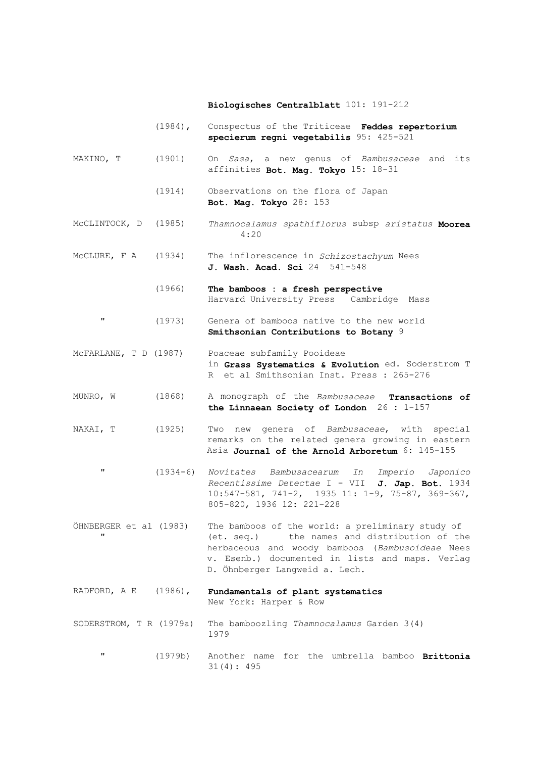**Biologisches Centralblatt** 101: 191-212

(1984), Conspectus of the Triticeae **Feddes repertorium specierum regni vegetabilis** 95: 425-521

MAKINO, T (1901) On *Sasa*, a new genus of *Bambusaceae* and its affinities **Bot. Mag. Tokyo** 15: 18-31

(1914) Observations on the flora of Japan **Bot. Mag. Tokyo** 28: 153

McCLINTOCK, D (1985) *Thamnocalamus spathiflorus* subsp *aristatus* **Moorea** 4:20

McCLURE, F A (1934) The inflorescence in *Schizostachyum* Nees **J. Wash. Acad. Sci** 24 541-548

(1966) **The bamboos : a fresh perspective** Harvard University Press Cambridge Mass

" (1973) Genera of bamboos native to the new world **Smithsonian Contributions to Botany** 9

McFARLANE, T D (1987) Poaceae subfamily Pooideae in **Grass Systematics & Evolution** ed. Soderstrom T R et al Smithsonian Inst. Press : 265-276

MUNRO, W (1868) A monograph of the *Bambusaceae* **Transactions of the Linnaean Society of London** 26 : 1-157

NAKAI, T (1925) Two new genera of *Bambusaceae*, with special remarks on the related genera growing in eastern Asia **Journal of the Arnold Arboretum** 6: 145-155

" (1934-6) *Novitates Bambusacearum In Imperio Japonico Recentissime Detectae* I - VII **J. Jap. Bot.** 1934 10:547-581, 741-2, 1935 11: 1-9, 75-87, 369-367, 805-820, 1936 12: 221-228

ÖHNBERGER et al (1983) " (et. seq.) The bamboos of the world: a preliminary study of the names and distribution of the herbaceous and woody bamboos (*Bambusoideae* Nees v. Esenb.) documented in lists and maps. Verlag D. Öhnberger Langweid a. Lech.

RADFORD, A E (1986), **Fundamentals of plant systematics** New York: Harper & Row

SODERSTROM, T R (1979a) The bamboozling *Thamnocalamus* Garden 3(4) 1979

" (1979b) Another name for the umbrella bamboo **Brittonia** 31(4): 495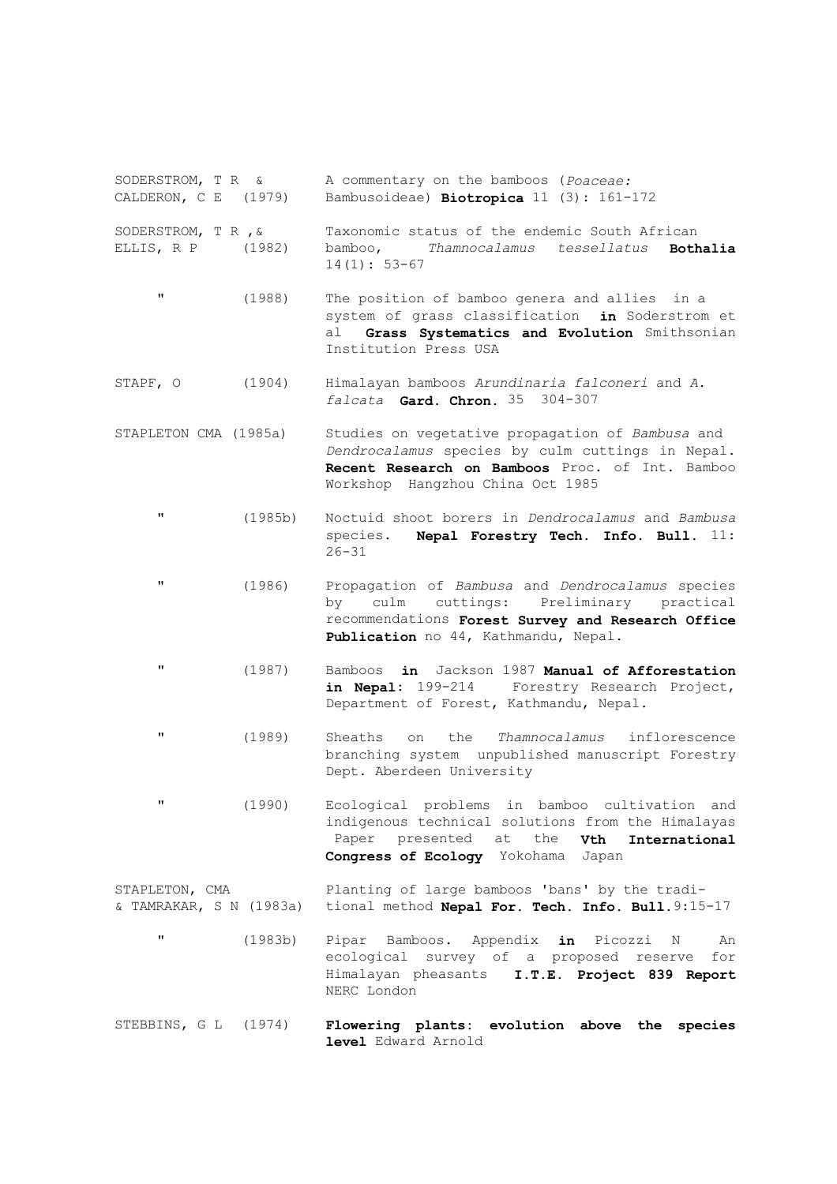SODERSTROM, T R & CALDERON, C E (1979) A commentary on the bamboos (*Poaceae:* Bambusoideae) **Biotropica** 11 (3): 161-172

SODERSTROM, T R ,& ELLIS, R P (1982) Taxonomic status of the endemic South African bamboo, *Thamnocalamus tessellatus* **Bothalia** 14(1): 53-67

" (1988) The position of bamboo genera and allies in a system of grass classification **in** Soderstrom et al **Grass Systematics and Evolution** Smithsonian Institution Press USA

STAPF, O (1904) Himalayan bamboos *Arundinaria falconeri* and *A. falcata* **Gard. Chron.** 35 304-307

STAPLETON CMA (1985a) Studies on vegetative propagation of *Bambusa* and *Dendrocalamus* species by culm cuttings in Nepal. **Recent Research on Bamboos** Proc. of Int. Bamboo Workshop Hangzhou China Oct 1985

" (1985b) Noctuid shoot borers in *Dendrocalamus* and *Bambusa* species. **Nepal Forestry Tech. Info. Bull.** 11: 26-31

" (1986) Propagation of *Bambusa* and *Dendrocalamus* species by culm cuttings: Preliminary practical recommendations **Forest Survey and Research Office Publication** no 44, Kathmandu, Nepal.

" (1987) Bamboos **in** Jackson 1987 **Manual of Afforestation in Nepal**: 199-214 Forestry Research Project, Department of Forest, Kathmandu, Nepal.

" (1989) Sheaths on the *Thamnocalamus* inflorescence branching system unpublished manuscript Forestry Dept. Aberdeen University

" (1990) Ecological problems in bamboo cultivation and indigenous technical solutions from the Himalayas Paper presented at the **Vth International Congress of Ecology** Yokohama Japan

STAPLETON, CMA & TAMRAKAR, S N (1983a) Planting of large bamboos 'bans' by the traditional method **Nepal For. Tech. Info. Bull.** 9:15-17

" (1983b) Pipar Bamboos. Appendix **in** Picozzi N An ecological survey of a proposed reserve for Himalayan pheasants **I.T.E. Project 839 Report** NERC London

STEBBINS, G L (1974) **Flowering plants: evolution above the species level** Edward Arnold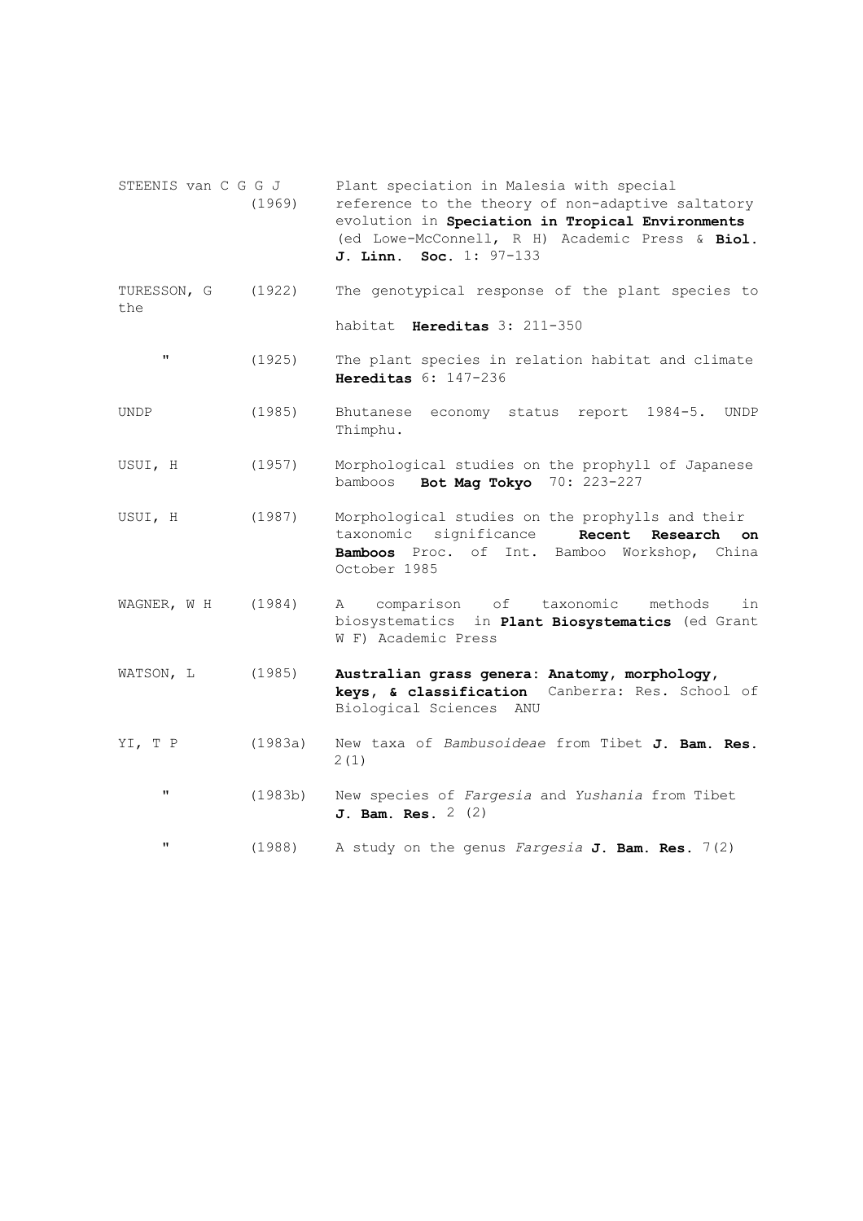STEENIS van C G G J (1969) Plant speciation in Malesia with special reference to the theory of non-adaptive saltatory evolution in **Speciation in Tropical Environments** (ed Lowe-McConnell, R H) Academic Press & **Biol. J. Linn. Soc.** 1: 97-133

TURESSON, G (1922) The genotypical response of the plant species to the habitat **Hereditas** 3: 211-350

" (1925) The plant species in relation habitat and climate **Hereditas** 6: 147-236

UNDP (1985) Bhutanese economy status report 1984-5. UNDP Thimphu.

USUI, H (1957) Morphological studies on the prophyll of Japanese bamboos **Bot Mag Tokyo** 70: 223-227

USUI, H (1987) Morphological studies on the prophylls and their taxonomic significance **Recent Research on Bamboos** Proc. of Int. Bamboo Workshop, China October 1985

WAGNER, W H (1984) A comparison of taxonomic methods in biosystematics in **Plant Biosystematics** (ed Grant W F) Academic Press

WATSON, L (1985) **Australian grass genera: Anatomy, morphology, keys, & classification** Canberra: Res. School of Biological Sciences ANU

YI, T P (1983a) New taxa of *Bambusoideae* from Tibet **J. Bam. Res.** 2(1)

" (1983b) New species of *Fargesia* and *Yushania* from Tibet **J. Bam. Res.** 2 (2)

" (1988) A study on the genus *Fargesia* **J. Bam. Res.** 7(2)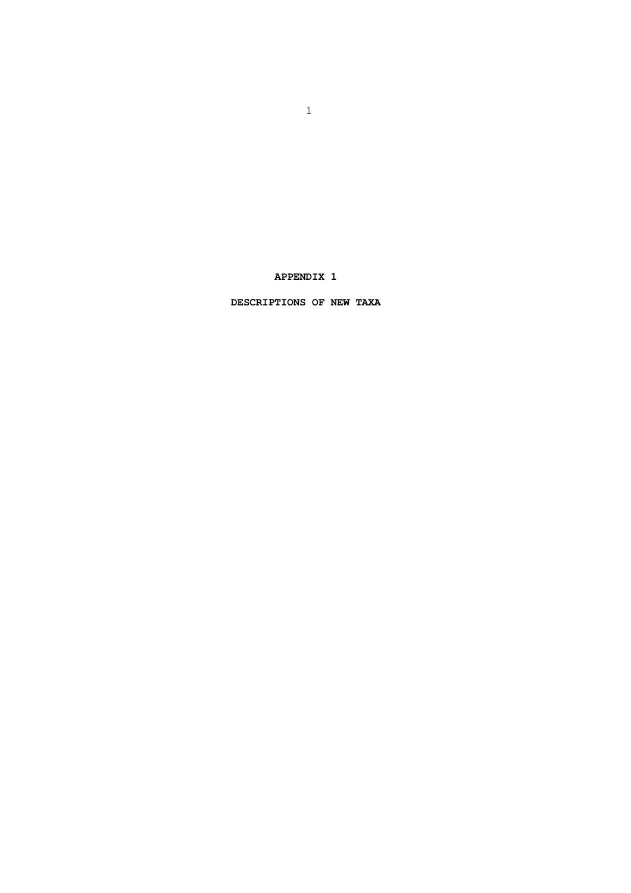# APPENDIX 1

## DESCRIPTIONS OF NEW TAXA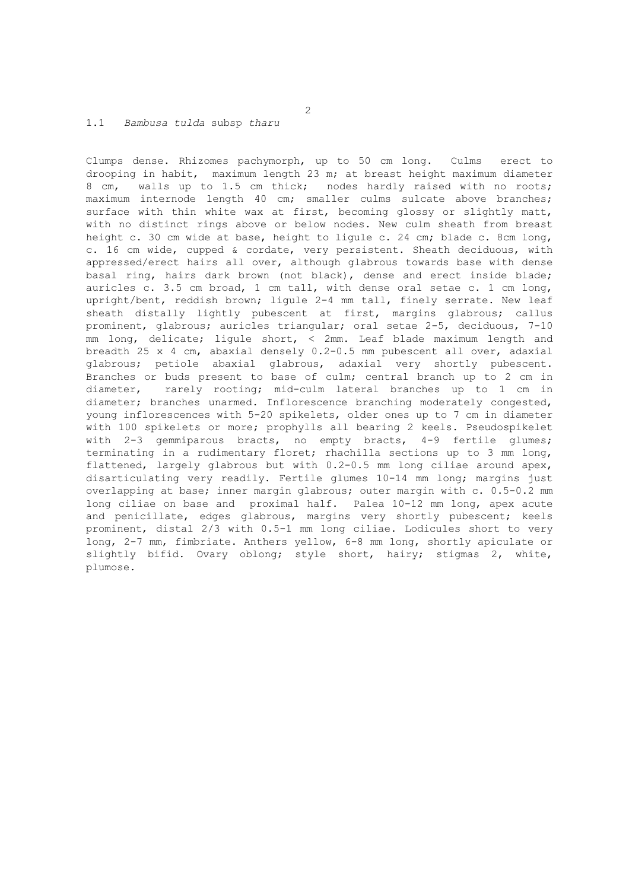## 1.1 *Bambusa tulda* subsp *tharu*

Clumps dense. Rhizomes pachymorph, up to 50 cm long. Culms erect to drooping in habit, maximum length 23 m; at breast height maximum diameter 8 cm, walls up to 1.5 cm thick; nodes hardly raised with no roots; maximum internode length 40 cm; smaller culms sulcate above branches; surface with thin white wax at first, becoming glossy or slightly matt, with no distinct rings above or below nodes. New culm sheath from breast height c. 30 cm wide at base, height to ligule c. 24 cm; blade c. 8cm long, c. 16 cm wide, cupped & cordate, very persistent. Sheath deciduous, with appressed/erect hairs all over, although glabrous towards base with dense basal ring, hairs dark brown (not black), dense and erect inside blade; auricles c. 3.5 cm broad, 1 cm tall, with dense oral setae c. 1 cm long, upright/bent, reddish brown; ligule 2-4 mm tall, finely serrate. New leaf sheath distally lightly pubescent at first, margins glabrous; callus prominent, glabrous; auricles triangular; oral setae 2-5, deciduous, 7-10 mm long, delicate; ligule short, < 2mm. Leaf blade maximum length and breadth 25 x 4 cm, abaxial densely 0.2-0.5 mm pubescent all over, adaxial glabrous; petiole abaxial glabrous, adaxial very shortly pubescent. Branches or buds present to base of culm; central branch up to 2 cm in diameter, rarely rooting; mid-culm lateral branches up to 1 cm in diameter; branches unarmed. Inflorescence branching moderately congested, young inflorescences with 5-20 spikelets, older ones up to 7 cm in diameter with 100 spikelets or more; prophylls all bearing 2 keels. Pseudospikelet with 2-3 gemmiparous bracts, no empty bracts, 4-9 fertile glumes; terminating in a rudimentary floret; rhachilla sections up to 3 mm long, flattened, largely glabrous but with 0.2-0.5 mm long ciliae around apex, disarticulating very readily. Fertile glumes 10-14 mm long; margins just overlapping at base; inner margin glabrous; outer margin with c. 0.5-0.2 mm long ciliae on base and proximal half. Palea 10-12 mm long, apex acute and penicillate, edges glabrous, margins very shortly pubescent; keels prominent, distal 2/3 with 0.5-1 mm long ciliae. Lodicules short to very long, 2-7 mm, fimbriate. Anthers yellow, 6-8 mm long, shortly apiculate or slightly bifid. Ovary oblong; style short, hairy; stigmas 2, white, plumose.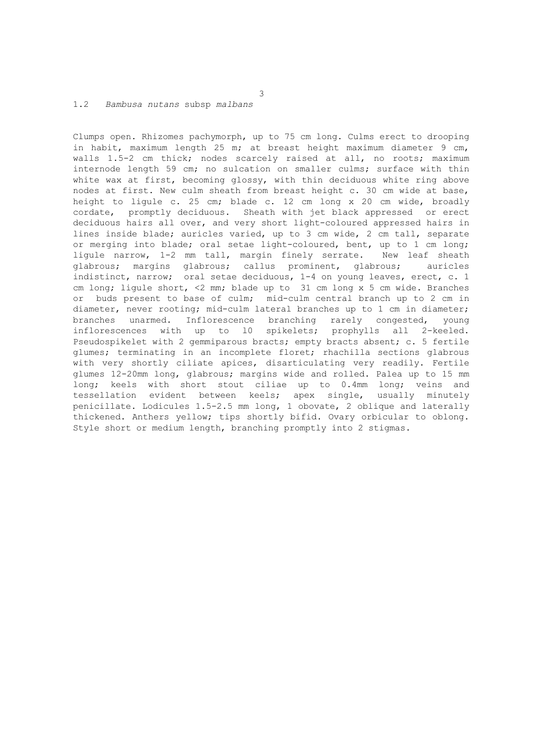## 1.2 *Bambusa nutans* subsp *malbans*

Clumps open. Rhizomes pachymorph, up to 75 cm long. Culms erect to drooping in habit, maximum length 25 m; at breast height maximum diameter 9 cm, walls 1.5-2 cm thick; nodes scarcely raised at all, no roots; maximum internode length 59 cm; no sulcation on smaller culms; surface with thin white wax at first, becoming glossy, with thin deciduous white ring above nodes at first. New culm sheath from breast height c. 30 cm wide at base, height to ligule c. 25 cm; blade c. 12 cm long x 20 cm wide, broadly cordate, promptly deciduous. Sheath with jet black appressed or erect deciduous hairs all over, and very short light-coloured appressed hairs in lines inside blade; auricles varied, up to 3 cm wide, 2 cm tall, separate or merging into blade; oral setae light-coloured, bent, up to 1 cm long; ligule narrow, 1-2 mm tall, margin finely serrate. New leaf sheath glabrous; margins glabrous; callus prominent, glabrous; auricles indistinct, narrow; oral setae deciduous, 1-4 on young leaves, erect, c. 1 cm long; ligule short, <2 mm; blade up to 31 cm long x 5 cm wide. Branches or buds present to base of culm; mid-culm central branch up to 2 cm in diameter, never rooting; mid-culm lateral branches up to 1 cm in diameter; branches unarmed. Inflorescence branching rarely congested, young inflorescences with up to 10 spikelets; prophylls all 2-keeled. Pseudospikelet with 2 gemmiparous bracts; empty bracts absent; c. 5 fertile glumes; terminating in an incomplete floret; rhachilla sections glabrous with very shortly ciliate apices, disarticulating very readily. Fertile glumes 12-20mm long, glabrous; margins wide and rolled. Palea up to 15 mm long; keels with short stout ciliae up to 0.4mm long; veins and tessellation evident between keels; apex single, usually minutely penicillate. Lodicules 1.5-2.5 mm long, 1 obovate, 2 oblique and laterally thickened. Anthers yellow; tips shortly bifid. Ovary orbicular to oblong. Style short or medium length, branching promptly into 2 stigmas.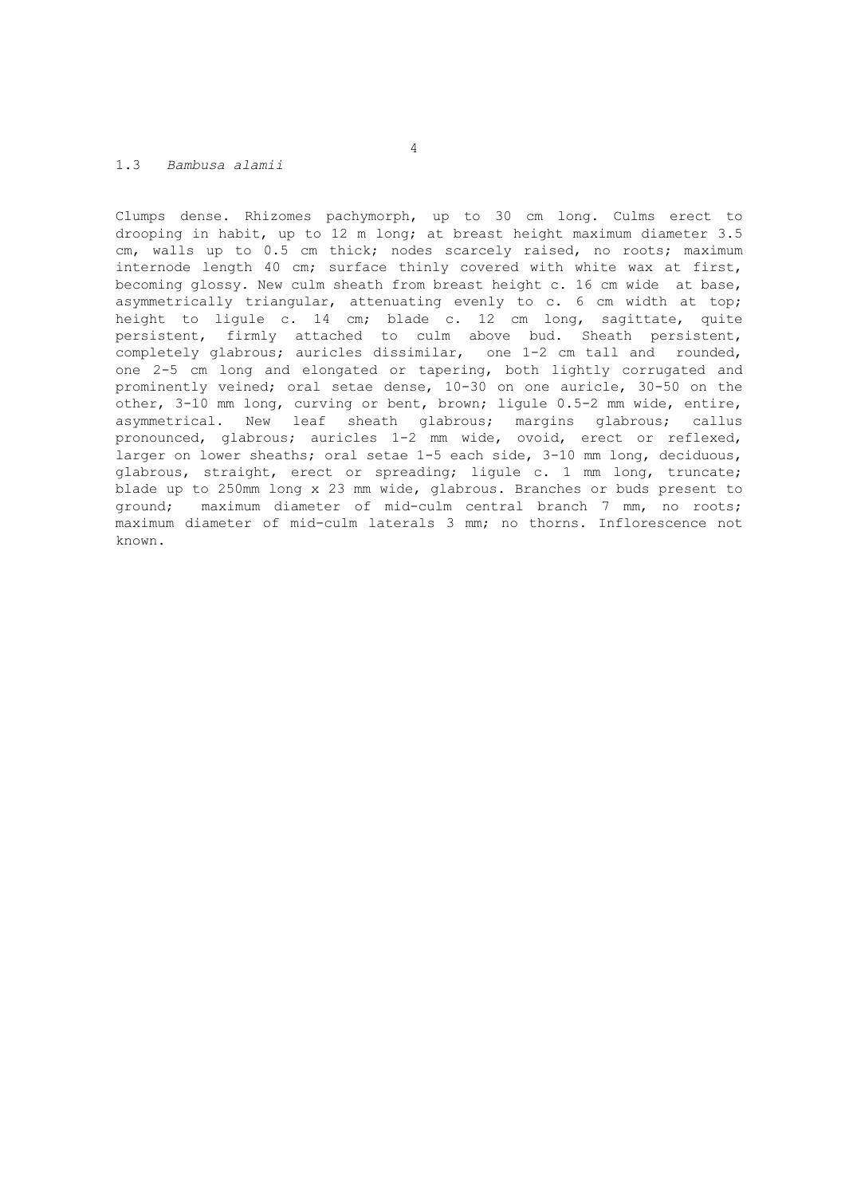## 1.3 *Bambusa alamii*

Clumps dense. Rhizomes pachymorph, up to 30 cm long. Culms erect to drooping in habit, up to 12 m long; at breast height maximum diameter 3.5 cm, walls up to 0.5 cm thick; nodes scarcely raised, no roots; maximum internode length 40 cm; surface thinly covered with white wax at first, becoming glossy. New culm sheath from breast height c. 16 cm wide at base, asymmetrically triangular, attenuating evenly to c. 6 cm width at top; height to ligule c. 14 cm; blade c. 12 cm long, sagittate, quite persistent, firmly attached to culm above bud. Sheath persistent, completely glabrous; auricles dissimilar, one 1-2 cm tall and rounded, one 2-5 cm long and elongated or tapering, both lightly corrugated and prominently veined; oral setae dense, 10-30 on one auricle, 30-50 on the other, 3-10 mm long, curving or bent, brown; ligule 0.5-2 mm wide, entire, asymmetrical. New leaf sheath glabrous; margins glabrous; callus pronounced, glabrous; auricles 1-2 mm wide, ovoid, erect or reflexed, larger on lower sheaths; oral setae 1-5 each side, 3-10 mm long, deciduous, glabrous, straight, erect or spreading; ligule c. 1 mm long, truncate; blade up to 250mm long x 23 mm wide, glabrous. Branches or buds present to ground; maximum diameter of mid-culm central branch 7 mm, no roots; maximum diameter of mid-culm laterals 3 mm; no thorns. Inflorescence not known.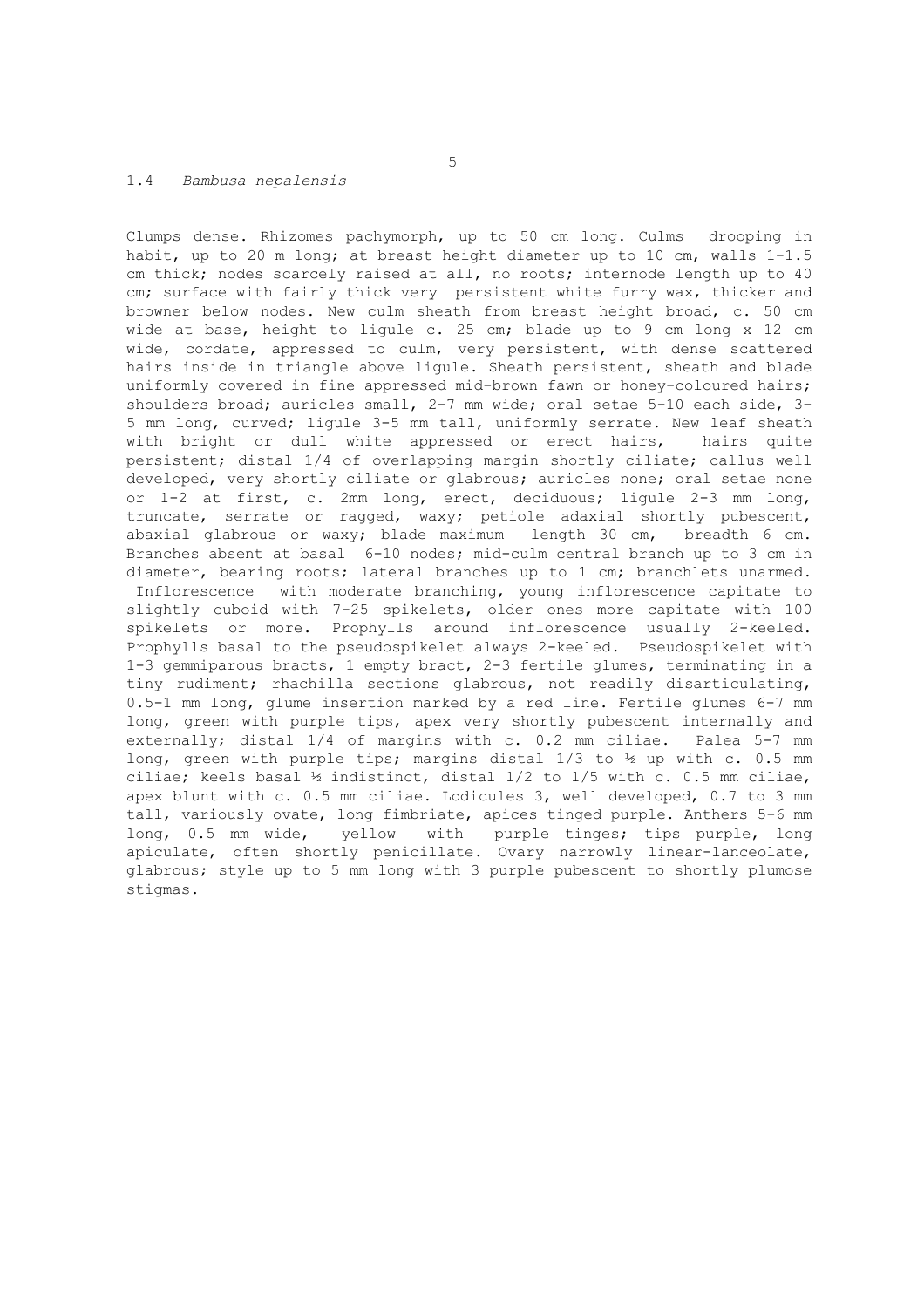## 1.4 *Bambusa nepalensis*

Clumps dense. Rhizomes pachymorph, up to 50 cm long. Culms drooping in habit, up to 20 m long; at breast height diameter up to 10 cm, walls 1-1.5 cm thick; nodes scarcely raised at all, no roots; internode length up to 40 cm; surface with fairly thick very persistent white furry wax, thicker and browner below nodes. New culm sheath from breast height broad, c. 50 cm wide at base, height to ligule c. 25 cm; blade up to 9 cm long x 12 cm wide, cordate, appressed to culm, very persistent, with dense scattered hairs inside in triangle above ligule. Sheath persistent, sheath and blade uniformly covered in fine appressed mid-brown fawn or honey-coloured hairs; shoulders broad; auricles small, 2-7 mm wide; oral setae 5-10 each side, 3-5 mm long, curved; ligule 3-5 mm tall, uniformly serrate. New leaf sheath with bright or dull white appressed or erect hairs, hairs quite persistent; distal 1/4 of overlapping margin shortly ciliate; callus well developed, very shortly ciliate or glabrous; auricles none; oral setae none or 1-2 at first, c. 2mm long, erect, deciduous; ligule 2-3 mm long, truncate, serrate or ragged, waxy; petiole adaxial shortly pubescent, abaxial glabrous or waxy; blade maximum length 30 cm, breadth 6 cm. Branches absent at basal 6-10 nodes; mid-culm central branch up to 3 cm in diameter, bearing roots; lateral branches up to 1 cm; branchlets unarmed. Inflorescence with moderate branching, young inflorescence capitate to slightly cuboid with 7-25 spikelets, older ones more capitate with 100 spikelets or more. Prophylls around inflorescence usually 2-keeled. Prophylls basal to the pseudospikelet always 2-keeled. Pseudospikelet with 1-3 gemmiparous bracts, 1 empty bract, 2-3 fertile glumes, terminating in a tiny rudiment; rhachilla sections glabrous, not readily disarticulating, 0.5-1 mm long, glume insertion marked by a red line. Fertile glumes 6-7 mm long, green with purple tips, apex very shortly pubescent internally and externally; distal 1/4 of margins with c. 0.2 mm ciliae. Palea 5-7 mm long, green with purple tips; margins distal 1/3 to ½ up with c. 0.5 mm ciliae; keels basal ½ indistinct, distal 1/2 to 1/5 with c. 0.5 mm ciliae, apex blunt with c. 0.5 mm ciliae. Lodicules 3, well developed, 0.7 to 3 mm tall, variously ovate, long fimbriate, apices tinged purple. Anthers 5-6 mm long, 0.5 mm wide, yellow with purple tinges; tips purple, long apiculate, often shortly penicillate. Ovary narrowly linear-lanceolate, glabrous; style up to 5 mm long with 3 purple pubescent to shortly plumose stigmas.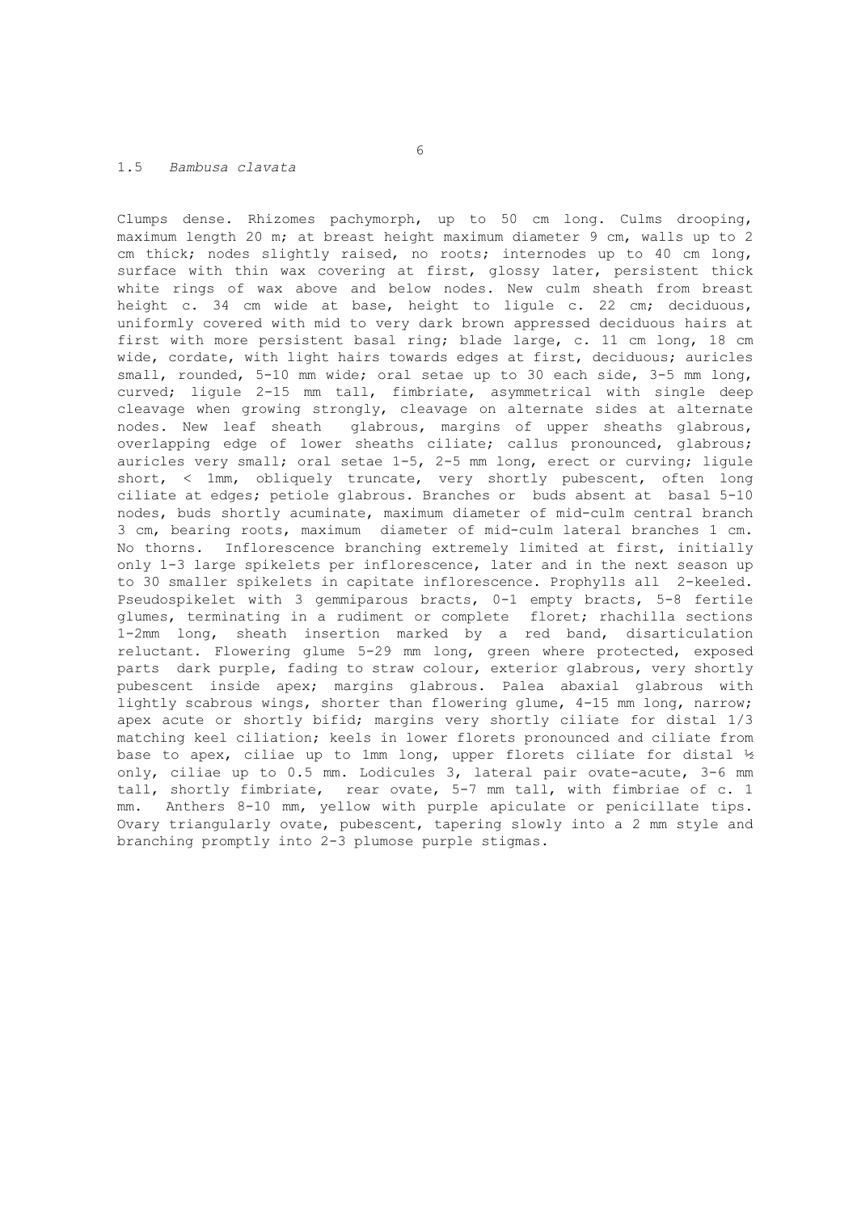## 1.5 *Bambusa clavata*

Clumps dense. Rhizomes pachymorph, up to 50 cm long. Culms drooping, maximum length 20 m; at breast height maximum diameter 9 cm, walls up to 2 cm thick; nodes slightly raised, no roots; internodes up to 40 cm long, surface with thin wax covering at first, glossy later, persistent thick white rings of wax above and below nodes. New culm sheath from breast height c. 34 cm wide at base, height to ligule c. 22 cm; deciduous, uniformly covered with mid to very dark brown appressed deciduous hairs at first with more persistent basal ring; blade large, c. 11 cm long, 18 cm wide, cordate, with light hairs towards edges at first, deciduous; auricles small, rounded, 5-10 mm wide; oral setae up to 30 each side, 3-5 mm long, curved; ligule 2-15 mm tall, fimbriate, asymmetrical with single deep cleavage when growing strongly, cleavage on alternate sides at alternate nodes. New leaf sheath glabrous, margins of upper sheaths glabrous, overlapping edge of lower sheaths ciliate; callus pronounced, glabrous; auricles very small; oral setae 1-5, 2-5 mm long, erect or curving; ligule short, < 1mm, obliquely truncate, very shortly pubescent, often long ciliate at edges; petiole glabrous. Branches or buds absent at basal 5-10 nodes, buds shortly acuminate, maximum diameter of mid-culm central branch 3 cm, bearing roots, maximum diameter of mid-culm lateral branches 1 cm. No thorns. Inflorescence branching extremely limited at first, initially only 1-3 large spikelets per inflorescence, later and in the next season up to 30 smaller spikelets in capitate inflorescence. Prophylls all 2-keeled. Pseudospikelet with 3 gemmiparous bracts, 0-1 empty bracts, 5-8 fertile glumes, terminating in a rudiment or complete floret; rhachilla sections 1-2mm long, sheath insertion marked by a red band, disarticulation reluctant. Flowering glume 5-29 mm long, green where protected, exposed parts dark purple, fading to straw colour, exterior glabrous, very shortly pubescent inside apex; margins glabrous. Palea abaxial glabrous with lightly scabrous wings, shorter than flowering glume, 4-15 mm long, narrow; apex acute or shortly bifid; margins very shortly ciliate for distal 1/3 matching keel ciliation; keels in lower florets pronounced and ciliate from base to apex, ciliae up to 1mm long, upper florets ciliate for distal ½ only, ciliae up to 0.5 mm. Lodicules 3, lateral pair ovate-acute, 3-6 mm tall, shortly fimbriate, rear ovate, 5-7 mm tall, with fimbriae of c. 1 mm. Anthers 8-10 mm, yellow with purple apiculate or penicillate tips. Ovary triangularly ovate, pubescent, tapering slowly into a 2 mm style and branching promptly into 2-3 plumose purple stigmas.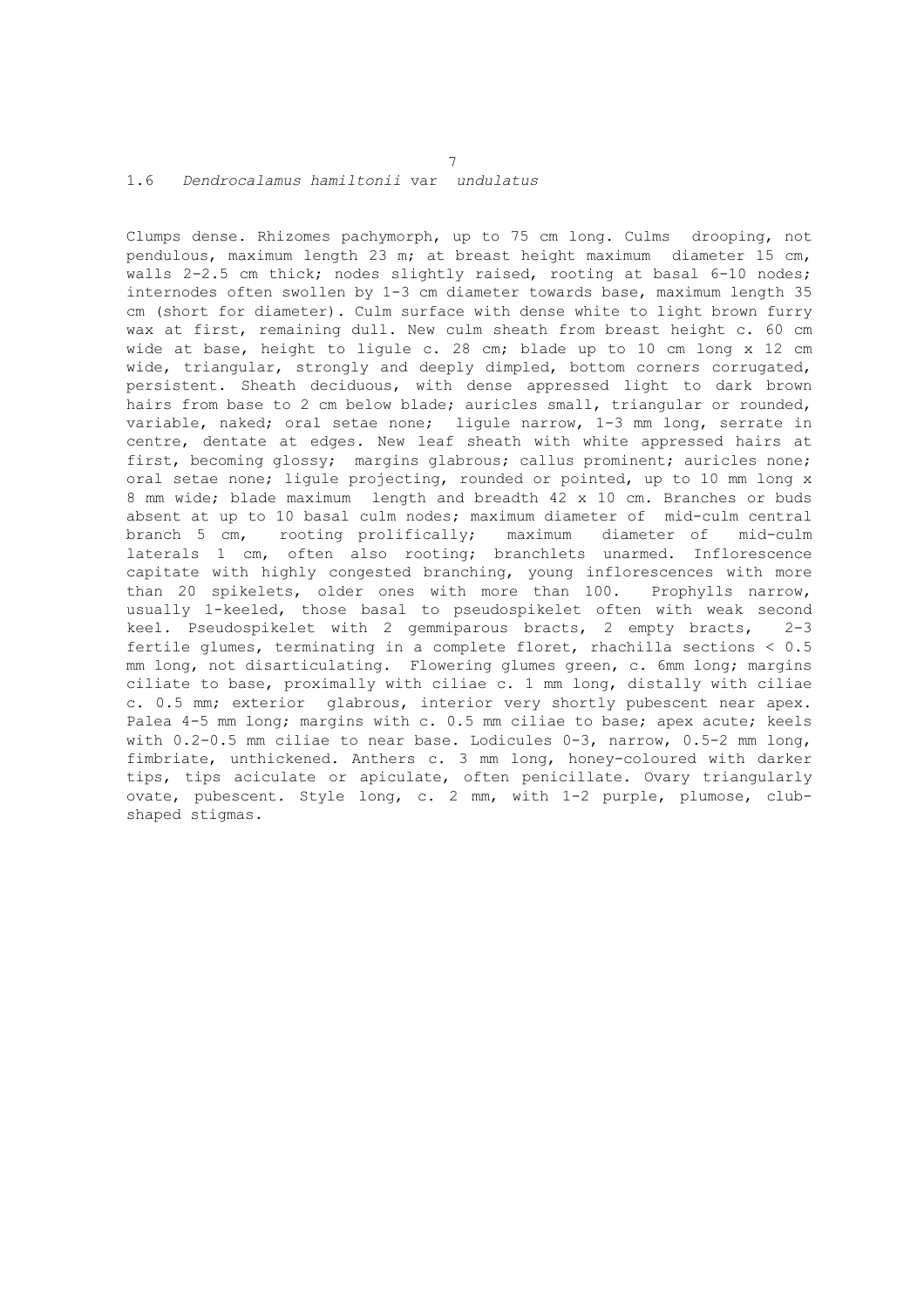## 1.6 *Dendrocalamus hamiltonii* var *undulatus*

Clumps dense. Rhizomes pachymorph, up to 75 cm long. Culms drooping, not pendulous, maximum length 23 m; at breast height maximum diameter 15 cm, walls 2-2.5 cm thick; nodes slightly raised, rooting at basal 6-10 nodes; internodes often swollen by 1-3 cm diameter towards base, maximum length 35 cm (short for diameter). Culm surface with dense white to light brown furry wax at first, remaining dull. New culm sheath from breast height c. 60 cm wide at base, height to ligule c. 28 cm; blade up to 10 cm long x 12 cm wide, triangular, strongly and deeply dimpled, bottom corners corrugated, persistent. Sheath deciduous, with dense appressed light to dark brown hairs from base to 2 cm below blade; auricles small, triangular or rounded, variable, naked; oral setae none; ligule narrow, 1-3 mm long, serrate in centre, dentate at edges. New leaf sheath with white appressed hairs at first, becoming glossy; margins glabrous; callus prominent; auricles none; oral setae none; ligule projecting, rounded or pointed, up to 10 mm long x 8 mm wide; blade maximum length and breadth 42 x 10 cm. Branches or buds absent at up to 10 basal culm nodes; maximum diameter of mid-culm central branch 5 cm, rooting prolifically; maximum diameter of mid-culm laterals 1 cm, often also rooting; branchlets unarmed. Inflorescence capitate with highly congested branching, young inflorescences with more than 20 spikelets, older ones with more than 100. Prophylls narrow, usually 1-keeled, those basal to pseudospikelet often with weak second keel. Pseudospikelet with 2 gemmiparous bracts, 2 empty bracts, 2-3 fertile glumes, terminating in a complete floret, rhachilla sections < 0.5 mm long, not disarticulating. Flowering glumes green, c. 6mm long; margins ciliate to base, proximally with ciliae c. 1 mm long, distally with ciliae c. 0.5 mm; exterior glabrous, interior very shortly pubescent near apex. Palea 4-5 mm long; margins with c. 0.5 mm ciliae to base; apex acute; keels with 0.2-0.5 mm ciliae to near base. Lodicules 0-3, narrow, 0.5-2 mm long, fimbriate, unthickened. Anthers c. 3 mm long, honey-coloured with darker tips, tips aciculate or apiculate, often penicillate. Ovary triangularly ovate, pubescent. Style long, c. 2 mm, with 1-2 purple, plumose, club-shaped stigmas.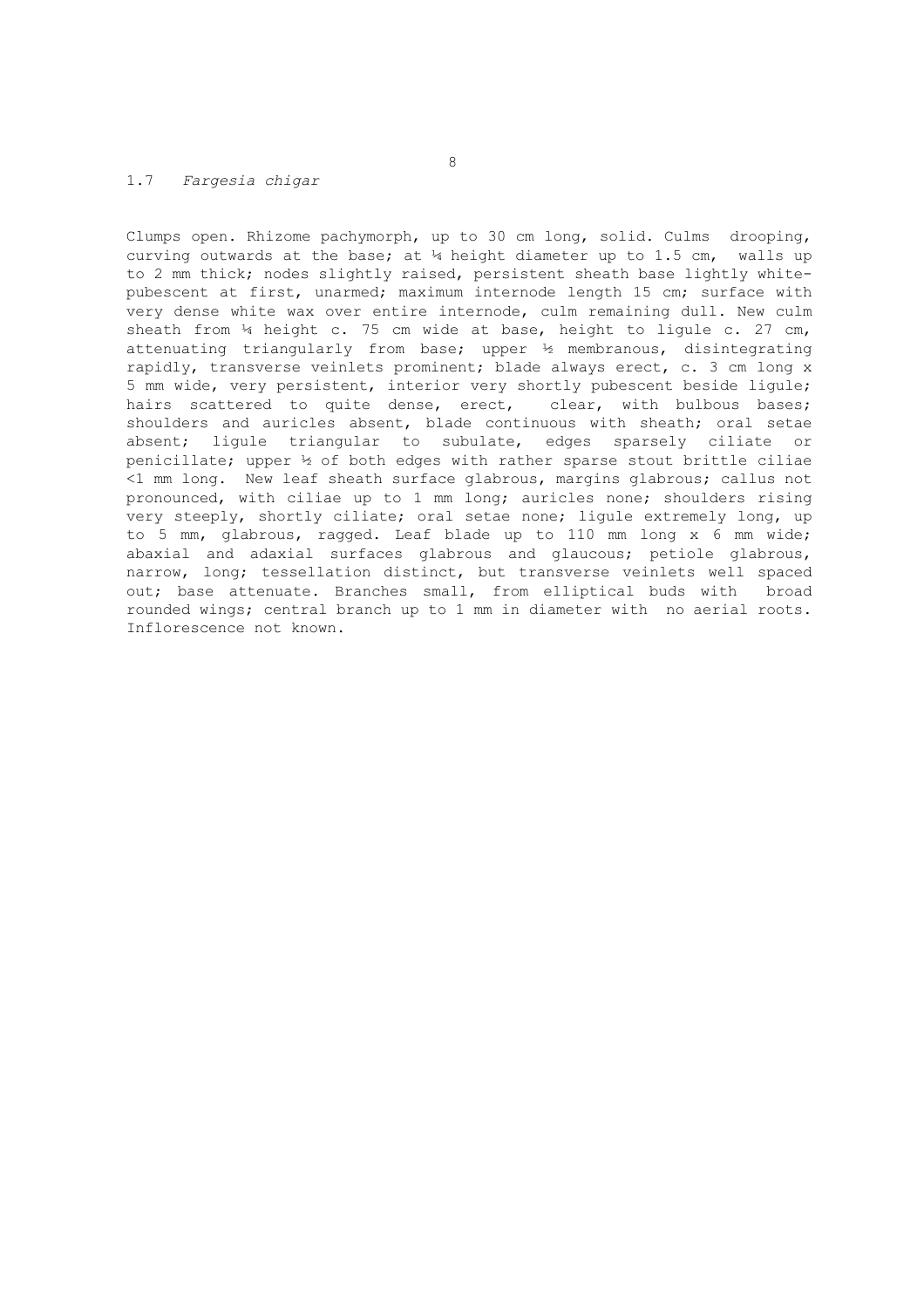## 1.7 *Fargesia chigar*

Clumps open. Rhizome pachymorph, up to 30 cm long, solid. Culms drooping, curving outwards at the base; at ¼ height diameter up to 1.5 cm, walls up to 2 mm thick; nodes slightly raised, persistent sheath base lightly white-pubescent at first, unarmed; maximum internode length 15 cm; surface with very dense white wax over entire internode, culm remaining dull. New culm sheath from ¼ height c. 75 cm wide at base, height to ligule c. 27 cm, attenuating triangularly from base; upper ½ membranous, disintegrating rapidly, transverse veinlets prominent; blade always erect, c. 3 cm long x 5 mm wide, very persistent, interior very shortly pubescent beside ligule; hairs scattered to quite dense, erect, clear, with bulbous bases; shoulders and auricles absent, blade continuous with sheath; oral setae absent; ligule triangular to subulate, edges sparsely ciliate or penicillate; upper ½ of both edges with rather sparse stout brittle ciliae <1 mm long. New leaf sheath surface glabrous, margins glabrous; callus not pronounced, with ciliae up to 1 mm long; auricles none; shoulders rising very steeply, shortly ciliate; oral setae none; ligule extremely long, up to 5 mm, glabrous, ragged. Leaf blade up to 110 mm long x 6 mm wide; abaxial and adaxial surfaces glabrous and glaucous; petiole glabrous, narrow, long; tessellation distinct, but transverse veinlets well spaced out; base attenuate. Branches small, from elliptical buds with broad rounded wings; central branch up to 1 mm in diameter with no aerial roots. Inflorescence not known.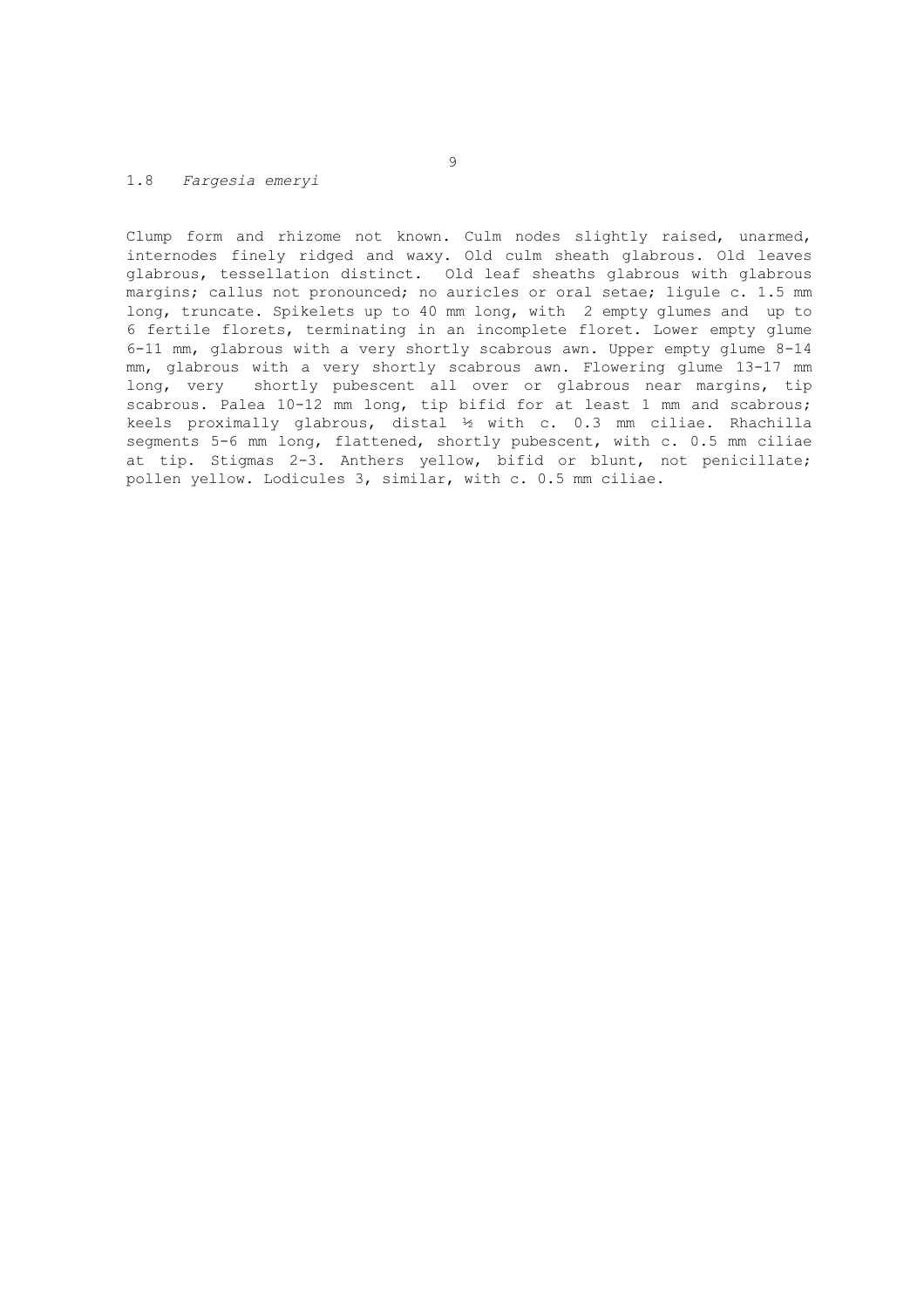## 1.8 *Fargesia emeryi*

Clump form and rhizome not known. Culm nodes slightly raised, unarmed, internodes finely ridged and waxy. Old culm sheath glabrous. Old leaves glabrous, tessellation distinct. Old leaf sheaths glabrous with glabrous margins; callus not pronounced; no auricles or oral setae; ligule c. 1.5 mm long, truncate. Spikelets up to 40 mm long, with 2 empty glumes and up to 6 fertile florets, terminating in an incomplete floret. Lower empty glume 6-11 mm, glabrous with a very shortly scabrous awn. Upper empty glume 8-14 mm, glabrous with a very shortly scabrous awn. Flowering glume 13-17 mm long, very shortly pubescent all over or glabrous near margins, tip scabrous. Palea 10-12 mm long, tip bifid for at least 1 mm and scabrous; keels proximally glabrous, distal ½ with c. 0.3 mm ciliae. Rhachilla segments 5-6 mm long, flattened, shortly pubescent, with c. 0.5 mm ciliae at tip. Stigmas 2-3. Anthers yellow, bifid or blunt, not penicillate; pollen yellow. Lodicules 3, similar, with c. 0.5 mm ciliae.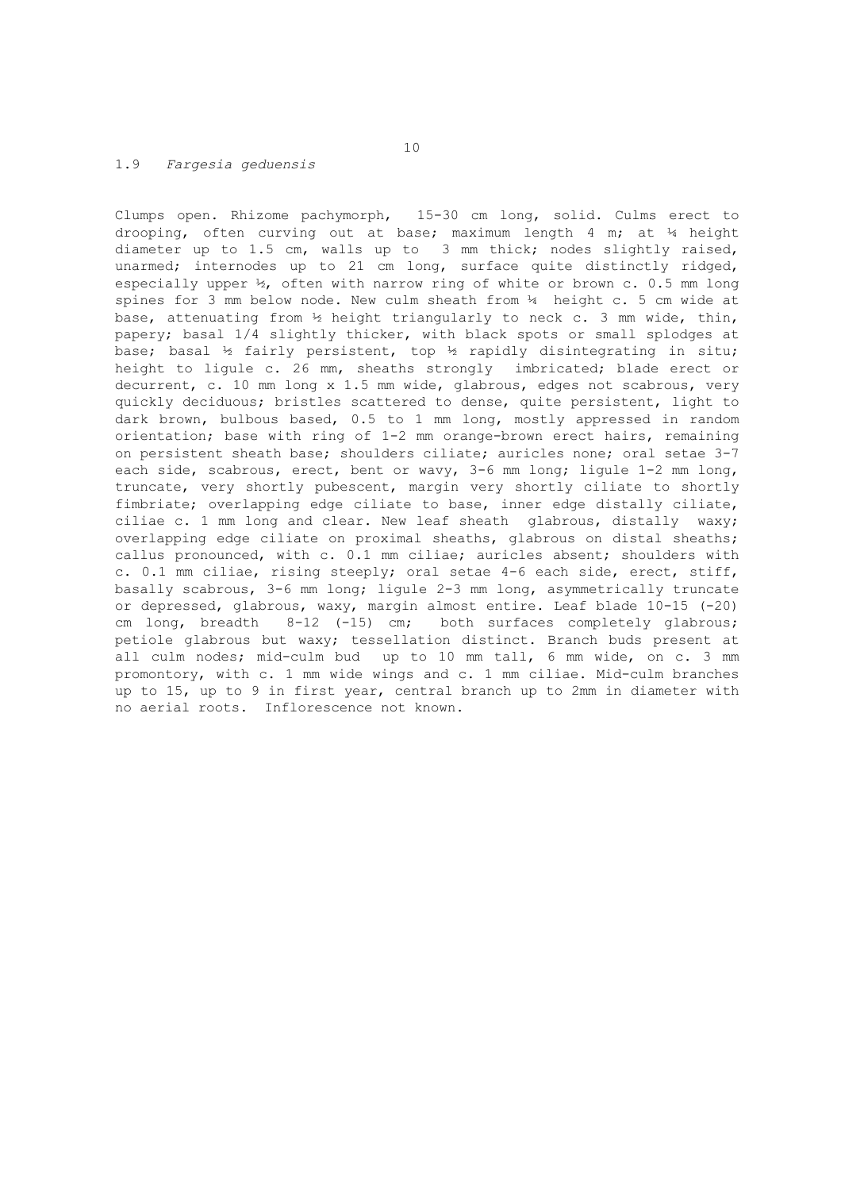## 1.9 *Fargesia geduensis*

Clumps open. Rhizome pachymorph, 15-30 cm long, solid. Culms erect to drooping, often curving out at base; maximum length 4 m; at ¼ height diameter up to 1.5 cm, walls up to 3 mm thick; nodes slightly raised, unarmed; internodes up to 21 cm long, surface quite distinctly ridged, especially upper ½, often with narrow ring of white or brown c. 0.5 mm long spines for 3 mm below node. New culm sheath from ¼ height c. 5 cm wide at base, attenuating from ½ height triangularly to neck c. 3 mm wide, thin, papery; basal 1/4 slightly thicker, with black spots or small splodges at base; basal ½ fairly persistent, top ½ rapidly disintegrating in situ; height to ligule c. 26 mm, sheaths strongly imbricated; blade erect or decurrent, c. 10 mm long x 1.5 mm wide, glabrous, edges not scabrous, very quickly deciduous; bristles scattered to dense, quite persistent, light to dark brown, bulbous based, 0.5 to 1 mm long, mostly appressed in random orientation; base with ring of 1-2 mm orange-brown erect hairs, remaining on persistent sheath base; shoulders ciliate; auricles none; oral setae 3-7 each side, scabrous, erect, bent or wavy, 3-6 mm long; ligule 1-2 mm long, truncate, very shortly pubescent, margin very shortly ciliate to shortly fimbriate; overlapping edge ciliate to base, inner edge distally ciliate, ciliae c. 1 mm long and clear. New leaf sheath glabrous, distally waxy; overlapping edge ciliate on proximal sheaths, glabrous on distal sheaths; callus pronounced, with c. 0.1 mm ciliae; auricles absent; shoulders with c. 0.1 mm ciliae, rising steeply; oral setae 4-6 each side, erect, stiff, basally scabrous, 3-6 mm long; ligule 2-3 mm long, asymmetrically truncate or depressed, glabrous, waxy, margin almost entire. Leaf blade 10-15 (-20) cm long, breadth 8-12 (-15) cm; both surfaces completely glabrous; petiole glabrous but waxy; tessellation distinct. Branch buds present at all culm nodes; mid-culm bud up to 10 mm tall, 6 mm wide, on c. 3 mm promontory, with c. 1 mm wide wings and c. 1 mm ciliae. Mid-culm branches up to 15, up to 9 in first year, central branch up to 2mm in diameter with no aerial roots. Inflorescence not known.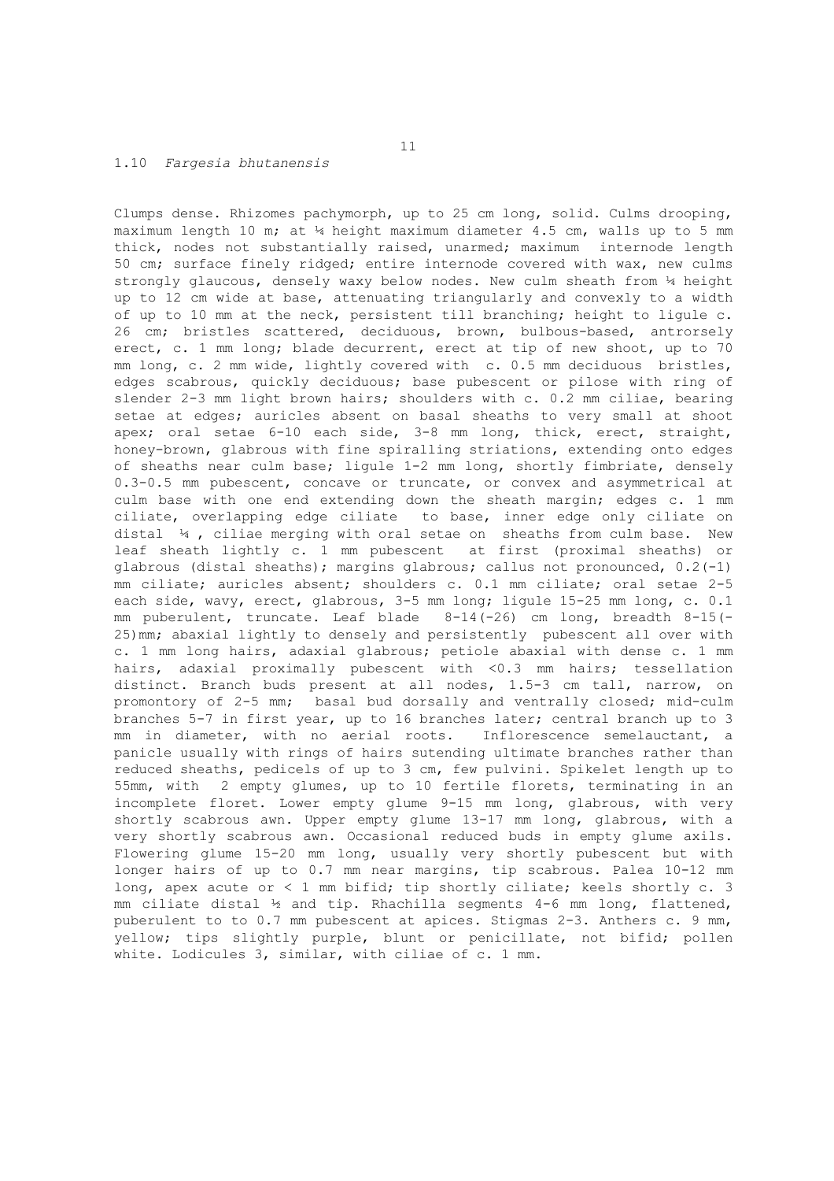## 1.10 *Fargesia bhutanensis*

Clumps dense. Rhizomes pachymorph, up to 25 cm long, solid. Culms drooping, maximum length 10 m; at ¼ height maximum diameter 4.5 cm, walls up to 5 mm thick, nodes not substantially raised, unarmed; maximum internode length 50 cm; surface finely ridged; entire internode covered with wax, new culms strongly glaucous, densely waxy below nodes. New culm sheath from ¼ height up to 12 cm wide at base, attenuating triangularly and convexly to a width of up to 10 mm at the neck, persistent till branching; height to ligule c. 26 cm; bristles scattered, deciduous, brown, bulbous-based, antrorsely erect, c. 1 mm long; blade decurrent, erect at tip of new shoot, up to 70 mm long, c. 2 mm wide, lightly covered with c. 0.5 mm deciduous bristles, edges scabrous, quickly deciduous; base pubescent or pilose with ring of slender 2-3 mm light brown hairs; shoulders with c. 0.2 mm ciliae, bearing setae at edges; auricles absent on basal sheaths to very small at shoot apex; oral setae 6-10 each side, 3-8 mm long, thick, erect, straight, honey-brown, glabrous with fine spiralling striations, extending onto edges of sheaths near culm base; ligule 1-2 mm long, shortly fimbriate, densely 0.3-0.5 mm pubescent, concave or truncate, or convex and asymmetrical at culm base with one end extending down the sheath margin; edges c. 1 mm ciliate, overlapping edge ciliate to base, inner edge only ciliate on distal ¼ , ciliae merging with oral setae on sheaths from culm base. New leaf sheath lightly c. 1 mm pubescent at first (proximal sheaths) or glabrous (distal sheaths); margins glabrous; callus not pronounced, 0.2(-1) mm ciliate; auricles absent; shoulders c. 0.1 mm ciliate; oral setae 2-5 each side, wavy, erect, glabrous, 3-5 mm long; ligule 15-25 mm long, c. 0.1 mm puberulent, truncate. Leaf blade 8-14(-26) cm long, breadth 8-15(-25)mm; abaxial lightly to densely and persistently pubescent all over with c. 1 mm long hairs, adaxial glabrous; petiole abaxial with dense c. 1 mm hairs, adaxial proximally pubescent with <0.3 mm hairs; tessellation distinct. Branch buds present at all nodes, 1.5-3 cm tall, narrow, on promontory of 2-5 mm; basal bud dorsally and ventrally closed; mid-culm branches 5-7 in first year, up to 16 branches later; central branch up to 3 mm in diameter, with no aerial roots. Inflorescence semelauctant, a panicle usually with rings of hairs sutending ultimate branches rather than reduced sheaths, pedicels of up to 3 cm, few pulvini. Spikelet length up to 55mm, with 2 empty glumes, up to 10 fertile florets, terminating in an incomplete floret. Lower empty glume 9-15 mm long, glabrous, with very shortly scabrous awn. Upper empty glume 13-17 mm long, glabrous, with a very shortly scabrous awn. Occasional reduced buds in empty glume axils. Flowering glume 15-20 mm long, usually very shortly pubescent but with longer hairs of up to 0.7 mm near margins, tip scabrous. Palea 10-12 mm long, apex acute or < 1 mm bifid; tip shortly ciliate; keels shortly c. 3 mm ciliate distal ½ and tip. Rhachilla segments 4-6 mm long, flattened, puberulent to to 0.7 mm pubescent at apices. Stigmas 2-3. Anthers c. 9 mm, yellow; tips slightly purple, blunt or penicillate, not bifid; pollen white. Lodicules 3, similar, with ciliae of c. 1 mm.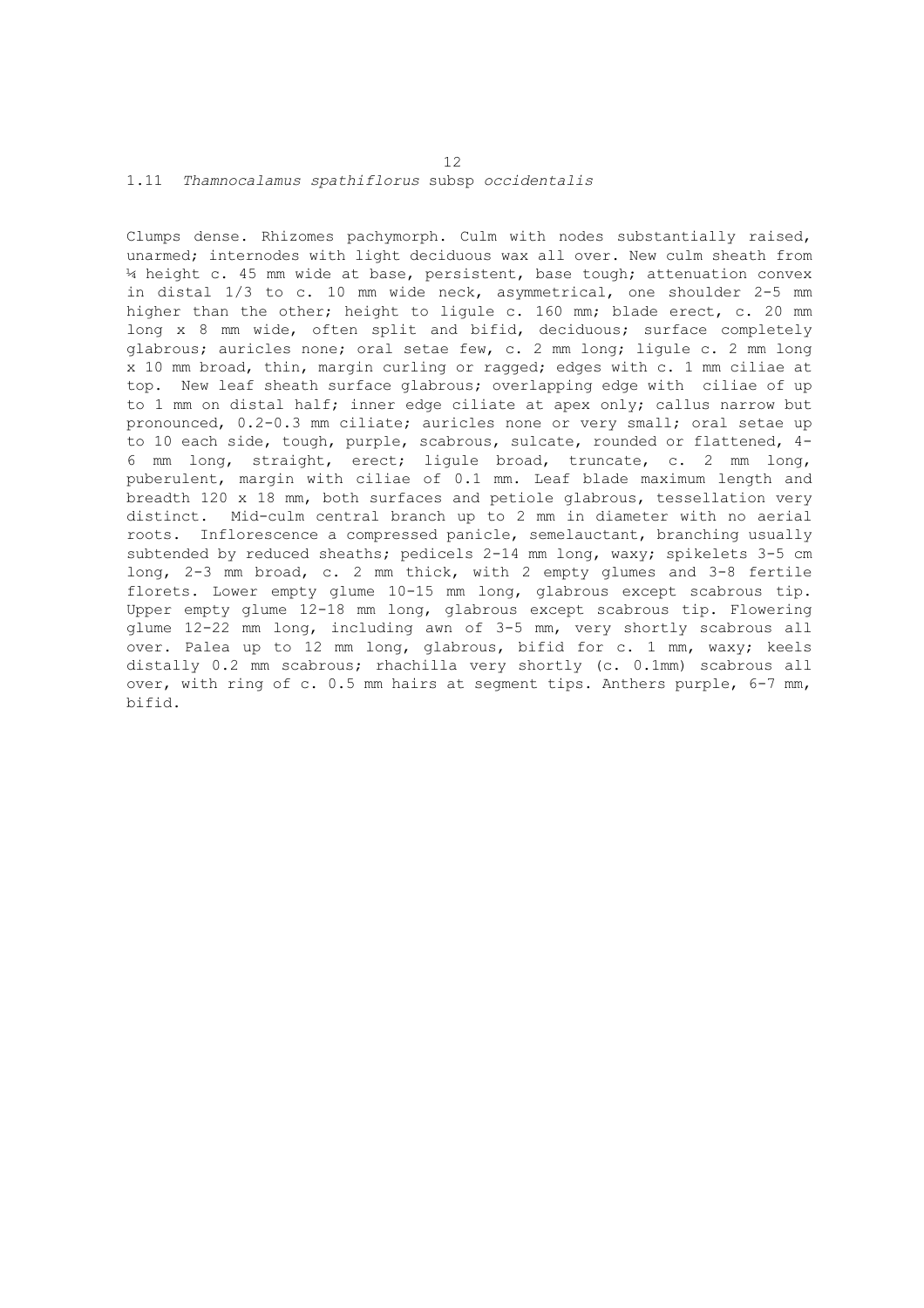## 1.11 *Thamnocalamus spathiflorus* subsp *occidentalis*

Clumps dense. Rhizomes pachymorph. Culm with nodes substantially raised, unarmed; internodes with light deciduous wax all over. New culm sheath from ¼ height c. 45 mm wide at base, persistent, base tough; attenuation convex in distal 1/3 to c. 10 mm wide neck, asymmetrical, one shoulder 2-5 mm higher than the other; height to ligule c. 160 mm; blade erect, c. 20 mm long x 8 mm wide, often split and bifid, deciduous; surface completely glabrous; auricles none; oral setae few, c. 2 mm long; ligule c. 2 mm long x 10 mm broad, thin, margin curling or ragged; edges with c. 1 mm ciliae at top. New leaf sheath surface glabrous; overlapping edge with ciliae of up to 1 mm on distal half; inner edge ciliate at apex only; callus narrow but pronounced, 0.2-0.3 mm ciliate; auricles none or very small; oral setae up to 10 each side, tough, purple, scabrous, sulcate, rounded or flattened, 4-6 mm long, straight, erect; ligule broad, truncate, c. 2 mm long, puberulent, margin with ciliae of 0.1 mm. Leaf blade maximum length and breadth 120 x 18 mm, both surfaces and petiole glabrous, tessellation very distinct. Mid-culm central branch up to 2 mm in diameter with no aerial roots. Inflorescence a compressed panicle, semelauctant, branching usually subtended by reduced sheaths; pedicels 2-14 mm long, waxy; spikelets 3-5 cm long, 2-3 mm broad, c. 2 mm thick, with 2 empty glumes and 3-8 fertile florets. Lower empty glume 10-15 mm long, glabrous except scabrous tip. Upper empty glume 12-18 mm long, glabrous except scabrous tip. Flowering glume 12-22 mm long, including awn of 3-5 mm, very shortly scabrous all over. Palea up to 12 mm long, glabrous, bifid for c. 1 mm, waxy; keels distally 0.2 mm scabrous; rhachilla very shortly (c. 0.1mm) scabrous all over, with ring of c. 0.5 mm hairs at segment tips. Anthers purple, 6-7 mm, bifid.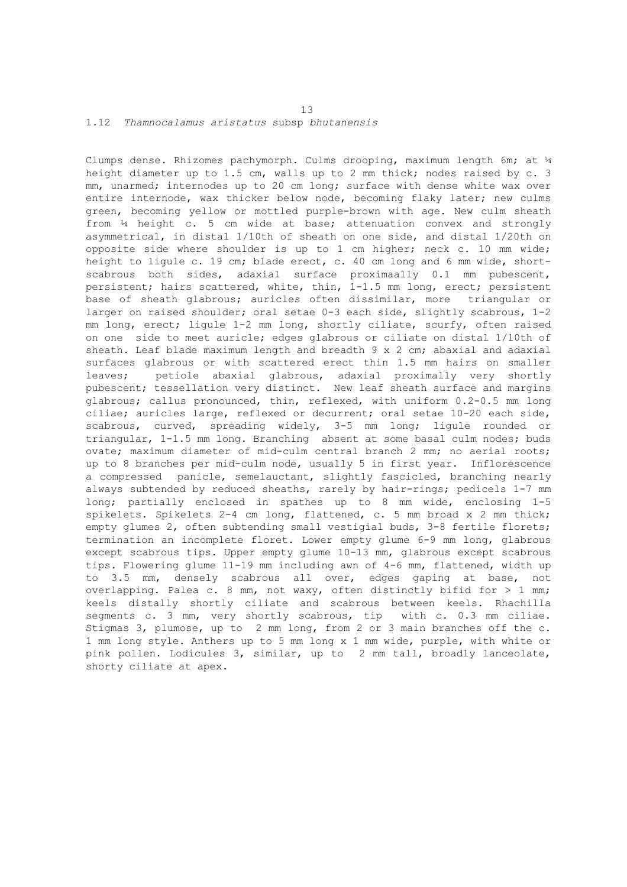## 1.12 *Thamnocalamus aristatus* subsp *bhutanensis*

Clumps dense. Rhizomes pachymorph. Culms drooping, maximum length 6m; at ¼ height diameter up to 1.5 cm, walls up to 2 mm thick; nodes raised by c. 3 mm, unarmed; internodes up to 20 cm long; surface with dense white wax over entire internode, wax thicker below node, becoming flaky later; new culms green, becoming yellow or mottled purple-brown with age. New culm sheath from ¼ height c. 5 cm wide at base; attenuation convex and strongly asymmetrical, in distal 1/10th of sheath on one side, and distal 1/20th on opposite side where shoulder is up to 1 cm higher; neck c. 10 mm wide; height to ligule c. 19 cm; blade erect, c. 40 cm long and 6 mm wide, short-scabrous both sides, adaxial surface proximaally 0.1 mm pubescent, persistent; hairs scattered, white, thin, 1-1.5 mm long, erect; persistent base of sheath glabrous; auricles often dissimilar, more triangular or larger on raised shoulder; oral setae 0-3 each side, slightly scabrous, 1-2 mm long, erect; ligule 1-2 mm long, shortly ciliate, scurfy, often raised on one side to meet auricle; edges glabrous or ciliate on distal 1/10th of sheath. Leaf blade maximum length and breadth 9 x 2 cm; abaxial and adaxial surfaces glabrous or with scattered erect thin 1.5 mm hairs on smaller leaves; petiole abaxial glabrous, adaxial proximally very shortly pubescent; tessellation very distinct. New leaf sheath surface and margins glabrous; callus pronounced, thin, reflexed, with uniform 0.2-0.5 mm long ciliae; auricles large, reflexed or decurrent; oral setae 10-20 each side, scabrous, curved, spreading widely, 3-5 mm long; ligule rounded or triangular, 1-1.5 mm long. Branching absent at some basal culm nodes; buds ovate; maximum diameter of mid-culm central branch 2 mm; no aerial roots; up to 8 branches per mid-culm node, usually 5 in first year. Inflorescence a compressed panicle, semelauctant, slightly fascicled, branching nearly always subtended by reduced sheaths, rarely by hair-rings; pedicels 1-7 mm long; partially enclosed in spathes up to 8 mm wide, enclosing 1-5 spikelets. Spikelets 2-4 cm long, flattened, c. 5 mm broad x 2 mm thick; empty glumes 2, often subtending small vestigial buds, 3-8 fertile florets; termination an incomplete floret. Lower empty glume 6-9 mm long, glabrous except scabrous tips. Upper empty glume 10-13 mm, glabrous except scabrous tips. Flowering glume 11-19 mm including awn of 4-6 mm, flattened, width up to 3.5 mm, densely scabrous all over, edges gaping at base, not overlapping. Palea c. 8 mm, not waxy, often distinctly bifid for > 1 mm; keels distally shortly ciliate and scabrous between keels. Rhachilla segments c. 3 mm, very shortly scabrous, tip with c. 0.3 mm ciliae. Stigmas 3, plumose, up to 2 mm long, from 2 or 3 main branches off the c. 1 mm long style. Anthers up to 5 mm long x 1 mm wide, purple, with white or pink pollen. Lodicules 3, similar, up to 2 mm tall, broadly lanceolate, shorty ciliate at apex.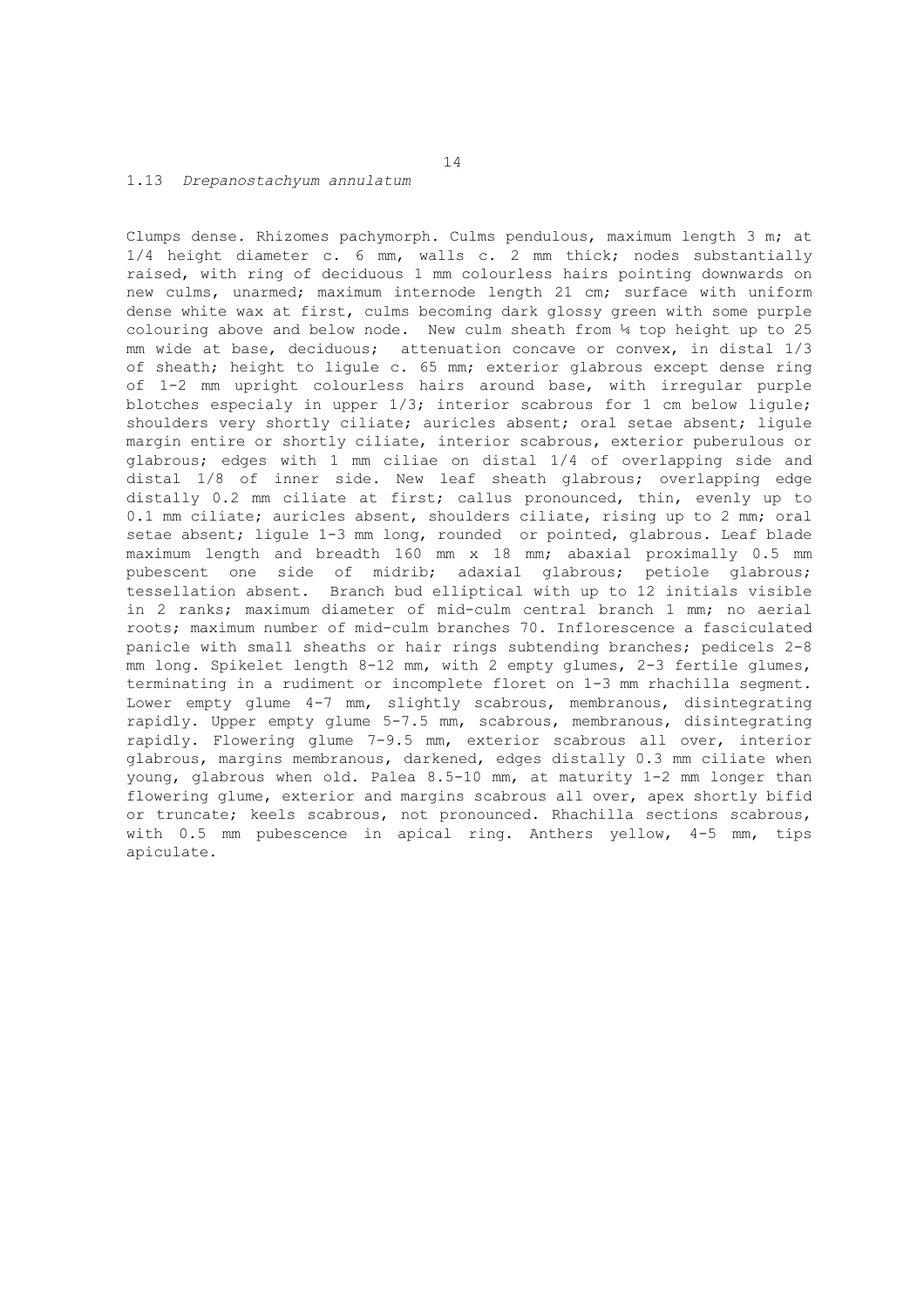## 1.13 *Drepanostachyum annulatum*

Clumps dense. Rhizomes pachymorph. Culms pendulous, maximum length 3 m; at 1/4 height diameter c. 6 mm, walls c. 2 mm thick; nodes substantially raised, with ring of deciduous 1 mm colourless hairs pointing downwards on new culms, unarmed; maximum internode length 21 cm; surface with uniform dense white wax at first, culms becoming dark glossy green with some purple colouring above and below node. New culm sheath from ¼ top height up to 25 mm wide at base, deciduous; attenuation concave or convex, in distal 1/3 of sheath; height to ligule c. 65 mm; exterior glabrous except dense ring of 1-2 mm upright colourless hairs around base, with irregular purple blotches especialy in upper 1/3; interior scabrous for 1 cm below ligule; shoulders very shortly ciliate; auricles absent; oral setae absent; ligule margin entire or shortly ciliate, interior scabrous, exterior puberulous or glabrous; edges with 1 mm ciliae on distal 1/4 of overlapping side and distal 1/8 of inner side. New leaf sheath glabrous; overlapping edge distally 0.2 mm ciliate at first; callus pronounced, thin, evenly up to 0.1 mm ciliate; auricles absent, shoulders ciliate, rising up to 2 mm; oral setae absent; ligule 1-3 mm long, rounded or pointed, glabrous. Leaf blade maximum length and breadth 160 mm x 18 mm; abaxial proximally 0.5 mm pubescent one side of midrib; adaxial glabrous; petiole glabrous; tessellation absent. Branch bud elliptical with up to 12 initials visible in 2 ranks; maximum diameter of mid-culm central branch 1 mm; no aerial roots; maximum number of mid-culm branches 70. Inflorescence a fasciculated panicle with small sheaths or hair rings subtending branches; pedicels 2-8 mm long. Spikelet length 8-12 mm, with 2 empty glumes, 2-3 fertile glumes, terminating in a rudiment or incomplete floret on 1-3 mm rhachilla segment. Lower empty glume 4-7 mm, slightly scabrous, membranous, disintegrating rapidly. Upper empty glume 5-7.5 mm, scabrous, membranous, disintegrating rapidly. Flowering glume 7-9.5 mm, exterior scabrous all over, interior glabrous, margins membranous, darkened, edges distally 0.3 mm ciliate when young, glabrous when old. Palea 8.5-10 mm, at maturity 1-2 mm longer than flowering glume, exterior and margins scabrous all over, apex shortly bifid or truncate; keels scabrous, not pronounced. Rhachilla sections scabrous, with 0.5 mm pubescence in apical ring. Anthers yellow, 4-5 mm, tips apiculate.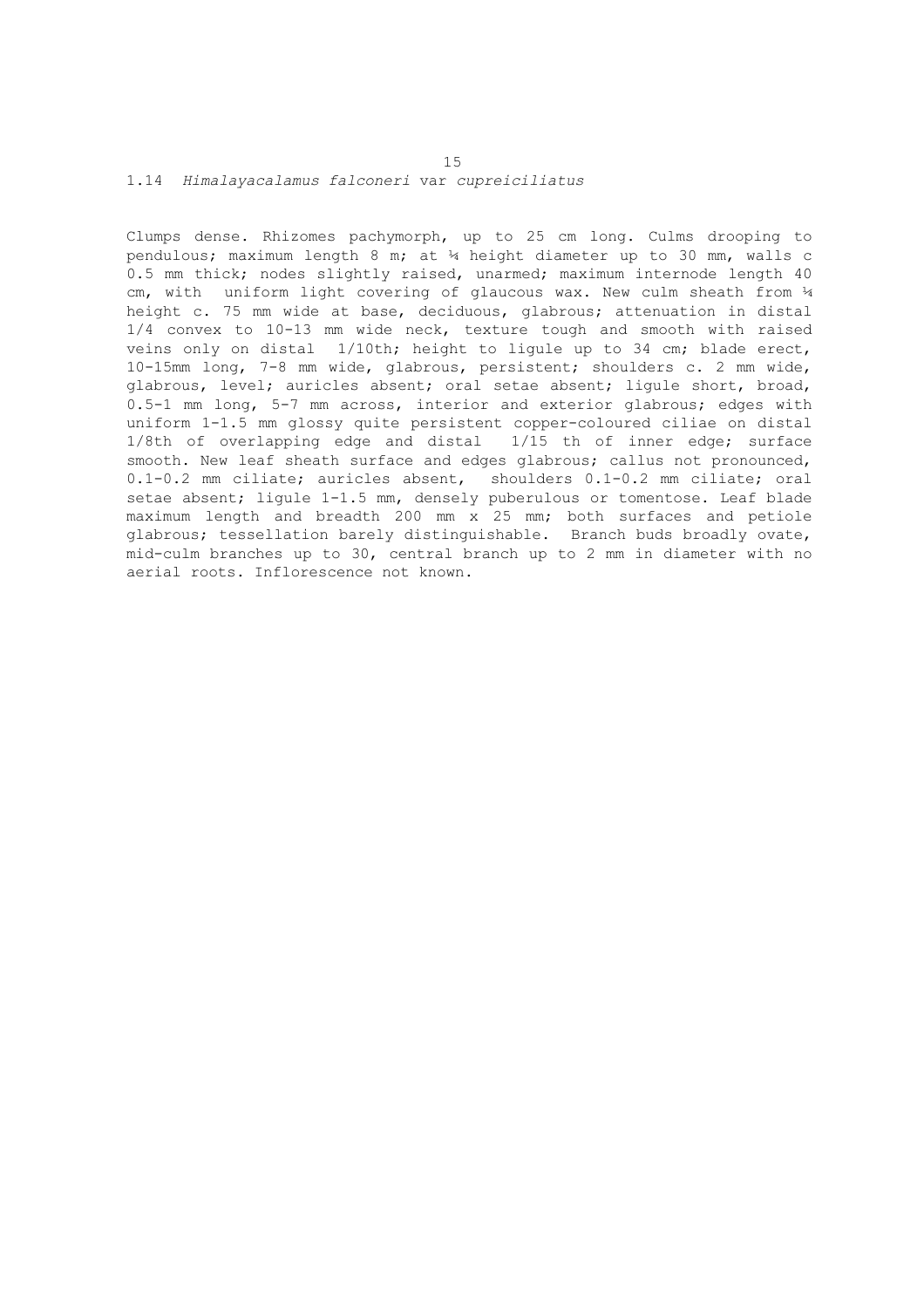## 1.14 *Himalayacalamus falconeri* var *cupreiciliatus*

Clumps dense. Rhizomes pachymorph, up to 25 cm long. Culms drooping to pendulous; maximum length 8 m; at ¼ height diameter up to 30 mm, walls c 0.5 mm thick; nodes slightly raised, unarmed; maximum internode length 40 cm, with uniform light covering of glaucous wax. New culm sheath from ¼ height c. 75 mm wide at base, deciduous, glabrous; attenuation in distal 1/4 convex to 10-13 mm wide neck, texture tough and smooth with raised veins only on distal 1/10th; height to ligule up to 34 cm; blade erect, 10-15mm long, 7-8 mm wide, glabrous, persistent; shoulders c. 2 mm wide, glabrous, level; auricles absent; oral setae absent; ligule short, broad, 0.5-1 mm long, 5-7 mm across, interior and exterior glabrous; edges with uniform 1-1.5 mm glossy quite persistent copper-coloured ciliae on distal 1/8th of overlapping edge and distal 1/15 th of inner edge; surface smooth. New leaf sheath surface and edges glabrous; callus not pronounced, 0.1-0.2 mm ciliate; auricles absent, shoulders 0.1-0.2 mm ciliate; oral setae absent; ligule 1-1.5 mm, densely puberulous or tomentose. Leaf blade maximum length and breadth 200 mm x 25 mm; both surfaces and petiole glabrous; tessellation barely distinguishable. Branch buds broadly ovate, mid-culm branches up to 30, central branch up to 2 mm in diameter with no aerial roots. Inflorescence not known.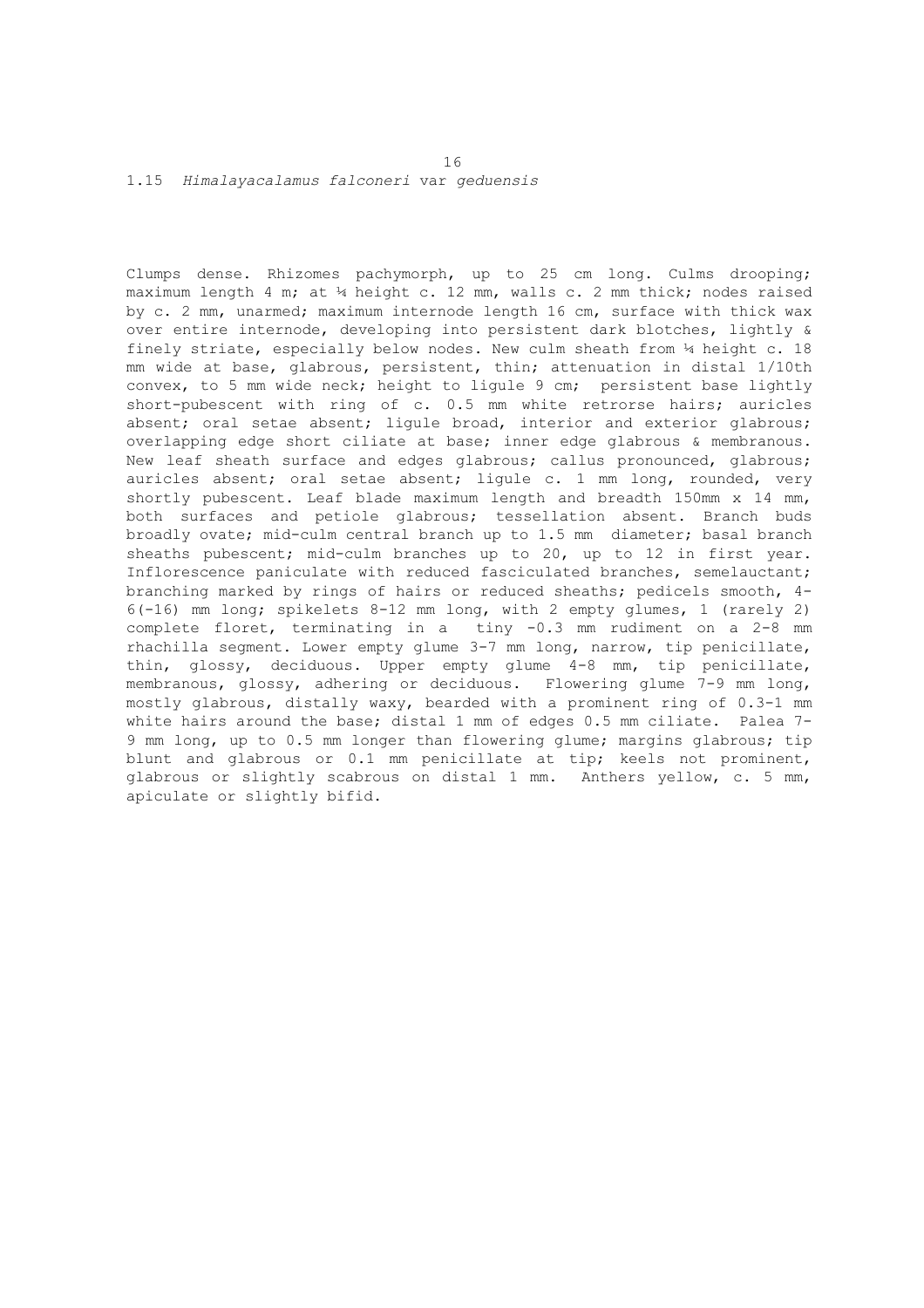## 1.15 *Himalayacalamus falconeri* var *geduensis*

Clumps dense. Rhizomes pachymorph, up to 25 cm long. Culms drooping; maximum length 4 m; at ¼ height c. 12 mm, walls c. 2 mm thick; nodes raised by c. 2 mm, unarmed; maximum internode length 16 cm, surface with thick wax over entire internode, developing into persistent dark blotches, lightly & finely striate, especially below nodes. New culm sheath from ¼ height c. 18 mm wide at base, glabrous, persistent, thin; attenuation in distal 1/10th convex, to 5 mm wide neck; height to ligule 9 cm; persistent base lightly short-pubescent with ring of c. 0.5 mm white retrorse hairs; auricles absent; oral setae absent; ligule broad, interior and exterior glabrous; overlapping edge short ciliate at base; inner edge glabrous & membranous. New leaf sheath surface and edges glabrous; callus pronounced, glabrous; auricles absent; oral setae absent; ligule c. 1 mm long, rounded, very shortly pubescent. Leaf blade maximum length and breadth 150mm x 14 mm, both surfaces and petiole glabrous; tessellation absent. Branch buds broadly ovate; mid-culm central branch up to 1.5 mm diameter; basal branch sheaths pubescent; mid-culm branches up to 20, up to 12 in first year. Inflorescence paniculate with reduced fasciculated branches, semelauctant; branching marked by rings of hairs or reduced sheaths; pedicels smooth, 4-6(-16) mm long; spikelets 8-12 mm long, with 2 empty glumes, 1 (rarely 2) complete floret, terminating in a tiny -0.3 mm rudiment on a 2-8 mm rhachilla segment. Lower empty glume 3-7 mm long, narrow, tip penicillate, thin, glossy, deciduous. Upper empty glume 4-8 mm, tip penicillate, membranous, glossy, adhering or deciduous. Flowering glume 7-9 mm long, mostly glabrous, distally waxy, bearded with a prominent ring of 0.3-1 mm white hairs around the base; distal 1 mm of edges 0.5 mm ciliate. Palea 7-9 mm long, up to 0.5 mm longer than flowering glume; margins glabrous; tip blunt and glabrous or 0.1 mm penicillate at tip; keels not prominent, glabrous or slightly scabrous on distal 1 mm. Anthers yellow, c. 5 mm, apiculate or slightly bifid.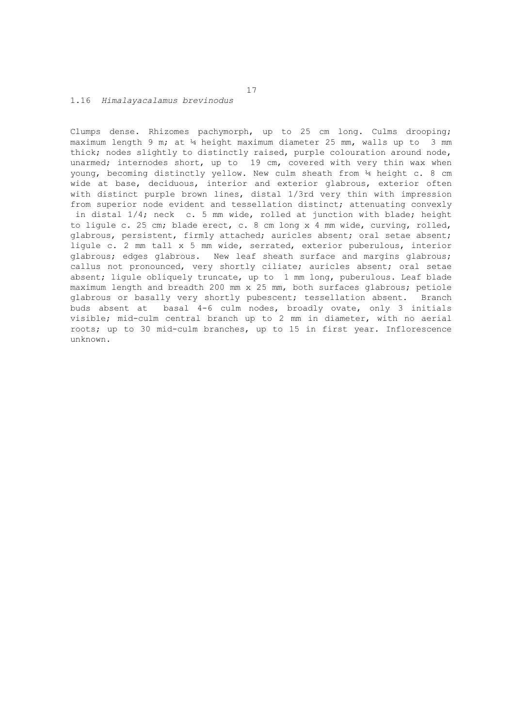## 1.16 *Himalayacalamus brevinodus*

Clumps dense. Rhizomes pachymorph, up to 25 cm long. Culms drooping; maximum length 9 m; at ¼ height maximum diameter 25 mm, walls up to 3 mm thick; nodes slightly to distinctly raised, purple colouration around node, unarmed; internodes short, up to 19 cm, covered with very thin wax when young, becoming distinctly yellow. New culm sheath from ¼ height c. 8 cm wide at base, deciduous, interior and exterior glabrous, exterior often with distinct purple brown lines, distal 1/3rd very thin with impression from superior node evident and tessellation distinct; attenuating convexly in distal 1/4; neck c. 5 mm wide, rolled at junction with blade; height to ligule c. 25 cm; blade erect, c. 8 cm long x 4 mm wide, curving, rolled, glabrous, persistent, firmly attached; auricles absent; oral setae absent; ligule c. 2 mm tall x 5 mm wide, serrated, exterior puberulous, interior glabrous; edges glabrous. New leaf sheath surface and margins glabrous; callus not pronounced, very shortly ciliate; auricles absent; oral setae absent; ligule obliquely truncate, up to 1 mm long, puberulous. Leaf blade maximum length and breadth 200 mm x 25 mm, both surfaces glabrous; petiole glabrous or basally very shortly pubescent; tessellation absent. Branch buds absent at basal 4-6 culm nodes, broadly ovate, only 3 initials visible; mid-culm central branch up to 2 mm in diameter, with no aerial roots; up to 30 mid-culm branches, up to 15 in first year. Inflorescence unknown.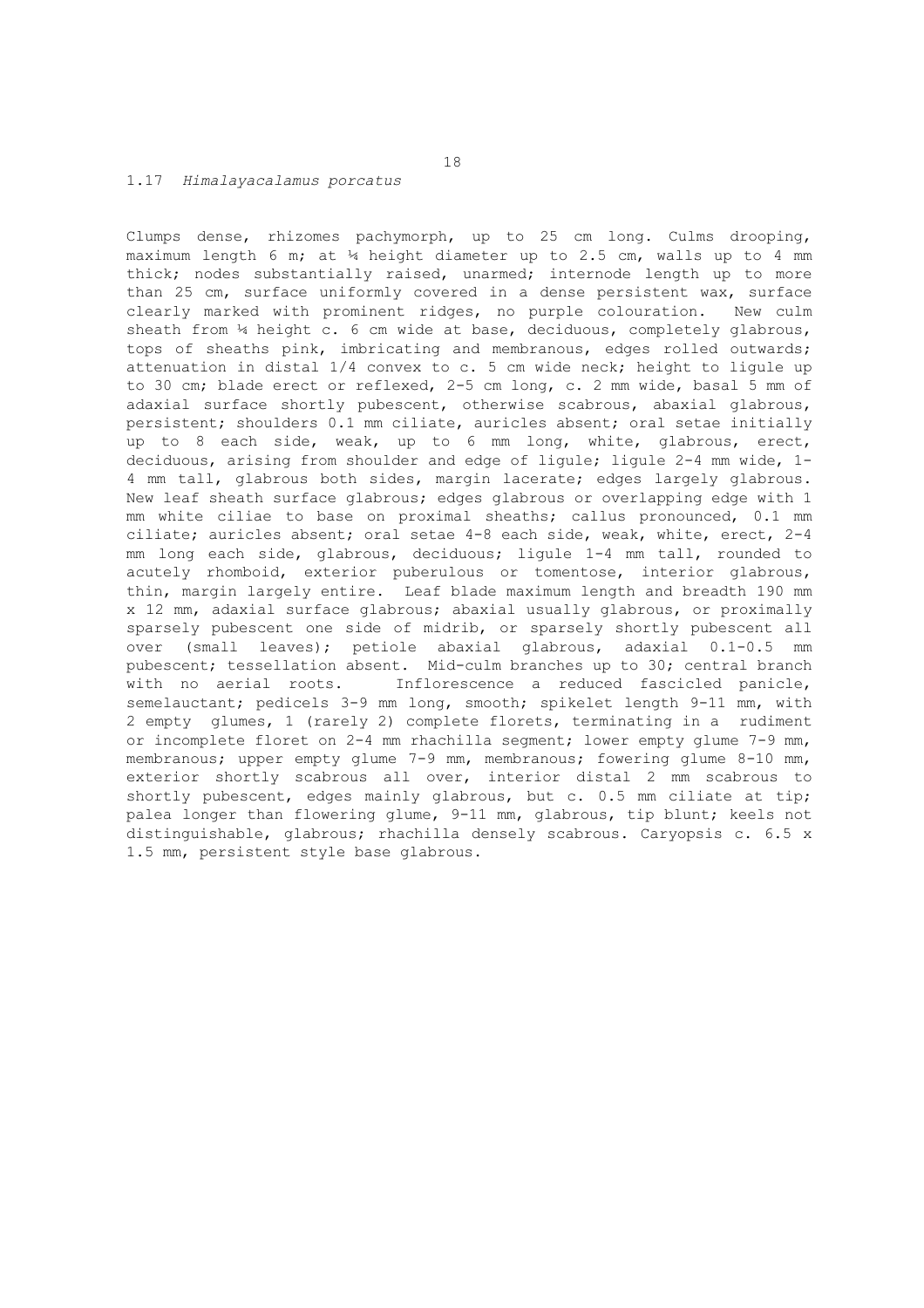## 1.17 *Himalayacalamus porcatus*

Clumps dense, rhizomes pachymorph, up to 25 cm long. Culms drooping, maximum length 6 m; at ¼ height diameter up to 2.5 cm, walls up to 4 mm thick; nodes substantially raised, unarmed; internode length up to more than 25 cm, surface uniformly covered in a dense persistent wax, surface clearly marked with prominent ridges, no purple colouration. New culm sheath from ¼ height c. 6 cm wide at base, deciduous, completely glabrous, tops of sheaths pink, imbricating and membranous, edges rolled outwards; attenuation in distal 1/4 convex to c. 5 cm wide neck; height to ligule up to 30 cm; blade erect or reflexed, 2-5 cm long, c. 2 mm wide, basal 5 mm of adaxial surface shortly pubescent, otherwise scabrous, abaxial glabrous, persistent; shoulders 0.1 mm ciliate, auricles absent; oral setae initially up to 8 each side, weak, up to 6 mm long, white, glabrous, erect, deciduous, arising from shoulder and edge of ligule; ligule 2-4 mm wide, 1-4 mm tall, glabrous both sides, margin lacerate; edges largely glabrous. New leaf sheath surface glabrous; edges glabrous or overlapping edge with 1 mm white ciliae to base on proximal sheaths; callus pronounced, 0.1 mm ciliate; auricles absent; oral setae 4-8 each side, weak, white, erect, 2-4 mm long each side, glabrous, deciduous; ligule 1-4 mm tall, rounded to acutely rhomboid, exterior puberulous or tomentose, interior glabrous, thin, margin largely entire. Leaf blade maximum length and breadth 190 mm x 12 mm, adaxial surface glabrous; abaxial usually glabrous, or proximally sparsely pubescent one side of midrib, or sparsely shortly pubescent all over (small leaves); petiole abaxial glabrous, adaxial 0.1-0.5 mm pubescent; tessellation absent. Mid-culm branches up to 30; central branch with no aerial roots. Inflorescence a reduced fascicled panicle, semelauctant; pedicels 3-9 mm long, smooth; spikelet length 9-11 mm, with 2 empty glumes, 1 (rarely 2) complete florets, terminating in a rudiment or incomplete floret on 2-4 mm rhachilla segment; lower empty glume 7-9 mm, membranous; upper empty glume 7-9 mm, membranous; fowering glume 8-10 mm, exterior shortly scabrous all over, interior distal 2 mm scabrous to shortly pubescent, edges mainly glabrous, but c. 0.5 mm ciliate at tip; palea longer than flowering glume, 9-11 mm, glabrous, tip blunt; keels not distinguishable, glabrous; rhachilla densely scabrous. Caryopsis c. 6.5 x 1.5 mm, persistent style base glabrous.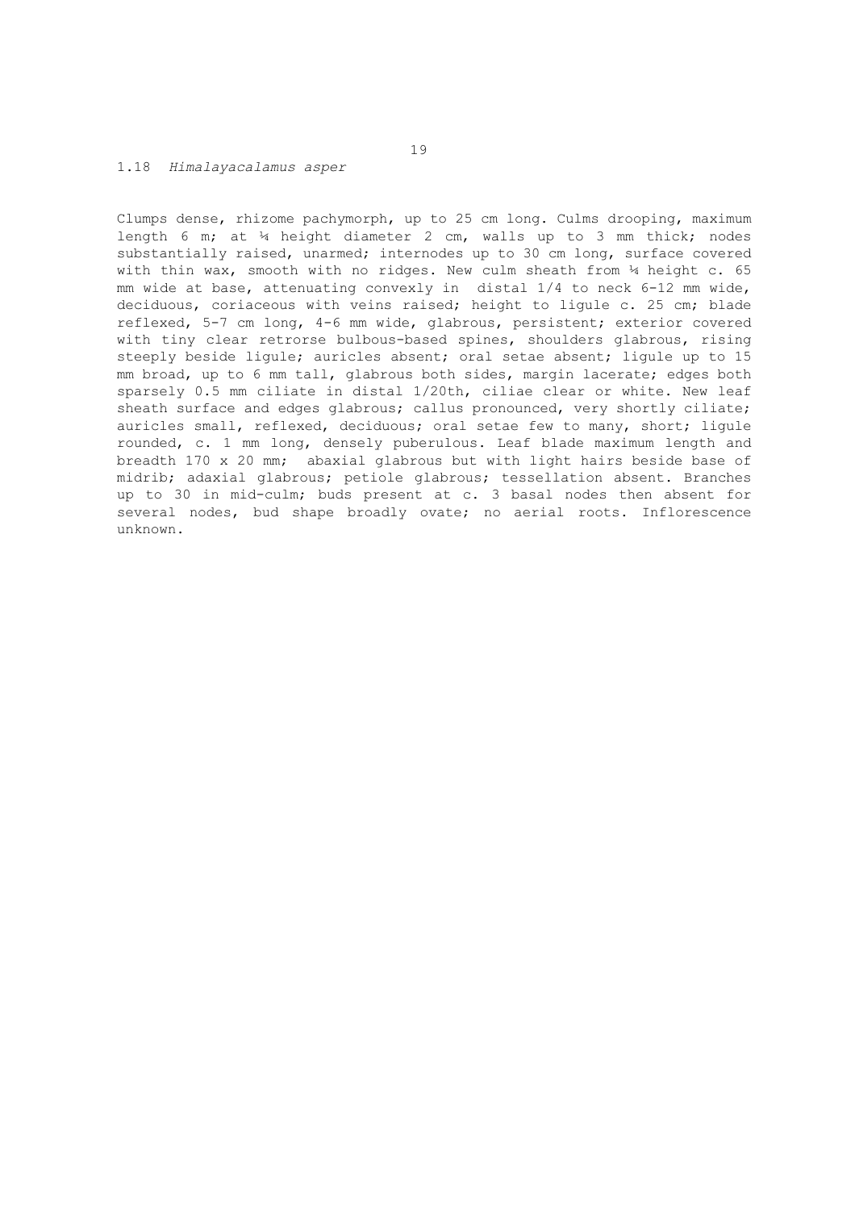## 1.18 *Himalayacalamus asper*

Clumps dense, rhizome pachymorph, up to 25 cm long. Culms drooping, maximum length 6 m; at ¼ height diameter 2 cm, walls up to 3 mm thick; nodes substantially raised, unarmed; internodes up to 30 cm long, surface covered with thin wax, smooth with no ridges. New culm sheath from ¼ height c. 65 mm wide at base, attenuating convexly in distal 1/4 to neck 6-12 mm wide, deciduous, coriaceous with veins raised; height to ligule c. 25 cm; blade reflexed, 5-7 cm long, 4-6 mm wide, glabrous, persistent; exterior covered with tiny clear retrorse bulbous-based spines, shoulders glabrous, rising steeply beside ligule; auricles absent; oral setae absent; ligule up to 15 mm broad, up to 6 mm tall, glabrous both sides, margin lacerate; edges both sparsely 0.5 mm ciliate in distal 1/20th, ciliae clear or white. New leaf sheath surface and edges glabrous; callus pronounced, very shortly ciliate; auricles small, reflexed, deciduous; oral setae few to many, short; ligule rounded, c. 1 mm long, densely puberulous. Leaf blade maximum length and breadth 170 x 20 mm; abaxial glabrous but with light hairs beside base of midrib; adaxial glabrous; petiole glabrous; tessellation absent. Branches up to 30 in mid-culm; buds present at c. 3 basal nodes then absent for several nodes, bud shape broadly ovate; no aerial roots. Inflorescence unknown.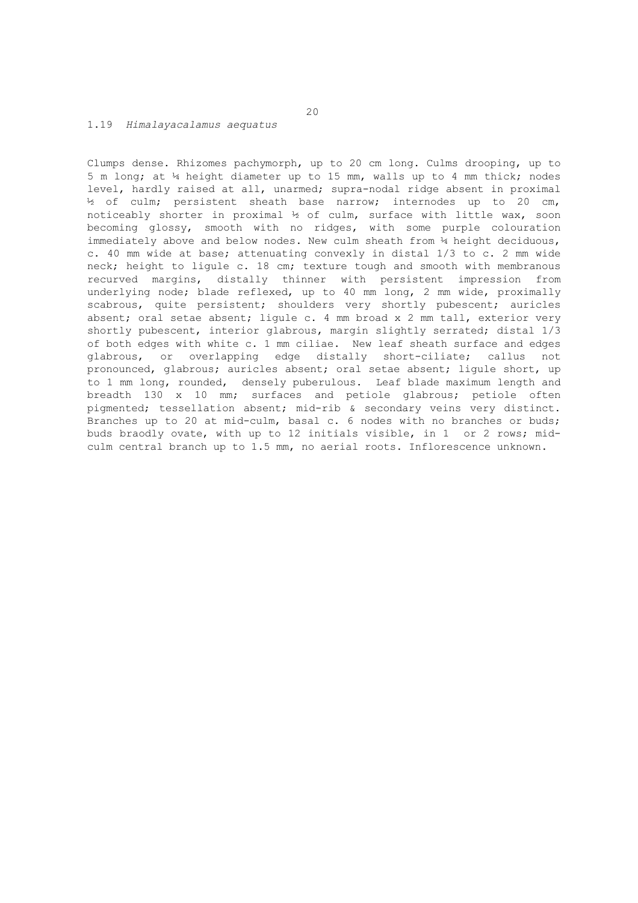## 1.19 *Himalayacalamus aequatus*

Clumps dense. Rhizomes pachymorph, up to 20 cm long. Culms drooping, up to 5 m long; at ¼ height diameter up to 15 mm, walls up to 4 mm thick; nodes level, hardly raised at all, unarmed; supra-nodal ridge absent in proximal ½ of culm; persistent sheath base narrow; internodes up to 20 cm, noticeably shorter in proximal ½ of culm, surface with little wax, soon becoming glossy, smooth with no ridges, with some purple colouration immediately above and below nodes. New culm sheath from ¼ height deciduous, c. 40 mm wide at base; attenuating convexly in distal 1/3 to c. 2 mm wide neck; height to ligule c. 18 cm; texture tough and smooth with membranous recurved margins, distally thinner with persistent impression from underlying node; blade reflexed, up to 40 mm long, 2 mm wide, proximally scabrous, quite persistent; shoulders very shortly pubescent; auricles absent; oral setae absent; ligule c. 4 mm broad x 2 mm tall, exterior very shortly pubescent, interior glabrous, margin slightly serrated; distal 1/3 of both edges with white c. 1 mm ciliae. New leaf sheath surface and edges glabrous, or overlapping edge distally short-ciliate; callus not pronounced, glabrous; auricles absent; oral setae absent; ligule short, up to 1 mm long, rounded, densely puberulous. Leaf blade maximum length and breadth 130 x 10 mm; surfaces and petiole glabrous; petiole often pigmented; tessellation absent; mid-rib & secondary veins very distinct. Branches up to 20 at mid-culm, basal c. 6 nodes with no branches or buds; buds braodly ovate, with up to 12 initials visible, in 1 or 2 rows; mid-culm central branch up to 1.5 mm, no aerial roots. Inflorescence unknown.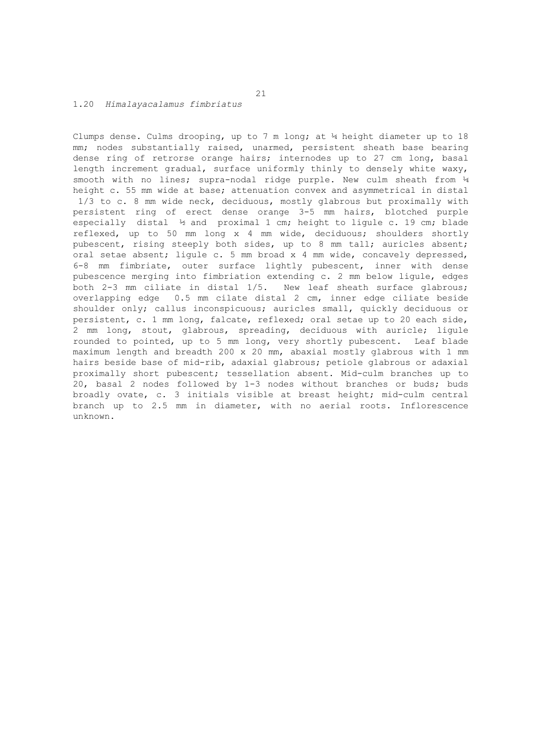## 1.20 *Himalayacalamus fimbriatus*

Clumps dense. Culms drooping, up to 7 m long; at ¼ height diameter up to 18 mm; nodes substantially raised, unarmed, persistent sheath base bearing dense ring of retrorse orange hairs; internodes up to 27 cm long, basal length increment gradual, surface uniformly thinly to densely white waxy, smooth with no lines; supra-nodal ridge purple. New culm sheath from ¼ height c. 55 mm wide at base; attenuation convex and asymmetrical in distal 1/3 to c. 8 mm wide neck, deciduous, mostly glabrous but proximally with persistent ring of erect dense orange 3-5 mm hairs, blotched purple especially distal ½ and proximal 1 cm; height to ligule c. 19 cm; blade reflexed, up to 50 mm long x 4 mm wide, deciduous; shoulders shortly pubescent, rising steeply both sides, up to 8 mm tall; auricles absent; oral setae absent; ligule c. 5 mm broad x 4 mm wide, concavely depressed, 6-8 mm fimbriate, outer surface lightly pubescent, inner with dense pubescence merging into fimbriation extending c. 2 mm below ligule, edges both 2-3 mm ciliate in distal 1/5. New leaf sheath surface glabrous; overlapping edge 0.5 mm cilate distal 2 cm, inner edge ciliate beside shoulder only; callus inconspicuous; auricles small, quickly deciduous or persistent, c. 1 mm long, falcate, reflexed; oral setae up to 20 each side, 2 mm long, stout, glabrous, spreading, deciduous with auricle; ligule rounded to pointed, up to 5 mm long, very shortly pubescent. Leaf blade maximum length and breadth 200 x 20 mm, abaxial mostly glabrous with 1 mm hairs beside base of mid-rib, adaxial glabrous; petiole glabrous or adaxial proximally short pubescent; tessellation absent. Mid-culm branches up to 20, basal 2 nodes followed by 1-3 nodes without branches or buds; buds broadly ovate, c. 3 initials visible at breast height; mid-culm central branch up to 2.5 mm in diameter, with no aerial roots. Inflorescence unknown.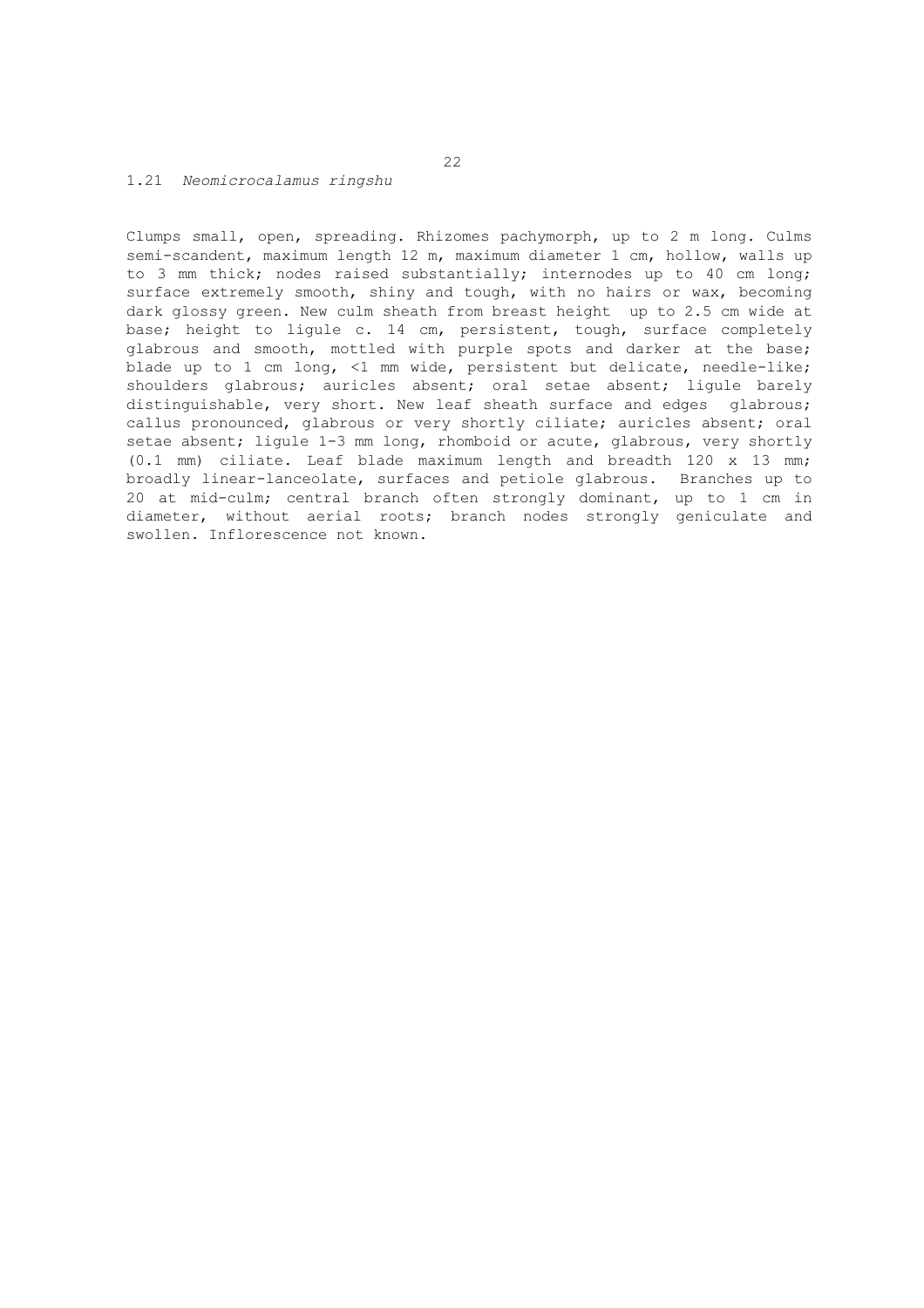## 1.21 *Neomicrocalamus ringshu*

Clumps small, open, spreading. Rhizomes pachymorph, up to 2 m long. Culms semi-scandent, maximum length 12 m, maximum diameter 1 cm, hollow, walls up to 3 mm thick; nodes raised substantially; internodes up to 40 cm long; surface extremely smooth, shiny and tough, with no hairs or wax, becoming dark glossy green. New culm sheath from breast height up to 2.5 cm wide at base; height to ligule c. 14 cm, persistent, tough, surface completely glabrous and smooth, mottled with purple spots and darker at the base; blade up to 1 cm long, <1 mm wide, persistent but delicate, needle-like; shoulders glabrous; auricles absent; oral setae absent; ligule barely distinguishable, very short. New leaf sheath surface and edges glabrous; callus pronounced, glabrous or very shortly ciliate; auricles absent; oral setae absent; ligule 1-3 mm long, rhomboid or acute, glabrous, very shortly (0.1 mm) ciliate. Leaf blade maximum length and breadth 120 x 13 mm; broadly linear-lanceolate, surfaces and petiole glabrous. Branches up to 20 at mid-culm; central branch often strongly dominant, up to 1 cm in diameter, without aerial roots; branch nodes strongly geniculate and swollen. Inflorescence not known.